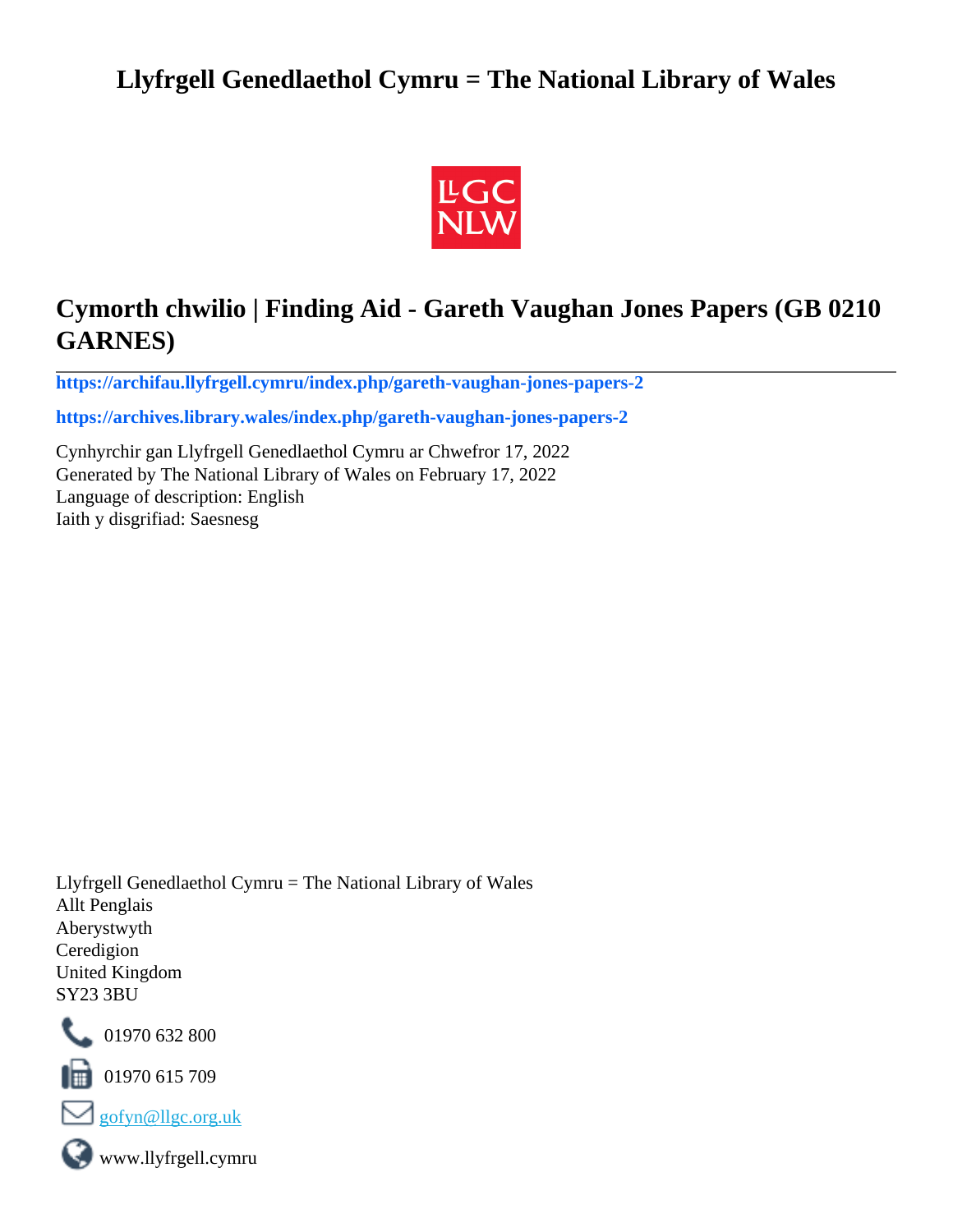# Llyfrgell Genedlaethol Cymru = The National Library of Wales

## Cymorth chwilio | Finding Aid - Gareth Vaughan Jones Papers (GB 0210 GARNES)

---

**https://archifau.llyfrgell.cymru/index.php/gareth-vaughan-jones-papers-2**

**https://archives.library.wales/index.php/gareth-vaughan-jones-papers-2**

Cynhyrchir gan Llyfrgell Genedlaethol Cymru ar Chwefror 17, 2022
Generated by The National Library of Wales on February 17, 2022
Language of description: English
Iaith y disgrifiad: Saesnesg

Llyfrgell Genedlaethol Cymru = The National Library of Wales
Allt Penglais
Aberystwyth
Ceredigion
United Kingdom
SY23 3BU

01970 632 800

01970 615 709

gofyn@llgc.org.uk

www.llyfrgell.cymru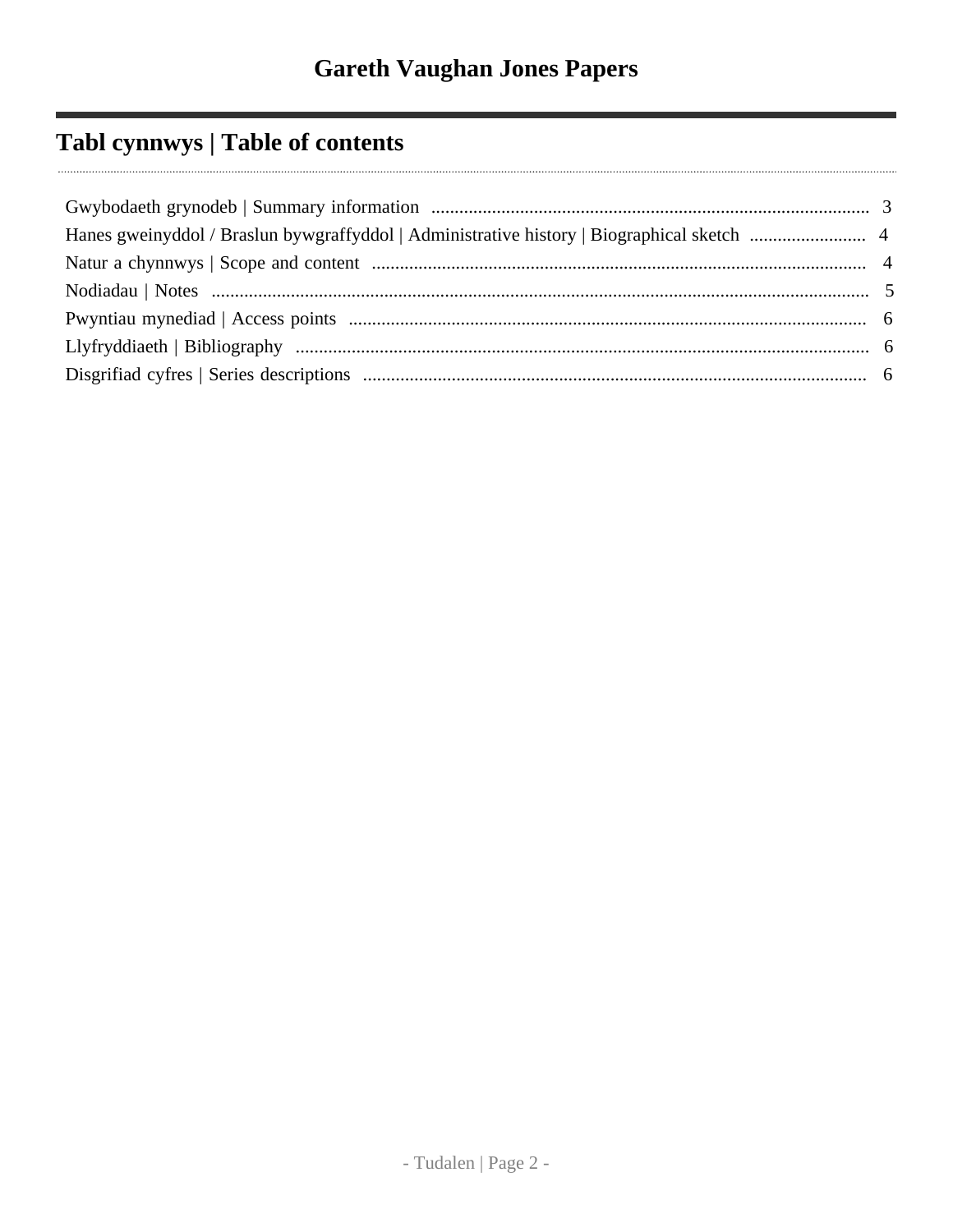# Gareth Vaughan Jones Papers

## Tabl cynnwys | Table of contents

Gwybodaeth grynodeb | Summary information .......... 3

Hanes gweinyddol / Braslun bywgraffyddol | Administrative history | Biographical sketch .......... 4

Natur a chynnwys | Scope and content .......... 4

Nodiadau | Notes .......... 5

Pwyntiau mynediad | Access points .......... 6

Llyfryddiaeth | Bibliography .......... 6

Disgrifiad cyfres | Series descriptions .......... 6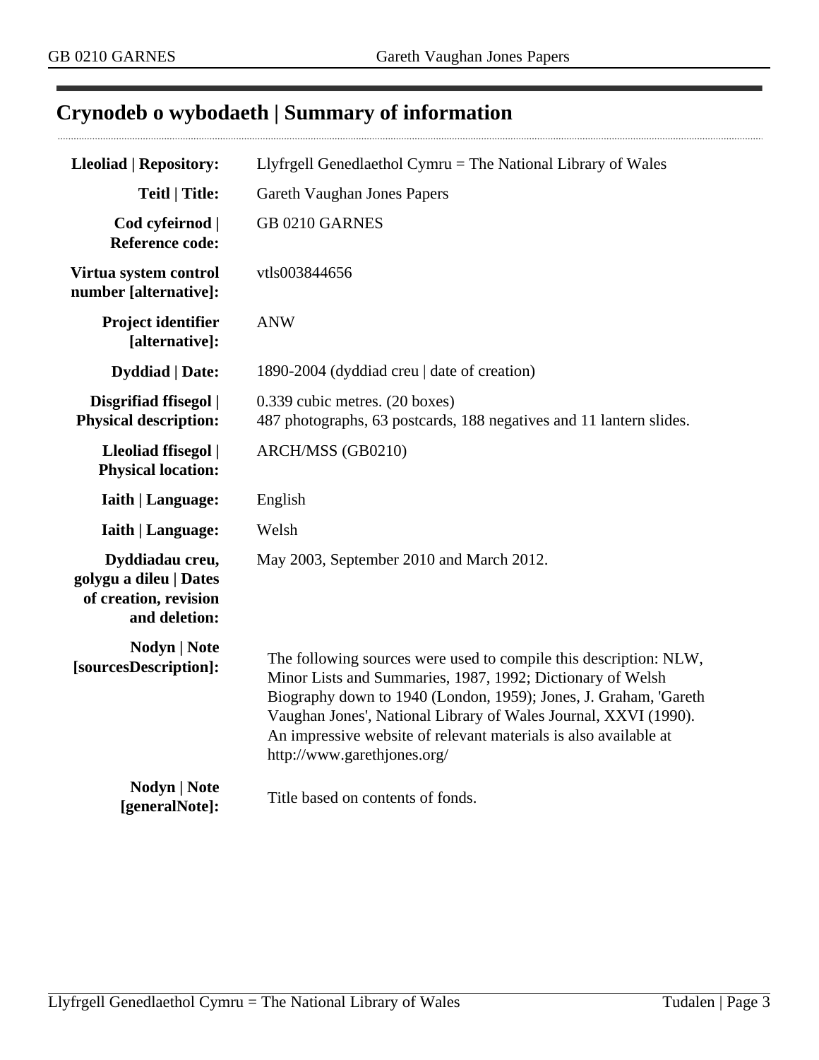## Crynodeb o wybodaeth | Summary of information

| | |
|---|---|
| **Lleoliad \| Repository:** | Llyfrgell Genedlaethol Cymru = The National Library of Wales |
| **Teitl \| Title:** | Gareth Vaughan Jones Papers |
| **Cod cyfeirnod \| Reference code:** | GB 0210 GARNES |
| **Virtua system control number [alternative]:** | vtls003844656 |
| **Project identifier [alternative]:** | ANW |
| **Dyddiad \| Date:** | 1890-2004 (dyddiad creu \| date of creation) |
| **Disgrifiad ffisegol \| Physical description:** | 0.339 cubic metres. (20 boxes)<br>487 photographs, 63 postcards, 188 negatives and 11 lantern slides. |
| **Lleoliad ffisegol \| Physical location:** | ARCH/MSS (GB0210) |
| **Iaith \| Language:** | English |
| **Iaith \| Language:** | Welsh |
| **Dyddiadau creu, golygu a dileu \| Dates of creation, revision and deletion:** | May 2003, September 2010 and March 2012. |
| **Nodyn \| Note [sourcesDescription]:** | The following sources were used to compile this description: NLW, Minor Lists and Summaries, 1987, 1992; Dictionary of Welsh Biography down to 1940 (London, 1959); Jones, J. Graham, 'Gareth Vaughan Jones', National Library of Wales Journal, XXVI (1990). An impressive website of relevant materials is also available at http://www.garethjones.org/ |
| **Nodyn \| Note [generalNote]:** | Title based on contents of fonds. |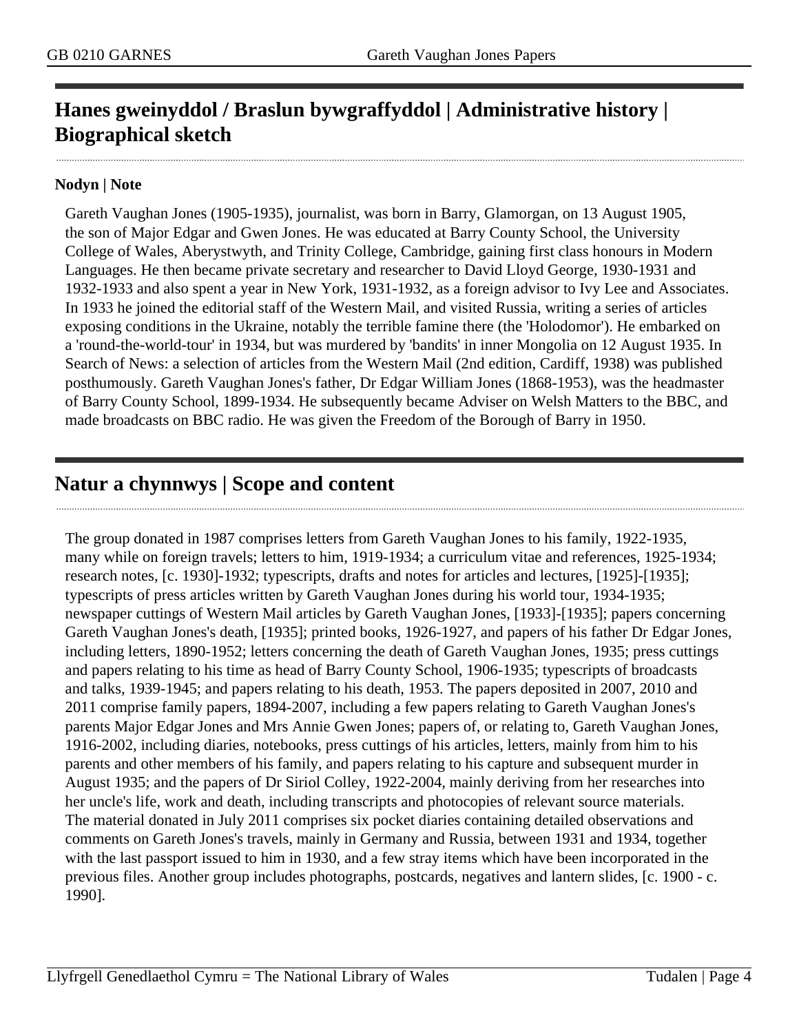## Hanes gweinyddol / Braslun bywgraffyddol | Administrative history | Biographical sketch

**Nodyn | Note**

Gareth Vaughan Jones (1905-1935), journalist, was born in Barry, Glamorgan, on 13 August 1905, the son of Major Edgar and Gwen Jones. He was educated at Barry County School, the University College of Wales, Aberystwyth, and Trinity College, Cambridge, gaining first class honours in Modern Languages. He then became private secretary and researcher to David Lloyd George, 1930-1931 and 1932-1933 and also spent a year in New York, 1931-1932, as a foreign advisor to Ivy Lee and Associates. In 1933 he joined the editorial staff of the Western Mail, and visited Russia, writing a series of articles exposing conditions in the Ukraine, notably the terrible famine there (the 'Holodomor'). He embarked on a 'round-the-world-tour' in 1934, but was murdered by 'bandits' in inner Mongolia on 12 August 1935. In Search of News: a selection of articles from the Western Mail (2nd edition, Cardiff, 1938) was published posthumously. Gareth Vaughan Jones's father, Dr Edgar William Jones (1868-1953), was the headmaster of Barry County School, 1899-1934. He subsequently became Adviser on Welsh Matters to the BBC, and made broadcasts on BBC radio. He was given the Freedom of the Borough of Barry in 1950.

## Natur a chynnwys | Scope and content

The group donated in 1987 comprises letters from Gareth Vaughan Jones to his family, 1922-1935, many while on foreign travels; letters to him, 1919-1934; a curriculum vitae and references, 1925-1934; research notes, [c. 1930]-1932; typescripts, drafts and notes for articles and lectures, [1925]-[1935]; typescripts of press articles written by Gareth Vaughan Jones during his world tour, 1934-1935; newspaper cuttings of Western Mail articles by Gareth Vaughan Jones, [1933]-[1935]; papers concerning Gareth Vaughan Jones's death, [1935]; printed books, 1926-1927, and papers of his father Dr Edgar Jones, including letters, 1890-1952; letters concerning the death of Gareth Vaughan Jones, 1935; press cuttings and papers relating to his time as head of Barry County School, 1906-1935; typescripts of broadcasts and talks, 1939-1945; and papers relating to his death, 1953. The papers deposited in 2007, 2010 and 2011 comprise family papers, 1894-2007, including a few papers relating to Gareth Vaughan Jones's parents Major Edgar Jones and Mrs Annie Gwen Jones; papers of, or relating to, Gareth Vaughan Jones, 1916-2002, including diaries, notebooks, press cuttings of his articles, letters, mainly from him to his parents and other members of his family, and papers relating to his capture and subsequent murder in August 1935; and the papers of Dr Siriol Colley, 1922-2004, mainly deriving from her researches into her uncle's life, work and death, including transcripts and photocopies of relevant source materials. The material donated in July 2011 comprises six pocket diaries containing detailed observations and comments on Gareth Jones's travels, mainly in Germany and Russia, between 1931 and 1934, together with the last passport issued to him in 1930, and a few stray items which have been incorporated in the previous files. Another group includes photographs, postcards, negatives and lantern slides, [c. 1900 - c. 1990].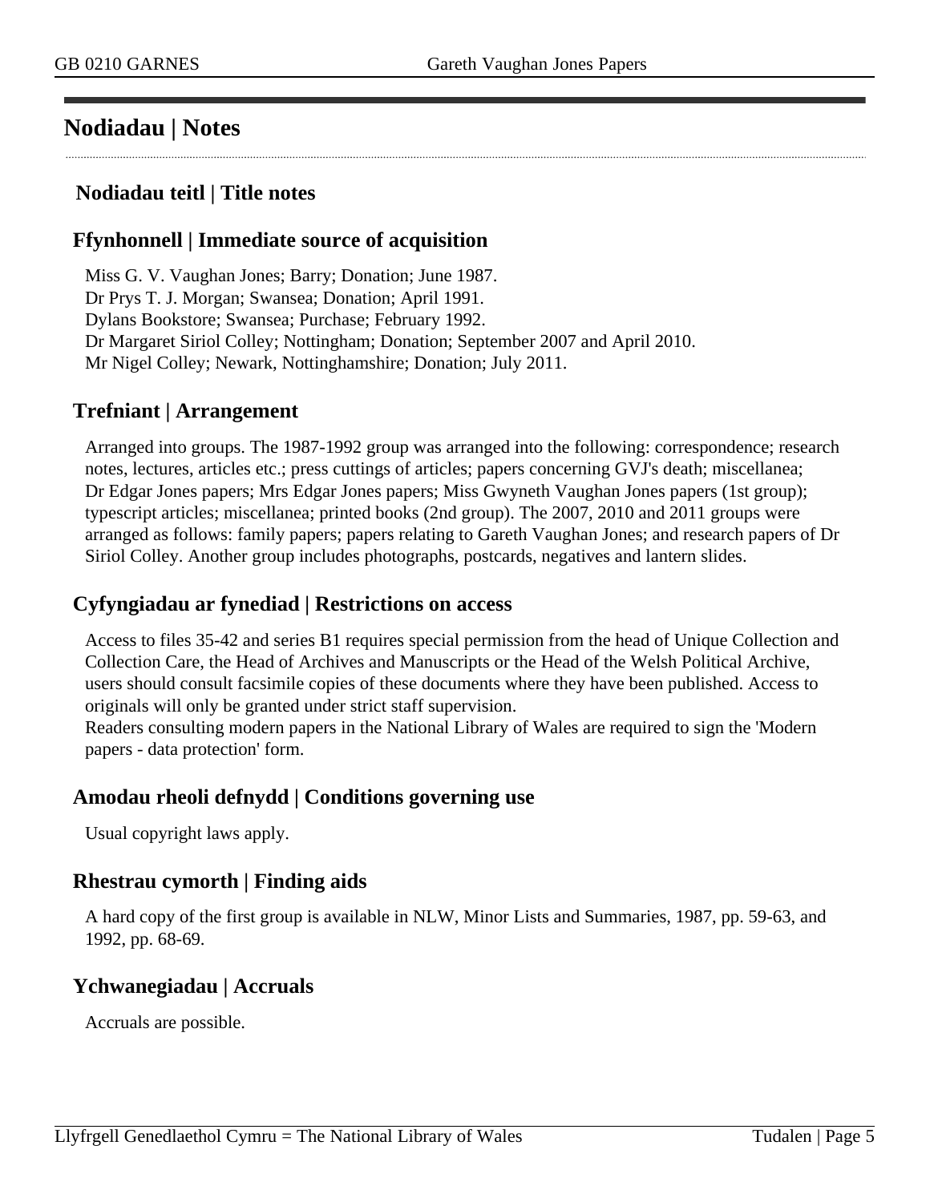## Nodiadau | Notes

### Nodiadau teitl | Title notes

### Ffynhonnell | Immediate source of acquisition

Miss G. V. Vaughan Jones; Barry; Donation; June 1987.
Dr Prys T. J. Morgan; Swansea; Donation; April 1991.
Dylans Bookstore; Swansea; Purchase; February 1992.
Dr Margaret Siriol Colley; Nottingham; Donation; September 2007 and April 2010.
Mr Nigel Colley; Newark, Nottinghamshire; Donation; July 2011.

### Trefniant | Arrangement

Arranged into groups. The 1987-1992 group was arranged into the following: correspondence; research notes, lectures, articles etc.; press cuttings of articles; papers concerning GVJ's death; miscellanea; Dr Edgar Jones papers; Mrs Edgar Jones papers; Miss Gwyneth Vaughan Jones papers (1st group); typescript articles; miscellanea; printed books (2nd group). The 2007, 2010 and 2011 groups were arranged as follows: family papers; papers relating to Gareth Vaughan Jones; and research papers of Dr Siriol Colley. Another group includes photographs, postcards, negatives and lantern slides.

### Cyfyngiadau ar fynediad | Restrictions on access

Access to files 35-42 and series B1 requires special permission from the head of Unique Collection and Collection Care, the Head of Archives and Manuscripts or the Head of the Welsh Political Archive, users should consult facsimile copies of these documents where they have been published. Access to originals will only be granted under strict staff supervision.
Readers consulting modern papers in the National Library of Wales are required to sign the 'Modern papers - data protection' form.

### Amodau rheoli defnydd | Conditions governing use

Usual copyright laws apply.

### Rhestrau cymorth | Finding aids

A hard copy of the first group is available in NLW, Minor Lists and Summaries, 1987, pp. 59-63, and 1992, pp. 68-69.

### Ychwanegiadau | Accruals

Accruals are possible.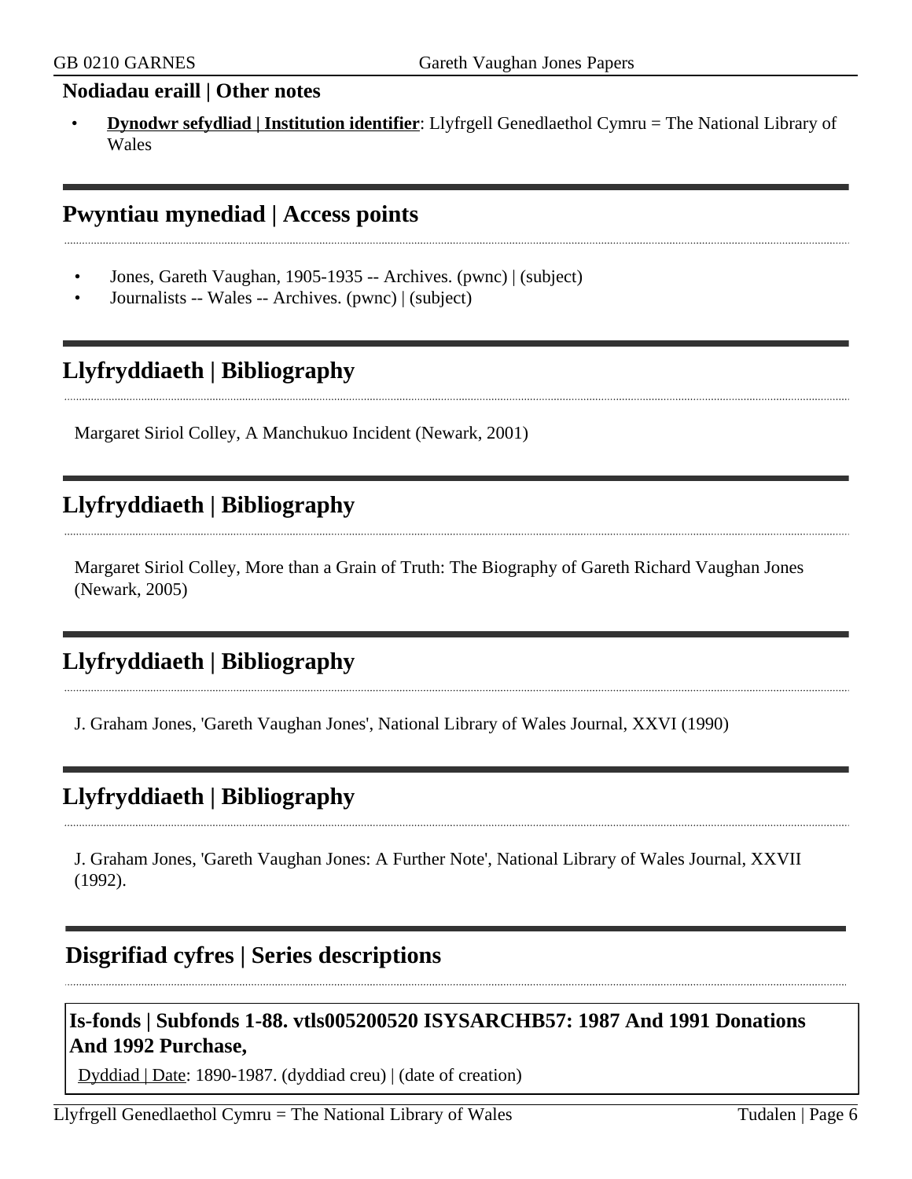### Nodiadau eraill | Other notes

- **Dynodwr sefydliad | Institution identifier**: Llyfrgell Genedlaethol Cymru = The National Library of Wales

## Pwyntiau mynediad | Access points

- Jones, Gareth Vaughan, 1905-1935 -- Archives. (pwnc) | (subject)
- Journalists -- Wales -- Archives. (pwnc) | (subject)

## Llyfryddiaeth | Bibliography

Margaret Siriol Colley, A Manchukuo Incident (Newark, 2001)

## Llyfryddiaeth | Bibliography

Margaret Siriol Colley, More than a Grain of Truth: The Biography of Gareth Richard Vaughan Jones (Newark, 2005)

## Llyfryddiaeth | Bibliography

J. Graham Jones, 'Gareth Vaughan Jones', National Library of Wales Journal, XXVI (1990)

## Llyfryddiaeth | Bibliography

J. Graham Jones, 'Gareth Vaughan Jones: A Further Note', National Library of Wales Journal, XXVII (1992).

## Disgrifiad cyfres | Series descriptions

### Is-fonds | Subfonds 1-88. vtls005200520 ISYSARCHB57: 1987 And 1991 Donations And 1992 Purchase,

Dyddiad | Date: 1890-1987. (dyddiad creu) | (date of creation)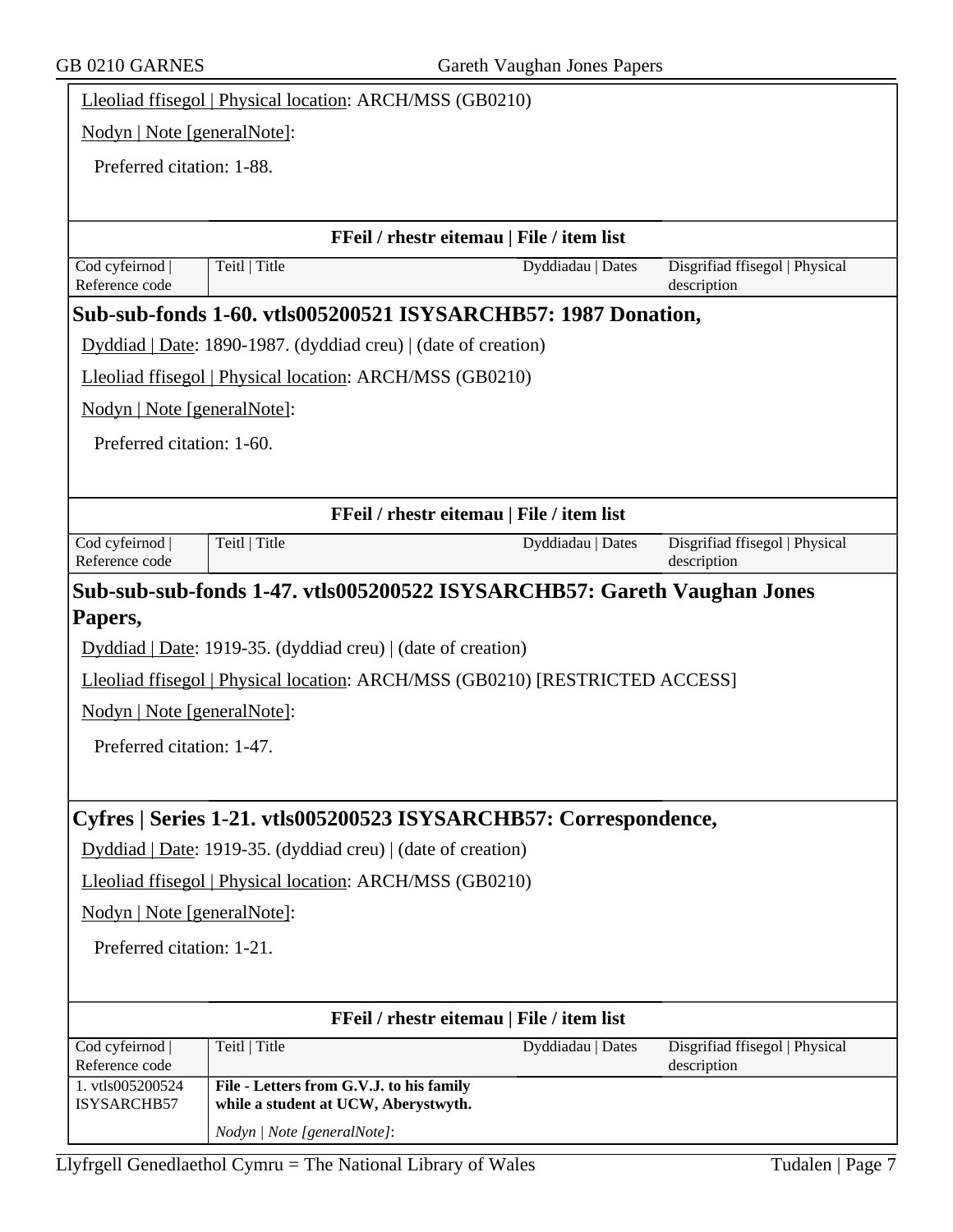Lleoliad ffisegol | Physical location: ARCH/MSS (GB0210)

Nodyn | Note [generalNote]:

Preferred citation: 1-88.

**FFeil / rhestr eitemau | File / item list**

| Cod cyfeirnod \| Reference code | Teitl \| Title | Dyddiadau \| Dates | Disgrifiad ffisegol \| Physical description |
|---|---|---|---|

## Sub-sub-fonds 1-60. vtls005200521 ISYSARCHB57: 1987 Donation,

Dyddiad | Date: 1890-1987. (dyddiad creu) | (date of creation)

Lleoliad ffisegol | Physical location: ARCH/MSS (GB0210)

Nodyn | Note [generalNote]:

Preferred citation: 1-60.

**FFeil / rhestr eitemau | File / item list**

| Cod cyfeirnod \| Reference code | Teitl \| Title | Dyddiadau \| Dates | Disgrifiad ffisegol \| Physical description |
|---|---|---|---|

## Sub-sub-sub-fonds 1-47. vtls005200522 ISYSARCHB57: Gareth Vaughan Jones Papers,

Dyddiad | Date: 1919-35. (dyddiad creu) | (date of creation)

Lleoliad ffisegol | Physical location: ARCH/MSS (GB0210) [RESTRICTED ACCESS]

Nodyn | Note [generalNote]:

Preferred citation: 1-47.

## Cyfres | Series 1-21. vtls005200523 ISYSARCHB57: Correspondence,

Dyddiad | Date: 1919-35. (dyddiad creu) | (date of creation)

Lleoliad ffisegol | Physical location: ARCH/MSS (GB0210)

Nodyn | Note [generalNote]:

Preferred citation: 1-21.

**FFeil / rhestr eitemau | File / item list**

| Cod cyfeirnod \| Reference code | Teitl \| Title | Dyddiadau \| Dates | Disgrifiad ffisegol \| Physical description |
|---|---|---|---|
| 1. vtls005200524 ISYSARCHB57 | **File - Letters from G.V.J. to his family while a student at UCW, Aberystwyth.** *Nodyn \| Note [generalNote]*: | | |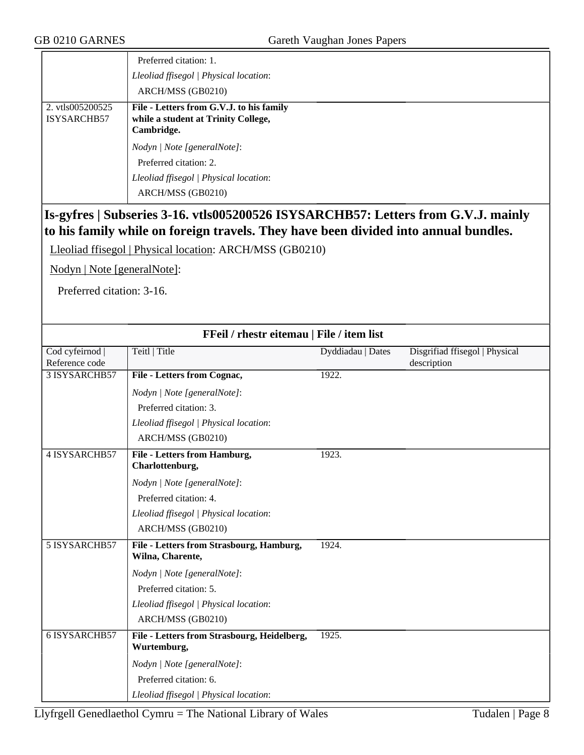| | |
|---|---|
| | Preferred citation: 1.<br>*Lleoliad ffisegol \| Physical location*:<br>ARCH/MSS (GB0210) |
| 2. vtls005200525 ISYSARCHB57 | **File - Letters from G.V.J. to his family while a student at Trinity College, Cambridge.**<br>*Nodyn \| Note [generalNote]*:<br>Preferred citation: 2.<br>*Lleoliad ffisegol \| Physical location*:<br>ARCH/MSS (GB0210) |

## Is-gyfres | Subseries 3-16. vtls005200526 ISYSARCHB57: Letters from G.V.J. mainly to his family while on foreign travels. They have been divided into annual bundles.

Lleoliad ffisegol | Physical location: ARCH/MSS (GB0210)

Nodyn | Note [generalNote]:

Preferred citation: 3-16.

**FFeil / rhestr eitemau | File / item list**

| Cod cyfeirnod \| Reference code | Teitl \| Title | Dyddiadau \| Dates | Disgrifiad ffisegol \| Physical description |
|---|---|---|---|
| 3 ISYSARCHB57 | **File - Letters from Cognac,**<br>*Nodyn \| Note [generalNote]*:<br>Preferred citation: 3.<br>*Lleoliad ffisegol \| Physical location*:<br>ARCH/MSS (GB0210) | 1922. | |
| 4 ISYSARCHB57 | **File - Letters from Hamburg, Charlottenburg,**<br>*Nodyn \| Note [generalNote]*:<br>Preferred citation: 4.<br>*Lleoliad ffisegol \| Physical location*:<br>ARCH/MSS (GB0210) | 1923. | |
| 5 ISYSARCHB57 | **File - Letters from Strasbourg, Hamburg, Wilna, Charente,**<br>*Nodyn \| Note [generalNote]*:<br>Preferred citation: 5.<br>*Lleoliad ffisegol \| Physical location*:<br>ARCH/MSS (GB0210) | 1924. | |
| 6 ISYSARCHB57 | **File - Letters from Strasbourg, Heidelberg, Wurtemburg,**<br>*Nodyn \| Note [generalNote]*:<br>Preferred citation: 6.<br>*Lleoliad ffisegol \| Physical location*: | 1925. | |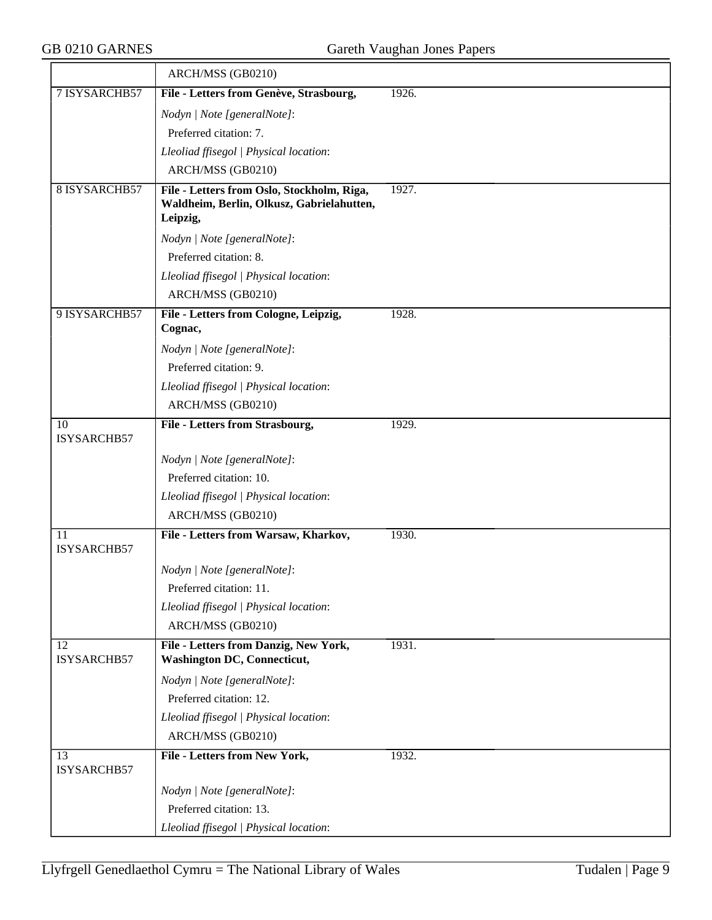| | | |
|---|---|---|
| | ARCH/MSS (GB0210) | |
| 7 ISYSARCHB57 | **File - Letters from Genève, Strasbourg,** | 1926. |
| | *Nodyn \| Note [generalNote]*: | |
| | Preferred citation: 7. | |
| | *Lleoliad ffisegol \| Physical location*: | |
| | ARCH/MSS (GB0210) | |
| 8 ISYSARCHB57 | **File - Letters from Oslo, Stockholm, Riga, Waldheim, Berlin, Olkusz, Gabrielahutten, Leipzig,** | 1927. |
| | *Nodyn \| Note [generalNote]*: | |
| | Preferred citation: 8. | |
| | *Lleoliad ffisegol \| Physical location*: | |
| | ARCH/MSS (GB0210) | |
| 9 ISYSARCHB57 | **File - Letters from Cologne, Leipzig, Cognac,** | 1928. |
| | *Nodyn \| Note [generalNote]*: | |
| | Preferred citation: 9. | |
| | *Lleoliad ffisegol \| Physical location*: | |
| | ARCH/MSS (GB0210) | |
| 10 ISYSARCHB57 | **File - Letters from Strasbourg,** | 1929. |
| | *Nodyn \| Note [generalNote]*: | |
| | Preferred citation: 10. | |
| | *Lleoliad ffisegol \| Physical location*: | |
| | ARCH/MSS (GB0210) | |
| 11 ISYSARCHB57 | **File - Letters from Warsaw, Kharkov,** | 1930. |
| | *Nodyn \| Note [generalNote]*: | |
| | Preferred citation: 11. | |
| | *Lleoliad ffisegol \| Physical location*: | |
| | ARCH/MSS (GB0210) | |
| 12 ISYSARCHB57 | **File - Letters from Danzig, New York, Washington DC, Connecticut,** | 1931. |
| | *Nodyn \| Note [generalNote]*: | |
| | Preferred citation: 12. | |
| | *Lleoliad ffisegol \| Physical location*: | |
| | ARCH/MSS (GB0210) | |
| 13 ISYSARCHB57 | **File - Letters from New York,** | 1932. |
| | *Nodyn \| Note [generalNote]*: | |
| | Preferred citation: 13. | |
| | *Lleoliad ffisegol \| Physical location*: | |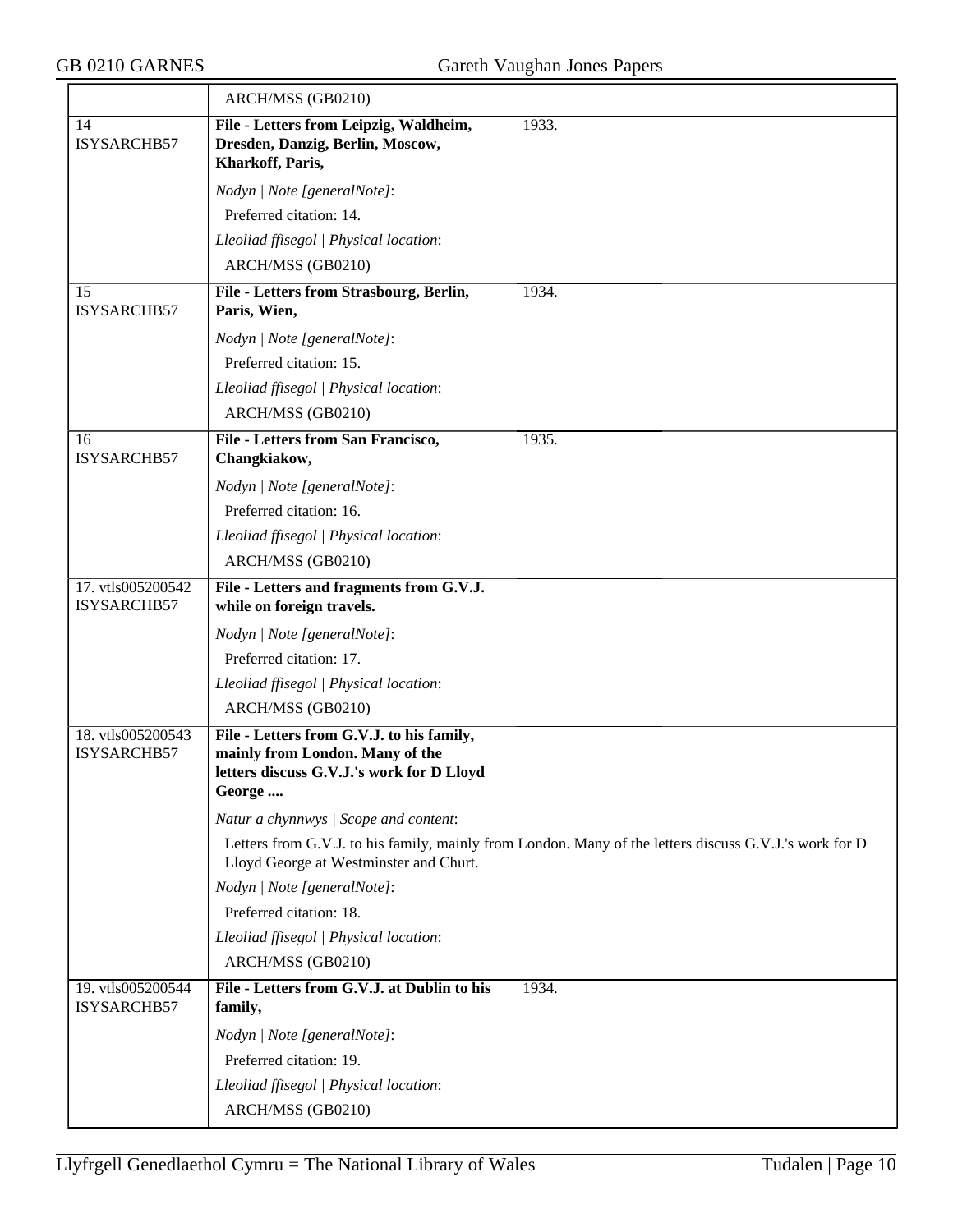| | |
|---|---|
| | ARCH/MSS (GB0210) |
| 14<br>ISYSARCHB57 | **File - Letters from Leipzig, Waldheim, Dresden, Danzig, Berlin, Moscow, Kharkoff, Paris,** 1933.<br><br>*Nodyn \| Note [generalNote]*:<br>Preferred citation: 14.<br>*Lleoliad ffisegol \| Physical location*:<br>ARCH/MSS (GB0210) |
| 15<br>ISYSARCHB57 | **File - Letters from Strasbourg, Berlin, Paris, Wien,** 1934.<br><br>*Nodyn \| Note [generalNote]*:<br>Preferred citation: 15.<br>*Lleoliad ffisegol \| Physical location*:<br>ARCH/MSS (GB0210) |
| 16<br>ISYSARCHB57 | **File - Letters from San Francisco, Changkiakow,** 1935.<br><br>*Nodyn \| Note [generalNote]*:<br>Preferred citation: 16.<br>*Lleoliad ffisegol \| Physical location*:<br>ARCH/MSS (GB0210) |
| 17. vtls005200542<br>ISYSARCHB57 | **File - Letters and fragments from G.V.J. while on foreign travels.**<br><br>*Nodyn \| Note [generalNote]*:<br>Preferred citation: 17.<br>*Lleoliad ffisegol \| Physical location*:<br>ARCH/MSS (GB0210) |
| 18. vtls005200543<br>ISYSARCHB57 | **File - Letters from G.V.J. to his family, mainly from London. Many of the letters discuss G.V.J.'s work for D Lloyd George ....**<br><br>*Natur a chynnwys \| Scope and content*:<br>Letters from G.V.J. to his family, mainly from London. Many of the letters discuss G.V.J.'s work for D Lloyd George at Westminster and Churt.<br>*Nodyn \| Note [generalNote]*:<br>Preferred citation: 18.<br>*Lleoliad ffisegol \| Physical location*:<br>ARCH/MSS (GB0210) |
| 19. vtls005200544<br>ISYSARCHB57 | **File - Letters from G.V.J. at Dublin to his family,** 1934.<br><br>*Nodyn \| Note [generalNote]*:<br>Preferred citation: 19.<br>*Lleoliad ffisegol \| Physical location*:<br>ARCH/MSS (GB0210) |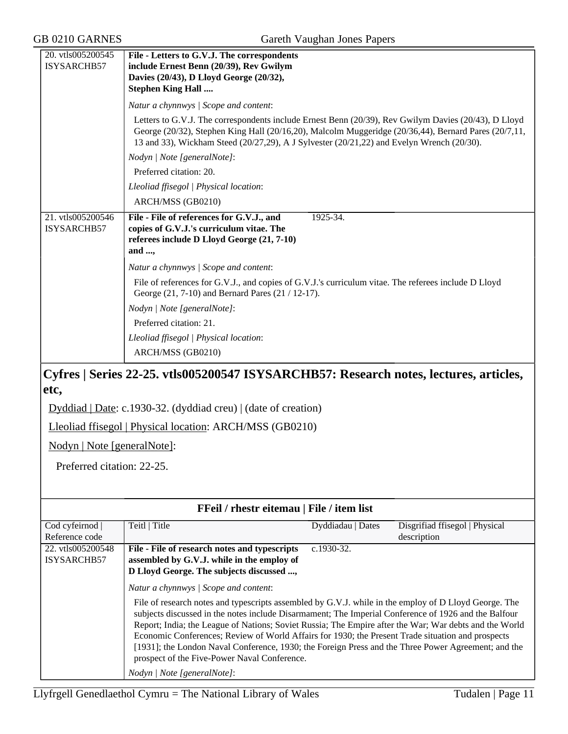| | | | |
|---|---|---|---|
| 20. vtls005200545 ISYSARCHB57 | **File - Letters to G.V.J. The correspondents include Ernest Benn (20/39), Rev Gwilym Davies (20/43), D Lloyd George (20/32), Stephen King Hall ....** | | |
| | *Natur a chynnwys \| Scope and content*:<br>Letters to G.V.J. The correspondents include Ernest Benn (20/39), Rev Gwilym Davies (20/43), D Lloyd George (20/32), Stephen King Hall (20/16,20), Malcolm Muggeridge (20/36,44), Bernard Pares (20/7,11, 13 and 33), Wickham Steed (20/27,29), A J Sylvester (20/21,22) and Evelyn Wrench (20/30).<br>*Nodyn \| Note [generalNote]*:<br>Preferred citation: 20.<br>*Lleoliad ffisegol \| Physical location*:<br>ARCH/MSS (GB0210) | | |
| 21. vtls005200546 ISYSARCHB57 | **File - File of references for G.V.J., and copies of G.V.J.'s curriculum vitae. The referees include D Lloyd George (21, 7-10) and ...,** | 1925-34. | |
| | *Natur a chynnwys \| Scope and content*:<br>File of references for G.V.J., and copies of G.V.J.'s curriculum vitae. The referees include D Lloyd George (21, 7-10) and Bernard Pares (21 / 12-17).<br>*Nodyn \| Note [generalNote]*:<br>Preferred citation: 21.<br>*Lleoliad ffisegol \| Physical location*:<br>ARCH/MSS (GB0210) | | |

## Cyfres | Series 22-25. vtls005200547 ISYSARCHB57: Research notes, lectures, articles, etc,

Dyddiad | Date: c.1930-32. (dyddiad creu) | (date of creation)

Lleoliad ffisegol | Physical location: ARCH/MSS (GB0210)

Nodyn | Note [generalNote]:

Preferred citation: 22-25.

**FFeil / rhestr eitemau | File / item list**

| Cod cyfeirnod \| Reference code | Teitl \| Title | Dyddiadau \| Dates | Disgrifiad ffisegol \| Physical description |
|---|---|---|---|
| 22. vtls005200548 ISYSARCHB57 | **File - File of research notes and typescripts assembled by G.V.J. while in the employ of D Lloyd George. The subjects discussed ...,** | c.1930-32. | |
| | *Natur a chynnwys \| Scope and content*:<br>File of research notes and typescripts assembled by G.V.J. while in the employ of D Lloyd George. The subjects discussed in the notes include Disarmament; The Imperial Conference of 1926 and the Balfour Report; India; the League of Nations; Soviet Russia; The Empire after the War; War debts and the World Economic Conferences; Review of World Affairs for 1930; the Present Trade situation and prospects [1931]; the London Naval Conference, 1930; the Foreign Press and the Three Power Agreement; and the prospect of the Five-Power Naval Conference.<br>*Nodyn \| Note [generalNote]*: | | |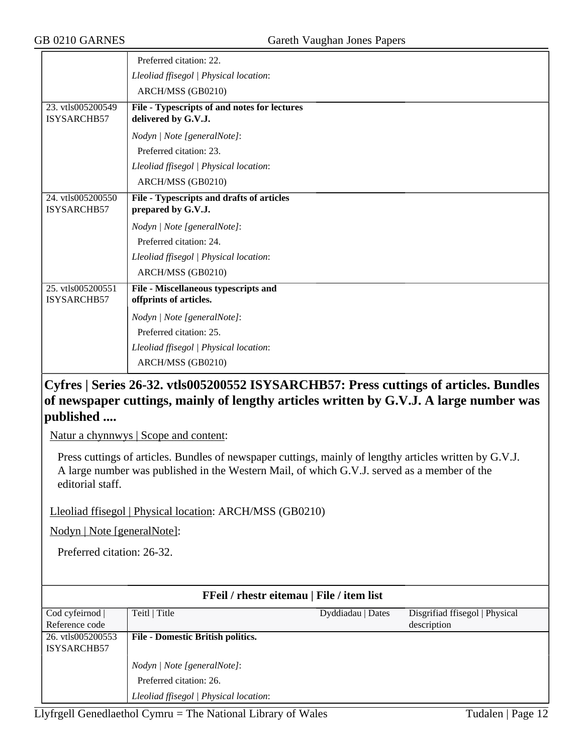| | | | |
|---|---|---|---|
| | Preferred citation: 22.<br>*Lleoliad ffisegol \| Physical location*:<br>ARCH/MSS (GB0210) | | |
| 23. vtls005200549 ISYSARCHB57 | **File - Typescripts and notes for lectures delivered by G.V.J.**<br>*Nodyn \| Note [generalNote]*:<br>Preferred citation: 23.<br>*Lleoliad ffisegol \| Physical location*:<br>ARCH/MSS (GB0210) | | |
| 24. vtls005200550 ISYSARCHB57 | **File - Typescripts and drafts of articles prepared by G.V.J.**<br>*Nodyn \| Note [generalNote]*:<br>Preferred citation: 24.<br>*Lleoliad ffisegol \| Physical location*:<br>ARCH/MSS (GB0210) | | |
| 25. vtls005200551 ISYSARCHB57 | **File - Miscellaneous typescripts and offprints of articles.**<br>*Nodyn \| Note [generalNote]*:<br>Preferred citation: 25.<br>*Lleoliad ffisegol \| Physical location*:<br>ARCH/MSS (GB0210) | | |

## Cyfres | Series 26-32. vtls005200552 ISYSARCHB57: Press cuttings of articles. Bundles of newspaper cuttings, mainly of lengthy articles written by G.V.J. A large number was published ....

Natur a chynnwys | Scope and content:

Press cuttings of articles. Bundles of newspaper cuttings, mainly of lengthy articles written by G.V.J. A large number was published in the Western Mail, of which G.V.J. served as a member of the editorial staff.

Lleoliad ffisegol | Physical location: ARCH/MSS (GB0210)

Nodyn | Note [generalNote]:

Preferred citation: 26-32.

**FFeil / rhestr eitemau | File / item list**

| Cod cyfeirnod \| Reference code | Teitl \| Title | Dyddiadau \| Dates | Disgrifiad ffisegol \| Physical description |
|---|---|---|---|
| 26. vtls005200553 ISYSARCHB57 | **File - Domestic British politics.**<br>*Nodyn \| Note [generalNote]*:<br>Preferred citation: 26.<br>*Lleoliad ffisegol \| Physical location*: | | |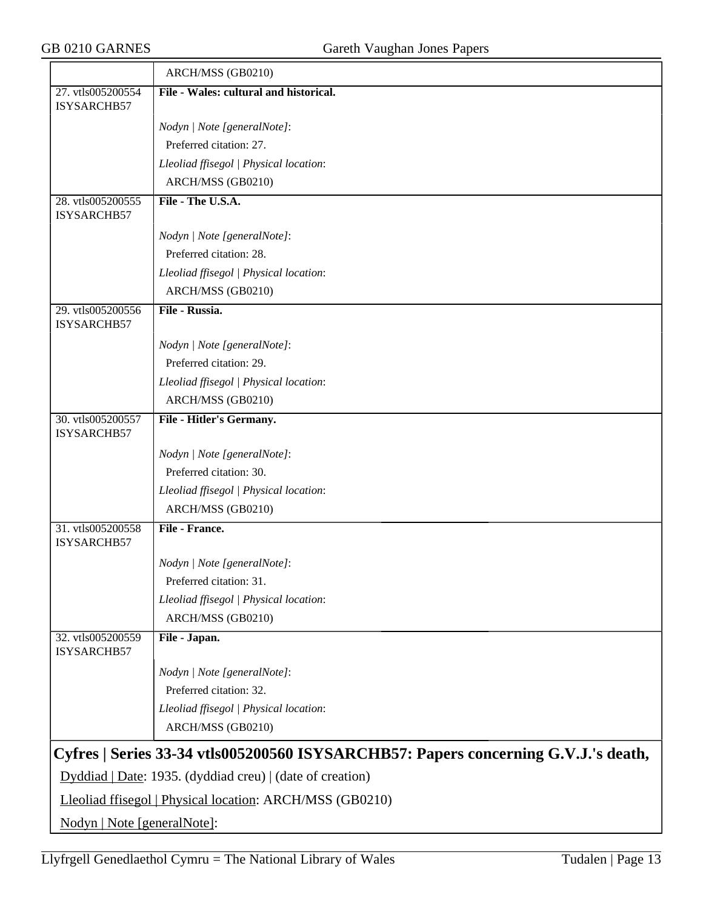| | |
|---|---|
| | ARCH/MSS (GB0210) |
| 27. vtls005200554 ISYSARCHB57 | **File - Wales: cultural and historical.** <br><br> *Nodyn \| Note [generalNote]*: <br> Preferred citation: 27. <br> *Lleoliad ffisegol \| Physical location*: <br> ARCH/MSS (GB0210) |
| 28. vtls005200555 ISYSARCHB57 | **File - The U.S.A.** <br><br> *Nodyn \| Note [generalNote]*: <br> Preferred citation: 28. <br> *Lleoliad ffisegol \| Physical location*: <br> ARCH/MSS (GB0210) |
| 29. vtls005200556 ISYSARCHB57 | **File - Russia.** <br><br> *Nodyn \| Note [generalNote]*: <br> Preferred citation: 29. <br> *Lleoliad ffisegol \| Physical location*: <br> ARCH/MSS (GB0210) |
| 30. vtls005200557 ISYSARCHB57 | **File - Hitler's Germany.** <br><br> *Nodyn \| Note [generalNote]*: <br> Preferred citation: 30. <br> *Lleoliad ffisegol \| Physical location*: <br> ARCH/MSS (GB0210) |
| 31. vtls005200558 ISYSARCHB57 | **File - France.** <br><br> *Nodyn \| Note [generalNote]*: <br> Preferred citation: 31. <br> *Lleoliad ffisegol \| Physical location*: <br> ARCH/MSS (GB0210) |
| 32. vtls005200559 ISYSARCHB57 | **File - Japan.** <br><br> *Nodyn \| Note [generalNote]*: <br> Preferred citation: 32. <br> *Lleoliad ffisegol \| Physical location*: <br> ARCH/MSS (GB0210) |

## Cyfres | Series 33-34 vtls005200560 ISYSARCHB57: Papers concerning G.V.J.'s death,

Dyddiad | Date: 1935. (dyddiad creu) | (date of creation)

Lleoliad ffisegol | Physical location: ARCH/MSS (GB0210)

Nodyn | Note [generalNote]: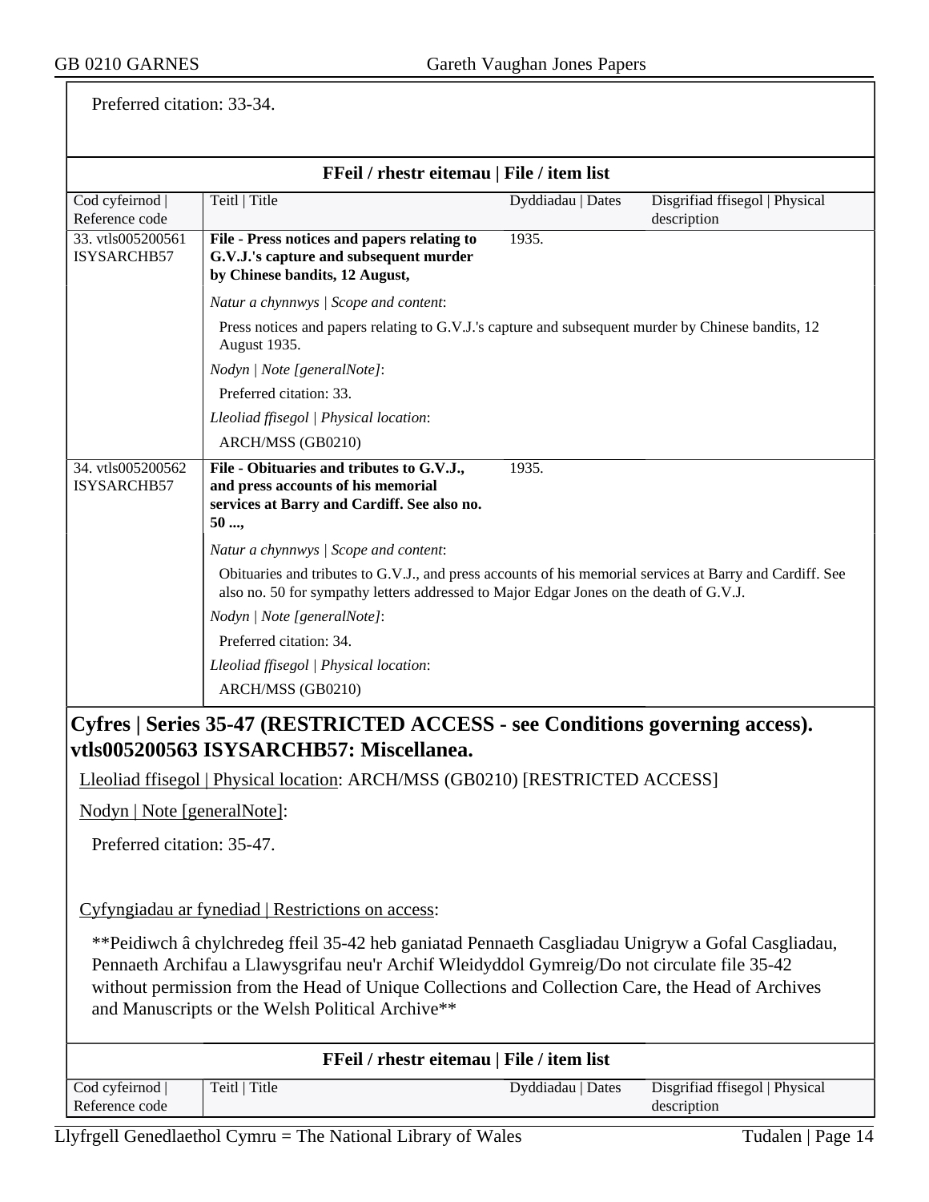Preferred citation: 33-34.

**FFeil / rhestr eitemau | File / item list**

| Cod cyfeirnod \| Reference code | Teitl \| Title | Dyddiadau \| Dates | Disgrifiad ffisegol \| Physical description |
|---|---|---|---|
| 33. vtls005200561 ISYSARCHB57 | **File - Press notices and papers relating to G.V.J.'s capture and subsequent murder by Chinese bandits, 12 August,** | 1935. | |
| | *Natur a chynnwys \| Scope and content*: Press notices and papers relating to G.V.J.'s capture and subsequent murder by Chinese bandits, 12 August 1935. *Nodyn \| Note [generalNote]*: Preferred citation: 33. *Lleoliad ffisegol \| Physical location*: ARCH/MSS (GB0210) | | |
| 34. vtls005200562 ISYSARCHB57 | **File - Obituaries and tributes to G.V.J., and press accounts of his memorial services at Barry and Cardiff. See also no. 50 ...,** | 1935. | |
| | *Natur a chynnwys \| Scope and content*: Obituaries and tributes to G.V.J., and press accounts of his memorial services at Barry and Cardiff. See also no. 50 for sympathy letters addressed to Major Edgar Jones on the death of G.V.J. *Nodyn \| Note [generalNote]*: Preferred citation: 34. *Lleoliad ffisegol \| Physical location*: ARCH/MSS (GB0210) | | |

## Cyfres | Series 35-47 (RESTRICTED ACCESS - see Conditions governing access). vtls005200563 ISYSARCHB57: Miscellanea.

Lleoliad ffisegol | Physical location: ARCH/MSS (GB0210) [RESTRICTED ACCESS]

Nodyn | Note [generalNote]:

Preferred citation: 35-47.

Cyfyngiadau ar fynediad | Restrictions on access:

**Peidiwch â chylchredeg ffeil 35-42 heb ganiatad Pennaeth Casgliadau Unigryw a Gofal Casgliadau, Pennaeth Archifau a Llawysgrifau neu'r Archif Wleidyddol Gymreig/Do not circulate file 35-42 without permission from the Head of Unique Collections and Collection Care, the Head of Archives and Manuscripts or the Welsh Political Archive**

**FFeil / rhestr eitemau | File / item list**

| Cod cyfeirnod \| Reference code | Teitl \| Title | Dyddiadau \| Dates | Disgrifiad ffisegol \| Physical description |
|---|---|---|---|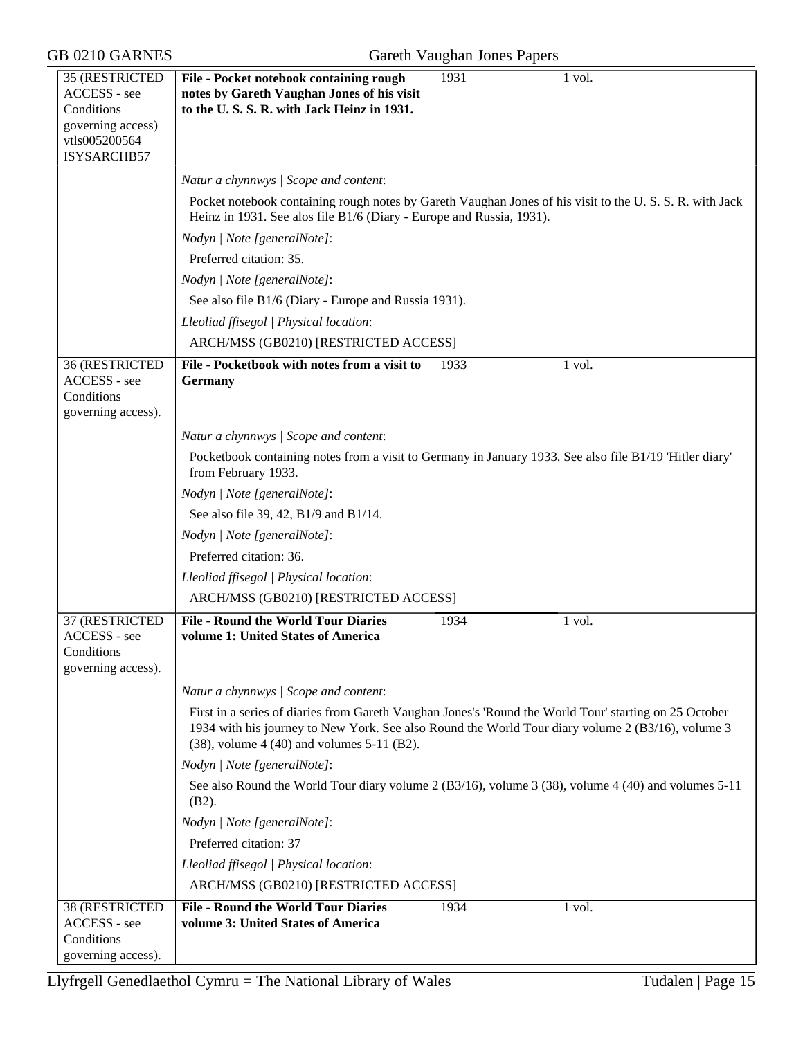**35 (RESTRICTED ACCESS - see Conditions governing access) vtls005200564 ISYSARCHB57**

**File - Pocket notebook containing rough notes by Gareth Vaughan Jones of his visit to the U. S. S. R. with Jack Heinz in 1931.** — 1931 — 1 vol.

*Natur a chynnwys | Scope and content*:

Pocket notebook containing rough notes by Gareth Vaughan Jones of his visit to the U. S. S. R. with Jack Heinz in 1931. See alos file B1/6 (Diary - Europe and Russia, 1931).

*Nodyn | Note [generalNote]*:

Preferred citation: 35.

*Nodyn | Note [generalNote]*:

See also file B1/6 (Diary - Europe and Russia 1931).

*Lleoliad ffisegol | Physical location*:

ARCH/MSS (GB0210) [RESTRICTED ACCESS]

---

**36 (RESTRICTED ACCESS - see Conditions governing access).**

**File - Pocketbook with notes from a visit to Germany** — 1933 — 1 vol.

*Natur a chynnwys | Scope and content*:

Pocketbook containing notes from a visit to Germany in January 1933. See also file B1/19 'Hitler diary' from February 1933.

*Nodyn | Note [generalNote]*:

See also file 39, 42, B1/9 and B1/14.

*Nodyn | Note [generalNote]*:

Preferred citation: 36.

*Lleoliad ffisegol | Physical location*:

ARCH/MSS (GB0210) [RESTRICTED ACCESS]

---

**37 (RESTRICTED ACCESS - see Conditions governing access).**

**File - Round the World Tour Diaries volume 1: United States of America** — 1934 — 1 vol.

*Natur a chynnwys | Scope and content*:

First in a series of diaries from Gareth Vaughan Jones's 'Round the World Tour' starting on 25 October 1934 with his journey to New York. See also Round the World Tour diary volume 2 (B3/16), volume 3 (38), volume 4 (40) and volumes 5-11 (B2).

*Nodyn | Note [generalNote]*:

See also Round the World Tour diary volume 2 (B3/16), volume 3 (38), volume 4 (40) and volumes 5-11 (B2).

*Nodyn | Note [generalNote]*:

Preferred citation: 37

*Lleoliad ffisegol | Physical location*:

ARCH/MSS (GB0210) [RESTRICTED ACCESS]

---

**38 (RESTRICTED ACCESS - see Conditions governing access).**

**File - Round the World Tour Diaries volume 3: United States of America** — 1934 — 1 vol.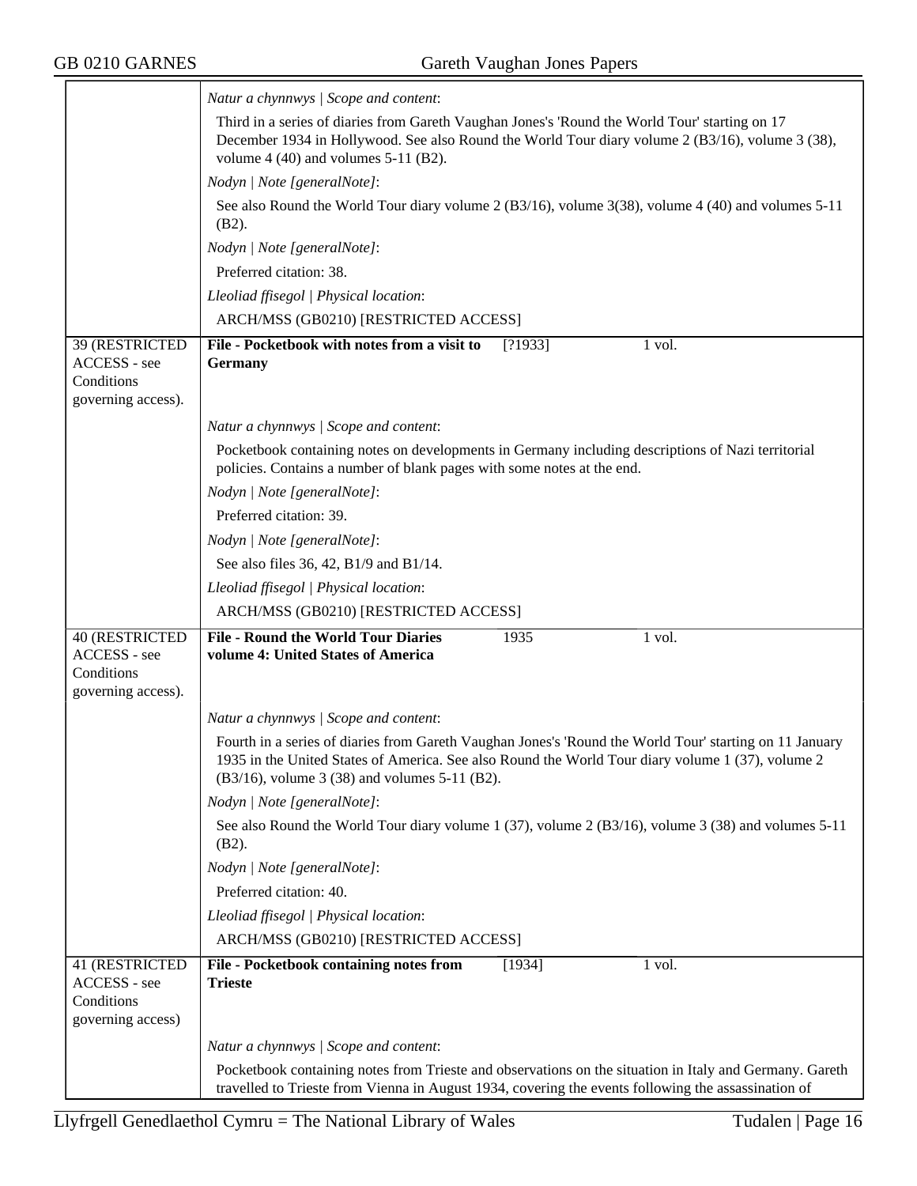*Natur a chynnwys | Scope and content*:

Third in a series of diaries from Gareth Vaughan Jones's 'Round the World Tour' starting on 17 December 1934 in Hollywood. See also Round the World Tour diary volume 2 (B3/16), volume 3 (38), volume 4 (40) and volumes 5-11 (B2).

*Nodyn | Note [generalNote]*:

See also Round the World Tour diary volume 2 (B3/16), volume 3(38), volume 4 (40) and volumes 5-11 (B2).

*Nodyn | Note [generalNote]*:

Preferred citation: 38.

*Lleoliad ffisegol | Physical location*:

ARCH/MSS (GB0210) [RESTRICTED ACCESS]

---

39 (RESTRICTED ACCESS - see Conditions governing access).

**File - Pocketbook with notes from a visit to Germany** | [?1933] | 1 vol.

*Natur a chynnwys | Scope and content*:

Pocketbook containing notes on developments in Germany including descriptions of Nazi territorial policies. Contains a number of blank pages with some notes at the end.

*Nodyn | Note [generalNote]*:

Preferred citation: 39.

*Nodyn | Note [generalNote]*:

See also files 36, 42, B1/9 and B1/14.

*Lleoliad ffisegol | Physical location*:

ARCH/MSS (GB0210) [RESTRICTED ACCESS]

---

40 (RESTRICTED ACCESS - see Conditions governing access).

**File - Round the World Tour Diaries volume 4: United States of America** | 1935 | 1 vol.

*Natur a chynnwys | Scope and content*:

Fourth in a series of diaries from Gareth Vaughan Jones's 'Round the World Tour' starting on 11 January 1935 in the United States of America. See also Round the World Tour diary volume 1 (37), volume 2 (B3/16), volume 3 (38) and volumes 5-11 (B2).

*Nodyn | Note [generalNote]*:

See also Round the World Tour diary volume 1 (37), volume 2 (B3/16), volume 3 (38) and volumes 5-11 (B2).

*Nodyn | Note [generalNote]*:

Preferred citation: 40.

*Lleoliad ffisegol | Physical location*:

ARCH/MSS (GB0210) [RESTRICTED ACCESS]

---

41 (RESTRICTED ACCESS - see Conditions governing access)

**File - Pocketbook containing notes from Trieste** | [1934] | 1 vol.

*Natur a chynnwys | Scope and content*:

Pocketbook containing notes from Trieste and observations on the situation in Italy and Germany. Gareth travelled to Trieste from Vienna in August 1934, covering the events following the assassination of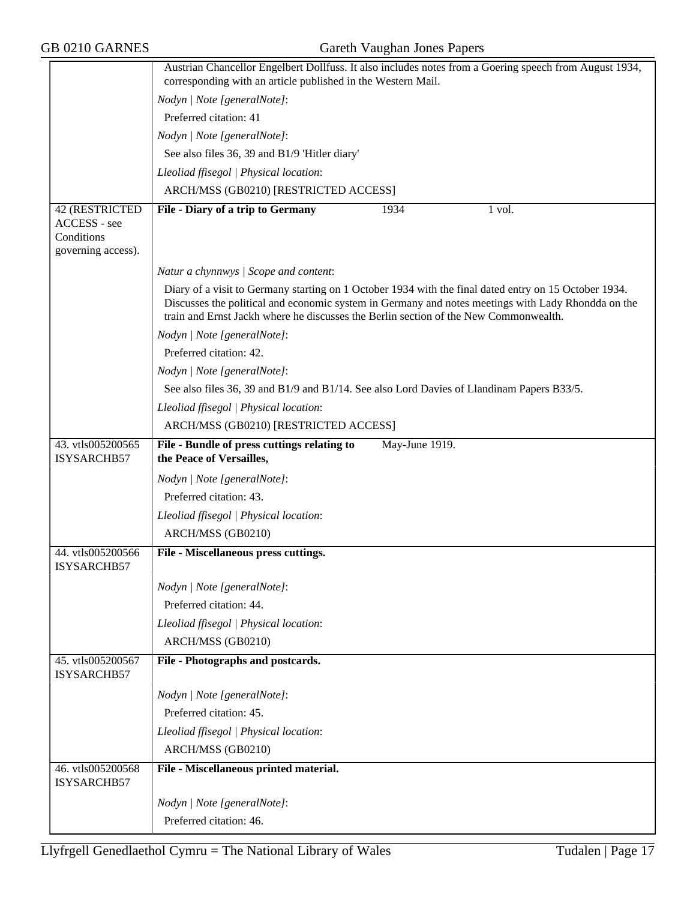| | |
|---|---|
| | Austrian Chancellor Engelbert Dollfuss. It also includes notes from a Goering speech from August 1934, corresponding with an article published in the Western Mail. |
| | *Nodyn \| Note [generalNote]*: |
| | Preferred citation: 41 |
| | *Nodyn \| Note [generalNote]*: |
| | See also files 36, 39 and B1/9 'Hitler diary' |
| | *Lleoliad ffisegol \| Physical location*: |
| | ARCH/MSS (GB0210) [RESTRICTED ACCESS] |
| 42 (RESTRICTED ACCESS - see Conditions governing access). | **File - Diary of a trip to Germany** 1934 1 vol. |
| | *Natur a chynnwys \| Scope and content*: |
| | Diary of a visit to Germany starting on 1 October 1934 with the final dated entry on 15 October 1934. Discusses the political and economic system in Germany and notes meetings with Lady Rhondda on the train and Ernst Jackh where he discusses the Berlin section of the New Commonwealth. |
| | *Nodyn \| Note [generalNote]*: |
| | Preferred citation: 42. |
| | *Nodyn \| Note [generalNote]*: |
| | See also files 36, 39 and B1/9 and B1/14. See also Lord Davies of Llandinam Papers B33/5. |
| | *Lleoliad ffisegol \| Physical location*: |
| | ARCH/MSS (GB0210) [RESTRICTED ACCESS] |
| 43. vtls005200565 ISYSARCHB57 | **File - Bundle of press cuttings relating to the Peace of Versailles,** May-June 1919. |
| | *Nodyn \| Note [generalNote]*: |
| | Preferred citation: 43. |
| | *Lleoliad ffisegol \| Physical location*: |
| | ARCH/MSS (GB0210) |
| 44. vtls005200566 ISYSARCHB57 | **File - Miscellaneous press cuttings.** |
| | *Nodyn \| Note [generalNote]*: |
| | Preferred citation: 44. |
| | *Lleoliad ffisegol \| Physical location*: |
| | ARCH/MSS (GB0210) |
| 45. vtls005200567 ISYSARCHB57 | **File - Photographs and postcards.** |
| | *Nodyn \| Note [generalNote]*: |
| | Preferred citation: 45. |
| | *Lleoliad ffisegol \| Physical location*: |
| | ARCH/MSS (GB0210) |
| 46. vtls005200568 ISYSARCHB57 | **File - Miscellaneous printed material.** |
| | *Nodyn \| Note [generalNote]*: |
| | Preferred citation: 46. |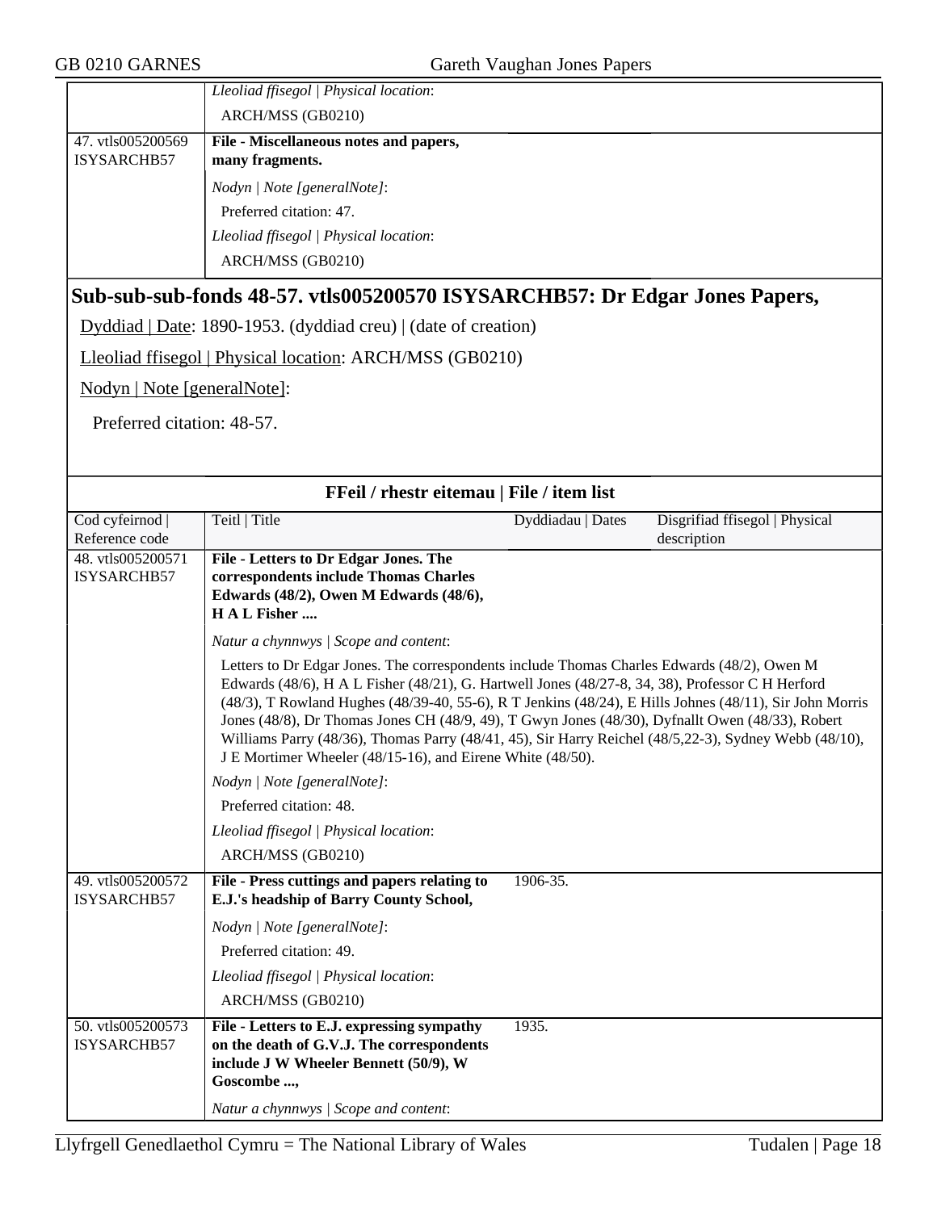| | |
|---|---|
| | *Lleoliad ffisegol \| Physical location*: ARCH/MSS (GB0210) |
| 47. vtls005200569 ISYSARCHB57 | **File - Miscellaneous notes and papers, many fragments.** *Nodyn \| Note [generalNote]*: Preferred citation: 47. *Lleoliad ffisegol \| Physical location*: ARCH/MSS (GB0210) |

## Sub-sub-sub-fonds 48-57. vtls005200570 ISYSARCHB57: Dr Edgar Jones Papers,

Dyddiad | Date: 1890-1953. (dyddiad creu) | (date of creation)

Lleoliad ffisegol | Physical location: ARCH/MSS (GB0210)

Nodyn | Note [generalNote]:

Preferred citation: 48-57.

### FFeil / rhestr eitemau | File / item list

| Cod cyfeirnod \| Reference code | Teitl \| Title | Dyddiadau \| Dates | Disgrifiad ffisegol \| Physical description |
|---|---|---|---|
| 48. vtls005200571 ISYSARCHB57 | **File - Letters to Dr Edgar Jones. The correspondents include Thomas Charles Edwards (48/2), Owen M Edwards (48/6), H A L Fisher ....** | | |
| | *Natur a chynnwys \| Scope and content*: Letters to Dr Edgar Jones. The correspondents include Thomas Charles Edwards (48/2), Owen M Edwards (48/6), H A L Fisher (48/21), G. Hartwell Jones (48/27-8, 34, 38), Professor C H Herford (48/3), T Rowland Hughes (48/39-40, 55-6), R T Jenkins (48/24), E Hills Johnes (48/11), Sir John Morris Jones (48/8), Dr Thomas Jones CH (48/9, 49), T Gwyn Jones (48/30), Dyfnallt Owen (48/33), Robert Williams Parry (48/36), Thomas Parry (48/41, 45), Sir Harry Reichel (48/5,22-3), Sydney Webb (48/10), J E Mortimer Wheeler (48/15-16), and Eirene White (48/50). *Nodyn \| Note [generalNote]*: Preferred citation: 48. *Lleoliad ffisegol \| Physical location*: ARCH/MSS (GB0210) | | |
| 49. vtls005200572 ISYSARCHB57 | **File - Press cuttings and papers relating to E.J.'s headship of Barry County School,** *Nodyn \| Note [generalNote]*: Preferred citation: 49. *Lleoliad ffisegol \| Physical location*: ARCH/MSS (GB0210) | 1906-35. | |
| 50. vtls005200573 ISYSARCHB57 | **File - Letters to E.J. expressing sympathy on the death of G.V.J. The correspondents include J W Wheeler Bennett (50/9), W Goscombe ...,** *Natur a chynnwys \| Scope and content*: | 1935. | |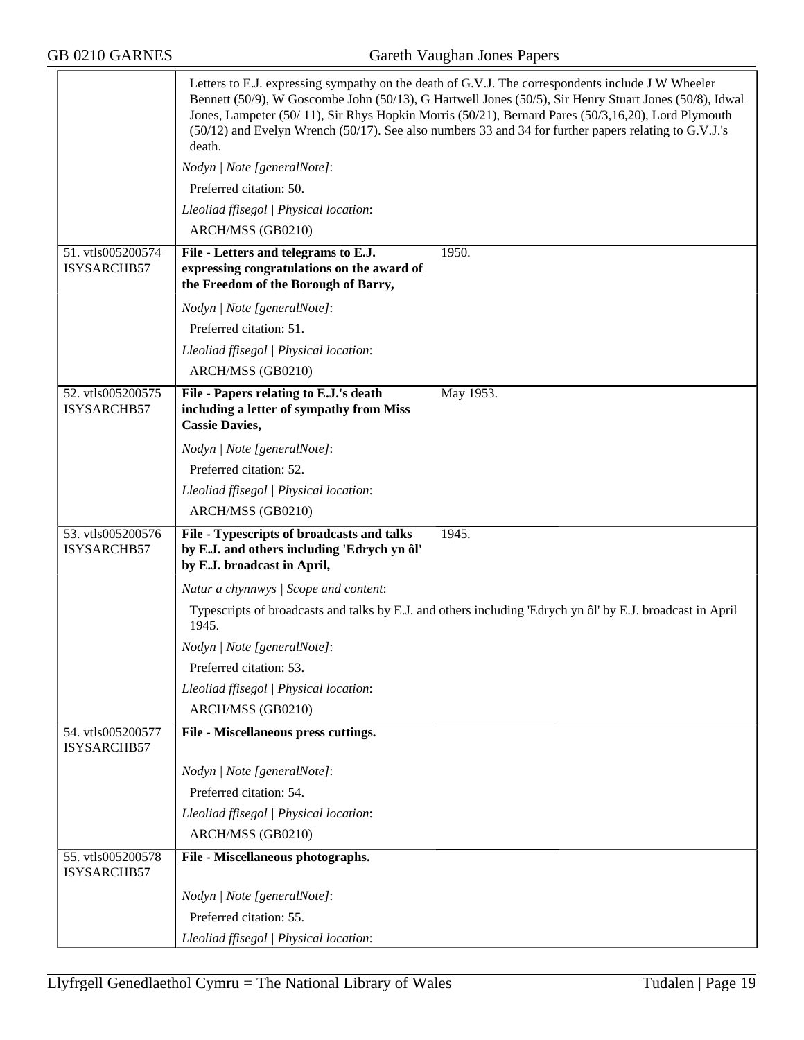| | |
|---|---|
| | Letters to E.J. expressing sympathy on the death of G.V.J. The correspondents include J W Wheeler Bennett (50/9), W Goscombe John (50/13), G Hartwell Jones (50/5), Sir Henry Stuart Jones (50/8), Idwal Jones, Lampeter (50/ 11), Sir Rhys Hopkin Morris (50/21), Bernard Pares (50/3,16,20), Lord Plymouth (50/12) and Evelyn Wrench (50/17). See also numbers 33 and 34 for further papers relating to G.V.J.'s death.<br>*Nodyn \| Note [generalNote]*:<br>Preferred citation: 50.<br>*Lleoliad ffisegol \| Physical location*:<br>ARCH/MSS (GB0210) |
| 51. vtls005200574 ISYSARCHB57 | **File - Letters and telegrams to E.J. expressing congratulations on the award of the Freedom of the Borough of Barry,** 1950.<br>*Nodyn \| Note [generalNote]*:<br>Preferred citation: 51.<br>*Lleoliad ffisegol \| Physical location*:<br>ARCH/MSS (GB0210) |
| 52. vtls005200575 ISYSARCHB57 | **File - Papers relating to E.J.'s death including a letter of sympathy from Miss Cassie Davies,** May 1953.<br>*Nodyn \| Note [generalNote]*:<br>Preferred citation: 52.<br>*Lleoliad ffisegol \| Physical location*:<br>ARCH/MSS (GB0210) |
| 53. vtls005200576 ISYSARCHB57 | **File - Typescripts of broadcasts and talks by E.J. and others including 'Edrych yn ôl' by E.J. broadcast in April,** 1945.<br>*Natur a chynnwys \| Scope and content*:<br>Typescripts of broadcasts and talks by E.J. and others including 'Edrych yn ôl' by E.J. broadcast in April 1945.<br>*Nodyn \| Note [generalNote]*:<br>Preferred citation: 53.<br>*Lleoliad ffisegol \| Physical location*:<br>ARCH/MSS (GB0210) |
| 54. vtls005200577 ISYSARCHB57 | **File - Miscellaneous press cuttings.**<br>*Nodyn \| Note [generalNote]*:<br>Preferred citation: 54.<br>*Lleoliad ffisegol \| Physical location*:<br>ARCH/MSS (GB0210) |
| 55. vtls005200578 ISYSARCHB57 | **File - Miscellaneous photographs.**<br>*Nodyn \| Note [generalNote]*:<br>Preferred citation: 55.<br>*Lleoliad ffisegol \| Physical location*: |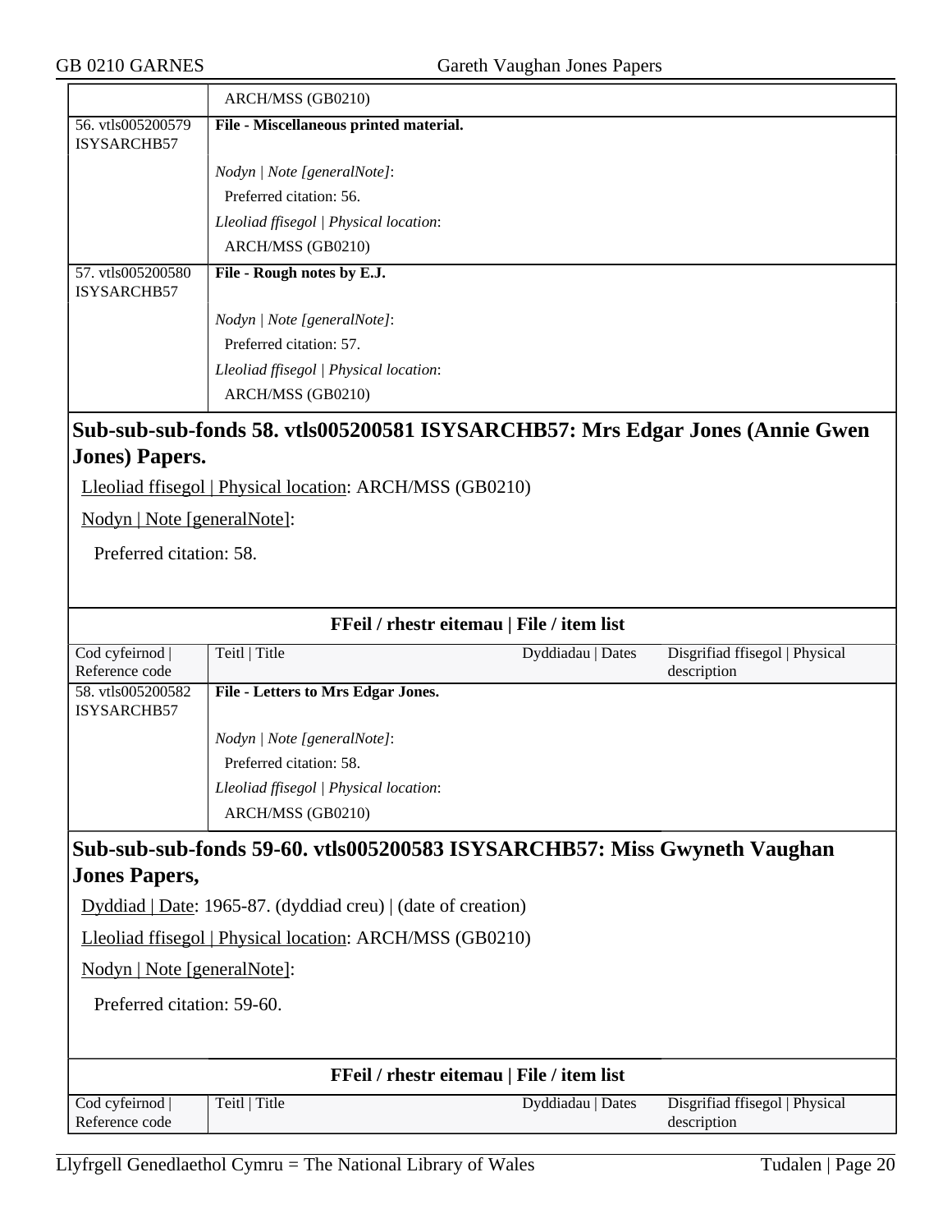| | ARCH/MSS (GB0210) |
|---|---|
| 56. vtls005200579 ISYSARCHB57 | **File - Miscellaneous printed material.**<br><br>*Nodyn \| Note [generalNote]*:<br>Preferred citation: 56.<br>*Lleoliad ffisegol \| Physical location*:<br>ARCH/MSS (GB0210) |
| 57. vtls005200580 ISYSARCHB57 | **File - Rough notes by E.J.**<br><br>*Nodyn \| Note [generalNote]*:<br>Preferred citation: 57.<br>*Lleoliad ffisegol \| Physical location*:<br>ARCH/MSS (GB0210) |

## Sub-sub-sub-fonds 58. vtls005200581 ISYSARCHB57: Mrs Edgar Jones (Annie Gwen Jones) Papers.

Lleoliad ffisegol | Physical location: ARCH/MSS (GB0210)

Nodyn | Note [generalNote]:

Preferred citation: 58.

**FFeil / rhestr eitemau | File / item list**

| Cod cyfeirnod \| Reference code | Teitl \| Title | Dyddiadau \| Dates | Disgrifiad ffisegol \| Physical description |
|---|---|---|---|
| 58. vtls005200582 ISYSARCHB57 | **File - Letters to Mrs Edgar Jones.**<br><br>*Nodyn \| Note [generalNote]*:<br>Preferred citation: 58.<br>*Lleoliad ffisegol \| Physical location*:<br>ARCH/MSS (GB0210) | | |

## Sub-sub-sub-fonds 59-60. vtls005200583 ISYSARCHB57: Miss Gwyneth Vaughan Jones Papers,

Dyddiad | Date: 1965-87. (dyddiad creu) | (date of creation)

Lleoliad ffisegol | Physical location: ARCH/MSS (GB0210)

Nodyn | Note [generalNote]:

Preferred citation: 59-60.

**FFeil / rhestr eitemau | File / item list**

| Cod cyfeirnod \| Reference code | Teitl \| Title | Dyddiadau \| Dates | Disgrifiad ffisegol \| Physical description |
|---|---|---|---|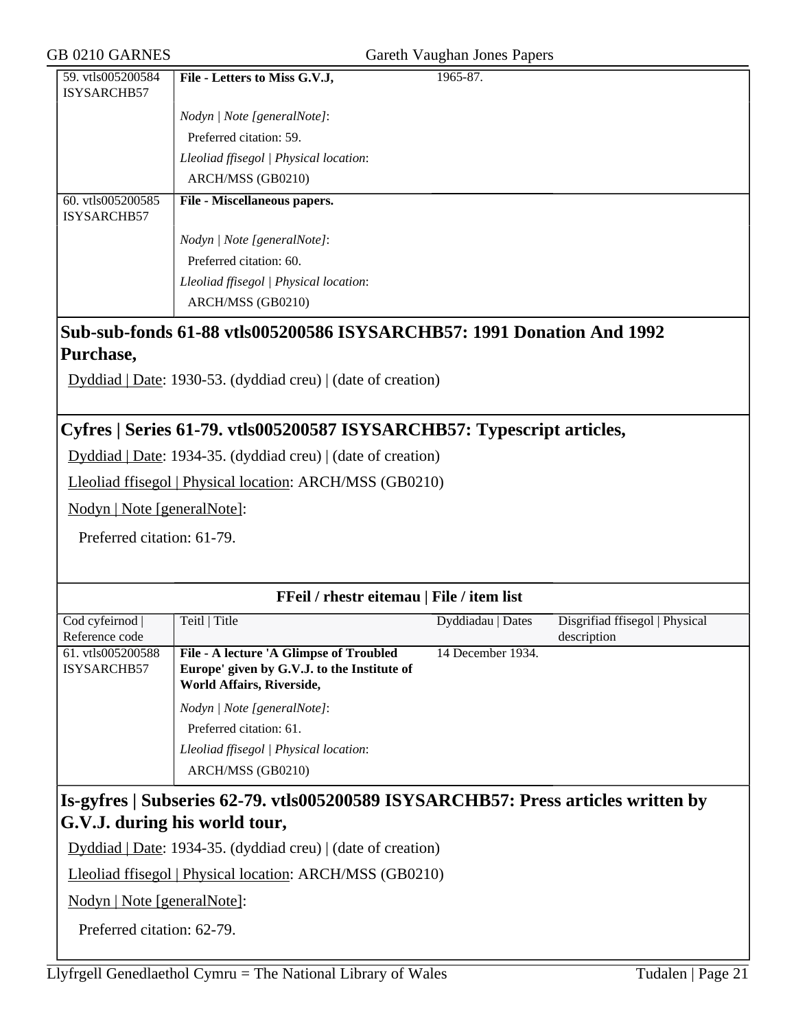| | | | |
|---|---|---|---|
| 59. vtls005200584 ISYSARCHB57 | **File - Letters to Miss G.V.J,** | 1965-87. | |
| | *Nodyn \| Note [generalNote]*: | | |
| | Preferred citation: 59. | | |
| | *Lleoliad ffisegol \| Physical location*: | | |
| | ARCH/MSS (GB0210) | | |
| 60. vtls005200585 ISYSARCHB57 | **File - Miscellaneous papers.** | | |
| | *Nodyn \| Note [generalNote]*: | | |
| | Preferred citation: 60. | | |
| | *Lleoliad ffisegol \| Physical location*: | | |
| | ARCH/MSS (GB0210) | | |

## Sub-sub-fonds 61-88 vtls005200586 ISYSARCHB57: 1991 Donation And 1992 Purchase,

Dyddiad | Date: 1930-53. (dyddiad creu) | (date of creation)

## Cyfres | Series 61-79. vtls005200587 ISYSARCHB57: Typescript articles,

Dyddiad | Date: 1934-35. (dyddiad creu) | (date of creation)

Lleoliad ffisegol | Physical location: ARCH/MSS (GB0210)

Nodyn | Note [generalNote]:

Preferred citation: 61-79.

**FFeil / rhestr eitemau | File / item list**

| Cod cyfeirnod \| Reference code | Teitl \| Title | Dyddiadau \| Dates | Disgrifiad ffisegol \| Physical description |
|---|---|---|---|
| 61. vtls005200588 ISYSARCHB57 | **File - A lecture 'A Glimpse of Troubled Europe' given by G.V.J. to the Institute of World Affairs, Riverside,** | 14 December 1934. | |
| | *Nodyn \| Note [generalNote]*: | | |
| | Preferred citation: 61. | | |
| | *Lleoliad ffisegol \| Physical location*: | | |
| | ARCH/MSS (GB0210) | | |

## Is-gyfres | Subseries 62-79. vtls005200589 ISYSARCHB57: Press articles written by G.V.J. during his world tour,

Dyddiad | Date: 1934-35. (dyddiad creu) | (date of creation)

Lleoliad ffisegol | Physical location: ARCH/MSS (GB0210)

Nodyn | Note [generalNote]:

Preferred citation: 62-79.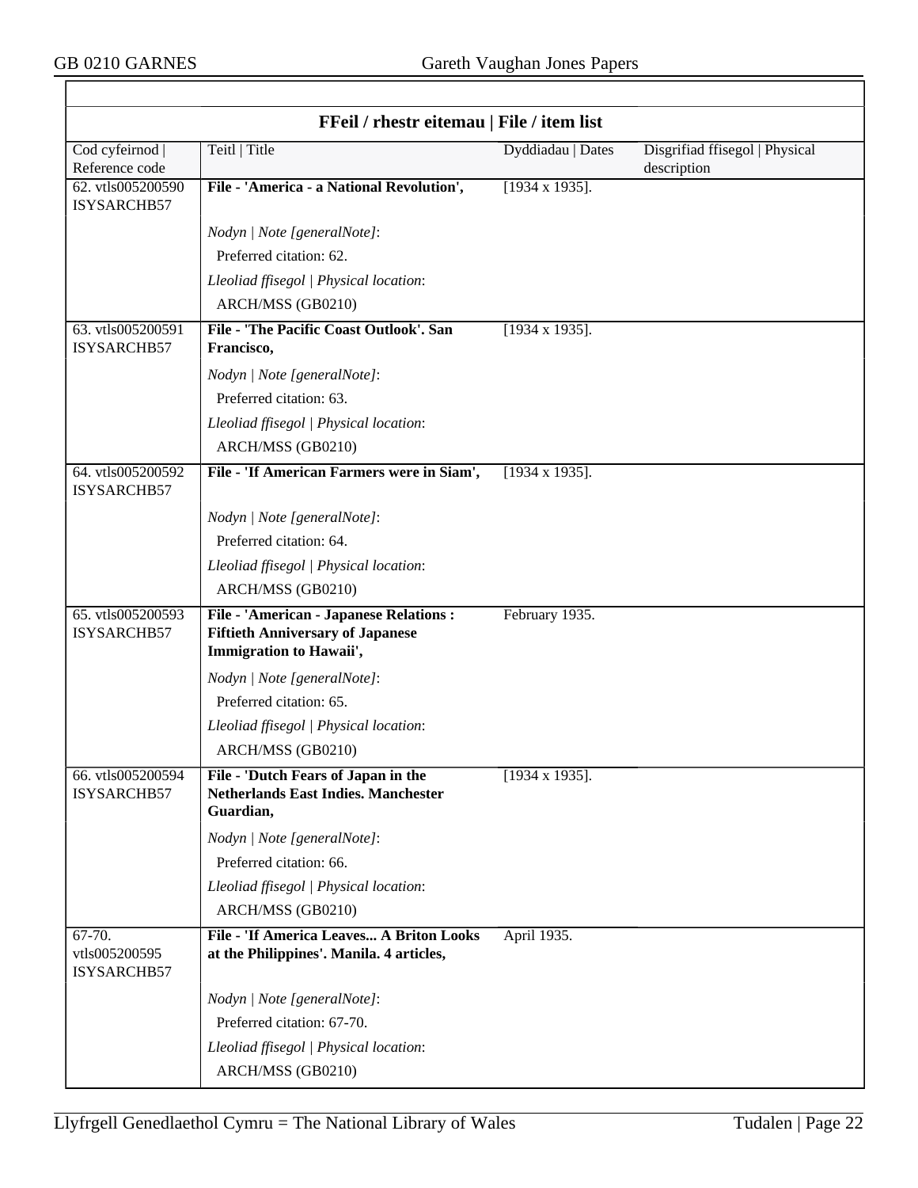## FFeil / rhestr eitemau | File / item list

| Cod cyfeirnod \| Reference code | Teitl \| Title | Dyddiadau \| Dates | Disgrifiad ffisegol \| Physical description |
|---|---|---|---|
| 62. vtls005200590 ISYSARCHB57 | **File - 'America - a National Revolution',** | [1934 x 1935]. | |
| | *Nodyn \| Note [generalNote]*: Preferred citation: 62. | | |
| | *Lleoliad ffisegol \| Physical location*: ARCH/MSS (GB0210) | | |
| 63. vtls005200591 ISYSARCHB57 | **File - 'The Pacific Coast Outlook'. San Francisco,** | [1934 x 1935]. | |
| | *Nodyn \| Note [generalNote]*: Preferred citation: 63. | | |
| | *Lleoliad ffisegol \| Physical location*: ARCH/MSS (GB0210) | | |
| 64. vtls005200592 ISYSARCHB57 | **File - 'If American Farmers were in Siam',** | [1934 x 1935]. | |
| | *Nodyn \| Note [generalNote]*: Preferred citation: 64. | | |
| | *Lleoliad ffisegol \| Physical location*: ARCH/MSS (GB0210) | | |
| 65. vtls005200593 ISYSARCHB57 | **File - 'American - Japanese Relations : Fiftieth Anniversary of Japanese Immigration to Hawaii',** | February 1935. | |
| | *Nodyn \| Note [generalNote]*: Preferred citation: 65. | | |
| | *Lleoliad ffisegol \| Physical location*: ARCH/MSS (GB0210) | | |
| 66. vtls005200594 ISYSARCHB57 | **File - 'Dutch Fears of Japan in the Netherlands East Indies. Manchester Guardian,** | [1934 x 1935]. | |
| | *Nodyn \| Note [generalNote]*: Preferred citation: 66. | | |
| | *Lleoliad ffisegol \| Physical location*: ARCH/MSS (GB0210) | | |
| 67-70. vtls005200595 ISYSARCHB57 | **File - 'If America Leaves... A Briton Looks at the Philippines'. Manila. 4 articles,** | April 1935. | |
| | *Nodyn \| Note [generalNote]*: Preferred citation: 67-70. | | |
| | *Lleoliad ffisegol \| Physical location*: ARCH/MSS (GB0210) | | |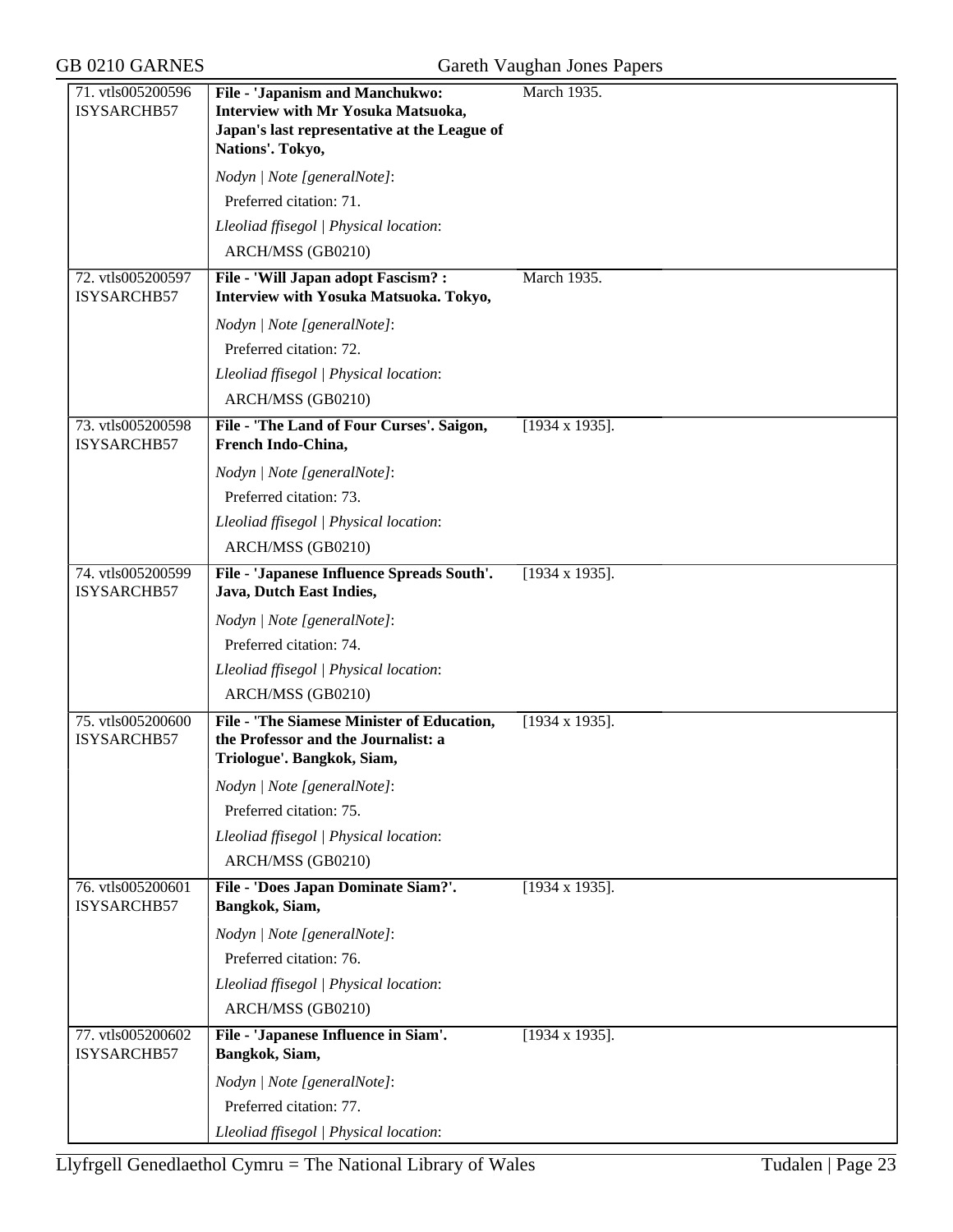| | | |
|---|---|---|
| 71. vtls005200596 ISYSARCHB57 | **File - 'Japanism and Manchukwo: Interview with Mr Yosuka Matsuoka, Japan's last representative at the League of Nations'. Tokyo,**<br><br>*Nodyn \| Note [generalNote]*:<br>Preferred citation: 71.<br>*Lleoliad ffisegol \| Physical location*:<br>ARCH/MSS (GB0210) | March 1935. |
| 72. vtls005200597 ISYSARCHB57 | **File - 'Will Japan adopt Fascism? : Interview with Yosuka Matsuoka. Tokyo,**<br><br>*Nodyn \| Note [generalNote]*:<br>Preferred citation: 72.<br>*Lleoliad ffisegol \| Physical location*:<br>ARCH/MSS (GB0210) | March 1935. |
| 73. vtls005200598 ISYSARCHB57 | **File - 'The Land of Four Curses'. Saigon, French Indo-China,**<br><br>*Nodyn \| Note [generalNote]*:<br>Preferred citation: 73.<br>*Lleoliad ffisegol \| Physical location*:<br>ARCH/MSS (GB0210) | [1934 x 1935]. |
| 74. vtls005200599 ISYSARCHB57 | **File - 'Japanese Influence Spreads South'. Java, Dutch East Indies,**<br><br>*Nodyn \| Note [generalNote]*:<br>Preferred citation: 74.<br>*Lleoliad ffisegol \| Physical location*:<br>ARCH/MSS (GB0210) | [1934 x 1935]. |
| 75. vtls005200600 ISYSARCHB57 | **File - 'The Siamese Minister of Education, the Professor and the Journalist: a Triologue'. Bangkok, Siam,**<br><br>*Nodyn \| Note [generalNote]*:<br>Preferred citation: 75.<br>*Lleoliad ffisegol \| Physical location*:<br>ARCH/MSS (GB0210) | [1934 x 1935]. |
| 76. vtls005200601 ISYSARCHB57 | **File - 'Does Japan Dominate Siam?'. Bangkok, Siam,**<br><br>*Nodyn \| Note [generalNote]*:<br>Preferred citation: 76.<br>*Lleoliad ffisegol \| Physical location*:<br>ARCH/MSS (GB0210) | [1934 x 1935]. |
| 77. vtls005200602 ISYSARCHB57 | **File - 'Japanese Influence in Siam'. Bangkok, Siam,**<br><br>*Nodyn \| Note [generalNote]*:<br>Preferred citation: 77.<br>*Lleoliad ffisegol \| Physical location*: | [1934 x 1935]. |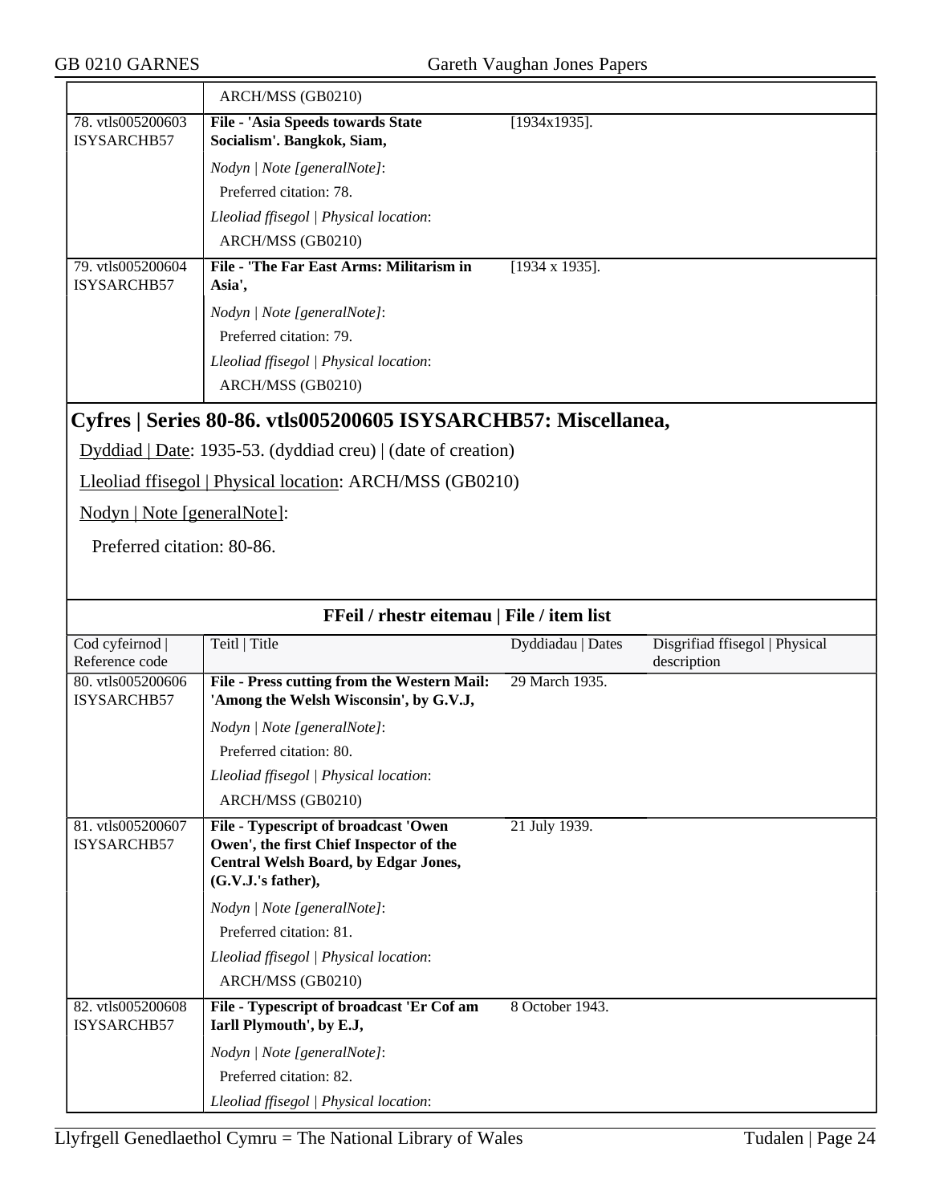| | ARCH/MSS (GB0210) | | |
|---|---|---|---|
| 78. vtls005200603 ISYSARCHB57 | **File - 'Asia Speeds towards State Socialism'. Bangkok, Siam,**<br>*Nodyn \| Note [generalNote]*:<br>Preferred citation: 78.<br>*Lleoliad ffisegol \| Physical location*:<br>ARCH/MSS (GB0210) | [1934x1935]. | |
| 79. vtls005200604 ISYSARCHB57 | **File - 'The Far East Arms: Militarism in Asia',**<br>*Nodyn \| Note [generalNote]*:<br>Preferred citation: 79.<br>*Lleoliad ffisegol \| Physical location*:<br>ARCH/MSS (GB0210) | [1934 x 1935]. | |

## Cyfres | Series 80-86. vtls005200605 ISYSARCHB57: Miscellanea,

Dyddiad | Date: 1935-53. (dyddiad creu) | (date of creation)

Lleoliad ffisegol | Physical location: ARCH/MSS (GB0210)

Nodyn | Note [generalNote]:

Preferred citation: 80-86.

**FFeil / rhestr eitemau | File / item list**

| Cod cyfeirnod \| Reference code | Teitl \| Title | Dyddiadau \| Dates | Disgrifiad ffisegol \| Physical description |
|---|---|---|---|
| 80. vtls005200606 ISYSARCHB57 | **File - Press cutting from the Western Mail: 'Among the Welsh Wisconsin', by G.V.J,**<br>*Nodyn \| Note [generalNote]*:<br>Preferred citation: 80.<br>*Lleoliad ffisegol \| Physical location*:<br>ARCH/MSS (GB0210) | 29 March 1935. | |
| 81. vtls005200607 ISYSARCHB57 | **File - Typescript of broadcast 'Owen Owen', the first Chief Inspector of the Central Welsh Board, by Edgar Jones, (G.V.J.'s father),**<br>*Nodyn \| Note [generalNote]*:<br>Preferred citation: 81.<br>*Lleoliad ffisegol \| Physical location*:<br>ARCH/MSS (GB0210) | 21 July 1939. | |
| 82. vtls005200608 ISYSARCHB57 | **File - Typescript of broadcast 'Er Cof am Iarll Plymouth', by E.J,**<br>*Nodyn \| Note [generalNote]*:<br>Preferred citation: 82.<br>*Lleoliad ffisegol \| Physical location*: | 8 October 1943. | |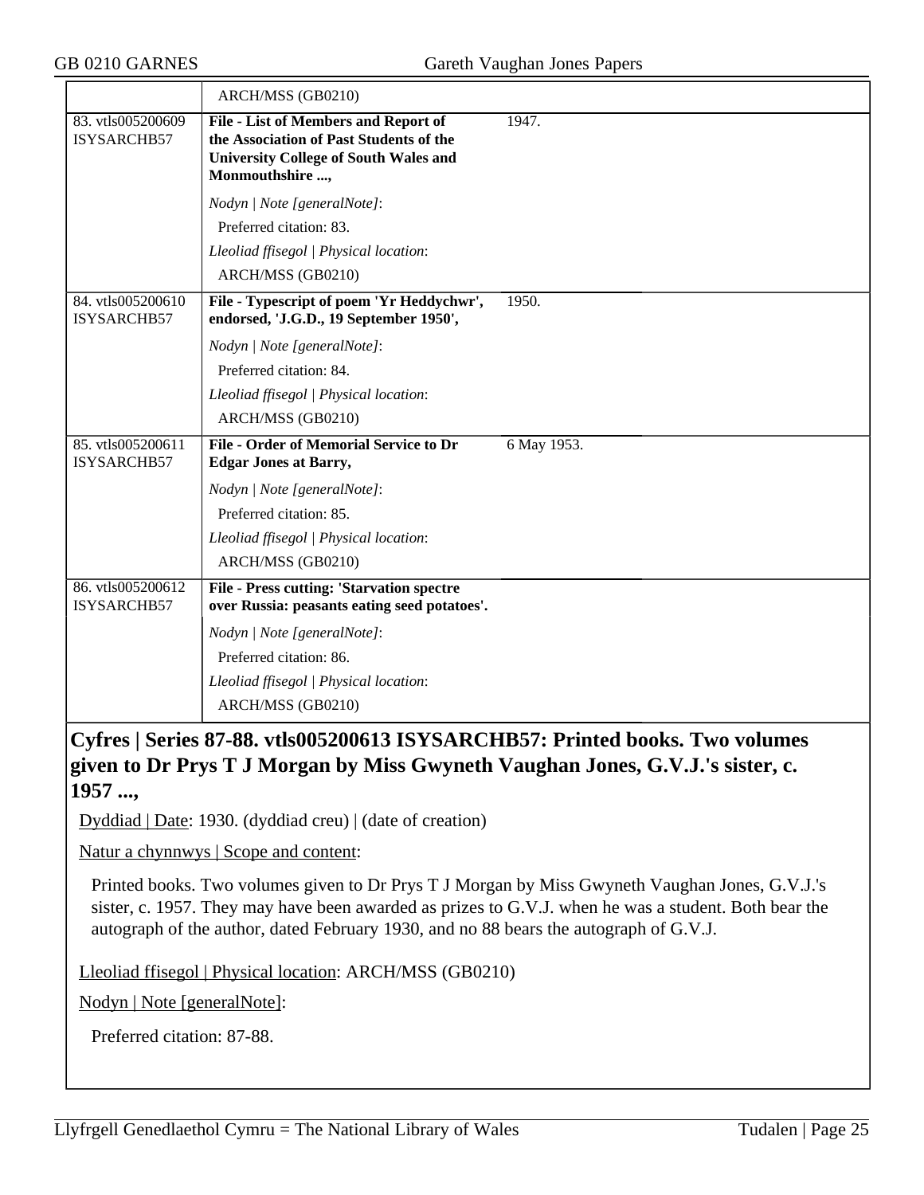| | | |
|---|---|---|
| | ARCH/MSS (GB0210) | |
| 83. vtls005200609 ISYSARCHB57 | **File - List of Members and Report of the Association of Past Students of the University College of South Wales and Monmouthshire ...,**<br>*Nodyn \| Note [generalNote]*:<br>Preferred citation: 83.<br>*Lleoliad ffisegol \| Physical location*:<br>ARCH/MSS (GB0210) | 1947. |
| 84. vtls005200610 ISYSARCHB57 | **File - Typescript of poem 'Yr Heddychwr', endorsed, 'J.G.D., 19 September 1950',**<br>*Nodyn \| Note [generalNote]*:<br>Preferred citation: 84.<br>*Lleoliad ffisegol \| Physical location*:<br>ARCH/MSS (GB0210) | 1950. |
| 85. vtls005200611 ISYSARCHB57 | **File - Order of Memorial Service to Dr Edgar Jones at Barry,**<br>*Nodyn \| Note [generalNote]*:<br>Preferred citation: 85.<br>*Lleoliad ffisegol \| Physical location*:<br>ARCH/MSS (GB0210) | 6 May 1953. |
| 86. vtls005200612 ISYSARCHB57 | **File - Press cutting: 'Starvation spectre over Russia: peasants eating seed potatoes'.**<br>*Nodyn \| Note [generalNote]*:<br>Preferred citation: 86.<br>*Lleoliad ffisegol \| Physical location*:<br>ARCH/MSS (GB0210) | |

## Cyfres | Series 87-88. vtls005200613 ISYSARCHB57: Printed books. Two volumes given to Dr Prys T J Morgan by Miss Gwyneth Vaughan Jones, G.V.J.'s sister, c. 1957 ...,

Dyddiad | Date: 1930. (dyddiad creu) | (date of creation)

Natur a chynnwys | Scope and content:

Printed books. Two volumes given to Dr Prys T J Morgan by Miss Gwyneth Vaughan Jones, G.V.J.'s sister, c. 1957. They may have been awarded as prizes to G.V.J. when he was a student. Both bear the autograph of the author, dated February 1930, and no 88 bears the autograph of G.V.J.

Lleoliad ffisegol | Physical location: ARCH/MSS (GB0210)

Nodyn | Note [generalNote]:

Preferred citation: 87-88.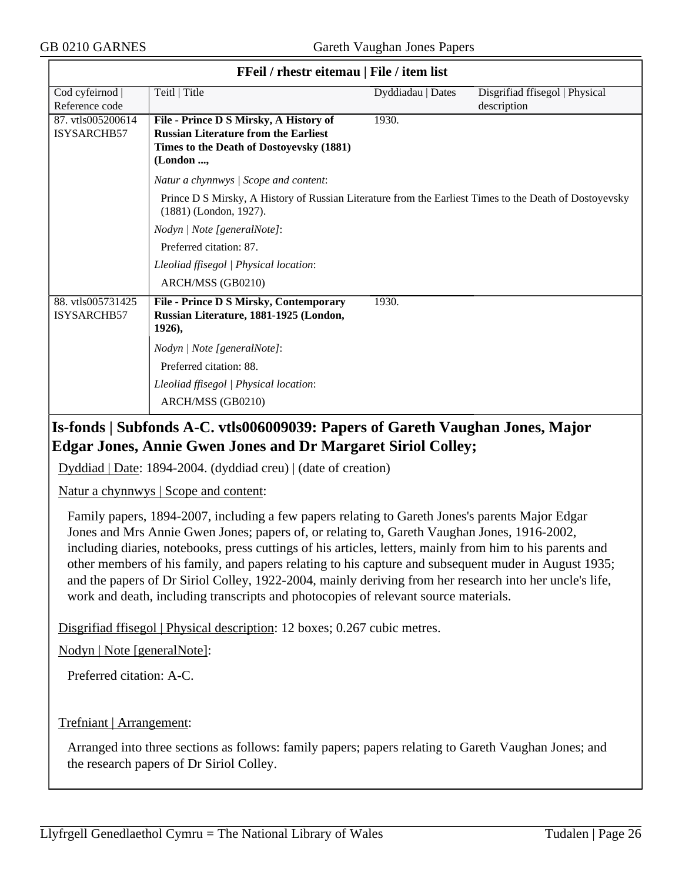**FFeil / rhestr eitemau | File / item list**

| Cod cyfeirnod \| Reference code | Teitl \| Title | Dyddiadau \| Dates | Disgrifiad ffisegol \| Physical description |
|---|---|---|---|
| 87. vtls005200614 ISYSARCHB57 | **File - Prince D S Mirsky, A History of Russian Literature from the Earliest Times to the Death of Dostoyevsky (1881) (London ...,** | 1930. | |

*Natur a chynnwys | Scope and content*:

Prince D S Mirsky, A History of Russian Literature from the Earliest Times to the Death of Dostoyevsky (1881) (London, 1927).

*Nodyn | Note [generalNote]*:

Preferred citation: 87.

*Lleoliad ffisegol | Physical location*:

ARCH/MSS (GB0210)

| Cod cyfeirnod \| Reference code | Teitl \| Title | Dyddiadau \| Dates | Disgrifiad ffisegol \| Physical description |
|---|---|---|---|
| 88. vtls005731425 ISYSARCHB57 | **File - Prince D S Mirsky, Contemporary Russian Literature, 1881-1925 (London, 1926),** | 1930. | |

*Nodyn | Note [generalNote]*:

Preferred citation: 88.

*Lleoliad ffisegol | Physical location*:

ARCH/MSS (GB0210)

## Is-fonds | Subfonds A-C. vtls006009039: Papers of Gareth Vaughan Jones, Major Edgar Jones, Annie Gwen Jones and Dr Margaret Siriol Colley;

Dyddiad | Date: 1894-2004. (dyddiad creu) | (date of creation)

Natur a chynnwys | Scope and content:

Family papers, 1894-2007, including a few papers relating to Gareth Jones's parents Major Edgar Jones and Mrs Annie Gwen Jones; papers of, or relating to, Gareth Vaughan Jones, 1916-2002, including diaries, notebooks, press cuttings of his articles, letters, mainly from him to his parents and other members of his family, and papers relating to his capture and subsequent muder in August 1935; and the papers of Dr Siriol Colley, 1922-2004, mainly deriving from her research into her uncle's life, work and death, including transcripts and photocopies of relevant source materials.

Disgrifiad ffisegol | Physical description: 12 boxes; 0.267 cubic metres.

Nodyn | Note [generalNote]:

Preferred citation: A-C.

Trefniant | Arrangement:

Arranged into three sections as follows: family papers; papers relating to Gareth Vaughan Jones; and the research papers of Dr Siriol Colley.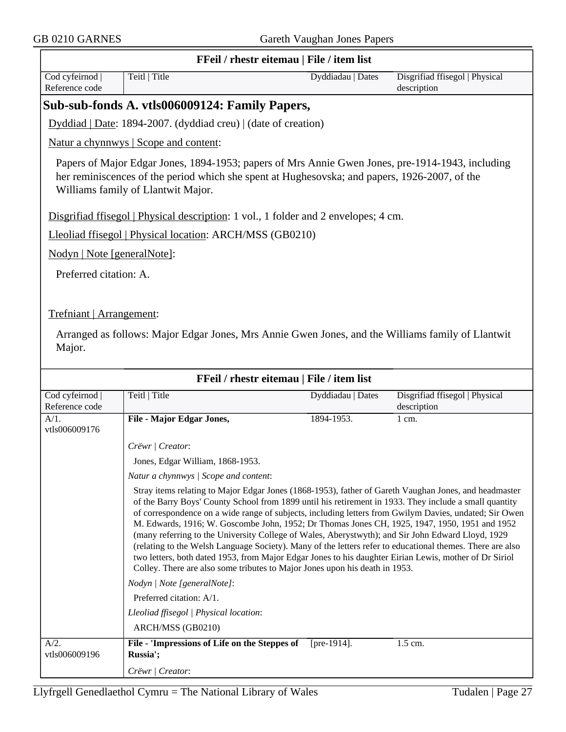| Cod cyfeirnod \| Reference code | Teitl \| Title | Dyddiadau \| Dates | Disgrifiad ffisegol \| Physical description |
|---|---|---|---|

## Sub-sub-fonds A. vtls006009124: Family Papers,

Dyddiad | Date: 1894-2007. (dyddiad creu) | (date of creation)

Natur a chynnwys | Scope and content:

Papers of Major Edgar Jones, 1894-1953; papers of Mrs Annie Gwen Jones, pre-1914-1943, including her reminiscences of the period which she spent at Hughesovska; and papers, 1926-2007, of the Williams family of Llantwit Major.

Disgrifiad ffisegol | Physical description: 1 vol., 1 folder and 2 envelopes; 4 cm.

Lleoliad ffisegol | Physical location: ARCH/MSS (GB0210)

Nodyn | Note [generalNote]:

Preferred citation: A.

Trefniant | Arrangement:

Arranged as follows: Major Edgar Jones, Mrs Annie Gwen Jones, and the Williams family of Llantwit Major.

### FFeil / rhestr eitemau | File / item list

| Cod cyfeirnod \| Reference code | Teitl \| Title | Dyddiadau \| Dates | Disgrifiad ffisegol \| Physical description |
|---|---|---|---|
| A/1. vtls006009176 | **File - Major Edgar Jones,** | 1894-1953. | 1 cm. |

*Crëwr | Creator*:

Jones, Edgar William, 1868-1953.

*Natur a chynnwys | Scope and content*:

Stray items relating to Major Edgar Jones (1868-1953), father of Gareth Vaughan Jones, and headmaster of the Barry Boys' County School from 1899 until his retirement in 1933. They include a small quantity of correspondence on a wide range of subjects, including letters from Gwilym Davies, undated; Sir Owen M. Edwards, 1916; W. Goscombe John, 1952; Dr Thomas Jones CH, 1925, 1947, 1950, 1951 and 1952 (many referring to the University College of Wales, Aberystwyth); and Sir John Edward Lloyd, 1929 (relating to the Welsh Language Society). Many of the letters refer to educational themes. There are also two letters, both dated 1953, from Major Edgar Jones to his daughter Eirian Lewis, mother of Dr Siriol Colley. There are also some tributes to Major Jones upon his death in 1953.

*Nodyn | Note [generalNote]*:

Preferred citation: A/1.

*Lleoliad ffisegol | Physical location*:

ARCH/MSS (GB0210)

| Cod cyfeirnod \| Reference code | Teitl \| Title | Dyddiadau \| Dates | Disgrifiad ffisegol \| Physical description |
|---|---|---|---|
| A/2. vtls006009196 | **File - 'Impressions of Life on the Steppes of Russia';** | [pre-1914]. | 1.5 cm. |

*Crëwr | Creator*: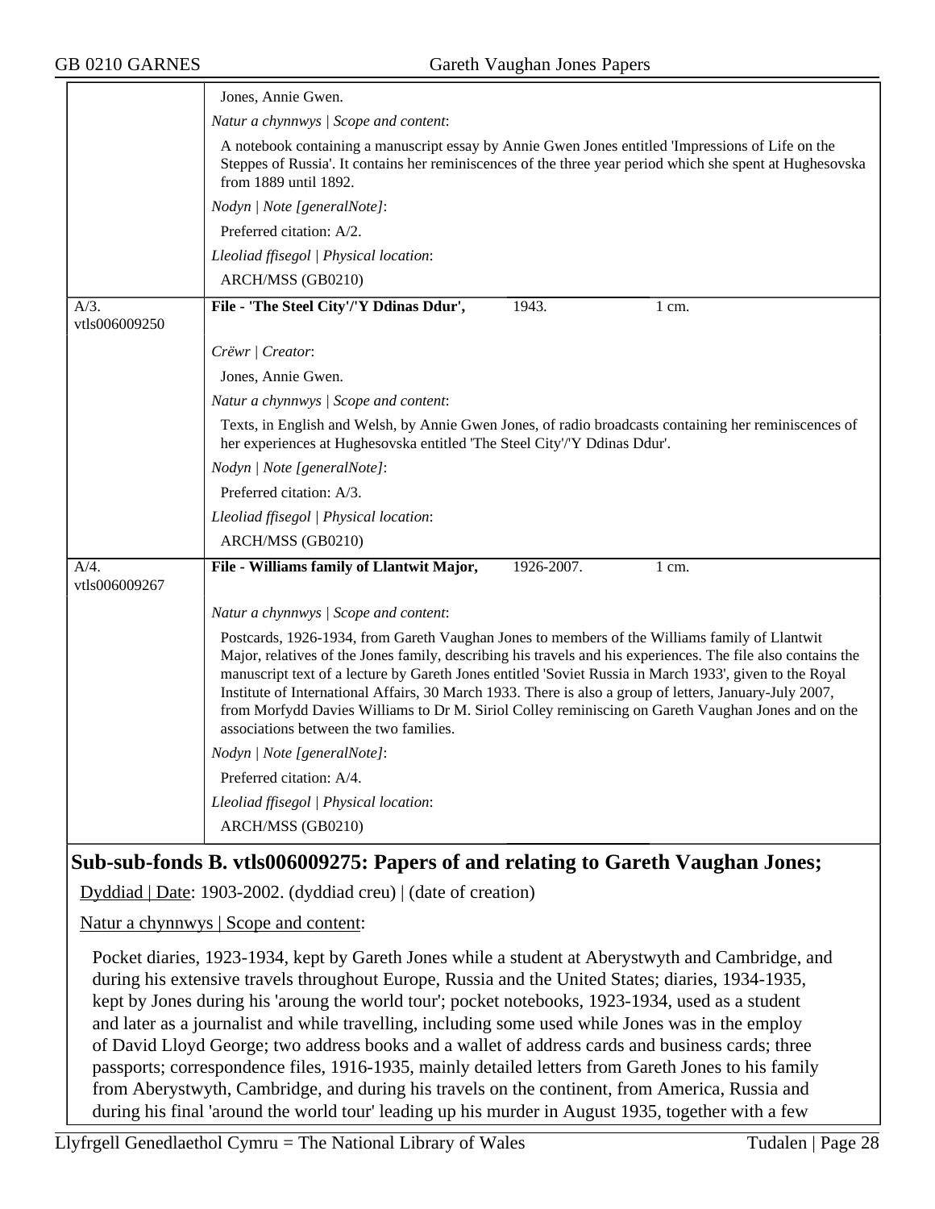Jones, Annie Gwen.

*Natur a chynnwys | Scope and content*:

A notebook containing a manuscript essay by Annie Gwen Jones entitled 'Impressions of Life on the Steppes of Russia'. It contains her reminiscences of the three year period which she spent at Hughesovska from 1889 until 1892.

*Nodyn | Note [generalNote]*:

Preferred citation: A/2.

*Lleoliad ffisegol | Physical location*:

ARCH/MSS (GB0210)

---

A/3. vtls006009250

**File - 'The Steel City'/'Y Ddinas Ddur',** 1943. 1 cm.

*Crëwr | Creator*:

Jones, Annie Gwen.

*Natur a chynnwys | Scope and content*:

Texts, in English and Welsh, by Annie Gwen Jones, of radio broadcasts containing her reminiscences of her experiences at Hughesovska entitled 'The Steel City'/'Y Ddinas Ddur'.

*Nodyn | Note [generalNote]*:

Preferred citation: A/3.

*Lleoliad ffisegol | Physical location*:

ARCH/MSS (GB0210)

---

A/4. vtls006009267

**File - Williams family of Llantwit Major,** 1926-2007. 1 cm.

*Natur a chynnwys | Scope and content*:

Postcards, 1926-1934, from Gareth Vaughan Jones to members of the Williams family of Llantwit Major, relatives of the Jones family, describing his travels and his experiences. The file also contains the manuscript text of a lecture by Gareth Jones entitled 'Soviet Russia in March 1933', given to the Royal Institute of International Affairs, 30 March 1933. There is also a group of letters, January-July 2007, from Morfydd Davies Williams to Dr M. Siriol Colley reminiscing on Gareth Vaughan Jones and on the associations between the two families.

*Nodyn | Note [generalNote]*:

Preferred citation: A/4.

*Lleoliad ffisegol | Physical location*:

ARCH/MSS (GB0210)

## Sub-sub-fonds B. vtls006009275: Papers of and relating to Gareth Vaughan Jones;

Dyddiad | Date: 1903-2002. (dyddiad creu) | (date of creation)

Natur a chynnwys | Scope and content:

Pocket diaries, 1923-1934, kept by Gareth Jones while a student at Aberystwyth and Cambridge, and during his extensive travels throughout Europe, Russia and the United States; diaries, 1934-1935, kept by Jones during his 'aroung the world tour'; pocket notebooks, 1923-1934, used as a student and later as a journalist and while travelling, including some used while Jones was in the employ of David Lloyd George; two address books and a wallet of address cards and business cards; three passports; correspondence files, 1916-1935, mainly detailed letters from Gareth Jones to his family from Aberystwyth, Cambridge, and during his travels on the continent, from America, Russia and during his final 'around the world tour' leading up his murder in August 1935, together with a few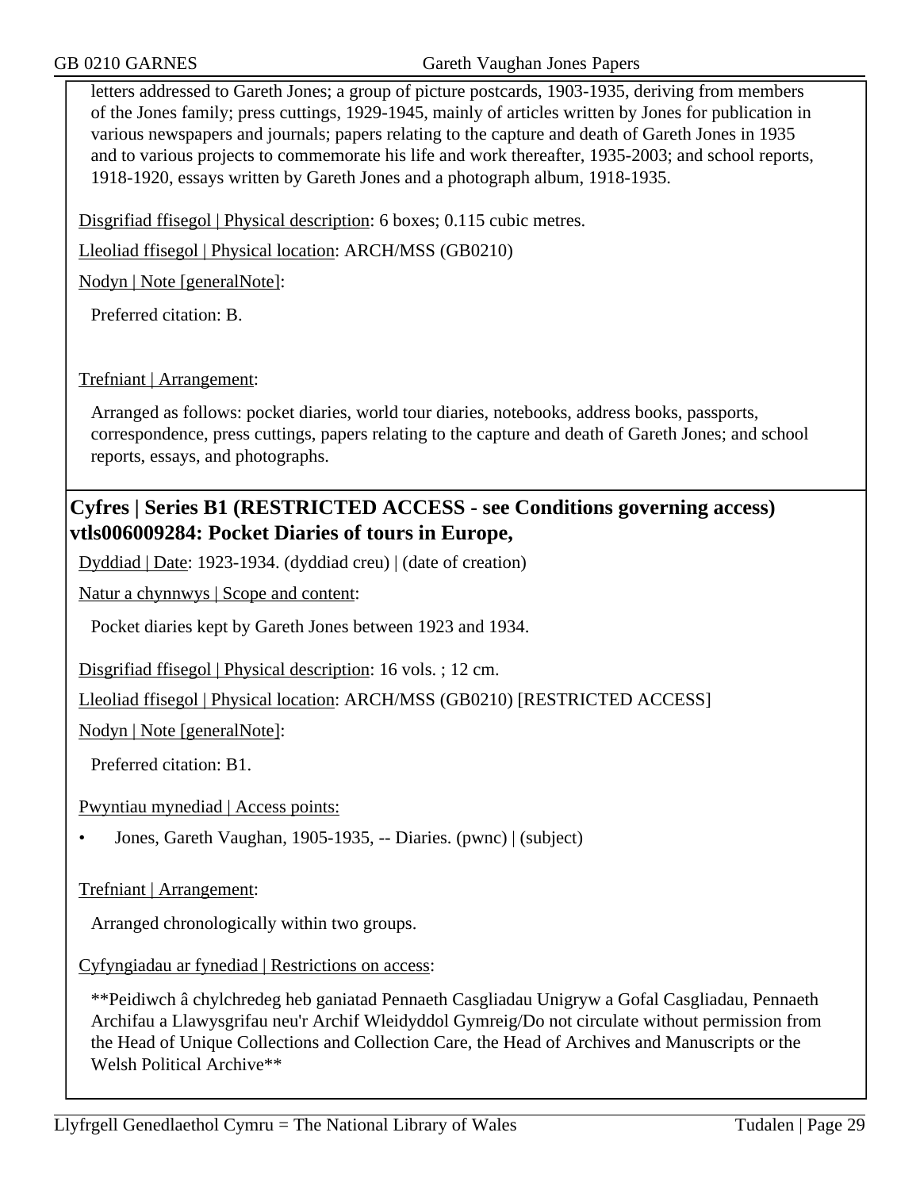letters addressed to Gareth Jones; a group of picture postcards, 1903-1935, deriving from members of the Jones family; press cuttings, 1929-1945, mainly of articles written by Jones for publication in various newspapers and journals; papers relating to the capture and death of Gareth Jones in 1935 and to various projects to commemorate his life and work thereafter, 1935-2003; and school reports, 1918-1920, essays written by Gareth Jones and a photograph album, 1918-1935.

Disgrifiad ffisegol | Physical description: 6 boxes; 0.115 cubic metres.

Lleoliad ffisegol | Physical location: ARCH/MSS (GB0210)

Nodyn | Note [generalNote]:

Preferred citation: B.

Trefniant | Arrangement:

Arranged as follows: pocket diaries, world tour diaries, notebooks, address books, passports, correspondence, press cuttings, papers relating to the capture and death of Gareth Jones; and school reports, essays, and photographs.

## Cyfres | Series B1 (RESTRICTED ACCESS - see Conditions governing access) vtls006009284: Pocket Diaries of tours in Europe,

Dyddiad | Date: 1923-1934. (dyddiad creu) | (date of creation)

Natur a chynnwys | Scope and content:

Pocket diaries kept by Gareth Jones between 1923 and 1934.

Disgrifiad ffisegol | Physical description: 16 vols. ; 12 cm.

Lleoliad ffisegol | Physical location: ARCH/MSS (GB0210) [RESTRICTED ACCESS]

Nodyn | Note [generalNote]:

Preferred citation: B1.

Pwyntiau mynediad | Access points:

- Jones, Gareth Vaughan, 1905-1935, -- Diaries. (pwnc) | (subject)

Trefniant | Arrangement:

Arranged chronologically within two groups.

Cyfyngiadau ar fynediad | Restrictions on access:

**Peidiwch â chylchredeg heb ganiatad Pennaeth Casgliadau Unigryw a Gofal Casgliadau, Pennaeth Archifau a Llawysgrifau neu'r Archif Wleidyddol Gymreig/Do not circulate without permission from the Head of Unique Collections and Collection Care, the Head of Archives and Manuscripts or the Welsh Political Archive**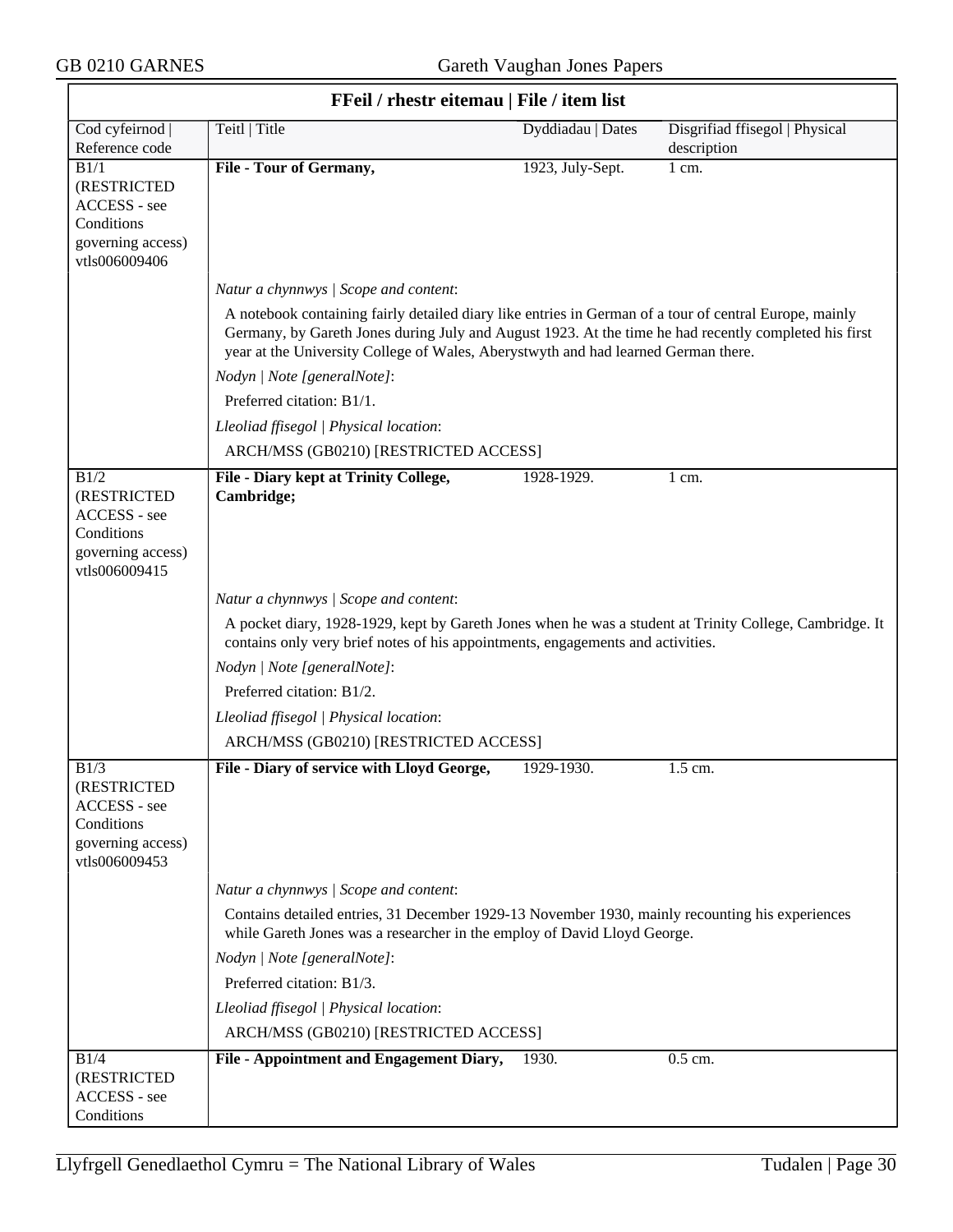## FFeil / rhestr eitemau | File / item list

| Cod cyfeirnod \| Reference code | Teitl \| Title | Dyddiadau \| Dates | Disgrifiad ffisegol \| Physical description |
|---|---|---|---|
| B1/1 (RESTRICTED ACCESS - see Conditions governing access) vtls006009406 | **File - Tour of Germany,** | 1923, July-Sept. | 1 cm. |

*Natur a chynnwys | Scope and content*:

A notebook containing fairly detailed diary like entries in German of a tour of central Europe, mainly Germany, by Gareth Jones during July and August 1923. At the time he had recently completed his first year at the University College of Wales, Aberystwyth and had learned German there.

*Nodyn | Note [generalNote]*:

Preferred citation: B1/1.

*Lleoliad ffisegol | Physical location*:

ARCH/MSS (GB0210) [RESTRICTED ACCESS]

| Cod cyfeirnod \| Reference code | Teitl \| Title | Dyddiadau \| Dates | Disgrifiad ffisegol \| Physical description |
|---|---|---|---|
| B1/2 (RESTRICTED ACCESS - see Conditions governing access) vtls006009415 | **File - Diary kept at Trinity College, Cambridge;** | 1928-1929. | 1 cm. |

*Natur a chynnwys | Scope and content*:

A pocket diary, 1928-1929, kept by Gareth Jones when he was a student at Trinity College, Cambridge. It contains only very brief notes of his appointments, engagements and activities.

*Nodyn | Note [generalNote]*:

Preferred citation: B1/2.

*Lleoliad ffisegol | Physical location*:

ARCH/MSS (GB0210) [RESTRICTED ACCESS]

| Cod cyfeirnod \| Reference code | Teitl \| Title | Dyddiadau \| Dates | Disgrifiad ffisegol \| Physical description |
|---|---|---|---|
| B1/3 (RESTRICTED ACCESS - see Conditions governing access) vtls006009453 | **File - Diary of service with Lloyd George,** | 1929-1930. | 1.5 cm. |

*Natur a chynnwys | Scope and content*:

Contains detailed entries, 31 December 1929-13 November 1930, mainly recounting his experiences while Gareth Jones was a researcher in the employ of David Lloyd George.

*Nodyn | Note [generalNote]*:

Preferred citation: B1/3.

*Lleoliad ffisegol | Physical location*:

ARCH/MSS (GB0210) [RESTRICTED ACCESS]

| Cod cyfeirnod \| Reference code | Teitl \| Title | Dyddiadau \| Dates | Disgrifiad ffisegol \| Physical description |
|---|---|---|---|
| B1/4 (RESTRICTED ACCESS - see Conditions | **File - Appointment and Engagement Diary,** | 1930. | 0.5 cm. |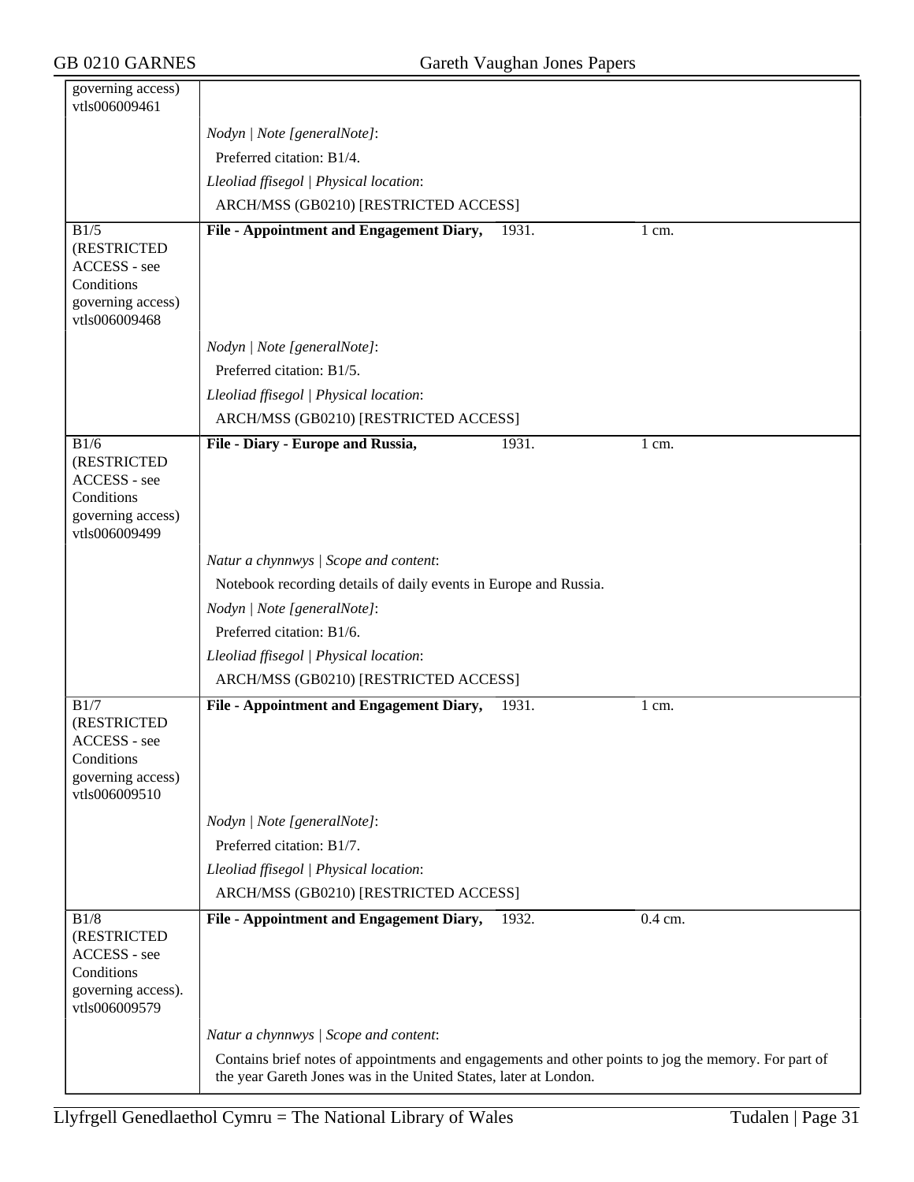| | |
|---|---|
| governing access) vtls006009461 | |
| | *Nodyn \| Note [generalNote]*:<br>Preferred citation: B1/4.<br>*Lleoliad ffisegol \| Physical location*:<br>ARCH/MSS (GB0210) [RESTRICTED ACCESS] |
| B1/5 (RESTRICTED ACCESS - see Conditions governing access) vtls006009468 | **File - Appointment and Engagement Diary,** 1931. 1 cm. |
| | *Nodyn \| Note [generalNote]*:<br>Preferred citation: B1/5.<br>*Lleoliad ffisegol \| Physical location*:<br>ARCH/MSS (GB0210) [RESTRICTED ACCESS] |
| B1/6 (RESTRICTED ACCESS - see Conditions governing access) vtls006009499 | **File - Diary - Europe and Russia,** 1931. 1 cm. |
| | *Natur a chynnwys \| Scope and content*:<br>Notebook recording details of daily events in Europe and Russia.<br>*Nodyn \| Note [generalNote]*:<br>Preferred citation: B1/6.<br>*Lleoliad ffisegol \| Physical location*:<br>ARCH/MSS (GB0210) [RESTRICTED ACCESS] |
| B1/7 (RESTRICTED ACCESS - see Conditions governing access) vtls006009510 | **File - Appointment and Engagement Diary,** 1931. 1 cm. |
| | *Nodyn \| Note [generalNote]*:<br>Preferred citation: B1/7.<br>*Lleoliad ffisegol \| Physical location*:<br>ARCH/MSS (GB0210) [RESTRICTED ACCESS] |
| B1/8 (RESTRICTED ACCESS - see Conditions governing access). vtls006009579 | **File - Appointment and Engagement Diary,** 1932. 0.4 cm. |
| | *Natur a chynnwys \| Scope and content*:<br>Contains brief notes of appointments and engagements and other points to jog the memory. For part of the year Gareth Jones was in the United States, later at London. |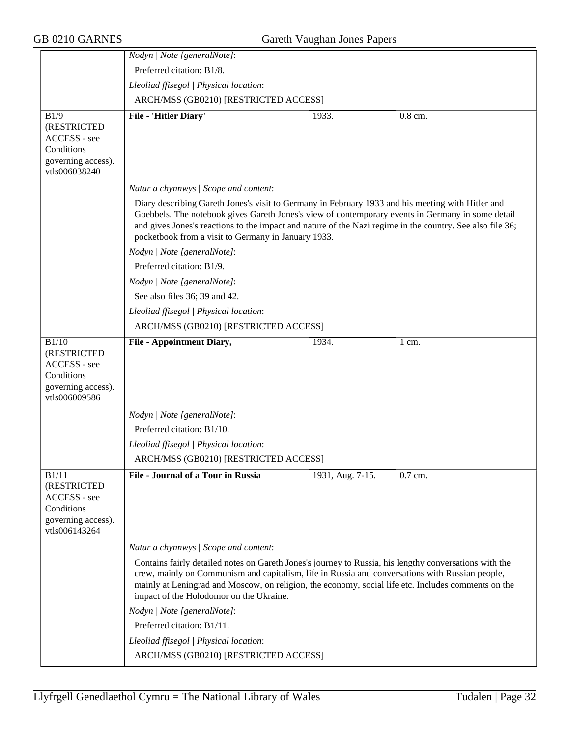*Nodyn | Note [generalNote]*:

Preferred citation: B1/8.

*Lleoliad ffisegol | Physical location*:

ARCH/MSS (GB0210) [RESTRICTED ACCESS]

| B1/9 (RESTRICTED ACCESS - see Conditions governing access). vtls006038240 | **File - 'Hitler Diary'** | 1933. | 0.8 cm. |
|---|---|---|---|

*Natur a chynnwys | Scope and content*:

Diary describing Gareth Jones's visit to Germany in February 1933 and his meeting with Hitler and Goebbels. The notebook gives Gareth Jones's view of contemporary events in Germany in some detail and gives Jones's reactions to the impact and nature of the Nazi regime in the country. See also file 36; pocketbook from a visit to Germany in January 1933.

*Nodyn | Note [generalNote]*:

Preferred citation: B1/9.

*Nodyn | Note [generalNote]*:

See also files 36; 39 and 42.

*Lleoliad ffisegol | Physical location*:

ARCH/MSS (GB0210) [RESTRICTED ACCESS]

| B1/10 (RESTRICTED ACCESS - see Conditions governing access). vtls006009586 | **File - Appointment Diary,** | 1934. | 1 cm. |
|---|---|---|---|

*Nodyn | Note [generalNote]*:

Preferred citation: B1/10.

*Lleoliad ffisegol | Physical location*:

ARCH/MSS (GB0210) [RESTRICTED ACCESS]

| B1/11 (RESTRICTED ACCESS - see Conditions governing access). vtls006143264 | **File - Journal of a Tour in Russia** | 1931, Aug. 7-15. | 0.7 cm. |
|---|---|---|---|

*Natur a chynnwys | Scope and content*:

Contains fairly detailed notes on Gareth Jones's journey to Russia, his lengthy conversations with the crew, mainly on Communism and capitalism, life in Russia and conversations with Russian people, mainly at Leningrad and Moscow, on religion, the economy, social life etc. Includes comments on the impact of the Holodomor on the Ukraine.

*Nodyn | Note [generalNote]*:

Preferred citation: B1/11.

*Lleoliad ffisegol | Physical location*:

ARCH/MSS (GB0210) [RESTRICTED ACCESS]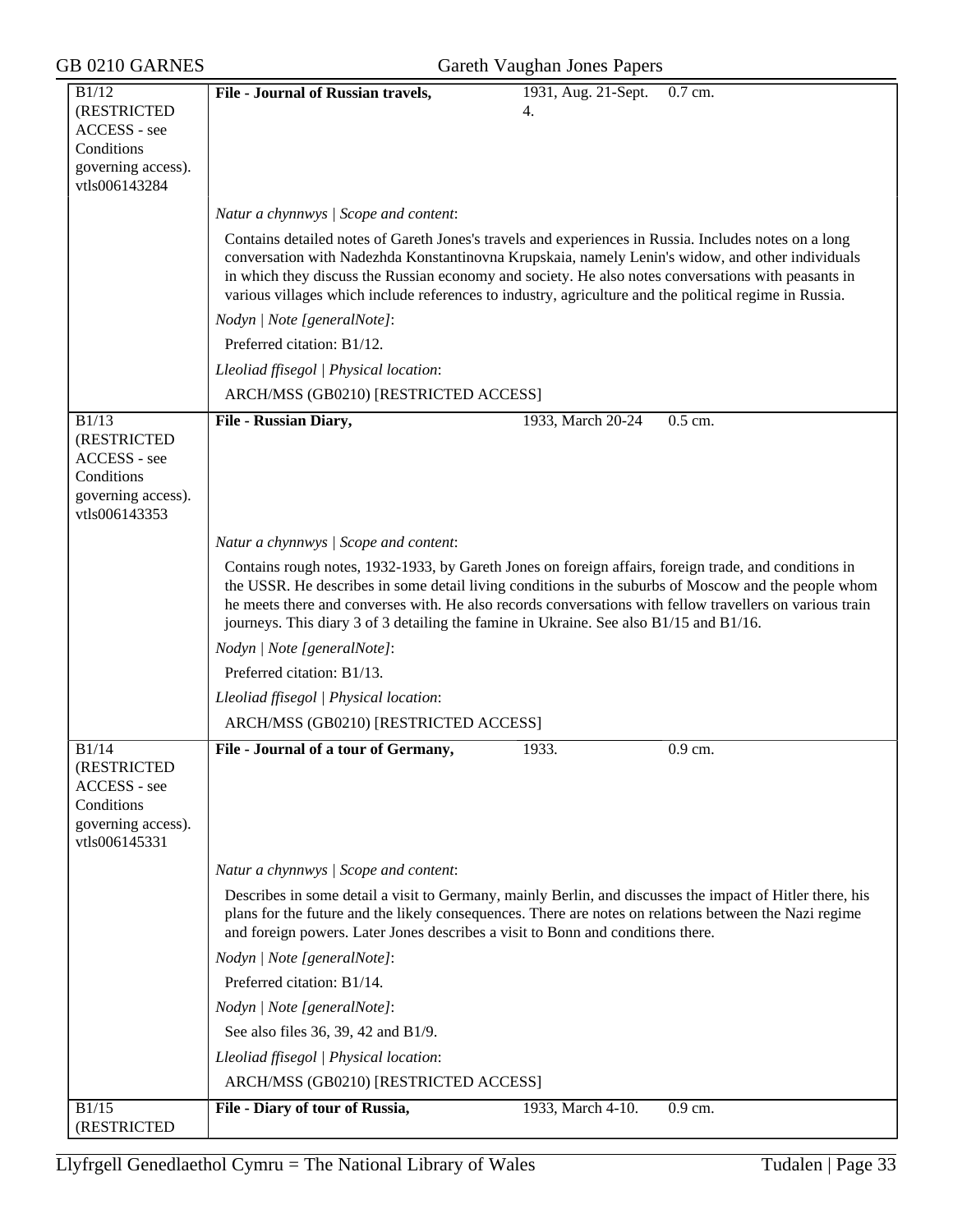| | | | |
|---|---|---|---|
| B1/12 (RESTRICTED ACCESS - see Conditions governing access). vtls006143284 | **File - Journal of Russian travels,** | 1931, Aug. 21-Sept. 4. | 0.7 cm. |

*Natur a chynnwys | Scope and content*:

Contains detailed notes of Gareth Jones's travels and experiences in Russia. Includes notes on a long conversation with Nadezhda Konstantinovna Krupskaia, namely Lenin's widow, and other individuals in which they discuss the Russian economy and society. He also notes conversations with peasants in various villages which include references to industry, agriculture and the political regime in Russia.

*Nodyn | Note [generalNote]*:

Preferred citation: B1/12.

*Lleoliad ffisegol | Physical location*:

ARCH/MSS (GB0210) [RESTRICTED ACCESS]

| | | | |
|---|---|---|---|
| B1/13 (RESTRICTED ACCESS - see Conditions governing access). vtls006143353 | **File - Russian Diary,** | 1933, March 20-24 | 0.5 cm. |

*Natur a chynnwys | Scope and content*:

Contains rough notes, 1932-1933, by Gareth Jones on foreign affairs, foreign trade, and conditions in the USSR. He describes in some detail living conditions in the suburbs of Moscow and the people whom he meets there and converses with. He also records conversations with fellow travellers on various train journeys. This diary 3 of 3 detailing the famine in Ukraine. See also B1/15 and B1/16.

*Nodyn | Note [generalNote]*:

Preferred citation: B1/13.

*Lleoliad ffisegol | Physical location*:

ARCH/MSS (GB0210) [RESTRICTED ACCESS]

| | | | |
|---|---|---|---|
| B1/14 (RESTRICTED ACCESS - see Conditions governing access). vtls006145331 | **File - Journal of a tour of Germany,** | 1933. | 0.9 cm. |

*Natur a chynnwys | Scope and content*:

Describes in some detail a visit to Germany, mainly Berlin, and discusses the impact of Hitler there, his plans for the future and the likely consequences. There are notes on relations between the Nazi regime and foreign powers. Later Jones describes a visit to Bonn and conditions there.

*Nodyn | Note [generalNote]*:

Preferred citation: B1/14.

*Nodyn | Note [generalNote]*:

See also files 36, 39, 42 and B1/9.

*Lleoliad ffisegol | Physical location*:

ARCH/MSS (GB0210) [RESTRICTED ACCESS]

| | | | |
|---|---|---|---|
| B1/15 (RESTRICTED | **File - Diary of tour of Russia,** | 1933, March 4-10. | 0.9 cm. |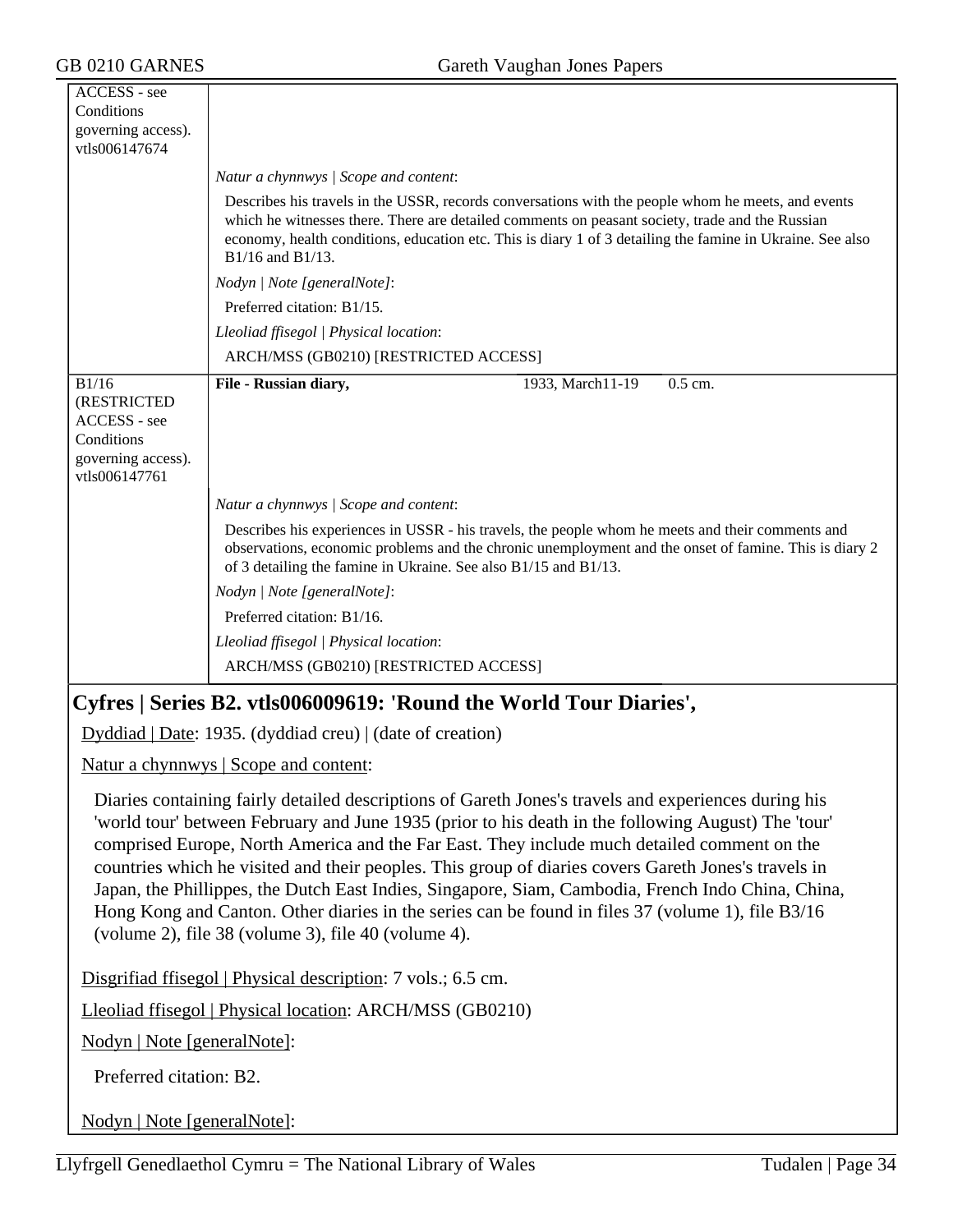ACCESS - see Conditions governing access). vtls006147674

*Natur a chynnwys | Scope and content*:

Describes his travels in the USSR, records conversations with the people whom he meets, and events which he witnesses there. There are detailed comments on peasant society, trade and the Russian economy, health conditions, education etc. This is diary 1 of 3 detailing the famine in Ukraine. See also B1/16 and B1/13.

*Nodyn | Note [generalNote]*:

Preferred citation: B1/15.

*Lleoliad ffisegol | Physical location*:

ARCH/MSS (GB0210) [RESTRICTED ACCESS]

| B1/16 (RESTRICTED ACCESS - see Conditions governing access). vtls006147761 | **File - Russian diary,** | 1933, March11-19 | 0.5 cm. |
|---|---|---|---|

*Natur a chynnwys | Scope and content*:

Describes his experiences in USSR - his travels, the people whom he meets and their comments and observations, economic problems and the chronic unemployment and the onset of famine. This is diary 2 of 3 detailing the famine in Ukraine. See also B1/15 and B1/13.

*Nodyn | Note [generalNote]*:

Preferred citation: B1/16.

*Lleoliad ffisegol | Physical location*:

ARCH/MSS (GB0210) [RESTRICTED ACCESS]

## Cyfres | Series B2. vtls006009619: 'Round the World Tour Diaries',

Dyddiad | Date: 1935. (dyddiad creu) | (date of creation)

Natur a chynnwys | Scope and content:

Diaries containing fairly detailed descriptions of Gareth Jones's travels and experiences during his 'world tour' between February and June 1935 (prior to his death in the following August) The 'tour' comprised Europe, North America and the Far East. They include much detailed comment on the countries which he visited and their peoples. This group of diaries covers Gareth Jones's travels in Japan, the Phillippes, the Dutch East Indies, Singapore, Siam, Cambodia, French Indo China, China, Hong Kong and Canton. Other diaries in the series can be found in files 37 (volume 1), file B3/16 (volume 2), file 38 (volume 3), file 40 (volume 4).

Disgrifiad ffisegol | Physical description: 7 vols.; 6.5 cm.

Lleoliad ffisegol | Physical location: ARCH/MSS (GB0210)

Nodyn | Note [generalNote]:

Preferred citation: B2.

Nodyn | Note [generalNote]: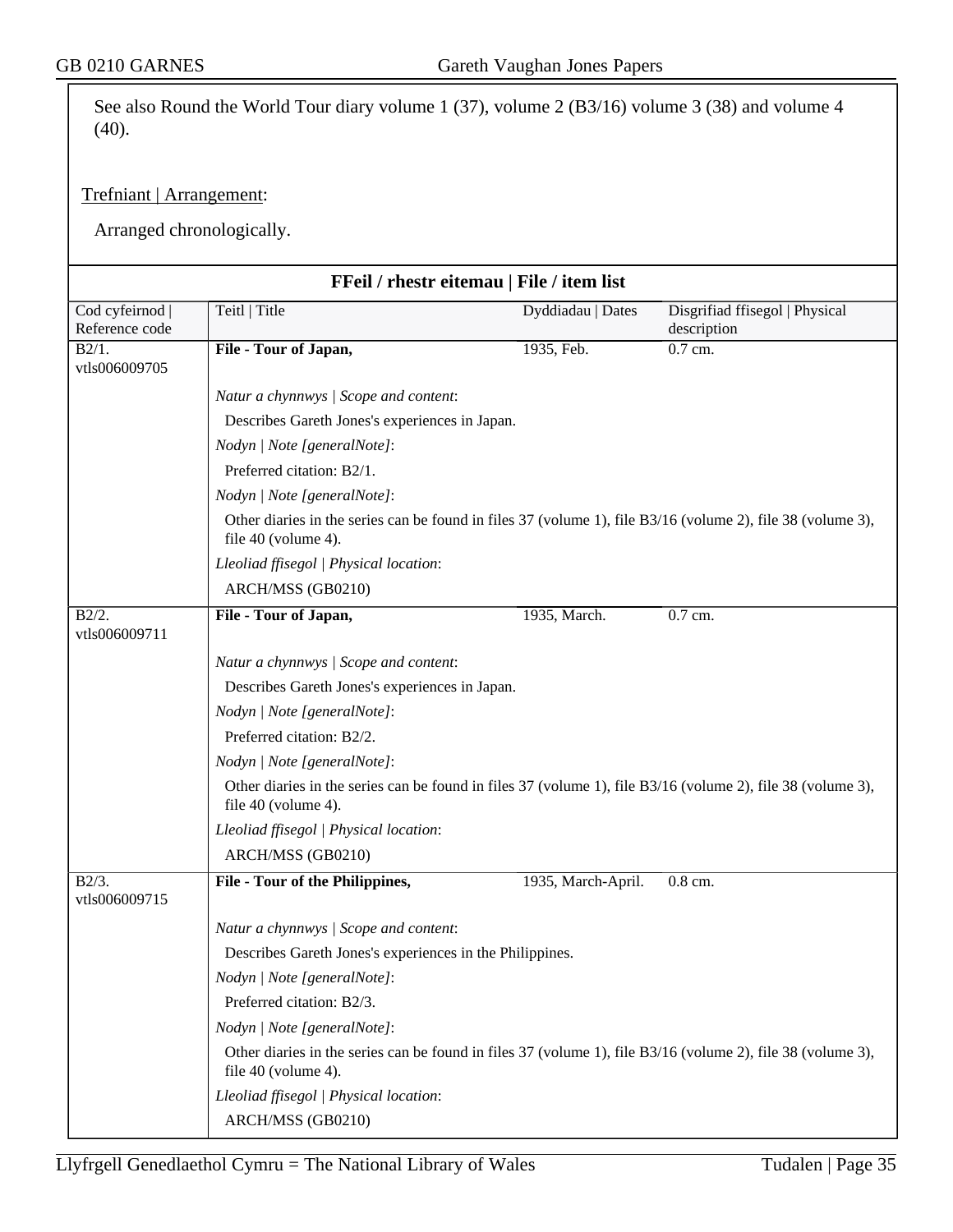See also Round the World Tour diary volume 1 (37), volume 2 (B3/16) volume 3 (38) and volume 4 (40).

Trefniant | Arrangement:

Arranged chronologically.

## FFeil / rhestr eitemau | File / item list

| Cod cyfeirnod \| Reference code | Teitl \| Title | Dyddiadau \| Dates | Disgrifiad ffisegol \| Physical description |
|---|---|---|---|
| B2/1. vtls006009705 | **File - Tour of Japan,** | 1935, Feb. | 0.7 cm. |
| | *Natur a chynnwys \| Scope and content*: Describes Gareth Jones's experiences in Japan. *Nodyn \| Note [generalNote]*: Preferred citation: B2/1. *Nodyn \| Note [generalNote]*: Other diaries in the series can be found in files 37 (volume 1), file B3/16 (volume 2), file 38 (volume 3), file 40 (volume 4). *Lleoliad ffisegol \| Physical location*: ARCH/MSS (GB0210) | | |
| B2/2. vtls006009711 | **File - Tour of Japan,** | 1935, March. | 0.7 cm. |
| | *Natur a chynnwys \| Scope and content*: Describes Gareth Jones's experiences in Japan. *Nodyn \| Note [generalNote]*: Preferred citation: B2/2. *Nodyn \| Note [generalNote]*: Other diaries in the series can be found in files 37 (volume 1), file B3/16 (volume 2), file 38 (volume 3), file 40 (volume 4). *Lleoliad ffisegol \| Physical location*: ARCH/MSS (GB0210) | | |
| B2/3. vtls006009715 | **File - Tour of the Philippines,** | 1935, March-April. | 0.8 cm. |
| | *Natur a chynnwys \| Scope and content*: Describes Gareth Jones's experiences in the Philippines. *Nodyn \| Note [generalNote]*: Preferred citation: B2/3. *Nodyn \| Note [generalNote]*: Other diaries in the series can be found in files 37 (volume 1), file B3/16 (volume 2), file 38 (volume 3), file 40 (volume 4). *Lleoliad ffisegol \| Physical location*: ARCH/MSS (GB0210) | | |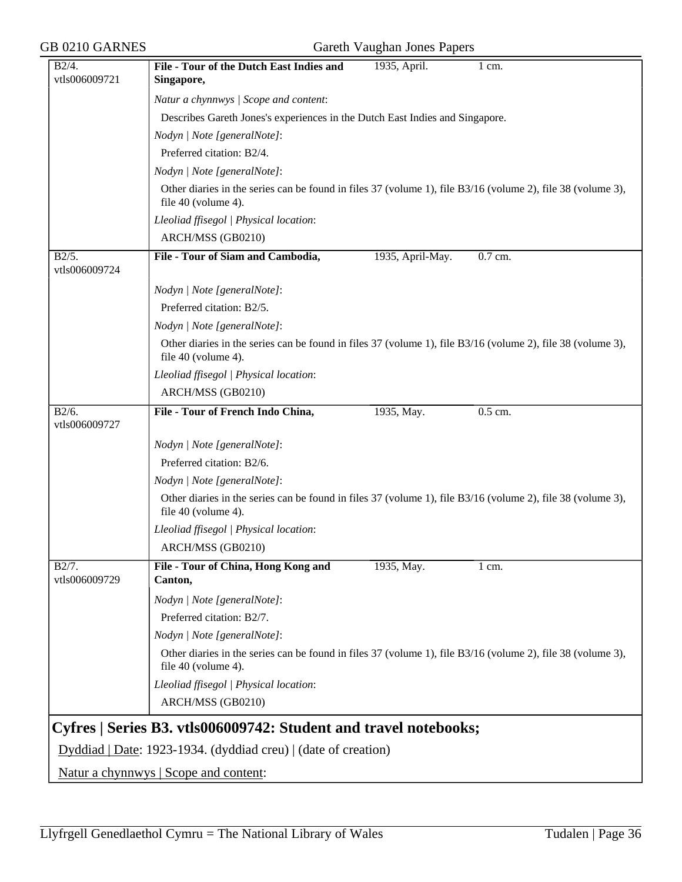**B2/4. vtls006009721** | **File - Tour of the Dutch East Indies and Singapore,** | 1935, April. | 1 cm.

*Natur a chynnwys | Scope and content*:

Describes Gareth Jones's experiences in the Dutch East Indies and Singapore.

*Nodyn | Note [generalNote]*:

Preferred citation: B2/4.

*Nodyn | Note [generalNote]*:

Other diaries in the series can be found in files 37 (volume 1), file B3/16 (volume 2), file 38 (volume 3), file 40 (volume 4).

*Lleoliad ffisegol | Physical location*:

ARCH/MSS (GB0210)

**B2/5. vtls006009724** | **File - Tour of Siam and Cambodia,** | 1935, April-May. | 0.7 cm.

*Nodyn | Note [generalNote]*:

Preferred citation: B2/5.

*Nodyn | Note [generalNote]*:

Other diaries in the series can be found in files 37 (volume 1), file B3/16 (volume 2), file 38 (volume 3), file 40 (volume 4).

*Lleoliad ffisegol | Physical location*:

ARCH/MSS (GB0210)

**B2/6. vtls006009727** | **File - Tour of French Indo China,** | 1935, May. | 0.5 cm.

*Nodyn | Note [generalNote]*:

Preferred citation: B2/6.

*Nodyn | Note [generalNote]*:

Other diaries in the series can be found in files 37 (volume 1), file B3/16 (volume 2), file 38 (volume 3), file 40 (volume 4).

*Lleoliad ffisegol | Physical location*:

ARCH/MSS (GB0210)

**B2/7. vtls006009729** | **File - Tour of China, Hong Kong and Canton,** | 1935, May. | 1 cm.

*Nodyn | Note [generalNote]*:

Preferred citation: B2/7.

*Nodyn | Note [generalNote]*:

Other diaries in the series can be found in files 37 (volume 1), file B3/16 (volume 2), file 38 (volume 3), file 40 (volume 4).

*Lleoliad ffisegol | Physical location*:

ARCH/MSS (GB0210)

## Cyfres | Series B3. vtls006009742: Student and travel notebooks;

Dyddiad | Date: 1923-1934. (dyddiad creu) | (date of creation)

Natur a chynnwys | Scope and content: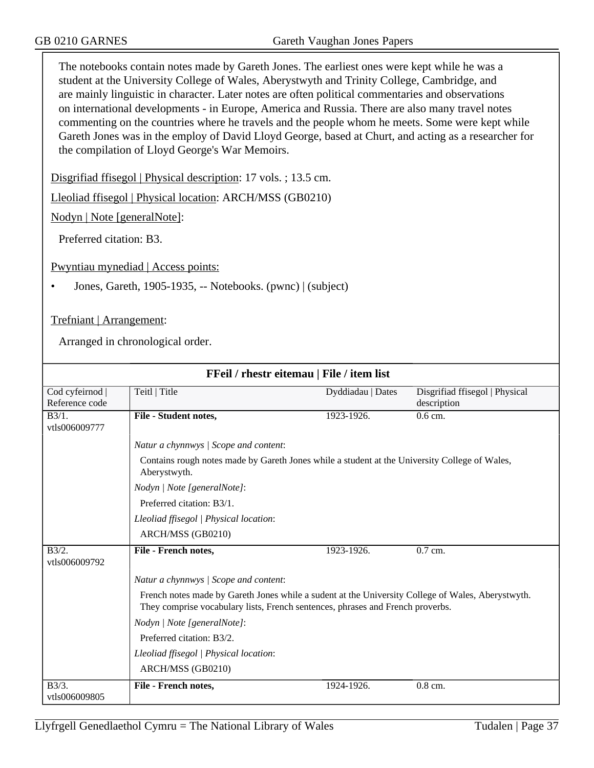The notebooks contain notes made by Gareth Jones. The earliest ones were kept while he was a student at the University College of Wales, Aberystwyth and Trinity College, Cambridge, and are mainly linguistic in character. Later notes are often political commentaries and observations on international developments - in Europe, America and Russia. There are also many travel notes commenting on the countries where he travels and the people whom he meets. Some were kept while Gareth Jones was in the employ of David Lloyd George, based at Churt, and acting as a researcher for the compilation of Lloyd George's War Memoirs.

Disgrifiad ffisegol | Physical description: 17 vols. ; 13.5 cm.

Lleoliad ffisegol | Physical location: ARCH/MSS (GB0210)

Nodyn | Note [generalNote]:

Preferred citation: B3.

Pwyntiau mynediad | Access points:

- Jones, Gareth, 1905-1935, -- Notebooks. (pwnc) | (subject)

Trefniant | Arrangement:

Arranged in chronological order.

**FFeil / rhestr eitemau | File / item list**

| Cod cyfeirnod \| Reference code | Teitl \| Title | Dyddiadau \| Dates | Disgrifiad ffisegol \| Physical description |
|---|---|---|---|
| B3/1. vtls006009777 | **File - Student notes,** | 1923-1926. | 0.6 cm. |
| | *Natur a chynnwys \| Scope and content*: Contains rough notes made by Gareth Jones while a student at the University College of Wales, Aberystwyth. *Nodyn \| Note [generalNote]*: Preferred citation: B3/1. *Lleoliad ffisegol \| Physical location*: ARCH/MSS (GB0210) | | |
| B3/2. vtls006009792 | **File - French notes,** | 1923-1926. | 0.7 cm. |
| | *Natur a chynnwys \| Scope and content*: French notes made by Gareth Jones while a sudent at the University College of Wales, Aberystwyth. They comprise vocabulary lists, French sentences, phrases and French proverbs. *Nodyn \| Note [generalNote]*: Preferred citation: B3/2. *Lleoliad ffisegol \| Physical location*: ARCH/MSS (GB0210) | | |
| B3/3. vtls006009805 | **File - French notes,** | 1924-1926. | 0.8 cm. |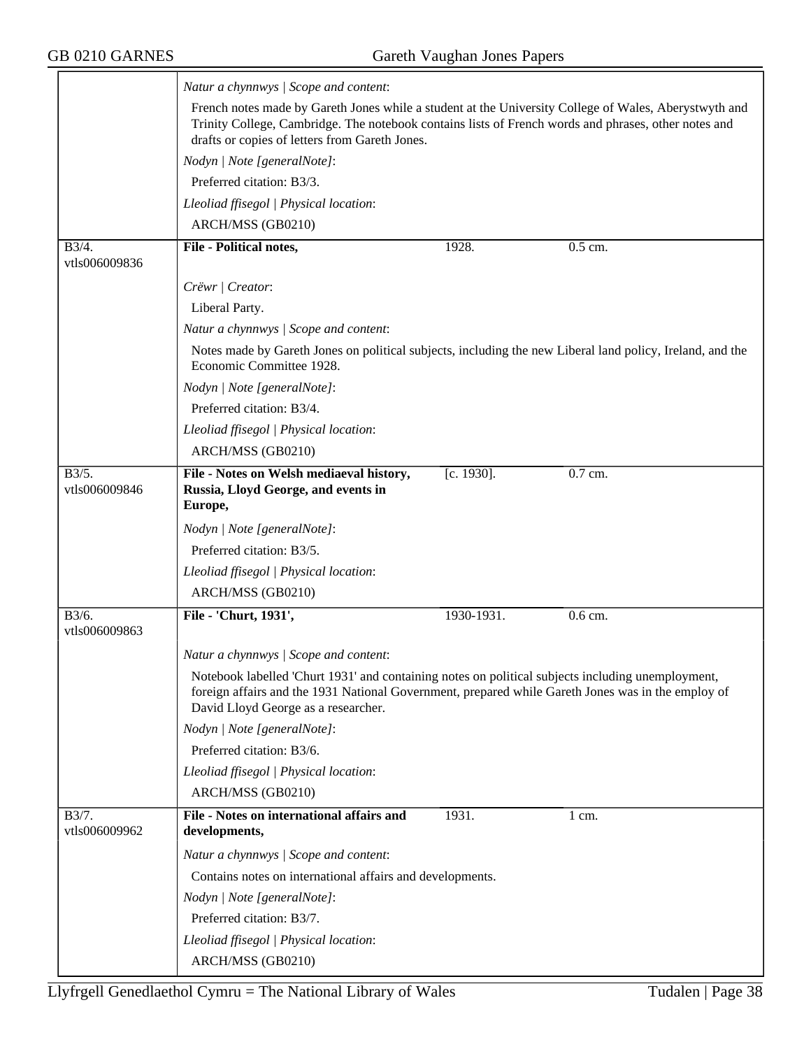*Natur a chynnwys | Scope and content*:

French notes made by Gareth Jones while a student at the University College of Wales, Aberystwyth and Trinity College, Cambridge. The notebook contains lists of French words and phrases, other notes and drafts or copies of letters from Gareth Jones.

*Nodyn | Note [generalNote]*:

Preferred citation: B3/3.

*Lleoliad ffisegol | Physical location*:

ARCH/MSS (GB0210)

---

B3/4.
vtls006009836

**File - Political notes,** 1928. 0.5 cm.

*Crëwr | Creator*:

Liberal Party.

*Natur a chynnwys | Scope and content*:

Notes made by Gareth Jones on political subjects, including the new Liberal land policy, Ireland, and the Economic Committee 1928.

*Nodyn | Note [generalNote]*:

Preferred citation: B3/4.

*Lleoliad ffisegol | Physical location*:

ARCH/MSS (GB0210)

---

B3/5.
vtls006009846

**File - Notes on Welsh mediaeval history, Russia, Lloyd George, and events in Europe,** [c. 1930]. 0.7 cm.

*Nodyn | Note [generalNote]*:

Preferred citation: B3/5.

*Lleoliad ffisegol | Physical location*:

ARCH/MSS (GB0210)

---

B3/6.
vtls006009863

**File - 'Churt, 1931',** 1930-1931. 0.6 cm.

*Natur a chynnwys | Scope and content*:

Notebook labelled 'Churt 1931' and containing notes on political subjects including unemployment, foreign affairs and the 1931 National Government, prepared while Gareth Jones was in the employ of David Lloyd George as a researcher.

*Nodyn | Note [generalNote]*:

Preferred citation: B3/6.

*Lleoliad ffisegol | Physical location*:

ARCH/MSS (GB0210)

---

B3/7.
vtls006009962

**File - Notes on international affairs and developments,** 1931. 1 cm.

*Natur a chynnwys | Scope and content*:

Contains notes on international affairs and developments.

*Nodyn | Note [generalNote]*:

Preferred citation: B3/7.

*Lleoliad ffisegol | Physical location*:

ARCH/MSS (GB0210)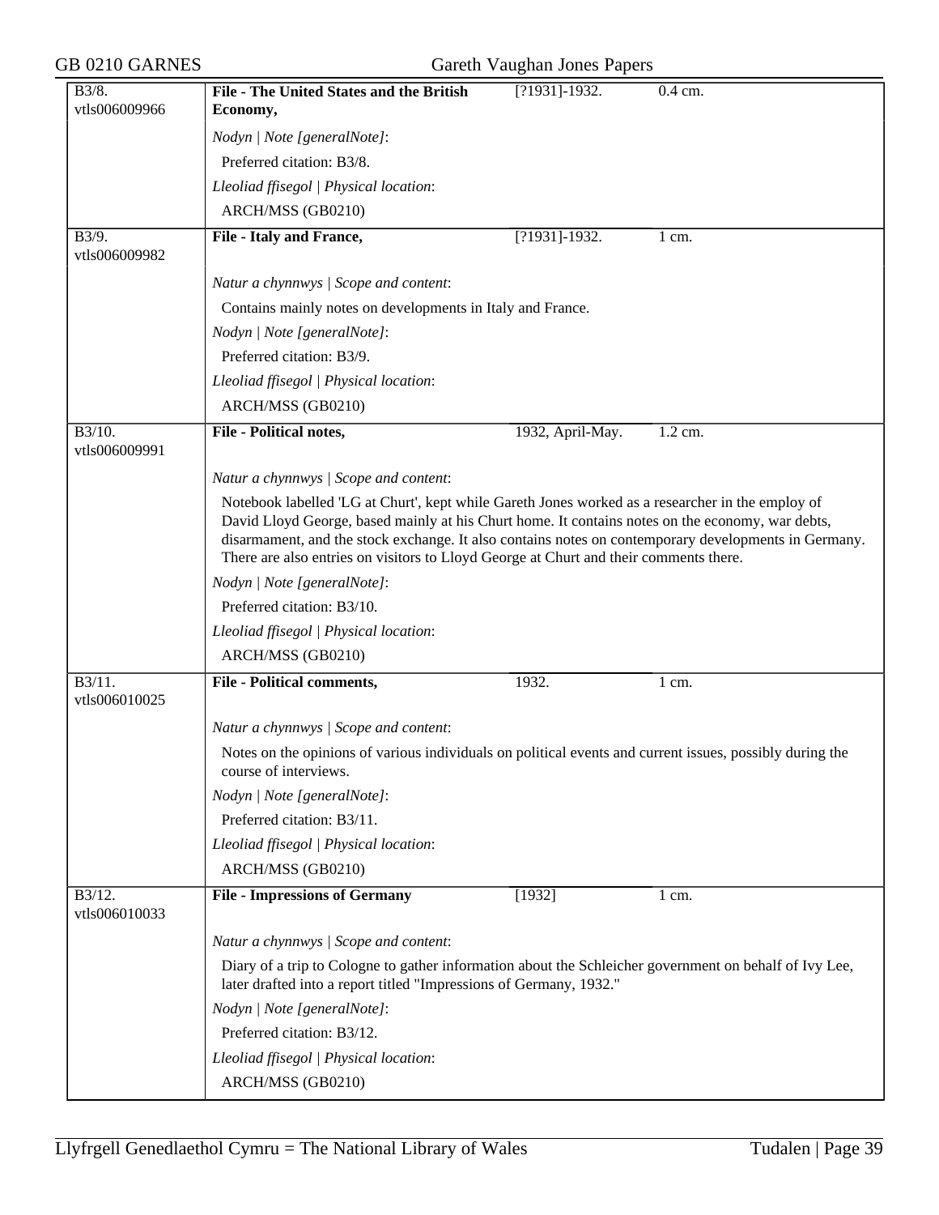| B3/8. vtls006009966 | **File - The United States and the British Economy,** | [?1931]-1932. | 0.4 cm. |
|---|---|---|---|
| | *Nodyn \| Note [generalNote]*: | | |
| | Preferred citation: B3/8. | | |
| | *Lleoliad ffisegol \| Physical location*: | | |
| | ARCH/MSS (GB0210) | | |
| B3/9. vtls006009982 | **File - Italy and France,** | [?1931]-1932. | 1 cm. |
| | *Natur a chynnwys \| Scope and content*: | | |
| | Contains mainly notes on developments in Italy and France. | | |
| | *Nodyn \| Note [generalNote]*: | | |
| | Preferred citation: B3/9. | | |
| | *Lleoliad ffisegol \| Physical location*: | | |
| | ARCH/MSS (GB0210) | | |
| B3/10. vtls006009991 | **File - Political notes,** | 1932, April-May. | 1.2 cm. |
| | *Natur a chynnwys \| Scope and content*: | | |
| | Notebook labelled 'LG at Churt', kept while Gareth Jones worked as a researcher in the employ of David Lloyd George, based mainly at his Churt home. It contains notes on the economy, war debts, disarmament, and the stock exchange. It also contains notes on contemporary developments in Germany. There are also entries on visitors to Lloyd George at Churt and their comments there. | | |
| | *Nodyn \| Note [generalNote]*: | | |
| | Preferred citation: B3/10. | | |
| | *Lleoliad ffisegol \| Physical location*: | | |
| | ARCH/MSS (GB0210) | | |
| B3/11. vtls006010025 | **File - Political comments,** | 1932. | 1 cm. |
| | *Natur a chynnwys \| Scope and content*: | | |
| | Notes on the opinions of various individuals on political events and current issues, possibly during the course of interviews. | | |
| | *Nodyn \| Note [generalNote]*: | | |
| | Preferred citation: B3/11. | | |
| | *Lleoliad ffisegol \| Physical location*: | | |
| | ARCH/MSS (GB0210) | | |
| B3/12. vtls006010033 | **File - Impressions of Germany** | [1932] | 1 cm. |
| | *Natur a chynnwys \| Scope and content*: | | |
| | Diary of a trip to Cologne to gather information about the Schleicher government on behalf of Ivy Lee, later drafted into a report titled "Impressions of Germany, 1932." | | |
| | *Nodyn \| Note [generalNote]*: | | |
| | Preferred citation: B3/12. | | |
| | *Lleoliad ffisegol \| Physical location*: | | |
| | ARCH/MSS (GB0210) | | |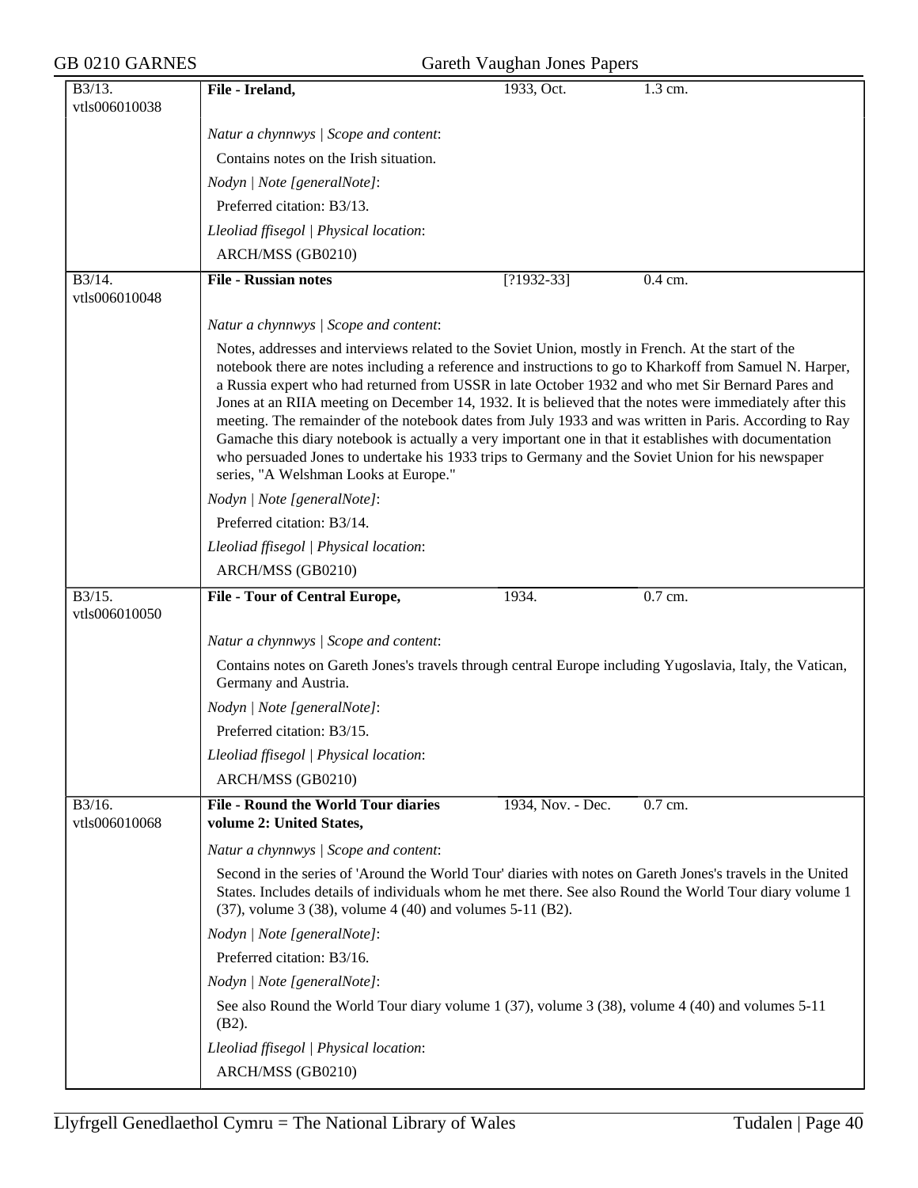| B3/13. vtls006010038 | **File - Ireland,** | 1933, Oct. | 1.3 cm. |
|---|---|---|---|

*Natur a chynnwys | Scope and content*:

Contains notes on the Irish situation.

*Nodyn | Note [generalNote]*:

Preferred citation: B3/13.

*Lleoliad ffisegol | Physical location*:

ARCH/MSS (GB0210)

| B3/14. vtls006010048 | **File - Russian notes** | [?1932-33] | 0.4 cm. |
|---|---|---|---|

*Natur a chynnwys | Scope and content*:

Notes, addresses and interviews related to the Soviet Union, mostly in French. At the start of the notebook there are notes including a reference and instructions to go to Kharkoff from Samuel N. Harper, a Russia expert who had returned from USSR in late October 1932 and who met Sir Bernard Pares and Jones at an RIIA meeting on December 14, 1932. It is believed that the notes were immediately after this meeting. The remainder of the notebook dates from July 1933 and was written in Paris. According to Ray Gamache this diary notebook is actually a very important one in that it establishes with documentation who persuaded Jones to undertake his 1933 trips to Germany and the Soviet Union for his newspaper series, "A Welshman Looks at Europe."

*Nodyn | Note [generalNote]*:

Preferred citation: B3/14.

*Lleoliad ffisegol | Physical location*:

ARCH/MSS (GB0210)

| B3/15. vtls006010050 | **File - Tour of Central Europe,** | 1934. | 0.7 cm. |
|---|---|---|---|

*Natur a chynnwys | Scope and content*:

Contains notes on Gareth Jones's travels through central Europe including Yugoslavia, Italy, the Vatican, Germany and Austria.

*Nodyn | Note [generalNote]*:

Preferred citation: B3/15.

*Lleoliad ffisegol | Physical location*:

ARCH/MSS (GB0210)

| B3/16. vtls006010068 | **File - Round the World Tour diaries volume 2: United States,** | 1934, Nov. - Dec. | 0.7 cm. |
|---|---|---|---|

*Natur a chynnwys | Scope and content*:

Second in the series of 'Around the World Tour' diaries with notes on Gareth Jones's travels in the United States. Includes details of individuals whom he met there. See also Round the World Tour diary volume 1 (37), volume 3 (38), volume 4 (40) and volumes 5-11 (B2).

*Nodyn | Note [generalNote]*:

Preferred citation: B3/16.

*Nodyn | Note [generalNote]*:

See also Round the World Tour diary volume 1 (37), volume 3 (38), volume 4 (40) and volumes 5-11 (B2).

*Lleoliad ffisegol | Physical location*:

ARCH/MSS (GB0210)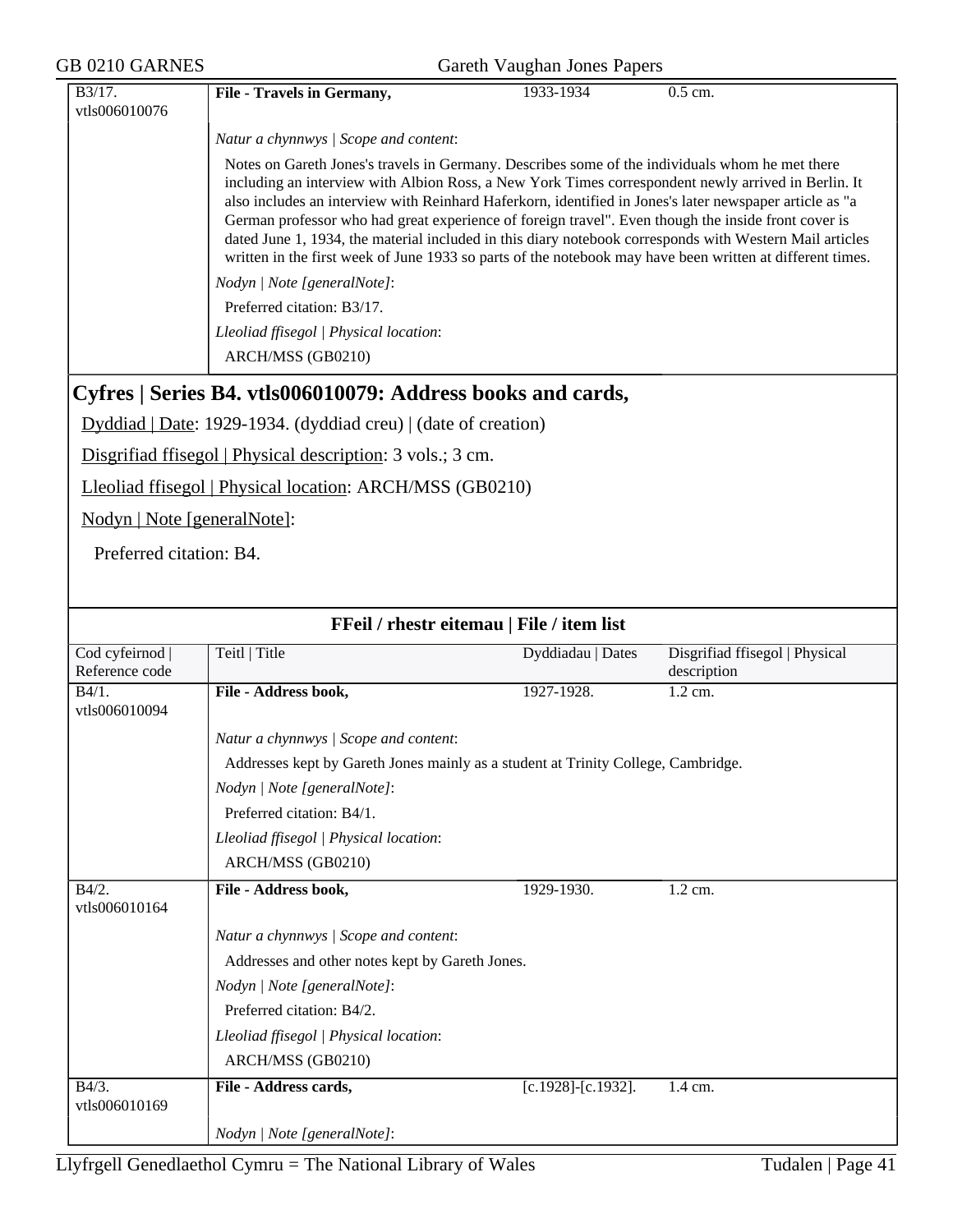| B3/17. vtls006010076 | **File - Travels in Germany,** | 1933-1934 | 0.5 cm. |
|---|---|---|---|

*Natur a chynnwys | Scope and content*:

Notes on Gareth Jones's travels in Germany. Describes some of the individuals whom he met there including an interview with Albion Ross, a New York Times correspondent newly arrived in Berlin. It also includes an interview with Reinhard Haferkorn, identified in Jones's later newspaper article as "a German professor who had great experience of foreign travel". Even though the inside front cover is dated June 1, 1934, the material included in this diary notebook corresponds with Western Mail articles written in the first week of June 1933 so parts of the notebook may have been written at different times.

*Nodyn | Note [generalNote]*:

Preferred citation: B3/17.

*Lleoliad ffisegol | Physical location*:

ARCH/MSS (GB0210)

## Cyfres | Series B4. vtls006010079: Address books and cards,

Dyddiad | Date: 1929-1934. (dyddiad creu) | (date of creation)

Disgrifiad ffisegol | Physical description: 3 vols.; 3 cm.

Lleoliad ffisegol | Physical location: ARCH/MSS (GB0210)

Nodyn | Note [generalNote]:

Preferred citation: B4.

### FFeil / rhestr eitemau | File / item list

| Cod cyfeirnod \| Reference code | Teitl \| Title | Dyddiadau \| Dates | Disgrifiad ffisegol \| Physical description |
|---|---|---|---|
| B4/1. vtls006010094 | **File - Address book,** | 1927-1928. | 1.2 cm. |

*Natur a chynnwys | Scope and content*:

Addresses kept by Gareth Jones mainly as a student at Trinity College, Cambridge.

*Nodyn | Note [generalNote]*:

Preferred citation: B4/1.

*Lleoliad ffisegol | Physical location*:

ARCH/MSS (GB0210)

| B4/2. vtls006010164 | **File - Address book,** | 1929-1930. | 1.2 cm. |
|---|---|---|---|

*Natur a chynnwys | Scope and content*:

Addresses and other notes kept by Gareth Jones.

*Nodyn | Note [generalNote]*:

Preferred citation: B4/2.

*Lleoliad ffisegol | Physical location*:

ARCH/MSS (GB0210)

| B4/3. vtls006010169 | **File - Address cards,** | [c.1928]-[c.1932]. | 1.4 cm. |
|---|---|---|---|

*Nodyn | Note [generalNote]*: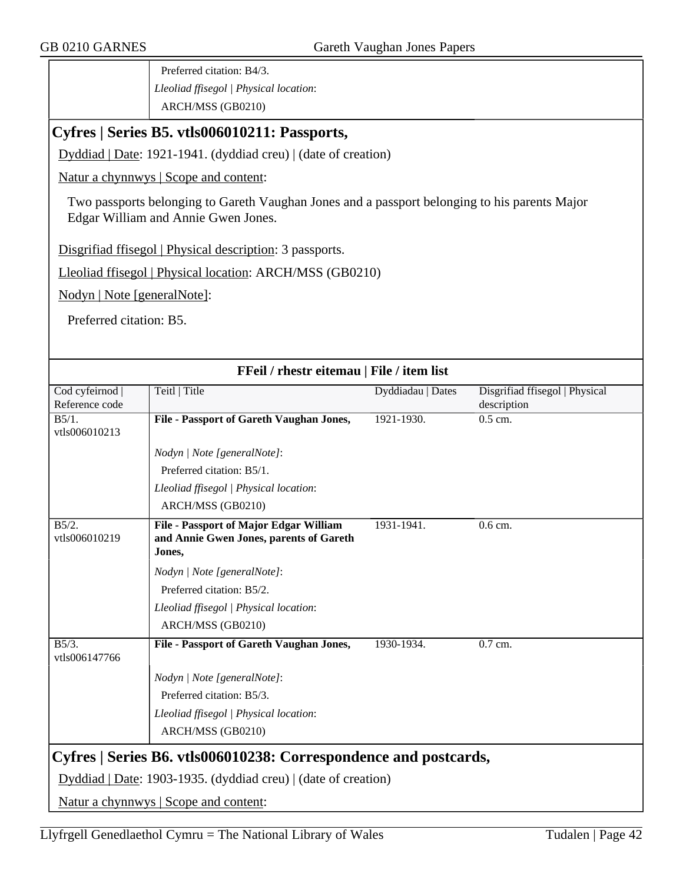Preferred citation: B4/3.

*Lleoliad ffisegol | Physical location*:

ARCH/MSS (GB0210)

## Cyfres | Series B5. vtls006010211: Passports,

Dyddiad | Date: 1921-1941. (dyddiad creu) | (date of creation)

Natur a chynnwys | Scope and content:

Two passports belonging to Gareth Vaughan Jones and a passport belonging to his parents Major Edgar William and Annie Gwen Jones.

Disgrifiad ffisegol | Physical description: 3 passports.

Lleoliad ffisegol | Physical location: ARCH/MSS (GB0210)

Nodyn | Note [generalNote]:

Preferred citation: B5.

**FFeil / rhestr eitemau | File / item list**

| Cod cyfeirnod \| Reference code | Teitl \| Title | Dyddiadau \| Dates | Disgrifiad ffisegol \| Physical description |
|---|---|---|---|
| B5/1. vtls006010213 | **File - Passport of Gareth Vaughan Jones,** <br> *Nodyn \| Note [generalNote]*: Preferred citation: B5/1. <br> *Lleoliad ffisegol \| Physical location*: ARCH/MSS (GB0210) | 1921-1930. | 0.5 cm. |
| B5/2. vtls006010219 | **File - Passport of Major Edgar William and Annie Gwen Jones, parents of Gareth Jones,** <br> *Nodyn \| Note [generalNote]*: Preferred citation: B5/2. <br> *Lleoliad ffisegol \| Physical location*: ARCH/MSS (GB0210) | 1931-1941. | 0.6 cm. |
| B5/3. vtls006147766 | **File - Passport of Gareth Vaughan Jones,** <br> *Nodyn \| Note [generalNote]*: Preferred citation: B5/3. <br> *Lleoliad ffisegol \| Physical location*: ARCH/MSS (GB0210) | 1930-1934. | 0.7 cm. |

## Cyfres | Series B6. vtls006010238: Correspondence and postcards,

Dyddiad | Date: 1903-1935. (dyddiad creu) | (date of creation)

Natur a chynnwys | Scope and content: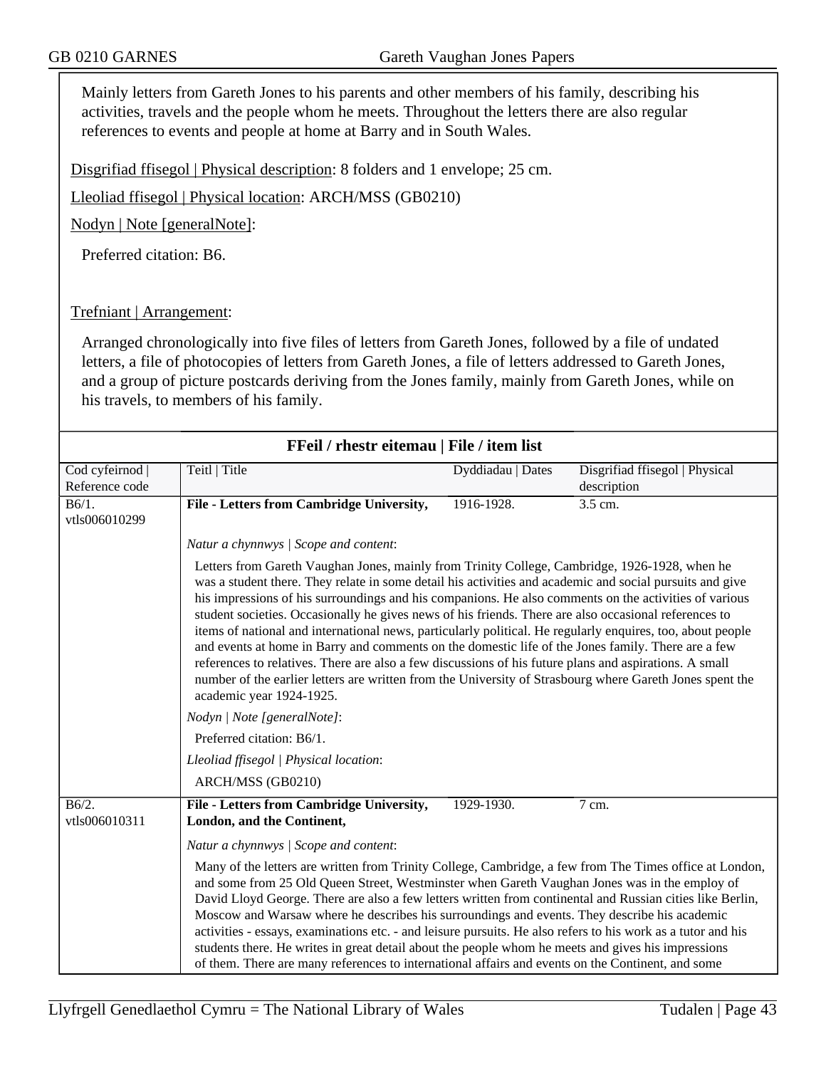Mainly letters from Gareth Jones to his parents and other members of his family, describing his activities, travels and the people whom he meets. Throughout the letters there are also regular references to events and people at home at Barry and in South Wales.

Disgrifiad ffisegol | Physical description: 8 folders and 1 envelope; 25 cm.

Lleoliad ffisegol | Physical location: ARCH/MSS (GB0210)

Nodyn | Note [generalNote]:

Preferred citation: B6.

Trefniant | Arrangement:

Arranged chronologically into five files of letters from Gareth Jones, followed by a file of undated letters, a file of photocopies of letters from Gareth Jones, a file of letters addressed to Gareth Jones, and a group of picture postcards deriving from the Jones family, mainly from Gareth Jones, while on his travels, to members of his family.

## FFeil / rhestr eitemau | File / item list

| Cod cyfeirnod \| Reference code | Teitl \| Title | Dyddiadau \| Dates | Disgrifiad ffisegol \| Physical description |
|---|---|---|---|
| B6/1. vtls006010299 | **File - Letters from Cambridge University,** | 1916-1928. | 3.5 cm. |
| | *Natur a chynnwys \| Scope and content*: Letters from Gareth Vaughan Jones, mainly from Trinity College, Cambridge, 1926-1928, when he was a student there. They relate in some detail his activities and academic and social pursuits and give his impressions of his surroundings and his companions. He also comments on the activities of various student societies. Occasionally he gives news of his friends. There are also occasional references to items of national and international news, particularly political. He regularly enquires, too, about people and events at home in Barry and comments on the domestic life of the Jones family. There are a few references to relatives. There are also a few discussions of his future plans and aspirations. A small number of the earlier letters are written from the University of Strasbourg where Gareth Jones spent the academic year 1924-1925. *Nodyn \| Note [generalNote]*: Preferred citation: B6/1. *Lleoliad ffisegol \| Physical location*: ARCH/MSS (GB0210) | | |
| B6/2. vtls006010311 | **File - Letters from Cambridge University, London, and the Continent,** | 1929-1930. | 7 cm. |
| | *Natur a chynnwys \| Scope and content*: Many of the letters are written from Trinity College, Cambridge, a few from The Times office at London, and some from 25 Old Queen Street, Westminster when Gareth Vaughan Jones was in the employ of David Lloyd George. There are also a few letters written from continental and Russian cities like Berlin, Moscow and Warsaw where he describes his surroundings and events. They describe his academic activities - essays, examinations etc. - and leisure pursuits. He also refers to his work as a tutor and his students there. He writes in great detail about the people whom he meets and gives his impressions of them. There are many references to international affairs and events on the Continent, and some | | |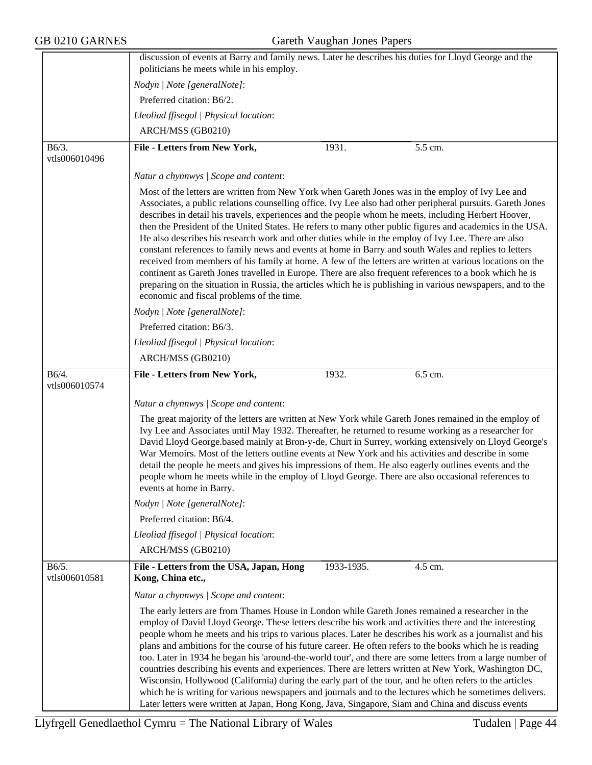discussion of events at Barry and family news. Later he describes his duties for Lloyd George and the politicians he meets while in his employ.

*Nodyn | Note [generalNote]*:

Preferred citation: B6/2.

*Lleoliad ffisegol | Physical location*:

ARCH/MSS (GB0210)

---

B6/3. vtls006010496

**File - Letters from New York,** 1931. 5.5 cm.

*Natur a chynnwys | Scope and content*:

Most of the letters are written from New York when Gareth Jones was in the employ of Ivy Lee and Associates, a public relations counselling office. Ivy Lee also had other peripheral pursuits. Gareth Jones describes in detail his travels, experiences and the people whom he meets, including Herbert Hoover, then the President of the United States. He refers to many other public figures and academics in the USA. He also describes his research work and other duties while in the employ of Ivy Lee. There are also constant references to family news and events at home in Barry and south Wales and replies to letters received from members of his family at home. A few of the letters are written at various locations on the continent as Gareth Jones travelled in Europe. There are also frequent references to a book which he is preparing on the situation in Russia, the articles which he is publishing in various newspapers, and to the economic and fiscal problems of the time.

*Nodyn | Note [generalNote]*:

Preferred citation: B6/3.

*Lleoliad ffisegol | Physical location*:

ARCH/MSS (GB0210)

---

B6/4. vtls006010574

**File - Letters from New York,** 1932. 6.5 cm.

*Natur a chynnwys | Scope and content*:

The great majority of the letters are written at New York while Gareth Jones remained in the employ of Ivy Lee and Associates until May 1932. Thereafter, he returned to resume working as a researcher for David Lloyd George.based mainly at Bron-y-de, Churt in Surrey, working extensively on Lloyd George's War Memoirs. Most of the letters outline events at New York and his activities and describe in some detail the people he meets and gives his impressions of them. He also eagerly outlines events and the people whom he meets while in the employ of Lloyd George. There are also occasional references to events at home in Barry.

*Nodyn | Note [generalNote]*:

Preferred citation: B6/4.

*Lleoliad ffisegol | Physical location*:

ARCH/MSS (GB0210)

---

B6/5. vtls006010581

**File - Letters from the USA, Japan, Hong Kong, China etc.,** 1933-1935. 4.5 cm.

*Natur a chynnwys | Scope and content*:

The early letters are from Thames House in London while Gareth Jones remained a researcher in the employ of David Lloyd George. These letters describe his work and activities there and the interesting people whom he meets and his trips to various places. Later he describes his work as a journalist and his plans and ambitions for the course of his future career. He often refers to the books which he is reading too. Later in 1934 he began his 'around-the-world tour', and there are some letters from a large number of countries describing his events and experiences. There are letters written at New York, Washington DC, Wisconsin, Hollywood (California) during the early part of the tour, and he often refers to the articles which he is writing for various newspapers and journals and to the lectures which he sometimes delivers. Later letters were written at Japan, Hong Kong, Java, Singapore, Siam and China and discuss events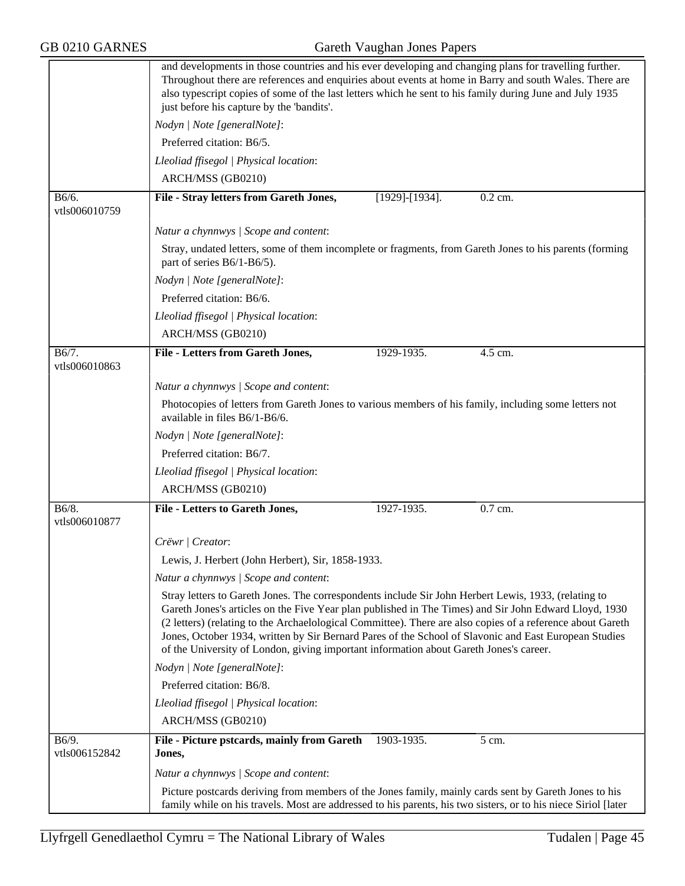and developments in those countries and his ever developing and changing plans for travelling further. Throughout there are references and enquiries about events at home in Barry and south Wales. There are also typescript copies of some of the last letters which he sent to his family during June and July 1935 just before his capture by the 'bandits'.

*Nodyn | Note [generalNote]*:

Preferred citation: B6/5.

*Lleoliad ffisegol | Physical location*:

ARCH/MSS (GB0210)

---

B6/6.
vtls006010759

**File - Stray letters from Gareth Jones,** [1929]-[1934]. 0.2 cm.

*Natur a chynnwys | Scope and content*:

Stray, undated letters, some of them incomplete or fragments, from Gareth Jones to his parents (forming part of series B6/1-B6/5).

*Nodyn | Note [generalNote]*:

Preferred citation: B6/6.

*Lleoliad ffisegol | Physical location*:

ARCH/MSS (GB0210)

---

B6/7.
vtls006010863

**File - Letters from Gareth Jones,** 1929-1935. 4.5 cm.

*Natur a chynnwys | Scope and content*:

Photocopies of letters from Gareth Jones to various members of his family, including some letters not available in files B6/1-B6/6.

*Nodyn | Note [generalNote]*:

Preferred citation: B6/7.

*Lleoliad ffisegol | Physical location*:

ARCH/MSS (GB0210)

---

B6/8.
vtls006010877

**File - Letters to Gareth Jones,** 1927-1935. 0.7 cm.

*Crëwr | Creator*:

Lewis, J. Herbert (John Herbert), Sir, 1858-1933.

*Natur a chynnwys | Scope and content*:

Stray letters to Gareth Jones. The correspondents include Sir John Herbert Lewis, 1933, (relating to Gareth Jones's articles on the Five Year plan published in The Times) and Sir John Edward Lloyd, 1930 (2 letters) (relating to the Archaelological Committee). There are also copies of a reference about Gareth Jones, October 1934, written by Sir Bernard Pares of the School of Slavonic and East European Studies of the University of London, giving important information about Gareth Jones's career.

*Nodyn | Note [generalNote]*:

Preferred citation: B6/8.

*Lleoliad ffisegol | Physical location*:

ARCH/MSS (GB0210)

---

B6/9.
vtls006152842

**File - Picture pstcards, mainly from Gareth Jones,** 1903-1935. 5 cm.

*Natur a chynnwys | Scope and content*:

Picture postcards deriving from members of the Jones family, mainly cards sent by Gareth Jones to his family while on his travels. Most are addressed to his parents, his two sisters, or to his niece Siriol [later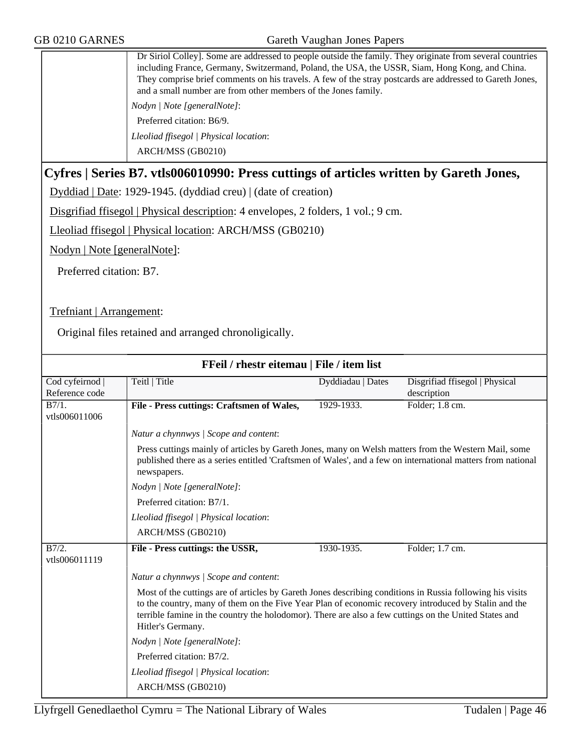| | Dr Siriol Colley]. Some are addressed to people outside the family. They originate from several countries including France, Germany, Switzermand, Poland, the USA, the USSR, Siam, Hong Kong, and China. They comprise brief comments on his travels. A few of the stray postcards are addressed to Gareth Jones, and a small number are from other members of the Jones family. |
|---|---|
| | *Nodyn \| Note [generalNote]*: |
| | Preferred citation: B6/9. |
| | *Lleoliad ffisegol \| Physical location*: |
| | ARCH/MSS (GB0210) |

## Cyfres | Series B7. vtls006010990: Press cuttings of articles written by Gareth Jones,

Dyddiad | Date: 1929-1945. (dyddiad creu) | (date of creation)

Disgrifiad ffisegol | Physical description: 4 envelopes, 2 folders, 1 vol.; 9 cm.

Lleoliad ffisegol | Physical location: ARCH/MSS (GB0210)

Nodyn | Note [generalNote]:

Preferred citation: B7.

Trefniant | Arrangement:

Original files retained and arranged chronoligically.

**FFeil / rhestr eitemau | File / item list**

| Cod cyfeirnod \| Reference code | Teitl \| Title | Dyddiadau \| Dates | Disgrifiad ffisegol \| Physical description |
|---|---|---|---|
| B7/1. vtls006011006 | **File - Press cuttings: Craftsmen of Wales,** | 1929-1933. | Folder; 1.8 cm. |
| | *Natur a chynnwys \| Scope and content*: | | |
| | Press cuttings mainly of articles by Gareth Jones, many on Welsh matters from the Western Mail, some published there as a series entitled 'Craftsmen of Wales', and a few on international matters from national newspapers. | | |
| | *Nodyn \| Note [generalNote]*: | | |
| | Preferred citation: B7/1. | | |
| | *Lleoliad ffisegol \| Physical location*: | | |
| | ARCH/MSS (GB0210) | | |
| B7/2. vtls006011119 | **File - Press cuttings: the USSR,** | 1930-1935. | Folder; 1.7 cm. |
| | *Natur a chynnwys \| Scope and content*: | | |
| | Most of the cuttings are of articles by Gareth Jones describing conditions in Russia following his visits to the country, many of them on the Five Year Plan of economic recovery introduced by Stalin and the terrible famine in the country the holodomor). There are also a few cuttings on the United States and Hitler's Germany. | | |
| | *Nodyn \| Note [generalNote]*: | | |
| | Preferred citation: B7/2. | | |
| | *Lleoliad ffisegol \| Physical location*: | | |
| | ARCH/MSS (GB0210) | | |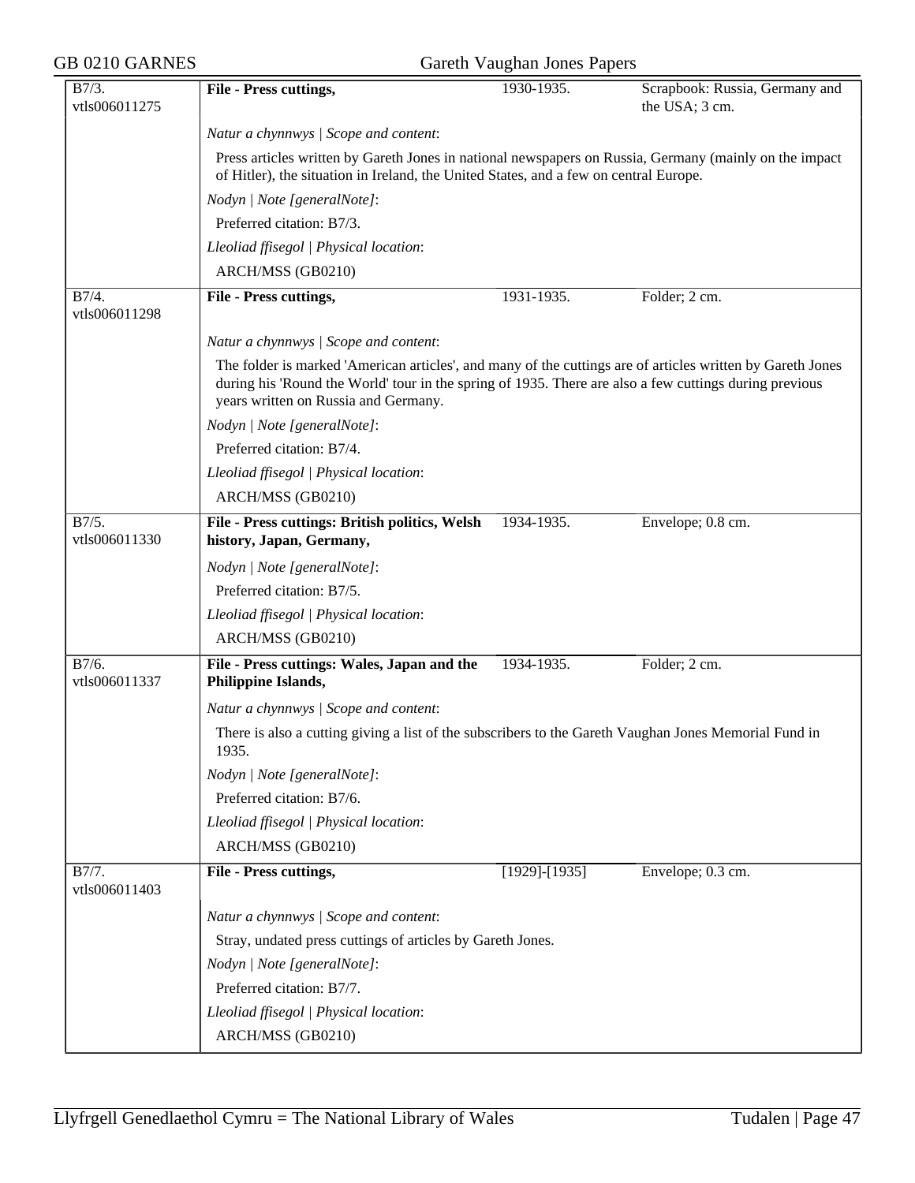| B7/3. vtls006011275 | **File - Press cuttings,** | 1930-1935. | Scrapbook: Russia, Germany and the USA; 3 cm. |
|---|---|---|---|

*Natur a chynnwys | Scope and content*:

Press articles written by Gareth Jones in national newspapers on Russia, Germany (mainly on the impact of Hitler), the situation in Ireland, the United States, and a few on central Europe.

*Nodyn | Note [generalNote]*:

Preferred citation: B7/3.

*Lleoliad ffisegol | Physical location*:

ARCH/MSS (GB0210)

| B7/4. vtls006011298 | **File - Press cuttings,** | 1931-1935. | Folder; 2 cm. |
|---|---|---|---|

*Natur a chynnwys | Scope and content*:

The folder is marked 'American articles', and many of the cuttings are of articles written by Gareth Jones during his 'Round the World' tour in the spring of 1935. There are also a few cuttings during previous years written on Russia and Germany.

*Nodyn | Note [generalNote]*:

Preferred citation: B7/4.

*Lleoliad ffisegol | Physical location*:

ARCH/MSS (GB0210)

| B7/5. vtls006011330 | **File - Press cuttings: British politics, Welsh history, Japan, Germany,** | 1934-1935. | Envelope; 0.8 cm. |
|---|---|---|---|

*Nodyn | Note [generalNote]*:

Preferred citation: B7/5.

*Lleoliad ffisegol | Physical location*:

ARCH/MSS (GB0210)

| B7/6. vtls006011337 | **File - Press cuttings: Wales, Japan and the Philippine Islands,** | 1934-1935. | Folder; 2 cm. |
|---|---|---|---|

*Natur a chynnwys | Scope and content*:

There is also a cutting giving a list of the subscribers to the Gareth Vaughan Jones Memorial Fund in 1935.

*Nodyn | Note [generalNote]*:

Preferred citation: B7/6.

*Lleoliad ffisegol | Physical location*:

ARCH/MSS (GB0210)

| B7/7. vtls006011403 | **File - Press cuttings,** | [1929]-[1935] | Envelope; 0.3 cm. |
|---|---|---|---|

*Natur a chynnwys | Scope and content*:

Stray, undated press cuttings of articles by Gareth Jones.

*Nodyn | Note [generalNote]*:

Preferred citation: B7/7.

*Lleoliad ffisegol | Physical location*:

ARCH/MSS (GB0210)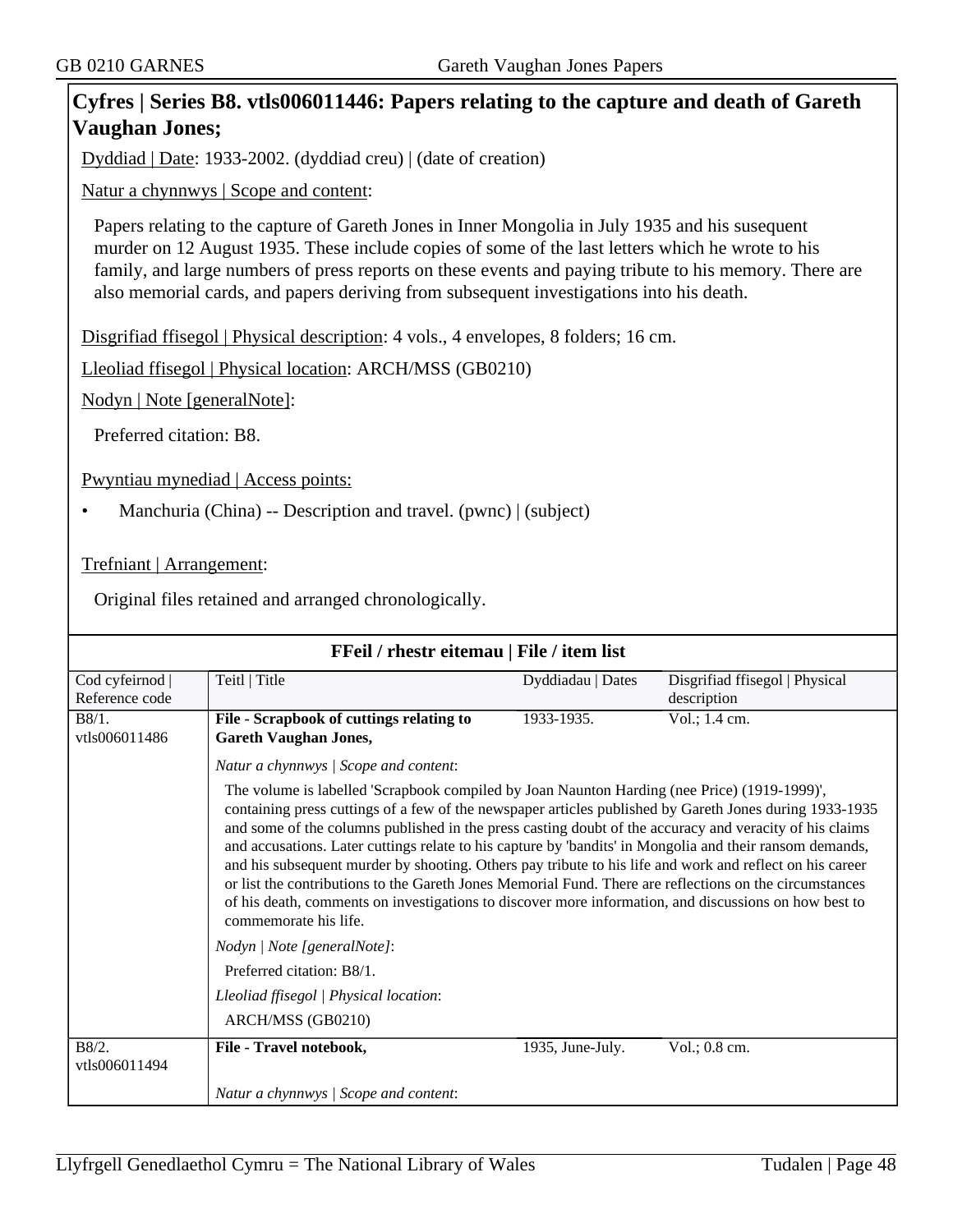## Cyfres | Series B8. vtls006011446: Papers relating to the capture and death of Gareth Vaughan Jones;

Dyddiad | Date: 1933-2002. (dyddiad creu) | (date of creation)

Natur a chynnwys | Scope and content:

Papers relating to the capture of Gareth Jones in Inner Mongolia in July 1935 and his susequent murder on 12 August 1935. These include copies of some of the last letters which he wrote to his family, and large numbers of press reports on these events and paying tribute to his memory. There are also memorial cards, and papers deriving from subsequent investigations into his death.

Disgrifiad ffisegol | Physical description: 4 vols., 4 envelopes, 8 folders; 16 cm.

Lleoliad ffisegol | Physical location: ARCH/MSS (GB0210)

Nodyn | Note [generalNote]:

Preferred citation: B8.

Pwyntiau mynediad | Access points:

- Manchuria (China) -- Description and travel. (pwnc) | (subject)

Trefniant | Arrangement:

Original files retained and arranged chronologically.

### FFeil / rhestr eitemau | File / item list

| Cod cyfeirnod \| Reference code | Teitl \| Title | Dyddiadau \| Dates | Disgrifiad ffisegol \| Physical description |
|---|---|---|---|
| B8/1. vtls006011486 | **File - Scrapbook of cuttings relating to Gareth Vaughan Jones,** | 1933-1935. | Vol.; 1.4 cm. |
| | *Natur a chynnwys \| Scope and content*: The volume is labelled 'Scrapbook compiled by Joan Naunton Harding (nee Price) (1919-1999)', containing press cuttings of a few of the newspaper articles published by Gareth Jones during 1933-1935 and some of the columns published in the press casting doubt of the accuracy and veracity of his claims and accusations. Later cuttings relate to his capture by 'bandits' in Mongolia and their ransom demands, and his subsequent murder by shooting. Others pay tribute to his life and work and reflect on his career or list the contributions to the Gareth Jones Memorial Fund. There are reflections on the circumstances of his death, comments on investigations to discover more information, and discussions on how best to commemorate his life. *Nodyn \| Note [generalNote]*: Preferred citation: B8/1. *Lleoliad ffisegol \| Physical location*: ARCH/MSS (GB0210) | | |
| B8/2. vtls006011494 | **File - Travel notebook,** | 1935, June-July. | Vol.; 0.8 cm. |
| | *Natur a chynnwys \| Scope and content*: | | |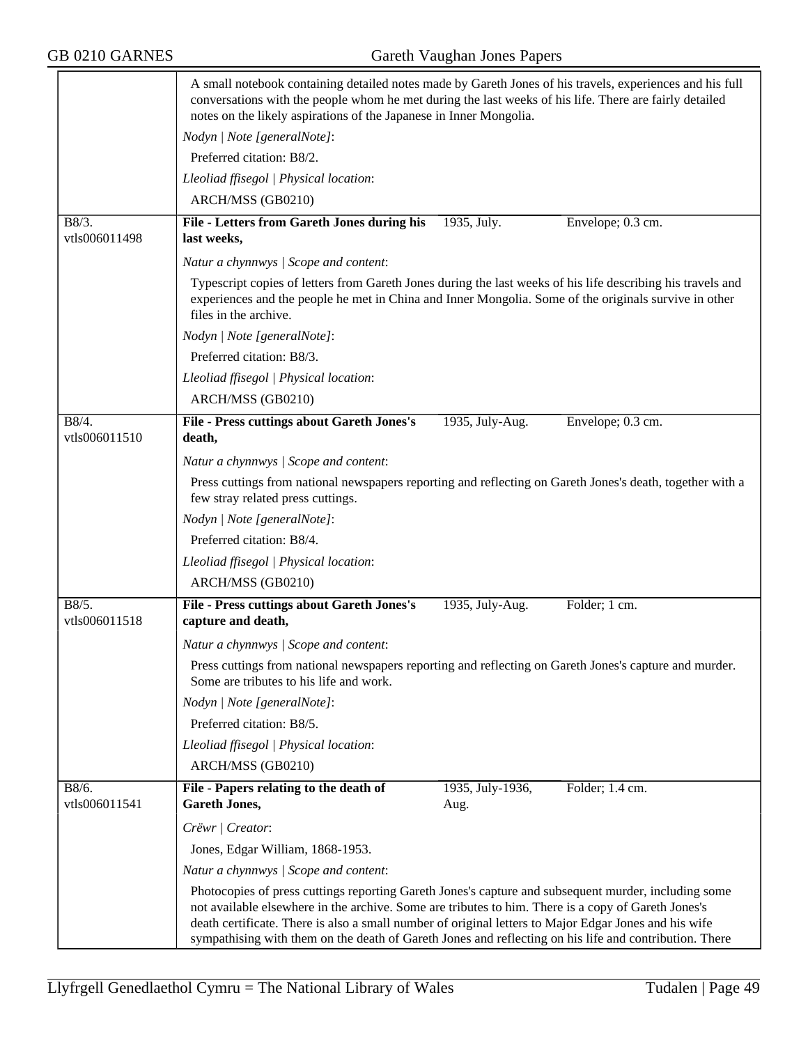A small notebook containing detailed notes made by Gareth Jones of his travels, experiences and his full conversations with the people whom he met during the last weeks of his life. There are fairly detailed notes on the likely aspirations of the Japanese in Inner Mongolia.

*Nodyn | Note [generalNote]*:

Preferred citation: B8/2.

*Lleoliad ffisegol | Physical location*:

ARCH/MSS (GB0210)

---

B8/3.
vtls006011498

**File - Letters from Gareth Jones during his last weeks,** 1935, July. Envelope; 0.3 cm.

*Natur a chynnwys | Scope and content*:

Typescript copies of letters from Gareth Jones during the last weeks of his life describing his travels and experiences and the people he met in China and Inner Mongolia. Some of the originals survive in other files in the archive.

*Nodyn | Note [generalNote]*:

Preferred citation: B8/3.

*Lleoliad ffisegol | Physical location*:

ARCH/MSS (GB0210)

---

B8/4.
vtls006011510

**File - Press cuttings about Gareth Jones's death,** 1935, July-Aug. Envelope; 0.3 cm.

*Natur a chynnwys | Scope and content*:

Press cuttings from national newspapers reporting and reflecting on Gareth Jones's death, together with a few stray related press cuttings.

*Nodyn | Note [generalNote]*:

Preferred citation: B8/4.

*Lleoliad ffisegol | Physical location*:

ARCH/MSS (GB0210)

---

B8/5.
vtls006011518

**File - Press cuttings about Gareth Jones's capture and death,** 1935, July-Aug. Folder; 1 cm.

*Natur a chynnwys | Scope and content*:

Press cuttings from national newspapers reporting and reflecting on Gareth Jones's capture and murder. Some are tributes to his life and work.

*Nodyn | Note [generalNote]*:

Preferred citation: B8/5.

*Lleoliad ffisegol | Physical location*:

ARCH/MSS (GB0210)

---

B8/6.
vtls006011541

**File - Papers relating to the death of Gareth Jones,** 1935, July-1936, Aug. Folder; 1.4 cm.

*Crëwr | Creator*:

Jones, Edgar William, 1868-1953.

*Natur a chynnwys | Scope and content*:

Photocopies of press cuttings reporting Gareth Jones's capture and subsequent murder, including some not available elsewhere in the archive. Some are tributes to him. There is a copy of Gareth Jones's death certificate. There is also a small number of original letters to Major Edgar Jones and his wife sympathising with them on the death of Gareth Jones and reflecting on his life and contribution. There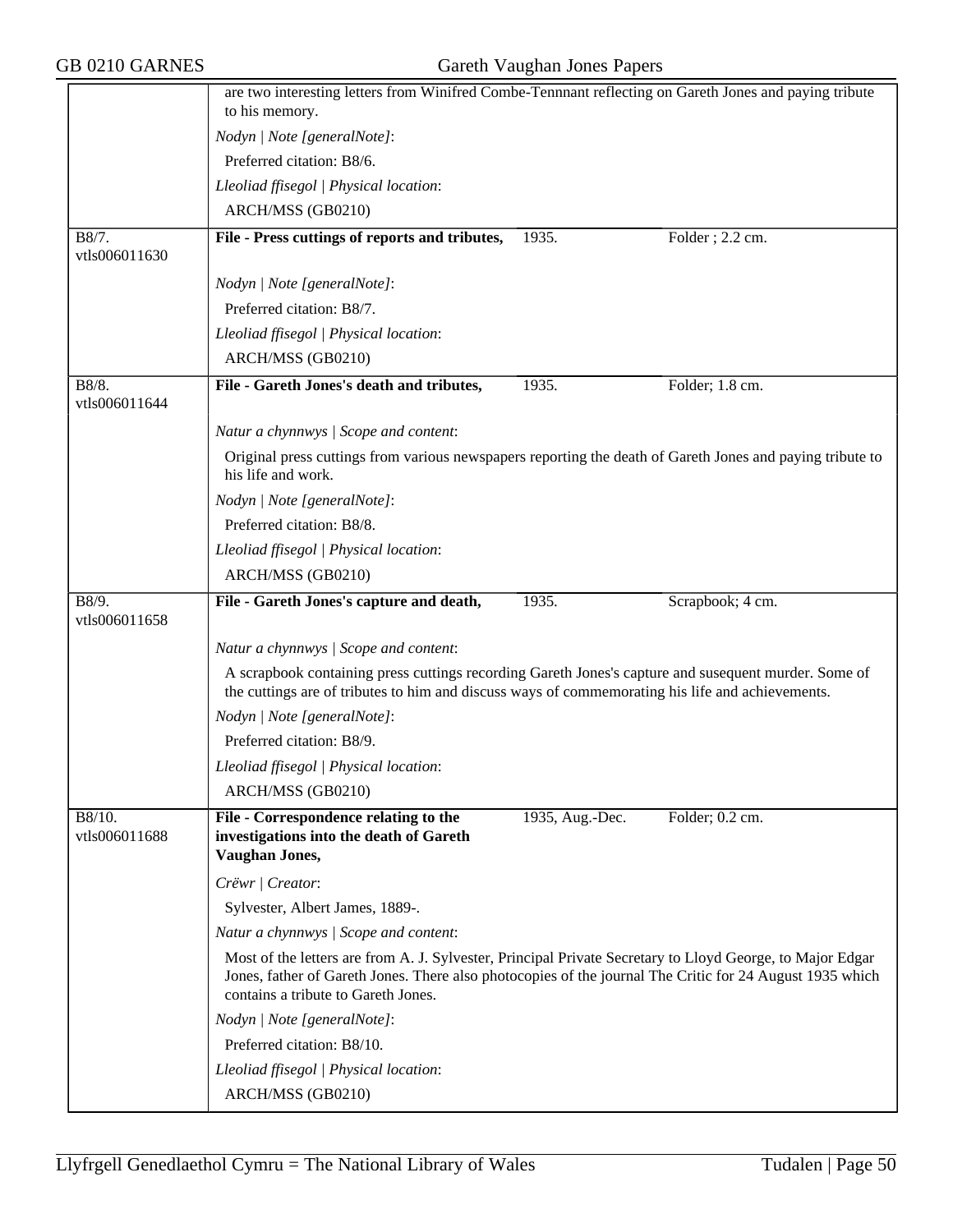are two interesting letters from Winifred Combe-Tennnant reflecting on Gareth Jones and paying tribute to his memory.

*Nodyn | Note [generalNote]*:

Preferred citation: B8/6.

*Lleoliad ffisegol | Physical location*:

ARCH/MSS (GB0210)

---

B8/7. vtls006011630

**File - Press cuttings of reports and tributes,** 1935. Folder ; 2.2 cm.

*Nodyn | Note [generalNote]*:

Preferred citation: B8/7.

*Lleoliad ffisegol | Physical location*:

ARCH/MSS (GB0210)

---

B8/8. vtls006011644

**File - Gareth Jones's death and tributes,** 1935. Folder; 1.8 cm.

*Natur a chynnwys | Scope and content*:

Original press cuttings from various newspapers reporting the death of Gareth Jones and paying tribute to his life and work.

*Nodyn | Note [generalNote]*:

Preferred citation: B8/8.

*Lleoliad ffisegol | Physical location*:

ARCH/MSS (GB0210)

---

B8/9. vtls006011658

**File - Gareth Jones's capture and death,** 1935. Scrapbook; 4 cm.

*Natur a chynnwys | Scope and content*:

A scrapbook containing press cuttings recording Gareth Jones's capture and susequent murder. Some of the cuttings are of tributes to him and discuss ways of commemorating his life and achievements.

*Nodyn | Note [generalNote]*:

Preferred citation: B8/9.

*Lleoliad ffisegol | Physical location*:

ARCH/MSS (GB0210)

---

B8/10. vtls006011688

**File - Correspondence relating to the investigations into the death of Gareth Vaughan Jones,** 1935, Aug.-Dec. Folder; 0.2 cm.

*Crëwr | Creator*:

Sylvester, Albert James, 1889-.

*Natur a chynnwys | Scope and content*:

Most of the letters are from A. J. Sylvester, Principal Private Secretary to Lloyd George, to Major Edgar Jones, father of Gareth Jones. There also photocopies of the journal The Critic for 24 August 1935 which contains a tribute to Gareth Jones.

*Nodyn | Note [generalNote]*:

Preferred citation: B8/10.

*Lleoliad ffisegol | Physical location*:

ARCH/MSS (GB0210)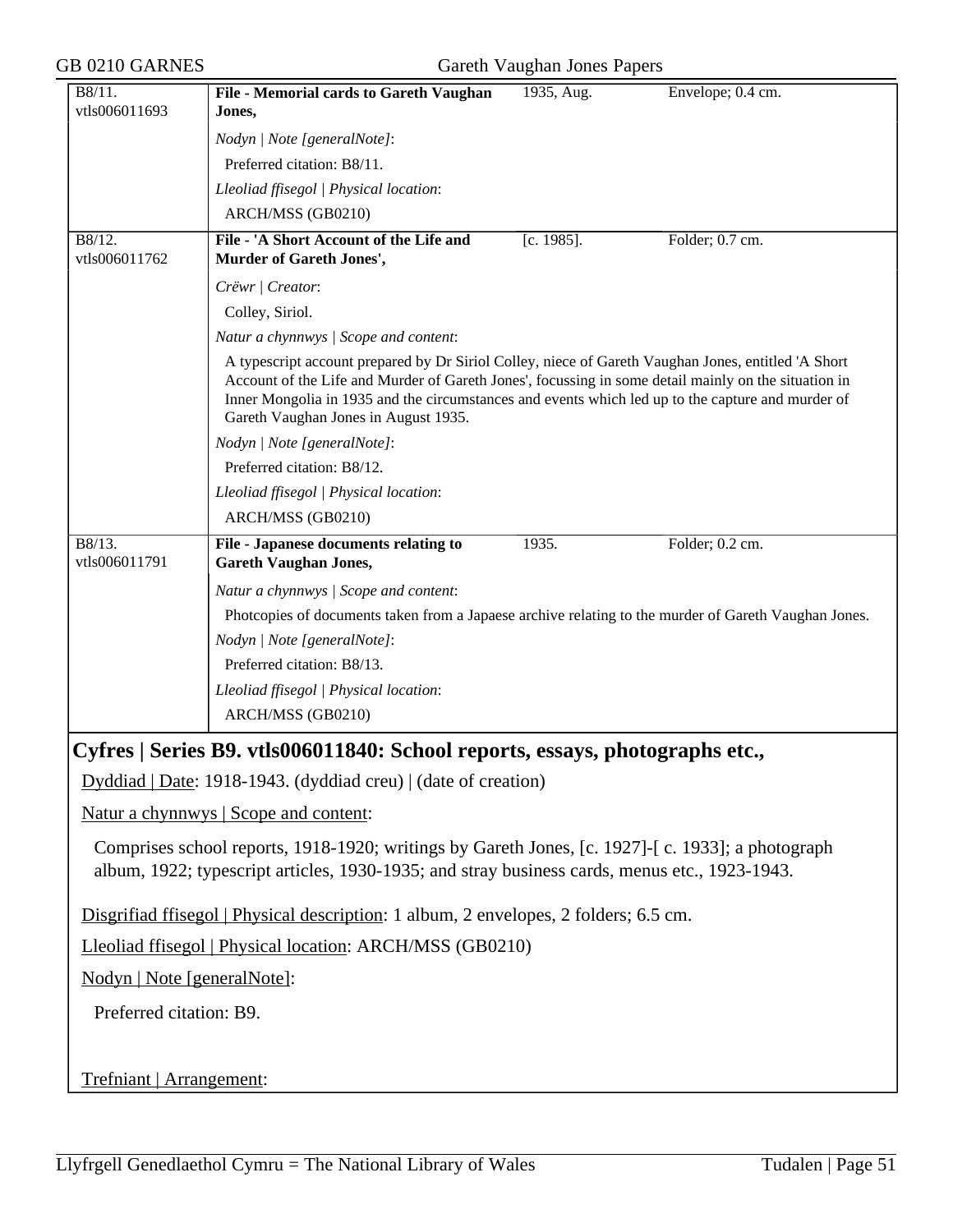| | | | |
|---|---|---|---|
| B8/11. vtls006011693 | **File - Memorial cards to Gareth Vaughan Jones,** | 1935, Aug. | Envelope; 0.4 cm. |
| | *Nodyn \| Note [generalNote]*: Preferred citation: B8/11. *Lleoliad ffisegol \| Physical location*: ARCH/MSS (GB0210) | | |
| B8/12. vtls006011762 | **File - 'A Short Account of the Life and Murder of Gareth Jones',** | [c. 1985]. | Folder; 0.7 cm. |
| | *Crëwr \| Creator*: Colley, Siriol. *Natur a chynnwys \| Scope and content*: A typescript account prepared by Dr Siriol Colley, niece of Gareth Vaughan Jones, entitled 'A Short Account of the Life and Murder of Gareth Jones', focussing in some detail mainly on the situation in Inner Mongolia in 1935 and the circumstances and events which led up to the capture and murder of Gareth Vaughan Jones in August 1935. *Nodyn \| Note [generalNote]*: Preferred citation: B8/12. *Lleoliad ffisegol \| Physical location*: ARCH/MSS (GB0210) | | |
| B8/13. vtls006011791 | **File - Japanese documents relating to Gareth Vaughan Jones,** | 1935. | Folder; 0.2 cm. |
| | *Natur a chynnwys \| Scope and content*: Photcopies of documents taken from a Japaese archive relating to the murder of Gareth Vaughan Jones. *Nodyn \| Note [generalNote]*: Preferred citation: B8/13. *Lleoliad ffisegol \| Physical location*: ARCH/MSS (GB0210) | | |

## Cyfres | Series B9. vtls006011840: School reports, essays, photographs etc.,

Dyddiad | Date: 1918-1943. (dyddiad creu) | (date of creation)

Natur a chynnwys | Scope and content:

Comprises school reports, 1918-1920; writings by Gareth Jones, [c. 1927]-[ c. 1933]; a photograph album, 1922; typescript articles, 1930-1935; and stray business cards, menus etc., 1923-1943.

Disgrifiad ffisegol | Physical description: 1 album, 2 envelopes, 2 folders; 6.5 cm.

Lleoliad ffisegol | Physical location: ARCH/MSS (GB0210)

Nodyn | Note [generalNote]:

Preferred citation: B9.

Trefniant | Arrangement: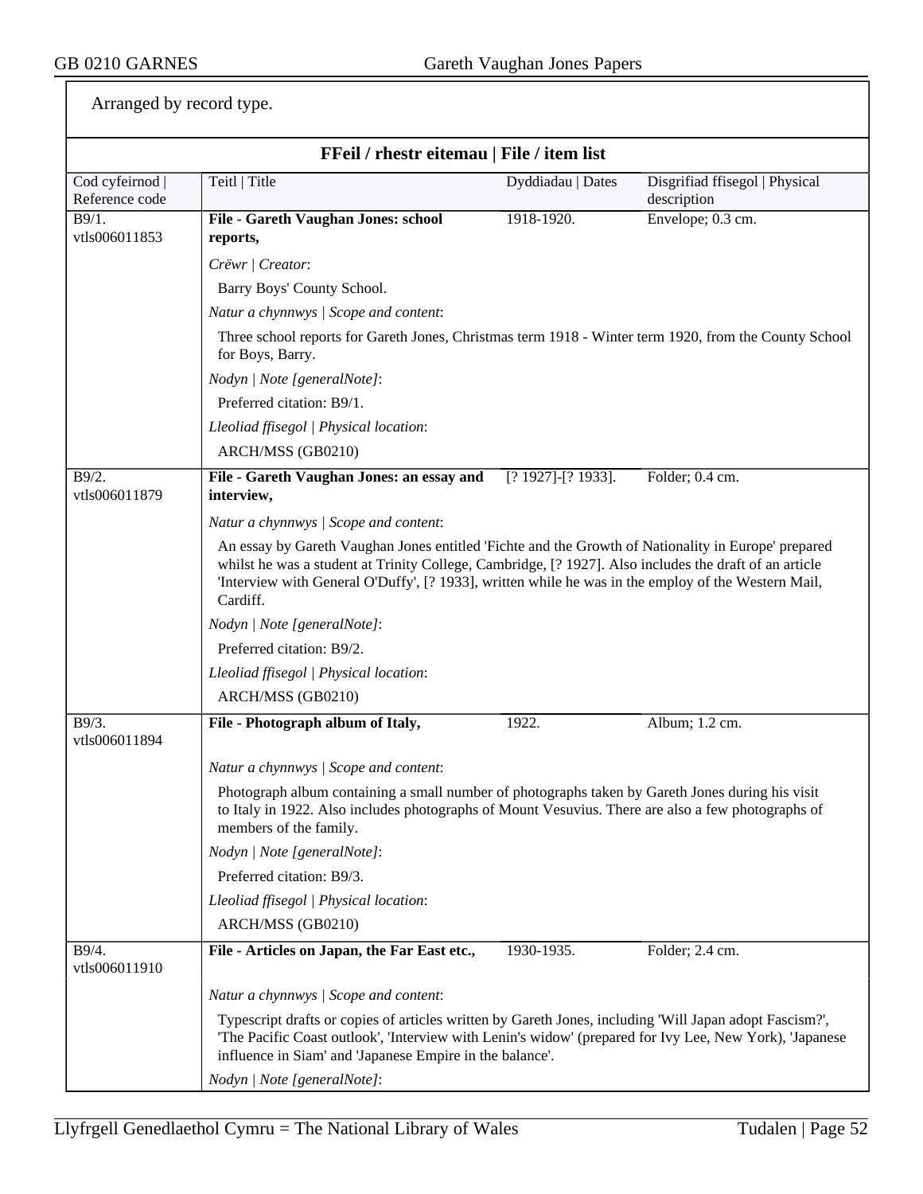Arranged by record type.

## FFeil / rhestr eitemau | File / item list

| Cod cyfeirnod \| Reference code | Teitl \| Title | Dyddiadau \| Dates | Disgrifiad ffisegol \| Physical description |
|---|---|---|---|
| B9/1. vtls006011853 | **File - Gareth Vaughan Jones: school reports,** | 1918-1920. | Envelope; 0.3 cm. |

*Crëwr | Creator*:

Barry Boys' County School.

*Natur a chynnwys | Scope and content*:

Three school reports for Gareth Jones, Christmas term 1918 - Winter term 1920, from the County School for Boys, Barry.

*Nodyn | Note [generalNote]*:

Preferred citation: B9/1.

*Lleoliad ffisegol | Physical location*:

ARCH/MSS (GB0210)

| Cod cyfeirnod \| Reference code | Teitl \| Title | Dyddiadau \| Dates | Disgrifiad ffisegol \| Physical description |
|---|---|---|---|
| B9/2. vtls006011879 | **File - Gareth Vaughan Jones: an essay and interview,** | [? 1927]-[? 1933]. | Folder; 0.4 cm. |

*Natur a chynnwys | Scope and content*:

An essay by Gareth Vaughan Jones entitled 'Fichte and the Growth of Nationality in Europe' prepared whilst he was a student at Trinity College, Cambridge, [? 1927]. Also includes the draft of an article 'Interview with General O'Duffy', [? 1933], written while he was in the employ of the Western Mail, Cardiff.

*Nodyn | Note [generalNote]*:

Preferred citation: B9/2.

*Lleoliad ffisegol | Physical location*:

ARCH/MSS (GB0210)

| Cod cyfeirnod \| Reference code | Teitl \| Title | Dyddiadau \| Dates | Disgrifiad ffisegol \| Physical description |
|---|---|---|---|
| B9/3. vtls006011894 | **File - Photograph album of Italy,** | 1922. | Album; 1.2 cm. |

*Natur a chynnwys | Scope and content*:

Photograph album containing a small number of photographs taken by Gareth Jones during his visit to Italy in 1922. Also includes photographs of Mount Vesuvius. There are also a few photographs of members of the family.

*Nodyn | Note [generalNote]*:

Preferred citation: B9/3.

*Lleoliad ffisegol | Physical location*:

ARCH/MSS (GB0210)

| Cod cyfeirnod \| Reference code | Teitl \| Title | Dyddiadau \| Dates | Disgrifiad ffisegol \| Physical description |
|---|---|---|---|
| B9/4. vtls006011910 | **File - Articles on Japan, the Far East etc.,** | 1930-1935. | Folder; 2.4 cm. |

*Natur a chynnwys | Scope and content*:

Typescript drafts or copies of articles written by Gareth Jones, including 'Will Japan adopt Fascism?', 'The Pacific Coast outlook', 'Interview with Lenin's widow' (prepared for Ivy Lee, New York), 'Japanese influence in Siam' and 'Japanese Empire in the balance'.

*Nodyn | Note [generalNote]*: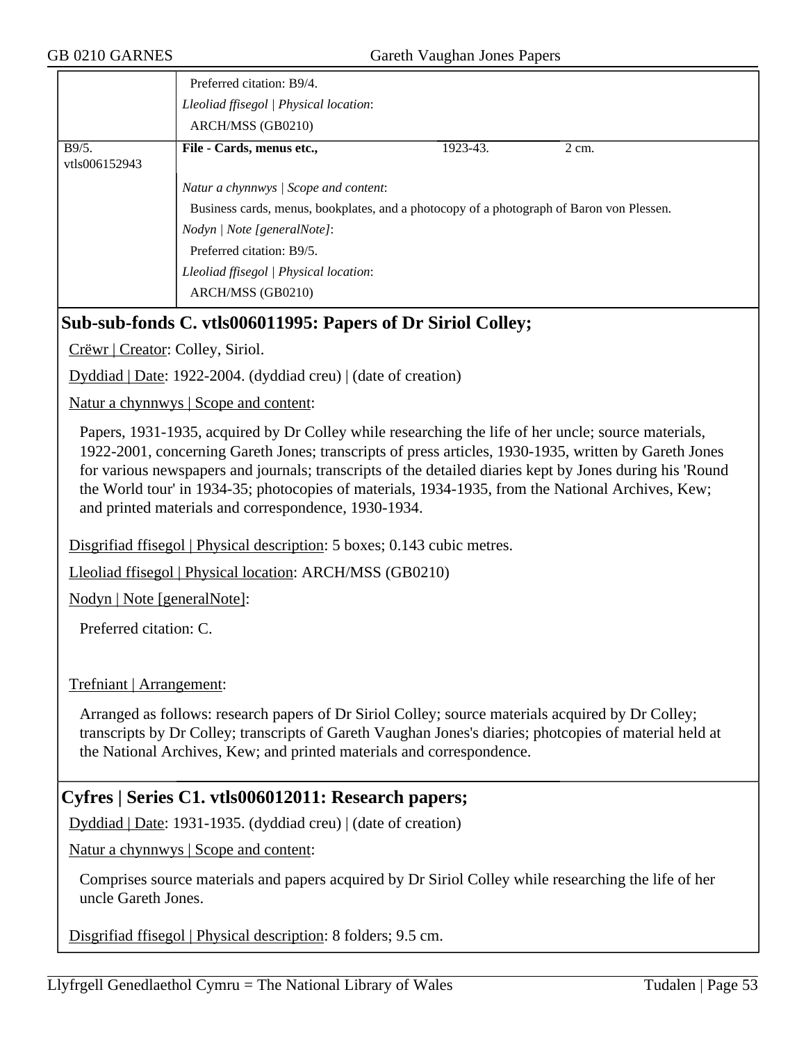| | |
|---|---|
| | Preferred citation: B9/4. |
| | *Lleoliad ffisegol \| Physical location*: |
| | ARCH/MSS (GB0210) |

| | | | |
|---|---|---|---|
| B9/5. vtls006152943 | **File - Cards, menus etc.,** | 1923-43. | 2 cm. |
| | *Natur a chynnwys \| Scope and content*: | | |
| | Business cards, menus, bookplates, and a photocopy of a photograph of Baron von Plessen. | | |
| | *Nodyn \| Note [generalNote]*: | | |
| | Preferred citation: B9/5. | | |
| | *Lleoliad ffisegol \| Physical location*: | | |
| | ARCH/MSS (GB0210) | | |

## Sub-sub-fonds C. vtls006011995: Papers of Dr Siriol Colley;

Crëwr | Creator: Colley, Siriol.

Dyddiad | Date: 1922-2004. (dyddiad creu) | (date of creation)

Natur a chynnwys | Scope and content:

Papers, 1931-1935, acquired by Dr Colley while researching the life of her uncle; source materials, 1922-2001, concerning Gareth Jones; transcripts of press articles, 1930-1935, written by Gareth Jones for various newspapers and journals; transcripts of the detailed diaries kept by Jones during his 'Round the World tour' in 1934-35; photocopies of materials, 1934-1935, from the National Archives, Kew; and printed materials and correspondence, 1930-1934.

Disgrifiad ffisegol | Physical description: 5 boxes; 0.143 cubic metres.

Lleoliad ffisegol | Physical location: ARCH/MSS (GB0210)

Nodyn | Note [generalNote]:

Preferred citation: C.

Trefniant | Arrangement:

Arranged as follows: research papers of Dr Siriol Colley; source materials acquired by Dr Colley; transcripts by Dr Colley; transcripts of Gareth Vaughan Jones's diaries; photcopies of material held at the National Archives, Kew; and printed materials and correspondence.

## Cyfres | Series C1. vtls006012011: Research papers;

Dyddiad | Date: 1931-1935. (dyddiad creu) | (date of creation)

Natur a chynnwys | Scope and content:

Comprises source materials and papers acquired by Dr Siriol Colley while researching the life of her uncle Gareth Jones.

Disgrifiad ffisegol | Physical description: 8 folders; 9.5 cm.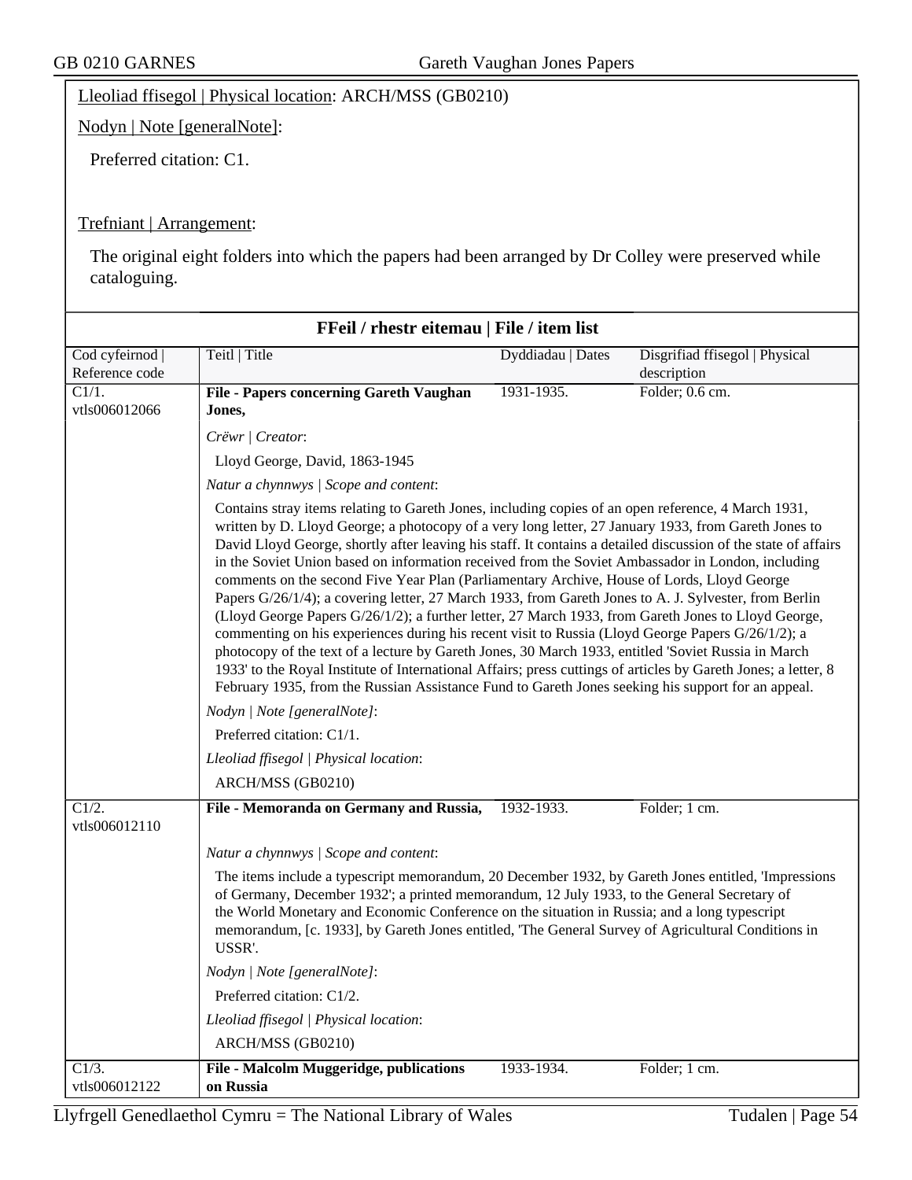Lleoliad ffisegol | Physical location: ARCH/MSS (GB0210)

Nodyn | Note [generalNote]:

Preferred citation: C1.

Trefniant | Arrangement:

The original eight folders into which the papers had been arranged by Dr Colley were preserved while cataloguing.

## FFeil / rhestr eitemau | File / item list

| Cod cyfeirnod \| Reference code | Teitl \| Title | Dyddiadau \| Dates | Disgrifiad ffisegol \| Physical description |
|---|---|---|---|
| C1/1. vtls006012066 | **File - Papers concerning Gareth Vaughan Jones,** | 1931-1935. | Folder; 0.6 cm. |

*Crëwr | Creator*:

Lloyd George, David, 1863-1945

*Natur a chynnwys | Scope and content*:

Contains stray items relating to Gareth Jones, including copies of an open reference, 4 March 1931, written by D. Lloyd George; a photocopy of a very long letter, 27 January 1933, from Gareth Jones to David Lloyd George, shortly after leaving his staff. It contains a detailed discussion of the state of affairs in the Soviet Union based on information received from the Soviet Ambassador in London, including comments on the second Five Year Plan (Parliamentary Archive, House of Lords, Lloyd George Papers G/26/1/4); a covering letter, 27 March 1933, from Gareth Jones to A. J. Sylvester, from Berlin (Lloyd George Papers G/26/1/2); a further letter, 27 March 1933, from Gareth Jones to Lloyd George, commenting on his experiences during his recent visit to Russia (Lloyd George Papers G/26/1/2); a photocopy of the text of a lecture by Gareth Jones, 30 March 1933, entitled 'Soviet Russia in March 1933' to the Royal Institute of International Affairs; press cuttings of articles by Gareth Jones; a letter, 8 February 1935, from the Russian Assistance Fund to Gareth Jones seeking his support for an appeal.

*Nodyn | Note [generalNote]*:

Preferred citation: C1/1.

*Lleoliad ffisegol | Physical location*:

ARCH/MSS (GB0210)

| Cod cyfeirnod \| Reference code | Teitl \| Title | Dyddiadau \| Dates | Disgrifiad ffisegol \| Physical description |
|---|---|---|---|
| C1/2. vtls006012110 | **File - Memoranda on Germany and Russia,** | 1932-1933. | Folder; 1 cm. |

*Natur a chynnwys | Scope and content*:

The items include a typescript memorandum, 20 December 1932, by Gareth Jones entitled, 'Impressions of Germany, December 1932'; a printed memorandum, 12 July 1933, to the General Secretary of the World Monetary and Economic Conference on the situation in Russia; and a long typescript memorandum, [c. 1933], by Gareth Jones entitled, 'The General Survey of Agricultural Conditions in USSR'.

*Nodyn | Note [generalNote]*:

Preferred citation: C1/2.

*Lleoliad ffisegol | Physical location*:

ARCH/MSS (GB0210)

| Cod cyfeirnod \| Reference code | Teitl \| Title | Dyddiadau \| Dates | Disgrifiad ffisegol \| Physical description |
|---|---|---|---|
| C1/3. vtls006012122 | **File - Malcolm Muggeridge, publications on Russia** | 1933-1934. | Folder; 1 cm. |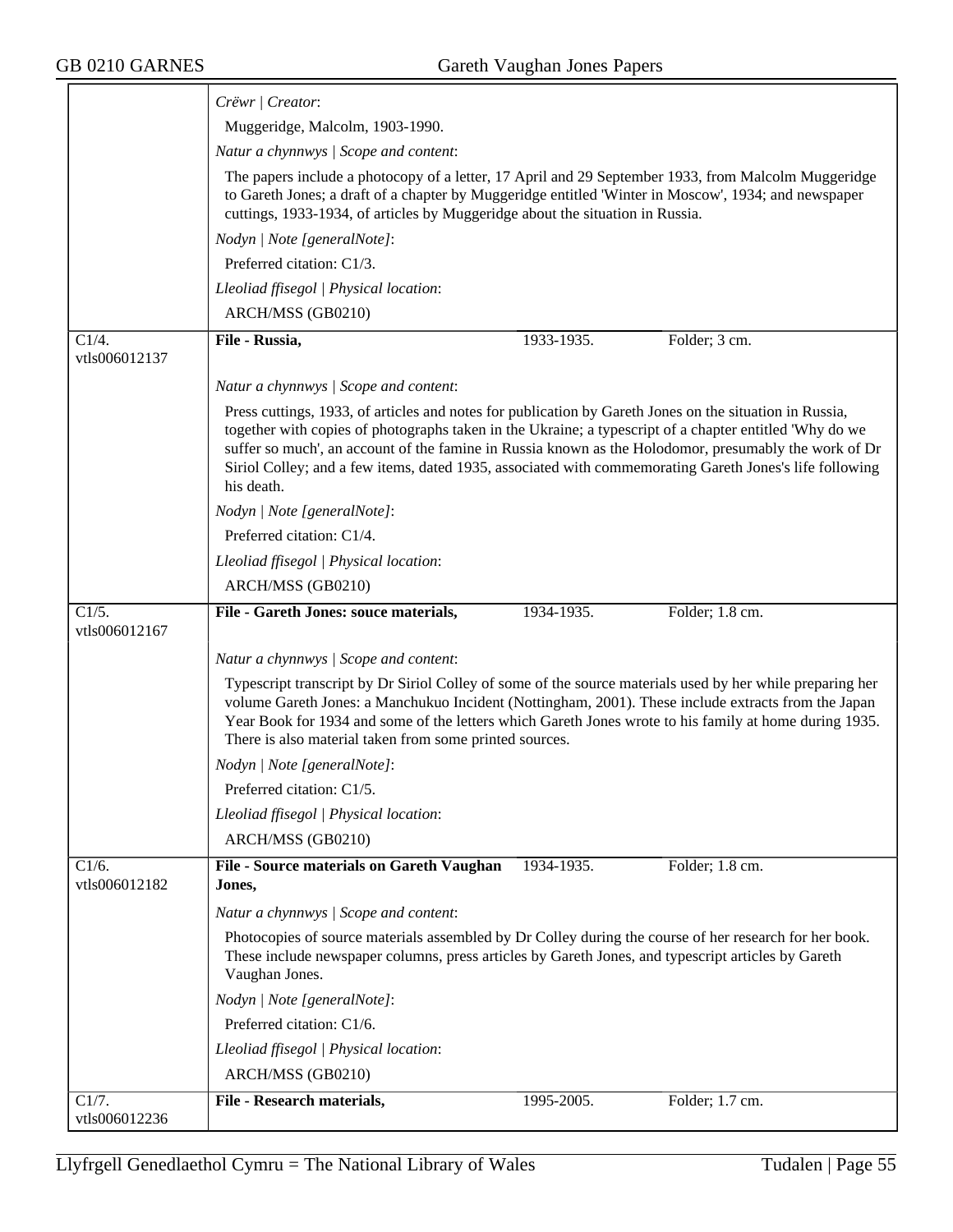*Crëwr | Creator*:

Muggeridge, Malcolm, 1903-1990.

*Natur a chynnwys | Scope and content*:

The papers include a photocopy of a letter, 17 April and 29 September 1933, from Malcolm Muggeridge to Gareth Jones; a draft of a chapter by Muggeridge entitled 'Winter in Moscow', 1934; and newspaper cuttings, 1933-1934, of articles by Muggeridge about the situation in Russia.

*Nodyn | Note [generalNote]*:

Preferred citation: C1/3.

*Lleoliad ffisegol | Physical location*:

ARCH/MSS (GB0210)

---

C1/4.
vtls006012137

**File - Russia,** | 1933-1935. | Folder; 3 cm.

*Natur a chynnwys | Scope and content*:

Press cuttings, 1933, of articles and notes for publication by Gareth Jones on the situation in Russia, together with copies of photographs taken in the Ukraine; a typescript of a chapter entitled 'Why do we suffer so much', an account of the famine in Russia known as the Holodomor, presumably the work of Dr Siriol Colley; and a few items, dated 1935, associated with commemorating Gareth Jones's life following his death.

*Nodyn | Note [generalNote]*:

Preferred citation: C1/4.

*Lleoliad ffisegol | Physical location*:

ARCH/MSS (GB0210)

---

C1/5.
vtls006012167

**File - Gareth Jones: souce materials,** | 1934-1935. | Folder; 1.8 cm.

*Natur a chynnwys | Scope and content*:

Typescript transcript by Dr Siriol Colley of some of the source materials used by her while preparing her volume Gareth Jones: a Manchukuo Incident (Nottingham, 2001). These include extracts from the Japan Year Book for 1934 and some of the letters which Gareth Jones wrote to his family at home during 1935. There is also material taken from some printed sources.

*Nodyn | Note [generalNote]*:

Preferred citation: C1/5.

*Lleoliad ffisegol | Physical location*:

ARCH/MSS (GB0210)

---

C1/6.
vtls006012182

**File - Source materials on Gareth Vaughan Jones,** | 1934-1935. | Folder; 1.8 cm.

*Natur a chynnwys | Scope and content*:

Photocopies of source materials assembled by Dr Colley during the course of her research for her book. These include newspaper columns, press articles by Gareth Jones, and typescript articles by Gareth Vaughan Jones.

*Nodyn | Note [generalNote]*:

Preferred citation: C1/6.

*Lleoliad ffisegol | Physical location*:

ARCH/MSS (GB0210)

---

C1/7.
vtls006012236

**File - Research materials,** | 1995-2005. | Folder; 1.7 cm.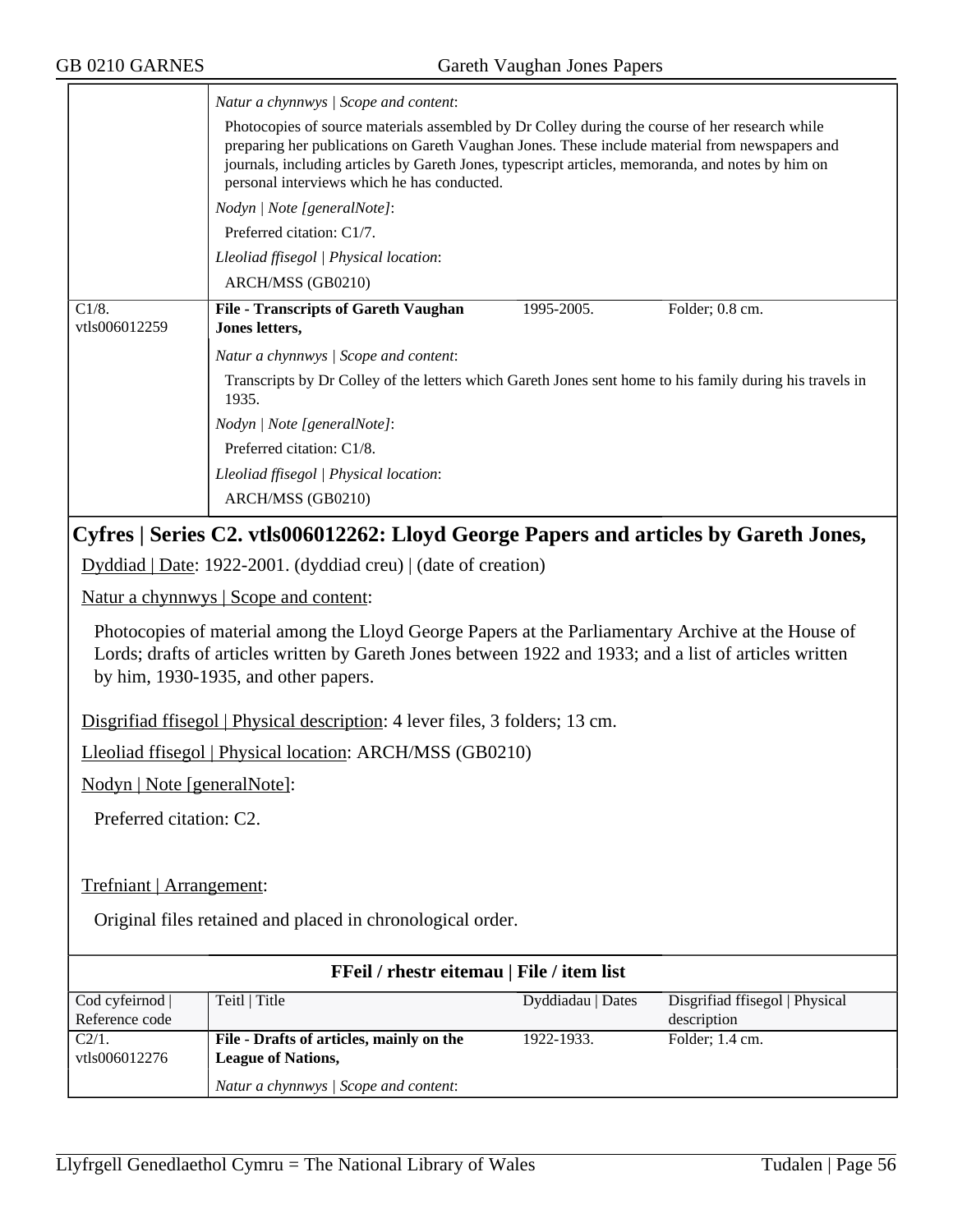| | |
|---|---|
| | *Natur a chynnwys \| Scope and content*:<br>Photocopies of source materials assembled by Dr Colley during the course of her research while preparing her publications on Gareth Vaughan Jones. These include material from newspapers and journals, including articles by Gareth Jones, typescript articles, memoranda, and notes by him on personal interviews which he has conducted.<br>*Nodyn \| Note [generalNote]*:<br>Preferred citation: C1/7.<br>*Lleoliad ffisegol \| Physical location*:<br>ARCH/MSS (GB0210) |

| | | | |
|---|---|---|---|
| C1/8.<br>vtls006012259 | **File - Transcripts of Gareth Vaughan Jones letters,** | 1995-2005. | Folder; 0.8 cm. |
| | *Natur a chynnwys \| Scope and content*:<br>Transcripts by Dr Colley of the letters which Gareth Jones sent home to his family during his travels in 1935.<br>*Nodyn \| Note [generalNote]*:<br>Preferred citation: C1/8.<br>*Lleoliad ffisegol \| Physical location*:<br>ARCH/MSS (GB0210) | | |

## Cyfres | Series C2. vtls006012262: Lloyd George Papers and articles by Gareth Jones,

Dyddiad | Date: 1922-2001. (dyddiad creu) | (date of creation)

Natur a chynnwys | Scope and content:

Photocopies of material among the Lloyd George Papers at the Parliamentary Archive at the House of Lords; drafts of articles written by Gareth Jones between 1922 and 1933; and a list of articles written by him, 1930-1935, and other papers.

Disgrifiad ffisegol | Physical description: 4 lever files, 3 folders; 13 cm.

Lleoliad ffisegol | Physical location: ARCH/MSS (GB0210)

Nodyn | Note [generalNote]:

Preferred citation: C2.

Trefniant | Arrangement:

Original files retained and placed in chronological order.

**FFeil / rhestr eitemau | File / item list**

| Cod cyfeirnod \| Reference code | Teitl \| Title | Dyddiadau \| Dates | Disgrifiad ffisegol \| Physical description |
|---|---|---|---|
| C2/1.<br>vtls006012276 | **File - Drafts of articles, mainly on the League of Nations,** | 1922-1933. | Folder; 1.4 cm. |
| | *Natur a chynnwys \| Scope and content*: | | |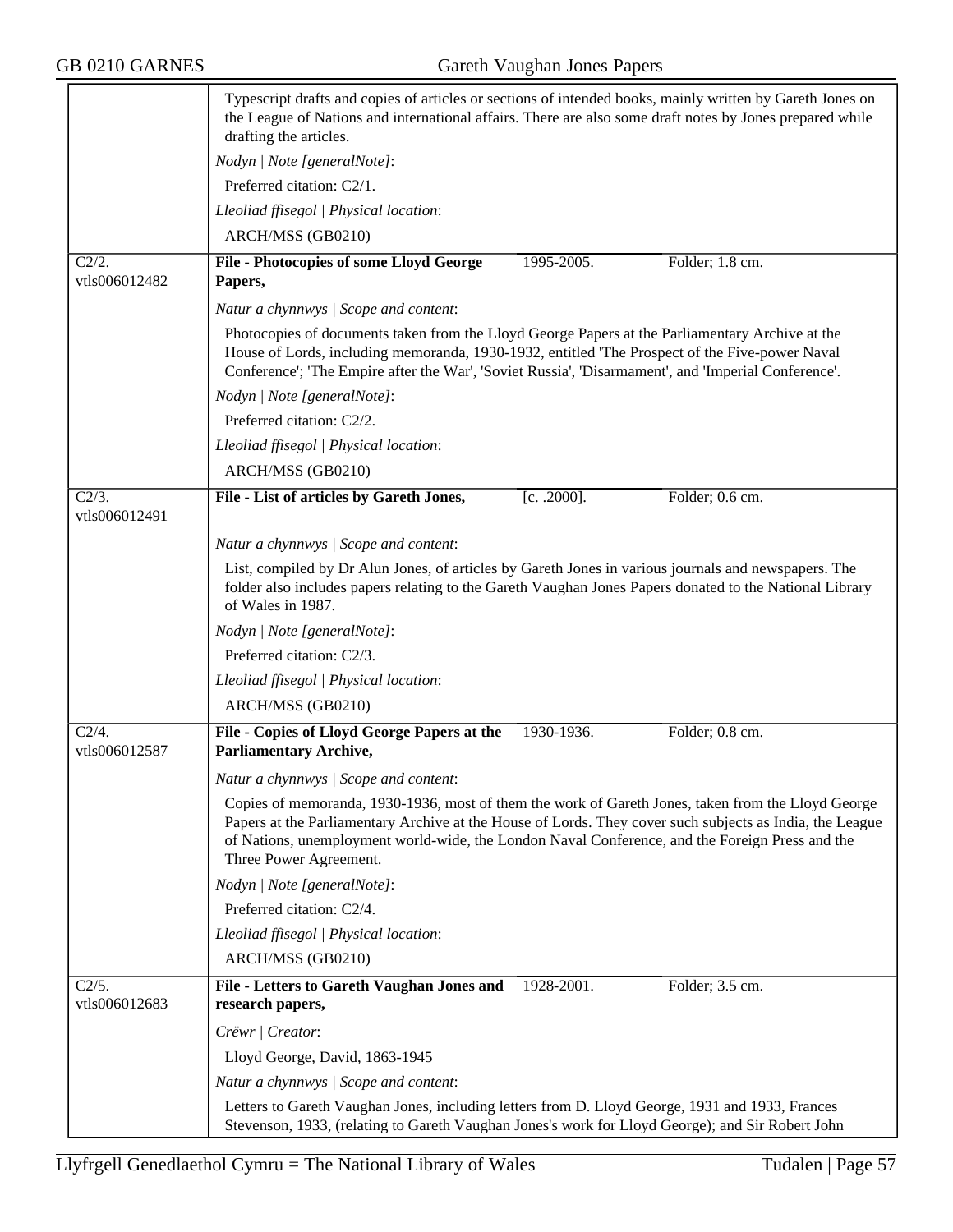Typescript drafts and copies of articles or sections of intended books, mainly written by Gareth Jones on the League of Nations and international affairs. There are also some draft notes by Jones prepared while drafting the articles.

*Nodyn | Note [generalNote]*:

Preferred citation: C2/1.

*Lleoliad ffisegol | Physical location*:

ARCH/MSS (GB0210)

---

C2/2. vtls006012482 | **File - Photocopies of some Lloyd George Papers,** | 1995-2005. | Folder; 1.8 cm.

*Natur a chynnwys | Scope and content*:

Photocopies of documents taken from the Lloyd George Papers at the Parliamentary Archive at the House of Lords, including memoranda, 1930-1932, entitled 'The Prospect of the Five-power Naval Conference'; 'The Empire after the War', 'Soviet Russia', 'Disarmament', and 'Imperial Conference'.

*Nodyn | Note [generalNote]*:

Preferred citation: C2/2.

*Lleoliad ffisegol | Physical location*:

ARCH/MSS (GB0210)

---

C2/3. vtls006012491 | **File - List of articles by Gareth Jones,** | [c. .2000]. | Folder; 0.6 cm.

*Natur a chynnwys | Scope and content*:

List, compiled by Dr Alun Jones, of articles by Gareth Jones in various journals and newspapers. The folder also includes papers relating to the Gareth Vaughan Jones Papers donated to the National Library of Wales in 1987.

*Nodyn | Note [generalNote]*:

Preferred citation: C2/3.

*Lleoliad ffisegol | Physical location*:

ARCH/MSS (GB0210)

---

C2/4. vtls006012587 | **File - Copies of Lloyd George Papers at the Parliamentary Archive,** | 1930-1936. | Folder; 0.8 cm.

*Natur a chynnwys | Scope and content*:

Copies of memoranda, 1930-1936, most of them the work of Gareth Jones, taken from the Lloyd George Papers at the Parliamentary Archive at the House of Lords. They cover such subjects as India, the League of Nations, unemployment world-wide, the London Naval Conference, and the Foreign Press and the Three Power Agreement.

*Nodyn | Note [generalNote]*:

Preferred citation: C2/4.

*Lleoliad ffisegol | Physical location*:

ARCH/MSS (GB0210)

---

C2/5. vtls006012683 | **File - Letters to Gareth Vaughan Jones and research papers,** | 1928-2001. | Folder; 3.5 cm.

*Crëwr | Creator*:

Lloyd George, David, 1863-1945

*Natur a chynnwys | Scope and content*:

Letters to Gareth Vaughan Jones, including letters from D. Lloyd George, 1931 and 1933, Frances Stevenson, 1933, (relating to Gareth Vaughan Jones's work for Lloyd George); and Sir Robert John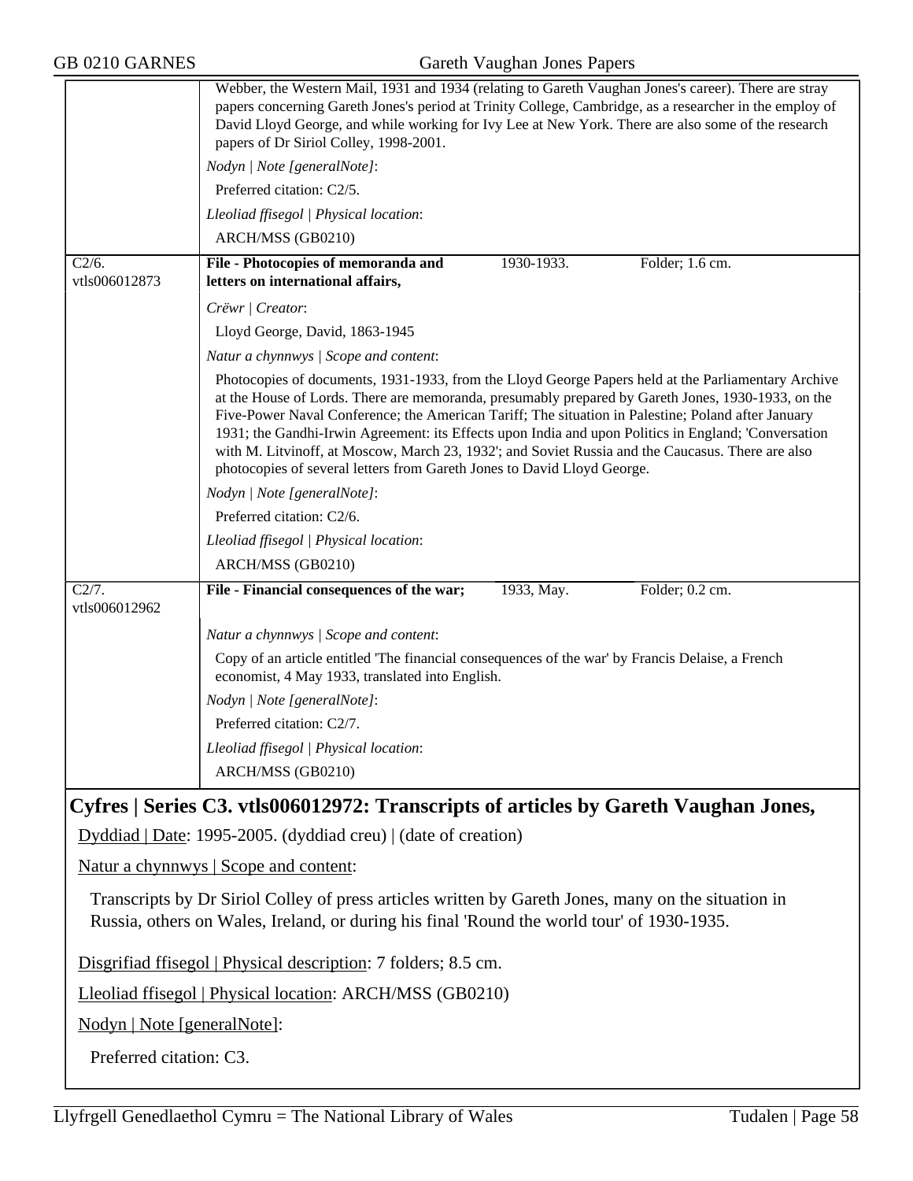Webber, the Western Mail, 1931 and 1934 (relating to Gareth Vaughan Jones's career). There are stray papers concerning Gareth Jones's period at Trinity College, Cambridge, as a researcher in the employ of David Lloyd George, and while working for Ivy Lee at New York. There are also some of the research papers of Dr Siriol Colley, 1998-2001.

*Nodyn | Note [generalNote]*:

Preferred citation: C2/5.

*Lleoliad ffisegol | Physical location*:

ARCH/MSS (GB0210)

---

C2/6. vtls006012873

**File - Photocopies of memoranda and letters on international affairs,** 1930-1933. Folder; 1.6 cm.

*Crëwr | Creator*:

Lloyd George, David, 1863-1945

*Natur a chynnwys | Scope and content*:

Photocopies of documents, 1931-1933, from the Lloyd George Papers held at the Parliamentary Archive at the House of Lords. There are memoranda, presumably prepared by Gareth Jones, 1930-1933, on the Five-Power Naval Conference; the American Tariff; The situation in Palestine; Poland after January 1931; the Gandhi-Irwin Agreement: its Effects upon India and upon Politics in England; 'Conversation with M. Litvinoff, at Moscow, March 23, 1932'; and Soviet Russia and the Caucasus. There are also photocopies of several letters from Gareth Jones to David Lloyd George.

*Nodyn | Note [generalNote]*:

Preferred citation: C2/6.

*Lleoliad ffisegol | Physical location*:

ARCH/MSS (GB0210)

---

C2/7. vtls006012962

**File - Financial consequences of the war;** 1933, May. Folder; 0.2 cm.

*Natur a chynnwys | Scope and content*:

Copy of an article entitled 'The financial consequences of the war' by Francis Delaise, a French economist, 4 May 1933, translated into English.

*Nodyn | Note [generalNote]*:

Preferred citation: C2/7.

*Lleoliad ffisegol | Physical location*:

ARCH/MSS (GB0210)

## Cyfres | Series C3. vtls006012972: Transcripts of articles by Gareth Vaughan Jones,

Dyddiad | Date: 1995-2005. (dyddiad creu) | (date of creation)

Natur a chynnwys | Scope and content:

Transcripts by Dr Siriol Colley of press articles written by Gareth Jones, many on the situation in Russia, others on Wales, Ireland, or during his final 'Round the world tour' of 1930-1935.

Disgrifiad ffisegol | Physical description: 7 folders; 8.5 cm.

Lleoliad ffisegol | Physical location: ARCH/MSS (GB0210)

Nodyn | Note [generalNote]:

Preferred citation: C3.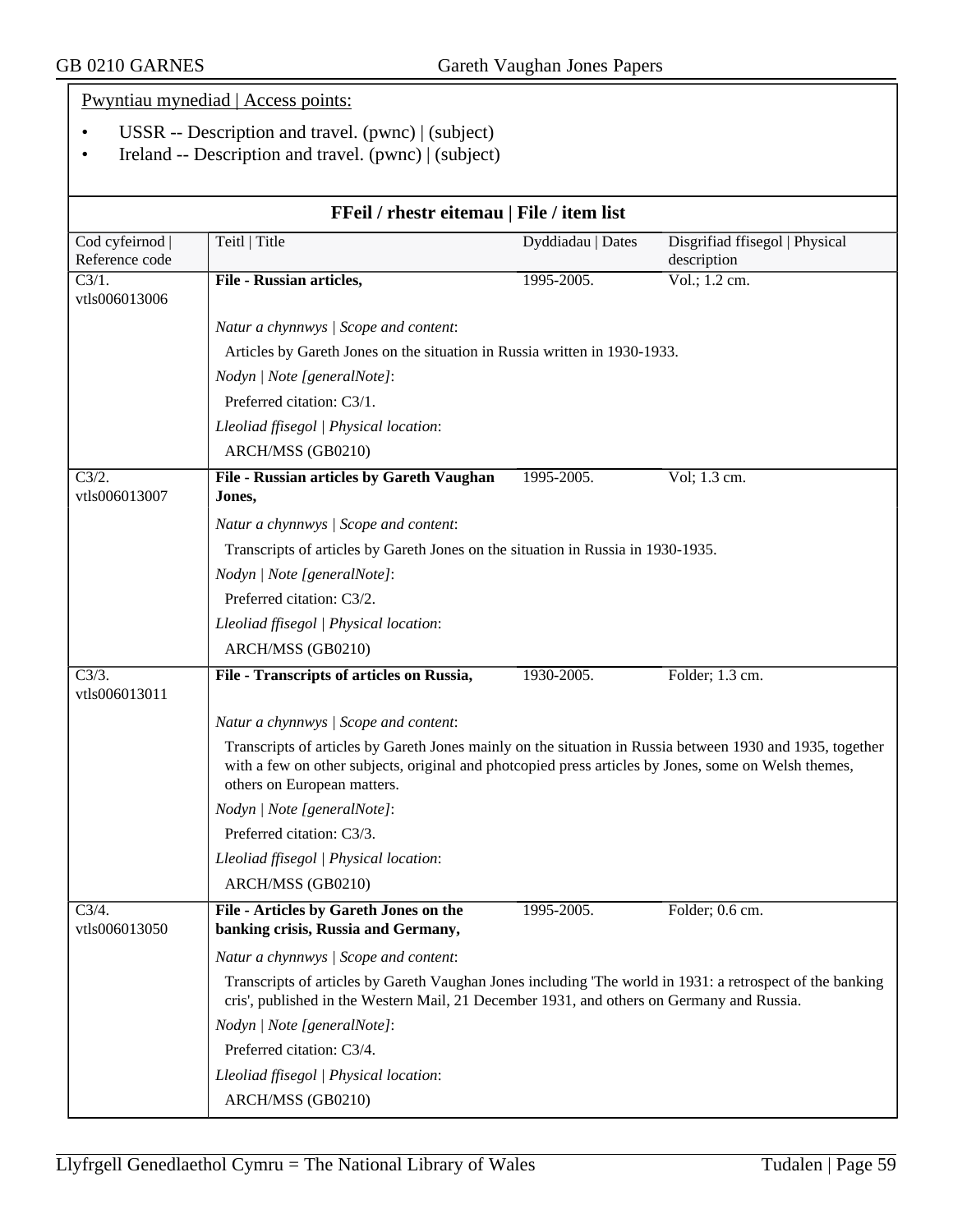Pwyntiau mynediad | Access points:

- USSR -- Description and travel. (pwnc) | (subject)
- Ireland -- Description and travel. (pwnc) | (subject)

## FFeil / rhestr eitemau | File / item list

| Cod cyfeirnod \| Reference code | Teitl \| Title | Dyddiadau \| Dates | Disgrifiad ffisegol \| Physical description |
|---|---|---|---|
| C3/1. vtls006013006 | **File - Russian articles,** | 1995-2005. | Vol.; 1.2 cm. |
| | *Natur a chynnwys \| Scope and content*: Articles by Gareth Jones on the situation in Russia written in 1930-1933. *Nodyn \| Note [generalNote]*: Preferred citation: C3/1. *Lleoliad ffisegol \| Physical location*: ARCH/MSS (GB0210) | | |
| C3/2. vtls006013007 | **File - Russian articles by Gareth Vaughan Jones,** | 1995-2005. | Vol; 1.3 cm. |
| | *Natur a chynnwys \| Scope and content*: Transcripts of articles by Gareth Jones on the situation in Russia in 1930-1935. *Nodyn \| Note [generalNote]*: Preferred citation: C3/2. *Lleoliad ffisegol \| Physical location*: ARCH/MSS (GB0210) | | |
| C3/3. vtls006013011 | **File - Transcripts of articles on Russia,** | 1930-2005. | Folder; 1.3 cm. |
| | *Natur a chynnwys \| Scope and content*: Transcripts of articles by Gareth Jones mainly on the situation in Russia between 1930 and 1935, together with a few on other subjects, original and photcopied press articles by Jones, some on Welsh themes, others on European matters. *Nodyn \| Note [generalNote]*: Preferred citation: C3/3. *Lleoliad ffisegol \| Physical location*: ARCH/MSS (GB0210) | | |
| C3/4. vtls006013050 | **File - Articles by Gareth Jones on the banking crisis, Russia and Germany,** | 1995-2005. | Folder; 0.6 cm. |
| | *Natur a chynnwys \| Scope and content*: Transcripts of articles by Gareth Vaughan Jones including 'The world in 1931: a retrospect of the banking cris', published in the Western Mail, 21 December 1931, and others on Germany and Russia. *Nodyn \| Note [generalNote]*: Preferred citation: C3/4. *Lleoliad ffisegol \| Physical location*: ARCH/MSS (GB0210) | | |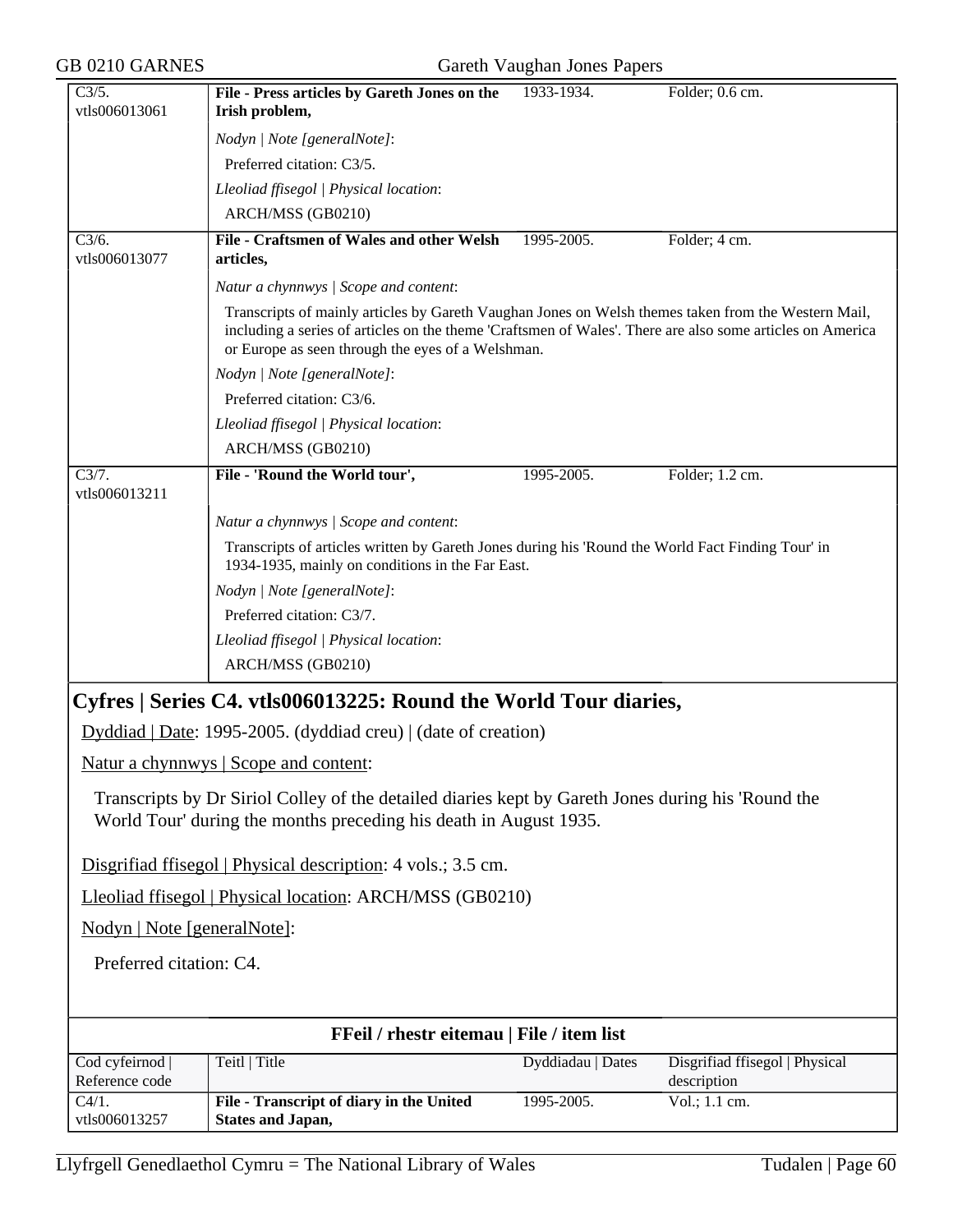| | | | |
|---|---|---|---|
| C3/5. vtls006013061 | **File - Press articles by Gareth Jones on the Irish problem,** | 1933-1934. | Folder; 0.6 cm. |

*Nodyn | Note [generalNote]*:

Preferred citation: C3/5.

*Lleoliad ffisegol | Physical location*:

ARCH/MSS (GB0210)

| | | | |
|---|---|---|---|
| C3/6. vtls006013077 | **File - Craftsmen of Wales and other Welsh articles,** | 1995-2005. | Folder; 4 cm. |

*Natur a chynnwys | Scope and content*:

Transcripts of mainly articles by Gareth Vaughan Jones on Welsh themes taken from the Western Mail, including a series of articles on the theme 'Craftsmen of Wales'. There are also some articles on America or Europe as seen through the eyes of a Welshman.

*Nodyn | Note [generalNote]*:

Preferred citation: C3/6.

*Lleoliad ffisegol | Physical location*:

ARCH/MSS (GB0210)

| | | | |
|---|---|---|---|
| C3/7. vtls006013211 | **File - 'Round the World tour',** | 1995-2005. | Folder; 1.2 cm. |

*Natur a chynnwys | Scope and content*:

Transcripts of articles written by Gareth Jones during his 'Round the World Fact Finding Tour' in 1934-1935, mainly on conditions in the Far East.

*Nodyn | Note [generalNote]*:

Preferred citation: C3/7.

*Lleoliad ffisegol | Physical location*:

ARCH/MSS (GB0210)

## Cyfres | Series C4. vtls006013225: Round the World Tour diaries,

Dyddiad | Date: 1995-2005. (dyddiad creu) | (date of creation)

Natur a chynnwys | Scope and content:

Transcripts by Dr Siriol Colley of the detailed diaries kept by Gareth Jones during his 'Round the World Tour' during the months preceding his death in August 1935.

Disgrifiad ffisegol | Physical description: 4 vols.; 3.5 cm.

Lleoliad ffisegol | Physical location: ARCH/MSS (GB0210)

Nodyn | Note [generalNote]:

Preferred citation: C4.

### FFeil / rhestr eitemau | File / item list

| Cod cyfeirnod \| Reference code | Teitl \| Title | Dyddiadau \| Dates | Disgrifiad ffisegol \| Physical description |
|---|---|---|---|
| C4/1. vtls006013257 | **File - Transcript of diary in the United States and Japan,** | 1995-2005. | Vol.; 1.1 cm. |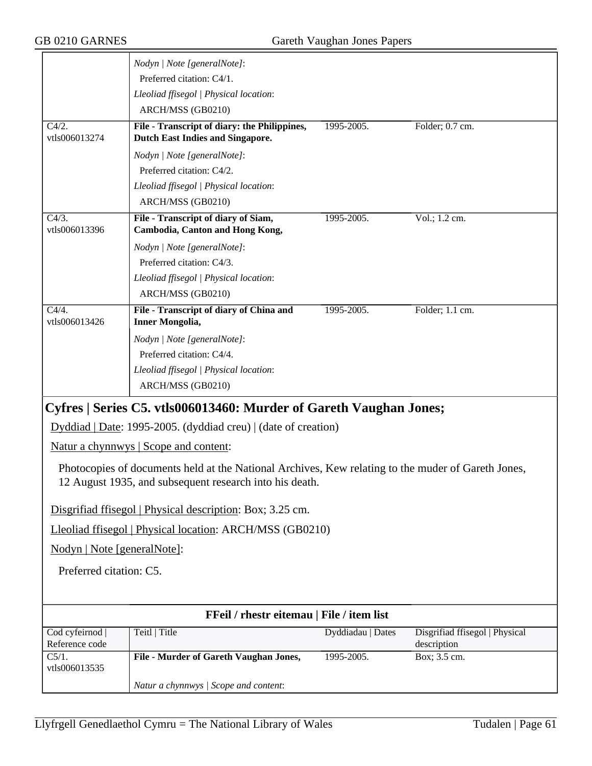| | | | |
|---|---|---|---|
| | *Nodyn \| Note [generalNote]*:<br>Preferred citation: C4/1.<br>*Lleoliad ffisegol \| Physical location*:<br>ARCH/MSS (GB0210) | | |
| C4/2.<br>vtls006013274 | **File - Transcript of diary: the Philippines, Dutch East Indies and Singapore.**<br>*Nodyn \| Note [generalNote]*:<br>Preferred citation: C4/2.<br>*Lleoliad ffisegol \| Physical location*:<br>ARCH/MSS (GB0210) | 1995-2005. | Folder; 0.7 cm. |
| C4/3.<br>vtls006013396 | **File - Transcript of diary of Siam, Cambodia, Canton and Hong Kong,**<br>*Nodyn \| Note [generalNote]*:<br>Preferred citation: C4/3.<br>*Lleoliad ffisegol \| Physical location*:<br>ARCH/MSS (GB0210) | 1995-2005. | Vol.; 1.2 cm. |
| C4/4.<br>vtls006013426 | **File - Transcript of diary of China and Inner Mongolia,**<br>*Nodyn \| Note [generalNote]*:<br>Preferred citation: C4/4.<br>*Lleoliad ffisegol \| Physical location*:<br>ARCH/MSS (GB0210) | 1995-2005. | Folder; 1.1 cm. |

## Cyfres | Series C5. vtls006013460: Murder of Gareth Vaughan Jones;

Dyddiad | Date: 1995-2005. (dyddiad creu) | (date of creation)

Natur a chynnwys | Scope and content:

Photocopies of documents held at the National Archives, Kew relating to the muder of Gareth Jones, 12 August 1935, and subsequent research into his death.

Disgrifiad ffisegol | Physical description: Box; 3.25 cm.

Lleoliad ffisegol | Physical location: ARCH/MSS (GB0210)

Nodyn | Note [generalNote]:

Preferred citation: C5.

**FFeil / rhestr eitemau | File / item list**

| Cod cyfeirnod \| Reference code | Teitl \| Title | Dyddiadau \| Dates | Disgrifiad ffisegol \| Physical description |
|---|---|---|---|
| C5/1.<br>vtls006013535 | **File - Murder of Gareth Vaughan Jones,**<br>*Natur a chynnwys \| Scope and content*: | 1995-2005. | Box; 3.5 cm. |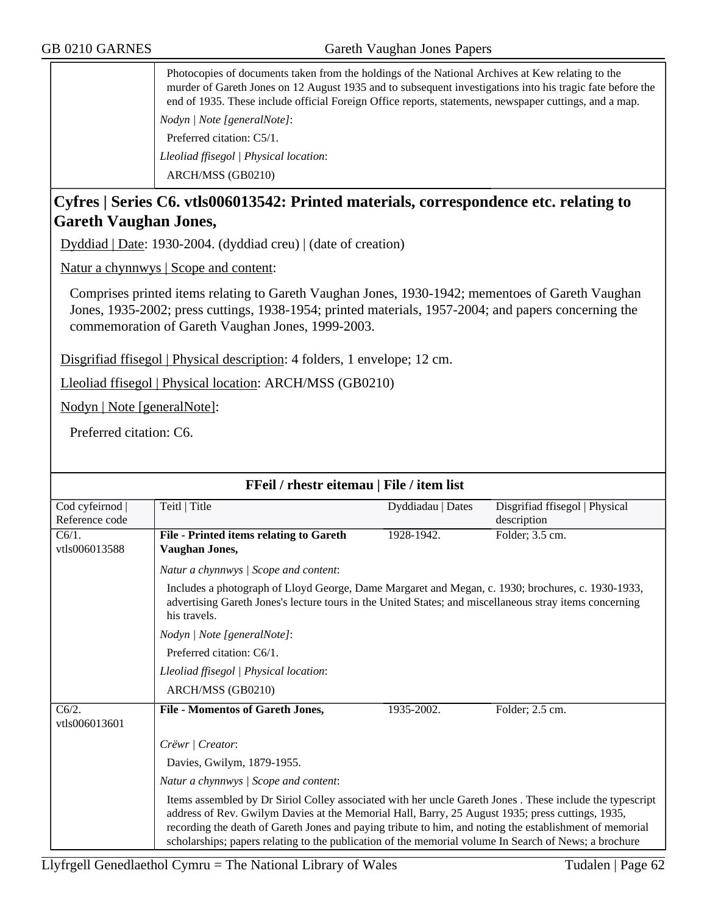| | |
|---|---|
| | Photocopies of documents taken from the holdings of the National Archives at Kew relating to the murder of Gareth Jones on 12 August 1935 and to subsequent investigations into his tragic fate before the end of 1935. These include official Foreign Office reports, statements, newspaper cuttings, and a map. |
| | *Nodyn \| Note [generalNote]*: |
| | Preferred citation: C5/1. |
| | *Lleoliad ffisegol \| Physical location*: |
| | ARCH/MSS (GB0210) |

## Cyfres | Series C6. vtls006013542: Printed materials, correspondence etc. relating to Gareth Vaughan Jones,

Dyddiad | Date: 1930-2004. (dyddiad creu) | (date of creation)

Natur a chynnwys | Scope and content:

Comprises printed items relating to Gareth Vaughan Jones, 1930-1942; mementoes of Gareth Vaughan Jones, 1935-2002; press cuttings, 1938-1954; printed materials, 1957-2004; and papers concerning the commemoration of Gareth Vaughan Jones, 1999-2003.

Disgrifiad ffisegol | Physical description: 4 folders, 1 envelope; 12 cm.

Lleoliad ffisegol | Physical location: ARCH/MSS (GB0210)

Nodyn | Note [generalNote]:

Preferred citation: C6.

### FFeil / rhestr eitemau | File / item list

| Cod cyfeirnod \| Reference code | Teitl \| Title | Dyddiadau \| Dates | Disgrifiad ffisegol \| Physical description |
|---|---|---|---|
| C6/1. vtls006013588 | **File - Printed items relating to Gareth Vaughan Jones,** | 1928-1942. | Folder; 3.5 cm. |
| | *Natur a chynnwys \| Scope and content*: | | |
| | Includes a photograph of Lloyd George, Dame Margaret and Megan, c. 1930; brochures, c. 1930-1933, advertising Gareth Jones's lecture tours in the United States; and miscellaneous stray items concerning his travels. | | |
| | *Nodyn \| Note [generalNote]*: | | |
| | Preferred citation: C6/1. | | |
| | *Lleoliad ffisegol \| Physical location*: | | |
| | ARCH/MSS (GB0210) | | |
| C6/2. vtls006013601 | **File - Momentos of Gareth Jones,** | 1935-2002. | Folder; 2.5 cm. |
| | *Crëwr \| Creator*: | | |
| | Davies, Gwilym, 1879-1955. | | |
| | *Natur a chynnwys \| Scope and content*: | | |
| | Items assembled by Dr Siriol Colley associated with her uncle Gareth Jones . These include the typescript address of Rev. Gwilym Davies at the Memorial Hall, Barry, 25 August 1935; press cuttings, 1935, recording the death of Gareth Jones and paying tribute to him, and noting the establishment of memorial scholarships; papers relating to the publication of the memorial volume In Search of News; a brochure | | |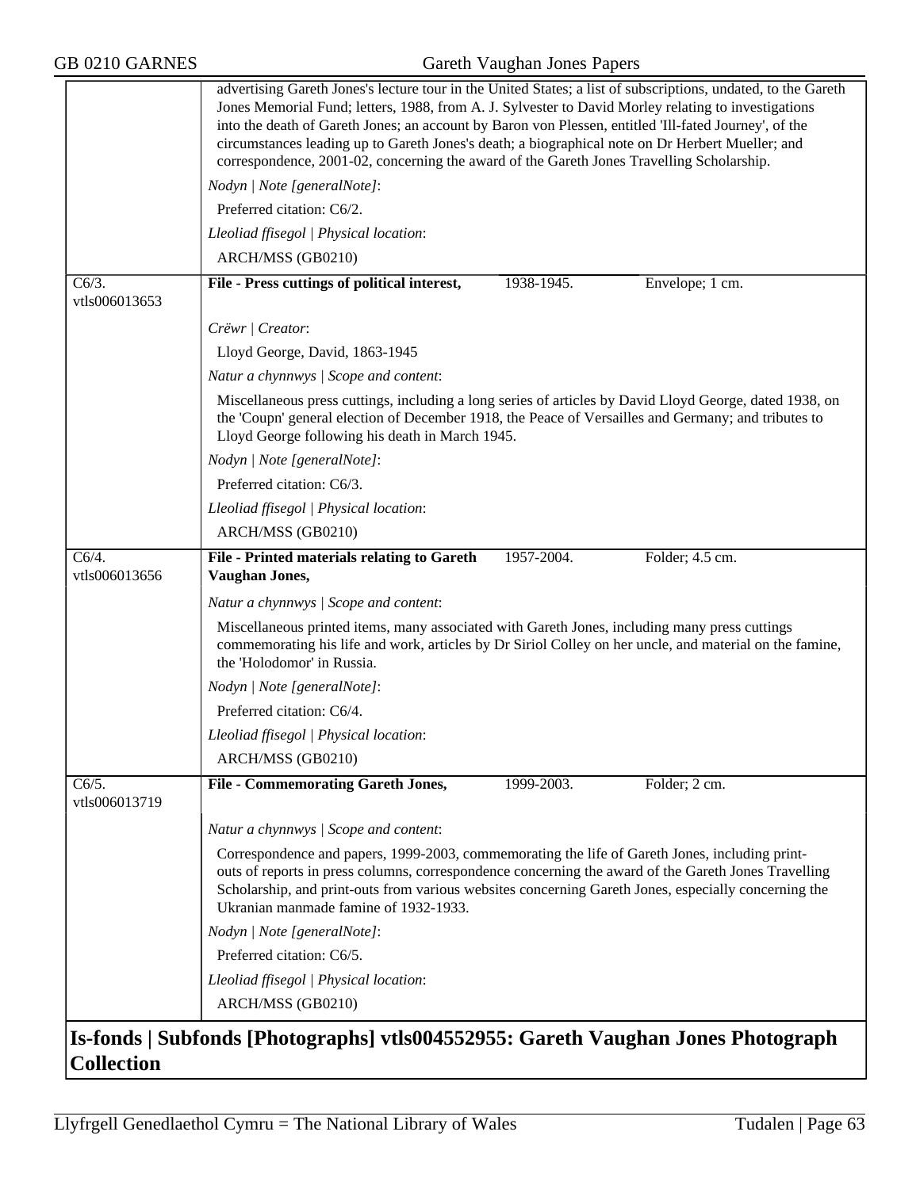advertising Gareth Jones's lecture tour in the United States; a list of subscriptions, undated, to the Gareth Jones Memorial Fund; letters, 1988, from A. J. Sylvester to David Morley relating to investigations into the death of Gareth Jones; an account by Baron von Plessen, entitled 'Ill-fated Journey', of the circumstances leading up to Gareth Jones's death; a biographical note on Dr Herbert Mueller; and correspondence, 2001-02, concerning the award of the Gareth Jones Travelling Scholarship.

*Nodyn | Note [generalNote]*:

Preferred citation: C6/2.

*Lleoliad ffisegol | Physical location*:

ARCH/MSS (GB0210)

---

C6/3. vtls006013653

**File - Press cuttings of political interest,** 1938-1945. Envelope; 1 cm.

*Crëwr | Creator*:

Lloyd George, David, 1863-1945

*Natur a chynnwys | Scope and content*:

Miscellaneous press cuttings, including a long series of articles by David Lloyd George, dated 1938, on the 'Coupn' general election of December 1918, the Peace of Versailles and Germany; and tributes to Lloyd George following his death in March 1945.

*Nodyn | Note [generalNote]*:

Preferred citation: C6/3.

*Lleoliad ffisegol | Physical location*:

ARCH/MSS (GB0210)

---

C6/4. vtls006013656

**File - Printed materials relating to Gareth Vaughan Jones,** 1957-2004. Folder; 4.5 cm.

*Natur a chynnwys | Scope and content*:

Miscellaneous printed items, many associated with Gareth Jones, including many press cuttings commemorating his life and work, articles by Dr Siriol Colley on her uncle, and material on the famine, the 'Holodomor' in Russia.

*Nodyn | Note [generalNote]*:

Preferred citation: C6/4.

*Lleoliad ffisegol | Physical location*:

ARCH/MSS (GB0210)

---

C6/5. vtls006013719

**File - Commemorating Gareth Jones,** 1999-2003. Folder; 2 cm.

*Natur a chynnwys | Scope and content*:

Correspondence and papers, 1999-2003, commemorating the life of Gareth Jones, including print-outs of reports in press columns, correspondence concerning the award of the Gareth Jones Travelling Scholarship, and print-outs from various websites concerning Gareth Jones, especially concerning the Ukranian manmade famine of 1932-1933.

*Nodyn | Note [generalNote]*:

Preferred citation: C6/5.

*Lleoliad ffisegol | Physical location*:

ARCH/MSS (GB0210)

## Is-fonds | Subfonds [Photographs] vtls004552955: Gareth Vaughan Jones Photograph Collection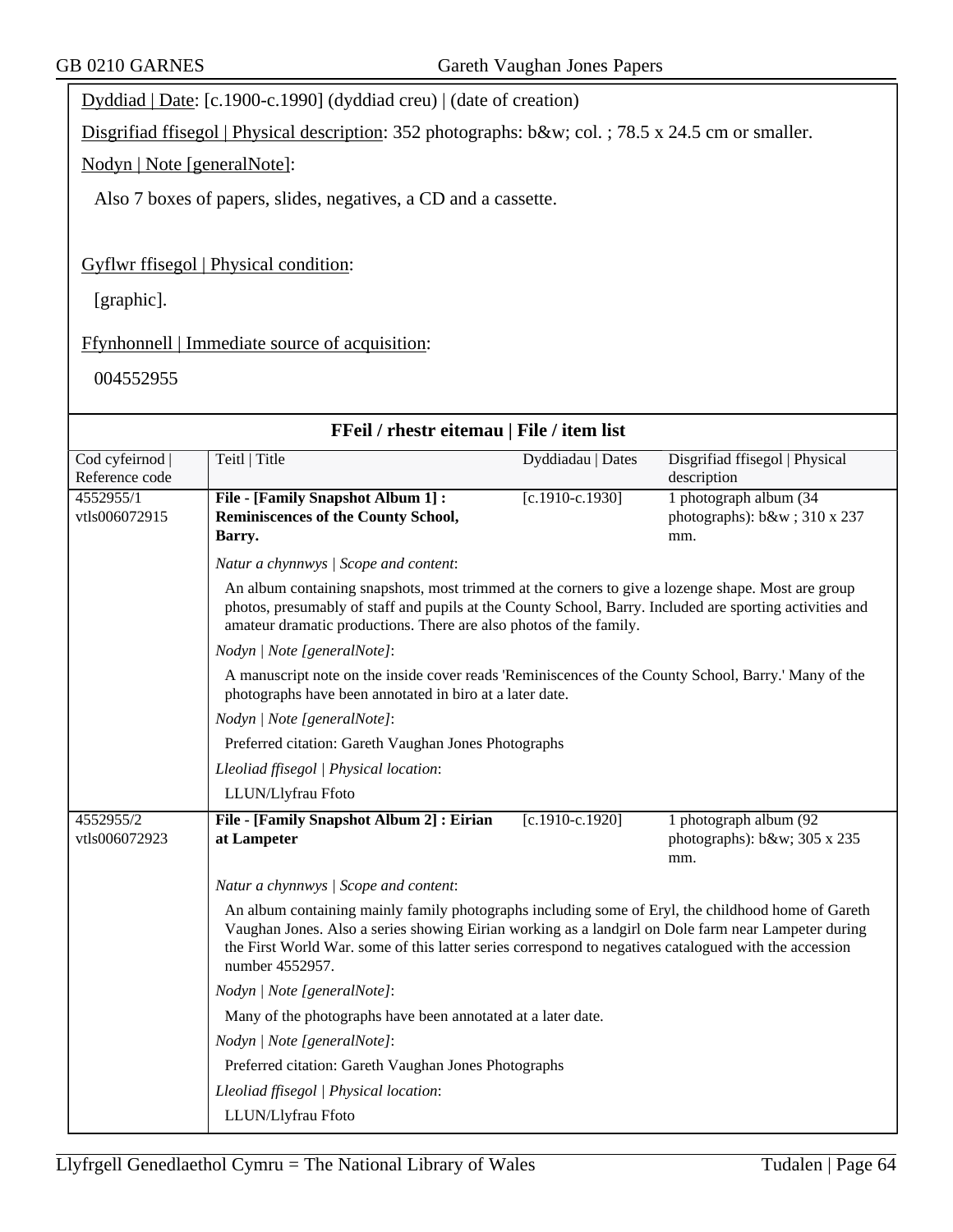Dyddiad | Date: [c.1900-c.1990] (dyddiad creu) | (date of creation)

Disgrifiad ffisegol | Physical description: 352 photographs: b&w; col. ; 78.5 x 24.5 cm or smaller.

Nodyn | Note [generalNote]:

Also 7 boxes of papers, slides, negatives, a CD and a cassette.

Gyflwr ffisegol | Physical condition:

[graphic].

Ffynhonnell | Immediate source of acquisition:

004552955

## FFeil / rhestr eitemau | File / item list

| Cod cyfeirnod \| Reference code | Teitl \| Title | Dyddiadau \| Dates | Disgrifiad ffisegol \| Physical description |
|---|---|---|---|
| 4552955/1 vtls006072915 | **File - [Family Snapshot Album 1] : Reminiscences of the County School, Barry.** | [c.1910-c.1930] | 1 photograph album (34 photographs): b&w ; 310 x 237 mm. |

*Natur a chynnwys | Scope and content*:

An album containing snapshots, most trimmed at the corners to give a lozenge shape. Most are group photos, presumably of staff and pupils at the County School, Barry. Included are sporting activities and amateur dramatic productions. There are also photos of the family.

*Nodyn | Note [generalNote]*:

A manuscript note on the inside cover reads 'Reminiscences of the County School, Barry.' Many of the photographs have been annotated in biro at a later date.

*Nodyn | Note [generalNote]*:

Preferred citation: Gareth Vaughan Jones Photographs

*Lleoliad ffisegol | Physical location*:

LLUN/Llyfrau Ffoto

| Cod cyfeirnod \| Reference code | Teitl \| Title | Dyddiadau \| Dates | Disgrifiad ffisegol \| Physical description |
|---|---|---|---|
| 4552955/2 vtls006072923 | **File - [Family Snapshot Album 2] : Eirian at Lampeter** | [c.1910-c.1920] | 1 photograph album (92 photographs): b&w; 305 x 235 mm. |

*Natur a chynnwys | Scope and content*:

An album containing mainly family photographs including some of Eryl, the childhood home of Gareth Vaughan Jones. Also a series showing Eirian working as a landgirl on Dole farm near Lampeter during the First World War. some of this latter series correspond to negatives catalogued with the accession number 4552957.

*Nodyn | Note [generalNote]*:

Many of the photographs have been annotated at a later date.

*Nodyn | Note [generalNote]*:

Preferred citation: Gareth Vaughan Jones Photographs

*Lleoliad ffisegol | Physical location*:

LLUN/Llyfrau Ffoto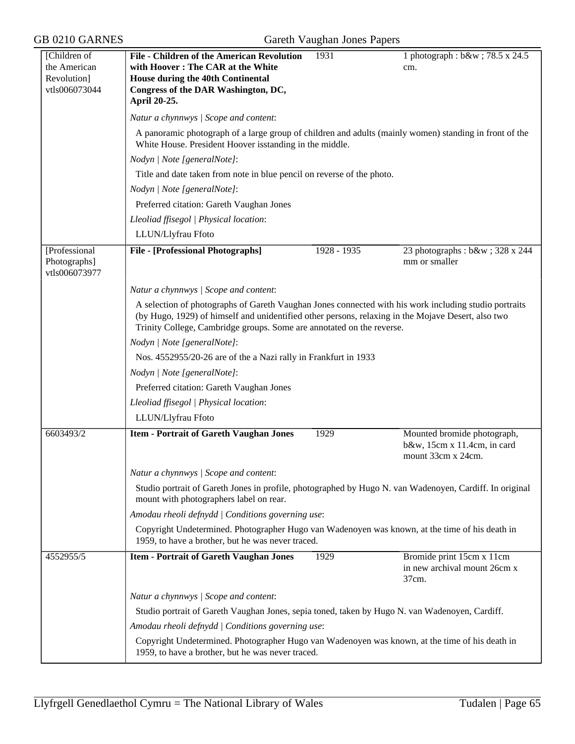| | | | |
|---|---|---|---|
| [Children of the American Revolution] vtls006073044 | **File - Children of the American Revolution with Hoover : The CAR at the White House during the 40th Continental Congress of the DAR Washington, DC, April 20-25.** | 1931 | 1 photograph : b&w ; 78.5 x 24.5 cm. |

*Natur a chynnwys | Scope and content*:

A panoramic photograph of a large group of children and adults (mainly women) standing in front of the White House. President Hoover isstanding in the middle.

*Nodyn | Note [generalNote]*:

Title and date taken from note in blue pencil on reverse of the photo.

*Nodyn | Note [generalNote]*:

Preferred citation: Gareth Vaughan Jones

*Lleoliad ffisegol | Physical location*:

LLUN/Llyfrau Ffoto

| | | | |
|---|---|---|---|
| [Professional Photographs] vtls006073977 | **File - [Professional Photographs]** | 1928 - 1935 | 23 photographs : b&w ; 328 x 244 mm or smaller |

*Natur a chynnwys | Scope and content*:

A selection of photographs of Gareth Vaughan Jones connected with his work including studio portraits (by Hugo, 1929) of himself and unidentified other persons, relaxing in the Mojave Desert, also two Trinity College, Cambridge groups. Some are annotated on the reverse.

*Nodyn | Note [generalNote]*:

Nos. 4552955/20-26 are of the a Nazi rally in Frankfurt in 1933

*Nodyn | Note [generalNote]*:

Preferred citation: Gareth Vaughan Jones

*Lleoliad ffisegol | Physical location*:

LLUN/Llyfrau Ffoto

| | | | |
|---|---|---|---|
| 6603493/2 | **Item - Portrait of Gareth Vaughan Jones** | 1929 | Mounted bromide photograph, b&w, 15cm x 11.4cm, in card mount 33cm x 24cm. |

*Natur a chynnwys | Scope and content*:

Studio portrait of Gareth Jones in profile, photographed by Hugo N. van Wadenoyen, Cardiff. In original mount with photographers label on rear.

*Amodau rheoli defnydd | Conditions governing use*:

Copyright Undetermined. Photographer Hugo van Wadenoyen was known, at the time of his death in 1959, to have a brother, but he was never traced.

| | | | |
|---|---|---|---|
| 4552955/5 | **Item - Portrait of Gareth Vaughan Jones** | 1929 | Bromide print 15cm x 11cm in new archival mount 26cm x 37cm. |

*Natur a chynnwys | Scope and content*:

Studio portrait of Gareth Vaughan Jones, sepia toned, taken by Hugo N. van Wadenoyen, Cardiff.

*Amodau rheoli defnydd | Conditions governing use*:

Copyright Undetermined. Photographer Hugo van Wadenoyen was known, at the time of his death in 1959, to have a brother, but he was never traced.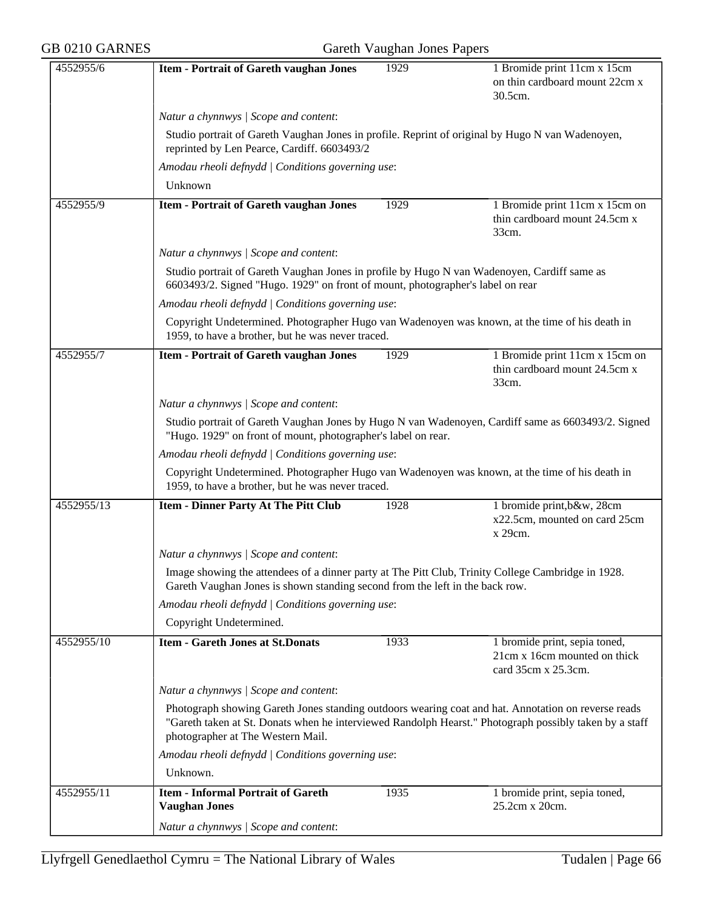| | | | |
|---|---|---|---|
| 4552955/6 | **Item - Portrait of Gareth vaughan Jones** | 1929 | 1 Bromide print 11cm x 15cm on thin cardboard mount 22cm x 30.5cm. |

*Natur a chynnwys | Scope and content*:

Studio portrait of Gareth Vaughan Jones in profile. Reprint of original by Hugo N van Wadenoyen, reprinted by Len Pearce, Cardiff. 6603493/2

*Amodau rheoli defnydd | Conditions governing use*:

Unknown

| | | | |
|---|---|---|---|
| 4552955/9 | **Item - Portrait of Gareth vaughan Jones** | 1929 | 1 Bromide print 11cm x 15cm on thin cardboard mount 24.5cm x 33cm. |

*Natur a chynnwys | Scope and content*:

Studio portrait of Gareth Vaughan Jones in profile by Hugo N van Wadenoyen, Cardiff same as 6603493/2. Signed "Hugo. 1929" on front of mount, photographer's label on rear

*Amodau rheoli defnydd | Conditions governing use*:

Copyright Undetermined. Photographer Hugo van Wadenoyen was known, at the time of his death in 1959, to have a brother, but he was never traced.

| | | | |
|---|---|---|---|
| 4552955/7 | **Item - Portrait of Gareth vaughan Jones** | 1929 | 1 Bromide print 11cm x 15cm on thin cardboard mount 24.5cm x 33cm. |

*Natur a chynnwys | Scope and content*:

Studio portrait of Gareth Vaughan Jones by Hugo N van Wadenoyen, Cardiff same as 6603493/2. Signed "Hugo. 1929" on front of mount, photographer's label on rear.

*Amodau rheoli defnydd | Conditions governing use*:

Copyright Undetermined. Photographer Hugo van Wadenoyen was known, at the time of his death in 1959, to have a brother, but he was never traced.

| | | | |
|---|---|---|---|
| 4552955/13 | **Item - Dinner Party At The Pitt Club** | 1928 | 1 bromide print,b&w, 28cm x22.5cm, mounted on card 25cm x 29cm. |

*Natur a chynnwys | Scope and content*:

Image showing the attendees of a dinner party at The Pitt Club, Trinity College Cambridge in 1928. Gareth Vaughan Jones is shown standing second from the left in the back row.

*Amodau rheoli defnydd | Conditions governing use*:

Copyright Undetermined.

| | | | |
|---|---|---|---|
| 4552955/10 | **Item - Gareth Jones at St.Donats** | 1933 | 1 bromide print, sepia toned, 21cm x 16cm mounted on thick card 35cm x 25.3cm. |

*Natur a chynnwys | Scope and content*:

Photograph showing Gareth Jones standing outdoors wearing coat and hat. Annotation on reverse reads "Gareth taken at St. Donats when he interviewed Randolph Hearst." Photograph possibly taken by a staff photographer at The Western Mail.

*Amodau rheoli defnydd | Conditions governing use*:

Unknown.

| | | | |
|---|---|---|---|
| 4552955/11 | **Item - Informal Portrait of Gareth Vaughan Jones** | 1935 | 1 bromide print, sepia toned, 25.2cm x 20cm. |

*Natur a chynnwys | Scope and content*: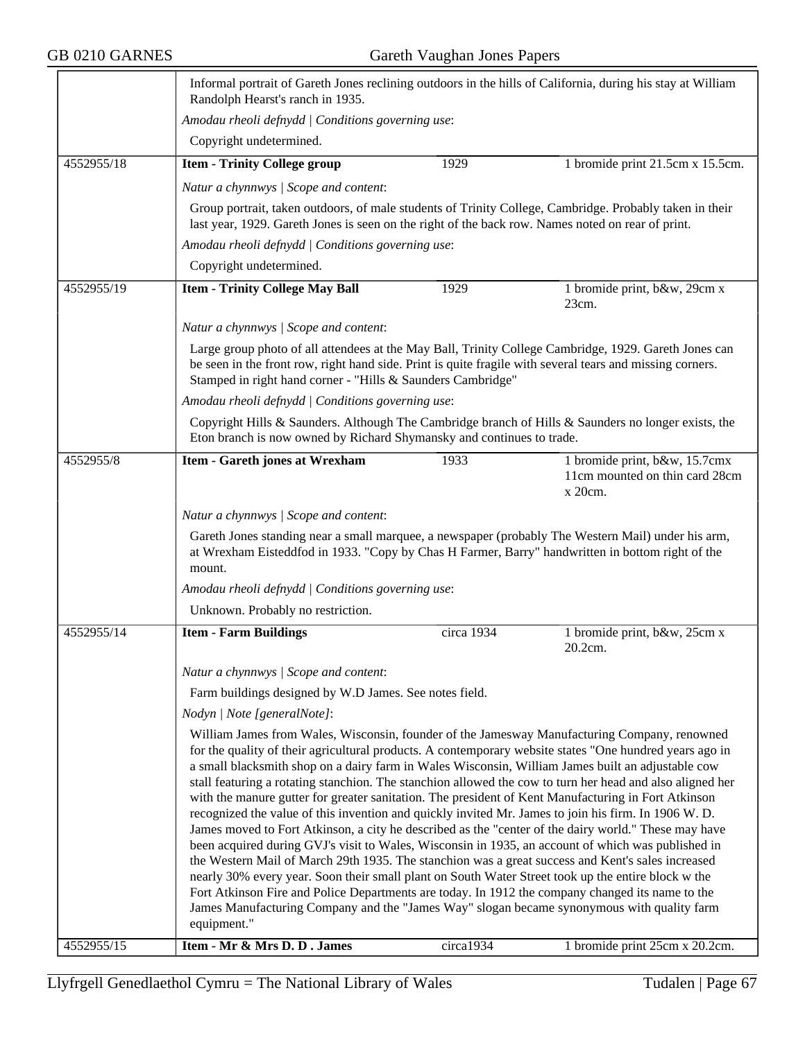Informal portrait of Gareth Jones reclining outdoors in the hills of California, during his stay at William Randolph Hearst's ranch in 1935.

*Amodau rheoli defnydd | Conditions governing use*:

Copyright undetermined.

| 4552955/18 | **Item - Trinity College group** | 1929 | 1 bromide print 21.5cm x 15.5cm. |
|---|---|---|---|

*Natur a chynnwys | Scope and content*:

Group portrait, taken outdoors, of male students of Trinity College, Cambridge. Probably taken in their last year, 1929. Gareth Jones is seen on the right of the back row. Names noted on rear of print.

*Amodau rheoli defnydd | Conditions governing use*:

Copyright undetermined.

| 4552955/19 | **Item - Trinity College May Ball** | 1929 | 1 bromide print, b&w, 29cm x 23cm. |
|---|---|---|---|

*Natur a chynnwys | Scope and content*:

Large group photo of all attendees at the May Ball, Trinity College Cambridge, 1929. Gareth Jones can be seen in the front row, right hand side. Print is quite fragile with several tears and missing corners. Stamped in right hand corner - "Hills & Saunders Cambridge"

*Amodau rheoli defnydd | Conditions governing use*:

Copyright Hills & Saunders. Although The Cambridge branch of Hills & Saunders no longer exists, the Eton branch is now owned by Richard Shymansky and continues to trade.

| 4552955/8 | **Item - Gareth jones at Wrexham** | 1933 | 1 bromide print, b&w, 15.7cmx 11cm mounted on thin card 28cm x 20cm. |
|---|---|---|---|

*Natur a chynnwys | Scope and content*:

Gareth Jones standing near a small marquee, a newspaper (probably The Western Mail) under his arm, at Wrexham Eisteddfod in 1933. "Copy by Chas H Farmer, Barry" handwritten in bottom right of the mount.

*Amodau rheoli defnydd | Conditions governing use*:

Unknown. Probably no restriction.

| 4552955/14 | **Item - Farm Buildings** | circa 1934 | 1 bromide print, b&w, 25cm x 20.2cm. |
|---|---|---|---|

*Natur a chynnwys | Scope and content*:

Farm buildings designed by W.D James. See notes field.

*Nodyn | Note [generalNote]*:

William James from Wales, Wisconsin, founder of the Jamesway Manufacturing Company, renowned for the quality of their agricultural products. A contemporary website states "One hundred years ago in a small blacksmith shop on a dairy farm in Wales Wisconsin, William James built an adjustable cow stall featuring a rotating stanchion. The stanchion allowed the cow to turn her head and also aligned her with the manure gutter for greater sanitation. The president of Kent Manufacturing in Fort Atkinson recognized the value of this invention and quickly invited Mr. James to join his firm. In 1906 W. D. James moved to Fort Atkinson, a city he described as the "center of the dairy world." These may have been acquired during GVJ's visit to Wales, Wisconsin in 1935, an account of which was published in the Western Mail of March 29th 1935. The stanchion was a great success and Kent's sales increased nearly 30% every year. Soon their small plant on South Water Street took up the entire block w the Fort Atkinson Fire and Police Departments are today. In 1912 the company changed its name to the James Manufacturing Company and the "James Way" slogan became synonymous with quality farm equipment."

| 4552955/15 | **Item - Mr & Mrs D. D . James** | circa1934 | 1 bromide print 25cm x 20.2cm. |
|---|---|---|---|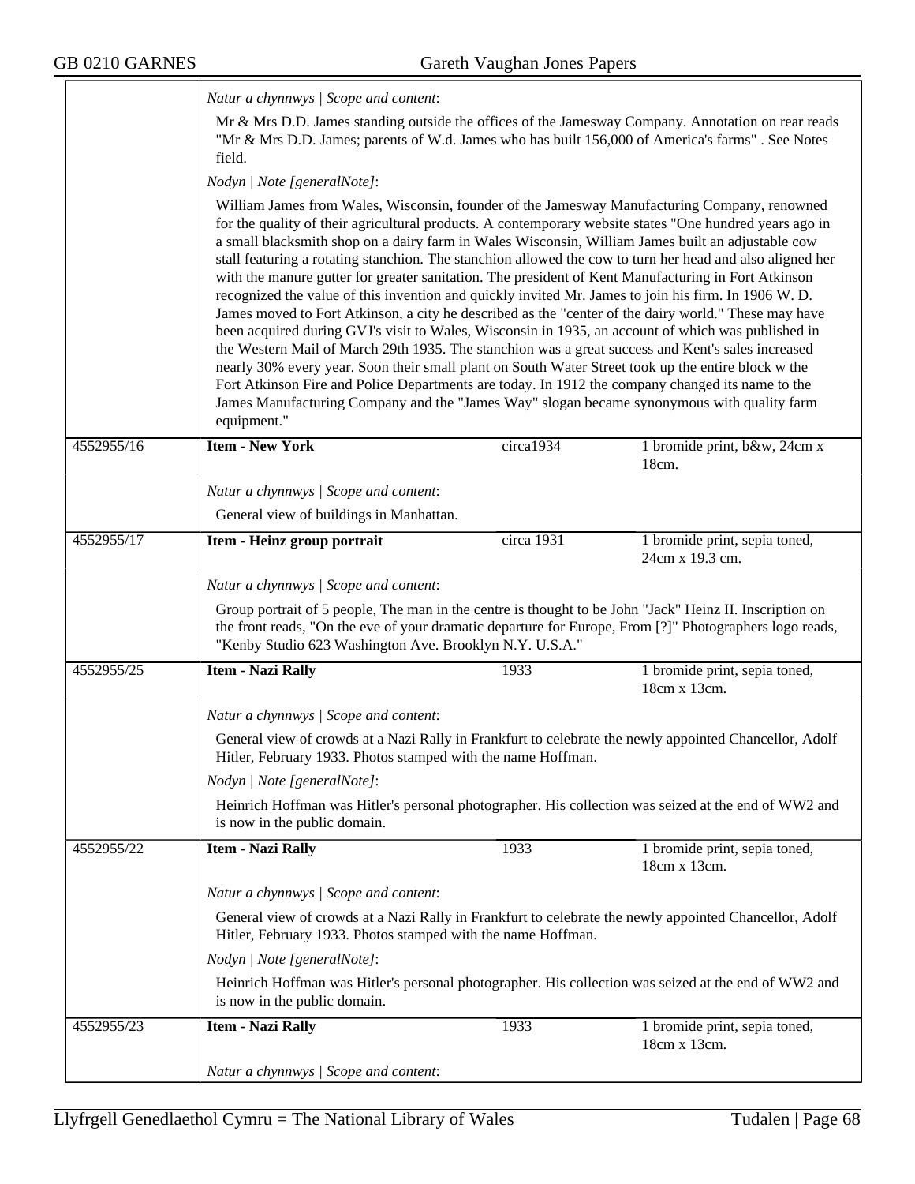*Natur a chynnwys | Scope and content*:

Mr & Mrs D.D. James standing outside the offices of the Jamesway Company. Annotation on rear reads "Mr & Mrs D.D. James; parents of W.d. James who has built 156,000 of America's farms" . See Notes field.

*Nodyn | Note [generalNote]*:

William James from Wales, Wisconsin, founder of the Jamesway Manufacturing Company, renowned for the quality of their agricultural products. A contemporary website states "One hundred years ago in a small blacksmith shop on a dairy farm in Wales Wisconsin, William James built an adjustable cow stall featuring a rotating stanchion. The stanchion allowed the cow to turn her head and also aligned her with the manure gutter for greater sanitation. The president of Kent Manufacturing in Fort Atkinson recognized the value of this invention and quickly invited Mr. James to join his firm. In 1906 W. D. James moved to Fort Atkinson, a city he described as the "center of the dairy world." These may have been acquired during GVJ's visit to Wales, Wisconsin in 1935, an account of which was published in the Western Mail of March 29th 1935. The stanchion was a great success and Kent's sales increased nearly 30% every year. Soon their small plant on South Water Street took up the entire block w the Fort Atkinson Fire and Police Departments are today. In 1912 the company changed its name to the James Manufacturing Company and the "James Way" slogan became synonymous with quality farm equipment."

| 4552955/16 | **Item - New York** | circa1934 | 1 bromide print, b&w, 24cm x 18cm. |
|---|---|---|---|

*Natur a chynnwys | Scope and content*:

General view of buildings in Manhattan.

| 4552955/17 | **Item - Heinz group portrait** | circa 1931 | 1 bromide print, sepia toned, 24cm x 19.3 cm. |
|---|---|---|---|

*Natur a chynnwys | Scope and content*:

Group portrait of 5 people, The man in the centre is thought to be John "Jack" Heinz II. Inscription on the front reads, "On the eve of your dramatic departure for Europe, From [?]" Photographers logo reads, "Kenby Studio 623 Washington Ave. Brooklyn N.Y. U.S.A."

| 4552955/25 | **Item - Nazi Rally** | 1933 | 1 bromide print, sepia toned, 18cm x 13cm. |
|---|---|---|---|

*Natur a chynnwys | Scope and content*:

General view of crowds at a Nazi Rally in Frankfurt to celebrate the newly appointed Chancellor, Adolf Hitler, February 1933. Photos stamped with the name Hoffman.

*Nodyn | Note [generalNote]*:

Heinrich Hoffman was Hitler's personal photographer. His collection was seized at the end of WW2 and is now in the public domain.

| 4552955/22 | **Item - Nazi Rally** | 1933 | 1 bromide print, sepia toned, 18cm x 13cm. |
|---|---|---|---|

*Natur a chynnwys | Scope and content*:

General view of crowds at a Nazi Rally in Frankfurt to celebrate the newly appointed Chancellor, Adolf Hitler, February 1933. Photos stamped with the name Hoffman.

*Nodyn | Note [generalNote]*:

Heinrich Hoffman was Hitler's personal photographer. His collection was seized at the end of WW2 and is now in the public domain.

| 4552955/23 | **Item - Nazi Rally** | 1933 | 1 bromide print, sepia toned, 18cm x 13cm. |
|---|---|---|---|

*Natur a chynnwys | Scope and content*: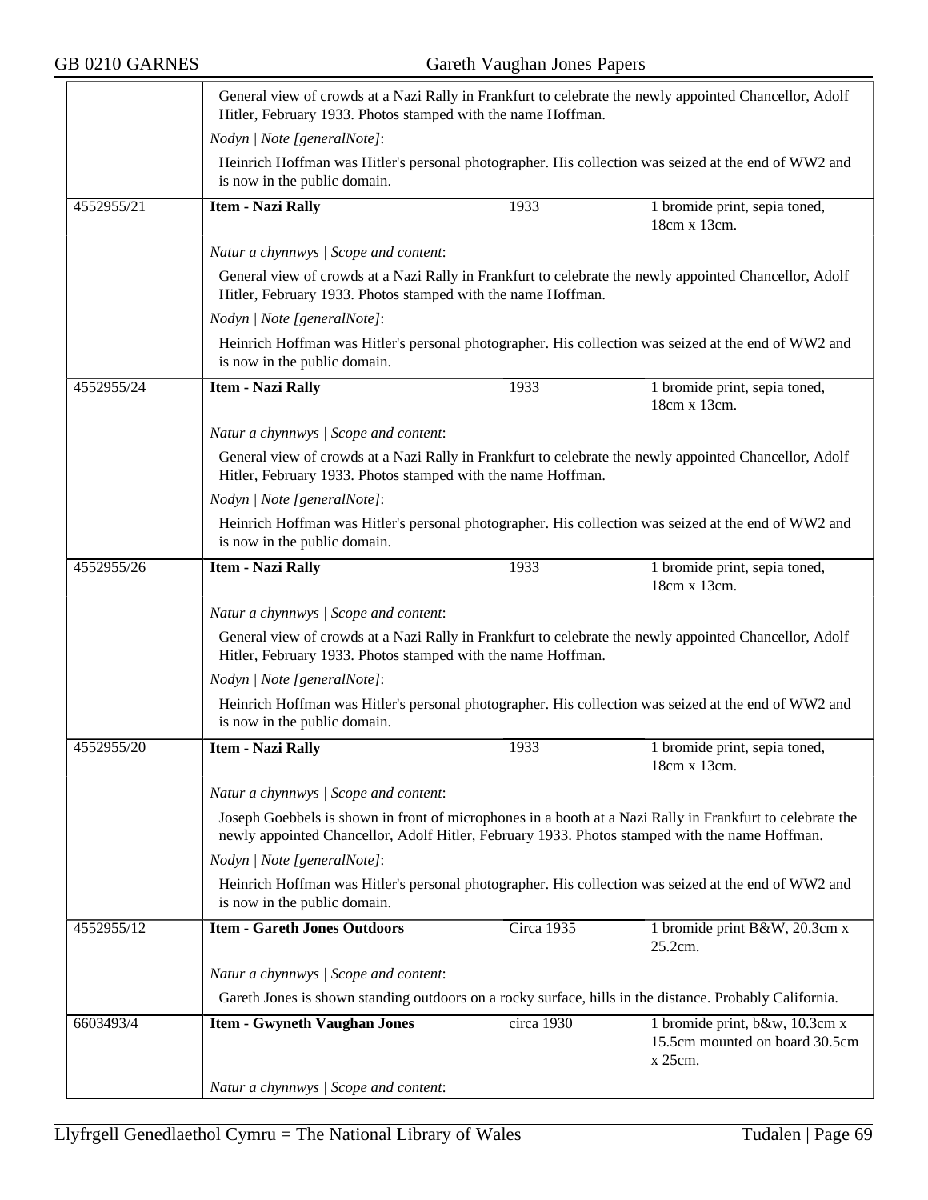General view of crowds at a Nazi Rally in Frankfurt to celebrate the newly appointed Chancellor, Adolf Hitler, February 1933. Photos stamped with the name Hoffman.

*Nodyn | Note [generalNote]*:

Heinrich Hoffman was Hitler's personal photographer. His collection was seized at the end of WW2 and is now in the public domain.

| 4552955/21 | **Item - Nazi Rally** | 1933 | 1 bromide print, sepia toned, 18cm x 13cm. |
|---|---|---|---|

*Natur a chynnwys | Scope and content*:

General view of crowds at a Nazi Rally in Frankfurt to celebrate the newly appointed Chancellor, Adolf Hitler, February 1933. Photos stamped with the name Hoffman.

*Nodyn | Note [generalNote]*:

Heinrich Hoffman was Hitler's personal photographer. His collection was seized at the end of WW2 and is now in the public domain.

| 4552955/24 | **Item - Nazi Rally** | 1933 | 1 bromide print, sepia toned, 18cm x 13cm. |
|---|---|---|---|

*Natur a chynnwys | Scope and content*:

General view of crowds at a Nazi Rally in Frankfurt to celebrate the newly appointed Chancellor, Adolf Hitler, February 1933. Photos stamped with the name Hoffman.

*Nodyn | Note [generalNote]*:

Heinrich Hoffman was Hitler's personal photographer. His collection was seized at the end of WW2 and is now in the public domain.

| 4552955/26 | **Item - Nazi Rally** | 1933 | 1 bromide print, sepia toned, 18cm x 13cm. |
|---|---|---|---|

*Natur a chynnwys | Scope and content*:

General view of crowds at a Nazi Rally in Frankfurt to celebrate the newly appointed Chancellor, Adolf Hitler, February 1933. Photos stamped with the name Hoffman.

*Nodyn | Note [generalNote]*:

Heinrich Hoffman was Hitler's personal photographer. His collection was seized at the end of WW2 and is now in the public domain.

| 4552955/20 | **Item - Nazi Rally** | 1933 | 1 bromide print, sepia toned, 18cm x 13cm. |
|---|---|---|---|

*Natur a chynnwys | Scope and content*:

Joseph Goebbels is shown in front of microphones in a booth at a Nazi Rally in Frankfurt to celebrate the newly appointed Chancellor, Adolf Hitler, February 1933. Photos stamped with the name Hoffman.

*Nodyn | Note [generalNote]*:

Heinrich Hoffman was Hitler's personal photographer. His collection was seized at the end of WW2 and is now in the public domain.

| 4552955/12 | **Item - Gareth Jones Outdoors** | Circa 1935 | 1 bromide print B&W, 20.3cm x 25.2cm. |
|---|---|---|---|

*Natur a chynnwys | Scope and content*:

Gareth Jones is shown standing outdoors on a rocky surface, hills in the distance. Probably California.

| 6603493/4 | **Item - Gwyneth Vaughan Jones** | circa 1930 | 1 bromide print, b&w, 10.3cm x 15.5cm mounted on board 30.5cm x 25cm. |
|---|---|---|---|

*Natur a chynnwys | Scope and content*: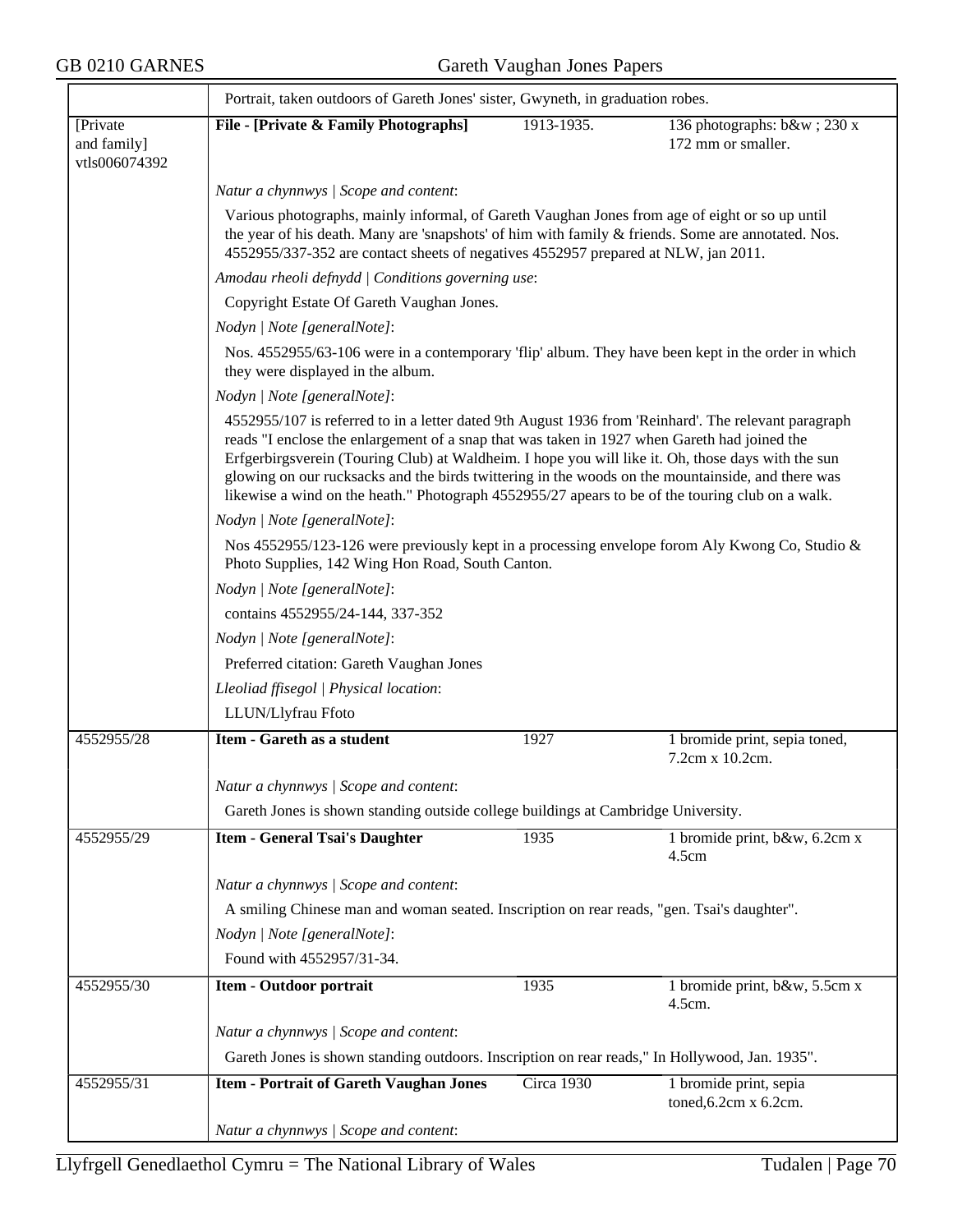Portrait, taken outdoors of Gareth Jones' sister, Gwyneth, in graduation robes.

| [Private and family] vtls006074392 | **File - [Private & Family Photographs]** | 1913-1935. | 136 photographs: b&w ; 230 x 172 mm or smaller. |
|---|---|---|---|

*Natur a chynnwys | Scope and content*:

Various photographs, mainly informal, of Gareth Vaughan Jones from age of eight or so up until the year of his death. Many are 'snapshots' of him with family & friends. Some are annotated. Nos. 4552955/337-352 are contact sheets of negatives 4552957 prepared at NLW, jan 2011.

*Amodau rheoli defnydd | Conditions governing use*:

Copyright Estate Of Gareth Vaughan Jones.

*Nodyn | Note [generalNote]*:

Nos. 4552955/63-106 were in a contemporary 'flip' album. They have been kept in the order in which they were displayed in the album.

*Nodyn | Note [generalNote]*:

4552955/107 is referred to in a letter dated 9th August 1936 from 'Reinhard'. The relevant paragraph reads "I enclose the enlargement of a snap that was taken in 1927 when Gareth had joined the Erfgerbirgsverein (Touring Club) at Waldheim. I hope you will like it. Oh, those days with the sun glowing on our rucksacks and the birds twittering in the woods on the mountainside, and there was likewise a wind on the heath." Photograph 4552955/27 apears to be of the touring club on a walk.

*Nodyn | Note [generalNote]*:

Nos 4552955/123-126 were previously kept in a processing envelope forom Aly Kwong Co, Studio & Photo Supplies, 142 Wing Hon Road, South Canton.

*Nodyn | Note [generalNote]*:

contains 4552955/24-144, 337-352

*Nodyn | Note [generalNote]*:

Preferred citation: Gareth Vaughan Jones

*Lleoliad ffisegol | Physical location*:

LLUN/Llyfrau Ffoto

| 4552955/28 | **Item - Gareth as a student** | 1927 | 1 bromide print, sepia toned, 7.2cm x 10.2cm. |
|---|---|---|---|

*Natur a chynnwys | Scope and content*:

Gareth Jones is shown standing outside college buildings at Cambridge University.

| 4552955/29 | **Item - General Tsai's Daughter** | 1935 | 1 bromide print, b&w, 6.2cm x 4.5cm |
|---|---|---|---|

*Natur a chynnwys | Scope and content*:

A smiling Chinese man and woman seated. Inscription on rear reads, "gen. Tsai's daughter".

*Nodyn | Note [generalNote]*:

Found with 4552957/31-34.

| 4552955/30 | **Item - Outdoor portrait** | 1935 | 1 bromide print, b&w, 5.5cm x 4.5cm. |
|---|---|---|---|

*Natur a chynnwys | Scope and content*:

Gareth Jones is shown standing outdoors. Inscription on rear reads," In Hollywood, Jan. 1935".

| 4552955/31 | **Item - Portrait of Gareth Vaughan Jones** | Circa 1930 | 1 bromide print, sepia toned,6.2cm x 6.2cm. |
|---|---|---|---|

*Natur a chynnwys | Scope and content*: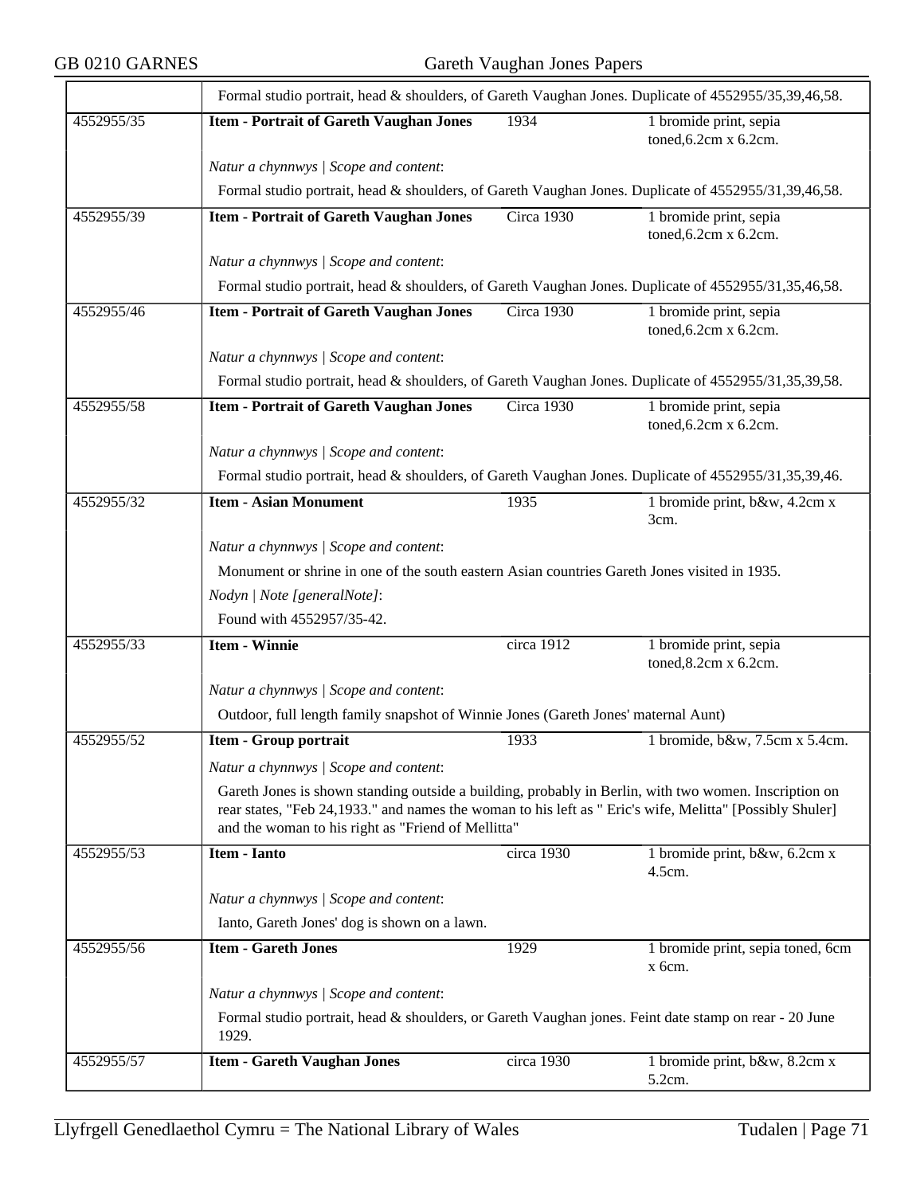Formal studio portrait, head & shoulders, of Gareth Vaughan Jones. Duplicate of 4552955/35,39,46,58.

| 4552955/35 | **Item - Portrait of Gareth Vaughan Jones** | 1934 | 1 bromide print, sepia toned,6.2cm x 6.2cm. |
|---|---|---|---|

*Natur a chynnwys | Scope and content*:

Formal studio portrait, head & shoulders, of Gareth Vaughan Jones. Duplicate of 4552955/31,39,46,58.

| 4552955/39 | **Item - Portrait of Gareth Vaughan Jones** | Circa 1930 | 1 bromide print, sepia toned,6.2cm x 6.2cm. |
|---|---|---|---|

*Natur a chynnwys | Scope and content*:

Formal studio portrait, head & shoulders, of Gareth Vaughan Jones. Duplicate of 4552955/31,35,46,58.

| 4552955/46 | **Item - Portrait of Gareth Vaughan Jones** | Circa 1930 | 1 bromide print, sepia toned,6.2cm x 6.2cm. |
|---|---|---|---|

*Natur a chynnwys | Scope and content*:

Formal studio portrait, head & shoulders, of Gareth Vaughan Jones. Duplicate of 4552955/31,35,39,58.

| 4552955/58 | **Item - Portrait of Gareth Vaughan Jones** | Circa 1930 | 1 bromide print, sepia toned,6.2cm x 6.2cm. |
|---|---|---|---|

*Natur a chynnwys | Scope and content*:

Formal studio portrait, head & shoulders, of Gareth Vaughan Jones. Duplicate of 4552955/31,35,39,46.

| 4552955/32 | **Item - Asian Monument** | 1935 | 1 bromide print, b&w, 4.2cm x 3cm. |
|---|---|---|---|

*Natur a chynnwys | Scope and content*:

Monument or shrine in one of the south eastern Asian countries Gareth Jones visited in 1935.

*Nodyn | Note [generalNote]*:

Found with 4552957/35-42.

| 4552955/33 | **Item - Winnie** | circa 1912 | 1 bromide print, sepia toned,8.2cm x 6.2cm. |
|---|---|---|---|

*Natur a chynnwys | Scope and content*:

Outdoor, full length family snapshot of Winnie Jones (Gareth Jones' maternal Aunt)

| 4552955/52 | **Item - Group portrait** | 1933 | 1 bromide, b&w, 7.5cm x 5.4cm. |
|---|---|---|---|

*Natur a chynnwys | Scope and content*:

Gareth Jones is shown standing outside a building, probably in Berlin, with two women. Inscription on rear states, "Feb 24,1933." and names the woman to his left as " Eric's wife, Melitta" [Possibly Shuler] and the woman to his right as "Friend of Mellitta"

| 4552955/53 | **Item - Ianto** | circa 1930 | 1 bromide print, b&w, 6.2cm x 4.5cm. |
|---|---|---|---|

*Natur a chynnwys | Scope and content*:

Ianto, Gareth Jones' dog is shown on a lawn.

| 4552955/56 | **Item - Gareth Jones** | 1929 | 1 bromide print, sepia toned, 6cm x 6cm. |
|---|---|---|---|

*Natur a chynnwys | Scope and content*:

Formal studio portrait, head & shoulders, or Gareth Vaughan jones. Feint date stamp on rear - 20 June 1929.

| 4552955/57 | **Item - Gareth Vaughan Jones** | circa 1930 | 1 bromide print, b&w, 8.2cm x 5.2cm. |
|---|---|---|---|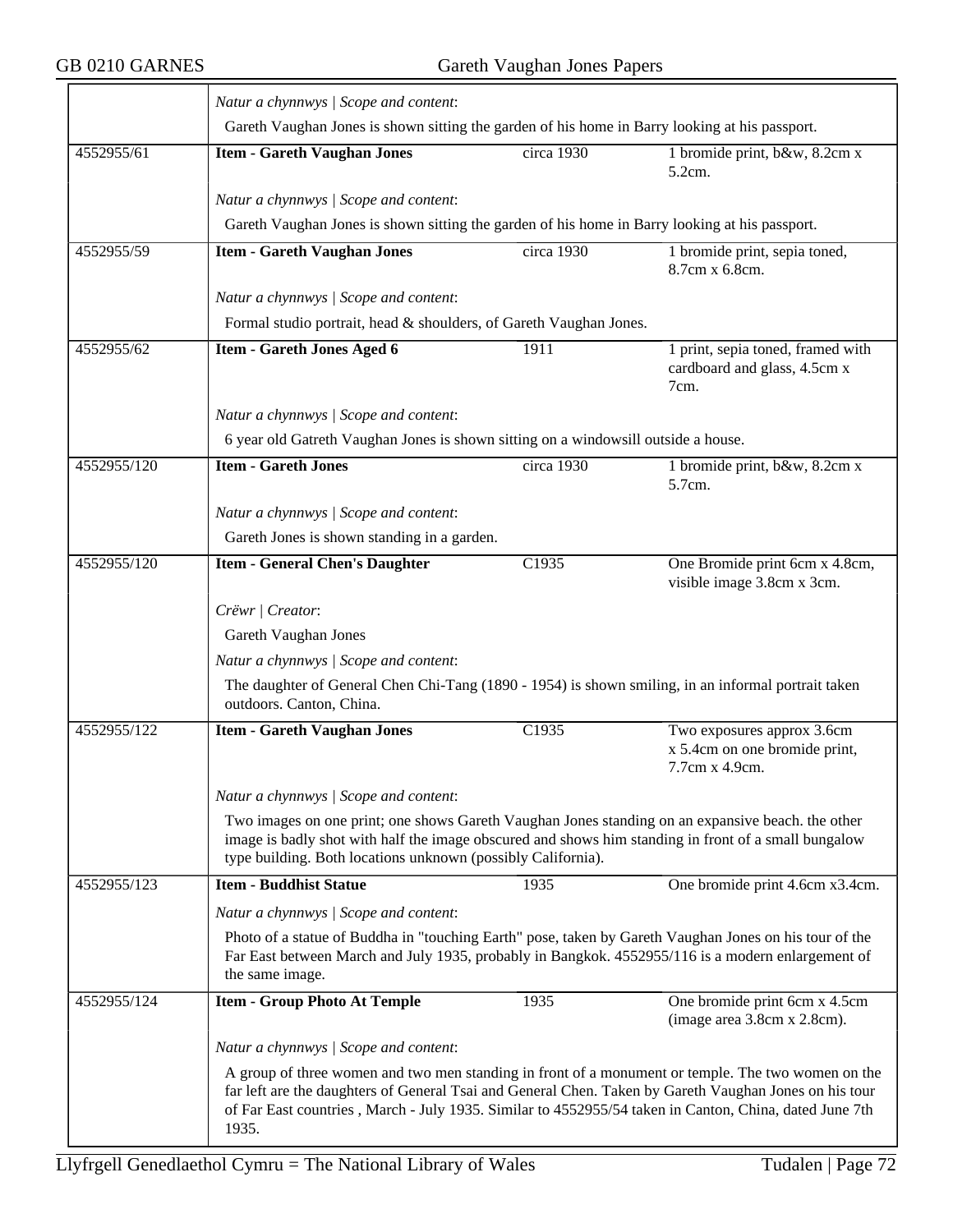| | | | |
|---|---|---|---|
| | *Natur a chynnwys \| Scope and content*: | | |
| | Gareth Vaughan Jones is shown sitting the garden of his home in Barry looking at his passport. | | |
| 4552955/61 | **Item - Gareth Vaughan Jones** | circa 1930 | 1 bromide print, b&w, 8.2cm x 5.2cm. |
| | *Natur a chynnwys \| Scope and content*: | | |
| | Gareth Vaughan Jones is shown sitting the garden of his home in Barry looking at his passport. | | |
| 4552955/59 | **Item - Gareth Vaughan Jones** | circa 1930 | 1 bromide print, sepia toned, 8.7cm x 6.8cm. |
| | *Natur a chynnwys \| Scope and content*: | | |
| | Formal studio portrait, head & shoulders, of Gareth Vaughan Jones. | | |
| 4552955/62 | **Item - Gareth Jones Aged 6** | 1911 | 1 print, sepia toned, framed with cardboard and glass, 4.5cm x 7cm. |
| | *Natur a chynnwys \| Scope and content*: | | |
| | 6 year old Gatreth Vaughan Jones is shown sitting on a windowsill outside a house. | | |
| 4552955/120 | **Item - Gareth Jones** | circa 1930 | 1 bromide print, b&w, 8.2cm x 5.7cm. |
| | *Natur a chynnwys \| Scope and content*: | | |
| | Gareth Jones is shown standing in a garden. | | |
| 4552955/120 | **Item - General Chen's Daughter** | C1935 | One Bromide print 6cm x 4.8cm, visible image 3.8cm x 3cm. |
| | *Crëwr \| Creator*: | | |
| | Gareth Vaughan Jones | | |
| | *Natur a chynnwys \| Scope and content*: | | |
| | The daughter of General Chen Chi-Tang (1890 - 1954) is shown smiling, in an informal portrait taken outdoors. Canton, China. | | |
| 4552955/122 | **Item - Gareth Vaughan Jones** | C1935 | Two exposures approx 3.6cm x 5.4cm on one bromide print, 7.7cm x 4.9cm. |
| | *Natur a chynnwys \| Scope and content*: | | |
| | Two images on one print; one shows Gareth Vaughan Jones standing on an expansive beach. the other image is badly shot with half the image obscured and shows him standing in front of a small bungalow type building. Both locations unknown (possibly California). | | |
| 4552955/123 | **Item - Buddhist Statue** | 1935 | One bromide print 4.6cm x3.4cm. |
| | *Natur a chynnwys \| Scope and content*: | | |
| | Photo of a statue of Buddha in "touching Earth" pose, taken by Gareth Vaughan Jones on his tour of the Far East between March and July 1935, probably in Bangkok. 4552955/116 is a modern enlargement of the same image. | | |
| 4552955/124 | **Item - Group Photo At Temple** | 1935 | One bromide print 6cm x 4.5cm (image area 3.8cm x 2.8cm). |
| | *Natur a chynnwys \| Scope and content*: | | |
| | A group of three women and two men standing in front of a monument or temple. The two women on the far left are the daughters of General Tsai and General Chen. Taken by Gareth Vaughan Jones on his tour of Far East countries , March - July 1935. Similar to 4552955/54 taken in Canton, China, dated June 7th 1935. | | |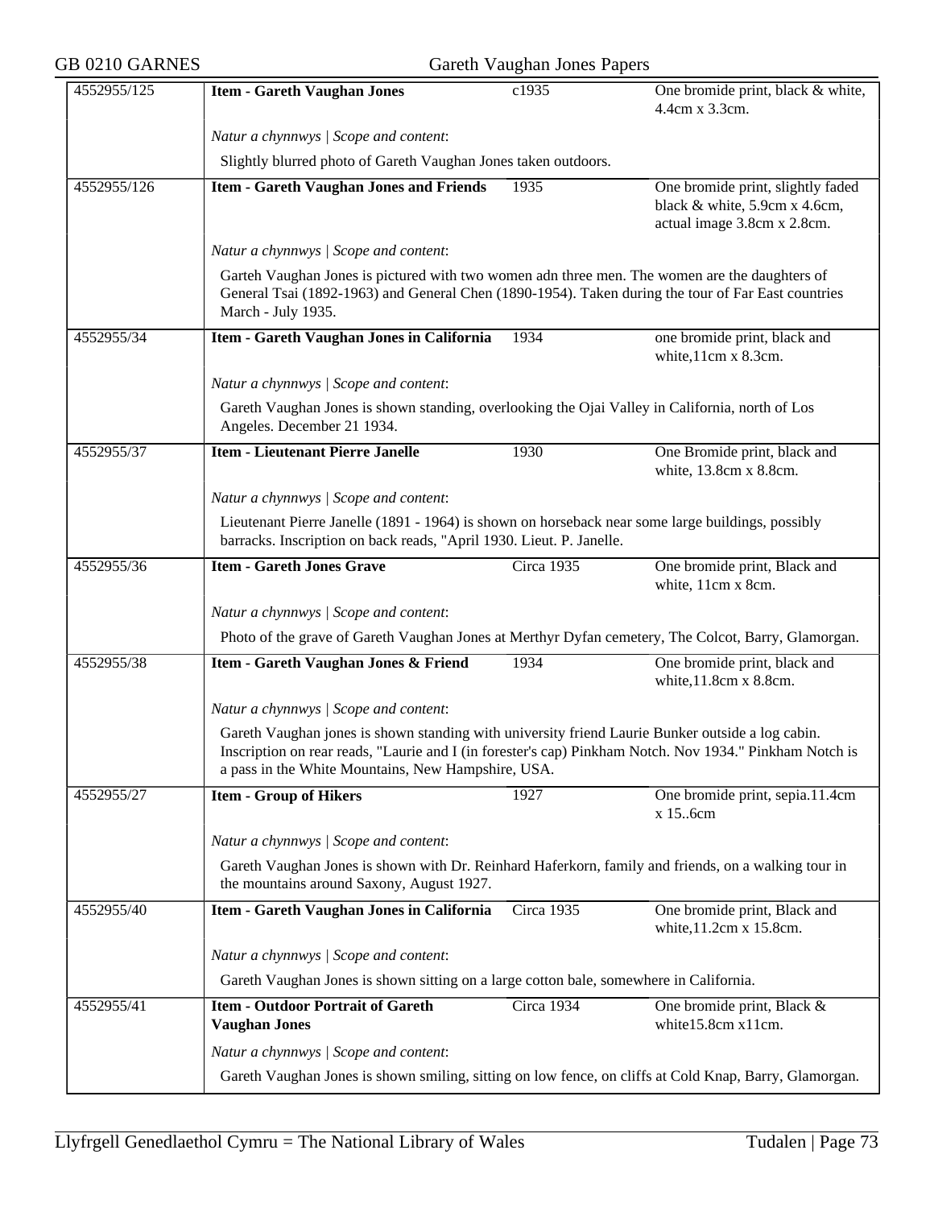| | | | |
|---|---|---|---|
| 4552955/125 | **Item - Gareth Vaughan Jones** | c1935 | One bromide print, black & white, 4.4cm x 3.3cm. |
| | *Natur a chynnwys \| Scope and content*: | | |
| | Slightly blurred photo of Gareth Vaughan Jones taken outdoors. | | |
| 4552955/126 | **Item - Gareth Vaughan Jones and Friends** | 1935 | One bromide print, slightly faded black & white, 5.9cm x 4.6cm, actual image 3.8cm x 2.8cm. |
| | *Natur a chynnwys \| Scope and content*: | | |
| | Garteh Vaughan Jones is pictured with two women adn three men. The women are the daughters of General Tsai (1892-1963) and General Chen (1890-1954). Taken during the tour of Far East countries March - July 1935. | | |
| 4552955/34 | **Item - Gareth Vaughan Jones in California** | 1934 | one bromide print, black and white,11cm x 8.3cm. |
| | *Natur a chynnwys \| Scope and content*: | | |
| | Gareth Vaughan Jones is shown standing, overlooking the Ojai Valley in California, north of Los Angeles. December 21 1934. | | |
| 4552955/37 | **Item - Lieutenant Pierre Janelle** | 1930 | One Bromide print, black and white, 13.8cm x 8.8cm. |
| | *Natur a chynnwys \| Scope and content*: | | |
| | Lieutenant Pierre Janelle (1891 - 1964) is shown on horseback near some large buildings, possibly barracks. Inscription on back reads, "April 1930. Lieut. P. Janelle. | | |
| 4552955/36 | **Item - Gareth Jones Grave** | Circa 1935 | One bromide print, Black and white, 11cm x 8cm. |
| | *Natur a chynnwys \| Scope and content*: | | |
| | Photo of the grave of Gareth Vaughan Jones at Merthyr Dyfan cemetery, The Colcot, Barry, Glamorgan. | | |
| 4552955/38 | **Item - Gareth Vaughan Jones & Friend** | 1934 | One bromide print, black and white,11.8cm x 8.8cm. |
| | *Natur a chynnwys \| Scope and content*: | | |
| | Gareth Vaughan jones is shown standing with university friend Laurie Bunker outside a log cabin. Inscription on rear reads, "Laurie and I (in forester's cap) Pinkham Notch. Nov 1934." Pinkham Notch is a pass in the White Mountains, New Hampshire, USA. | | |
| 4552955/27 | **Item - Group of Hikers** | 1927 | One bromide print, sepia.11.4cm x 15..6cm |
| | *Natur a chynnwys \| Scope and content*: | | |
| | Gareth Vaughan Jones is shown with Dr. Reinhard Haferkorn, family and friends, on a walking tour in the mountains around Saxony, August 1927. | | |
| 4552955/40 | **Item - Gareth Vaughan Jones in California** | Circa 1935 | One bromide print, Black and white,11.2cm x 15.8cm. |
| | *Natur a chynnwys \| Scope and content*: | | |
| | Gareth Vaughan Jones is shown sitting on a large cotton bale, somewhere in California. | | |
| 4552955/41 | **Item - Outdoor Portrait of Gareth Vaughan Jones** | Circa 1934 | One bromide print, Black & white15.8cm x11cm. |
| | *Natur a chynnwys \| Scope and content*: | | |
| | Gareth Vaughan Jones is shown smiling, sitting on low fence, on cliffs at Cold Knap, Barry, Glamorgan. | | |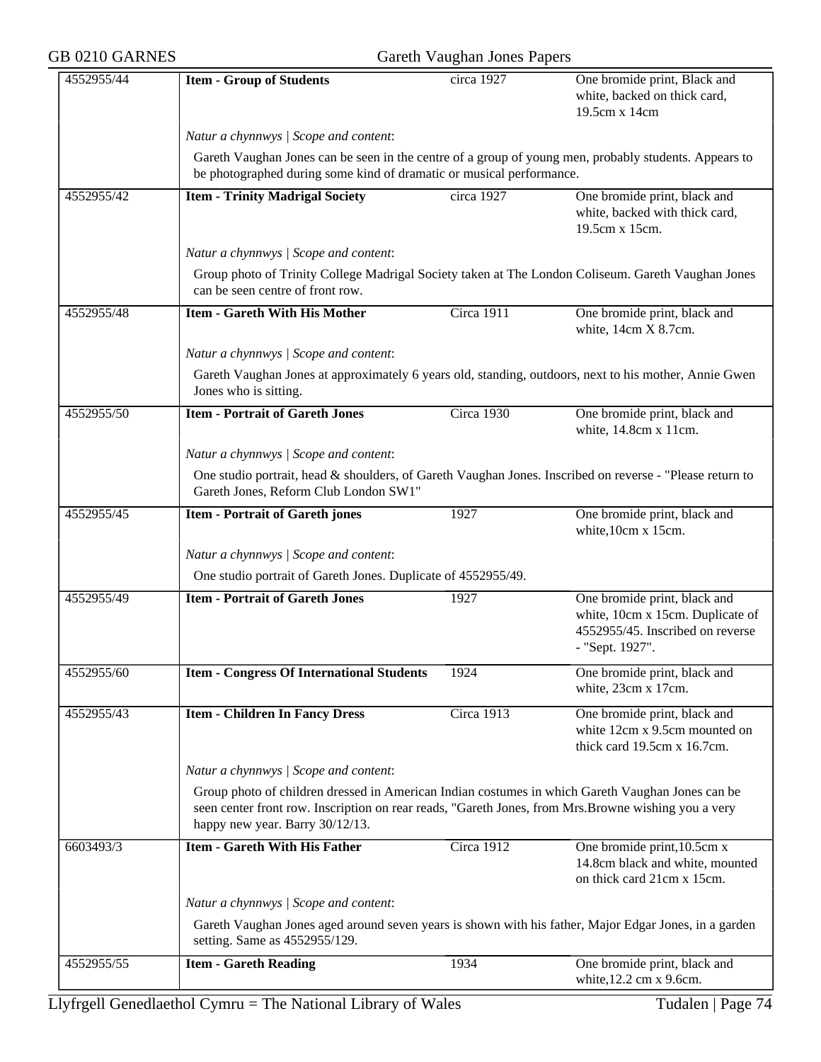| | | | |
|---|---|---|---|
| 4552955/44 | **Item - Group of Students** | circa 1927 | One bromide print, Black and white, backed on thick card, 19.5cm x 14cm |
| | *Natur a chynnwys \| Scope and content*: | | |
| | Gareth Vaughan Jones can be seen in the centre of a group of young men, probably students. Appears to be photographed during some kind of dramatic or musical performance. | | |
| 4552955/42 | **Item - Trinity Madrigal Society** | circa 1927 | One bromide print, black and white, backed with thick card, 19.5cm x 15cm. |
| | *Natur a chynnwys \| Scope and content*: | | |
| | Group photo of Trinity College Madrigal Society taken at The London Coliseum. Gareth Vaughan Jones can be seen centre of front row. | | |
| 4552955/48 | **Item - Gareth With His Mother** | Circa 1911 | One bromide print, black and white, 14cm X 8.7cm. |
| | *Natur a chynnwys \| Scope and content*: | | |
| | Gareth Vaughan Jones at approximately 6 years old, standing, outdoors, next to his mother, Annie Gwen Jones who is sitting. | | |
| 4552955/50 | **Item - Portrait of Gareth Jones** | Circa 1930 | One bromide print, black and white, 14.8cm x 11cm. |
| | *Natur a chynnwys \| Scope and content*: | | |
| | One studio portrait, head & shoulders, of Gareth Vaughan Jones. Inscribed on reverse - "Please return to Gareth Jones, Reform Club London SW1" | | |
| 4552955/45 | **Item - Portrait of Gareth jones** | 1927 | One bromide print, black and white,10cm x 15cm. |
| | *Natur a chynnwys \| Scope and content*: | | |
| | One studio portrait of Gareth Jones. Duplicate of 4552955/49. | | |
| 4552955/49 | **Item - Portrait of Gareth Jones** | 1927 | One bromide print, black and white, 10cm x 15cm. Duplicate of 4552955/45. Inscribed on reverse - "Sept. 1927". |
| 4552955/60 | **Item - Congress Of International Students** | 1924 | One bromide print, black and white, 23cm x 17cm. |
| 4552955/43 | **Item - Children In Fancy Dress** | Circa 1913 | One bromide print, black and white 12cm x 9.5cm mounted on thick card 19.5cm x 16.7cm. |
| | *Natur a chynnwys \| Scope and content*: | | |
| | Group photo of children dressed in American Indian costumes in which Gareth Vaughan Jones can be seen center front row. Inscription on rear reads, "Gareth Jones, from Mrs.Browne wishing you a very happy new year. Barry 30/12/13. | | |
| 6603493/3 | **Item - Gareth With His Father** | Circa 1912 | One bromide print,10.5cm x 14.8cm black and white, mounted on thick card 21cm x 15cm. |
| | *Natur a chynnwys \| Scope and content*: | | |
| | Gareth Vaughan Jones aged around seven years is shown with his father, Major Edgar Jones, in a garden setting. Same as 4552955/129. | | |
| 4552955/55 | **Item - Gareth Reading** | 1934 | One bromide print, black and white,12.2 cm x 9.6cm. |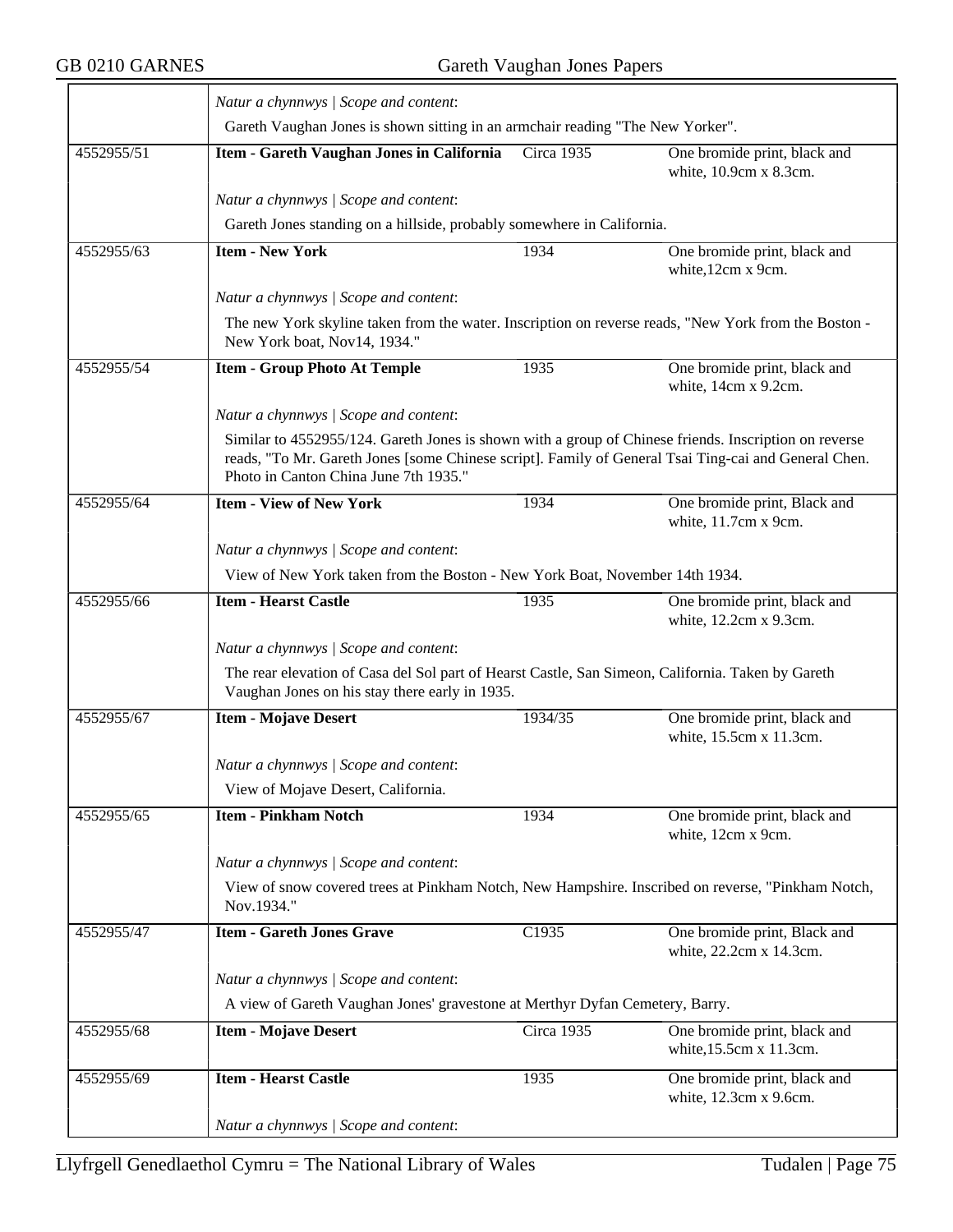| | | | |
|---|---|---|---|
| | *Natur a chynnwys \| Scope and content*: | | |
| | Gareth Vaughan Jones is shown sitting in an armchair reading "The New Yorker". | | |
| 4552955/51 | **Item - Gareth Vaughan Jones in California** | Circa 1935 | One bromide print, black and white, 10.9cm x 8.3cm. |
| | *Natur a chynnwys \| Scope and content*: | | |
| | Gareth Jones standing on a hillside, probably somewhere in California. | | |
| 4552955/63 | **Item - New York** | 1934 | One bromide print, black and white,12cm x 9cm. |
| | *Natur a chynnwys \| Scope and content*: | | |
| | The new York skyline taken from the water. Inscription on reverse reads, "New York from the Boston - New York boat, Nov14, 1934." | | |
| 4552955/54 | **Item - Group Photo At Temple** | 1935 | One bromide print, black and white, 14cm x 9.2cm. |
| | *Natur a chynnwys \| Scope and content*: | | |
| | Similar to 4552955/124. Gareth Jones is shown with a group of Chinese friends. Inscription on reverse reads, "To Mr. Gareth Jones [some Chinese script]. Family of General Tsai Ting-cai and General Chen. Photo in Canton China June 7th 1935." | | |
| 4552955/64 | **Item - View of New York** | 1934 | One bromide print, Black and white, 11.7cm x 9cm. |
| | *Natur a chynnwys \| Scope and content*: | | |
| | View of New York taken from the Boston - New York Boat, November 14th 1934. | | |
| 4552955/66 | **Item - Hearst Castle** | 1935 | One bromide print, black and white, 12.2cm x 9.3cm. |
| | *Natur a chynnwys \| Scope and content*: | | |
| | The rear elevation of Casa del Sol part of Hearst Castle, San Simeon, California. Taken by Gareth Vaughan Jones on his stay there early in 1935. | | |
| 4552955/67 | **Item - Mojave Desert** | 1934/35 | One bromide print, black and white, 15.5cm x 11.3cm. |
| | *Natur a chynnwys \| Scope and content*: | | |
| | View of Mojave Desert, California. | | |
| 4552955/65 | **Item - Pinkham Notch** | 1934 | One bromide print, black and white, 12cm x 9cm. |
| | *Natur a chynnwys \| Scope and content*: | | |
| | View of snow covered trees at Pinkham Notch, New Hampshire. Inscribed on reverse, "Pinkham Notch, Nov.1934." | | |
| 4552955/47 | **Item - Gareth Jones Grave** | C1935 | One bromide print, Black and white, 22.2cm x 14.3cm. |
| | *Natur a chynnwys \| Scope and content*: | | |
| | A view of Gareth Vaughan Jones' gravestone at Merthyr Dyfan Cemetery, Barry. | | |
| 4552955/68 | **Item - Mojave Desert** | Circa 1935 | One bromide print, black and white,15.5cm x 11.3cm. |
| 4552955/69 | **Item - Hearst Castle** | 1935 | One bromide print, black and white, 12.3cm x 9.6cm. |
| | *Natur a chynnwys \| Scope and content*: | | |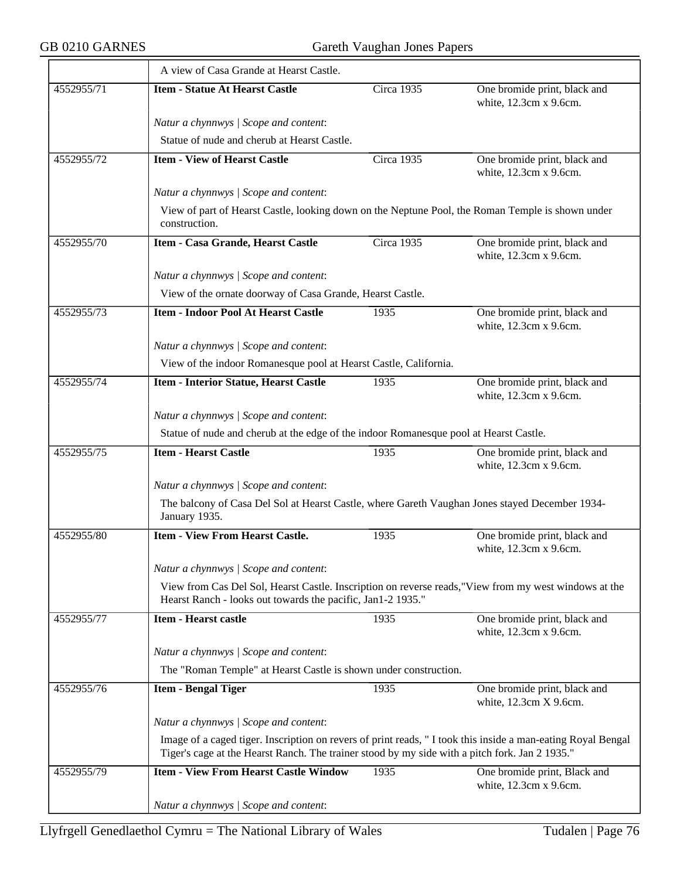| | | | |
|---|---|---|---|
| | A view of Casa Grande at Hearst Castle. | | |
| 4552955/71 | **Item - Statue At Hearst Castle** | Circa 1935 | One bromide print, black and white, 12.3cm x 9.6cm. |
| | *Natur a chynnwys \| Scope and content*: | | |
| | Statue of nude and cherub at Hearst Castle. | | |
| 4552955/72 | **Item - View of Hearst Castle** | Circa 1935 | One bromide print, black and white, 12.3cm x 9.6cm. |
| | *Natur a chynnwys \| Scope and content*: | | |
| | View of part of Hearst Castle, looking down on the Neptune Pool, the Roman Temple is shown under construction. | | |
| 4552955/70 | **Item - Casa Grande, Hearst Castle** | Circa 1935 | One bromide print, black and white, 12.3cm x 9.6cm. |
| | *Natur a chynnwys \| Scope and content*: | | |
| | View of the ornate doorway of Casa Grande, Hearst Castle. | | |
| 4552955/73 | **Item - Indoor Pool At Hearst Castle** | 1935 | One bromide print, black and white, 12.3cm x 9.6cm. |
| | *Natur a chynnwys \| Scope and content*: | | |
| | View of the indoor Romanesque pool at Hearst Castle, California. | | |
| 4552955/74 | **Item - Interior Statue, Hearst Castle** | 1935 | One bromide print, black and white, 12.3cm x 9.6cm. |
| | *Natur a chynnwys \| Scope and content*: | | |
| | Statue of nude and cherub at the edge of the indoor Romanesque pool at Hearst Castle. | | |
| 4552955/75 | **Item - Hearst Castle** | 1935 | One bromide print, black and white, 12.3cm x 9.6cm. |
| | *Natur a chynnwys \| Scope and content*: | | |
| | The balcony of Casa Del Sol at Hearst Castle, where Gareth Vaughan Jones stayed December 1934-January 1935. | | |
| 4552955/80 | **Item - View From Hearst Castle.** | 1935 | One bromide print, black and white, 12.3cm x 9.6cm. |
| | *Natur a chynnwys \| Scope and content*: | | |
| | View from Cas Del Sol, Hearst Castle. Inscription on reverse reads,"View from my west windows at the Hearst Ranch - looks out towards the pacific, Jan1-2 1935." | | |
| 4552955/77 | **Item - Hearst castle** | 1935 | One bromide print, black and white, 12.3cm x 9.6cm. |
| | *Natur a chynnwys \| Scope and content*: | | |
| | The "Roman Temple" at Hearst Castle is shown under construction. | | |
| 4552955/76 | **Item - Bengal Tiger** | 1935 | One bromide print, black and white, 12.3cm X 9.6cm. |
| | *Natur a chynnwys \| Scope and content*: | | |
| | Image of a caged tiger. Inscription on revers of print reads, " I took this inside a man-eating Royal Bengal Tiger's cage at the Hearst Ranch. The trainer stood by my side with a pitch fork. Jan 2 1935." | | |
| 4552955/79 | **Item - View From Hearst Castle Window** | 1935 | One bromide print, Black and white, 12.3cm x 9.6cm. |
| | *Natur a chynnwys \| Scope and content*: | | |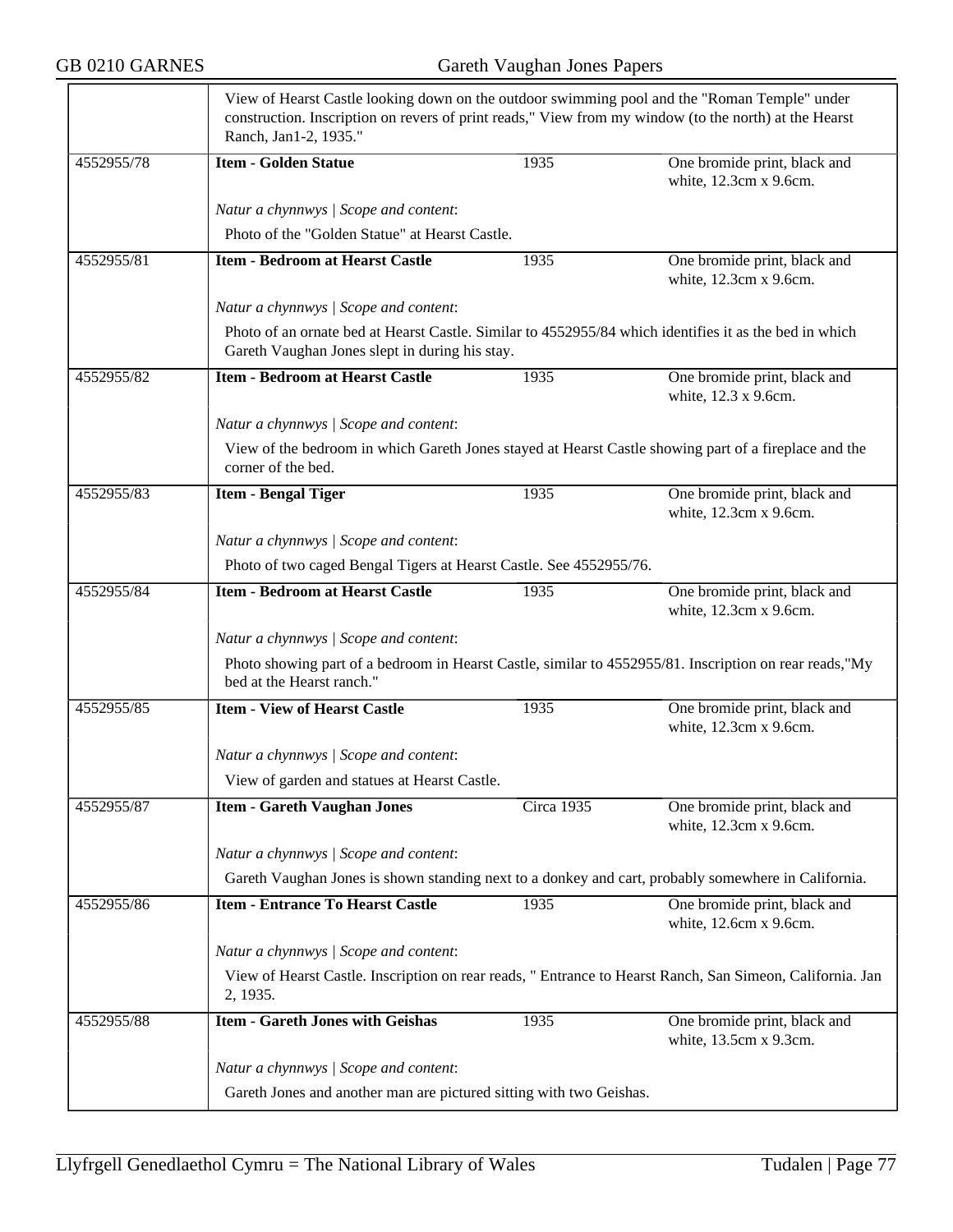| | View of Hearst Castle looking down on the outdoor swimming pool and the "Roman Temple" under construction. Inscription on revers of print reads," View from my window (to the north) at the Hearst Ranch, Jan1-2, 1935." | | |
|---|---|---|---|
| 4552955/78 | **Item - Golden Statue** | 1935 | One bromide print, black and white, 12.3cm x 9.6cm. |
| | *Natur a chynnwys \| Scope and content*: | | |
| | Photo of the "Golden Statue" at Hearst Castle. | | |
| 4552955/81 | **Item - Bedroom at Hearst Castle** | 1935 | One bromide print, black and white, 12.3cm x 9.6cm. |
| | *Natur a chynnwys \| Scope and content*: | | |
| | Photo of an ornate bed at Hearst Castle. Similar to 4552955/84 which identifies it as the bed in which Gareth Vaughan Jones slept in during his stay. | | |
| 4552955/82 | **Item - Bedroom at Hearst Castle** | 1935 | One bromide print, black and white, 12.3 x 9.6cm. |
| | *Natur a chynnwys \| Scope and content*: | | |
| | View of the bedroom in which Gareth Jones stayed at Hearst Castle showing part of a fireplace and the corner of the bed. | | |
| 4552955/83 | **Item - Bengal Tiger** | 1935 | One bromide print, black and white, 12.3cm x 9.6cm. |
| | *Natur a chynnwys \| Scope and content*: | | |
| | Photo of two caged Bengal Tigers at Hearst Castle. See 4552955/76. | | |
| 4552955/84 | **Item - Bedroom at Hearst Castle** | 1935 | One bromide print, black and white, 12.3cm x 9.6cm. |
| | *Natur a chynnwys \| Scope and content*: | | |
| | Photo showing part of a bedroom in Hearst Castle, similar to 4552955/81. Inscription on rear reads,"My bed at the Hearst ranch." | | |
| 4552955/85 | **Item - View of Hearst Castle** | 1935 | One bromide print, black and white, 12.3cm x 9.6cm. |
| | *Natur a chynnwys \| Scope and content*: | | |
| | View of garden and statues at Hearst Castle. | | |
| 4552955/87 | **Item - Gareth Vaughan Jones** | Circa 1935 | One bromide print, black and white, 12.3cm x 9.6cm. |
| | *Natur a chynnwys \| Scope and content*: | | |
| | Gareth Vaughan Jones is shown standing next to a donkey and cart, probably somewhere in California. | | |
| 4552955/86 | **Item - Entrance To Hearst Castle** | 1935 | One bromide print, black and white, 12.6cm x 9.6cm. |
| | *Natur a chynnwys \| Scope and content*: | | |
| | View of Hearst Castle. Inscription on rear reads, " Entrance to Hearst Ranch, San Simeon, California. Jan 2, 1935. | | |
| 4552955/88 | **Item - Gareth Jones with Geishas** | 1935 | One bromide print, black and white, 13.5cm x 9.3cm. |
| | *Natur a chynnwys \| Scope and content*: | | |
| | Gareth Jones and another man are pictured sitting with two Geishas. | | |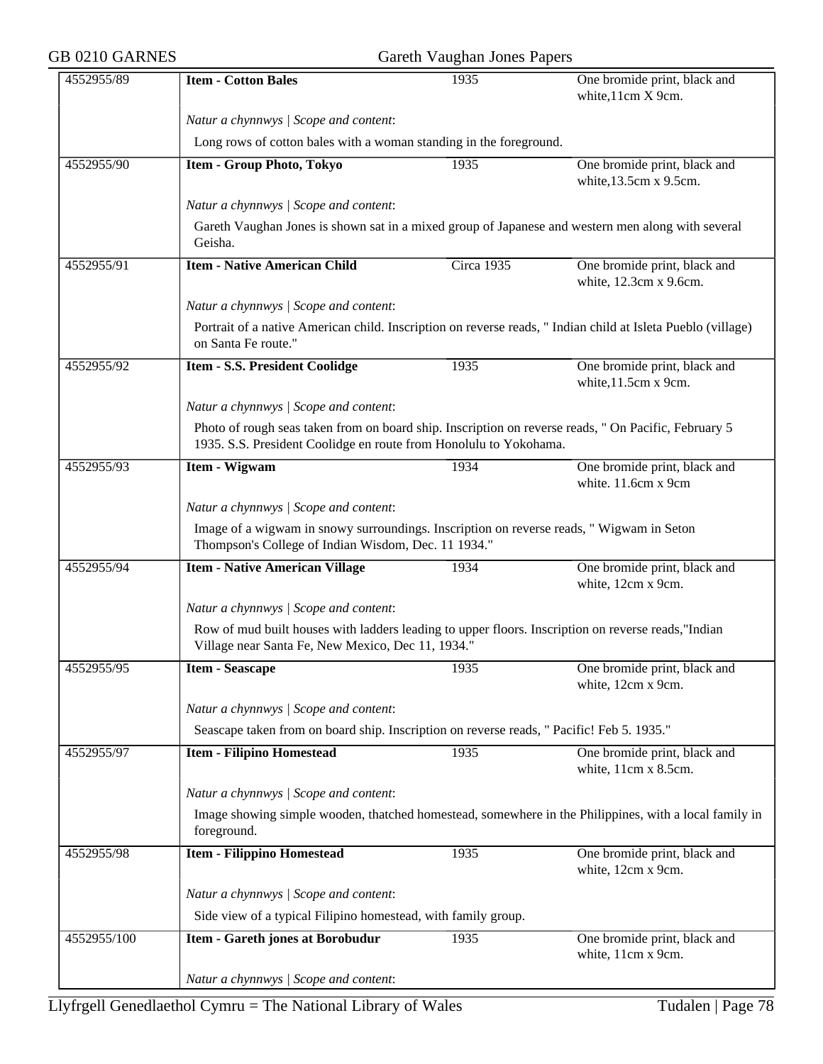| 4552955/89 | **Item - Cotton Bales** | 1935 | One bromide print, black and white,11cm X 9cm. |
|---|---|---|---|
| | *Natur a chynnwys \| Scope and content*: | | |
| | Long rows of cotton bales with a woman standing in the foreground. | | |
| 4552955/90 | **Item - Group Photo, Tokyo** | 1935 | One bromide print, black and white,13.5cm x 9.5cm. |
| | *Natur a chynnwys \| Scope and content*: | | |
| | Gareth Vaughan Jones is shown sat in a mixed group of Japanese and western men along with several Geisha. | | |
| 4552955/91 | **Item - Native American Child** | Circa 1935 | One bromide print, black and white, 12.3cm x 9.6cm. |
| | *Natur a chynnwys \| Scope and content*: | | |
| | Portrait of a native American child. Inscription on reverse reads, " Indian child at Isleta Pueblo (village) on Santa Fe route." | | |
| 4552955/92 | **Item - S.S. President Coolidge** | 1935 | One bromide print, black and white,11.5cm x 9cm. |
| | *Natur a chynnwys \| Scope and content*: | | |
| | Photo of rough seas taken from on board ship. Inscription on reverse reads, " On Pacific, February 5 1935. S.S. President Coolidge en route from Honolulu to Yokohama. | | |
| 4552955/93 | **Item - Wigwam** | 1934 | One bromide print, black and white. 11.6cm x 9cm |
| | *Natur a chynnwys \| Scope and content*: | | |
| | Image of a wigwam in snowy surroundings. Inscription on reverse reads, " Wigwam in Seton Thompson's College of Indian Wisdom, Dec. 11 1934." | | |
| 4552955/94 | **Item - Native American Village** | 1934 | One bromide print, black and white, 12cm x 9cm. |
| | *Natur a chynnwys \| Scope and content*: | | |
| | Row of mud built houses with ladders leading to upper floors. Inscription on reverse reads,"Indian Village near Santa Fe, New Mexico, Dec 11, 1934." | | |
| 4552955/95 | **Item - Seascape** | 1935 | One bromide print, black and white, 12cm x 9cm. |
| | *Natur a chynnwys \| Scope and content*: | | |
| | Seascape taken from on board ship. Inscription on reverse reads, " Pacific! Feb 5. 1935." | | |
| 4552955/97 | **Item - Filipino Homestead** | 1935 | One bromide print, black and white, 11cm x 8.5cm. |
| | *Natur a chynnwys \| Scope and content*: | | |
| | Image showing simple wooden, thatched homestead, somewhere in the Philippines, with a local family in foreground. | | |
| 4552955/98 | **Item - Filippino Homestead** | 1935 | One bromide print, black and white, 12cm x 9cm. |
| | *Natur a chynnwys \| Scope and content*: | | |
| | Side view of a typical Filipino homestead, with family group. | | |
| 4552955/100 | **Item - Gareth jones at Borobudur** | 1935 | One bromide print, black and white, 11cm x 9cm. |
| | *Natur a chynnwys \| Scope and content*: | | |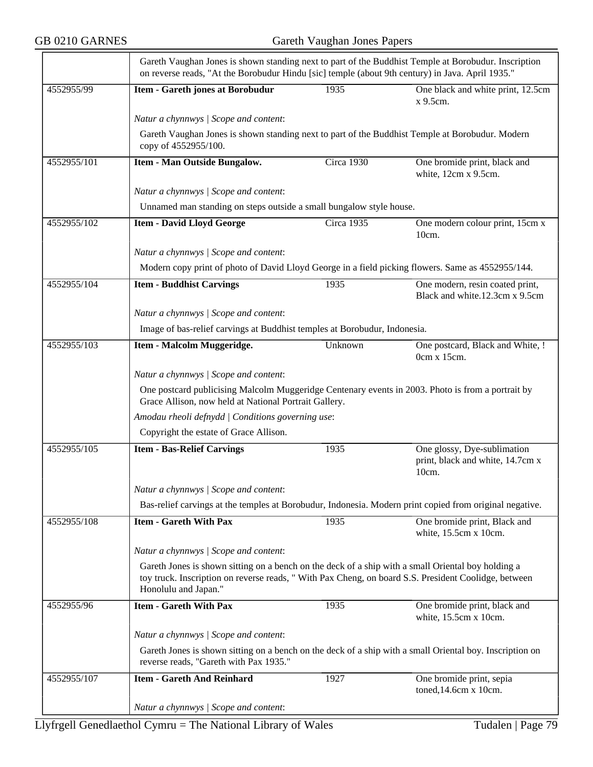Gareth Vaughan Jones is shown standing next to part of the Buddhist Temple at Borobudur. Inscription on reverse reads, "At the Borobudur Hindu [sic] temple (about 9th century) in Java. April 1935."

| 4552955/99 | **Item - Gareth jones at Borobudur** | 1935 | One black and white print, 12.5cm x 9.5cm. |
|---|---|---|---|

*Natur a chynnwys | Scope and content*:

Gareth Vaughan Jones is shown standing next to part of the Buddhist Temple at Borobudur. Modern copy of 4552955/100.

| 4552955/101 | **Item - Man Outside Bungalow.** | Circa 1930 | One bromide print, black and white, 12cm x 9.5cm. |
|---|---|---|---|

*Natur a chynnwys | Scope and content*:

Unnamed man standing on steps outside a small bungalow style house.

| 4552955/102 | **Item - David Lloyd George** | Circa 1935 | One modern colour print, 15cm x 10cm. |
|---|---|---|---|

*Natur a chynnwys | Scope and content*:

Modern copy print of photo of David Lloyd George in a field picking flowers. Same as 4552955/144.

| 4552955/104 | **Item - Buddhist Carvings** | 1935 | One modern, resin coated print, Black and white.12.3cm x 9.5cm |
|---|---|---|---|

*Natur a chynnwys | Scope and content*:

Image of bas-relief carvings at Buddhist temples at Borobudur, Indonesia.

| 4552955/103 | **Item - Malcolm Muggeridge.** | Unknown | One postcard, Black and White, ! 0cm x 15cm. |
|---|---|---|---|

*Natur a chynnwys | Scope and content*:

One postcard publicising Malcolm Muggeridge Centenary events in 2003. Photo is from a portrait by Grace Allison, now held at National Portrait Gallery.

*Amodau rheoli defnydd | Conditions governing use*:

Copyright the estate of Grace Allison.

| 4552955/105 | **Item - Bas-Relief Carvings** | 1935 | One glossy, Dye-sublimation print, black and white, 14.7cm x 10cm. |
|---|---|---|---|

*Natur a chynnwys | Scope and content*:

Bas-relief carvings at the temples at Borobudur, Indonesia. Modern print copied from original negative.

| 4552955/108 | **Item - Gareth With Pax** | 1935 | One bromide print, Black and white, 15.5cm x 10cm. |
|---|---|---|---|

*Natur a chynnwys | Scope and content*:

Gareth Jones is shown sitting on a bench on the deck of a ship with a small Oriental boy holding a toy truck. Inscription on reverse reads, " With Pax Cheng, on board S.S. President Coolidge, between Honolulu and Japan."

| 4552955/96 | **Item - Gareth With Pax** | 1935 | One bromide print, black and white, 15.5cm x 10cm. |
|---|---|---|---|

*Natur a chynnwys | Scope and content*:

Gareth Jones is shown sitting on a bench on the deck of a ship with a small Oriental boy. Inscription on reverse reads, "Gareth with Pax 1935."

| 4552955/107 | **Item - Gareth And Reinhard** | 1927 | One bromide print, sepia toned,14.6cm x 10cm. |
|---|---|---|---|

*Natur a chynnwys | Scope and content*: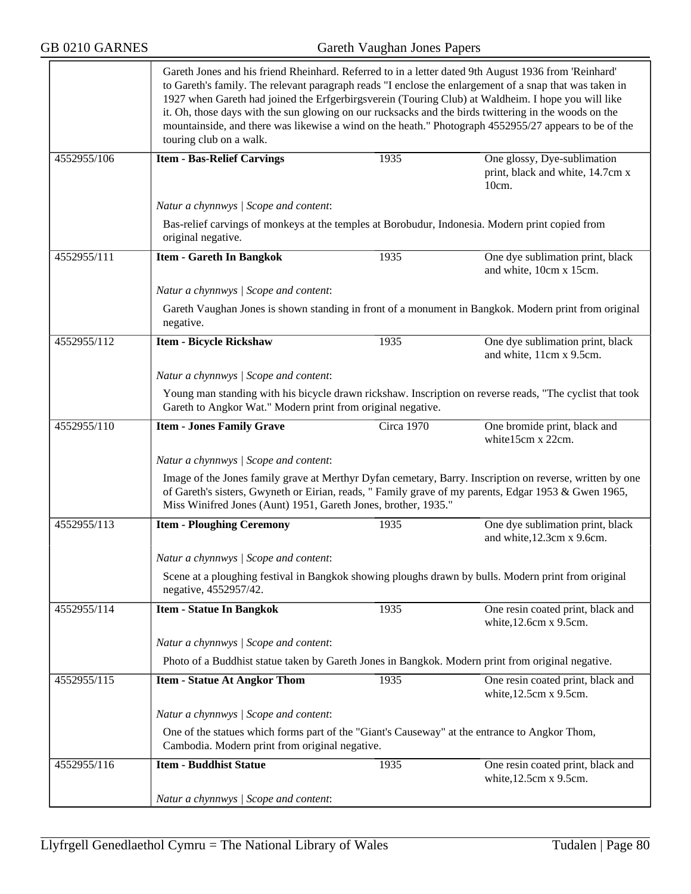Gareth Jones and his friend Rheinhard. Referred to in a letter dated 9th August 1936 from 'Reinhard' to Gareth's family. The relevant paragraph reads "I enclose the enlargement of a snap that was taken in 1927 when Gareth had joined the Erfgerbirgsverein (Touring Club) at Waldheim. I hope you will like it. Oh, those days with the sun glowing on our rucksacks and the birds twittering in the woods on the mountainside, and there was likewise a wind on the heath." Photograph 4552955/27 appears to be of the touring club on a walk.

| | | | |
|---|---|---|---|
| 4552955/106 | **Item - Bas-Relief Carvings** | 1935 | One glossy, Dye-sublimation print, black and white, 14.7cm x 10cm. |

*Natur a chynnwys | Scope and content*:

Bas-relief carvings of monkeys at the temples at Borobudur, Indonesia. Modern print copied from original negative.

| | | | |
|---|---|---|---|
| 4552955/111 | **Item - Gareth In Bangkok** | 1935 | One dye sublimation print, black and white, 10cm x 15cm. |

*Natur a chynnwys | Scope and content*:

Gareth Vaughan Jones is shown standing in front of a monument in Bangkok. Modern print from original negative.

| | | | |
|---|---|---|---|
| 4552955/112 | **Item - Bicycle Rickshaw** | 1935 | One dye sublimation print, black and white, 11cm x 9.5cm. |

*Natur a chynnwys | Scope and content*:

Young man standing with his bicycle drawn rickshaw. Inscription on reverse reads, "The cyclist that took Gareth to Angkor Wat." Modern print from original negative.

| | | | |
|---|---|---|---|
| 4552955/110 | **Item - Jones Family Grave** | Circa 1970 | One bromide print, black and white15cm x 22cm. |

*Natur a chynnwys | Scope and content*:

Image of the Jones family grave at Merthyr Dyfan cemetary, Barry. Inscription on reverse, written by one of Gareth's sisters, Gwyneth or Eirian, reads, " Family grave of my parents, Edgar 1953 & Gwen 1965, Miss Winifred Jones (Aunt) 1951, Gareth Jones, brother, 1935."

| | | | |
|---|---|---|---|
| 4552955/113 | **Item - Ploughing Ceremony** | 1935 | One dye sublimation print, black and white,12.3cm x 9.6cm. |

*Natur a chynnwys | Scope and content*:

Scene at a ploughing festival in Bangkok showing ploughs drawn by bulls. Modern print from original negative, 4552957/42.

| | | | |
|---|---|---|---|
| 4552955/114 | **Item - Statue In Bangkok** | 1935 | One resin coated print, black and white,12.6cm x 9.5cm. |

*Natur a chynnwys | Scope and content*:

Photo of a Buddhist statue taken by Gareth Jones in Bangkok. Modern print from original negative.

| | | | |
|---|---|---|---|
| 4552955/115 | **Item - Statue At Angkor Thom** | 1935 | One resin coated print, black and white,12.5cm x 9.5cm. |

*Natur a chynnwys | Scope and content*:

One of the statues which forms part of the "Giant's Causeway" at the entrance to Angkor Thom, Cambodia. Modern print from original negative.

| | | | |
|---|---|---|---|
| 4552955/116 | **Item - Buddhist Statue** | 1935 | One resin coated print, black and white,12.5cm x 9.5cm. |

*Natur a chynnwys | Scope and content*: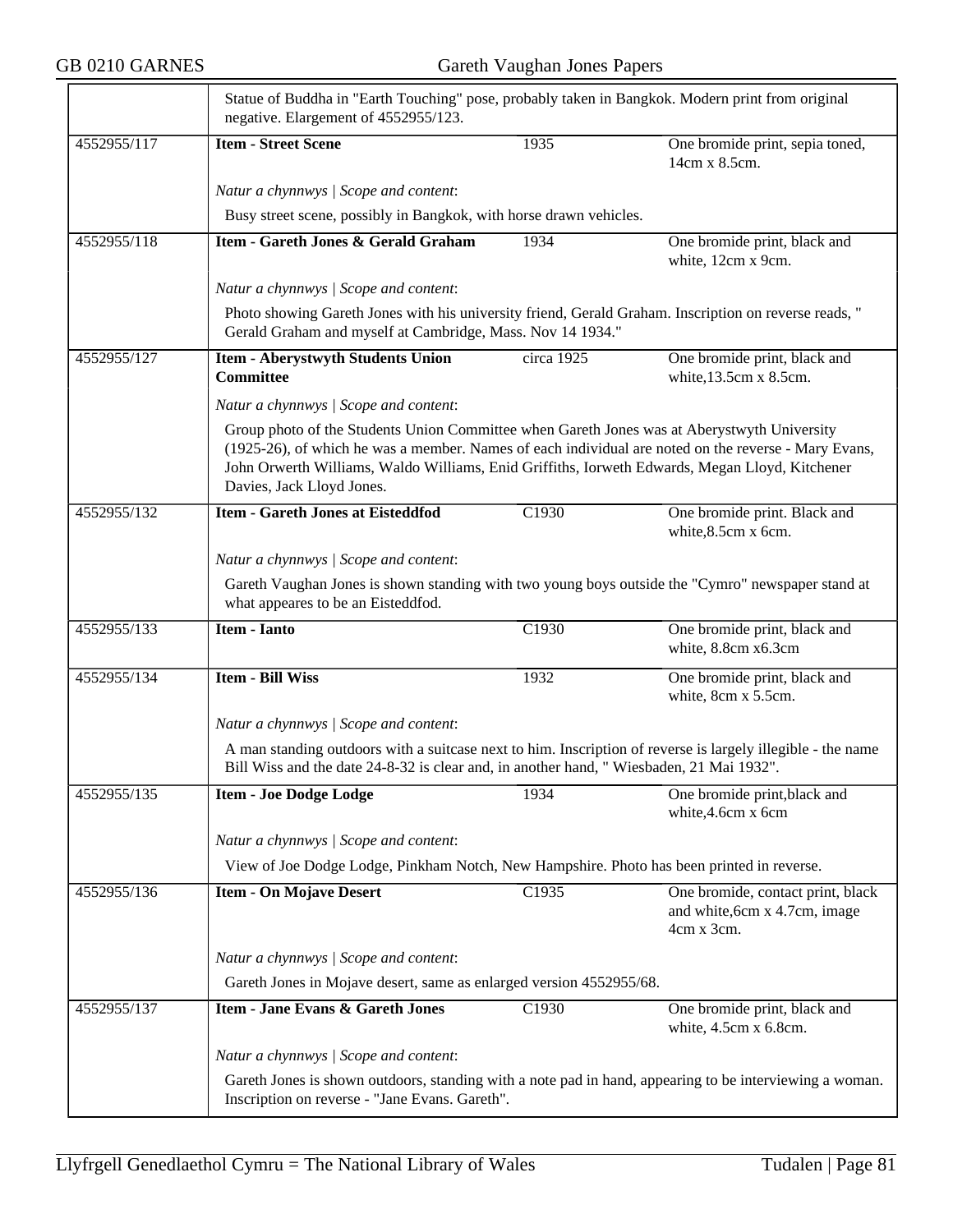Statue of Buddha in "Earth Touching" pose, probably taken in Bangkok. Modern print from original negative. Elargement of 4552955/123.

| | | | |
|---|---|---|---|
| 4552955/117 | **Item - Street Scene** | 1935 | One bromide print, sepia toned, 14cm x 8.5cm. |

*Natur a chynnwys | Scope and content*:

Busy street scene, possibly in Bangkok, with horse drawn vehicles.

| | | | |
|---|---|---|---|
| 4552955/118 | **Item - Gareth Jones & Gerald Graham** | 1934 | One bromide print, black and white, 12cm x 9cm. |

*Natur a chynnwys | Scope and content*:

Photo showing Gareth Jones with his university friend, Gerald Graham. Inscription on reverse reads, " Gerald Graham and myself at Cambridge, Mass. Nov 14 1934."

| | | | |
|---|---|---|---|
| 4552955/127 | **Item - Aberystwyth Students Union Committee** | circa 1925 | One bromide print, black and white,13.5cm x 8.5cm. |

*Natur a chynnwys | Scope and content*:

Group photo of the Students Union Committee when Gareth Jones was at Aberystwyth University (1925-26), of which he was a member. Names of each individual are noted on the reverse - Mary Evans, John Orwerth Williams, Waldo Williams, Enid Griffiths, Iorweth Edwards, Megan Lloyd, Kitchener Davies, Jack Lloyd Jones.

| | | | |
|---|---|---|---|
| 4552955/132 | **Item - Gareth Jones at Eisteddfod** | C1930 | One bromide print. Black and white,8.5cm x 6cm. |

*Natur a chynnwys | Scope and content*:

Gareth Vaughan Jones is shown standing with two young boys outside the "Cymro" newspaper stand at what appeares to be an Eisteddfod.

| | | | |
|---|---|---|---|
| 4552955/133 | **Item - Ianto** | C1930 | One bromide print, black and white, 8.8cm x6.3cm |
| 4552955/134 | **Item - Bill Wiss** | 1932 | One bromide print, black and white, 8cm x 5.5cm. |

*Natur a chynnwys | Scope and content*:

A man standing outdoors with a suitcase next to him. Inscription of reverse is largely illegible - the name Bill Wiss and the date 24-8-32 is clear and, in another hand, " Wiesbaden, 21 Mai 1932".

| | | | |
|---|---|---|---|
| 4552955/135 | **Item - Joe Dodge Lodge** | 1934 | One bromide print,black and white,4.6cm x 6cm |

*Natur a chynnwys | Scope and content*:

View of Joe Dodge Lodge, Pinkham Notch, New Hampshire. Photo has been printed in reverse.

| | | | |
|---|---|---|---|
| 4552955/136 | **Item - On Mojave Desert** | C1935 | One bromide, contact print, black and white,6cm x 4.7cm, image 4cm x 3cm. |

*Natur a chynnwys | Scope and content*:

Gareth Jones in Mojave desert, same as enlarged version 4552955/68.

| | | | |
|---|---|---|---|
| 4552955/137 | **Item - Jane Evans & Gareth Jones** | C1930 | One bromide print, black and white, 4.5cm x 6.8cm. |

*Natur a chynnwys | Scope and content*:

Gareth Jones is shown outdoors, standing with a note pad in hand, appearing to be interviewing a woman. Inscription on reverse - "Jane Evans. Gareth".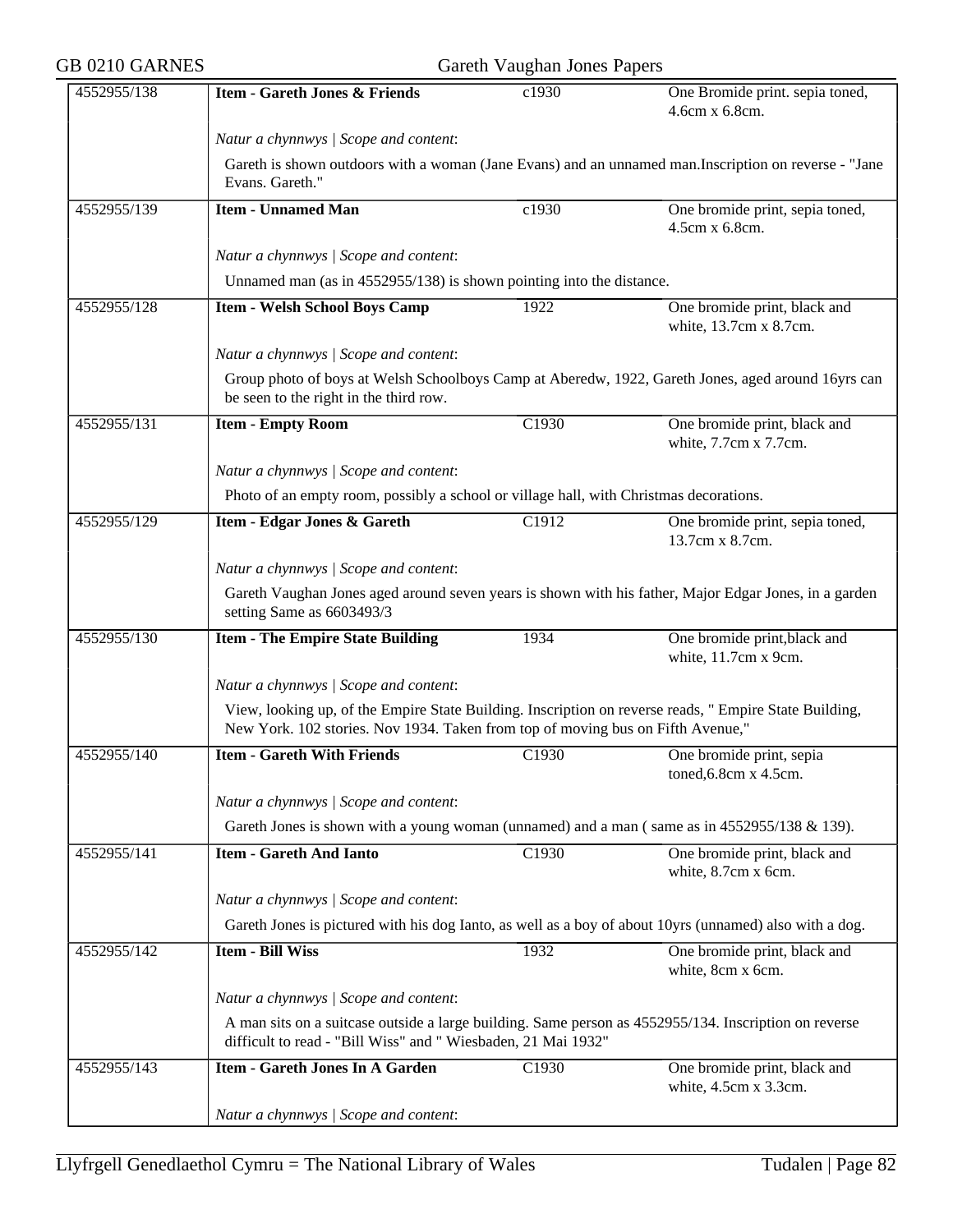| 4552955/138 | **Item - Gareth Jones & Friends** | c1930 | One Bromide print. sepia toned, 4.6cm x 6.8cm. |
|---|---|---|---|
| | *Natur a chynnwys \| Scope and content*: | | |
| | Gareth is shown outdoors with a woman (Jane Evans) and an unnamed man.Inscription on reverse - "Jane Evans. Gareth." | | |
| 4552955/139 | **Item - Unnamed Man** | c1930 | One bromide print, sepia toned, 4.5cm x 6.8cm. |
| | *Natur a chynnwys \| Scope and content*: | | |
| | Unnamed man (as in 4552955/138) is shown pointing into the distance. | | |
| 4552955/128 | **Item - Welsh School Boys Camp** | 1922 | One bromide print, black and white, 13.7cm x 8.7cm. |
| | *Natur a chynnwys \| Scope and content*: | | |
| | Group photo of boys at Welsh Schoolboys Camp at Aberedw, 1922, Gareth Jones, aged around 16yrs can be seen to the right in the third row. | | |
| 4552955/131 | **Item - Empty Room** | C1930 | One bromide print, black and white, 7.7cm x 7.7cm. |
| | *Natur a chynnwys \| Scope and content*: | | |
| | Photo of an empty room, possibly a school or village hall, with Christmas decorations. | | |
| 4552955/129 | **Item - Edgar Jones & Gareth** | C1912 | One bromide print, sepia toned, 13.7cm x 8.7cm. |
| | *Natur a chynnwys \| Scope and content*: | | |
| | Gareth Vaughan Jones aged around seven years is shown with his father, Major Edgar Jones, in a garden setting Same as 6603493/3 | | |
| 4552955/130 | **Item - The Empire State Building** | 1934 | One bromide print,black and white, 11.7cm x 9cm. |
| | *Natur a chynnwys \| Scope and content*: | | |
| | View, looking up, of the Empire State Building. Inscription on reverse reads, " Empire State Building, New York. 102 stories. Nov 1934. Taken from top of moving bus on Fifth Avenue," | | |
| 4552955/140 | **Item - Gareth With Friends** | C1930 | One bromide print, sepia toned,6.8cm x 4.5cm. |
| | *Natur a chynnwys \| Scope and content*: | | |
| | Gareth Jones is shown with a young woman (unnamed) and a man ( same as in 4552955/138 & 139). | | |
| 4552955/141 | **Item - Gareth And Ianto** | C1930 | One bromide print, black and white, 8.7cm x 6cm. |
| | *Natur a chynnwys \| Scope and content*: | | |
| | Gareth Jones is pictured with his dog Ianto, as well as a boy of about 10yrs (unnamed) also with a dog. | | |
| 4552955/142 | **Item - Bill Wiss** | 1932 | One bromide print, black and white, 8cm x 6cm. |
| | *Natur a chynnwys \| Scope and content*: | | |
| | A man sits on a suitcase outside a large building. Same person as 4552955/134. Inscription on reverse difficult to read - "Bill Wiss" and " Wiesbaden, 21 Mai 1932" | | |
| 4552955/143 | **Item - Gareth Jones In A Garden** | C1930 | One bromide print, black and white, 4.5cm x 3.3cm. |
| | *Natur a chynnwys \| Scope and content*: | | |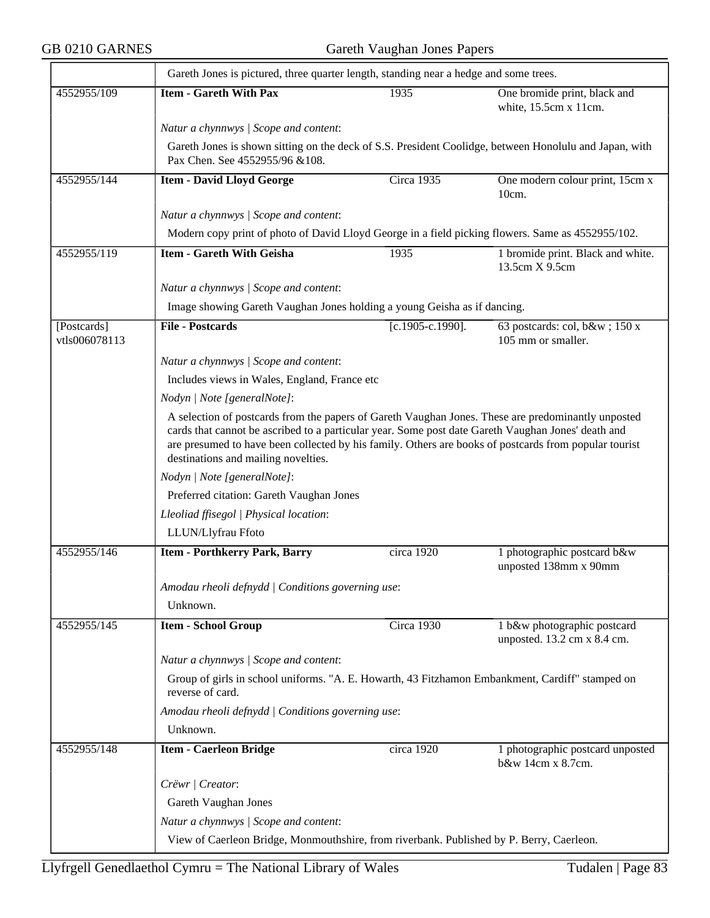| | | | |
|---|---|---|---|
| | Gareth Jones is pictured, three quarter length, standing near a hedge and some trees. | | |
| 4552955/109 | **Item - Gareth With Pax** | 1935 | One bromide print, black and white, 15.5cm x 11cm. |
| | *Natur a chynnwys \| Scope and content*:<br>Gareth Jones is shown sitting on the deck of S.S. President Coolidge, between Honolulu and Japan, with Pax Chen. See 4552955/96 &108. | | |
| 4552955/144 | **Item - David Lloyd George** | Circa 1935 | One modern colour print, 15cm x 10cm. |
| | *Natur a chynnwys \| Scope and content*:<br>Modern copy print of photo of David Lloyd George in a field picking flowers. Same as 4552955/102. | | |
| 4552955/119 | **Item - Gareth With Geisha** | 1935 | 1 bromide print. Black and white. 13.5cm X 9.5cm |
| | *Natur a chynnwys \| Scope and content*:<br>Image showing Gareth Vaughan Jones holding a young Geisha as if dancing. | | |
| [Postcards] vtls006078113 | **File - Postcards** | [c.1905-c.1990]. | 63 postcards: col, b&w ; 150 x 105 mm or smaller. |
| | *Natur a chynnwys \| Scope and content*:<br>Includes views in Wales, England, France etc<br>*Nodyn \| Note [generalNote]*:<br>A selection of postcards from the papers of Gareth Vaughan Jones. These are predominantly unposted cards that cannot be ascribed to a particular year. Some post date Gareth Vaughan Jones' death and are presumed to have been collected by his family. Others are books of postcards from popular tourist destinations and mailing novelties.<br>*Nodyn \| Note [generalNote]*:<br>Preferred citation: Gareth Vaughan Jones<br>*Lleoliad ffisegol \| Physical location*:<br>LLUN/Llyfrau Ffoto | | |
| 4552955/146 | **Item - Porthkerry Park, Barry** | circa 1920 | 1 photographic postcard b&w unposted 138mm x 90mm |
| | *Amodau rheoli defnydd \| Conditions governing use*:<br>Unknown. | | |
| 4552955/145 | **Item - School Group** | Circa 1930 | 1 b&w photographic postcard unposted. 13.2 cm x 8.4 cm. |
| | *Natur a chynnwys \| Scope and content*:<br>Group of girls in school uniforms. "A. E. Howarth, 43 Fitzhamon Embankment, Cardiff" stamped on reverse of card.<br>*Amodau rheoli defnydd \| Conditions governing use*:<br>Unknown. | | |
| 4552955/148 | **Item - Caerleon Bridge** | circa 1920 | 1 photographic postcard unposted b&w 14cm x 8.7cm. |
| | *Crëwr \| Creator*:<br>Gareth Vaughan Jones<br>*Natur a chynnwys \| Scope and content*:<br>View of Caerleon Bridge, Monmouthshire, from riverbank. Published by P. Berry, Caerleon. | | |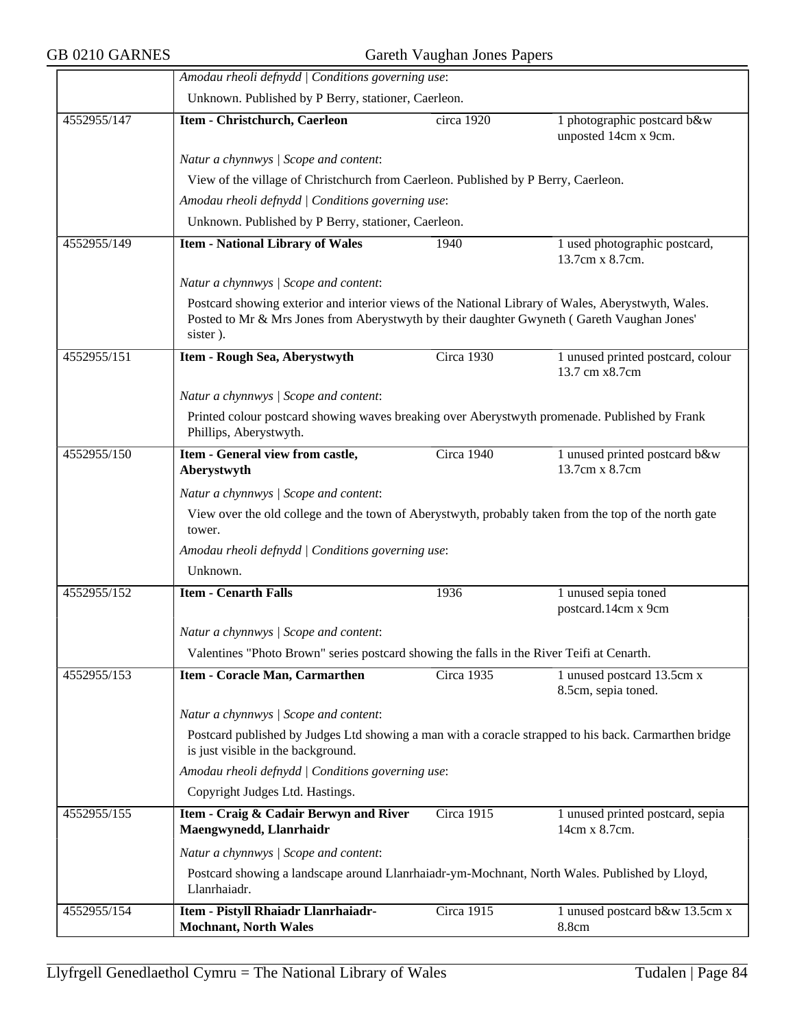| | | | |
|---|---|---|---|
| | *Amodau rheoli defnydd \| Conditions governing use*:<br>Unknown. Published by P Berry, stationer, Caerleon. | | |
| 4552955/147 | **Item - Christchurch, Caerleon** | circa 1920 | 1 photographic postcard b&w unposted 14cm x 9cm. |
| | *Natur a chynnwys \| Scope and content*:<br>View of the village of Christchurch from Caerleon. Published by P Berry, Caerleon.<br>*Amodau rheoli defnydd \| Conditions governing use*:<br>Unknown. Published by P Berry, stationer, Caerleon. | | |
| 4552955/149 | **Item - National Library of Wales** | 1940 | 1 used photographic postcard, 13.7cm x 8.7cm. |
| | *Natur a chynnwys \| Scope and content*:<br>Postcard showing exterior and interior views of the National Library of Wales, Aberystwyth, Wales. Posted to Mr & Mrs Jones from Aberystwyth by their daughter Gwyneth ( Gareth Vaughan Jones' sister ). | | |
| 4552955/151 | **Item - Rough Sea, Aberystwyth** | Circa 1930 | 1 unused printed postcard, colour 13.7 cm x8.7cm |
| | *Natur a chynnwys \| Scope and content*:<br>Printed colour postcard showing waves breaking over Aberystwyth promenade. Published by Frank Phillips, Aberystwyth. | | |
| 4552955/150 | **Item - General view from castle, Aberystwyth** | Circa 1940 | 1 unused printed postcard b&w 13.7cm x 8.7cm |
| | *Natur a chynnwys \| Scope and content*:<br>View over the old college and the town of Aberystwyth, probably taken from the top of the north gate tower.<br>*Amodau rheoli defnydd \| Conditions governing use*:<br>Unknown. | | |
| 4552955/152 | **Item - Cenarth Falls** | 1936 | 1 unused sepia toned postcard.14cm x 9cm |
| | *Natur a chynnwys \| Scope and content*:<br>Valentines "Photo Brown" series postcard showing the falls in the River Teifi at Cenarth. | | |
| 4552955/153 | **Item - Coracle Man, Carmarthen** | Circa 1935 | 1 unused postcard 13.5cm x 8.5cm, sepia toned. |
| | *Natur a chynnwys \| Scope and content*:<br>Postcard published by Judges Ltd showing a man with a coracle strapped to his back. Carmarthen bridge is just visible in the background.<br>*Amodau rheoli defnydd \| Conditions governing use*:<br>Copyright Judges Ltd. Hastings. | | |
| 4552955/155 | **Item - Craig & Cadair Berwyn and River Maengwynedd, Llanrhaidr** | Circa 1915 | 1 unused printed postcard, sepia 14cm x 8.7cm. |
| | *Natur a chynnwys \| Scope and content*:<br>Postcard showing a landscape around Llanrhaiadr-ym-Mochnant, North Wales. Published by Lloyd, Llanrhaiadr. | | |
| 4552955/154 | **Item - Pistyll Rhaiadr Llanrhaiadr-Mochnant, North Wales** | Circa 1915 | 1 unused postcard b&w 13.5cm x 8.8cm |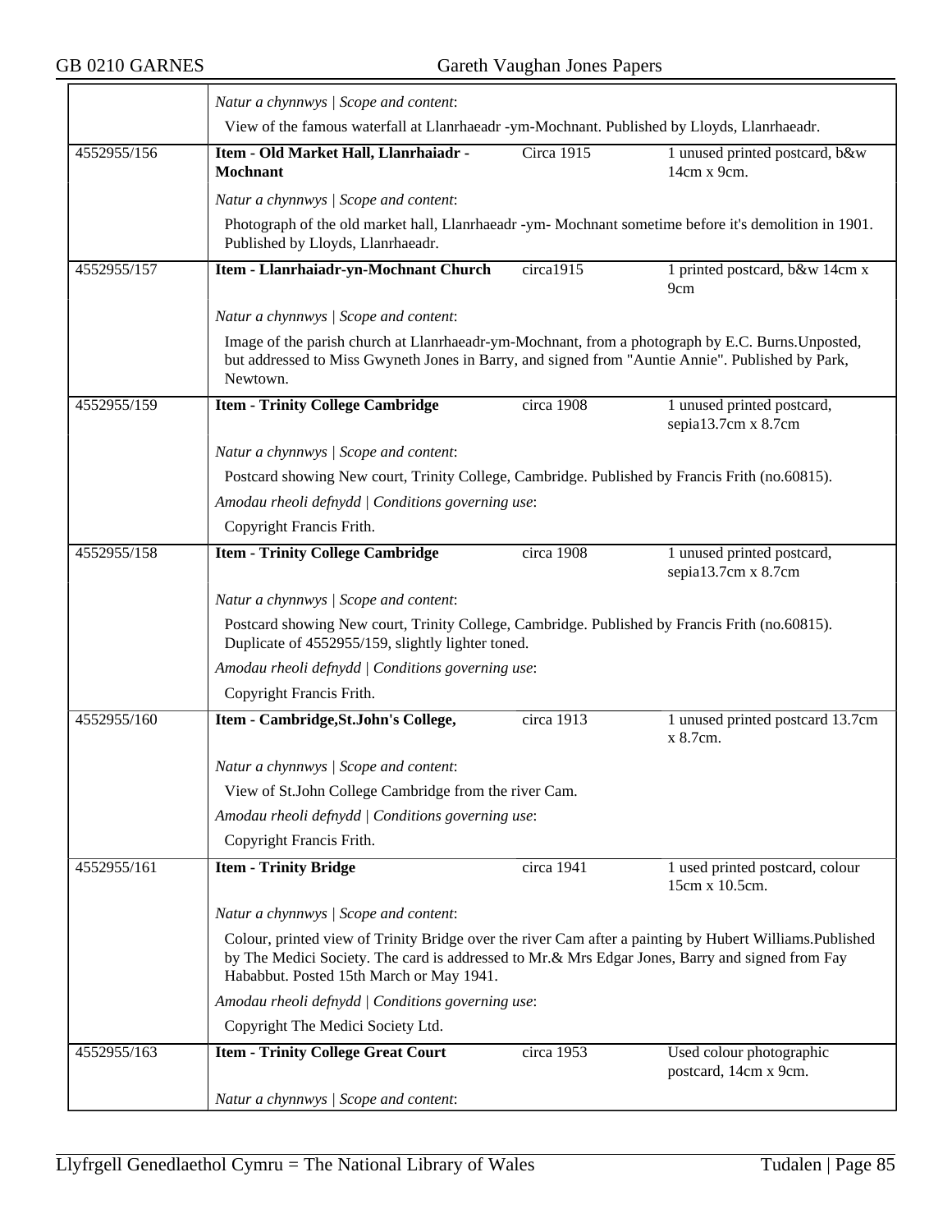| | | | |
|---|---|---|---|
| | *Natur a chynnwys \| Scope and content*: | | |
| | View of the famous waterfall at Llanrhaeadr -ym-Mochnant. Published by Lloyds, Llanrhaeadr. | | |
| 4552955/156 | **Item - Old Market Hall, Llanrhaiadr - Mochnant** | Circa 1915 | 1 unused printed postcard, b&w 14cm x 9cm. |
| | *Natur a chynnwys \| Scope and content*: | | |
| | Photograph of the old market hall, Llanrhaeadr -ym- Mochnant sometime before it's demolition in 1901. Published by Lloyds, Llanrhaeadr. | | |
| 4552955/157 | **Item - Llanrhaiadr-yn-Mochnant Church** | circa1915 | 1 printed postcard, b&w 14cm x 9cm |
| | *Natur a chynnwys \| Scope and content*: | | |
| | Image of the parish church at Llanrhaeadr-ym-Mochnant, from a photograph by E.C. Burns.Unposted, but addressed to Miss Gwyneth Jones in Barry, and signed from "Auntie Annie". Published by Park, Newtown. | | |
| 4552955/159 | **Item - Trinity College Cambridge** | circa 1908 | 1 unused printed postcard, sepia13.7cm x 8.7cm |
| | *Natur a chynnwys \| Scope and content*: | | |
| | Postcard showing New court, Trinity College, Cambridge. Published by Francis Frith (no.60815). | | |
| | *Amodau rheoli defnydd \| Conditions governing use*: | | |
| | Copyright Francis Frith. | | |
| 4552955/158 | **Item - Trinity College Cambridge** | circa 1908 | 1 unused printed postcard, sepia13.7cm x 8.7cm |
| | *Natur a chynnwys \| Scope and content*: | | |
| | Postcard showing New court, Trinity College, Cambridge. Published by Francis Frith (no.60815). Duplicate of 4552955/159, slightly lighter toned. | | |
| | *Amodau rheoli defnydd \| Conditions governing use*: | | |
| | Copyright Francis Frith. | | |
| 4552955/160 | **Item - Cambridge,St.John's College,** | circa 1913 | 1 unused printed postcard 13.7cm x 8.7cm. |
| | *Natur a chynnwys \| Scope and content*: | | |
| | View of St.John College Cambridge from the river Cam. | | |
| | *Amodau rheoli defnydd \| Conditions governing use*: | | |
| | Copyright Francis Frith. | | |
| 4552955/161 | **Item - Trinity Bridge** | circa 1941 | 1 used printed postcard, colour 15cm x 10.5cm. |
| | *Natur a chynnwys \| Scope and content*: | | |
| | Colour, printed view of Trinity Bridge over the river Cam after a painting by Hubert Williams.Published by The Medici Society. The card is addressed to Mr.& Mrs Edgar Jones, Barry and signed from Fay Hababbut. Posted 15th March or May 1941. | | |
| | *Amodau rheoli defnydd \| Conditions governing use*: | | |
| | Copyright The Medici Society Ltd. | | |
| 4552955/163 | **Item - Trinity College Great Court** | circa 1953 | Used colour photographic postcard, 14cm x 9cm. |
| | *Natur a chynnwys \| Scope and content*: | | |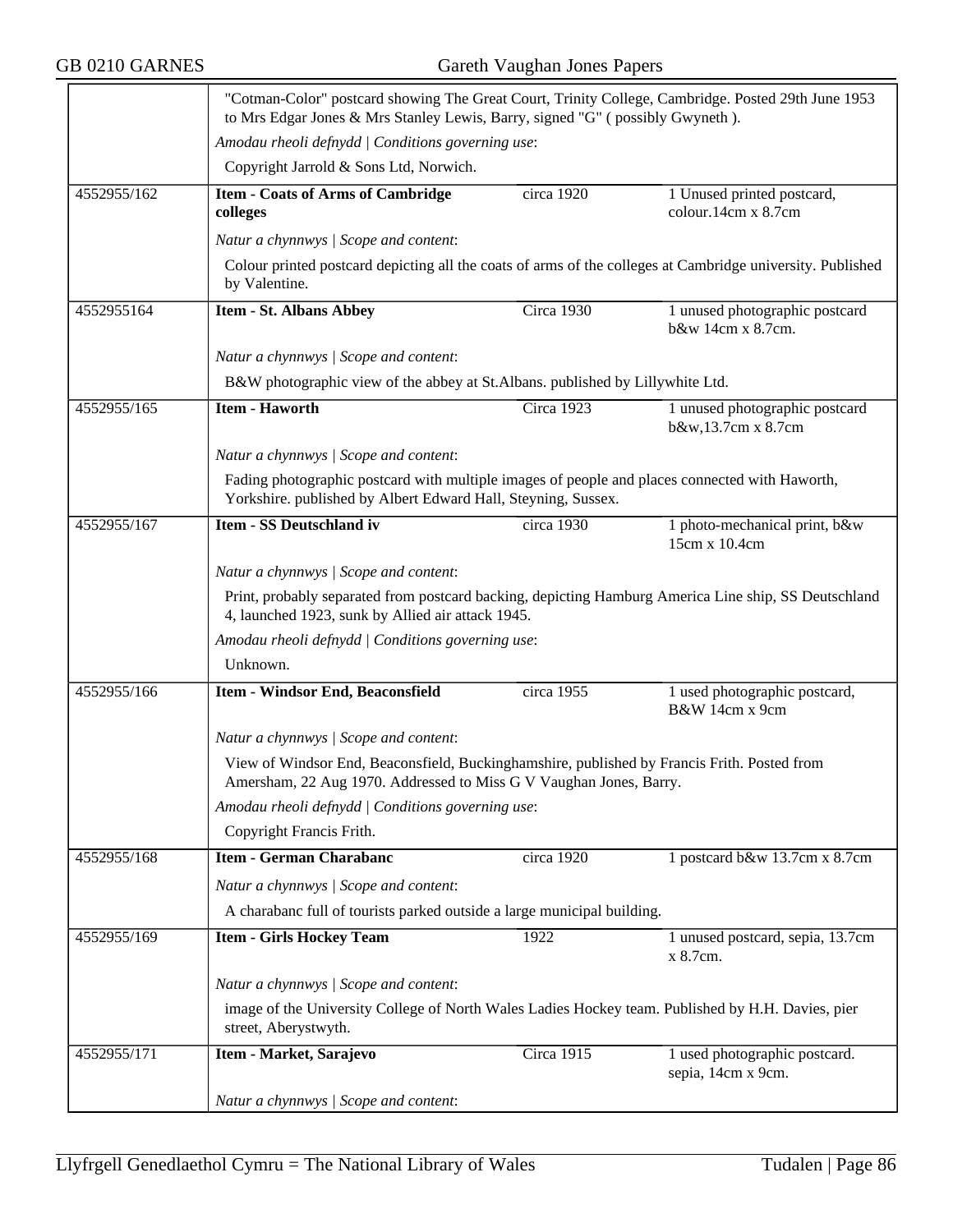"Cotman-Color" postcard showing The Great Court, Trinity College, Cambridge. Posted 29th June 1953 to Mrs Edgar Jones & Mrs Stanley Lewis, Barry, signed "G" ( possibly Gwyneth ).

*Amodau rheoli defnydd | Conditions governing use*:

Copyright Jarrold & Sons Ltd, Norwich.

| 4552955/162 | **Item - Coats of Arms of Cambridge colleges** | circa 1920 | 1 Unused printed postcard, colour.14cm x 8.7cm |
|---|---|---|---|

*Natur a chynnwys | Scope and content*:

Colour printed postcard depicting all the coats of arms of the colleges at Cambridge university. Published by Valentine.

| 4552955164 | **Item - St. Albans Abbey** | Circa 1930 | 1 unused photographic postcard b&w 14cm x 8.7cm. |
|---|---|---|---|

*Natur a chynnwys | Scope and content*:

B&W photographic view of the abbey at St.Albans. published by Lillywhite Ltd.

| 4552955/165 | **Item - Haworth** | Circa 1923 | 1 unused photographic postcard b&w,13.7cm x 8.7cm |
|---|---|---|---|

*Natur a chynnwys | Scope and content*:

Fading photographic postcard with multiple images of people and places connected with Haworth, Yorkshire. published by Albert Edward Hall, Steyning, Sussex.

| 4552955/167 | **Item - SS Deutschland iv** | circa 1930 | 1 photo-mechanical print, b&w 15cm x 10.4cm |
|---|---|---|---|

*Natur a chynnwys | Scope and content*:

Print, probably separated from postcard backing, depicting Hamburg America Line ship, SS Deutschland 4, launched 1923, sunk by Allied air attack 1945.

*Amodau rheoli defnydd | Conditions governing use*:

Unknown.

| 4552955/166 | **Item - Windsor End, Beaconsfield** | circa 1955 | 1 used photographic postcard, B&W 14cm x 9cm |
|---|---|---|---|

*Natur a chynnwys | Scope and content*:

View of Windsor End, Beaconsfield, Buckinghamshire, published by Francis Frith. Posted from Amersham, 22 Aug 1970. Addressed to Miss G V Vaughan Jones, Barry.

*Amodau rheoli defnydd | Conditions governing use*:

Copyright Francis Frith.

| 4552955/168 | **Item - German Charabanc** | circa 1920 | 1 postcard b&w 13.7cm x 8.7cm |
|---|---|---|---|

*Natur a chynnwys | Scope and content*:

A charabanc full of tourists parked outside a large municipal building.

| 4552955/169 | **Item - Girls Hockey Team** | 1922 | 1 unused postcard, sepia, 13.7cm x 8.7cm. |
|---|---|---|---|

*Natur a chynnwys | Scope and content*:

image of the University College of North Wales Ladies Hockey team. Published by H.H. Davies, pier street, Aberystwyth.

| 4552955/171 | **Item - Market, Sarajevo** | Circa 1915 | 1 used photographic postcard. sepia, 14cm x 9cm. |
|---|---|---|---|

*Natur a chynnwys | Scope and content*: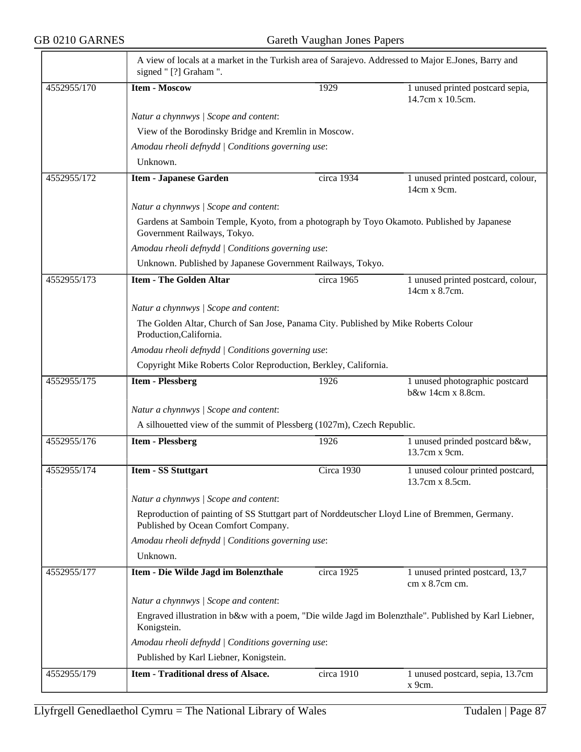A view of locals at a market in the Turkish area of Sarajevo. Addressed to Major E.Jones, Barry and signed " [?] Graham ".

| 4552955/170 | **Item - Moscow** | 1929 | 1 unused printed postcard sepia, 14.7cm x 10.5cm. |
|---|---|---|---|

*Natur a chynnwys | Scope and content*:

View of the Borodinsky Bridge and Kremlin in Moscow.

*Amodau rheoli defnydd | Conditions governing use*:

Unknown.

| 4552955/172 | **Item - Japanese Garden** | circa 1934 | 1 unused printed postcard, colour, 14cm x 9cm. |
|---|---|---|---|

*Natur a chynnwys | Scope and content*:

Gardens at Samboin Temple, Kyoto, from a photograph by Toyo Okamoto. Published by Japanese Government Railways, Tokyo.

*Amodau rheoli defnydd | Conditions governing use*:

Unknown. Published by Japanese Government Railways, Tokyo.

| 4552955/173 | **Item - The Golden Altar** | circa 1965 | 1 unused printed postcard, colour, 14cm x 8.7cm. |
|---|---|---|---|

*Natur a chynnwys | Scope and content*:

The Golden Altar, Church of San Jose, Panama City. Published by Mike Roberts Colour Production,California.

*Amodau rheoli defnydd | Conditions governing use*:

Copyright Mike Roberts Color Reproduction, Berkley, California.

| 4552955/175 | **Item - Plessberg** | 1926 | 1 unused photographic postcard b&w 14cm x 8.8cm. |
|---|---|---|---|

*Natur a chynnwys | Scope and content*:

A silhouetted view of the summit of Plessberg (1027m), Czech Republic.

| 4552955/176 | **Item - Plessberg** | 1926 | 1 unused prinded postcard b&w, 13.7cm x 9cm. |
|---|---|---|---|

| 4552955/174 | **Item - SS Stuttgart** | Circa 1930 | 1 unused colour printed postcard, 13.7cm x 8.5cm. |
|---|---|---|---|

*Natur a chynnwys | Scope and content*:

Reproduction of painting of SS Stuttgart part of Norddeutscher Lloyd Line of Bremmen, Germany. Published by Ocean Comfort Company.

*Amodau rheoli defnydd | Conditions governing use*:

Unknown.

| 4552955/177 | **Item - Die Wilde Jagd im Bolenzthale** | circa 1925 | 1 unused printed postcard, 13,7 cm x 8.7cm cm. |
|---|---|---|---|

*Natur a chynnwys | Scope and content*:

Engraved illustration in b&w with a poem, "Die wilde Jagd im Bolenzthale". Published by Karl Liebner, Konigstein.

*Amodau rheoli defnydd | Conditions governing use*:

Published by Karl Liebner, Konigstein.

| 4552955/179 | **Item - Traditional dress of Alsace.** | circa 1910 | 1 unused postcard, sepia, 13.7cm x 9cm. |
|---|---|---|---|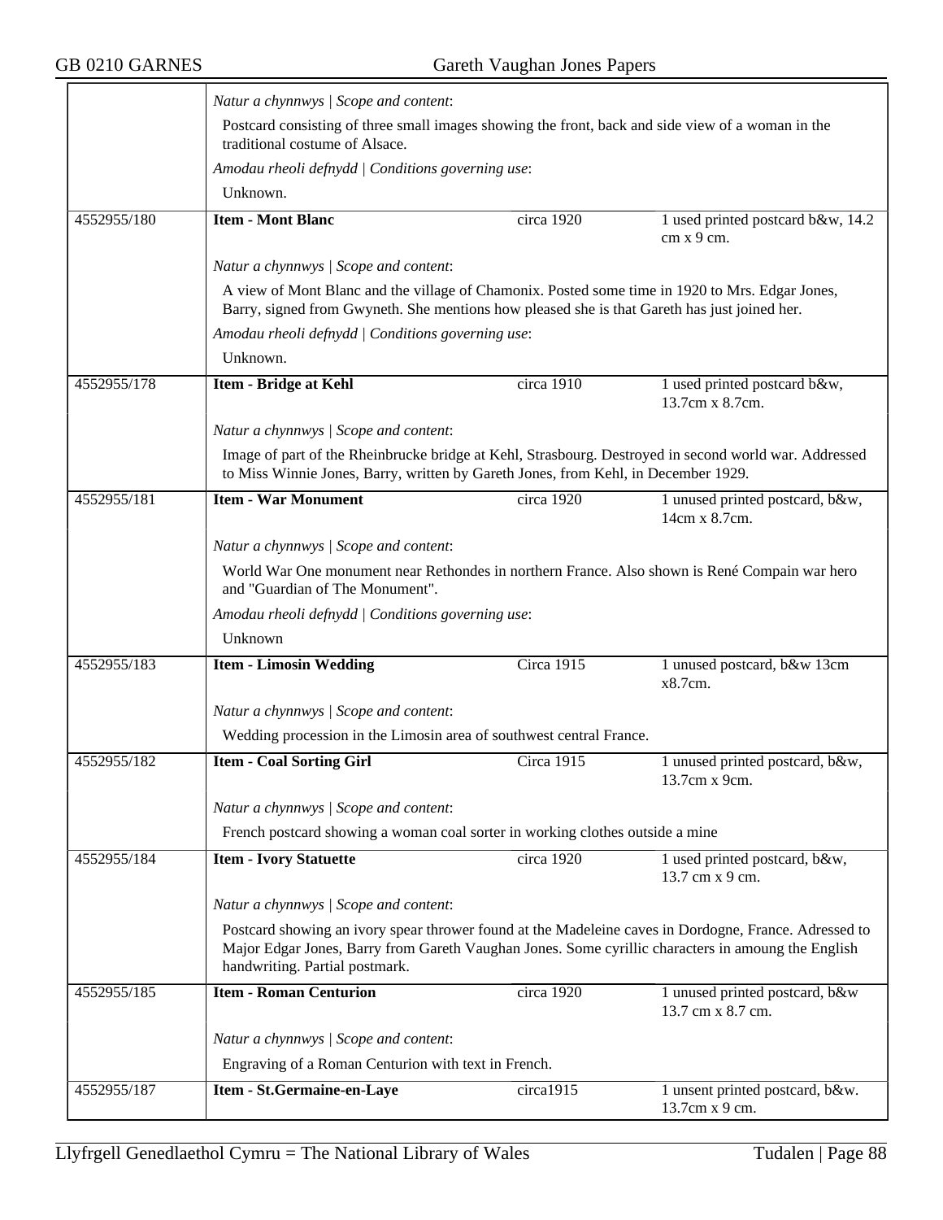*Natur a chynnwys | Scope and content*:

Postcard consisting of three small images showing the front, back and side view of a woman in the traditional costume of Alsace.

*Amodau rheoli defnydd | Conditions governing use*:

Unknown.

| 4552955/180 | **Item - Mont Blanc** | circa 1920 | 1 used printed postcard b&w, 14.2 cm x 9 cm. |
|---|---|---|---|

*Natur a chynnwys | Scope and content*:

A view of Mont Blanc and the village of Chamonix. Posted some time in 1920 to Mrs. Edgar Jones, Barry, signed from Gwyneth. She mentions how pleased she is that Gareth has just joined her.

*Amodau rheoli defnydd | Conditions governing use*:

Unknown.

| 4552955/178 | **Item - Bridge at Kehl** | circa 1910 | 1 used printed postcard b&w, 13.7cm x 8.7cm. |
|---|---|---|---|

*Natur a chynnwys | Scope and content*:

Image of part of the Rheinbrucke bridge at Kehl, Strasbourg. Destroyed in second world war. Addressed to Miss Winnie Jones, Barry, written by Gareth Jones, from Kehl, in December 1929.

| 4552955/181 | **Item - War Monument** | circa 1920 | 1 unused printed postcard, b&w, 14cm x 8.7cm. |
|---|---|---|---|

*Natur a chynnwys | Scope and content*:

World War One monument near Rethondes in northern France. Also shown is René Compain war hero and "Guardian of The Monument".

*Amodau rheoli defnydd | Conditions governing use*:

Unknown

| 4552955/183 | **Item - Limosin Wedding** | Circa 1915 | 1 unused postcard, b&w 13cm x8.7cm. |
|---|---|---|---|

*Natur a chynnwys | Scope and content*:

Wedding procession in the Limosin area of southwest central France.

| 4552955/182 | **Item - Coal Sorting Girl** | Circa 1915 | 1 unused printed postcard, b&w, 13.7cm x 9cm. |
|---|---|---|---|

*Natur a chynnwys | Scope and content*:

French postcard showing a woman coal sorter in working clothes outside a mine

| 4552955/184 | **Item - Ivory Statuette** | circa 1920 | 1 used printed postcard, b&w, 13.7 cm x 9 cm. |
|---|---|---|---|

*Natur a chynnwys | Scope and content*:

Postcard showing an ivory spear thrower found at the Madeleine caves in Dordogne, France. Adressed to Major Edgar Jones, Barry from Gareth Vaughan Jones. Some cyrillic characters in amoung the English handwriting. Partial postmark.

| 4552955/185 | **Item - Roman Centurion** | circa 1920 | 1 unused printed postcard, b&w 13.7 cm x 8.7 cm. |
|---|---|---|---|

*Natur a chynnwys | Scope and content*:

Engraving of a Roman Centurion with text in French.

| 4552955/187 | **Item - St.Germaine-en-Laye** | circa1915 | 1 unsent printed postcard, b&w. 13.7cm x 9 cm. |
|---|---|---|---|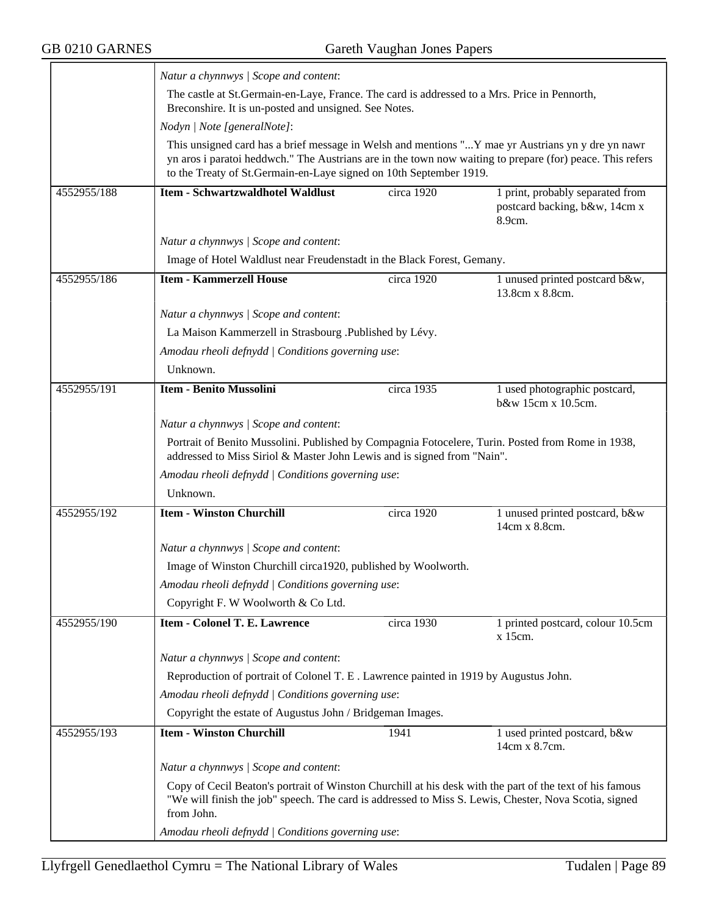*Natur a chynnwys | Scope and content*:

The castle at St.Germain-en-Laye, France. The card is addressed to a Mrs. Price in Pennorth, Breconshire. It is un-posted and unsigned. See Notes.

*Nodyn | Note [generalNote]*:

This unsigned card has a brief message in Welsh and mentions "...Y mae yr Austrians yn y dre yn nawr yn aros i paratoi heddwch." The Austrians are in the town now waiting to prepare (for) peace. This refers to the Treaty of St.Germain-en-Laye signed on 10th September 1919.

| 4552955/188 | **Item - Schwartzwaldhotel Waldlust** | circa 1920 | 1 print, probably separated from postcard backing, b&w, 14cm x 8.9cm. |
|---|---|---|---|

*Natur a chynnwys | Scope and content*:

Image of Hotel Waldlust near Freudenstadt in the Black Forest, Gemany.

| 4552955/186 | **Item - Kammerzell House** | circa 1920 | 1 unused printed postcard b&w, 13.8cm x 8.8cm. |
|---|---|---|---|

*Natur a chynnwys | Scope and content*:

La Maison Kammerzell in Strasbourg .Published by Lévy.

*Amodau rheoli defnydd | Conditions governing use*:

Unknown.

| 4552955/191 | **Item - Benito Mussolini** | circa 1935 | 1 used photographic postcard, b&w 15cm x 10.5cm. |
|---|---|---|---|

*Natur a chynnwys | Scope and content*:

Portrait of Benito Mussolini. Published by Compagnia Fotocelere, Turin. Posted from Rome in 1938, addressed to Miss Siriol & Master John Lewis and is signed from "Nain".

*Amodau rheoli defnydd | Conditions governing use*:

Unknown.

| 4552955/192 | **Item - Winston Churchill** | circa 1920 | 1 unused printed postcard, b&w 14cm x 8.8cm. |
|---|---|---|---|

*Natur a chynnwys | Scope and content*:

Image of Winston Churchill circa1920, published by Woolworth.

*Amodau rheoli defnydd | Conditions governing use*:

Copyright F. W Woolworth & Co Ltd.

| 4552955/190 | **Item - Colonel T. E. Lawrence** | circa 1930 | 1 printed postcard, colour 10.5cm x 15cm. |
|---|---|---|---|

*Natur a chynnwys | Scope and content*:

Reproduction of portrait of Colonel T. E . Lawrence painted in 1919 by Augustus John.

*Amodau rheoli defnydd | Conditions governing use*:

Copyright the estate of Augustus John / Bridgeman Images.

| 4552955/193 | **Item - Winston Churchill** | 1941 | 1 used printed postcard, b&w 14cm x 8.7cm. |
|---|---|---|---|

*Natur a chynnwys | Scope and content*:

Copy of Cecil Beaton's portrait of Winston Churchill at his desk with the part of the text of his famous "We will finish the job" speech. The card is addressed to Miss S. Lewis, Chester, Nova Scotia, signed from John.

*Amodau rheoli defnydd | Conditions governing use*: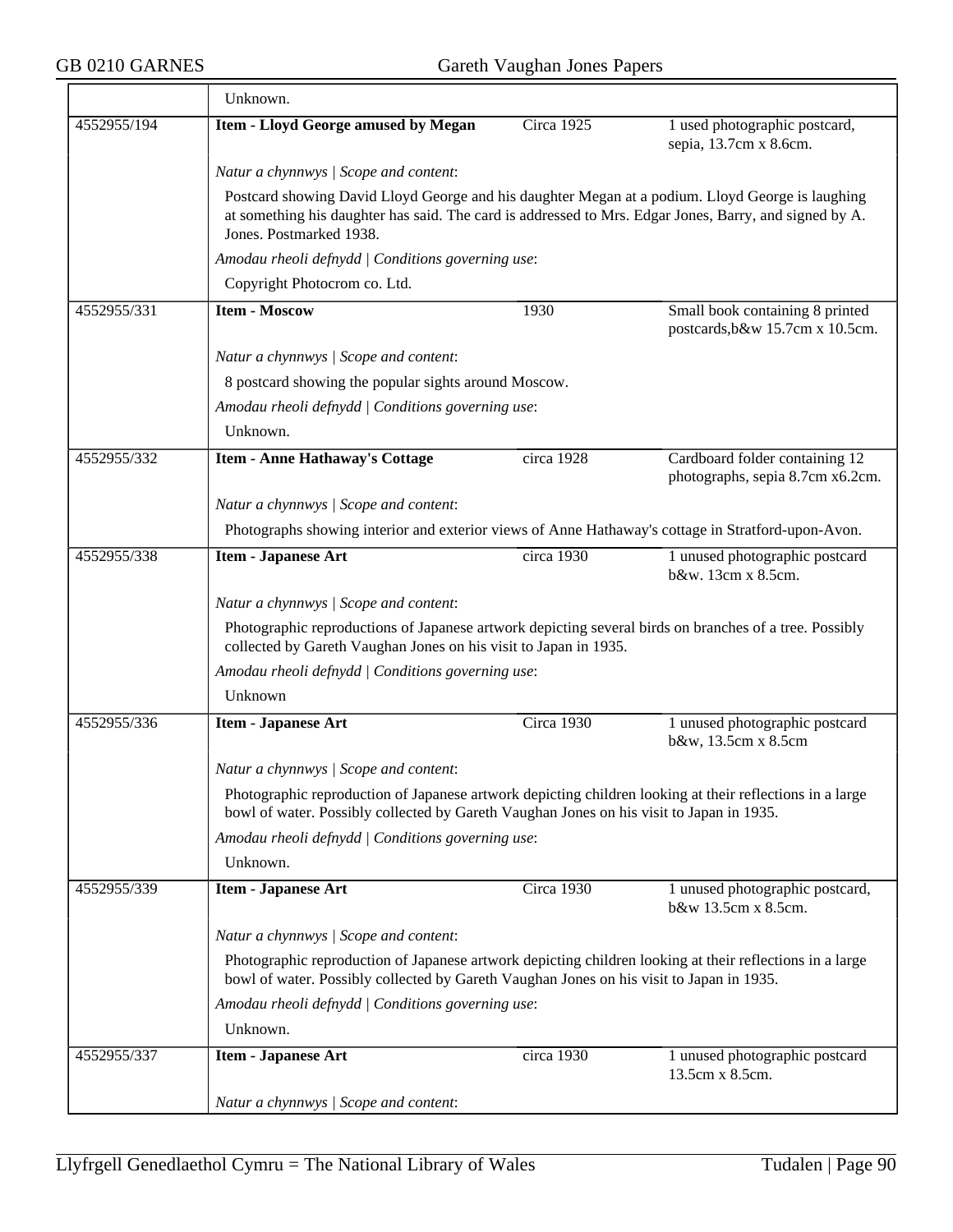| | | | |
|---|---|---|---|
| | Unknown. | | |
| 4552955/194 | **Item - Lloyd George amused by Megan** | Circa 1925 | 1 used photographic postcard, sepia, 13.7cm x 8.6cm. |
| | *Natur a chynnwys \| Scope and content*: | | |
| | Postcard showing David Lloyd George and his daughter Megan at a podium. Lloyd George is laughing at something his daughter has said. The card is addressed to Mrs. Edgar Jones, Barry, and signed by A. Jones. Postmarked 1938. | | |
| | *Amodau rheoli defnydd \| Conditions governing use*: | | |
| | Copyright Photocrom co. Ltd. | | |
| 4552955/331 | **Item - Moscow** | 1930 | Small book containing 8 printed postcards,b&w 15.7cm x 10.5cm. |
| | *Natur a chynnwys \| Scope and content*: | | |
| | 8 postcard showing the popular sights around Moscow. | | |
| | *Amodau rheoli defnydd \| Conditions governing use*: | | |
| | Unknown. | | |
| 4552955/332 | **Item - Anne Hathaway's Cottage** | circa 1928 | Cardboard folder containing 12 photographs, sepia 8.7cm x6.2cm. |
| | *Natur a chynnwys \| Scope and content*: | | |
| | Photographs showing interior and exterior views of Anne Hathaway's cottage in Stratford-upon-Avon. | | |
| 4552955/338 | **Item - Japanese Art** | circa 1930 | 1 unused photographic postcard b&w. 13cm x 8.5cm. |
| | *Natur a chynnwys \| Scope and content*: | | |
| | Photographic reproductions of Japanese artwork depicting several birds on branches of a tree. Possibly collected by Gareth Vaughan Jones on his visit to Japan in 1935. | | |
| | *Amodau rheoli defnydd \| Conditions governing use*: | | |
| | Unknown | | |
| 4552955/336 | **Item - Japanese Art** | Circa 1930 | 1 unused photographic postcard b&w, 13.5cm x 8.5cm |
| | *Natur a chynnwys \| Scope and content*: | | |
| | Photographic reproduction of Japanese artwork depicting children looking at their reflections in a large bowl of water. Possibly collected by Gareth Vaughan Jones on his visit to Japan in 1935. | | |
| | *Amodau rheoli defnydd \| Conditions governing use*: | | |
| | Unknown. | | |
| 4552955/339 | **Item - Japanese Art** | Circa 1930 | 1 unused photographic postcard, b&w 13.5cm x 8.5cm. |
| | *Natur a chynnwys \| Scope and content*: | | |
| | Photographic reproduction of Japanese artwork depicting children looking at their reflections in a large bowl of water. Possibly collected by Gareth Vaughan Jones on his visit to Japan in 1935. | | |
| | *Amodau rheoli defnydd \| Conditions governing use*: | | |
| | Unknown. | | |
| 4552955/337 | **Item - Japanese Art** | circa 1930 | 1 unused photographic postcard 13.5cm x 8.5cm. |
| | *Natur a chynnwys \| Scope and content*: | | |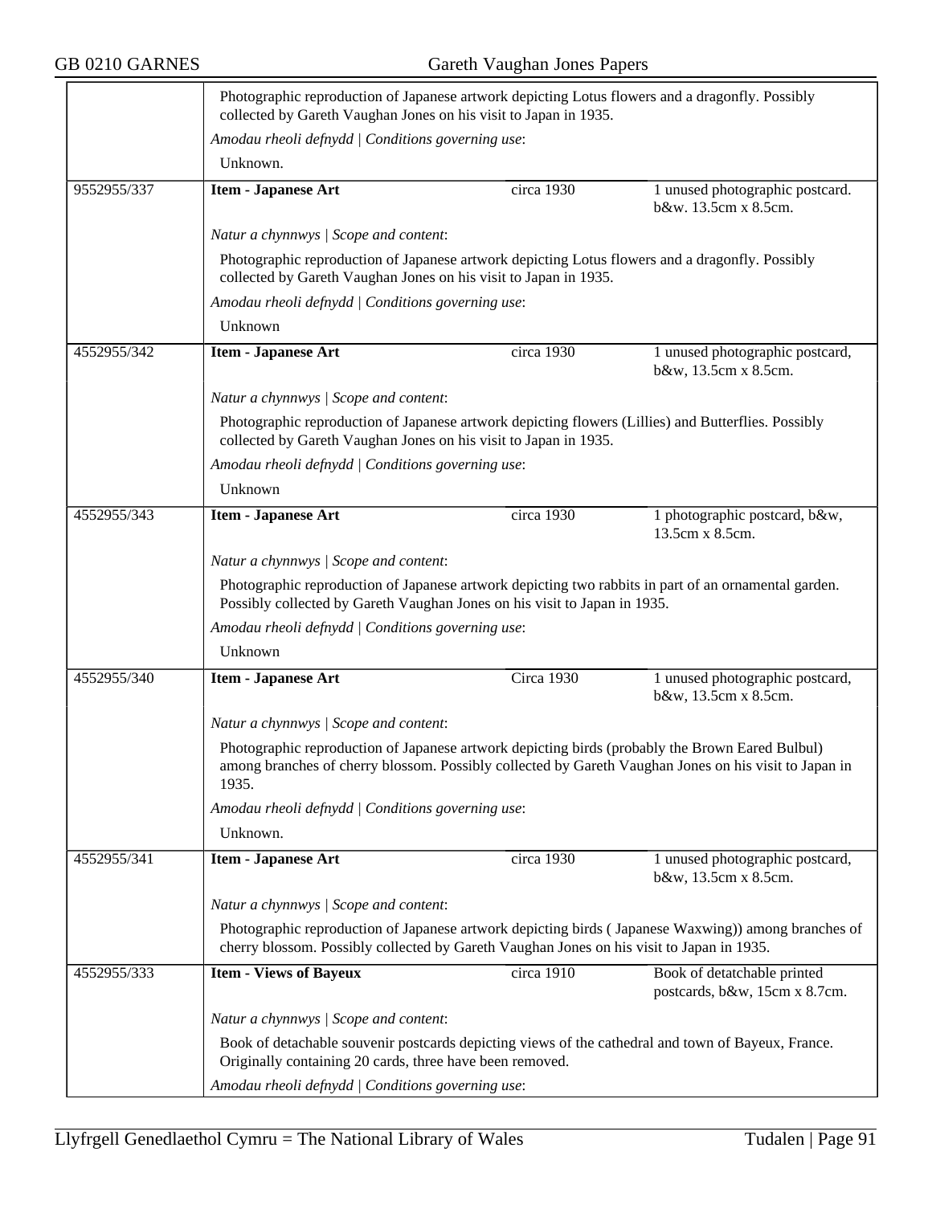| | |
|---|---|
| | Photographic reproduction of Japanese artwork depicting Lotus flowers and a dragonfly. Possibly collected by Gareth Vaughan Jones on his visit to Japan in 1935. |
| | *Amodau rheoli defnydd \| Conditions governing use*: |
| | Unknown. |

| | | | |
|---|---|---|---|
| 9552955/337 | **Item - Japanese Art** | circa 1930 | 1 unused photographic postcard. b&w. 13.5cm x 8.5cm. |
| | *Natur a chynnwys \| Scope and content*: | | |
| | Photographic reproduction of Japanese artwork depicting Lotus flowers and a dragonfly. Possibly collected by Gareth Vaughan Jones on his visit to Japan in 1935. | | |
| | *Amodau rheoli defnydd \| Conditions governing use*: | | |
| | Unknown | | |
| 4552955/342 | **Item - Japanese Art** | circa 1930 | 1 unused photographic postcard, b&w, 13.5cm x 8.5cm. |
| | *Natur a chynnwys \| Scope and content*: | | |
| | Photographic reproduction of Japanese artwork depicting flowers (Lillies) and Butterflies. Possibly collected by Gareth Vaughan Jones on his visit to Japan in 1935. | | |
| | *Amodau rheoli defnydd \| Conditions governing use*: | | |
| | Unknown | | |
| 4552955/343 | **Item - Japanese Art** | circa 1930 | 1 photographic postcard, b&w, 13.5cm x 8.5cm. |
| | *Natur a chynnwys \| Scope and content*: | | |
| | Photographic reproduction of Japanese artwork depicting two rabbits in part of an ornamental garden. Possibly collected by Gareth Vaughan Jones on his visit to Japan in 1935. | | |
| | *Amodau rheoli defnydd \| Conditions governing use*: | | |
| | Unknown | | |
| 4552955/340 | **Item - Japanese Art** | Circa 1930 | 1 unused photographic postcard, b&w, 13.5cm x 8.5cm. |
| | *Natur a chynnwys \| Scope and content*: | | |
| | Photographic reproduction of Japanese artwork depicting birds (probably the Brown Eared Bulbul) among branches of cherry blossom. Possibly collected by Gareth Vaughan Jones on his visit to Japan in 1935. | | |
| | *Amodau rheoli defnydd \| Conditions governing use*: | | |
| | Unknown. | | |
| 4552955/341 | **Item - Japanese Art** | circa 1930 | 1 unused photographic postcard, b&w, 13.5cm x 8.5cm. |
| | *Natur a chynnwys \| Scope and content*: | | |
| | Photographic reproduction of Japanese artwork depicting birds ( Japanese Waxwing)) among branches of cherry blossom. Possibly collected by Gareth Vaughan Jones on his visit to Japan in 1935. | | |
| 4552955/333 | **Item - Views of Bayeux** | circa 1910 | Book of detatchable printed postcards, b&w, 15cm x 8.7cm. |
| | *Natur a chynnwys \| Scope and content*: | | |
| | Book of detachable souvenir postcards depicting views of the cathedral and town of Bayeux, France. Originally containing 20 cards, three have been removed. | | |
| | *Amodau rheoli defnydd \| Conditions governing use*: | | |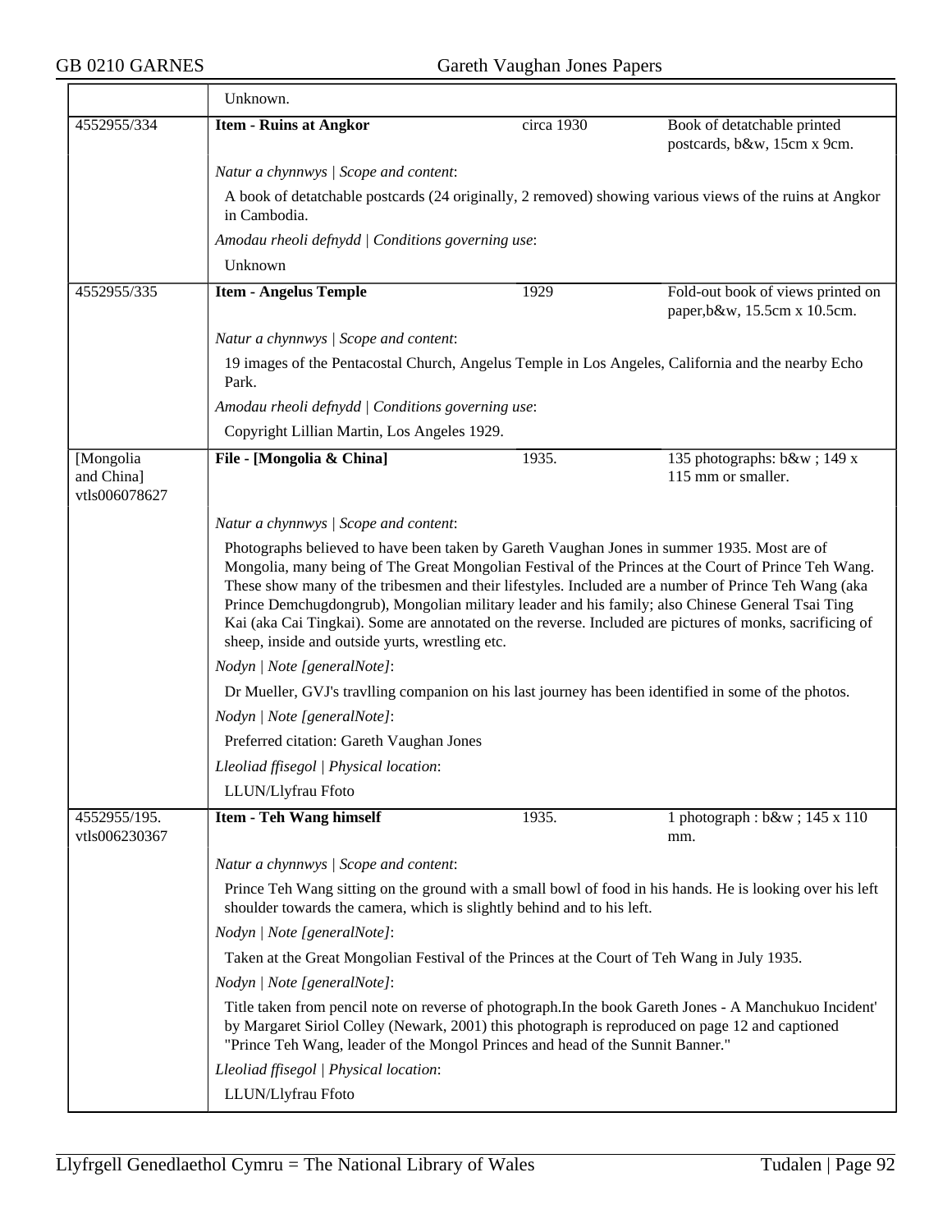| | Unknown. | | |
|---|---|---|---|
| 4552955/334 | **Item - Ruins at Angkor** | circa 1930 | Book of detatchable printed postcards, b&w, 15cm x 9cm. |
| | *Natur a chynnwys \| Scope and content*: | | |
| | A book of detatchable postcards (24 originally, 2 removed) showing various views of the ruins at Angkor in Cambodia. | | |
| | *Amodau rheoli defnydd \| Conditions governing use*: | | |
| | Unknown | | |
| 4552955/335 | **Item - Angelus Temple** | 1929 | Fold-out book of views printed on paper,b&w, 15.5cm x 10.5cm. |
| | *Natur a chynnwys \| Scope and content*: | | |
| | 19 images of the Pentacostal Church, Angelus Temple in Los Angeles, California and the nearby Echo Park. | | |
| | *Amodau rheoli defnydd \| Conditions governing use*: | | |
| | Copyright Lillian Martin, Los Angeles 1929. | | |
| [Mongolia and China] vtls006078627 | **File - [Mongolia & China]** | 1935. | 135 photographs: b&w ; 149 x 115 mm or smaller. |
| | *Natur a chynnwys \| Scope and content*: | | |
| | Photographs believed to have been taken by Gareth Vaughan Jones in summer 1935. Most are of Mongolia, many being of The Great Mongolian Festival of the Princes at the Court of Prince Teh Wang. These show many of the tribesmen and their lifestyles. Included are a number of Prince Teh Wang (aka Prince Demchugdongrub), Mongolian military leader and his family; also Chinese General Tsai Ting Kai (aka Cai Tingkai). Some are annotated on the reverse. Included are pictures of monks, sacrificing of sheep, inside and outside yurts, wrestling etc. | | |
| | *Nodyn \| Note [generalNote]*: | | |
| | Dr Mueller, GVJ's travlling companion on his last journey has been identified in some of the photos. | | |
| | *Nodyn \| Note [generalNote]*: | | |
| | Preferred citation: Gareth Vaughan Jones | | |
| | *Lleoliad ffisegol \| Physical location*: | | |
| | LLUN/Llyfrau Ffoto | | |
| 4552955/195. vtls006230367 | **Item - Teh Wang himself** | 1935. | 1 photograph : b&w ; 145 x 110 mm. |
| | *Natur a chynnwys \| Scope and content*: | | |
| | Prince Teh Wang sitting on the ground with a small bowl of food in his hands. He is looking over his left shoulder towards the camera, which is slightly behind and to his left. | | |
| | *Nodyn \| Note [generalNote]*: | | |
| | Taken at the Great Mongolian Festival of the Princes at the Court of Teh Wang in July 1935. | | |
| | *Nodyn \| Note [generalNote]*: | | |
| | Title taken from pencil note on reverse of photograph.In the book Gareth Jones - A Manchukuo Incident' by Margaret Siriol Colley (Newark, 2001) this photograph is reproduced on page 12 and captioned "Prince Teh Wang, leader of the Mongol Princes and head of the Sunnit Banner." | | |
| | *Lleoliad ffisegol \| Physical location*: | | |
| | LLUN/Llyfrau Ffoto | | |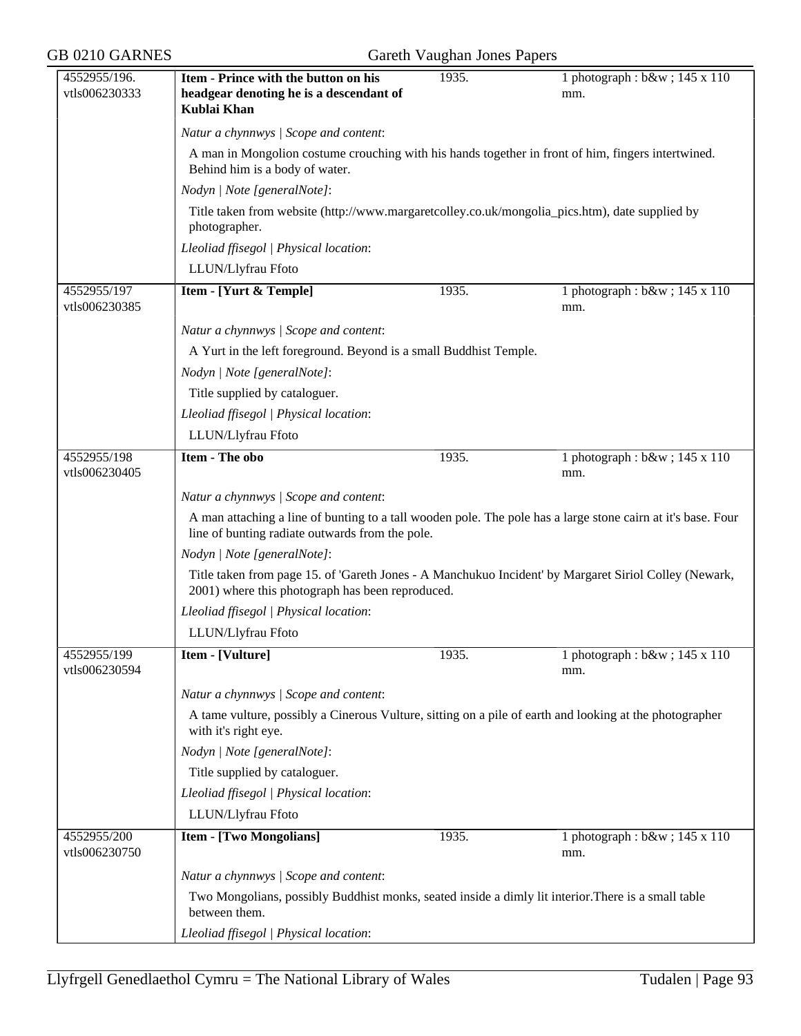| 4552955/196. vtls006230333 | **Item - Prince with the button on his headgear denoting he is a descendant of Kublai Khan** | 1935. | 1 photograph : b&w ; 145 x 110 mm. |
|---|---|---|---|

*Natur a chynnwys | Scope and content*:

A man in Mongolion costume crouching with his hands together in front of him, fingers intertwined. Behind him is a body of water.

*Nodyn | Note [generalNote]*:

Title taken from website (http://www.margaretcolley.co.uk/mongolia_pics.htm), date supplied by photographer.

*Lleoliad ffisegol | Physical location*:

LLUN/Llyfrau Ffoto

| 4552955/197 vtls006230385 | **Item - [Yurt & Temple]** | 1935. | 1 photograph : b&w ; 145 x 110 mm. |
|---|---|---|---|

*Natur a chynnwys | Scope and content*:

A Yurt in the left foreground. Beyond is a small Buddhist Temple.

*Nodyn | Note [generalNote]*:

Title supplied by cataloguer.

*Lleoliad ffisegol | Physical location*:

LLUN/Llyfrau Ffoto

| 4552955/198 vtls006230405 | **Item - The obo** | 1935. | 1 photograph : b&w ; 145 x 110 mm. |
|---|---|---|---|

*Natur a chynnwys | Scope and content*:

A man attaching a line of bunting to a tall wooden pole. The pole has a large stone cairn at it's base. Four line of bunting radiate outwards from the pole.

*Nodyn | Note [generalNote]*:

Title taken from page 15. of 'Gareth Jones - A Manchukuo Incident' by Margaret Siriol Colley (Newark, 2001) where this photograph has been reproduced.

*Lleoliad ffisegol | Physical location*:

LLUN/Llyfrau Ffoto

| 4552955/199 vtls006230594 | **Item - [Vulture]** | 1935. | 1 photograph : b&w ; 145 x 110 mm. |
|---|---|---|---|

*Natur a chynnwys | Scope and content*:

A tame vulture, possibly a Cinerous Vulture, sitting on a pile of earth and looking at the photographer with it's right eye.

*Nodyn | Note [generalNote]*:

Title supplied by cataloguer.

*Lleoliad ffisegol | Physical location*:

LLUN/Llyfrau Ffoto

| 4552955/200 vtls006230750 | **Item - [Two Mongolians]** | 1935. | 1 photograph : b&w ; 145 x 110 mm. |
|---|---|---|---|

*Natur a chynnwys | Scope and content*:

Two Mongolians, possibly Buddhist monks, seated inside a dimly lit interior.There is a small table between them.

*Lleoliad ffisegol | Physical location*: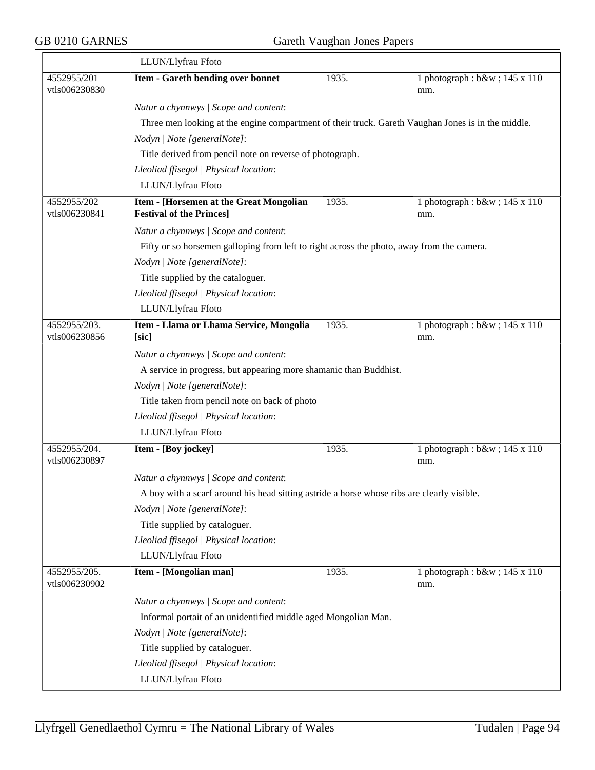| | LLUN/Llyfrau Ffoto | | |
|---|---|---|---|
| 4552955/201 vtls006230830 | **Item - Gareth bending over bonnet** | 1935. | 1 photograph : b&w ; 145 x 110 mm. |
| | *Natur a chynnwys \| Scope and content*:<br>Three men looking at the engine compartment of their truck. Gareth Vaughan Jones is in the middle.<br>*Nodyn \| Note [generalNote]*:<br>Title derived from pencil note on reverse of photograph.<br>*Lleoliad ffisegol \| Physical location*:<br>LLUN/Llyfrau Ffoto | | |
| 4552955/202 vtls006230841 | **Item - [Horsemen at the Great Mongolian Festival of the Princes]** | 1935. | 1 photograph : b&w ; 145 x 110 mm. |
| | *Natur a chynnwys \| Scope and content*:<br>Fifty or so horsemen galloping from left to right across the photo, away from the camera.<br>*Nodyn \| Note [generalNote]*:<br>Title supplied by the cataloguer.<br>*Lleoliad ffisegol \| Physical location*:<br>LLUN/Llyfrau Ffoto | | |
| 4552955/203. vtls006230856 | **Item - Llama or Lhama Service, Mongolia [sic]** | 1935. | 1 photograph : b&w ; 145 x 110 mm. |
| | *Natur a chynnwys \| Scope and content*:<br>A service in progress, but appearing more shamanic than Buddhist.<br>*Nodyn \| Note [generalNote]*:<br>Title taken from pencil note on back of photo<br>*Lleoliad ffisegol \| Physical location*:<br>LLUN/Llyfrau Ffoto | | |
| 4552955/204. vtls006230897 | **Item - [Boy jockey]** | 1935. | 1 photograph : b&w ; 145 x 110 mm. |
| | *Natur a chynnwys \| Scope and content*:<br>A boy with a scarf around his head sitting astride a horse whose ribs are clearly visible.<br>*Nodyn \| Note [generalNote]*:<br>Title supplied by cataloguer.<br>*Lleoliad ffisegol \| Physical location*:<br>LLUN/Llyfrau Ffoto | | |
| 4552955/205. vtls006230902 | **Item - [Mongolian man]** | 1935. | 1 photograph : b&w ; 145 x 110 mm. |
| | *Natur a chynnwys \| Scope and content*:<br>Informal portait of an unidentified middle aged Mongolian Man.<br>*Nodyn \| Note [generalNote]*:<br>Title supplied by cataloguer.<br>*Lleoliad ffisegol \| Physical location*:<br>LLUN/Llyfrau Ffoto | | |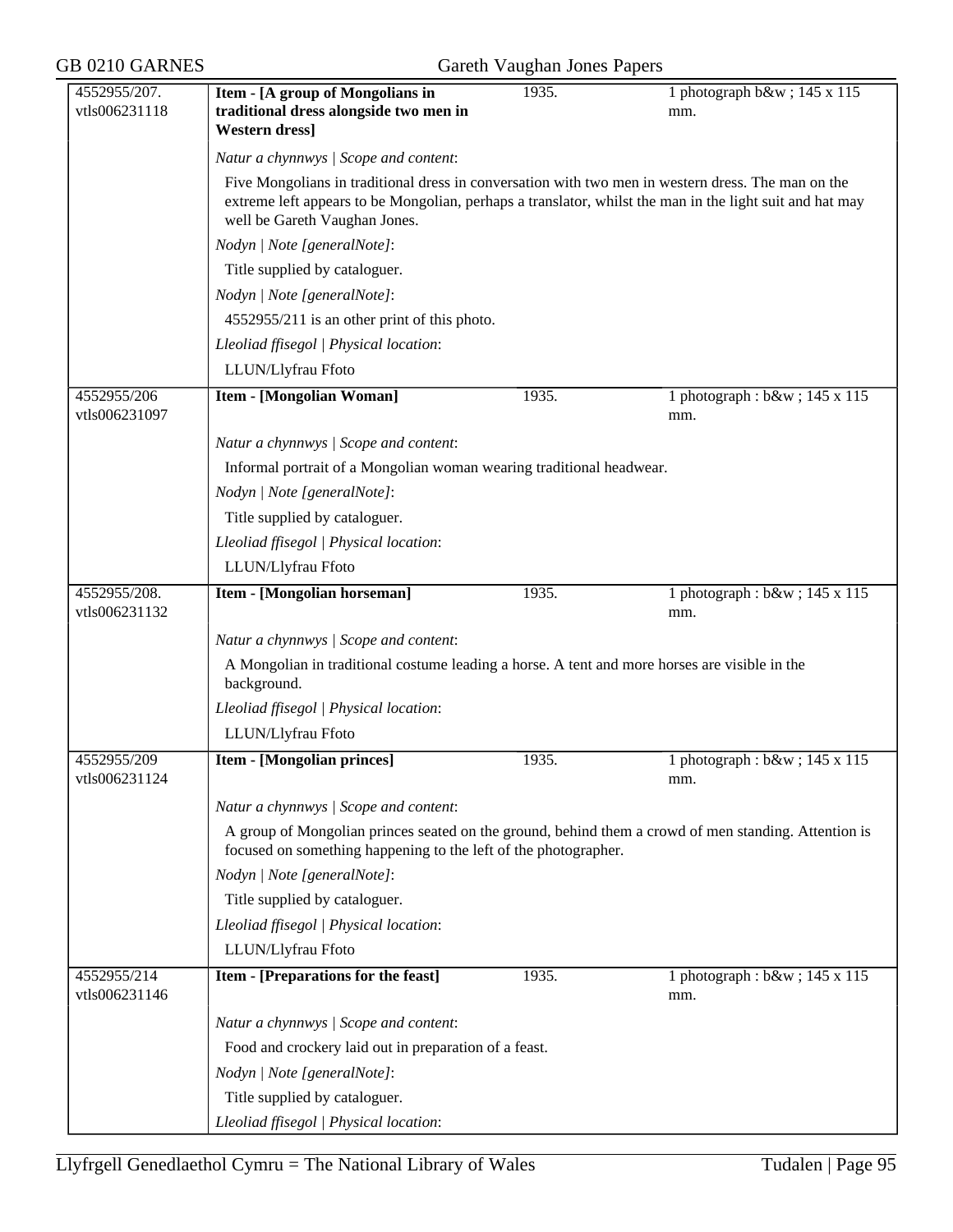| | | | |
|---|---|---|---|
| 4552955/207. vtls006231118 | **Item - [A group of Mongolians in traditional dress alongside two men in Western dress]** | 1935. | 1 photograph b&w ; 145 x 115 mm. |

*Natur a chynnwys | Scope and content*:

Five Mongolians in traditional dress in conversation with two men in western dress. The man on the extreme left appears to be Mongolian, perhaps a translator, whilst the man in the light suit and hat may well be Gareth Vaughan Jones.

*Nodyn | Note [generalNote]*:

Title supplied by cataloguer.

*Nodyn | Note [generalNote]*:

4552955/211 is an other print of this photo.

*Lleoliad ffisegol | Physical location*:

LLUN/Llyfrau Ffoto

| | | | |
|---|---|---|---|
| 4552955/206 vtls006231097 | **Item - [Mongolian Woman]** | 1935. | 1 photograph : b&w ; 145 x 115 mm. |

*Natur a chynnwys | Scope and content*:

Informal portrait of a Mongolian woman wearing traditional headwear.

*Nodyn | Note [generalNote]*:

Title supplied by cataloguer.

*Lleoliad ffisegol | Physical location*:

LLUN/Llyfrau Ffoto

| | | | |
|---|---|---|---|
| 4552955/208. vtls006231132 | **Item - [Mongolian horseman]** | 1935. | 1 photograph : b&w ; 145 x 115 mm. |

*Natur a chynnwys | Scope and content*:

A Mongolian in traditional costume leading a horse. A tent and more horses are visible in the background.

*Lleoliad ffisegol | Physical location*:

LLUN/Llyfrau Ffoto

| | | | |
|---|---|---|---|
| 4552955/209 vtls006231124 | **Item - [Mongolian princes]** | 1935. | 1 photograph : b&w ; 145 x 115 mm. |

*Natur a chynnwys | Scope and content*:

A group of Mongolian princes seated on the ground, behind them a crowd of men standing. Attention is focused on something happening to the left of the photographer.

*Nodyn | Note [generalNote]*:

Title supplied by cataloguer.

*Lleoliad ffisegol | Physical location*:

LLUN/Llyfrau Ffoto

| | | | |
|---|---|---|---|
| 4552955/214 vtls006231146 | **Item - [Preparations for the feast]** | 1935. | 1 photograph : b&w ; 145 x 115 mm. |

*Natur a chynnwys | Scope and content*:

Food and crockery laid out in preparation of a feast.

*Nodyn | Note [generalNote]*:

Title supplied by cataloguer.

*Lleoliad ffisegol | Physical location*: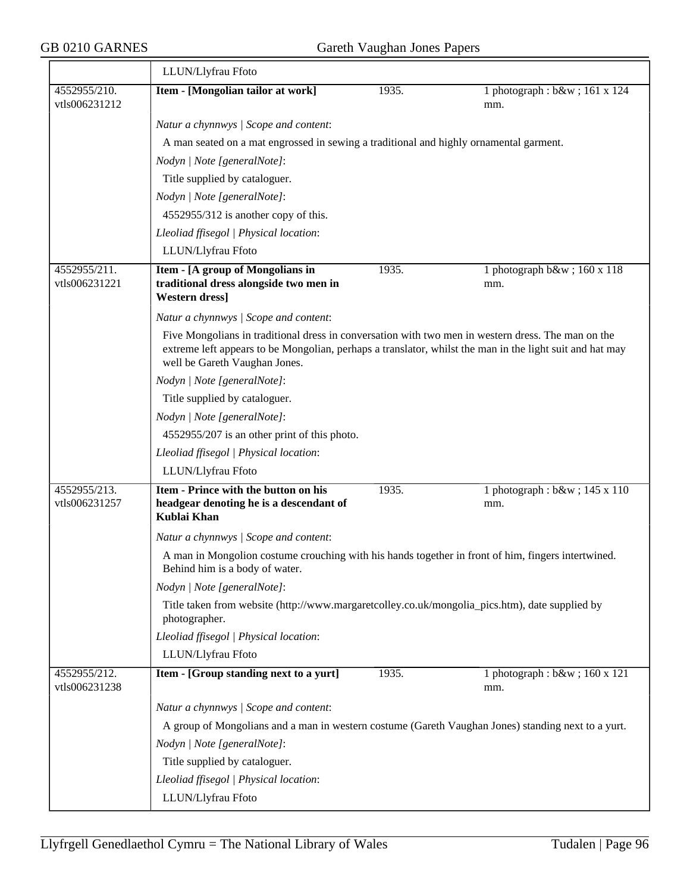LLUN/Llyfrau Ffoto

| 4552955/210. vtls006231212 | **Item - [Mongolian tailor at work]** | 1935. | 1 photograph : b&w ; 161 x 124 mm. |
|---|---|---|---|

*Natur a chynnwys | Scope and content*:

A man seated on a mat engrossed in sewing a traditional and highly ornamental garment.

*Nodyn | Note [generalNote]*:

Title supplied by cataloguer.

*Nodyn | Note [generalNote]*:

4552955/312 is another copy of this.

*Lleoliad ffisegol | Physical location*:

LLUN/Llyfrau Ffoto

| 4552955/211. vtls006231221 | **Item - [A group of Mongolians in traditional dress alongside two men in Western dress]** | 1935. | 1 photograph b&w ; 160 x 118 mm. |
|---|---|---|---|

*Natur a chynnwys | Scope and content*:

Five Mongolians in traditional dress in conversation with two men in western dress. The man on the extreme left appears to be Mongolian, perhaps a translator, whilst the man in the light suit and hat may well be Gareth Vaughan Jones.

*Nodyn | Note [generalNote]*:

Title supplied by cataloguer.

*Nodyn | Note [generalNote]*:

4552955/207 is an other print of this photo.

*Lleoliad ffisegol | Physical location*:

LLUN/Llyfrau Ffoto

| 4552955/213. vtls006231257 | **Item - Prince with the button on his headgear denoting he is a descendant of Kublai Khan** | 1935. | 1 photograph : b&w ; 145 x 110 mm. |
|---|---|---|---|

*Natur a chynnwys | Scope and content*:

A man in Mongolion costume crouching with his hands together in front of him, fingers intertwined. Behind him is a body of water.

*Nodyn | Note [generalNote]*:

Title taken from website (http://www.margaretcolley.co.uk/mongolia_pics.htm), date supplied by photographer.

*Lleoliad ffisegol | Physical location*:

LLUN/Llyfrau Ffoto

| 4552955/212. vtls006231238 | **Item - [Group standing next to a yurt]** | 1935. | 1 photograph : b&w ; 160 x 121 mm. |
|---|---|---|---|

*Natur a chynnwys | Scope and content*:

A group of Mongolians and a man in western costume (Gareth Vaughan Jones) standing next to a yurt.

*Nodyn | Note [generalNote]*:

Title supplied by cataloguer.

*Lleoliad ffisegol | Physical location*:

LLUN/Llyfrau Ffoto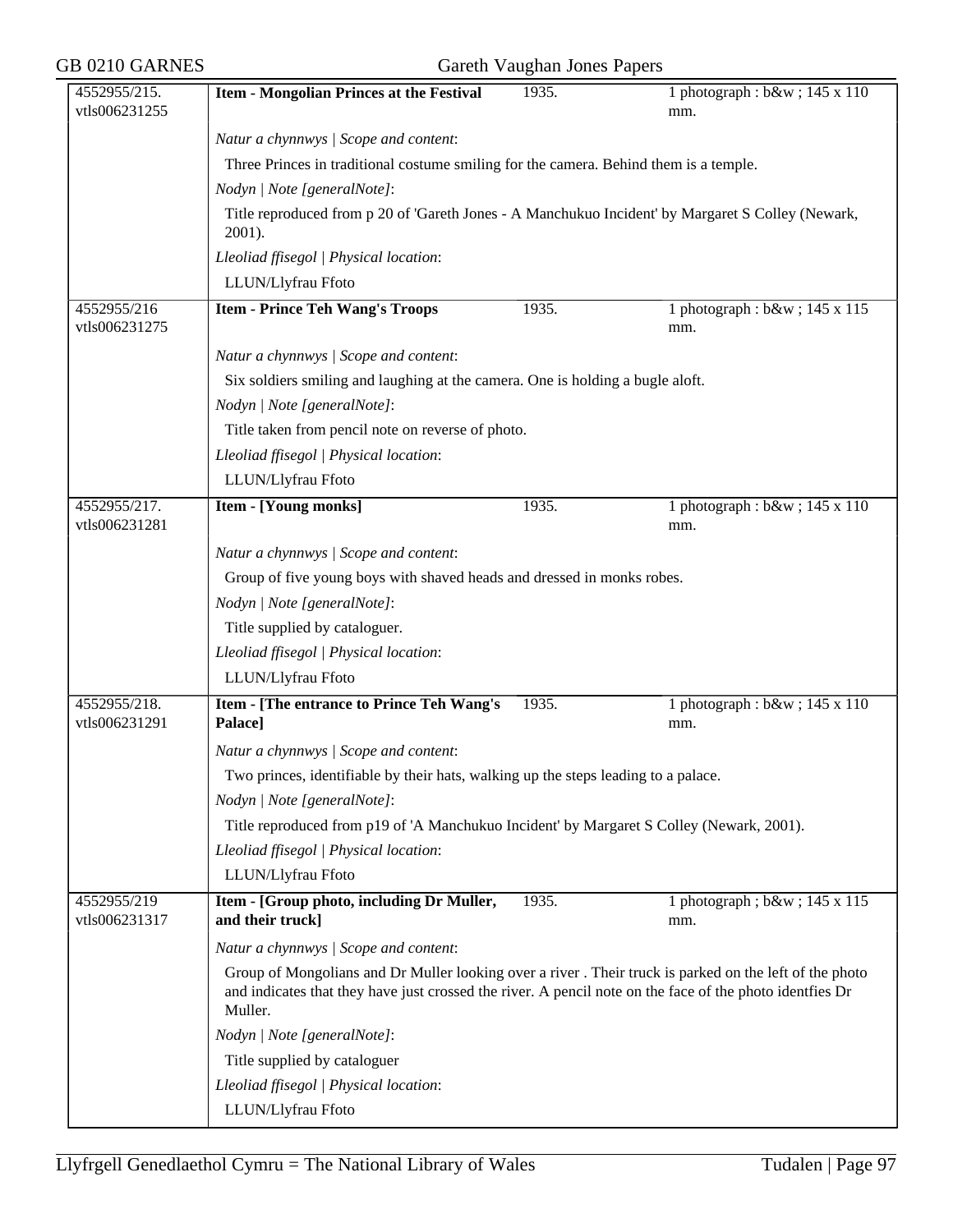| 4552955/215. vtls006231255 | **Item - Mongolian Princes at the Festival** | 1935. | 1 photograph : b&w ; 145 x 110 mm. |
|---|---|---|---|

*Natur a chynnwys | Scope and content*:

Three Princes in traditional costume smiling for the camera. Behind them is a temple.

*Nodyn | Note [generalNote]*:

Title reproduced from p 20 of 'Gareth Jones - A Manchukuo Incident' by Margaret S Colley (Newark, 2001).

*Lleoliad ffisegol | Physical location*:

LLUN/Llyfrau Ffoto

| 4552955/216 vtls006231275 | **Item - Prince Teh Wang's Troops** | 1935. | 1 photograph : b&w ; 145 x 115 mm. |
|---|---|---|---|

*Natur a chynnwys | Scope and content*:

Six soldiers smiling and laughing at the camera. One is holding a bugle aloft.

*Nodyn | Note [generalNote]*:

Title taken from pencil note on reverse of photo.

*Lleoliad ffisegol | Physical location*:

LLUN/Llyfrau Ffoto

| 4552955/217. vtls006231281 | **Item - [Young monks]** | 1935. | 1 photograph : b&w ; 145 x 110 mm. |
|---|---|---|---|

*Natur a chynnwys | Scope and content*:

Group of five young boys with shaved heads and dressed in monks robes.

*Nodyn | Note [generalNote]*:

Title supplied by cataloguer.

*Lleoliad ffisegol | Physical location*:

LLUN/Llyfrau Ffoto

| 4552955/218. vtls006231291 | **Item - [The entrance to Prince Teh Wang's Palace]** | 1935. | 1 photograph : b&w ; 145 x 110 mm. |
|---|---|---|---|

*Natur a chynnwys | Scope and content*:

Two princes, identifiable by their hats, walking up the steps leading to a palace.

*Nodyn | Note [generalNote]*:

Title reproduced from p19 of 'A Manchukuo Incident' by Margaret S Colley (Newark, 2001).

*Lleoliad ffisegol | Physical location*:

LLUN/Llyfrau Ffoto

| 4552955/219 vtls006231317 | **Item - [Group photo, including Dr Muller, and their truck]** | 1935. | 1 photograph ; b&w ; 145 x 115 mm. |
|---|---|---|---|

*Natur a chynnwys | Scope and content*:

Group of Mongolians and Dr Muller looking over a river . Their truck is parked on the left of the photo and indicates that they have just crossed the river. A pencil note on the face of the photo identfies Dr Muller.

*Nodyn | Note [generalNote]*:

Title supplied by cataloguer

*Lleoliad ffisegol | Physical location*:

LLUN/Llyfrau Ffoto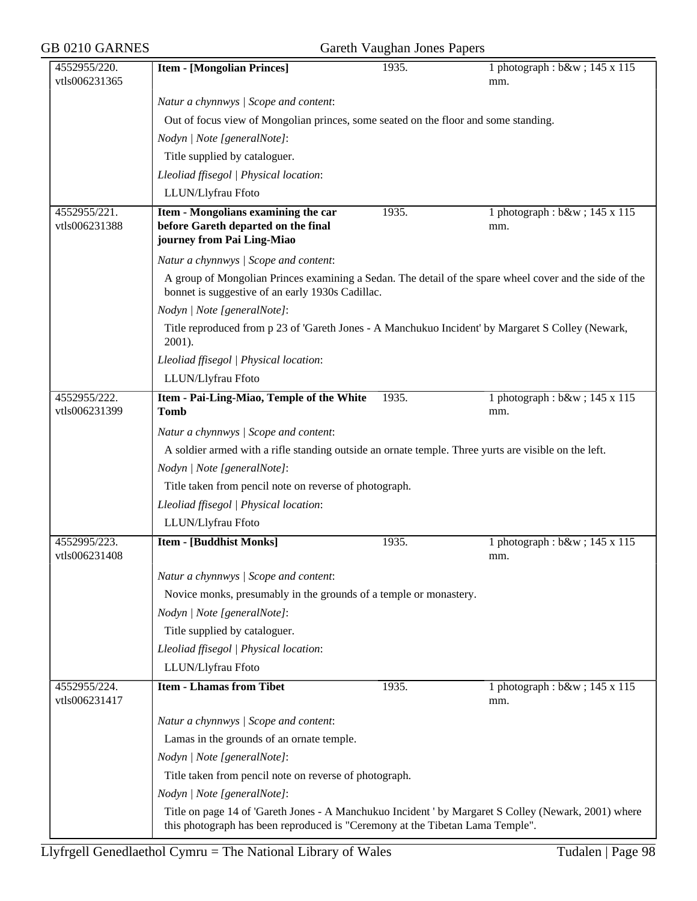| 4552955/220. vtls006231365 | **Item - [Mongolian Princes]** | 1935. | 1 photograph : b&w ; 145 x 115 mm. |
|---|---|---|---|

*Natur a chynnwys | Scope and content*:

Out of focus view of Mongolian princes, some seated on the floor and some standing.

*Nodyn | Note [generalNote]*:

Title supplied by cataloguer.

*Lleoliad ffisegol | Physical location*:

LLUN/Llyfrau Ffoto

| 4552955/221. vtls006231388 | **Item - Mongolians examining the car before Gareth departed on the final journey from Pai Ling-Miao** | 1935. | 1 photograph : b&w ; 145 x 115 mm. |
|---|---|---|---|

*Natur a chynnwys | Scope and content*:

A group of Mongolian Princes examining a Sedan. The detail of the spare wheel cover and the side of the bonnet is suggestive of an early 1930s Cadillac.

*Nodyn | Note [generalNote]*:

Title reproduced from p 23 of 'Gareth Jones - A Manchukuo Incident' by Margaret S Colley (Newark, 2001).

*Lleoliad ffisegol | Physical location*:

LLUN/Llyfrau Ffoto

| 4552955/222. vtls006231399 | **Item - Pai-Ling-Miao, Temple of the White Tomb** | 1935. | 1 photograph : b&w ; 145 x 115 mm. |
|---|---|---|---|

*Natur a chynnwys | Scope and content*:

A soldier armed with a rifle standing outside an ornate temple. Three yurts are visible on the left.

*Nodyn | Note [generalNote]*:

Title taken from pencil note on reverse of photograph.

*Lleoliad ffisegol | Physical location*:

LLUN/Llyfrau Ffoto

| 4552995/223. vtls006231408 | **Item - [Buddhist Monks]** | 1935. | 1 photograph : b&w ; 145 x 115 mm. |
|---|---|---|---|

*Natur a chynnwys | Scope and content*:

Novice monks, presumably in the grounds of a temple or monastery.

*Nodyn | Note [generalNote]*:

Title supplied by cataloguer.

*Lleoliad ffisegol | Physical location*:

LLUN/Llyfrau Ffoto

| 4552955/224. vtls006231417 | **Item - Lhamas from Tibet** | 1935. | 1 photograph : b&w ; 145 x 115 mm. |
|---|---|---|---|

*Natur a chynnwys | Scope and content*:

Lamas in the grounds of an ornate temple.

*Nodyn | Note [generalNote]*:

Title taken from pencil note on reverse of photograph.

*Nodyn | Note [generalNote]*:

Title on page 14 of 'Gareth Jones - A Manchukuo Incident ' by Margaret S Colley (Newark, 2001) where this photograph has been reproduced is "Ceremony at the Tibetan Lama Temple".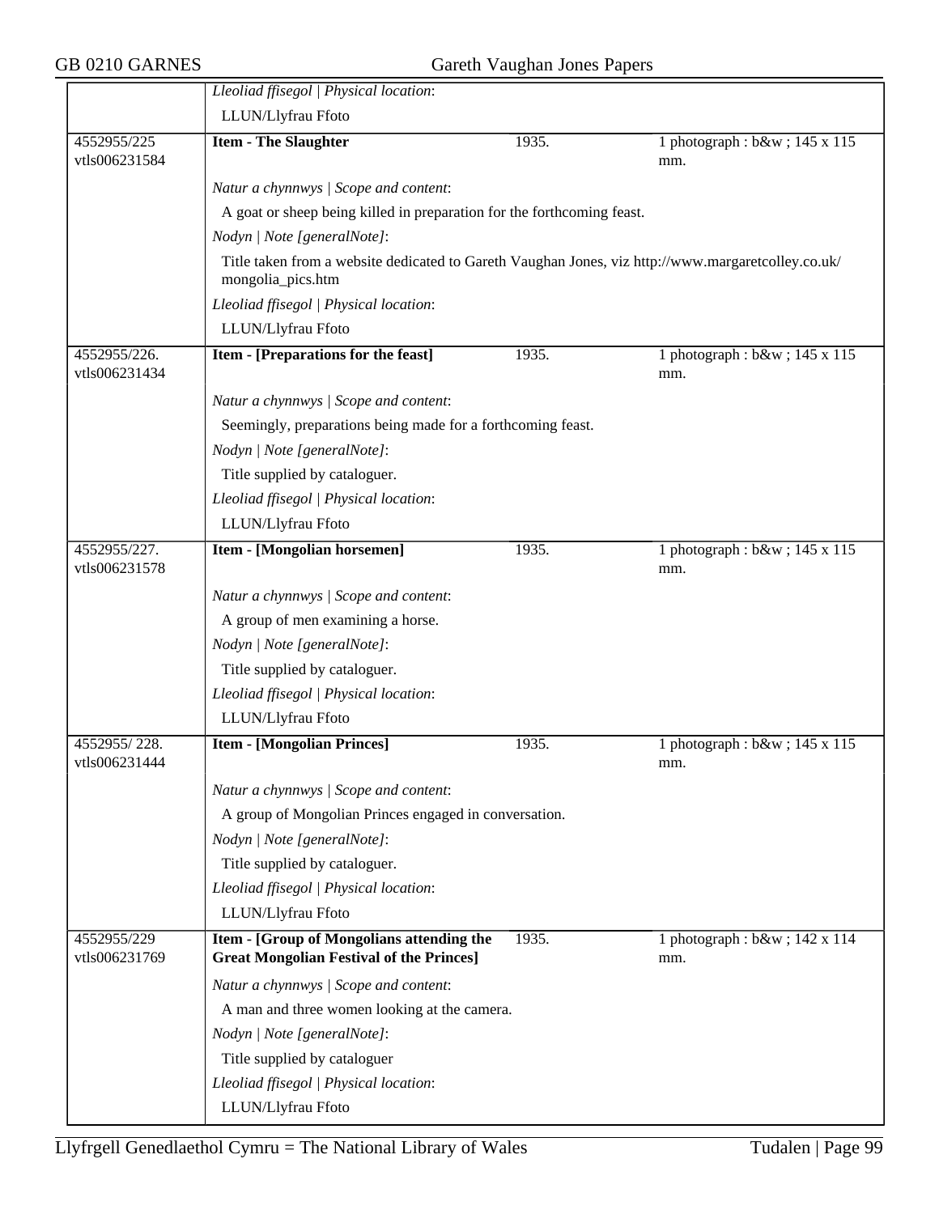*Lleoliad ffisegol | Physical location*:

LLUN/Llyfrau Ffoto

| 4552955/225 vtls006231584 | **Item - The Slaughter** | 1935. | 1 photograph : b&w ; 145 x 115 mm. |
|---|---|---|---|

*Natur a chynnwys | Scope and content*:

A goat or sheep being killed in preparation for the forthcoming feast.

*Nodyn | Note [generalNote]*:

Title taken from a website dedicated to Gareth Vaughan Jones, viz http://www.margaretcolley.co.uk/mongolia_pics.htm

*Lleoliad ffisegol | Physical location*:

LLUN/Llyfrau Ffoto

| 4552955/226. vtls006231434 | **Item - [Preparations for the feast]** | 1935. | 1 photograph : b&w ; 145 x 115 mm. |
|---|---|---|---|

*Natur a chynnwys | Scope and content*:

Seemingly, preparations being made for a forthcoming feast.

*Nodyn | Note [generalNote]*:

Title supplied by cataloguer.

*Lleoliad ffisegol | Physical location*:

LLUN/Llyfrau Ffoto

| 4552955/227. vtls006231578 | **Item - [Mongolian horsemen]** | 1935. | 1 photograph : b&w ; 145 x 115 mm. |
|---|---|---|---|

*Natur a chynnwys | Scope and content*:

A group of men examining a horse.

*Nodyn | Note [generalNote]*:

Title supplied by cataloguer.

*Lleoliad ffisegol | Physical location*:

LLUN/Llyfrau Ffoto

| 4552955/ 228. vtls006231444 | **Item - [Mongolian Princes]** | 1935. | 1 photograph : b&w ; 145 x 115 mm. |
|---|---|---|---|

*Natur a chynnwys | Scope and content*:

A group of Mongolian Princes engaged in conversation.

*Nodyn | Note [generalNote]*:

Title supplied by cataloguer.

*Lleoliad ffisegol | Physical location*:

LLUN/Llyfrau Ffoto

| 4552955/229 vtls006231769 | **Item - [Group of Mongolians attending the Great Mongolian Festival of the Princes]** | 1935. | 1 photograph : b&w ; 142 x 114 mm. |
|---|---|---|---|

*Natur a chynnwys | Scope and content*:

A man and three women looking at the camera.

*Nodyn | Note [generalNote]*:

Title supplied by cataloguer

*Lleoliad ffisegol | Physical location*:

LLUN/Llyfrau Ffoto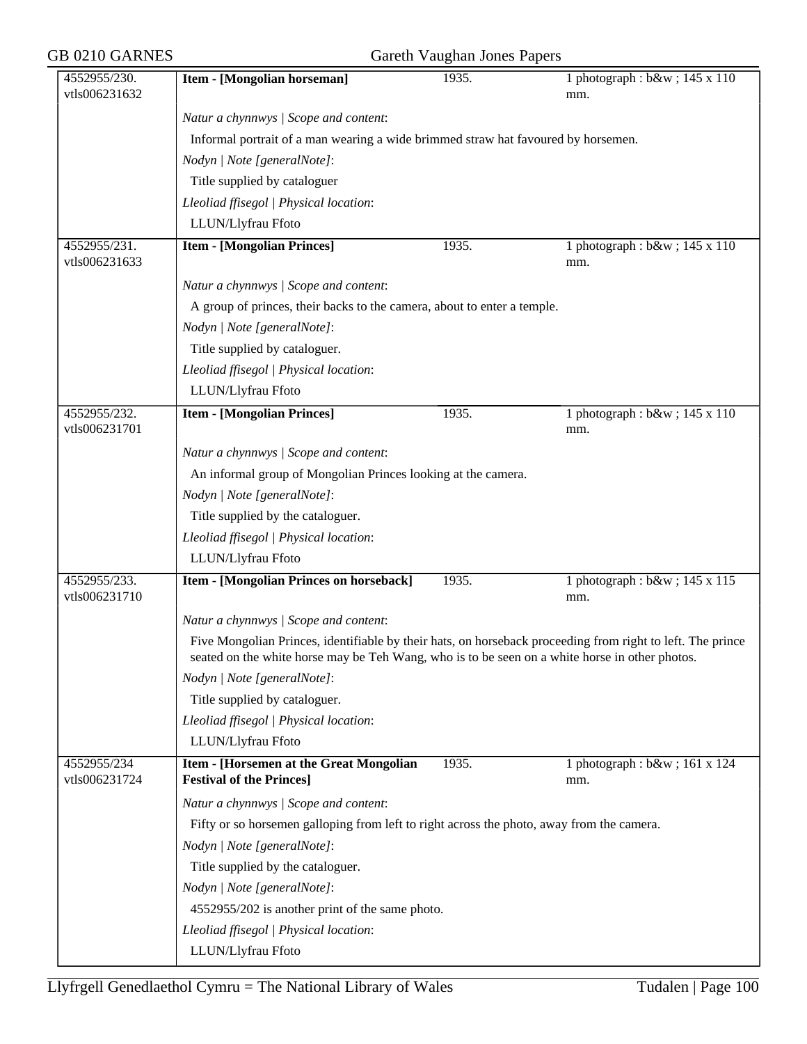| | | | |
|---|---|---|---|
| 4552955/230. vtls006231632 | **Item - [Mongolian horseman]** | 1935. | 1 photograph : b&w ; 145 x 110 mm. |

*Natur a chynnwys | Scope and content*:

Informal portrait of a man wearing a wide brimmed straw hat favoured by horsemen.

*Nodyn | Note [generalNote]*:

Title supplied by cataloguer

*Lleoliad ffisegol | Physical location*:

LLUN/Llyfrau Ffoto

| | | | |
|---|---|---|---|
| 4552955/231. vtls006231633 | **Item - [Mongolian Princes]** | 1935. | 1 photograph : b&w ; 145 x 110 mm. |

*Natur a chynnwys | Scope and content*:

A group of princes, their backs to the camera, about to enter a temple.

*Nodyn | Note [generalNote]*:

Title supplied by cataloguer.

*Lleoliad ffisegol | Physical location*:

LLUN/Llyfrau Ffoto

| | | | |
|---|---|---|---|
| 4552955/232. vtls006231701 | **Item - [Mongolian Princes]** | 1935. | 1 photograph : b&w ; 145 x 110 mm. |

*Natur a chynnwys | Scope and content*:

An informal group of Mongolian Princes looking at the camera.

*Nodyn | Note [generalNote]*:

Title supplied by the cataloguer.

*Lleoliad ffisegol | Physical location*:

LLUN/Llyfrau Ffoto

| | | | |
|---|---|---|---|
| 4552955/233. vtls006231710 | **Item - [Mongolian Princes on horseback]** | 1935. | 1 photograph : b&w ; 145 x 115 mm. |

*Natur a chynnwys | Scope and content*:

Five Mongolian Princes, identifiable by their hats, on horseback proceeding from right to left. The prince seated on the white horse may be Teh Wang, who is to be seen on a white horse in other photos.

*Nodyn | Note [generalNote]*:

Title supplied by cataloguer.

*Lleoliad ffisegol | Physical location*:

LLUN/Llyfrau Ffoto

| | | | |
|---|---|---|---|
| 4552955/234 vtls006231724 | **Item - [Horsemen at the Great Mongolian Festival of the Princes]** | 1935. | 1 photograph : b&w ; 161 x 124 mm. |

*Natur a chynnwys | Scope and content*:

Fifty or so horsemen galloping from left to right across the photo, away from the camera.

*Nodyn | Note [generalNote]*:

Title supplied by the cataloguer.

*Nodyn | Note [generalNote]*:

4552955/202 is another print of the same photo.

*Lleoliad ffisegol | Physical location*:

LLUN/Llyfrau Ffoto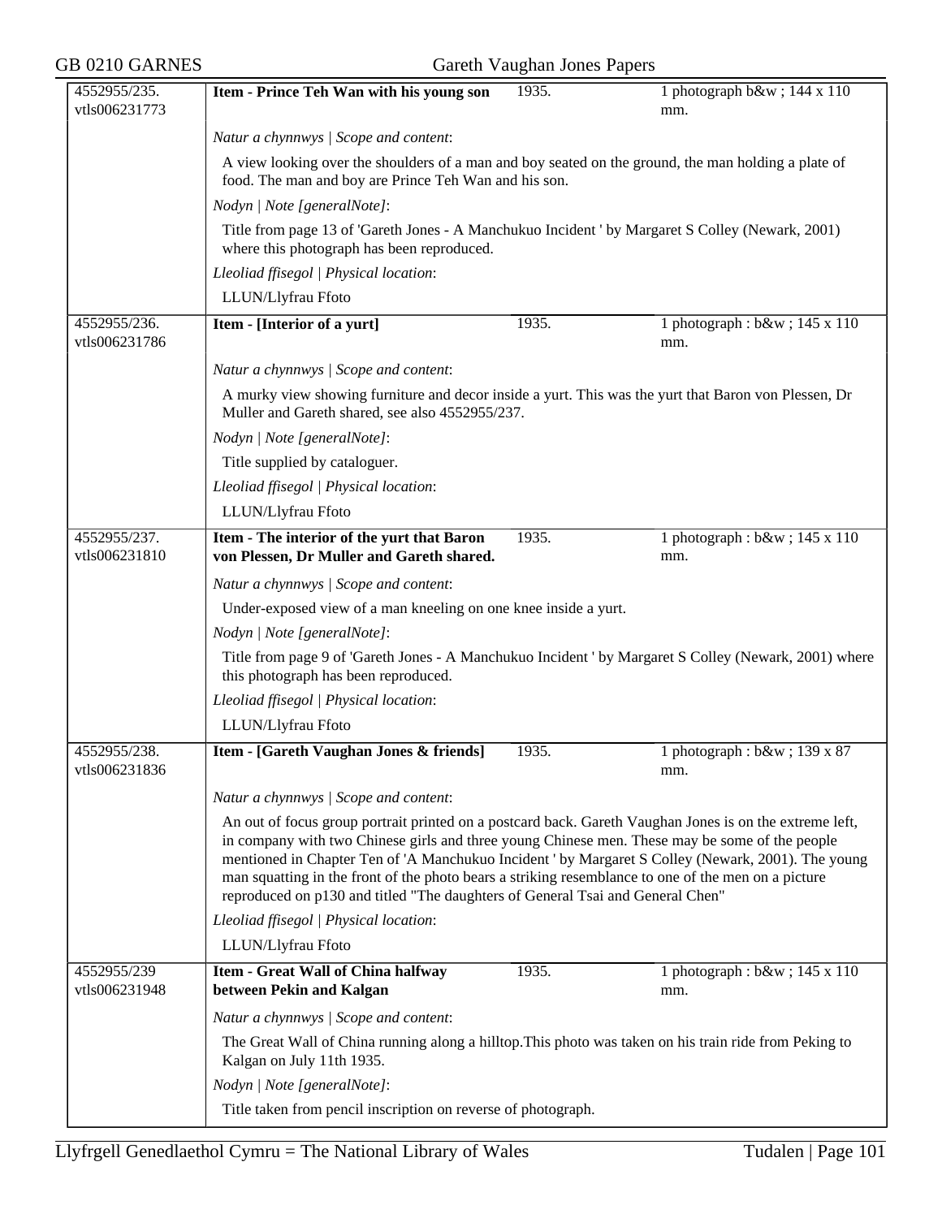| 4552955/235. vtls006231773 | **Item - Prince Teh Wan with his young son** | 1935. | 1 photograph b&w ; 144 x 110 mm. |
|---|---|---|---|
| | *Natur a chynnwys \| Scope and content*: | | |
| | A view looking over the shoulders of a man and boy seated on the ground, the man holding a plate of food. The man and boy are Prince Teh Wan and his son. | | |
| | *Nodyn \| Note [generalNote]*: | | |
| | Title from page 13 of 'Gareth Jones - A Manchukuo Incident ' by Margaret S Colley (Newark, 2001) where this photograph has been reproduced. | | |
| | *Lleoliad ffisegol \| Physical location*: | | |
| | LLUN/Llyfrau Ffoto | | |
| 4552955/236. vtls006231786 | **Item - [Interior of a yurt]** | 1935. | 1 photograph : b&w ; 145 x 110 mm. |
| | *Natur a chynnwys \| Scope and content*: | | |
| | A murky view showing furniture and decor inside a yurt. This was the yurt that Baron von Plessen, Dr Muller and Gareth shared, see also 4552955/237. | | |
| | *Nodyn \| Note [generalNote]*: | | |
| | Title supplied by cataloguer. | | |
| | *Lleoliad ffisegol \| Physical location*: | | |
| | LLUN/Llyfrau Ffoto | | |
| 4552955/237. vtls006231810 | **Item - The interior of the yurt that Baron von Plessen, Dr Muller and Gareth shared.** | 1935. | 1 photograph : b&w ; 145 x 110 mm. |
| | *Natur a chynnwys \| Scope and content*: | | |
| | Under-exposed view of a man kneeling on one knee inside a yurt. | | |
| | *Nodyn \| Note [generalNote]*: | | |
| | Title from page 9 of 'Gareth Jones - A Manchukuo Incident ' by Margaret S Colley (Newark, 2001) where this photograph has been reproduced. | | |
| | *Lleoliad ffisegol \| Physical location*: | | |
| | LLUN/Llyfrau Ffoto | | |
| 4552955/238. vtls006231836 | **Item - [Gareth Vaughan Jones & friends]** | 1935. | 1 photograph : b&w ; 139 x 87 mm. |
| | *Natur a chynnwys \| Scope and content*: | | |
| | An out of focus group portrait printed on a postcard back. Gareth Vaughan Jones is on the extreme left, in company with two Chinese girls and three young Chinese men. These may be some of the people mentioned in Chapter Ten of 'A Manchukuo Incident ' by Margaret S Colley (Newark, 2001). The young man squatting in the front of the photo bears a striking resemblance to one of the men on a picture reproduced on p130 and titled "The daughters of General Tsai and General Chen" | | |
| | *Lleoliad ffisegol \| Physical location*: | | |
| | LLUN/Llyfrau Ffoto | | |
| 4552955/239 vtls006231948 | **Item - Great Wall of China halfway between Pekin and Kalgan** | 1935. | 1 photograph : b&w ; 145 x 110 mm. |
| | *Natur a chynnwys \| Scope and content*: | | |
| | The Great Wall of China running along a hilltop.This photo was taken on his train ride from Peking to Kalgan on July 11th 1935. | | |
| | *Nodyn \| Note [generalNote]*: | | |
| | Title taken from pencil inscription on reverse of photograph. | | |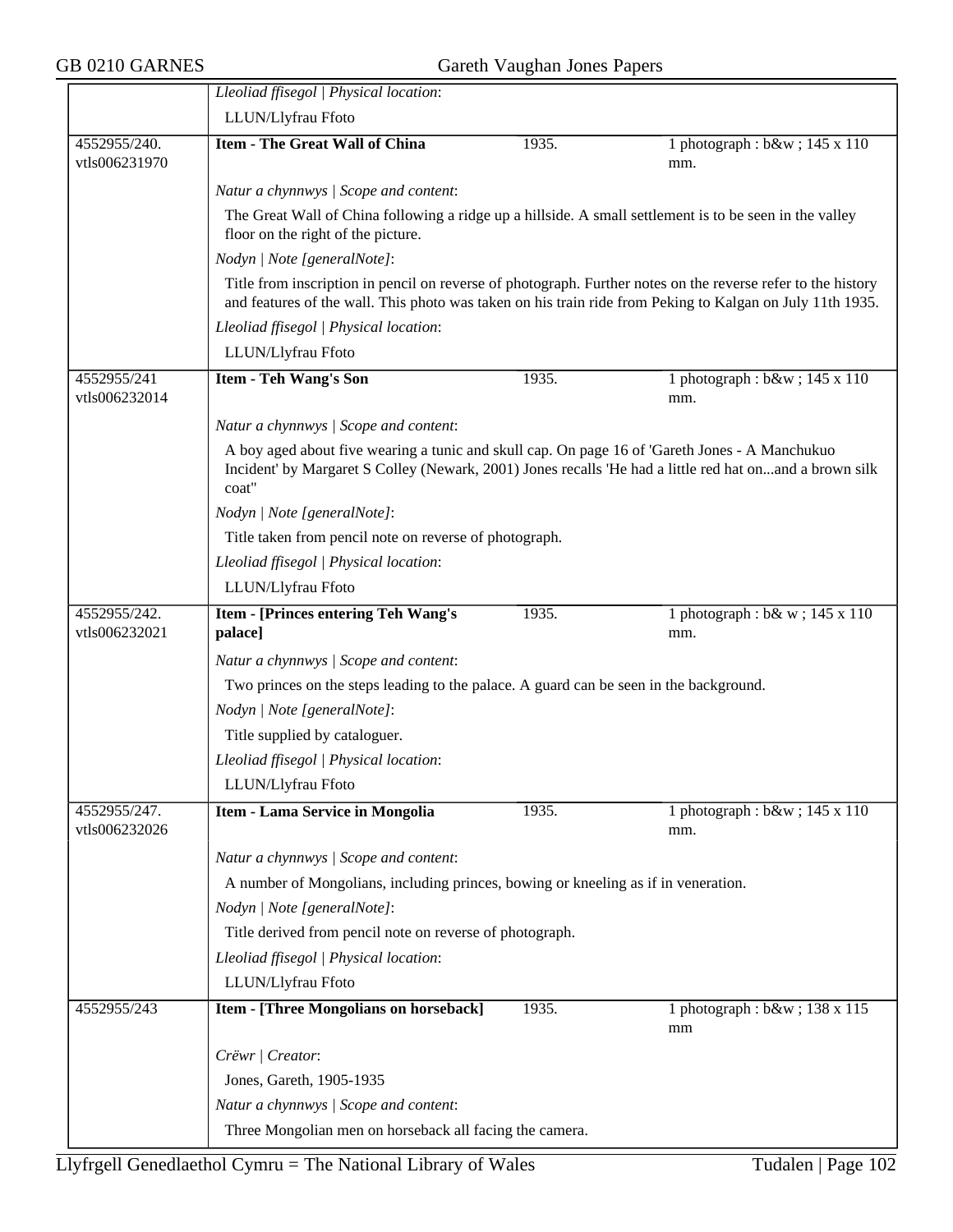*Lleoliad ffisegol | Physical location*:

LLUN/Llyfrau Ffoto

| 4552955/240. vtls006231970 | **Item - The Great Wall of China** | 1935. | 1 photograph : b&w ; 145 x 110 mm. |
|---|---|---|---|

*Natur a chynnwys | Scope and content*:

The Great Wall of China following a ridge up a hillside. A small settlement is to be seen in the valley floor on the right of the picture.

*Nodyn | Note [generalNote]*:

Title from inscription in pencil on reverse of photograph. Further notes on the reverse refer to the history and features of the wall. This photo was taken on his train ride from Peking to Kalgan on July 11th 1935.

*Lleoliad ffisegol | Physical location*:

LLUN/Llyfrau Ffoto

| 4552955/241 vtls006232014 | **Item - Teh Wang's Son** | 1935. | 1 photograph : b&w ; 145 x 110 mm. |
|---|---|---|---|

*Natur a chynnwys | Scope and content*:

A boy aged about five wearing a tunic and skull cap. On page 16 of 'Gareth Jones - A Manchukuo Incident' by Margaret S Colley (Newark, 2001) Jones recalls 'He had a little red hat on...and a brown silk coat"

*Nodyn | Note [generalNote]*:

Title taken from pencil note on reverse of photograph.

*Lleoliad ffisegol | Physical location*:

LLUN/Llyfrau Ffoto

| 4552955/242. vtls006232021 | **Item - [Princes entering Teh Wang's palace]** | 1935. | 1 photograph : b& w ; 145 x 110 mm. |
|---|---|---|---|

*Natur a chynnwys | Scope and content*:

Two princes on the steps leading to the palace. A guard can be seen in the background.

*Nodyn | Note [generalNote]*:

Title supplied by cataloguer.

*Lleoliad ffisegol | Physical location*:

LLUN/Llyfrau Ffoto

| 4552955/247. vtls006232026 | **Item - Lama Service in Mongolia** | 1935. | 1 photograph : b&w ; 145 x 110 mm. |
|---|---|---|---|

*Natur a chynnwys | Scope and content*:

A number of Mongolians, including princes, bowing or kneeling as if in veneration.

*Nodyn | Note [generalNote]*:

Title derived from pencil note on reverse of photograph.

*Lleoliad ffisegol | Physical location*:

LLUN/Llyfrau Ffoto

| 4552955/243 | **Item - [Three Mongolians on horseback]** | 1935. | 1 photograph : b&w ; 138 x 115 mm |
|---|---|---|---|

*Crëwr | Creator*:

Jones, Gareth, 1905-1935

*Natur a chynnwys | Scope and content*:

Three Mongolian men on horseback all facing the camera.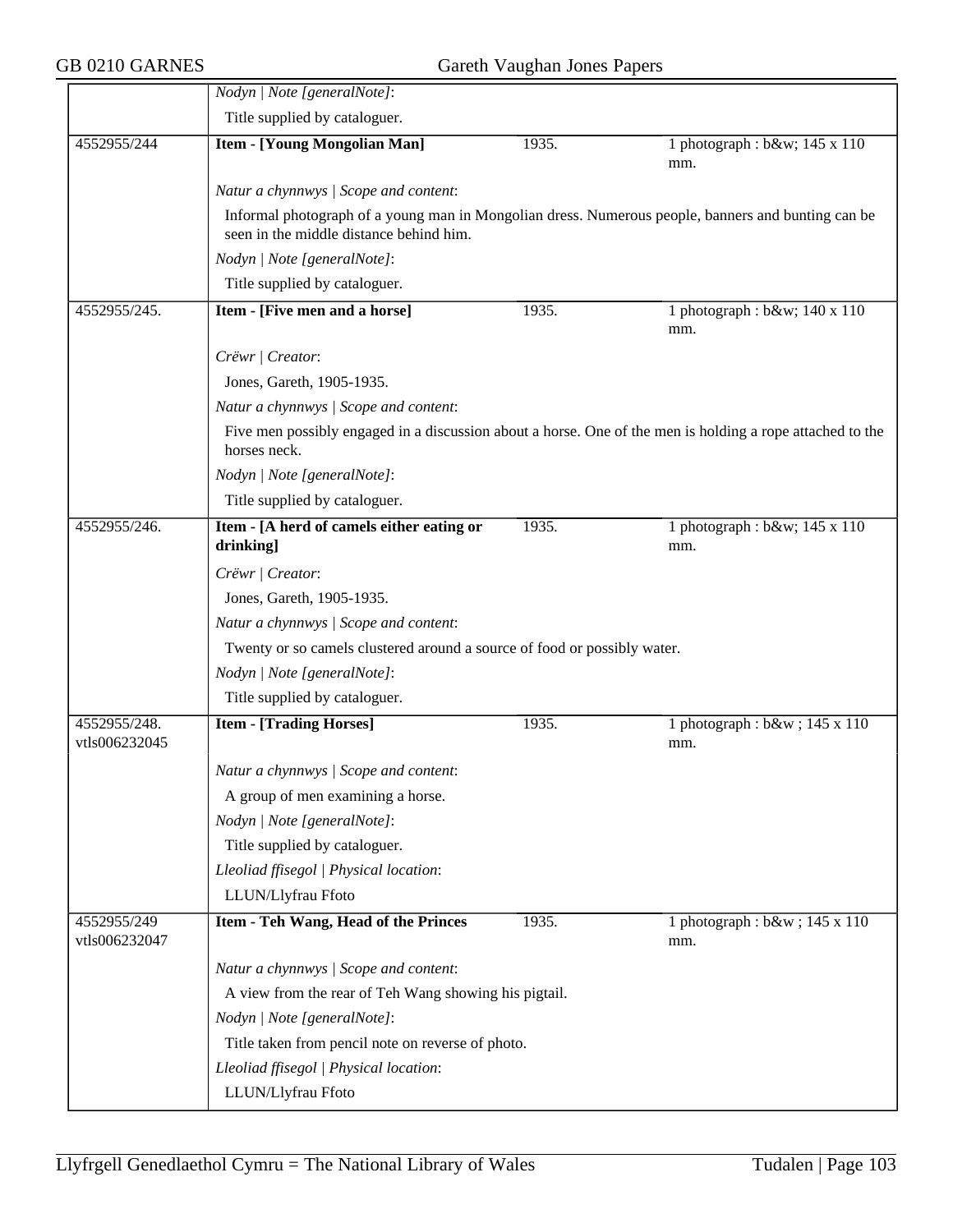| | | | |
|---|---|---|---|
| | *Nodyn \| Note [generalNote]*:<br>Title supplied by cataloguer. | | |
| 4552955/244 | **Item - [Young Mongolian Man]** | 1935. | 1 photograph : b&w; 145 x 110 mm. |
| | *Natur a chynnwys \| Scope and content*:<br>Informal photograph of a young man in Mongolian dress. Numerous people, banners and bunting can be seen in the middle distance behind him.<br>*Nodyn \| Note [generalNote]*:<br>Title supplied by cataloguer. | | |
| 4552955/245. | **Item - [Five men and a horse]** | 1935. | 1 photograph : b&w; 140 x 110 mm. |
| | *Crëwr \| Creator*:<br>Jones, Gareth, 1905-1935.<br>*Natur a chynnwys \| Scope and content*:<br>Five men possibly engaged in a discussion about a horse. One of the men is holding a rope attached to the horses neck.<br>*Nodyn \| Note [generalNote]*:<br>Title supplied by cataloguer. | | |
| 4552955/246. | **Item - [A herd of camels either eating or drinking]** | 1935. | 1 photograph : b&w; 145 x 110 mm. |
| | *Crëwr \| Creator*:<br>Jones, Gareth, 1905-1935.<br>*Natur a chynnwys \| Scope and content*:<br>Twenty or so camels clustered around a source of food or possibly water.<br>*Nodyn \| Note [generalNote]*:<br>Title supplied by cataloguer. | | |
| 4552955/248.<br>vtls006232045 | **Item - [Trading Horses]** | 1935. | 1 photograph : b&w ; 145 x 110 mm. |
| | *Natur a chynnwys \| Scope and content*:<br>A group of men examining a horse.<br>*Nodyn \| Note [generalNote]*:<br>Title supplied by cataloguer.<br>*Lleoliad ffisegol \| Physical location*:<br>LLUN/Llyfrau Ffoto | | |
| 4552955/249<br>vtls006232047 | **Item - Teh Wang, Head of the Princes** | 1935. | 1 photograph : b&w ; 145 x 110 mm. |
| | *Natur a chynnwys \| Scope and content*:<br>A view from the rear of Teh Wang showing his pigtail.<br>*Nodyn \| Note [generalNote]*:<br>Title taken from pencil note on reverse of photo.<br>*Lleoliad ffisegol \| Physical location*:<br>LLUN/Llyfrau Ffoto | | |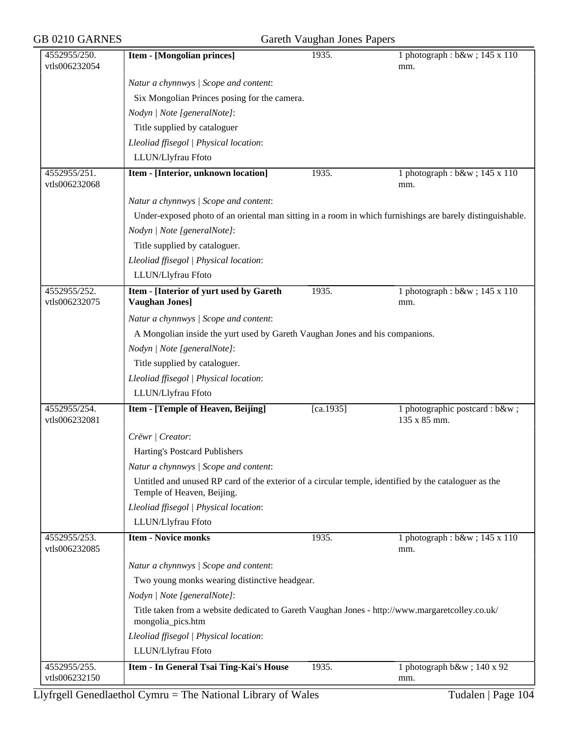| 4552955/250. vtls006232054 | **Item - [Mongolian princes]** | 1935. | 1 photograph : b&w ; 145 x 110 mm. |
|---|---|---|---|

*Natur a chynnwys | Scope and content*:

Six Mongolian Princes posing for the camera.

*Nodyn | Note [generalNote]*:

Title supplied by cataloguer

*Lleoliad ffisegol | Physical location*:

LLUN/Llyfrau Ffoto

| 4552955/251. vtls006232068 | **Item - [Interior, unknown location]** | 1935. | 1 photograph : b&w ; 145 x 110 mm. |
|---|---|---|---|

*Natur a chynnwys | Scope and content*:

Under-exposed photo of an oriental man sitting in a room in which furnishings are barely distinguishable.

*Nodyn | Note [generalNote]*:

Title supplied by cataloguer.

*Lleoliad ffisegol | Physical location*:

LLUN/Llyfrau Ffoto

| 4552955/252. vtls006232075 | **Item - [Interior of yurt used by Gareth Vaughan Jones]** | 1935. | 1 photograph : b&w ; 145 x 110 mm. |
|---|---|---|---|

*Natur a chynnwys | Scope and content*:

A Mongolian inside the yurt used by Gareth Vaughan Jones and his companions.

*Nodyn | Note [generalNote]*:

Title supplied by cataloguer.

*Lleoliad ffisegol | Physical location*:

LLUN/Llyfrau Ffoto

| 4552955/254. vtls006232081 | **Item - [Temple of Heaven, Beijing]** | [ca.1935] | 1 photographic postcard : b&w ; 135 x 85 mm. |
|---|---|---|---|

*Crëwr | Creator*:

Harting's Postcard Publishers

*Natur a chynnwys | Scope and content*:

Untitled and unused RP card of the exterior of a circular temple, identified by the cataloguer as the Temple of Heaven, Beijing.

*Lleoliad ffisegol | Physical location*:

LLUN/Llyfrau Ffoto

| 4552955/253. vtls006232085 | **Item - Novice monks** | 1935. | 1 photograph : b&w ; 145 x 110 mm. |
|---|---|---|---|

*Natur a chynnwys | Scope and content*:

Two young monks wearing distinctive headgear.

*Nodyn | Note [generalNote]*:

Title taken from a website dedicated to Gareth Vaughan Jones - http://www.margaretcolley.co.uk/mongolia_pics.htm

*Lleoliad ffisegol | Physical location*:

LLUN/Llyfrau Ffoto

| 4552955/255. vtls006232150 | **Item - In General Tsai Ting-Kai's House** | 1935. | 1 photograph b&w ; 140 x 92 mm. |
|---|---|---|---|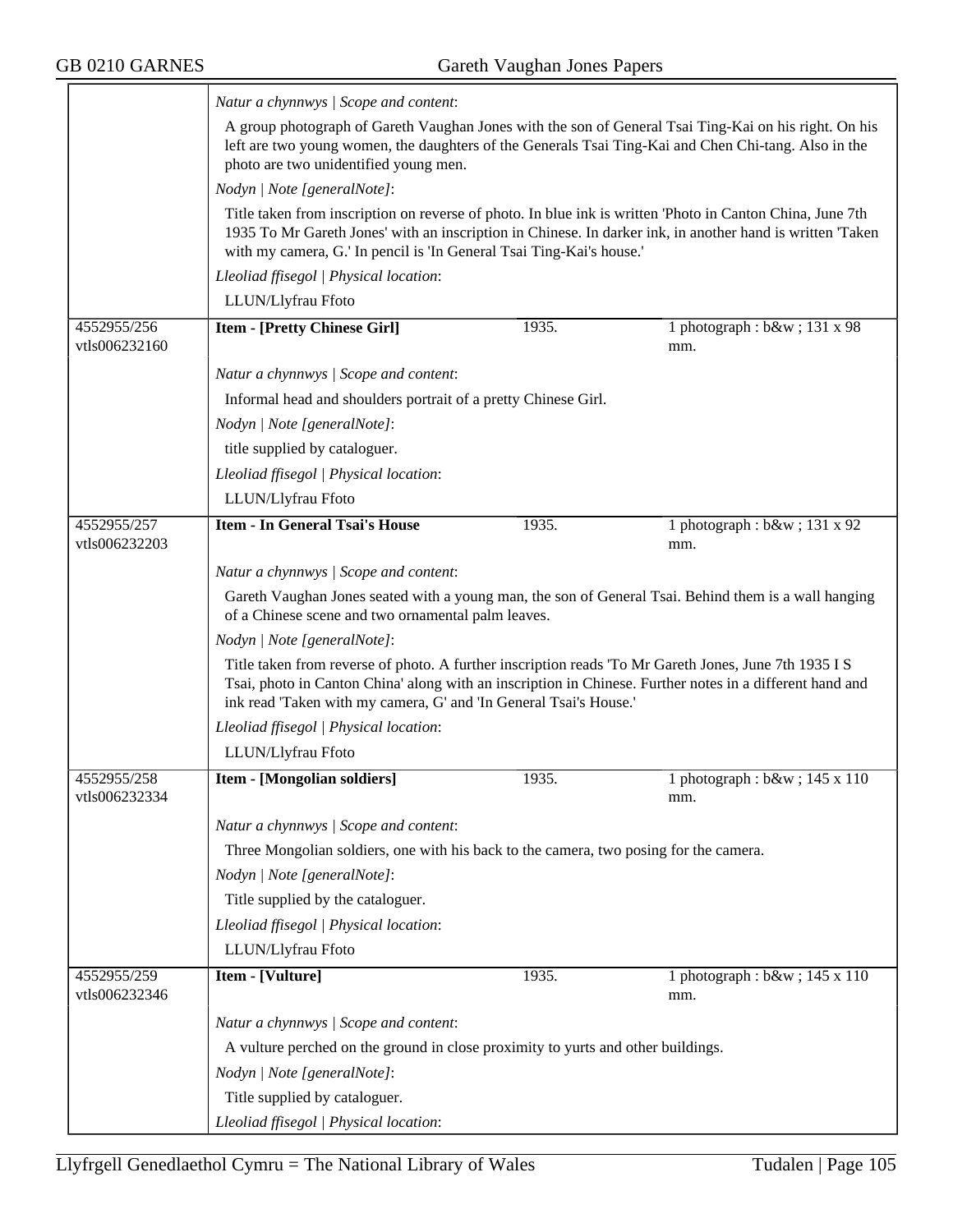*Natur a chynnwys | Scope and content*:

A group photograph of Gareth Vaughan Jones with the son of General Tsai Ting-Kai on his right. On his left are two young women, the daughters of the Generals Tsai Ting-Kai and Chen Chi-tang. Also in the photo are two unidentified young men.

*Nodyn | Note [generalNote]*:

Title taken from inscription on reverse of photo. In blue ink is written 'Photo in Canton China, June 7th 1935 To Mr Gareth Jones' with an inscription in Chinese. In darker ink, in another hand is written 'Taken with my camera, G.' In pencil is 'In General Tsai Ting-Kai's house.'

*Lleoliad ffisegol | Physical location*:

LLUN/Llyfrau Ffoto

---

4552955/256
vtls006232160

**Item - [Pretty Chinese Girl]** | 1935. | 1 photograph : b&w ; 131 x 98 mm.

*Natur a chynnwys | Scope and content*:

Informal head and shoulders portrait of a pretty Chinese Girl.

*Nodyn | Note [generalNote]*:

title supplied by cataloguer.

*Lleoliad ffisegol | Physical location*:

LLUN/Llyfrau Ffoto

---

4552955/257
vtls006232203

**Item - In General Tsai's House** | 1935. | 1 photograph : b&w ; 131 x 92 mm.

*Natur a chynnwys | Scope and content*:

Gareth Vaughan Jones seated with a young man, the son of General Tsai. Behind them is a wall hanging of a Chinese scene and two ornamental palm leaves.

*Nodyn | Note [generalNote]*:

Title taken from reverse of photo. A further inscription reads 'To Mr Gareth Jones, June 7th 1935 I S Tsai, photo in Canton China' along with an inscription in Chinese. Further notes in a different hand and ink read 'Taken with my camera, G' and 'In General Tsai's House.'

*Lleoliad ffisegol | Physical location*:

LLUN/Llyfrau Ffoto

---

4552955/258
vtls006232334

**Item - [Mongolian soldiers]** | 1935. | 1 photograph : b&w ; 145 x 110 mm.

*Natur a chynnwys | Scope and content*:

Three Mongolian soldiers, one with his back to the camera, two posing for the camera.

*Nodyn | Note [generalNote]*:

Title supplied by the cataloguer.

*Lleoliad ffisegol | Physical location*:

LLUN/Llyfrau Ffoto

---

4552955/259
vtls006232346

**Item - [Vulture]** | 1935. | 1 photograph : b&w ; 145 x 110 mm.

*Natur a chynnwys | Scope and content*:

A vulture perched on the ground in close proximity to yurts and other buildings.

*Nodyn | Note [generalNote]*:

Title supplied by cataloguer.

*Lleoliad ffisegol | Physical location*: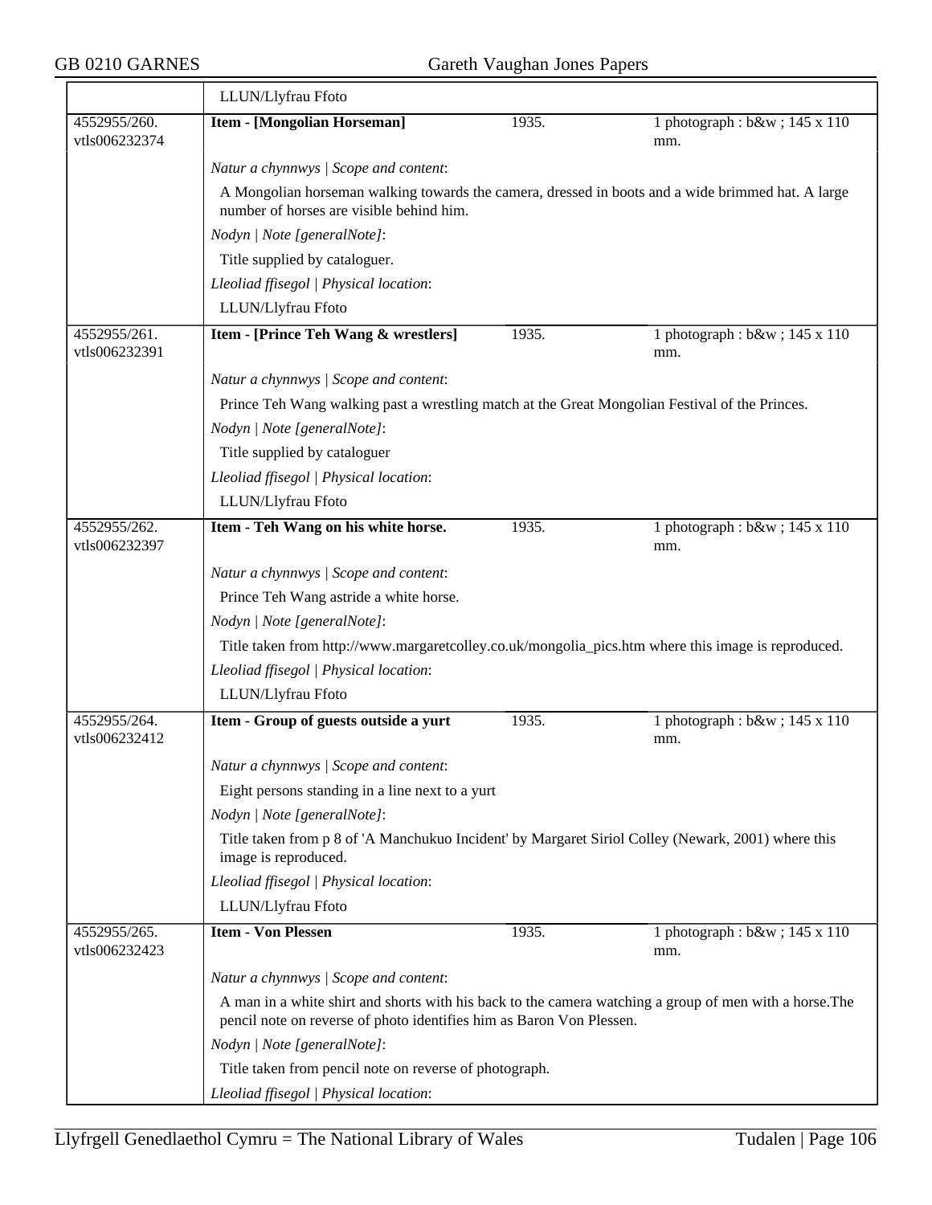| | LLUN/Llyfrau Ffoto | | |
|---|---|---|---|
| 4552955/260. vtls006232374 | **Item - [Mongolian Horseman]** | 1935. | 1 photograph : b&w ; 145 x 110 mm. |
| | *Natur a chynnwys \| Scope and content*:<br>A Mongolian horseman walking towards the camera, dressed in boots and a wide brimmed hat. A large number of horses are visible behind him.<br>*Nodyn \| Note [generalNote]*:<br>Title supplied by cataloguer.<br>*Lleoliad ffisegol \| Physical location*:<br>LLUN/Llyfrau Ffoto | | |
| 4552955/261. vtls006232391 | **Item - [Prince Teh Wang & wrestlers]** | 1935. | 1 photograph : b&w ; 145 x 110 mm. |
| | *Natur a chynnwys \| Scope and content*:<br>Prince Teh Wang walking past a wrestling match at the Great Mongolian Festival of the Princes.<br>*Nodyn \| Note [generalNote]*:<br>Title supplied by cataloguer<br>*Lleoliad ffisegol \| Physical location*:<br>LLUN/Llyfrau Ffoto | | |
| 4552955/262. vtls006232397 | **Item - Teh Wang on his white horse.** | 1935. | 1 photograph : b&w ; 145 x 110 mm. |
| | *Natur a chynnwys \| Scope and content*:<br>Prince Teh Wang astride a white horse.<br>*Nodyn \| Note [generalNote]*:<br>Title taken from http://www.margaretcolley.co.uk/mongolia_pics.htm where this image is reproduced.<br>*Lleoliad ffisegol \| Physical location*:<br>LLUN/Llyfrau Ffoto | | |
| 4552955/264. vtls006232412 | **Item - Group of guests outside a yurt** | 1935. | 1 photograph : b&w ; 145 x 110 mm. |
| | *Natur a chynnwys \| Scope and content*:<br>Eight persons standing in a line next to a yurt<br>*Nodyn \| Note [generalNote]*:<br>Title taken from p 8 of 'A Manchukuo Incident' by Margaret Siriol Colley (Newark, 2001) where this image is reproduced.<br>*Lleoliad ffisegol \| Physical location*:<br>LLUN/Llyfrau Ffoto | | |
| 4552955/265. vtls006232423 | **Item - Von Plessen** | 1935. | 1 photograph : b&w ; 145 x 110 mm. |
| | *Natur a chynnwys \| Scope and content*:<br>A man in a white shirt and shorts with his back to the camera watching a group of men with a horse.The pencil note on reverse of photo identifies him as Baron Von Plessen.<br>*Nodyn \| Note [generalNote]*:<br>Title taken from pencil note on reverse of photograph.<br>*Lleoliad ffisegol \| Physical location*: | | |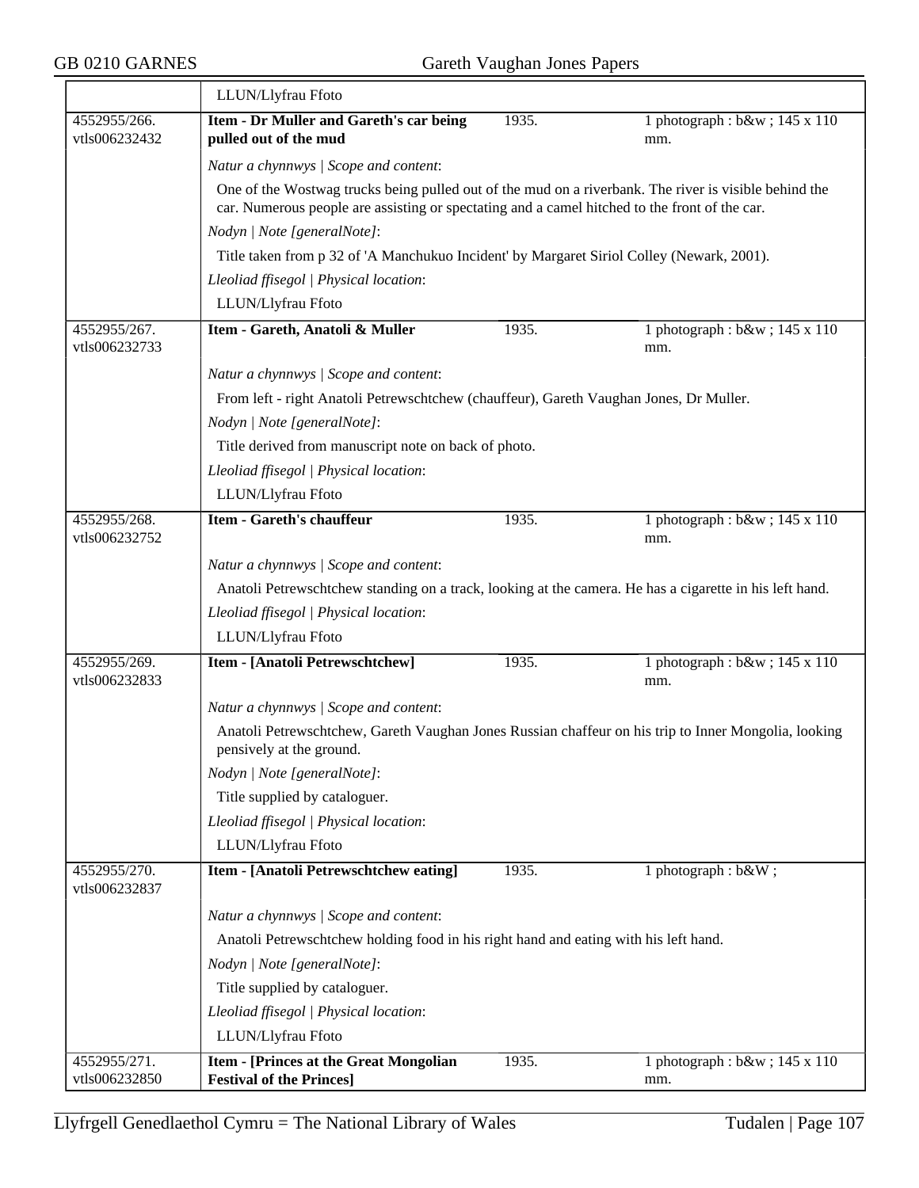LLUN/Llyfrau Ffoto

| 4552955/266. vtls006232432 | **Item - Dr Muller and Gareth's car being pulled out of the mud** | 1935. | 1 photograph : b&w ; 145 x 110 mm. |
|---|---|---|---|

*Natur a chynnwys | Scope and content*:

One of the Wostwag trucks being pulled out of the mud on a riverbank. The river is visible behind the car. Numerous people are assisting or spectating and a camel hitched to the front of the car.

*Nodyn | Note [generalNote]*:

Title taken from p 32 of 'A Manchukuo Incident' by Margaret Siriol Colley (Newark, 2001).

*Lleoliad ffisegol | Physical location*:

LLUN/Llyfrau Ffoto

| 4552955/267. vtls006232733 | **Item - Gareth, Anatoli & Muller** | 1935. | 1 photograph : b&w ; 145 x 110 mm. |
|---|---|---|---|

*Natur a chynnwys | Scope and content*:

From left - right Anatoli Petrewschtchew (chauffeur), Gareth Vaughan Jones, Dr Muller.

*Nodyn | Note [generalNote]*:

Title derived from manuscript note on back of photo.

*Lleoliad ffisegol | Physical location*:

LLUN/Llyfrau Ffoto

| 4552955/268. vtls006232752 | **Item - Gareth's chauffeur** | 1935. | 1 photograph : b&w ; 145 x 110 mm. |
|---|---|---|---|

*Natur a chynnwys | Scope and content*:

Anatoli Petrewschtchew standing on a track, looking at the camera. He has a cigarette in his left hand.

*Lleoliad ffisegol | Physical location*:

LLUN/Llyfrau Ffoto

| 4552955/269. vtls006232833 | **Item - [Anatoli Petrewschtchew]** | 1935. | 1 photograph : b&w ; 145 x 110 mm. |
|---|---|---|---|

*Natur a chynnwys | Scope and content*:

Anatoli Petrewschtchew, Gareth Vaughan Jones Russian chaffeur on his trip to Inner Mongolia, looking pensively at the ground.

*Nodyn | Note [generalNote]*:

Title supplied by cataloguer.

*Lleoliad ffisegol | Physical location*:

LLUN/Llyfrau Ffoto

| 4552955/270. vtls006232837 | **Item - [Anatoli Petrewschtchew eating]** | 1935. | 1 photograph : b&W ; |
|---|---|---|---|

*Natur a chynnwys | Scope and content*:

Anatoli Petrewschtchew holding food in his right hand and eating with his left hand.

*Nodyn | Note [generalNote]*:

Title supplied by cataloguer.

*Lleoliad ffisegol | Physical location*:

LLUN/Llyfrau Ffoto

| 4552955/271. vtls006232850 | **Item - [Princes at the Great Mongolian Festival of the Princes]** | 1935. | 1 photograph : b&w ; 145 x 110 mm. |
|---|---|---|---|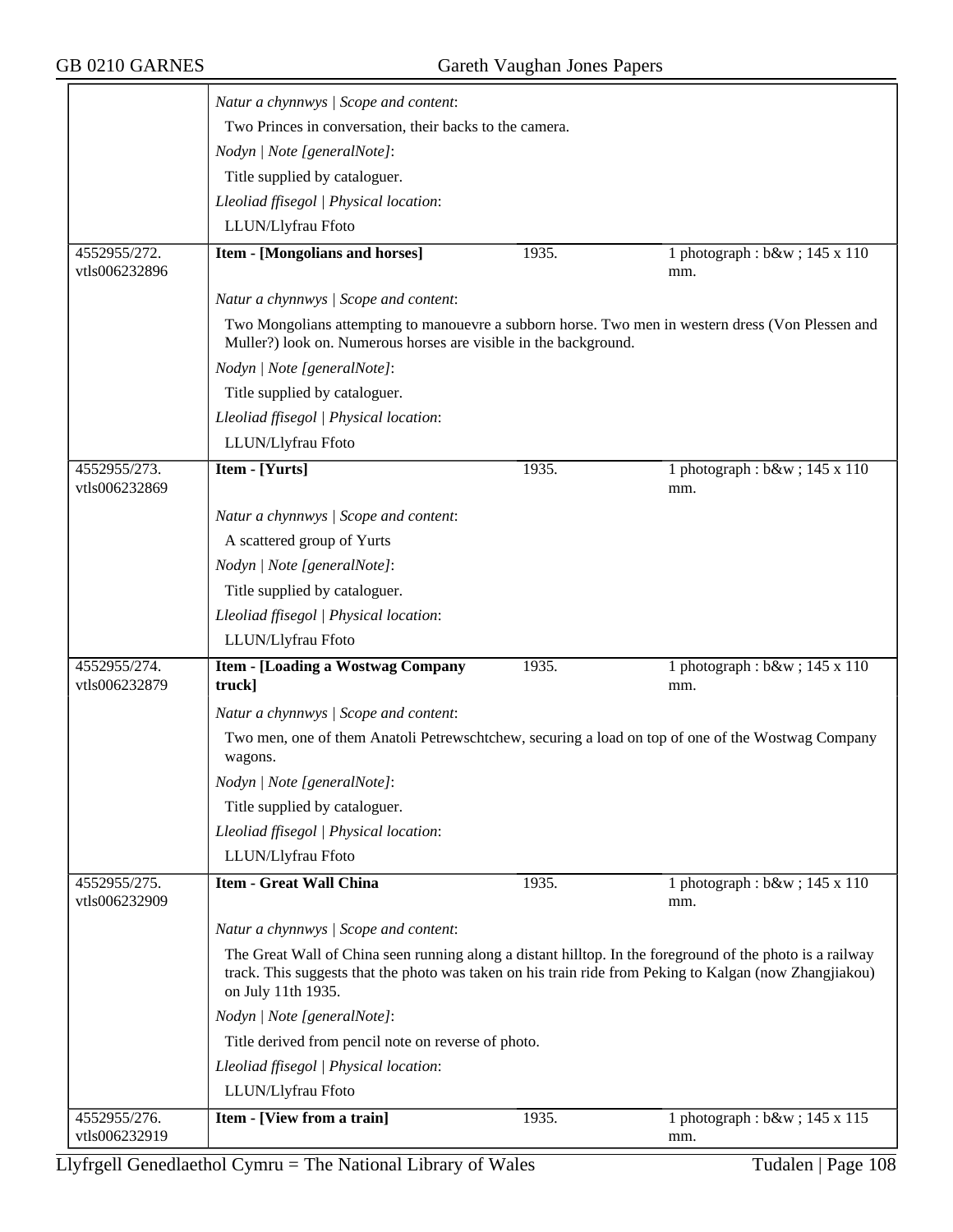*Natur a chynnwys | Scope and content*:

Two Princes in conversation, their backs to the camera.

*Nodyn | Note [generalNote]*:

Title supplied by cataloguer.

*Lleoliad ffisegol | Physical location*:

LLUN/Llyfrau Ffoto

| 4552955/272. vtls006232896 | **Item - [Mongolians and horses]** | 1935. | 1 photograph : b&w ; 145 x 110 mm. |
|---|---|---|---|

*Natur a chynnwys | Scope and content*:

Two Mongolians attempting to manouevre a subborn horse. Two men in western dress (Von Plessen and Muller?) look on. Numerous horses are visible in the background.

*Nodyn | Note [generalNote]*:

Title supplied by cataloguer.

*Lleoliad ffisegol | Physical location*:

LLUN/Llyfrau Ffoto

| 4552955/273. vtls006232869 | **Item - [Yurts]** | 1935. | 1 photograph : b&w ; 145 x 110 mm. |
|---|---|---|---|

*Natur a chynnwys | Scope and content*:

A scattered group of Yurts

*Nodyn | Note [generalNote]*:

Title supplied by cataloguer.

*Lleoliad ffisegol | Physical location*:

LLUN/Llyfrau Ffoto

| 4552955/274. vtls006232879 | **Item - [Loading a Wostwag Company truck]** | 1935. | 1 photograph : b&w ; 145 x 110 mm. |
|---|---|---|---|

*Natur a chynnwys | Scope and content*:

Two men, one of them Anatoli Petrewschtchew, securing a load on top of one of the Wostwag Company wagons.

*Nodyn | Note [generalNote]*:

Title supplied by cataloguer.

*Lleoliad ffisegol | Physical location*:

LLUN/Llyfrau Ffoto

| 4552955/275. vtls006232909 | **Item - Great Wall China** | 1935. | 1 photograph : b&w ; 145 x 110 mm. |
|---|---|---|---|

*Natur a chynnwys | Scope and content*:

The Great Wall of China seen running along a distant hilltop. In the foreground of the photo is a railway track. This suggests that the photo was taken on his train ride from Peking to Kalgan (now Zhangjiakou) on July 11th 1935.

*Nodyn | Note [generalNote]*:

Title derived from pencil note on reverse of photo.

*Lleoliad ffisegol | Physical location*:

LLUN/Llyfrau Ffoto

| 4552955/276. vtls006232919 | **Item - [View from a train]** | 1935. | 1 photograph : b&w ; 145 x 115 mm. |
|---|---|---|---|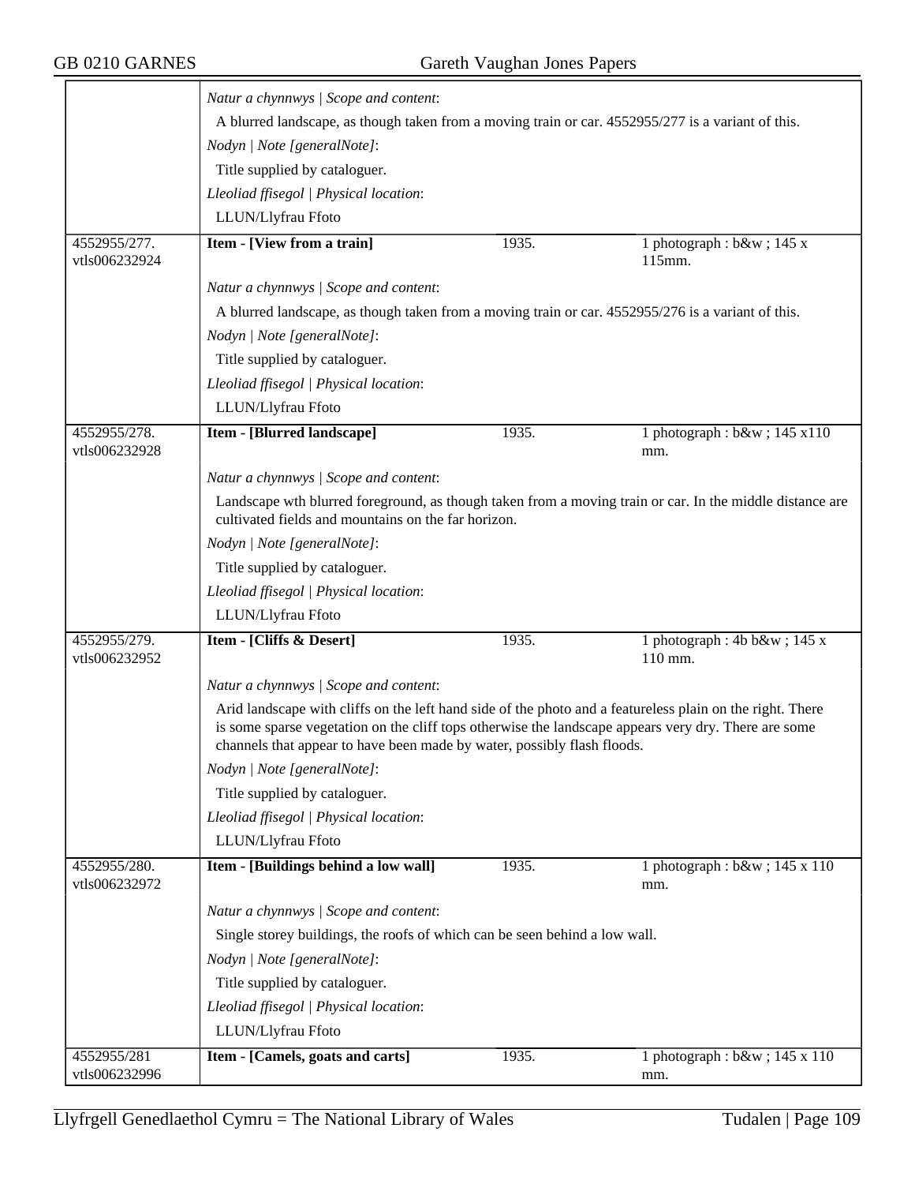*Natur a chynnwys | Scope and content*:

A blurred landscape, as though taken from a moving train or car. 4552955/277 is a variant of this.

*Nodyn | Note [generalNote]*:

Title supplied by cataloguer.

*Lleoliad ffisegol | Physical location*:

LLUN/Llyfrau Ffoto

| 4552955/277. vtls006232924 | **Item - [View from a train]** | 1935. | 1 photograph : b&w ; 145 x 115mm. |
|---|---|---|---|

*Natur a chynnwys | Scope and content*:

A blurred landscape, as though taken from a moving train or car. 4552955/276 is a variant of this.

*Nodyn | Note [generalNote]*:

Title supplied by cataloguer.

*Lleoliad ffisegol | Physical location*:

LLUN/Llyfrau Ffoto

| 4552955/278. vtls006232928 | **Item - [Blurred landscape]** | 1935. | 1 photograph : b&w ; 145 x110 mm. |
|---|---|---|---|

*Natur a chynnwys | Scope and content*:

Landscape wth blurred foreground, as though taken from a moving train or car. In the middle distance are cultivated fields and mountains on the far horizon.

*Nodyn | Note [generalNote]*:

Title supplied by cataloguer.

*Lleoliad ffisegol | Physical location*:

LLUN/Llyfrau Ffoto

| 4552955/279. vtls006232952 | **Item - [Cliffs & Desert]** | 1935. | 1 photograph : 4b b&w ; 145 x 110 mm. |
|---|---|---|---|

*Natur a chynnwys | Scope and content*:

Arid landscape with cliffs on the left hand side of the photo and a featureless plain on the right. There is some sparse vegetation on the cliff tops otherwise the landscape appears very dry. There are some channels that appear to have been made by water, possibly flash floods.

*Nodyn | Note [generalNote]*:

Title supplied by cataloguer.

*Lleoliad ffisegol | Physical location*:

LLUN/Llyfrau Ffoto

| 4552955/280. vtls006232972 | **Item - [Buildings behind a low wall]** | 1935. | 1 photograph : b&w ; 145 x 110 mm. |
|---|---|---|---|

*Natur a chynnwys | Scope and content*:

Single storey buildings, the roofs of which can be seen behind a low wall.

*Nodyn | Note [generalNote]*:

Title supplied by cataloguer.

*Lleoliad ffisegol | Physical location*:

LLUN/Llyfrau Ffoto

| 4552955/281 vtls006232996 | **Item - [Camels, goats and carts]** | 1935. | 1 photograph : b&w ; 145 x 110 mm. |
|---|---|---|---|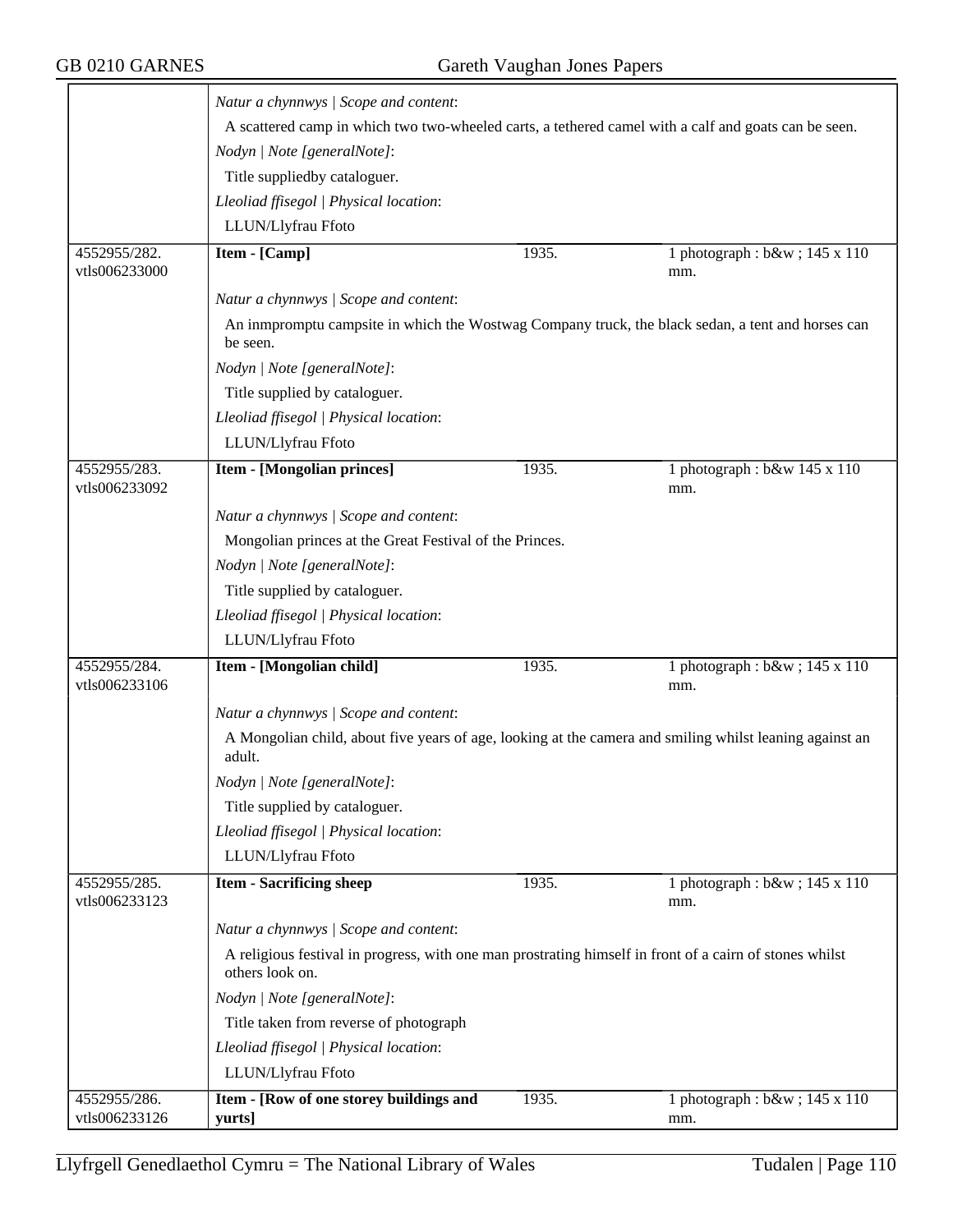*Natur a chynnwys | Scope and content*:

A scattered camp in which two two-wheeled carts, a tethered camel with a calf and goats can be seen.

*Nodyn | Note [generalNote]*:

Title suppliedby cataloguer.

*Lleoliad ffisegol | Physical location*:

LLUN/Llyfrau Ffoto

| 4552955/282. vtls006233000 | **Item - [Camp]** | 1935. | 1 photograph : b&w ; 145 x 110 mm. |
|---|---|---|---|

*Natur a chynnwys | Scope and content*:

An inmpromptu campsite in which the Wostwag Company truck, the black sedan, a tent and horses can be seen.

*Nodyn | Note [generalNote]*:

Title supplied by cataloguer.

*Lleoliad ffisegol | Physical location*:

LLUN/Llyfrau Ffoto

| 4552955/283. vtls006233092 | **Item - [Mongolian princes]** | 1935. | 1 photograph : b&w 145 x 110 mm. |
|---|---|---|---|

*Natur a chynnwys | Scope and content*:

Mongolian princes at the Great Festival of the Princes.

*Nodyn | Note [generalNote]*:

Title supplied by cataloguer.

*Lleoliad ffisegol | Physical location*:

LLUN/Llyfrau Ffoto

| 4552955/284. vtls006233106 | **Item - [Mongolian child]** | 1935. | 1 photograph : b&w ; 145 x 110 mm. |
|---|---|---|---|

*Natur a chynnwys | Scope and content*:

A Mongolian child, about five years of age, looking at the camera and smiling whilst leaning against an adult.

*Nodyn | Note [generalNote]*:

Title supplied by cataloguer.

*Lleoliad ffisegol | Physical location*:

LLUN/Llyfrau Ffoto

| 4552955/285. vtls006233123 | **Item - Sacrificing sheep** | 1935. | 1 photograph : b&w ; 145 x 110 mm. |
|---|---|---|---|

*Natur a chynnwys | Scope and content*:

A religious festival in progress, with one man prostrating himself in front of a cairn of stones whilst others look on.

*Nodyn | Note [generalNote]*:

Title taken from reverse of photograph

*Lleoliad ffisegol | Physical location*:

LLUN/Llyfrau Ffoto

| 4552955/286. vtls006233126 | **Item - [Row of one storey buildings and yurts]** | 1935. | 1 photograph : b&w ; 145 x 110 mm. |
|---|---|---|---|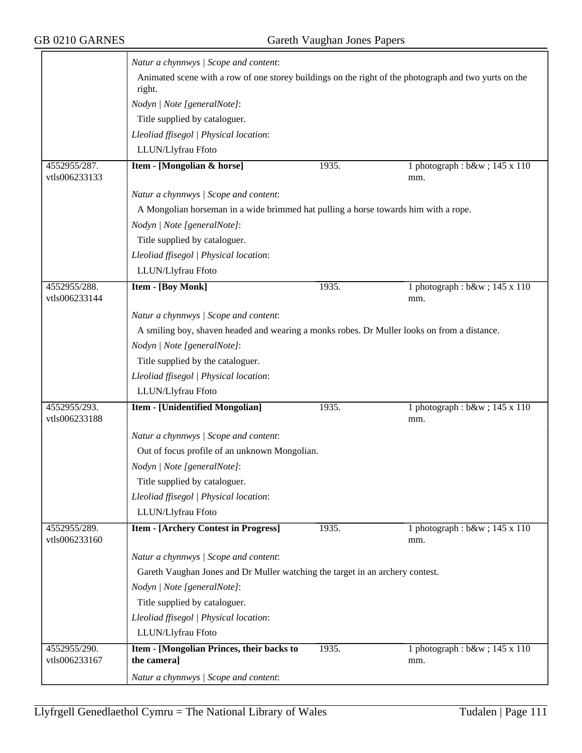| | | | |
|---|---|---|---|
| | *Natur a chynnwys \| Scope and content*:<br>Animated scene with a row of one storey buildings on the right of the photograph and two yurts on the right.<br>*Nodyn \| Note [generalNote]*:<br>Title supplied by cataloguer.<br>*Lleoliad ffisegol \| Physical location*:<br>LLUN/Llyfrau Ffoto | | |
| 4552955/287. vtls006233133 | **Item - [Mongolian & horse]** | 1935. | 1 photograph : b&w ; 145 x 110 mm. |
| | *Natur a chynnwys \| Scope and content*:<br>A Mongolian horseman in a wide brimmed hat pulling a horse towards him with a rope.<br>*Nodyn \| Note [generalNote]*:<br>Title supplied by cataloguer.<br>*Lleoliad ffisegol \| Physical location*:<br>LLUN/Llyfrau Ffoto | | |
| 4552955/288. vtls006233144 | **Item - [Boy Monk]** | 1935. | 1 photograph : b&w ; 145 x 110 mm. |
| | *Natur a chynnwys \| Scope and content*:<br>A smiling boy, shaven headed and wearing a monks robes. Dr Muller looks on from a distance.<br>*Nodyn \| Note [generalNote]*:<br>Title supplied by the cataloguer.<br>*Lleoliad ffisegol \| Physical location*:<br>LLUN/Llyfrau Ffoto | | |
| 4552955/293. vtls006233188 | **Item - [Unidentified Mongolian]** | 1935. | 1 photograph : b&w ; 145 x 110 mm. |
| | *Natur a chynnwys \| Scope and content*:<br>Out of focus profile of an unknown Mongolian.<br>*Nodyn \| Note [generalNote]*:<br>Title supplied by cataloguer.<br>*Lleoliad ffisegol \| Physical location*:<br>LLUN/Llyfrau Ffoto | | |
| 4552955/289. vtls006233160 | **Item - [Archery Contest in Progress]** | 1935. | 1 photograph : b&w ; 145 x 110 mm. |
| | *Natur a chynnwys \| Scope and content*:<br>Gareth Vaughan Jones and Dr Muller watching the target in an archery contest.<br>*Nodyn \| Note [generalNote]*:<br>Title supplied by cataloguer.<br>*Lleoliad ffisegol \| Physical location*:<br>LLUN/Llyfrau Ffoto | | |
| 4552955/290. vtls006233167 | **Item - [Mongolian Princes, their backs to the camera]** | 1935. | 1 photograph : b&w ; 145 x 110 mm. |
| | *Natur a chynnwys \| Scope and content*: | | |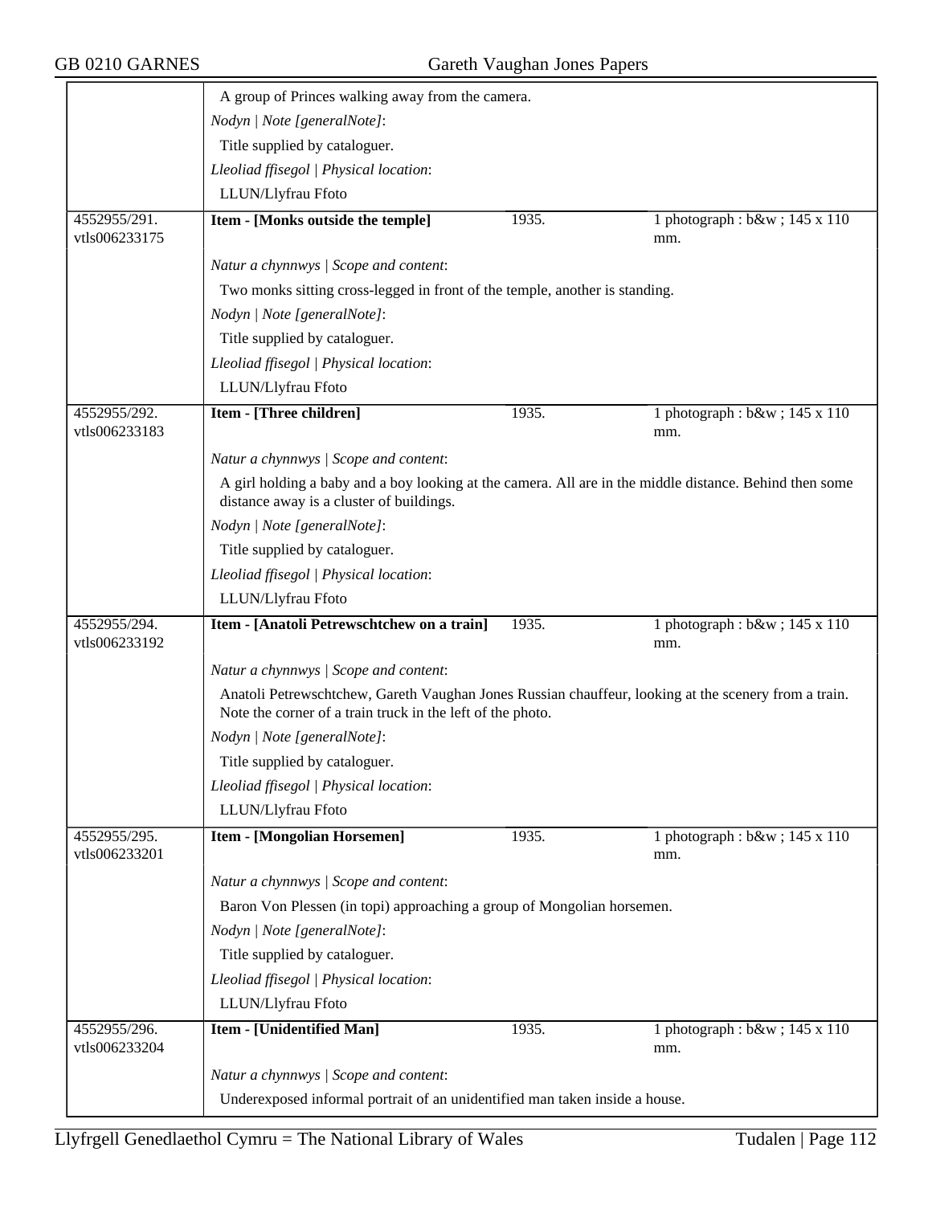A group of Princes walking away from the camera.

*Nodyn | Note [generalNote]*:

Title supplied by cataloguer.

*Lleoliad ffisegol | Physical location*:

LLUN/Llyfrau Ffoto

| 4552955/291. vtls006233175 | **Item - [Monks outside the temple]** | 1935. | 1 photograph : b&w ; 145 x 110 mm. |
|---|---|---|---|

*Natur a chynnwys | Scope and content*:

Two monks sitting cross-legged in front of the temple, another is standing.

*Nodyn | Note [generalNote]*:

Title supplied by cataloguer.

*Lleoliad ffisegol | Physical location*:

LLUN/Llyfrau Ffoto

| 4552955/292. vtls006233183 | **Item - [Three children]** | 1935. | 1 photograph : b&w ; 145 x 110 mm. |
|---|---|---|---|

*Natur a chynnwys | Scope and content*:

A girl holding a baby and a boy looking at the camera. All are in the middle distance. Behind then some distance away is a cluster of buildings.

*Nodyn | Note [generalNote]*:

Title supplied by cataloguer.

*Lleoliad ffisegol | Physical location*:

LLUN/Llyfrau Ffoto

| 4552955/294. vtls006233192 | **Item - [Anatoli Petrewschtchew on a train]** | 1935. | 1 photograph : b&w ; 145 x 110 mm. |
|---|---|---|---|

*Natur a chynnwys | Scope and content*:

Anatoli Petrewschtchew, Gareth Vaughan Jones Russian chauffeur, looking at the scenery from a train. Note the corner of a train truck in the left of the photo.

*Nodyn | Note [generalNote]*:

Title supplied by cataloguer.

*Lleoliad ffisegol | Physical location*:

LLUN/Llyfrau Ffoto

| 4552955/295. vtls006233201 | **Item - [Mongolian Horsemen]** | 1935. | 1 photograph : b&w ; 145 x 110 mm. |
|---|---|---|---|

*Natur a chynnwys | Scope and content*:

Baron Von Plessen (in topi) approaching a group of Mongolian horsemen.

*Nodyn | Note [generalNote]*:

Title supplied by cataloguer.

*Lleoliad ffisegol | Physical location*:

LLUN/Llyfrau Ffoto

| 4552955/296. vtls006233204 | **Item - [Unidentified Man]** | 1935. | 1 photograph : b&w ; 145 x 110 mm. |
|---|---|---|---|

*Natur a chynnwys | Scope and content*:

Underexposed informal portrait of an unidentified man taken inside a house.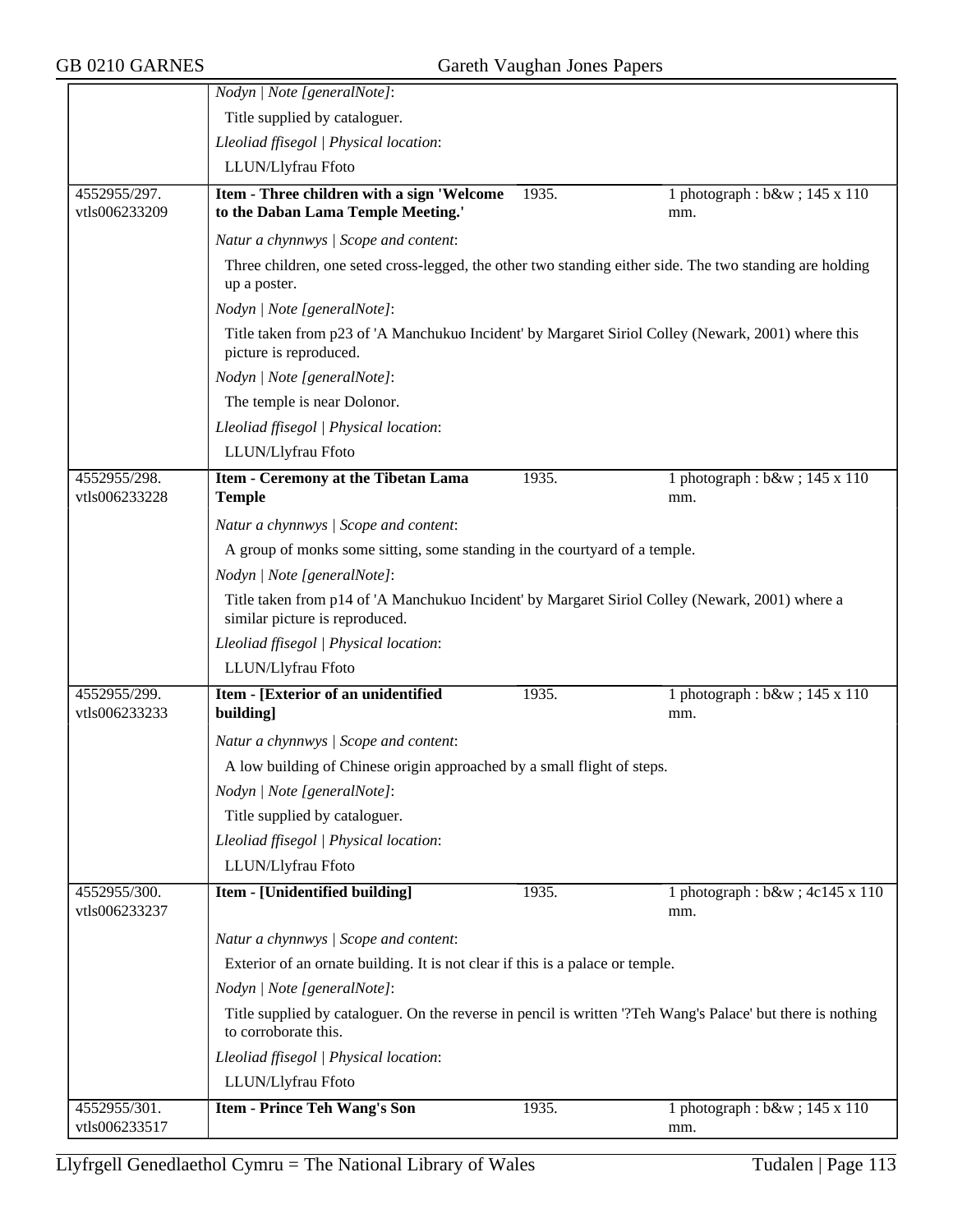*Nodyn | Note [generalNote]*:

Title supplied by cataloguer.

*Lleoliad ffisegol | Physical location*:

LLUN/Llyfrau Ffoto

| 4552955/297. vtls006233209 | **Item - Three children with a sign 'Welcome to the Daban Lama Temple Meeting.'** | 1935. | 1 photograph : b&w ; 145 x 110 mm. |
|---|---|---|---|

*Natur a chynnwys | Scope and content*:

Three children, one seted cross-legged, the other two standing either side. The two standing are holding up a poster.

*Nodyn | Note [generalNote]*:

Title taken from p23 of 'A Manchukuo Incident' by Margaret Siriol Colley (Newark, 2001) where this picture is reproduced.

*Nodyn | Note [generalNote]*:

The temple is near Dolonor.

*Lleoliad ffisegol | Physical location*:

LLUN/Llyfrau Ffoto

| 4552955/298. vtls006233228 | **Item - Ceremony at the Tibetan Lama Temple** | 1935. | 1 photograph : b&w ; 145 x 110 mm. |
|---|---|---|---|

*Natur a chynnwys | Scope and content*:

A group of monks some sitting, some standing in the courtyard of a temple.

*Nodyn | Note [generalNote]*:

Title taken from p14 of 'A Manchukuo Incident' by Margaret Siriol Colley (Newark, 2001) where a similar picture is reproduced.

*Lleoliad ffisegol | Physical location*:

LLUN/Llyfrau Ffoto

| 4552955/299. vtls006233233 | **Item - [Exterior of an unidentified building]** | 1935. | 1 photograph : b&w ; 145 x 110 mm. |
|---|---|---|---|

*Natur a chynnwys | Scope and content*:

A low building of Chinese origin approached by a small flight of steps.

*Nodyn | Note [generalNote]*:

Title supplied by cataloguer.

*Lleoliad ffisegol | Physical location*:

LLUN/Llyfrau Ffoto

| 4552955/300. vtls006233237 | **Item - [Unidentified building]** | 1935. | 1 photograph : b&w ; 4c145 x 110 mm. |
|---|---|---|---|

*Natur a chynnwys | Scope and content*:

Exterior of an ornate building. It is not clear if this is a palace or temple.

*Nodyn | Note [generalNote]*:

Title supplied by cataloguer. On the reverse in pencil is written '?Teh Wang's Palace' but there is nothing to corroborate this.

*Lleoliad ffisegol | Physical location*:

LLUN/Llyfrau Ffoto

| 4552955/301. vtls006233517 | **Item - Prince Teh Wang's Son** | 1935. | 1 photograph : b&w ; 145 x 110 mm. |
|---|---|---|---|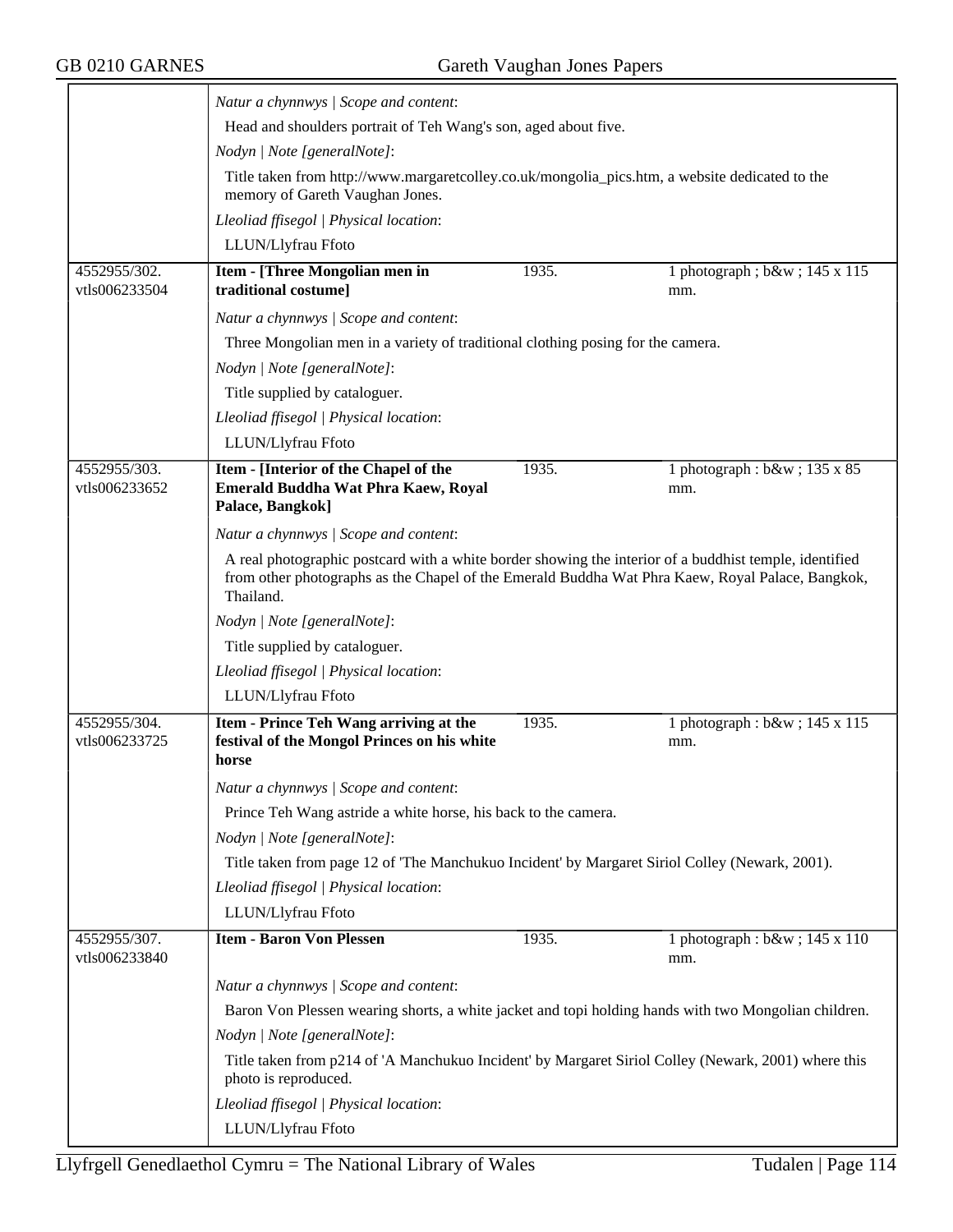*Natur a chynnwys | Scope and content*:

Head and shoulders portrait of Teh Wang's son, aged about five.

*Nodyn | Note [generalNote]*:

Title taken from http://www.margaretcolley.co.uk/mongolia_pics.htm, a website dedicated to the memory of Gareth Vaughan Jones.

*Lleoliad ffisegol | Physical location*:

LLUN/Llyfrau Ffoto

| | | | |
|---|---|---|---|
| 4552955/302. vtls006233504 | **Item - [Three Mongolian men in traditional costume]** | 1935. | 1 photograph ; b&w ; 145 x 115 mm. |

*Natur a chynnwys | Scope and content*:

Three Mongolian men in a variety of traditional clothing posing for the camera.

*Nodyn | Note [generalNote]*:

Title supplied by cataloguer.

*Lleoliad ffisegol | Physical location*:

LLUN/Llyfrau Ffoto

| | | | |
|---|---|---|---|
| 4552955/303. vtls006233652 | **Item - [Interior of the Chapel of the Emerald Buddha Wat Phra Kaew, Royal Palace, Bangkok]** | 1935. | 1 photograph : b&w ; 135 x 85 mm. |

*Natur a chynnwys | Scope and content*:

A real photographic postcard with a white border showing the interior of a buddhist temple, identified from other photographs as the Chapel of the Emerald Buddha Wat Phra Kaew, Royal Palace, Bangkok, Thailand.

*Nodyn | Note [generalNote]*:

Title supplied by cataloguer.

*Lleoliad ffisegol | Physical location*:

LLUN/Llyfrau Ffoto

| | | | |
|---|---|---|---|
| 4552955/304. vtls006233725 | **Item - Prince Teh Wang arriving at the festival of the Mongol Princes on his white horse** | 1935. | 1 photograph : b&w ; 145 x 115 mm. |

*Natur a chynnwys | Scope and content*:

Prince Teh Wang astride a white horse, his back to the camera.

*Nodyn | Note [generalNote]*:

Title taken from page 12 of 'The Manchukuo Incident' by Margaret Siriol Colley (Newark, 2001).

*Lleoliad ffisegol | Physical location*:

LLUN/Llyfrau Ffoto

| | | | |
|---|---|---|---|
| 4552955/307. vtls006233840 | **Item - Baron Von Plessen** | 1935. | 1 photograph : b&w ; 145 x 110 mm. |

*Natur a chynnwys | Scope and content*:

Baron Von Plessen wearing shorts, a white jacket and topi holding hands with two Mongolian children.

*Nodyn | Note [generalNote]*:

Title taken from p214 of 'A Manchukuo Incident' by Margaret Siriol Colley (Newark, 2001) where this photo is reproduced.

*Lleoliad ffisegol | Physical location*:

LLUN/Llyfrau Ffoto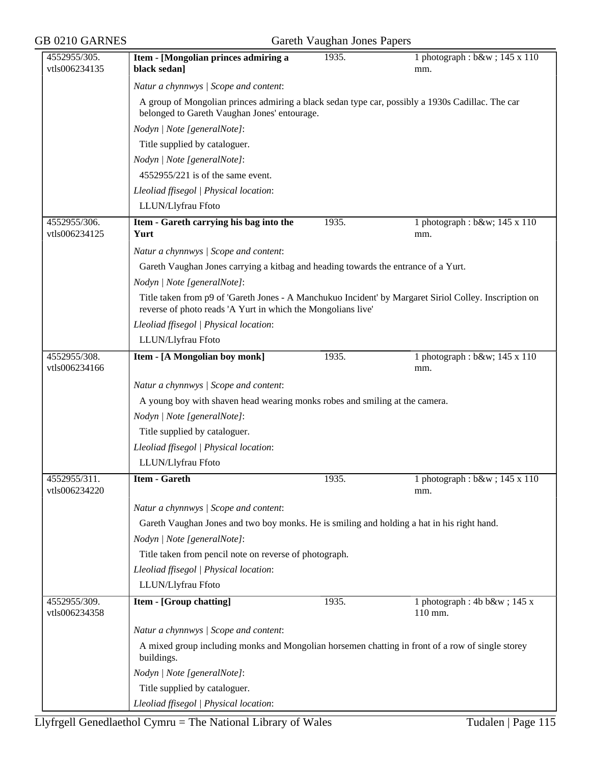| 4552955/305. vtls006234135 | **Item - [Mongolian princes admiring a black sedan]** | 1935. | 1 photograph : b&w ; 145 x 110 mm. |
|---|---|---|---|

*Natur a chynnwys | Scope and content*:

A group of Mongolian princes admiring a black sedan type car, possibly a 1930s Cadillac. The car belonged to Gareth Vaughan Jones' entourage.

*Nodyn | Note [generalNote]*:

Title supplied by cataloguer.

*Nodyn | Note [generalNote]*:

4552955/221 is of the same event.

*Lleoliad ffisegol | Physical location*:

LLUN/Llyfrau Ffoto

| 4552955/306. vtls006234125 | **Item - Gareth carrying his bag into the Yurt** | 1935. | 1 photograph : b&w; 145 x 110 mm. |
|---|---|---|---|

*Natur a chynnwys | Scope and content*:

Gareth Vaughan Jones carrying a kitbag and heading towards the entrance of a Yurt.

*Nodyn | Note [generalNote]*:

Title taken from p9 of 'Gareth Jones - A Manchukuo Incident' by Margaret Siriol Colley. Inscription on reverse of photo reads 'A Yurt in which the Mongolians live'

*Lleoliad ffisegol | Physical location*:

LLUN/Llyfrau Ffoto

| 4552955/308. vtls006234166 | **Item - [A Mongolian boy monk]** | 1935. | 1 photograph : b&w; 145 x 110 mm. |
|---|---|---|---|

*Natur a chynnwys | Scope and content*:

A young boy with shaven head wearing monks robes and smiling at the camera.

*Nodyn | Note [generalNote]*:

Title supplied by cataloguer.

*Lleoliad ffisegol | Physical location*:

LLUN/Llyfrau Ffoto

| 4552955/311. vtls006234220 | **Item - Gareth** | 1935. | 1 photograph : b&w ; 145 x 110 mm. |
|---|---|---|---|

*Natur a chynnwys | Scope and content*:

Gareth Vaughan Jones and two boy monks. He is smiling and holding a hat in his right hand.

*Nodyn | Note [generalNote]*:

Title taken from pencil note on reverse of photograph.

*Lleoliad ffisegol | Physical location*:

LLUN/Llyfrau Ffoto

| 4552955/309. vtls006234358 | **Item - [Group chatting]** | 1935. | 1 photograph : 4b b&w ; 145 x 110 mm. |
|---|---|---|---|

*Natur a chynnwys | Scope and content*:

A mixed group including monks and Mongolian horsemen chatting in front of a row of single storey buildings.

*Nodyn | Note [generalNote]*:

Title supplied by cataloguer.

*Lleoliad ffisegol | Physical location*: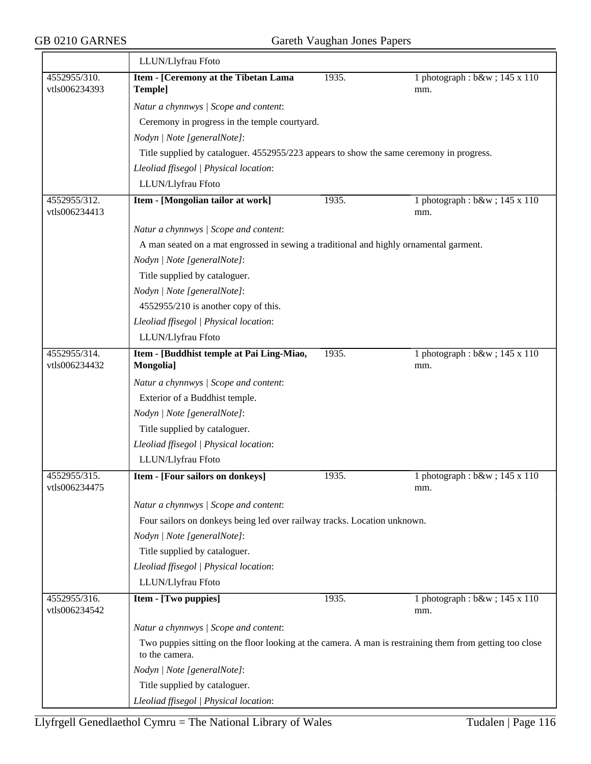| | | | |
|---|---|---|---|
| | LLUN/Llyfrau Ffoto | | |
| 4552955/310. vtls006234393 | **Item - [Ceremony at the Tibetan Lama Temple]** | 1935. | 1 photograph : b&w ; 145 x 110 mm. |
| | *Natur a chynnwys \| Scope and content*:<br>Ceremony in progress in the temple courtyard.<br>*Nodyn \| Note [generalNote]*:<br>Title supplied by cataloguer. 4552955/223 appears to show the same ceremony in progress.<br>*Lleoliad ffisegol \| Physical location*:<br>LLUN/Llyfrau Ffoto | | |
| 4552955/312. vtls006234413 | **Item - [Mongolian tailor at work]** | 1935. | 1 photograph : b&w ; 145 x 110 mm. |
| | *Natur a chynnwys \| Scope and content*:<br>A man seated on a mat engrossed in sewing a traditional and highly ornamental garment.<br>*Nodyn \| Note [generalNote]*:<br>Title supplied by cataloguer.<br>*Nodyn \| Note [generalNote]*:<br>4552955/210 is another copy of this.<br>*Lleoliad ffisegol \| Physical location*:<br>LLUN/Llyfrau Ffoto | | |
| 4552955/314. vtls006234432 | **Item - [Buddhist temple at Pai Ling-Miao, Mongolia]** | 1935. | 1 photograph : b&w ; 145 x 110 mm. |
| | *Natur a chynnwys \| Scope and content*:<br>Exterior of a Buddhist temple.<br>*Nodyn \| Note [generalNote]*:<br>Title supplied by cataloguer.<br>*Lleoliad ffisegol \| Physical location*:<br>LLUN/Llyfrau Ffoto | | |
| 4552955/315. vtls006234475 | **Item - [Four sailors on donkeys]** | 1935. | 1 photograph : b&w ; 145 x 110 mm. |
| | *Natur a chynnwys \| Scope and content*:<br>Four sailors on donkeys being led over railway tracks. Location unknown.<br>*Nodyn \| Note [generalNote]*:<br>Title supplied by cataloguer.<br>*Lleoliad ffisegol \| Physical location*:<br>LLUN/Llyfrau Ffoto | | |
| 4552955/316. vtls006234542 | **Item - [Two puppies]** | 1935. | 1 photograph : b&w ; 145 x 110 mm. |
| | *Natur a chynnwys \| Scope and content*:<br>Two puppies sitting on the floor looking at the camera. A man is restraining them from getting too close to the camera.<br>*Nodyn \| Note [generalNote]*:<br>Title supplied by cataloguer.<br>*Lleoliad ffisegol \| Physical location*: | | |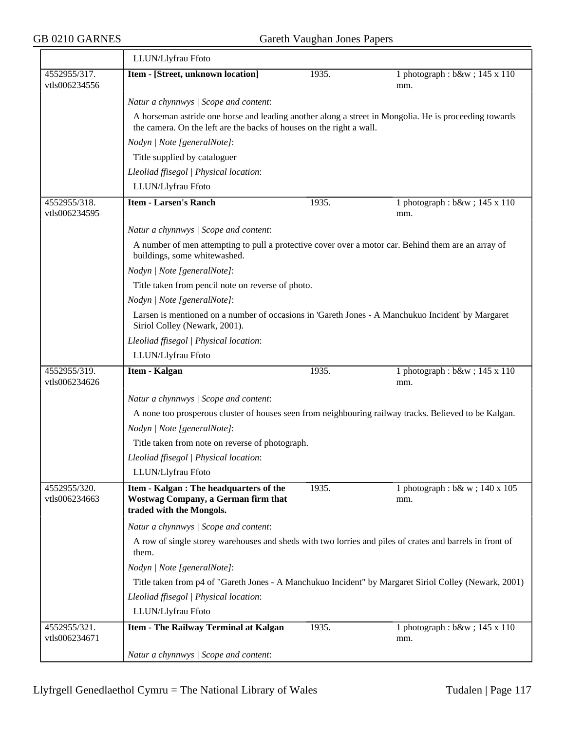| | LLUN/Llyfrau Ffoto | | |
|---|---|---|---|
| 4552955/317. vtls006234556 | **Item - [Street, unknown location]** | 1935. | 1 photograph : b&w ; 145 x 110 mm. |
| | *Natur a chynnwys \| Scope and content*:<br>A horseman astride one horse and leading another along a street in Mongolia. He is proceeding towards the camera. On the left are the backs of houses on the right a wall.<br>*Nodyn \| Note [generalNote]*:<br>Title supplied by cataloguer<br>*Lleoliad ffisegol \| Physical location*:<br>LLUN/Llyfrau Ffoto | | |
| 4552955/318. vtls006234595 | **Item - Larsen's Ranch** | 1935. | 1 photograph : b&w ; 145 x 110 mm. |
| | *Natur a chynnwys \| Scope and content*:<br>A number of men attempting to pull a protective cover over a motor car. Behind them are an array of buildings, some whitewashed.<br>*Nodyn \| Note [generalNote]*:<br>Title taken from pencil note on reverse of photo.<br>*Nodyn \| Note [generalNote]*:<br>Larsen is mentioned on a number of occasions in 'Gareth Jones - A Manchukuo Incident' by Margaret Siriol Colley (Newark, 2001).<br>*Lleoliad ffisegol \| Physical location*:<br>LLUN/Llyfrau Ffoto | | |
| 4552955/319. vtls006234626 | **Item - Kalgan** | 1935. | 1 photograph : b&w ; 145 x 110 mm. |
| | *Natur a chynnwys \| Scope and content*:<br>A none too prosperous cluster of houses seen from neighbouring railway tracks. Believed to be Kalgan.<br>*Nodyn \| Note [generalNote]*:<br>Title taken from note on reverse of photograph.<br>*Lleoliad ffisegol \| Physical location*:<br>LLUN/Llyfrau Ffoto | | |
| 4552955/320. vtls006234663 | **Item - Kalgan : The headquarters of the Wostwag Company, a German firm that traded with the Mongols.** | 1935. | 1 photograph : b& w ; 140 x 105 mm. |
| | *Natur a chynnwys \| Scope and content*:<br>A row of single storey warehouses and sheds with two lorries and piles of crates and barrels in front of them.<br>*Nodyn \| Note [generalNote]*:<br>Title taken from p4 of "Gareth Jones - A Manchukuo Incident" by Margaret Siriol Colley (Newark, 2001)<br>*Lleoliad ffisegol \| Physical location*:<br>LLUN/Llyfrau Ffoto | | |
| 4552955/321. vtls006234671 | **Item - The Railway Terminal at Kalgan** | 1935. | 1 photograph : b&w ; 145 x 110 mm. |
| | *Natur a chynnwys \| Scope and content*: | | |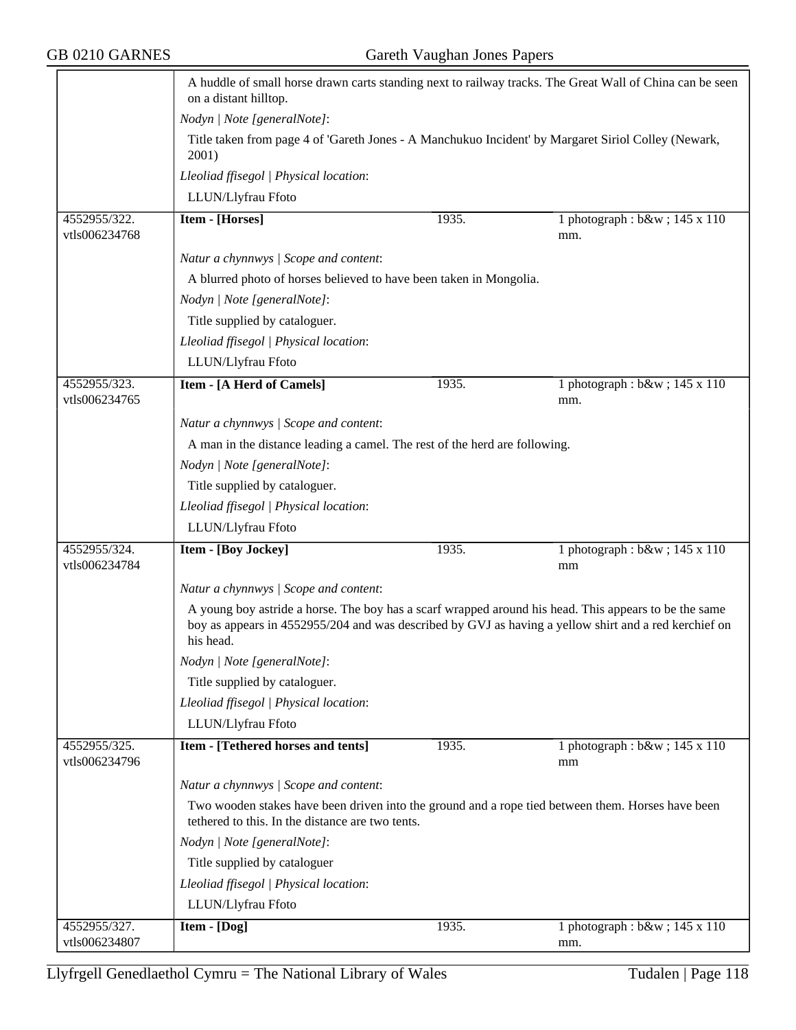A huddle of small horse drawn carts standing next to railway tracks. The Great Wall of China can be seen on a distant hilltop.

*Nodyn | Note [generalNote]*:

Title taken from page 4 of 'Gareth Jones - A Manchukuo Incident' by Margaret Siriol Colley (Newark, 2001)

*Lleoliad ffisegol | Physical location*:

LLUN/Llyfrau Ffoto

| 4552955/322. vtls006234768 | **Item - [Horses]** | 1935. | 1 photograph : b&w ; 145 x 110 mm. |
|---|---|---|---|

*Natur a chynnwys | Scope and content*:

A blurred photo of horses believed to have been taken in Mongolia.

*Nodyn | Note [generalNote]*:

Title supplied by cataloguer.

*Lleoliad ffisegol | Physical location*:

LLUN/Llyfrau Ffoto

| 4552955/323. vtls006234765 | **Item - [A Herd of Camels]** | 1935. | 1 photograph : b&w ; 145 x 110 mm. |
|---|---|---|---|

*Natur a chynnwys | Scope and content*:

A man in the distance leading a camel. The rest of the herd are following.

*Nodyn | Note [generalNote]*:

Title supplied by cataloguer.

*Lleoliad ffisegol | Physical location*:

LLUN/Llyfrau Ffoto

| 4552955/324. vtls006234784 | **Item - [Boy Jockey]** | 1935. | 1 photograph : b&w ; 145 x 110 mm |
|---|---|---|---|

*Natur a chynnwys | Scope and content*:

A young boy astride a horse. The boy has a scarf wrapped around his head. This appears to be the same boy as appears in 4552955/204 and was described by GVJ as having a yellow shirt and a red kerchief on his head.

*Nodyn | Note [generalNote]*:

Title supplied by cataloguer.

*Lleoliad ffisegol | Physical location*:

LLUN/Llyfrau Ffoto

| 4552955/325. vtls006234796 | **Item - [Tethered horses and tents]** | 1935. | 1 photograph : b&w ; 145 x 110 mm |
|---|---|---|---|

*Natur a chynnwys | Scope and content*:

Two wooden stakes have been driven into the ground and a rope tied between them. Horses have been tethered to this. In the distance are two tents.

*Nodyn | Note [generalNote]*:

Title supplied by cataloguer

*Lleoliad ffisegol | Physical location*:

LLUN/Llyfrau Ffoto

| 4552955/327. vtls006234807 | **Item - [Dog]** | 1935. | 1 photograph : b&w ; 145 x 110 mm. |
|---|---|---|---|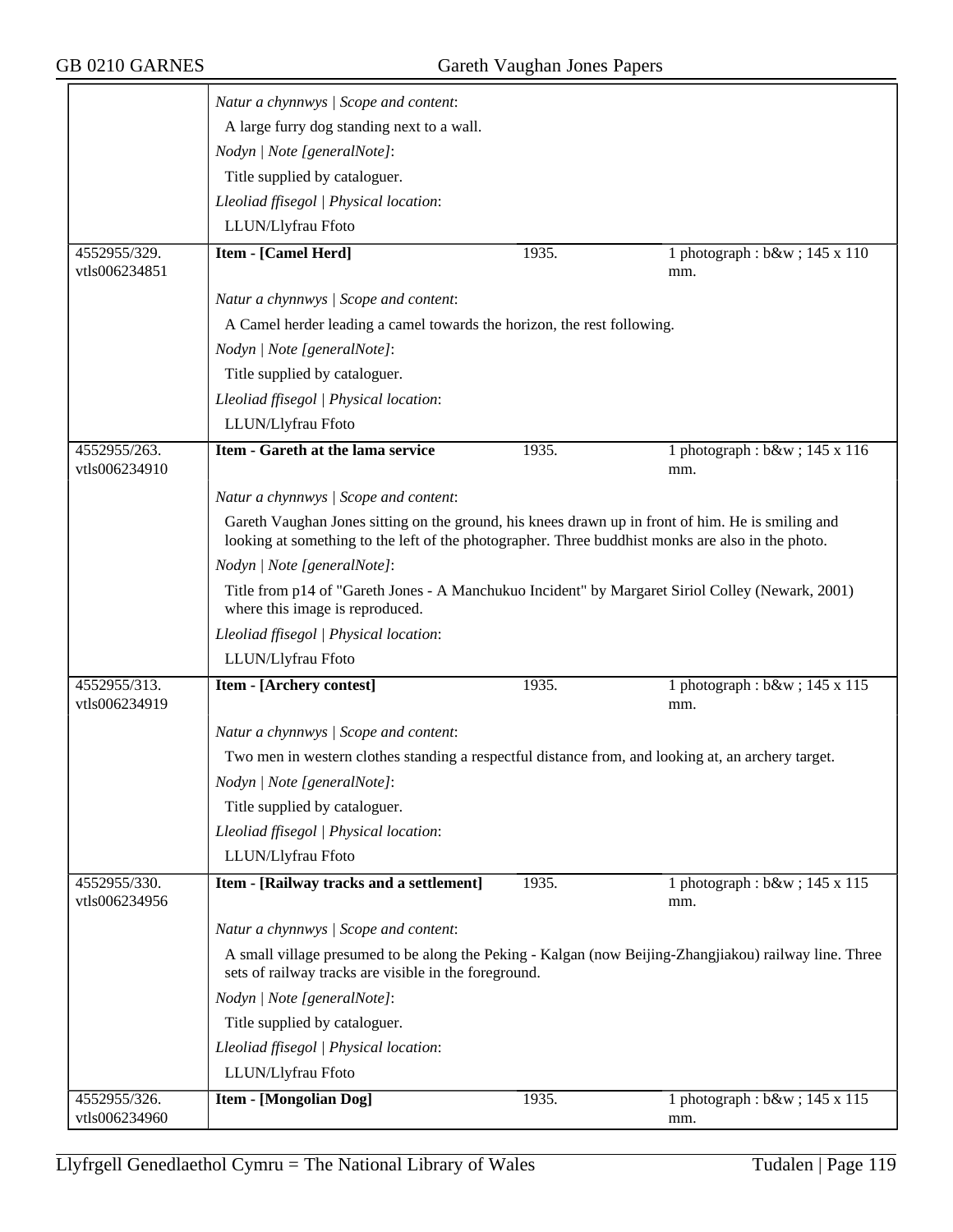*Natur a chynnwys | Scope and content*:

A large furry dog standing next to a wall.

*Nodyn | Note [generalNote]*:

Title supplied by cataloguer.

*Lleoliad ffisegol | Physical location*:

LLUN/Llyfrau Ffoto

| 4552955/329. vtls006234851 | **Item - [Camel Herd]** | 1935. | 1 photograph : b&w ; 145 x 110 mm. |
|---|---|---|---|

*Natur a chynnwys | Scope and content*:

A Camel herder leading a camel towards the horizon, the rest following.

*Nodyn | Note [generalNote]*:

Title supplied by cataloguer.

*Lleoliad ffisegol | Physical location*:

LLUN/Llyfrau Ffoto

| 4552955/263. vtls006234910 | **Item - Gareth at the lama service** | 1935. | 1 photograph : b&w ; 145 x 116 mm. |
|---|---|---|---|

*Natur a chynnwys | Scope and content*:

Gareth Vaughan Jones sitting on the ground, his knees drawn up in front of him. He is smiling and looking at something to the left of the photographer. Three buddhist monks are also in the photo.

*Nodyn | Note [generalNote]*:

Title from p14 of "Gareth Jones - A Manchukuo Incident" by Margaret Siriol Colley (Newark, 2001) where this image is reproduced.

*Lleoliad ffisegol | Physical location*:

LLUN/Llyfrau Ffoto

| 4552955/313. vtls006234919 | **Item - [Archery contest]** | 1935. | 1 photograph : b&w ; 145 x 115 mm. |
|---|---|---|---|

*Natur a chynnwys | Scope and content*:

Two men in western clothes standing a respectful distance from, and looking at, an archery target.

*Nodyn | Note [generalNote]*:

Title supplied by cataloguer.

*Lleoliad ffisegol | Physical location*:

LLUN/Llyfrau Ffoto

| 4552955/330. vtls006234956 | **Item - [Railway tracks and a settlement]** | 1935. | 1 photograph : b&w ; 145 x 115 mm. |
|---|---|---|---|

*Natur a chynnwys | Scope and content*:

A small village presumed to be along the Peking - Kalgan (now Beijing-Zhangjiakou) railway line. Three sets of railway tracks are visible in the foreground.

*Nodyn | Note [generalNote]*:

Title supplied by cataloguer.

*Lleoliad ffisegol | Physical location*:

LLUN/Llyfrau Ffoto

| 4552955/326. vtls006234960 | **Item - [Mongolian Dog]** | 1935. | 1 photograph : b&w ; 145 x 115 mm. |
|---|---|---|---|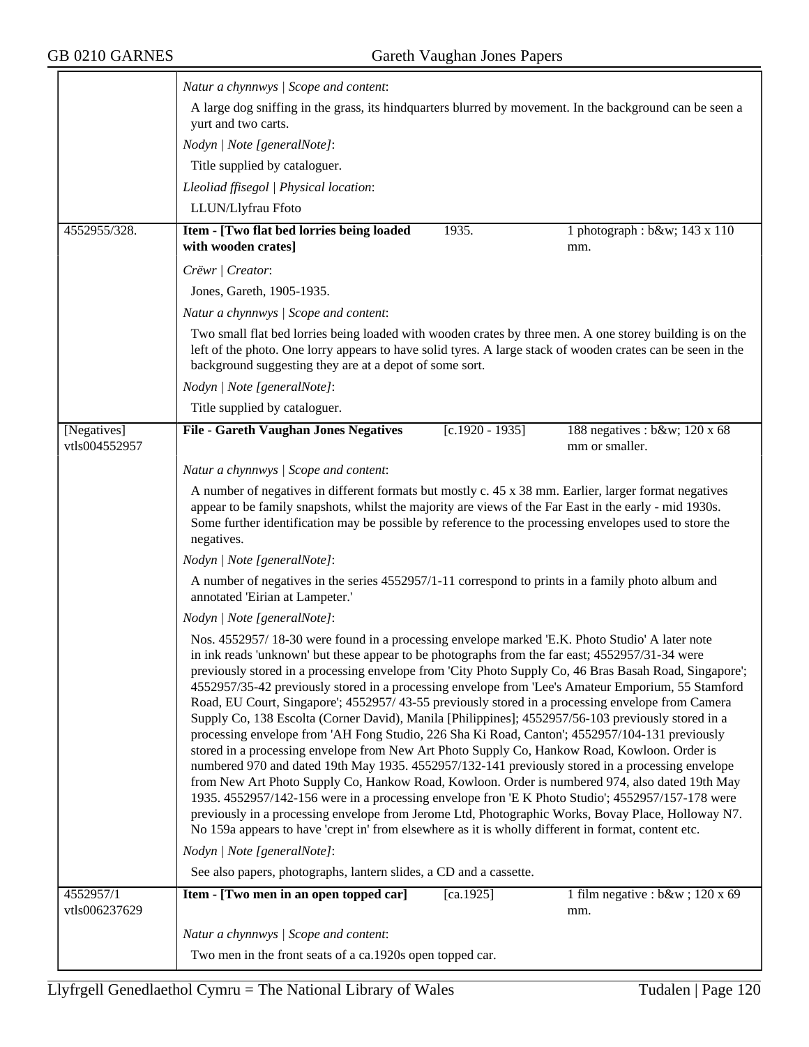*Natur a chynnwys | Scope and content*:

A large dog sniffing in the grass, its hindquarters blurred by movement. In the background can be seen a yurt and two carts.

*Nodyn | Note [generalNote]*:

Title supplied by cataloguer.

*Lleoliad ffisegol | Physical location*:

LLUN/Llyfrau Ffoto

| 4552955/328. | **Item - [Two flat bed lorries being loaded with wooden crates]** | 1935. | 1 photograph : b&w; 143 x 110 mm. |
|---|---|---|---|

*Crëwr | Creator*:

Jones, Gareth, 1905-1935.

*Natur a chynnwys | Scope and content*:

Two small flat bed lorries being loaded with wooden crates by three men. A one storey building is on the left of the photo. One lorry appears to have solid tyres. A large stack of wooden crates can be seen in the background suggesting they are at a depot of some sort.

*Nodyn | Note [generalNote]*:

Title supplied by cataloguer.

| [Negatives] vtls004552957 | **File - Gareth Vaughan Jones Negatives** | [c.1920 - 1935] | 188 negatives : b&w; 120 x 68 mm or smaller. |
|---|---|---|---|

*Natur a chynnwys | Scope and content*:

A number of negatives in different formats but mostly c. 45 x 38 mm. Earlier, larger format negatives appear to be family snapshots, whilst the majority are views of the Far East in the early - mid 1930s. Some further identification may be possible by reference to the processing envelopes used to store the negatives.

*Nodyn | Note [generalNote]*:

A number of negatives in the series 4552957/1-11 correspond to prints in a family photo album and annotated 'Eirian at Lampeter.'

*Nodyn | Note [generalNote]*:

Nos. 4552957/ 18-30 were found in a processing envelope marked 'E.K. Photo Studio' A later note in ink reads 'unknown' but these appear to be photographs from the far east; 4552957/31-34 were previously stored in a processing envelope from 'City Photo Supply Co, 46 Bras Basah Road, Singapore'; 4552957/35-42 previously stored in a processing envelope from 'Lee's Amateur Emporium, 55 Stamford Road, EU Court, Singapore'; 4552957/ 43-55 previously stored in a processing envelope from Camera Supply Co, 138 Escolta (Corner David), Manila [Philippines]; 4552957/56-103 previously stored in a processing envelope from 'AH Fong Studio, 226 Sha Ki Road, Canton'; 4552957/104-131 previously stored in a processing envelope from New Art Photo Supply Co, Hankow Road, Kowloon. Order is numbered 970 and dated 19th May 1935. 4552957/132-141 previously stored in a processing envelope from New Art Photo Supply Co, Hankow Road, Kowloon. Order is numbered 974, also dated 19th May 1935. 4552957/142-156 were in a processing envelope fron 'E K Photo Studio'; 4552957/157-178 were previously in a processing envelope from Jerome Ltd, Photographic Works, Bovay Place, Holloway N7. No 159a appears to have 'crept in' from elsewhere as it is wholly different in format, content etc.

*Nodyn | Note [generalNote]*:

See also papers, photographs, lantern slides, a CD and a cassette.

| 4552957/1 vtls006237629 | **Item - [Two men in an open topped car]** | [ca.1925] | 1 film negative : b&w ; 120 x 69 mm. |
|---|---|---|---|

*Natur a chynnwys | Scope and content*:

Two men in the front seats of a ca.1920s open topped car.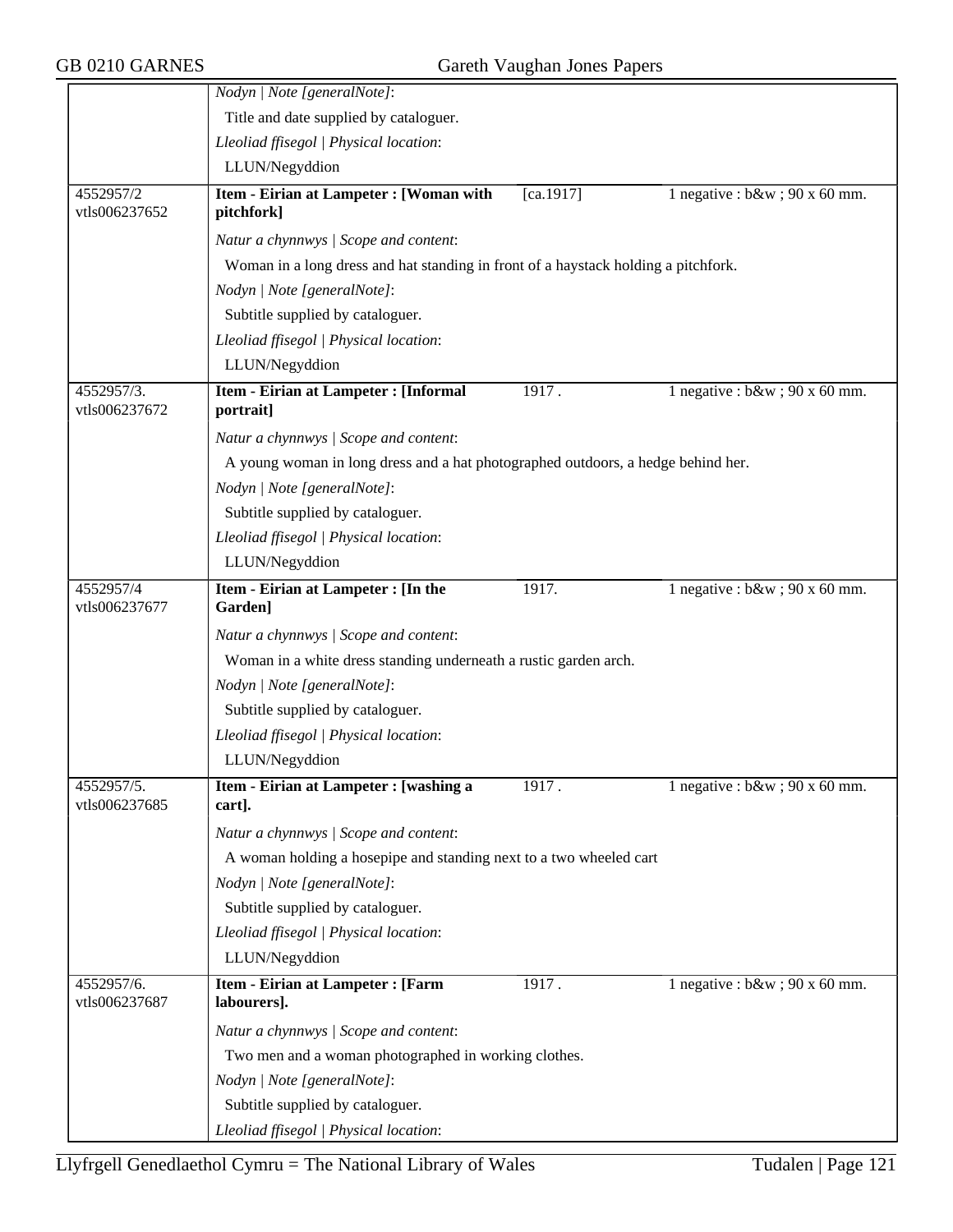*Nodyn | Note [generalNote]*:

Title and date supplied by cataloguer.

*Lleoliad ffisegol | Physical location*:

LLUN/Negyddion

| 4552957/2<br>vtls006237652 | **Item - Eirian at Lampeter : [Woman with pitchfork]** | [ca.1917] | 1 negative : b&w ; 90 x 60 mm. |
|---|---|---|---|

*Natur a chynnwys | Scope and content*:

Woman in a long dress and hat standing in front of a haystack holding a pitchfork.

*Nodyn | Note [generalNote]*:

Subtitle supplied by cataloguer.

*Lleoliad ffisegol | Physical location*:

LLUN/Negyddion

| 4552957/3.<br>vtls006237672 | **Item - Eirian at Lampeter : [Informal portrait]** | 1917 . | 1 negative : b&w ; 90 x 60 mm. |
|---|---|---|---|

*Natur a chynnwys | Scope and content*:

A young woman in long dress and a hat photographed outdoors, a hedge behind her.

*Nodyn | Note [generalNote]*:

Subtitle supplied by cataloguer.

*Lleoliad ffisegol | Physical location*:

LLUN/Negyddion

| 4552957/4<br>vtls006237677 | **Item - Eirian at Lampeter : [In the Garden]** | 1917. | 1 negative : b&w ; 90 x 60 mm. |
|---|---|---|---|

*Natur a chynnwys | Scope and content*:

Woman in a white dress standing underneath a rustic garden arch.

*Nodyn | Note [generalNote]*:

Subtitle supplied by cataloguer.

*Lleoliad ffisegol | Physical location*:

LLUN/Negyddion

| 4552957/5.<br>vtls006237685 | **Item - Eirian at Lampeter : [washing a cart].** | 1917 . | 1 negative : b&w ; 90 x 60 mm. |
|---|---|---|---|

*Natur a chynnwys | Scope and content*:

A woman holding a hosepipe and standing next to a two wheeled cart

*Nodyn | Note [generalNote]*:

Subtitle supplied by cataloguer.

*Lleoliad ffisegol | Physical location*:

LLUN/Negyddion

| 4552957/6.<br>vtls006237687 | **Item - Eirian at Lampeter : [Farm labourers].** | 1917 . | 1 negative : b&w ; 90 x 60 mm. |
|---|---|---|---|

*Natur a chynnwys | Scope and content*:

Two men and a woman photographed in working clothes.

*Nodyn | Note [generalNote]*:

Subtitle supplied by cataloguer.

*Lleoliad ffisegol | Physical location*: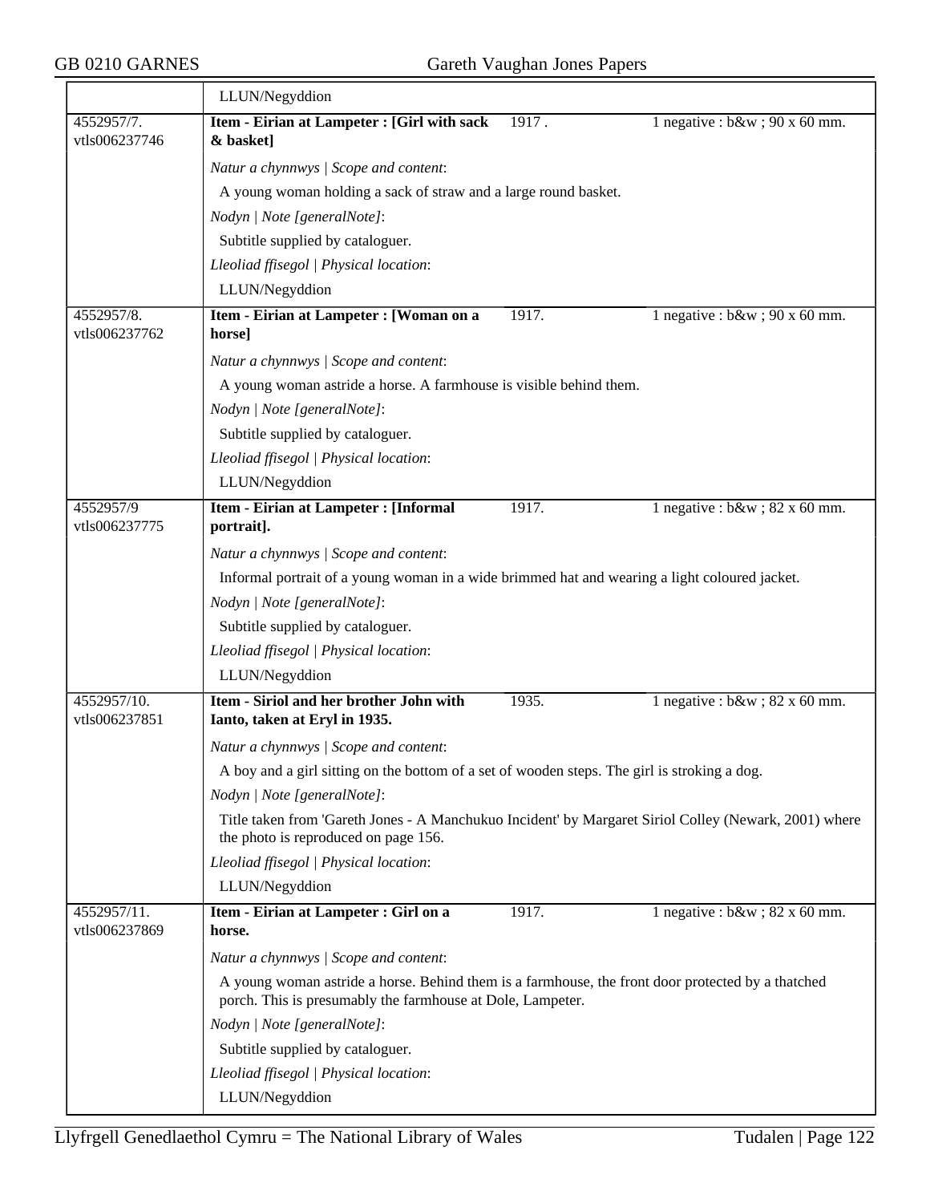| | LLUN/Negyddion | | |
|---|---|---|---|
| 4552957/7. vtls006237746 | **Item - Eirian at Lampeter : [Girl with sack & basket]** | 1917 . | 1 negative : b&w ; 90 x 60 mm. |
| | *Natur a chynnwys \| Scope and content*:<br>A young woman holding a sack of straw and a large round basket.<br>*Nodyn \| Note [generalNote]*:<br>Subtitle supplied by cataloguer.<br>*Lleoliad ffisegol \| Physical location*:<br>LLUN/Negyddion | | |
| 4552957/8. vtls006237762 | **Item - Eirian at Lampeter : [Woman on a horse]** | 1917. | 1 negative : b&w ; 90 x 60 mm. |
| | *Natur a chynnwys \| Scope and content*:<br>A young woman astride a horse. A farmhouse is visible behind them.<br>*Nodyn \| Note [generalNote]*:<br>Subtitle supplied by cataloguer.<br>*Lleoliad ffisegol \| Physical location*:<br>LLUN/Negyddion | | |
| 4552957/9 vtls006237775 | **Item - Eirian at Lampeter : [Informal portrait].** | 1917. | 1 negative : b&w ; 82 x 60 mm. |
| | *Natur a chynnwys \| Scope and content*:<br>Informal portrait of a young woman in a wide brimmed hat and wearing a light coloured jacket.<br>*Nodyn \| Note [generalNote]*:<br>Subtitle supplied by cataloguer.<br>*Lleoliad ffisegol \| Physical location*:<br>LLUN/Negyddion | | |
| 4552957/10. vtls006237851 | **Item - Siriol and her brother John with Ianto, taken at Eryl in 1935.** | 1935. | 1 negative : b&w ; 82 x 60 mm. |
| | *Natur a chynnwys \| Scope and content*:<br>A boy and a girl sitting on the bottom of a set of wooden steps. The girl is stroking a dog.<br>*Nodyn \| Note [generalNote]*:<br>Title taken from 'Gareth Jones - A Manchukuo Incident' by Margaret Siriol Colley (Newark, 2001) where the photo is reproduced on page 156.<br>*Lleoliad ffisegol \| Physical location*:<br>LLUN/Negyddion | | |
| 4552957/11. vtls006237869 | **Item - Eirian at Lampeter : Girl on a horse.** | 1917. | 1 negative : b&w ; 82 x 60 mm. |
| | *Natur a chynnwys \| Scope and content*:<br>A young woman astride a horse. Behind them is a farmhouse, the front door protected by a thatched porch. This is presumably the farmhouse at Dole, Lampeter.<br>*Nodyn \| Note [generalNote]*:<br>Subtitle supplied by cataloguer.<br>*Lleoliad ffisegol \| Physical location*:<br>LLUN/Negyddion | | |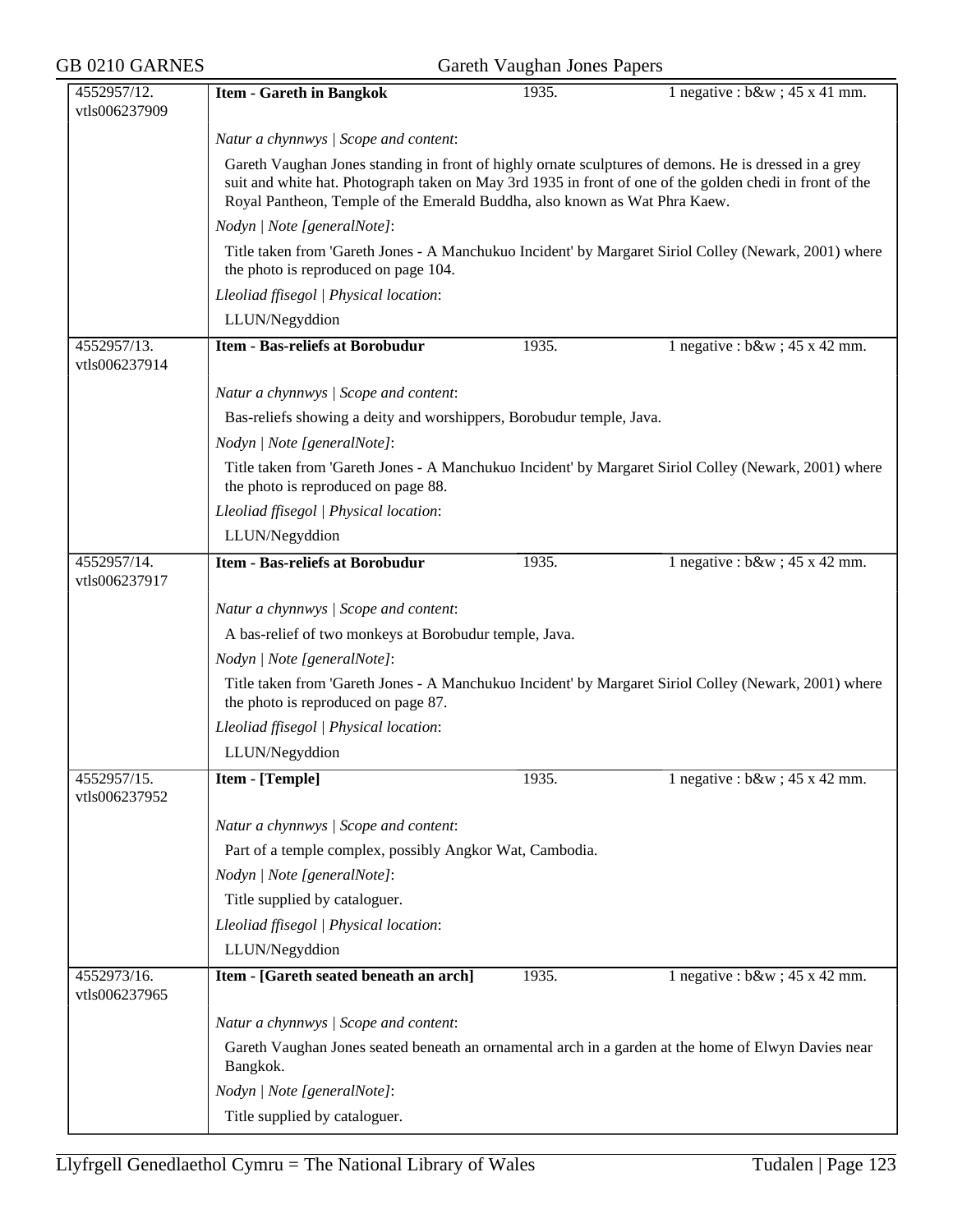**4552957/12. vtls006237909** | **Item - Gareth in Bangkok** | 1935. | 1 negative : b&w ; 45 x 41 mm.

*Natur a chynnwys | Scope and content*:

Gareth Vaughan Jones standing in front of highly ornate sculptures of demons. He is dressed in a grey suit and white hat. Photograph taken on May 3rd 1935 in front of one of the golden chedi in front of the Royal Pantheon, Temple of the Emerald Buddha, also known as Wat Phra Kaew.

*Nodyn | Note [generalNote]*:

Title taken from 'Gareth Jones - A Manchukuo Incident' by Margaret Siriol Colley (Newark, 2001) where the photo is reproduced on page 104.

*Lleoliad ffisegol | Physical location*:

LLUN/Negyddion

---

**4552957/13. vtls006237914** | **Item - Bas-reliefs at Borobudur** | 1935. | 1 negative : b&w ; 45 x 42 mm.

*Natur a chynnwys | Scope and content*:

Bas-reliefs showing a deity and worshippers, Borobudur temple, Java.

*Nodyn | Note [generalNote]*:

Title taken from 'Gareth Jones - A Manchukuo Incident' by Margaret Siriol Colley (Newark, 2001) where the photo is reproduced on page 88.

*Lleoliad ffisegol | Physical location*:

LLUN/Negyddion

---

**4552957/14. vtls006237917** | **Item - Bas-reliefs at Borobudur** | 1935. | 1 negative : b&w ; 45 x 42 mm.

*Natur a chynnwys | Scope and content*:

A bas-relief of two monkeys at Borobudur temple, Java.

*Nodyn | Note [generalNote]*:

Title taken from 'Gareth Jones - A Manchukuo Incident' by Margaret Siriol Colley (Newark, 2001) where the photo is reproduced on page 87.

*Lleoliad ffisegol | Physical location*:

LLUN/Negyddion

---

**4552957/15. vtls006237952** | **Item - [Temple]** | 1935. | 1 negative : b&w ; 45 x 42 mm.

*Natur a chynnwys | Scope and content*:

Part of a temple complex, possibly Angkor Wat, Cambodia.

*Nodyn | Note [generalNote]*:

Title supplied by cataloguer.

*Lleoliad ffisegol | Physical location*:

LLUN/Negyddion

---

**4552973/16. vtls006237965** | **Item - [Gareth seated beneath an arch]** | 1935. | 1 negative : b&w ; 45 x 42 mm.

*Natur a chynnwys | Scope and content*:

Gareth Vaughan Jones seated beneath an ornamental arch in a garden at the home of Elwyn Davies near Bangkok.

*Nodyn | Note [generalNote]*:

Title supplied by cataloguer.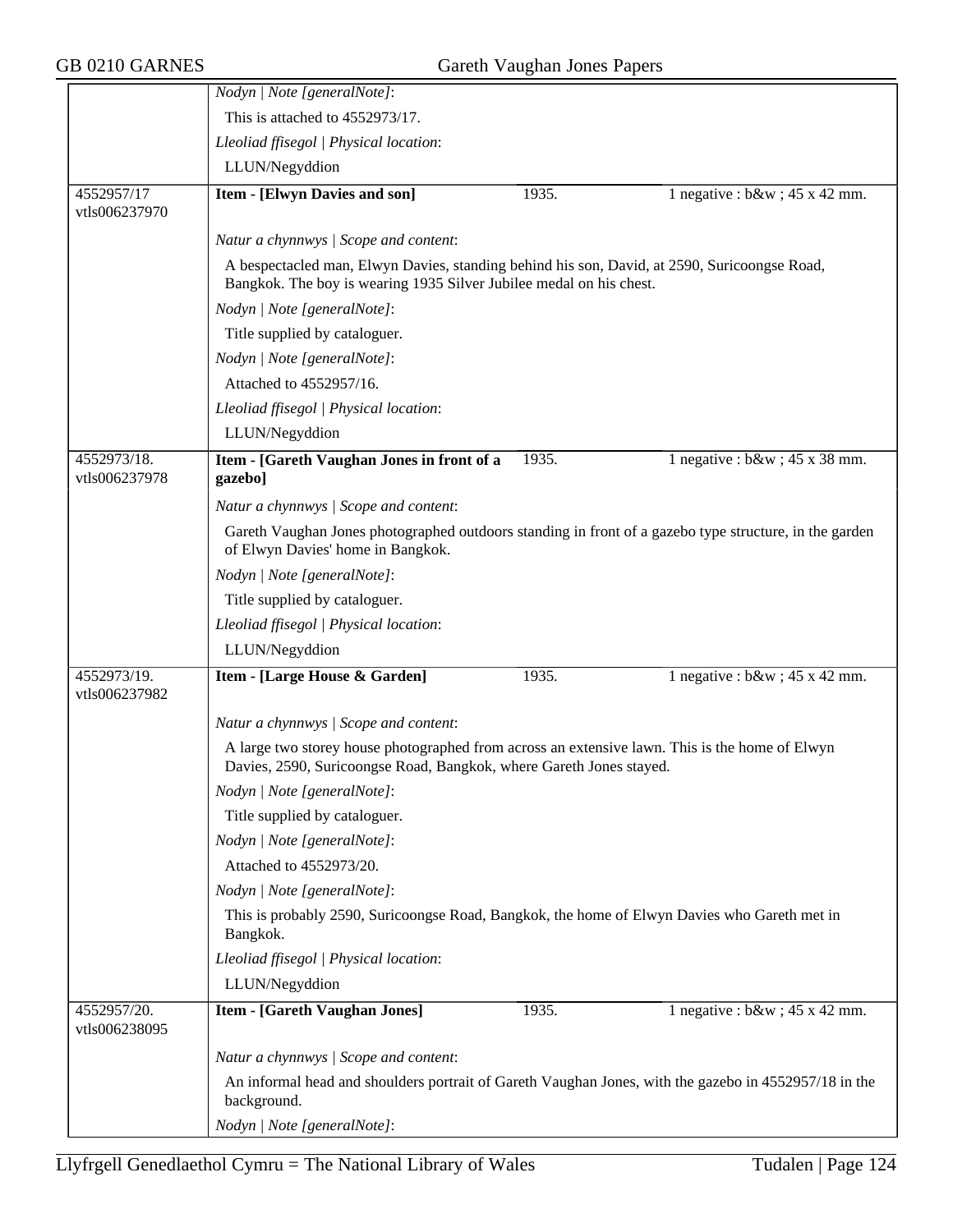| | | | |
|---|---|---|---|
| | *Nodyn \| Note [generalNote]*: This is attached to 4552973/17. *Lleoliad ffisegol \| Physical location*: LLUN/Negyddion | | |
| 4552957/17 vtls006237970 | **Item - [Elwyn Davies and son]** | 1935. | 1 negative : b&w ; 45 x 42 mm. |
| | *Natur a chynnwys \| Scope and content*: A bespectacled man, Elwyn Davies, standing behind his son, David, at 2590, Suricoongse Road, Bangkok. The boy is wearing 1935 Silver Jubilee medal on his chest. *Nodyn \| Note [generalNote]*: Title supplied by cataloguer. *Nodyn \| Note [generalNote]*: Attached to 4552957/16. *Lleoliad ffisegol \| Physical location*: LLUN/Negyddion | | |
| 4552973/18. vtls006237978 | **Item - [Gareth Vaughan Jones in front of a gazebo]** | 1935. | 1 negative : b&w ; 45 x 38 mm. |
| | *Natur a chynnwys \| Scope and content*: Gareth Vaughan Jones photographed outdoors standing in front of a gazebo type structure, in the garden of Elwyn Davies' home in Bangkok. *Nodyn \| Note [generalNote]*: Title supplied by cataloguer. *Lleoliad ffisegol \| Physical location*: LLUN/Negyddion | | |
| 4552973/19. vtls006237982 | **Item - [Large House & Garden]** | 1935. | 1 negative : b&w ; 45 x 42 mm. |
| | *Natur a chynnwys \| Scope and content*: A large two storey house photographed from across an extensive lawn. This is the home of Elwyn Davies, 2590, Suricoongse Road, Bangkok, where Gareth Jones stayed. *Nodyn \| Note [generalNote]*: Title supplied by cataloguer. *Nodyn \| Note [generalNote]*: Attached to 4552973/20. *Nodyn \| Note [generalNote]*: This is probably 2590, Suricoongse Road, Bangkok, the home of Elwyn Davies who Gareth met in Bangkok. *Lleoliad ffisegol \| Physical location*: LLUN/Negyddion | | |
| 4552957/20. vtls006238095 | **Item - [Gareth Vaughan Jones]** | 1935. | 1 negative : b&w ; 45 x 42 mm. |
| | *Natur a chynnwys \| Scope and content*: An informal head and shoulders portrait of Gareth Vaughan Jones, with the gazebo in 4552957/18 in the background. *Nodyn \| Note [generalNote]*: | | |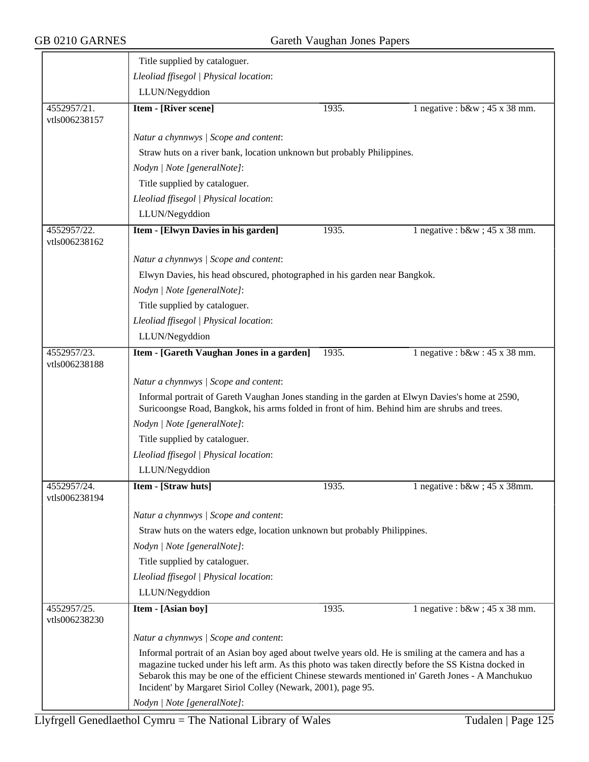Title supplied by cataloguer.

*Lleoliad ffisegol | Physical location*:

LLUN/Negyddion

| 4552957/21. vtls006238157 | **Item - [River scene]** | 1935. | 1 negative : b&w ; 45 x 38 mm. |
|---|---|---|---|

*Natur a chynnwys | Scope and content*:

Straw huts on a river bank, location unknown but probably Philippines.

*Nodyn | Note [generalNote]*:

Title supplied by cataloguer.

*Lleoliad ffisegol | Physical location*:

LLUN/Negyddion

| 4552957/22. vtls006238162 | **Item - [Elwyn Davies in his garden]** | 1935. | 1 negative : b&w ; 45 x 38 mm. |
|---|---|---|---|

*Natur a chynnwys | Scope and content*:

Elwyn Davies, his head obscured, photographed in his garden near Bangkok.

*Nodyn | Note [generalNote]*:

Title supplied by cataloguer.

*Lleoliad ffisegol | Physical location*:

LLUN/Negyddion

| 4552957/23. vtls006238188 | **Item - [Gareth Vaughan Jones in a garden]** | 1935. | 1 negative : b&w : 45 x 38 mm. |
|---|---|---|---|

*Natur a chynnwys | Scope and content*:

Informal portrait of Gareth Vaughan Jones standing in the garden at Elwyn Davies's home at 2590, Suricoongse Road, Bangkok, his arms folded in front of him. Behind him are shrubs and trees.

*Nodyn | Note [generalNote]*:

Title supplied by cataloguer.

*Lleoliad ffisegol | Physical location*:

LLUN/Negyddion

| 4552957/24. vtls006238194 | **Item - [Straw huts]** | 1935. | 1 negative : b&w ; 45 x 38mm. |
|---|---|---|---|

*Natur a chynnwys | Scope and content*:

Straw huts on the waters edge, location unknown but probably Philippines.

*Nodyn | Note [generalNote]*:

Title supplied by cataloguer.

*Lleoliad ffisegol | Physical location*:

LLUN/Negyddion

| 4552957/25. vtls006238230 | **Item - [Asian boy]** | 1935. | 1 negative : b&w ; 45 x 38 mm. |
|---|---|---|---|

*Natur a chynnwys | Scope and content*:

Informal portrait of an Asian boy aged about twelve years old. He is smiling at the camera and has a magazine tucked under his left arm. As this photo was taken directly before the SS Kistna docked in Sebarok this may be one of the efficient Chinese stewards mentioned in' Gareth Jones - A Manchukuo Incident' by Margaret Siriol Colley (Newark, 2001), page 95.

*Nodyn | Note [generalNote]*: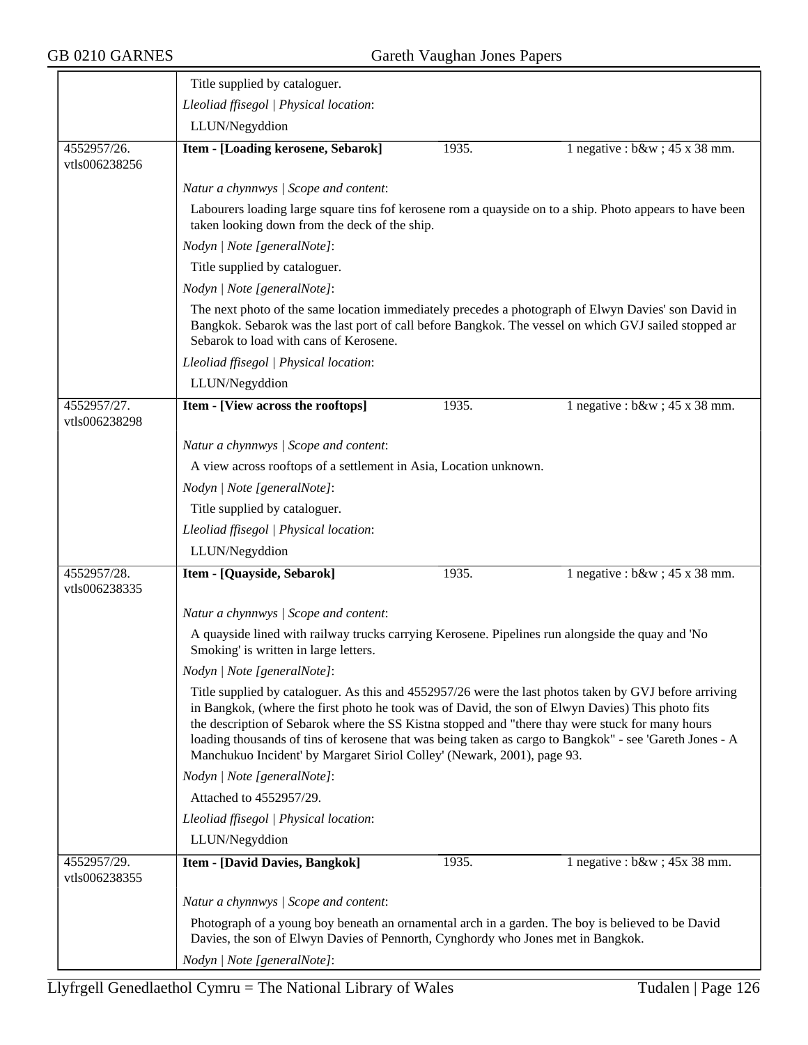Title supplied by cataloguer.

*Lleoliad ffisegol | Physical location*:

LLUN/Negyddion

| 4552957/26. vtls006238256 | **Item - [Loading kerosene, Sebarok]** | 1935. | 1 negative : b&w ; 45 x 38 mm. |
|---|---|---|---|

*Natur a chynnwys | Scope and content*:

Labourers loading large square tins fof kerosene rom a quayside on to a ship. Photo appears to have been taken looking down from the deck of the ship.

*Nodyn | Note [generalNote]*:

Title supplied by cataloguer.

*Nodyn | Note [generalNote]*:

The next photo of the same location immediately precedes a photograph of Elwyn Davies' son David in Bangkok. Sebarok was the last port of call before Bangkok. The vessel on which GVJ sailed stopped ar Sebarok to load with cans of Kerosene.

*Lleoliad ffisegol | Physical location*:

LLUN/Negyddion

| 4552957/27. vtls006238298 | **Item - [View across the rooftops]** | 1935. | 1 negative : b&w ; 45 x 38 mm. |
|---|---|---|---|

*Natur a chynnwys | Scope and content*:

A view across rooftops of a settlement in Asia, Location unknown.

*Nodyn | Note [generalNote]*:

Title supplied by cataloguer.

*Lleoliad ffisegol | Physical location*:

LLUN/Negyddion

| 4552957/28. vtls006238335 | **Item - [Quayside, Sebarok]** | 1935. | 1 negative : b&w ; 45 x 38 mm. |
|---|---|---|---|

*Natur a chynnwys | Scope and content*:

A quayside lined with railway trucks carrying Kerosene. Pipelines run alongside the quay and 'No Smoking' is written in large letters.

*Nodyn | Note [generalNote]*:

Title supplied by cataloguer. As this and 4552957/26 were the last photos taken by GVJ before arriving in Bangkok, (where the first photo he took was of David, the son of Elwyn Davies) This photo fits the description of Sebarok where the SS Kistna stopped and "there thay were stuck for many hours loading thousands of tins of kerosene that was being taken as cargo to Bangkok" - see 'Gareth Jones - A Manchukuo Incident' by Margaret Siriol Colley' (Newark, 2001), page 93.

*Nodyn | Note [generalNote]*:

Attached to 4552957/29.

*Lleoliad ffisegol | Physical location*:

LLUN/Negyddion

| 4552957/29. vtls006238355 | **Item - [David Davies, Bangkok]** | 1935. | 1 negative : b&w ; 45x 38 mm. |
|---|---|---|---|

*Natur a chynnwys | Scope and content*:

Photograph of a young boy beneath an ornamental arch in a garden. The boy is believed to be David Davies, the son of Elwyn Davies of Pennorth, Cynghordy who Jones met in Bangkok.

*Nodyn | Note [generalNote]*: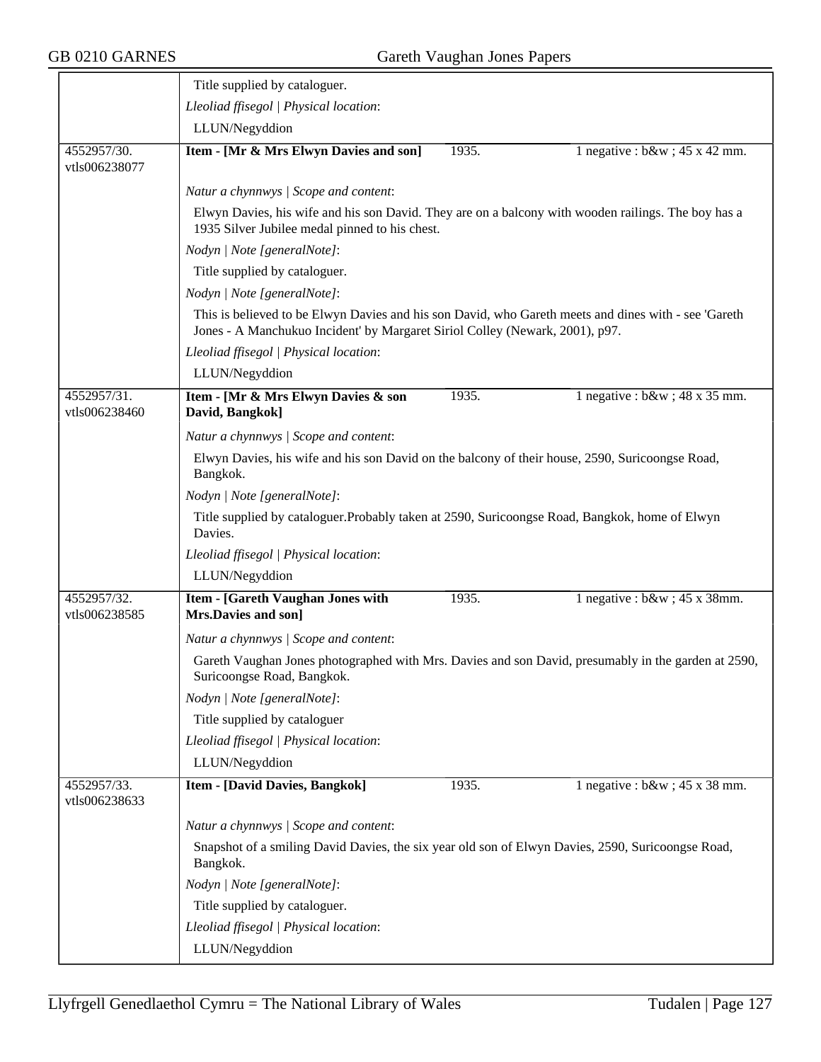Title supplied by cataloguer.

*Lleoliad ffisegol | Physical location*:

LLUN/Negyddion

| 4552957/30. vtls006238077 | **Item - [Mr & Mrs Elwyn Davies and son]** | 1935. | 1 negative : b&w ; 45 x 42 mm. |
|---|---|---|---|

*Natur a chynnwys | Scope and content*:

Elwyn Davies, his wife and his son David. They are on a balcony with wooden railings. The boy has a 1935 Silver Jubilee medal pinned to his chest.

*Nodyn | Note [generalNote]*:

Title supplied by cataloguer.

*Nodyn | Note [generalNote]*:

This is believed to be Elwyn Davies and his son David, who Gareth meets and dines with - see 'Gareth Jones - A Manchukuo Incident' by Margaret Siriol Colley (Newark, 2001), p97.

*Lleoliad ffisegol | Physical location*:

LLUN/Negyddion

| 4552957/31. vtls006238460 | **Item - [Mr & Mrs Elwyn Davies & son David, Bangkok]** | 1935. | 1 negative : b&w ; 48 x 35 mm. |
|---|---|---|---|

*Natur a chynnwys | Scope and content*:

Elwyn Davies, his wife and his son David on the balcony of their house, 2590, Suricoongse Road, Bangkok.

*Nodyn | Note [generalNote]*:

Title supplied by cataloguer.Probably taken at 2590, Suricoongse Road, Bangkok, home of Elwyn Davies.

*Lleoliad ffisegol | Physical location*:

LLUN/Negyddion

| 4552957/32. vtls006238585 | **Item - [Gareth Vaughan Jones with Mrs.Davies and son]** | 1935. | 1 negative : b&w ; 45 x 38mm. |
|---|---|---|---|

*Natur a chynnwys | Scope and content*:

Gareth Vaughan Jones photographed with Mrs. Davies and son David, presumably in the garden at 2590, Suricoongse Road, Bangkok.

*Nodyn | Note [generalNote]*:

Title supplied by cataloguer

*Lleoliad ffisegol | Physical location*:

LLUN/Negyddion

| 4552957/33. vtls006238633 | **Item - [David Davies, Bangkok]** | 1935. | 1 negative : b&w ; 45 x 38 mm. |
|---|---|---|---|

*Natur a chynnwys | Scope and content*:

Snapshot of a smiling David Davies, the six year old son of Elwyn Davies, 2590, Suricoongse Road, Bangkok.

*Nodyn | Note [generalNote]*:

Title supplied by cataloguer.

*Lleoliad ffisegol | Physical location*:

LLUN/Negyddion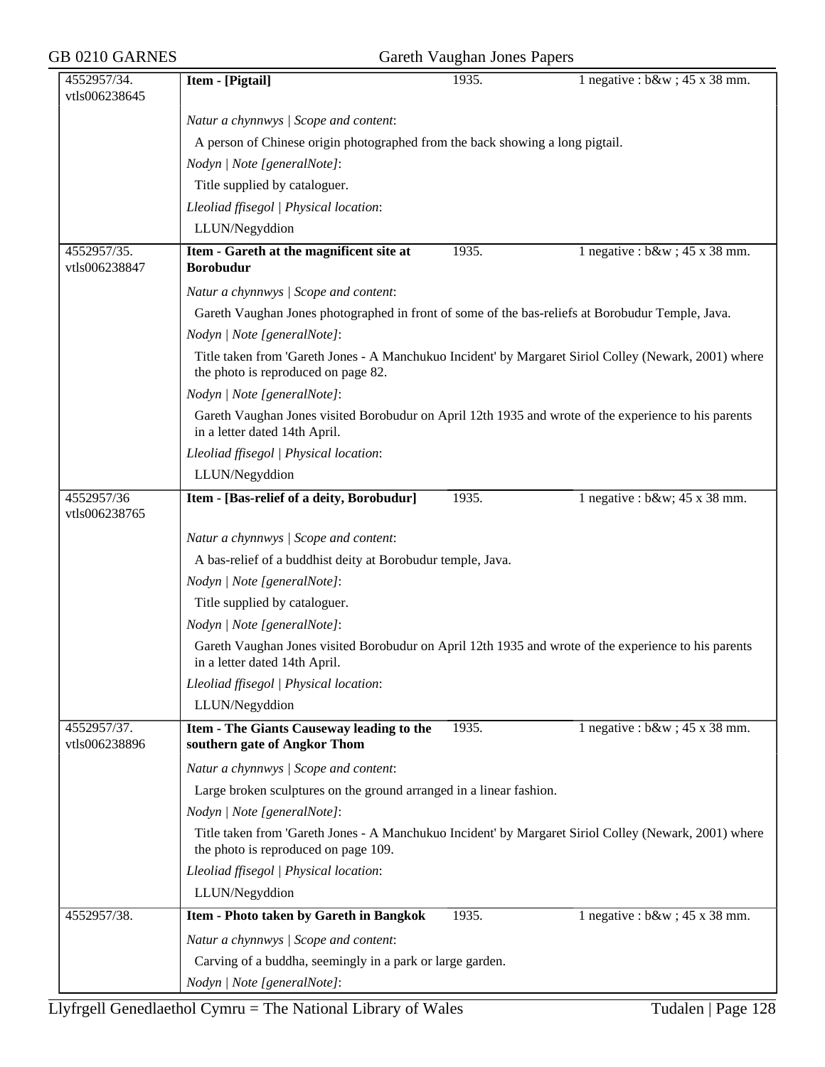| 4552957/34. vtls006238645 | **Item - [Pigtail]** | 1935. | 1 negative : b&w ; 45 x 38 mm. |
|---|---|---|---|

*Natur a chynnwys | Scope and content*:

A person of Chinese origin photographed from the back showing a long pigtail.

*Nodyn | Note [generalNote]*:

Title supplied by cataloguer.

*Lleoliad ffisegol | Physical location*:

LLUN/Negyddion

| 4552957/35. vtls006238847 | **Item - Gareth at the magnificent site at Borobudur** | 1935. | 1 negative : b&w ; 45 x 38 mm. |
|---|---|---|---|

*Natur a chynnwys | Scope and content*:

Gareth Vaughan Jones photographed in front of some of the bas-reliefs at Borobudur Temple, Java.

*Nodyn | Note [generalNote]*:

Title taken from 'Gareth Jones - A Manchukuo Incident' by Margaret Siriol Colley (Newark, 2001) where the photo is reproduced on page 82.

*Nodyn | Note [generalNote]*:

Gareth Vaughan Jones visited Borobudur on April 12th 1935 and wrote of the experience to his parents in a letter dated 14th April.

*Lleoliad ffisegol | Physical location*:

LLUN/Negyddion

| 4552957/36 vtls006238765 | **Item - [Bas-relief of a deity, Borobudur]** | 1935. | 1 negative : b&w; 45 x 38 mm. |
|---|---|---|---|

*Natur a chynnwys | Scope and content*:

A bas-relief of a buddhist deity at Borobudur temple, Java.

*Nodyn | Note [generalNote]*:

Title supplied by cataloguer.

*Nodyn | Note [generalNote]*:

Gareth Vaughan Jones visited Borobudur on April 12th 1935 and wrote of the experience to his parents in a letter dated 14th April.

*Lleoliad ffisegol | Physical location*:

LLUN/Negyddion

| 4552957/37. vtls006238896 | **Item - The Giants Causeway leading to the southern gate of Angkor Thom** | 1935. | 1 negative : b&w ; 45 x 38 mm. |
|---|---|---|---|

*Natur a chynnwys | Scope and content*:

Large broken sculptures on the ground arranged in a linear fashion.

*Nodyn | Note [generalNote]*:

Title taken from 'Gareth Jones - A Manchukuo Incident' by Margaret Siriol Colley (Newark, 2001) where the photo is reproduced on page 109.

*Lleoliad ffisegol | Physical location*:

LLUN/Negyddion

| 4552957/38. | **Item - Photo taken by Gareth in Bangkok** | 1935. | 1 negative : b&w ; 45 x 38 mm. |
|---|---|---|---|

*Natur a chynnwys | Scope and content*:

Carving of a buddha, seemingly in a park or large garden.

*Nodyn | Note [generalNote]*: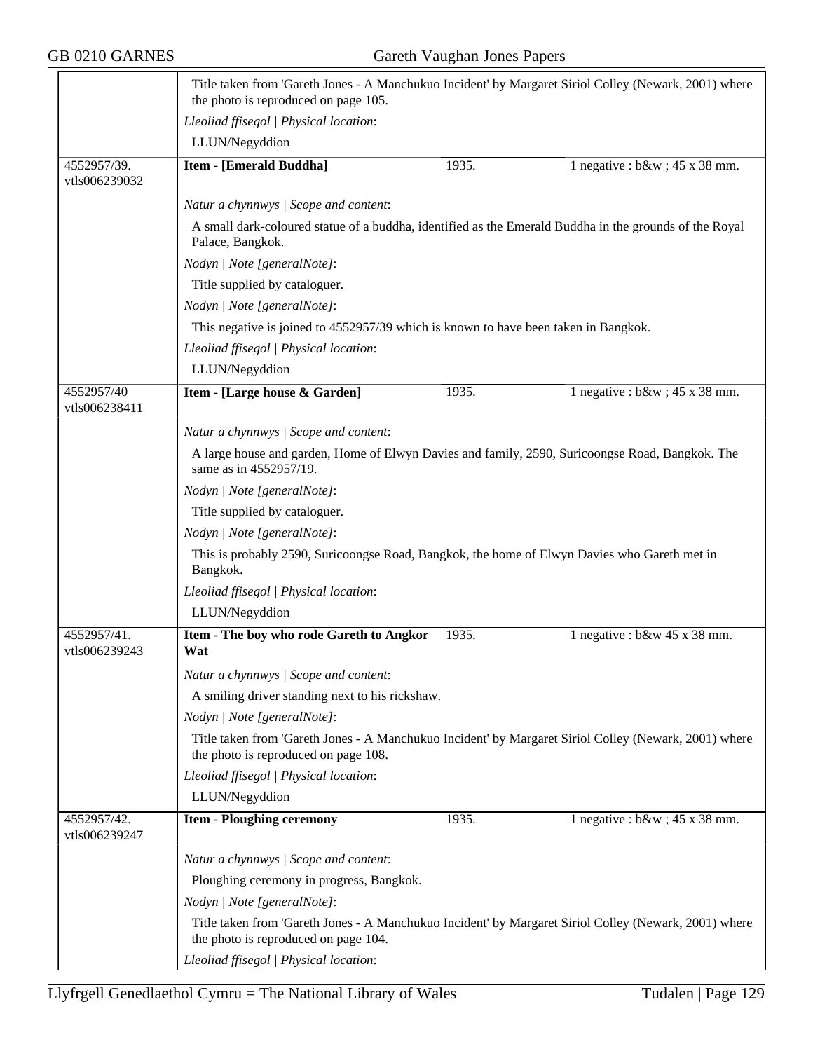| | | | |
|---|---|---|---|
| | Title taken from 'Gareth Jones - A Manchukuo Incident' by Margaret Siriol Colley (Newark, 2001) where the photo is reproduced on page 105.<br>*Lleoliad ffisegol \| Physical location*:<br>LLUN/Negyddion | | |
| 4552957/39.<br>vtls006239032 | **Item - [Emerald Buddha]** | 1935. | 1 negative : b&w ; 45 x 38 mm. |
| | *Natur a chynnwys \| Scope and content*:<br>A small dark-coloured statue of a buddha, identified as the Emerald Buddha in the grounds of the Royal Palace, Bangkok.<br>*Nodyn \| Note [generalNote]*:<br>Title supplied by cataloguer.<br>*Nodyn \| Note [generalNote]*:<br>This negative is joined to 4552957/39 which is known to have been taken in Bangkok.<br>*Lleoliad ffisegol \| Physical location*:<br>LLUN/Negyddion | | |
| 4552957/40<br>vtls006238411 | **Item - [Large house & Garden]** | 1935. | 1 negative : b&w ; 45 x 38 mm. |
| | *Natur a chynnwys \| Scope and content*:<br>A large house and garden, Home of Elwyn Davies and family, 2590, Suricoongse Road, Bangkok. The same as in 4552957/19.<br>*Nodyn \| Note [generalNote]*:<br>Title supplied by cataloguer.<br>*Nodyn \| Note [generalNote]*:<br>This is probably 2590, Suricoongse Road, Bangkok, the home of Elwyn Davies who Gareth met in Bangkok.<br>*Lleoliad ffisegol \| Physical location*:<br>LLUN/Negyddion | | |
| 4552957/41.<br>vtls006239243 | **Item - The boy who rode Gareth to Angkor Wat** | 1935. | 1 negative : b&w 45 x 38 mm. |
| | *Natur a chynnwys \| Scope and content*:<br>A smiling driver standing next to his rickshaw.<br>*Nodyn \| Note [generalNote]*:<br>Title taken from 'Gareth Jones - A Manchukuo Incident' by Margaret Siriol Colley (Newark, 2001) where the photo is reproduced on page 108.<br>*Lleoliad ffisegol \| Physical location*:<br>LLUN/Negyddion | | |
| 4552957/42.<br>vtls006239247 | **Item - Ploughing ceremony** | 1935. | 1 negative : b&w ; 45 x 38 mm. |
| | *Natur a chynnwys \| Scope and content*:<br>Ploughing ceremony in progress, Bangkok.<br>*Nodyn \| Note [generalNote]*:<br>Title taken from 'Gareth Jones - A Manchukuo Incident' by Margaret Siriol Colley (Newark, 2001) where the photo is reproduced on page 104.<br>*Lleoliad ffisegol \| Physical location*: | | |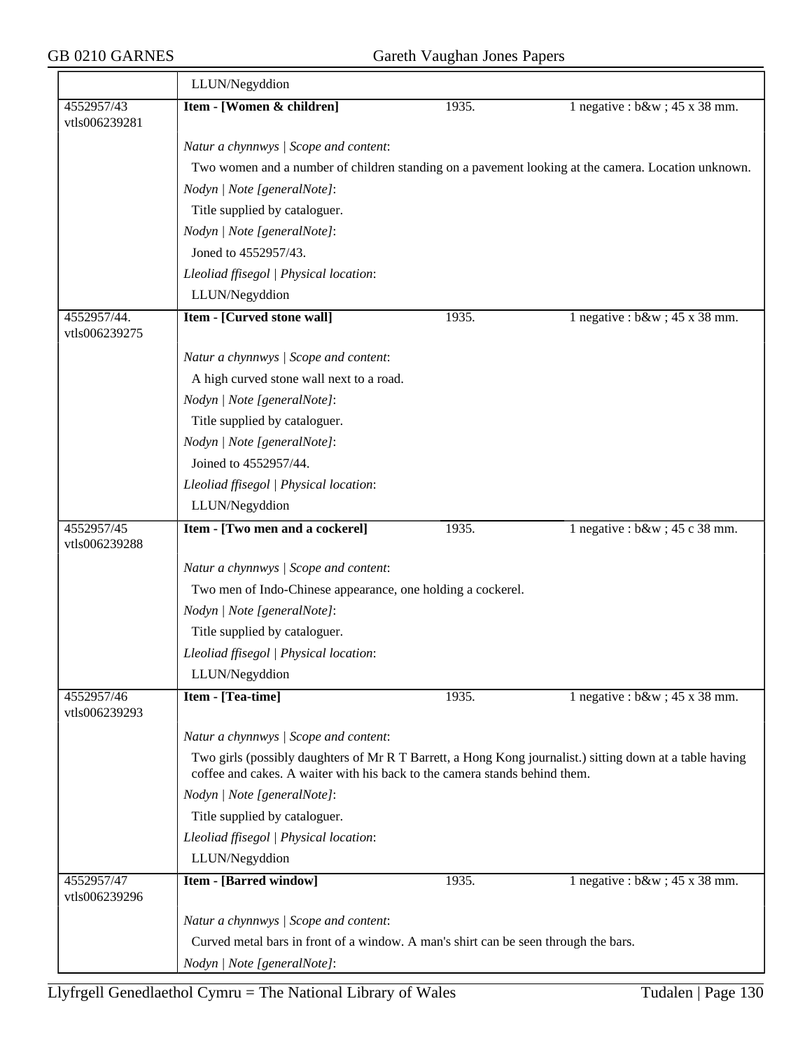LLUN/Negyddion

| | | | |
|---|---|---|---|
| 4552957/43 vtls006239281 | **Item - [Women & children]** | 1935. | 1 negative : b&w ; 45 x 38 mm. |

*Natur a chynnwys | Scope and content*:

Two women and a number of children standing on a pavement looking at the camera. Location unknown.

*Nodyn | Note [generalNote]*:

Title supplied by cataloguer.

*Nodyn | Note [generalNote]*:

Joned to 4552957/43.

*Lleoliad ffisegol | Physical location*:

LLUN/Negyddion

| | | | |
|---|---|---|---|
| 4552957/44. vtls006239275 | **Item - [Curved stone wall]** | 1935. | 1 negative : b&w ; 45 x 38 mm. |

*Natur a chynnwys | Scope and content*:

A high curved stone wall next to a road.

*Nodyn | Note [generalNote]*:

Title supplied by cataloguer.

*Nodyn | Note [generalNote]*:

Joined to 4552957/44.

*Lleoliad ffisegol | Physical location*:

LLUN/Negyddion

| | | | |
|---|---|---|---|
| 4552957/45 vtls006239288 | **Item - [Two men and a cockerel]** | 1935. | 1 negative : b&w ; 45 c 38 mm. |

*Natur a chynnwys | Scope and content*:

Two men of Indo-Chinese appearance, one holding a cockerel.

*Nodyn | Note [generalNote]*:

Title supplied by cataloguer.

*Lleoliad ffisegol | Physical location*:

LLUN/Negyddion

| | | | |
|---|---|---|---|
| 4552957/46 vtls006239293 | **Item - [Tea-time]** | 1935. | 1 negative : b&w ; 45 x 38 mm. |

*Natur a chynnwys | Scope and content*:

Two girls (possibly daughters of Mr R T Barrett, a Hong Kong journalist.) sitting down at a table having coffee and cakes. A waiter with his back to the camera stands behind them.

*Nodyn | Note [generalNote]*:

Title supplied by cataloguer.

*Lleoliad ffisegol | Physical location*:

LLUN/Negyddion

| | | | |
|---|---|---|---|
| 4552957/47 vtls006239296 | **Item - [Barred window]** | 1935. | 1 negative : b&w ; 45 x 38 mm. |

*Natur a chynnwys | Scope and content*:

Curved metal bars in front of a window. A man's shirt can be seen through the bars.

*Nodyn | Note [generalNote]*: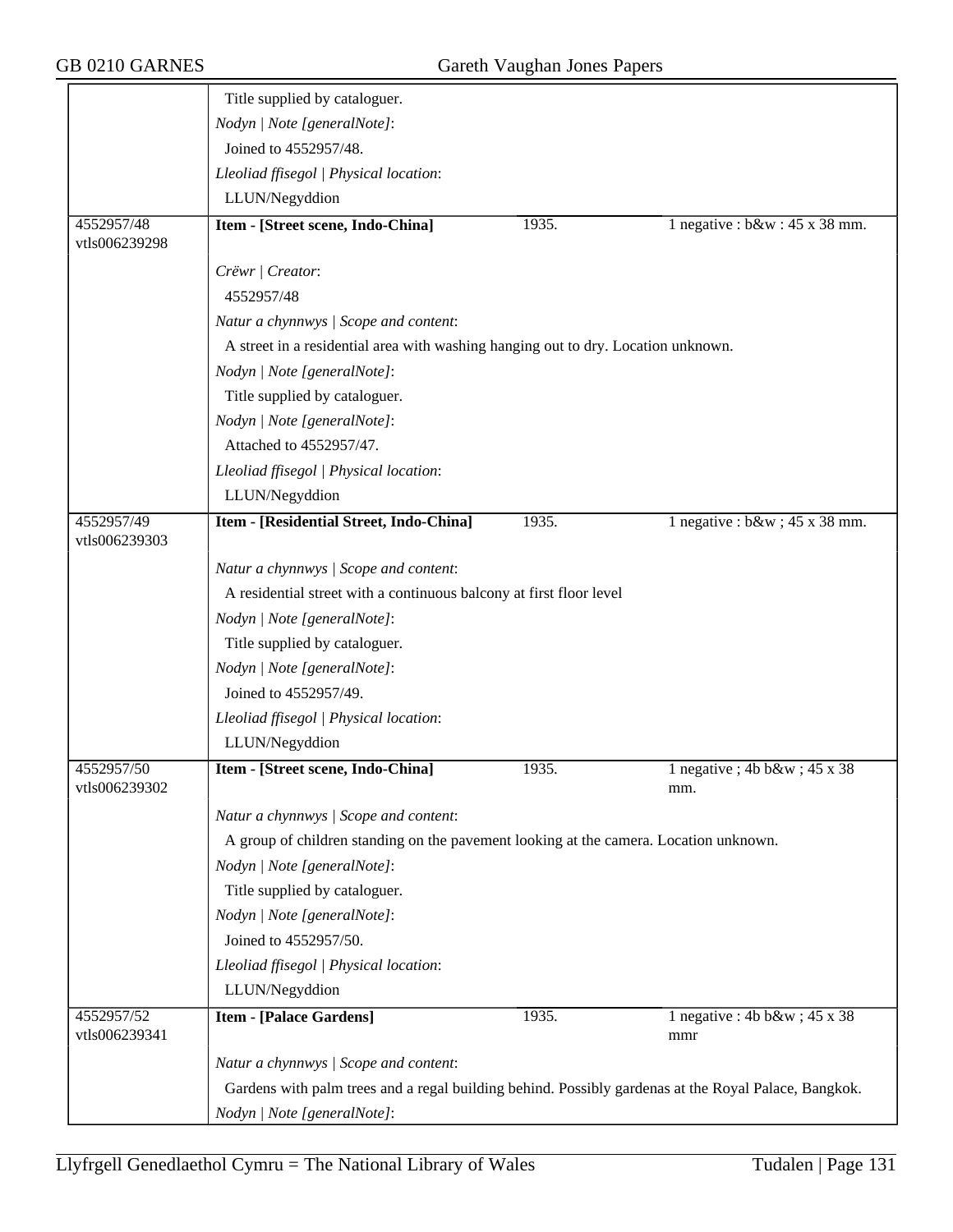| | |
|---|---|
| | Title supplied by cataloguer. |
| | *Nodyn \| Note [generalNote]*: |
| | Joined to 4552957/48. |
| | *Lleoliad ffisegol \| Physical location*: |
| | LLUN/Negyddion |

| 4552957/48<br>vtls006239298 | **Item - [Street scene, Indo-China]** | 1935. | 1 negative : b&w : 45 x 38 mm. |
|---|---|---|---|
| | *Crëwr \| Creator*:<br>4552957/48<br>*Natur a chynnwys \| Scope and content*:<br>A street in a residential area with washing hanging out to dry. Location unknown.<br>*Nodyn \| Note [generalNote]*:<br>Title supplied by cataloguer.<br>*Nodyn \| Note [generalNote]*:<br>Attached to 4552957/47.<br>*Lleoliad ffisegol \| Physical location*:<br>LLUN/Negyddion | | |
| 4552957/49<br>vtls006239303 | **Item - [Residential Street, Indo-China]** | 1935. | 1 negative : b&w ; 45 x 38 mm. |
| | *Natur a chynnwys \| Scope and content*:<br>A residential street with a continuous balcony at first floor level<br>*Nodyn \| Note [generalNote]*:<br>Title supplied by cataloguer.<br>*Nodyn \| Note [generalNote]*:<br>Joined to 4552957/49.<br>*Lleoliad ffisegol \| Physical location*:<br>LLUN/Negyddion | | |
| 4552957/50<br>vtls006239302 | **Item - [Street scene, Indo-China]** | 1935. | 1 negative ; 4b b&w ; 45 x 38 mm. |
| | *Natur a chynnwys \| Scope and content*:<br>A group of children standing on the pavement looking at the camera. Location unknown.<br>*Nodyn \| Note [generalNote]*:<br>Title supplied by cataloguer.<br>*Nodyn \| Note [generalNote]*:<br>Joined to 4552957/50.<br>*Lleoliad ffisegol \| Physical location*:<br>LLUN/Negyddion | | |
| 4552957/52<br>vtls006239341 | **Item - [Palace Gardens]** | 1935. | 1 negative : 4b b&w ; 45 x 38 mmr |
| | *Natur a chynnwys \| Scope and content*:<br>Gardens with palm trees and a regal building behind. Possibly gardenas at the Royal Palace, Bangkok.<br>*Nodyn \| Note [generalNote]*: | | |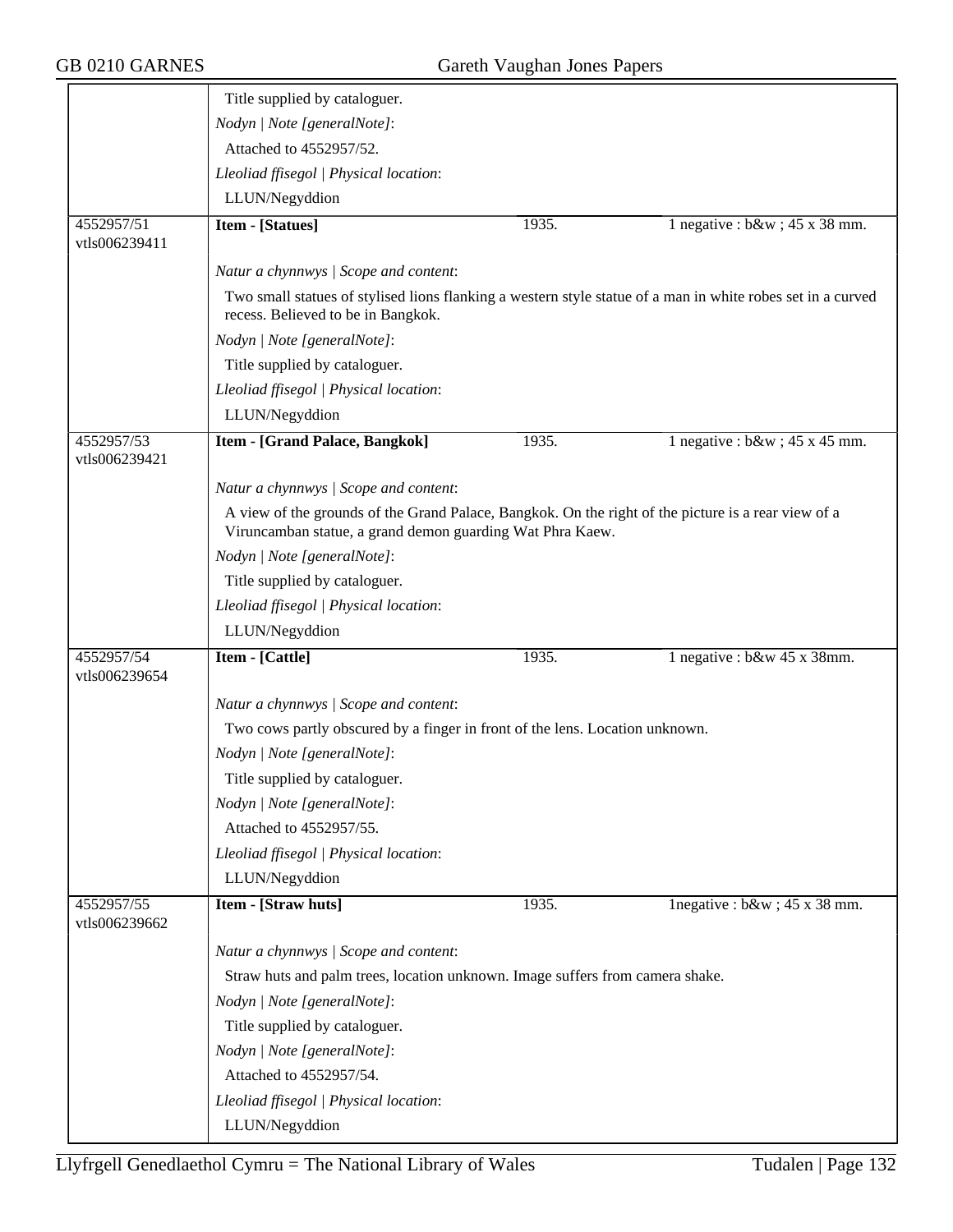Title supplied by cataloguer.

*Nodyn | Note [generalNote]*:

Attached to 4552957/52.

*Lleoliad ffisegol | Physical location*:

LLUN/Negyddion

| 4552957/51 vtls006239411 | **Item - [Statues]** | 1935. | 1 negative : b&w ; 45 x 38 mm. |
|---|---|---|---|

*Natur a chynnwys | Scope and content*:

Two small statues of stylised lions flanking a western style statue of a man in white robes set in a curved recess. Believed to be in Bangkok.

*Nodyn | Note [generalNote]*:

Title supplied by cataloguer.

*Lleoliad ffisegol | Physical location*:

LLUN/Negyddion

| 4552957/53 vtls006239421 | **Item - [Grand Palace, Bangkok]** | 1935. | 1 negative : b&w ; 45 x 45 mm. |
|---|---|---|---|

*Natur a chynnwys | Scope and content*:

A view of the grounds of the Grand Palace, Bangkok. On the right of the picture is a rear view of a Viruncamban statue, a grand demon guarding Wat Phra Kaew.

*Nodyn | Note [generalNote]*:

Title supplied by cataloguer.

*Lleoliad ffisegol | Physical location*:

LLUN/Negyddion

| 4552957/54 vtls006239654 | **Item - [Cattle]** | 1935. | 1 negative : b&w 45 x 38mm. |
|---|---|---|---|

*Natur a chynnwys | Scope and content*:

Two cows partly obscured by a finger in front of the lens. Location unknown.

*Nodyn | Note [generalNote]*:

Title supplied by cataloguer.

*Nodyn | Note [generalNote]*:

Attached to 4552957/55.

*Lleoliad ffisegol | Physical location*:

LLUN/Negyddion

| 4552957/55 vtls006239662 | **Item - [Straw huts]** | 1935. | 1negative : b&w ; 45 x 38 mm. |
|---|---|---|---|

*Natur a chynnwys | Scope and content*:

Straw huts and palm trees, location unknown. Image suffers from camera shake.

*Nodyn | Note [generalNote]*:

Title supplied by cataloguer.

*Nodyn | Note [generalNote]*:

Attached to 4552957/54.

*Lleoliad ffisegol | Physical location*:

LLUN/Negyddion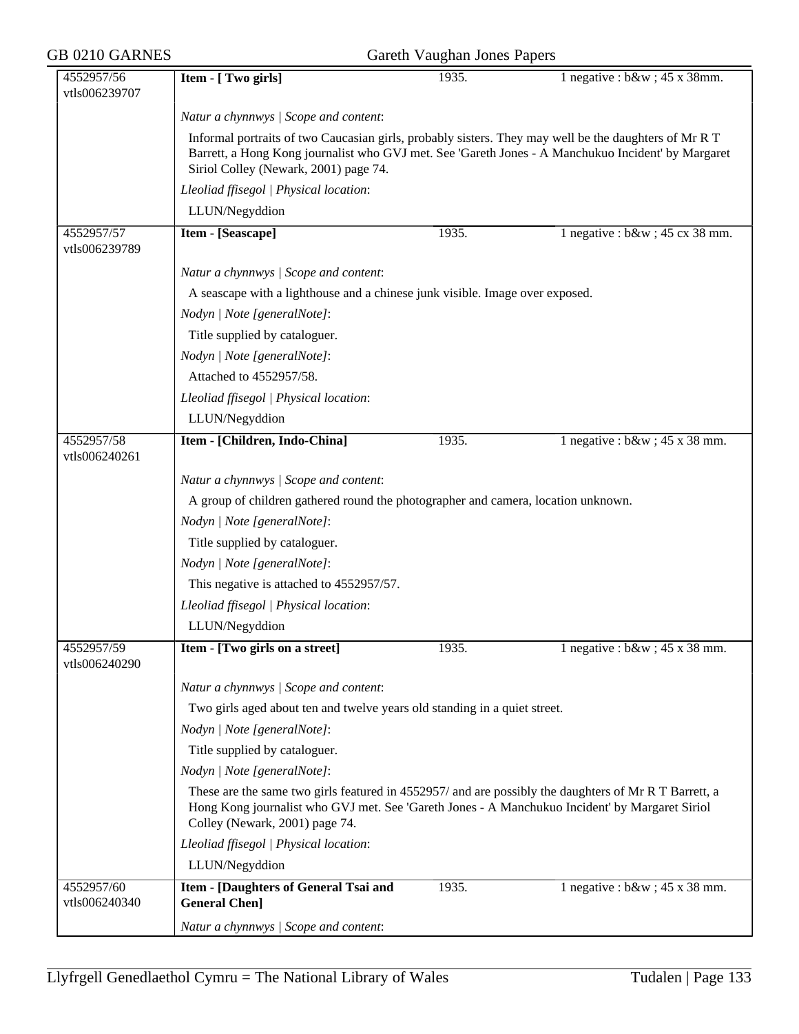| 4552957/56 vtls006239707 | **Item - [ Two girls]** | 1935. | 1 negative : b&w ; 45 x 38mm. |
|---|---|---|---|

*Natur a chynnwys | Scope and content*:

Informal portraits of two Caucasian girls, probably sisters. They may well be the daughters of Mr R T Barrett, a Hong Kong journalist who GVJ met. See 'Gareth Jones - A Manchukuo Incident' by Margaret Siriol Colley (Newark, 2001) page 74.

*Lleoliad ffisegol | Physical location*:

LLUN/Negyddion

| 4552957/57 vtls006239789 | **Item - [Seascape]** | 1935. | 1 negative : b&w ; 45 cx 38 mm. |
|---|---|---|---|

*Natur a chynnwys | Scope and content*:

A seascape with a lighthouse and a chinese junk visible. Image over exposed.

*Nodyn | Note [generalNote]*:

Title supplied by cataloguer.

*Nodyn | Note [generalNote]*:

Attached to 4552957/58.

*Lleoliad ffisegol | Physical location*:

LLUN/Negyddion

| 4552957/58 vtls006240261 | **Item - [Children, Indo-China]** | 1935. | 1 negative : b&w ; 45 x 38 mm. |
|---|---|---|---|

*Natur a chynnwys | Scope and content*:

A group of children gathered round the photographer and camera, location unknown.

*Nodyn | Note [generalNote]*:

Title supplied by cataloguer.

*Nodyn | Note [generalNote]*:

This negative is attached to 4552957/57.

*Lleoliad ffisegol | Physical location*:

LLUN/Negyddion

| 4552957/59 vtls006240290 | **Item - [Two girls on a street]** | 1935. | 1 negative : b&w ; 45 x 38 mm. |
|---|---|---|---|

*Natur a chynnwys | Scope and content*:

Two girls aged about ten and twelve years old standing in a quiet street.

*Nodyn | Note [generalNote]*:

Title supplied by cataloguer.

*Nodyn | Note [generalNote]*:

These are the same two girls featured in 4552957/ and are possibly the daughters of Mr R T Barrett, a Hong Kong journalist who GVJ met. See 'Gareth Jones - A Manchukuo Incident' by Margaret Siriol Colley (Newark, 2001) page 74.

*Lleoliad ffisegol | Physical location*:

LLUN/Negyddion

| 4552957/60 vtls006240340 | **Item - [Daughters of General Tsai and General Chen]** | 1935. | 1 negative : b&w ; 45 x 38 mm. |
|---|---|---|---|

*Natur a chynnwys | Scope and content*: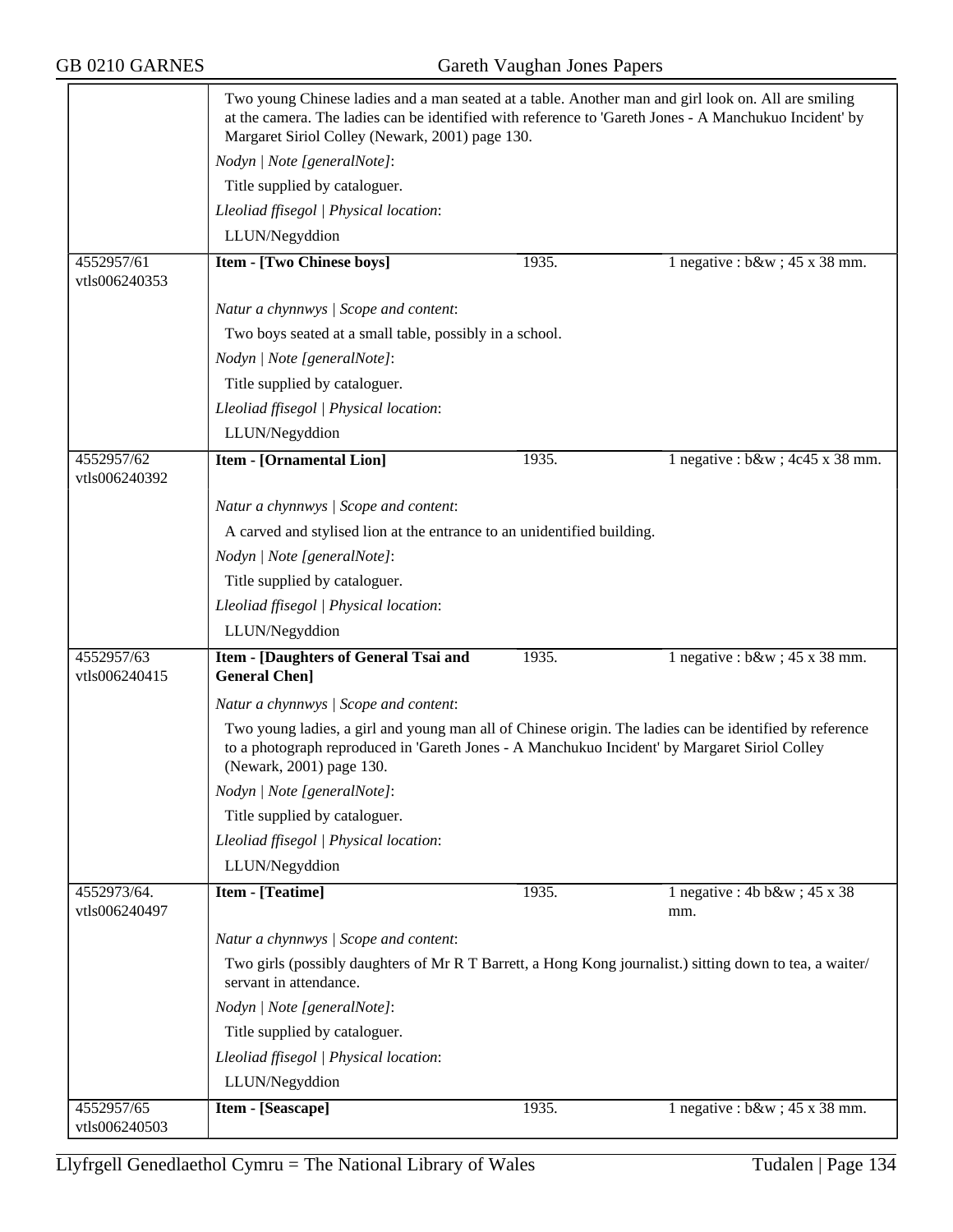Two young Chinese ladies and a man seated at a table. Another man and girl look on. All are smiling at the camera. The ladies can be identified with reference to 'Gareth Jones - A Manchukuo Incident' by Margaret Siriol Colley (Newark, 2001) page 130.

*Nodyn | Note [generalNote]*:

Title supplied by cataloguer.

*Lleoliad ffisegol | Physical location*:

LLUN/Negyddion

| 4552957/61 vtls006240353 | **Item - [Two Chinese boys]** | 1935. | 1 negative : b&w ; 45 x 38 mm. |
|---|---|---|---|

*Natur a chynnwys | Scope and content*:

Two boys seated at a small table, possibly in a school.

*Nodyn | Note [generalNote]*:

Title supplied by cataloguer.

*Lleoliad ffisegol | Physical location*:

LLUN/Negyddion

| 4552957/62 vtls006240392 | **Item - [Ornamental Lion]** | 1935. | 1 negative : b&w ; 4c45 x 38 mm. |
|---|---|---|---|

*Natur a chynnwys | Scope and content*:

A carved and stylised lion at the entrance to an unidentified building.

*Nodyn | Note [generalNote]*:

Title supplied by cataloguer.

*Lleoliad ffisegol | Physical location*:

LLUN/Negyddion

| 4552957/63 vtls006240415 | **Item - [Daughters of General Tsai and General Chen]** | 1935. | 1 negative : b&w ; 45 x 38 mm. |
|---|---|---|---|

*Natur a chynnwys | Scope and content*:

Two young ladies, a girl and young man all of Chinese origin. The ladies can be identified by reference to a photograph reproduced in 'Gareth Jones - A Manchukuo Incident' by Margaret Siriol Colley (Newark, 2001) page 130.

*Nodyn | Note [generalNote]*:

Title supplied by cataloguer.

*Lleoliad ffisegol | Physical location*:

LLUN/Negyddion

| 4552973/64. vtls006240497 | **Item - [Teatime]** | 1935. | 1 negative : 4b b&w ; 45 x 38 mm. |
|---|---|---|---|

*Natur a chynnwys | Scope and content*:

Two girls (possibly daughters of Mr R T Barrett, a Hong Kong journalist.) sitting down to tea, a waiter/ servant in attendance.

*Nodyn | Note [generalNote]*:

Title supplied by cataloguer.

*Lleoliad ffisegol | Physical location*:

LLUN/Negyddion

| 4552957/65 vtls006240503 | **Item - [Seascape]** | 1935. | 1 negative : b&w ; 45 x 38 mm. |
|---|---|---|---|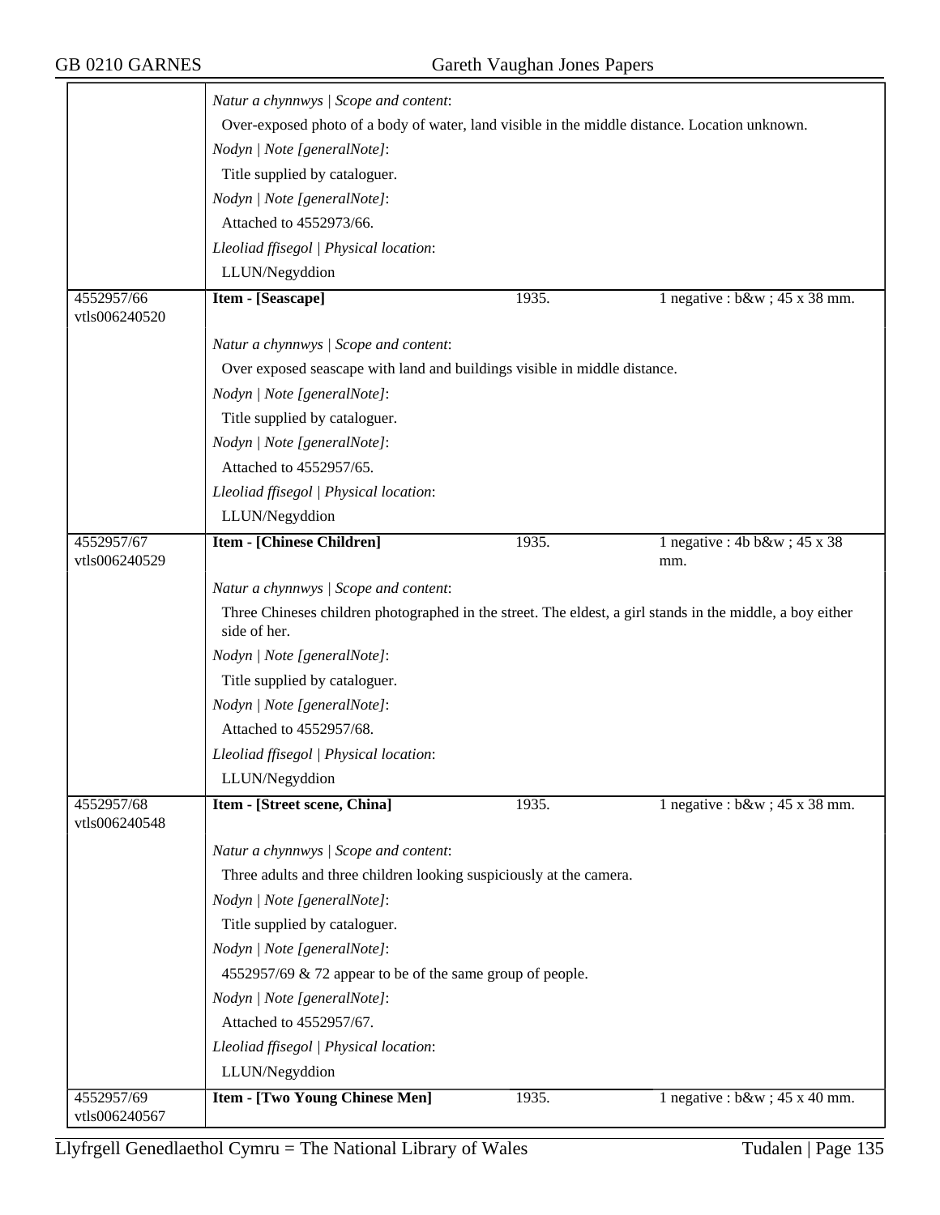*Natur a chynnwys | Scope and content*:

Over-exposed photo of a body of water, land visible in the middle distance. Location unknown.

*Nodyn | Note [generalNote]*:

Title supplied by cataloguer.

*Nodyn | Note [generalNote]*:

Attached to 4552973/66.

*Lleoliad ffisegol | Physical location*:

LLUN/Negyddion

| 4552957/66 vtls006240520 | **Item - [Seascape]** | 1935. | 1 negative : b&w ; 45 x 38 mm. |
|---|---|---|---|

*Natur a chynnwys | Scope and content*:

Over exposed seascape with land and buildings visible in middle distance.

*Nodyn | Note [generalNote]*:

Title supplied by cataloguer.

*Nodyn | Note [generalNote]*:

Attached to 4552957/65.

*Lleoliad ffisegol | Physical location*:

LLUN/Negyddion

| 4552957/67 vtls006240529 | **Item - [Chinese Children]** | 1935. | 1 negative : 4b b&w ; 45 x 38 mm. |
|---|---|---|---|

*Natur a chynnwys | Scope and content*:

Three Chineses children photographed in the street. The eldest, a girl stands in the middle, a boy either side of her.

*Nodyn | Note [generalNote]*:

Title supplied by cataloguer.

*Nodyn | Note [generalNote]*:

Attached to 4552957/68.

*Lleoliad ffisegol | Physical location*:

LLUN/Negyddion

| 4552957/68 vtls006240548 | **Item - [Street scene, China]** | 1935. | 1 negative : b&w ; 45 x 38 mm. |
|---|---|---|---|

*Natur a chynnwys | Scope and content*:

Three adults and three children looking suspiciously at the camera.

*Nodyn | Note [generalNote]*:

Title supplied by cataloguer.

*Nodyn | Note [generalNote]*:

4552957/69 & 72 appear to be of the same group of people.

*Nodyn | Note [generalNote]*:

Attached to 4552957/67.

*Lleoliad ffisegol | Physical location*:

LLUN/Negyddion

| 4552957/69 vtls006240567 | **Item - [Two Young Chinese Men]** | 1935. | 1 negative : b&w ; 45 x 40 mm. |
|---|---|---|---|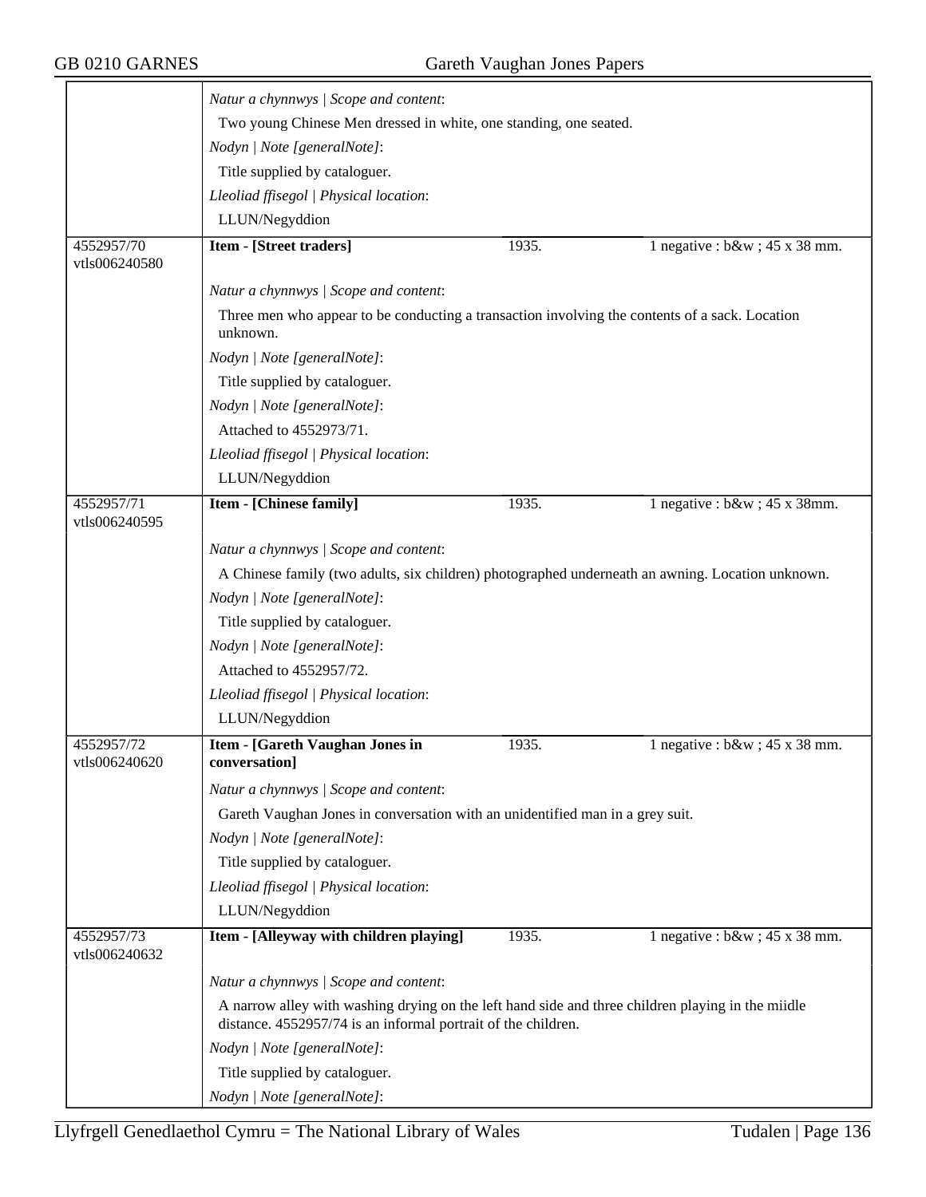| | | | |
|---|---|---|---|
| | *Natur a chynnwys \| Scope and content*: | | |
| | Two young Chinese Men dressed in white, one standing, one seated. | | |
| | *Nodyn \| Note [generalNote]*: | | |
| | Title supplied by cataloguer. | | |
| | *Lleoliad ffisegol \| Physical location*: | | |
| | LLUN/Negyddion | | |
| 4552957/70 vtls006240580 | **Item - [Street traders]** | 1935. | 1 negative : b&w ; 45 x 38 mm. |
| | *Natur a chynnwys \| Scope and content*: | | |
| | Three men who appear to be conducting a transaction involving the contents of a sack. Location unknown. | | |
| | *Nodyn \| Note [generalNote]*: | | |
| | Title supplied by cataloguer. | | |
| | *Nodyn \| Note [generalNote]*: | | |
| | Attached to 4552973/71. | | |
| | *Lleoliad ffisegol \| Physical location*: | | |
| | LLUN/Negyddion | | |
| 4552957/71 vtls006240595 | **Item - [Chinese family]** | 1935. | 1 negative : b&w ; 45 x 38mm. |
| | *Natur a chynnwys \| Scope and content*: | | |
| | A Chinese family (two adults, six children) photographed underneath an awning. Location unknown. | | |
| | *Nodyn \| Note [generalNote]*: | | |
| | Title supplied by cataloguer. | | |
| | *Nodyn \| Note [generalNote]*: | | |
| | Attached to 4552957/72. | | |
| | *Lleoliad ffisegol \| Physical location*: | | |
| | LLUN/Negyddion | | |
| 4552957/72 vtls006240620 | **Item - [Gareth Vaughan Jones in conversation]** | 1935. | 1 negative : b&w ; 45 x 38 mm. |
| | *Natur a chynnwys \| Scope and content*: | | |
| | Gareth Vaughan Jones in conversation with an unidentified man in a grey suit. | | |
| | *Nodyn \| Note [generalNote]*: | | |
| | Title supplied by cataloguer. | | |
| | *Lleoliad ffisegol \| Physical location*: | | |
| | LLUN/Negyddion | | |
| 4552957/73 vtls006240632 | **Item - [Alleyway with children playing]** | 1935. | 1 negative : b&w ; 45 x 38 mm. |
| | *Natur a chynnwys \| Scope and content*: | | |
| | A narrow alley with washing drying on the left hand side and three children playing in the miidle distance. 4552957/74 is an informal portrait of the children. | | |
| | *Nodyn \| Note [generalNote]*: | | |
| | Title supplied by cataloguer. | | |
| | *Nodyn \| Note [generalNote]*: | | |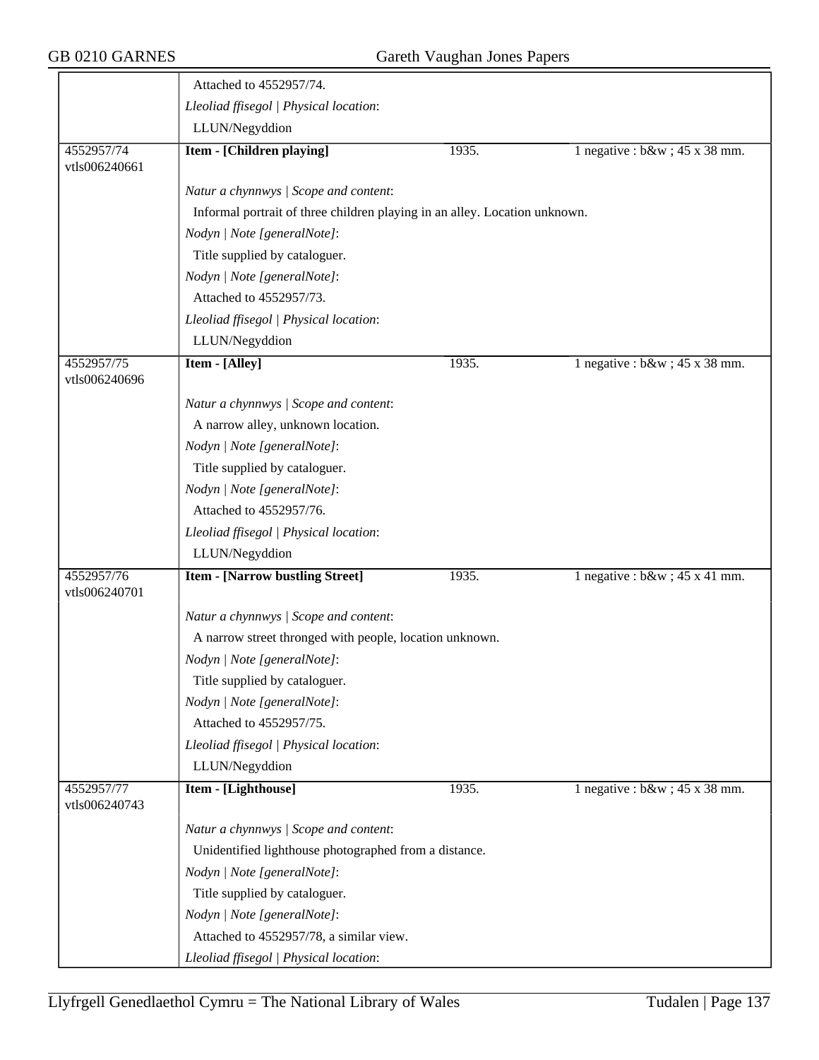| | | | |
|---|---|---|---|
| | Attached to 4552957/74.<br>*Lleoliad ffisegol \| Physical location*:<br>LLUN/Negyddion | | |
| 4552957/74<br>vtls006240661 | **Item - [Children playing]** | 1935. | 1 negative : b&w ; 45 x 38 mm. |
| | *Natur a chynnwys \| Scope and content*:<br>Informal portrait of three children playing in an alley. Location unknown.<br>*Nodyn \| Note [generalNote]*:<br>Title supplied by cataloguer.<br>*Nodyn \| Note [generalNote]*:<br>Attached to 4552957/73.<br>*Lleoliad ffisegol \| Physical location*:<br>LLUN/Negyddion | | |
| 4552957/75<br>vtls006240696 | **Item - [Alley]** | 1935. | 1 negative : b&w ; 45 x 38 mm. |
| | *Natur a chynnwys \| Scope and content*:<br>A narrow alley, unknown location.<br>*Nodyn \| Note [generalNote]*:<br>Title supplied by cataloguer.<br>*Nodyn \| Note [generalNote]*:<br>Attached to 4552957/76.<br>*Lleoliad ffisegol \| Physical location*:<br>LLUN/Negyddion | | |
| 4552957/76<br>vtls006240701 | **Item - [Narrow bustling Street]** | 1935. | 1 negative : b&w ; 45 x 41 mm. |
| | *Natur a chynnwys \| Scope and content*:<br>A narrow street thronged with people, location unknown.<br>*Nodyn \| Note [generalNote]*:<br>Title supplied by cataloguer.<br>*Nodyn \| Note [generalNote]*:<br>Attached to 4552957/75.<br>*Lleoliad ffisegol \| Physical location*:<br>LLUN/Negyddion | | |
| 4552957/77<br>vtls006240743 | **Item - [Lighthouse]** | 1935. | 1 negative : b&w ; 45 x 38 mm. |
| | *Natur a chynnwys \| Scope and content*:<br>Unidentified lighthouse photographed from a distance.<br>*Nodyn \| Note [generalNote]*:<br>Title supplied by cataloguer.<br>*Nodyn \| Note [generalNote]*:<br>Attached to 4552957/78, a similar view.<br>*Lleoliad ffisegol \| Physical location*: | | |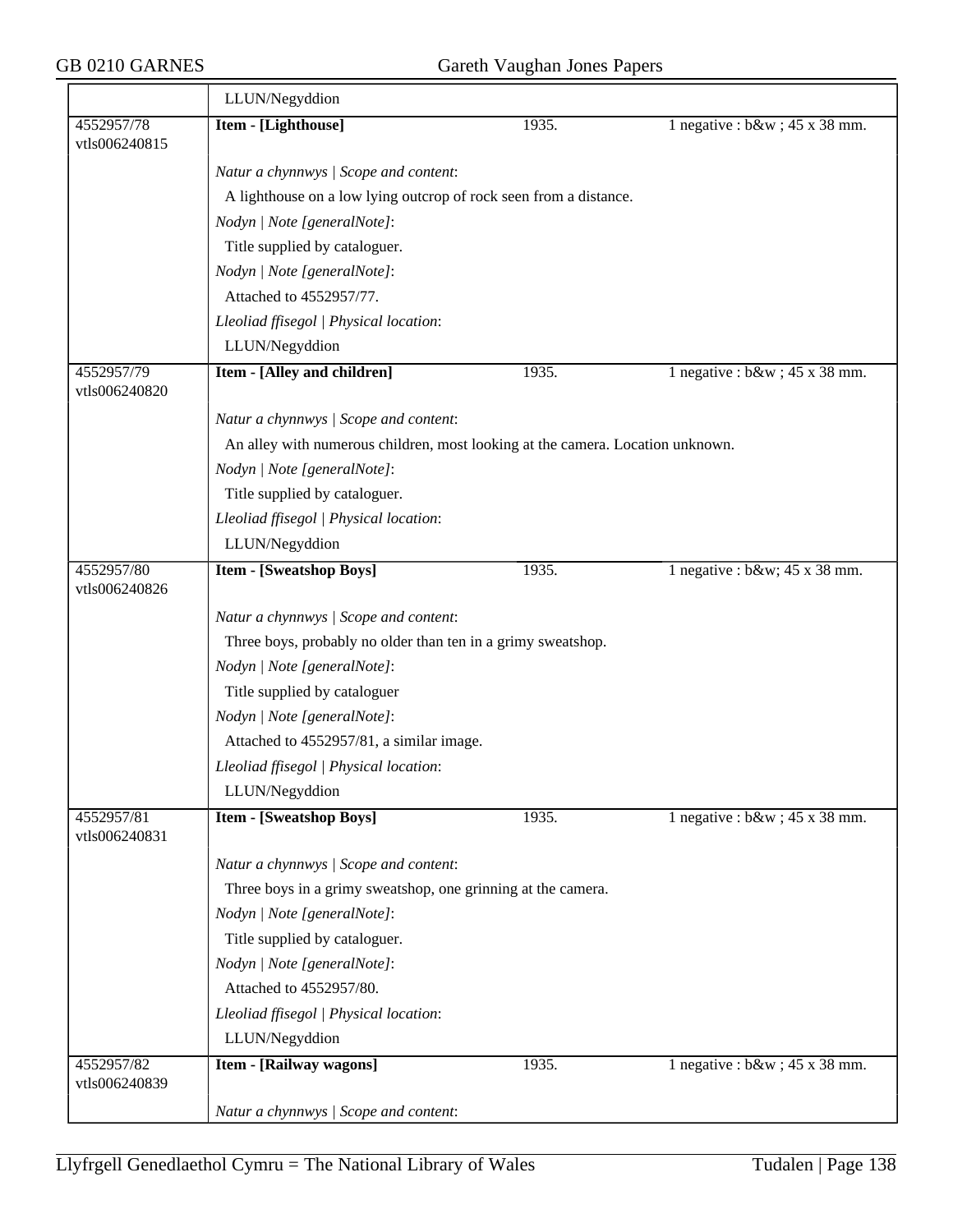| | |
|---|---|
| | LLUN/Negyddion |
| 4552957/78<br>vtls006240815 | **Item - [Lighthouse]** 1935. 1 negative : b&w ; 45 x 38 mm.<br><br>*Natur a chynnwys \| Scope and content*:<br>A lighthouse on a low lying outcrop of rock seen from a distance.<br>*Nodyn \| Note [generalNote]*:<br>Title supplied by cataloguer.<br>*Nodyn \| Note [generalNote]*:<br>Attached to 4552957/77.<br>*Lleoliad ffisegol \| Physical location*:<br>LLUN/Negyddion |
| 4552957/79<br>vtls006240820 | **Item - [Alley and children]** 1935. 1 negative : b&w ; 45 x 38 mm.<br><br>*Natur a chynnwys \| Scope and content*:<br>An alley with numerous children, most looking at the camera. Location unknown.<br>*Nodyn \| Note [generalNote]*:<br>Title supplied by cataloguer.<br>*Lleoliad ffisegol \| Physical location*:<br>LLUN/Negyddion |
| 4552957/80<br>vtls006240826 | **Item - [Sweatshop Boys]** 1935. 1 negative : b&w; 45 x 38 mm.<br><br>*Natur a chynnwys \| Scope and content*:<br>Three boys, probably no older than ten in a grimy sweatshop.<br>*Nodyn \| Note [generalNote]*:<br>Title supplied by cataloguer<br>*Nodyn \| Note [generalNote]*:<br>Attached to 4552957/81, a similar image.<br>*Lleoliad ffisegol \| Physical location*:<br>LLUN/Negyddion |
| 4552957/81<br>vtls006240831 | **Item - [Sweatshop Boys]** 1935. 1 negative : b&w ; 45 x 38 mm.<br><br>*Natur a chynnwys \| Scope and content*:<br>Three boys in a grimy sweatshop, one grinning at the camera.<br>*Nodyn \| Note [generalNote]*:<br>Title supplied by cataloguer.<br>*Nodyn \| Note [generalNote]*:<br>Attached to 4552957/80.<br>*Lleoliad ffisegol \| Physical location*:<br>LLUN/Negyddion |
| 4552957/82<br>vtls006240839 | **Item - [Railway wagons]** 1935. 1 negative : b&w ; 45 x 38 mm.<br><br>*Natur a chynnwys \| Scope and content*: |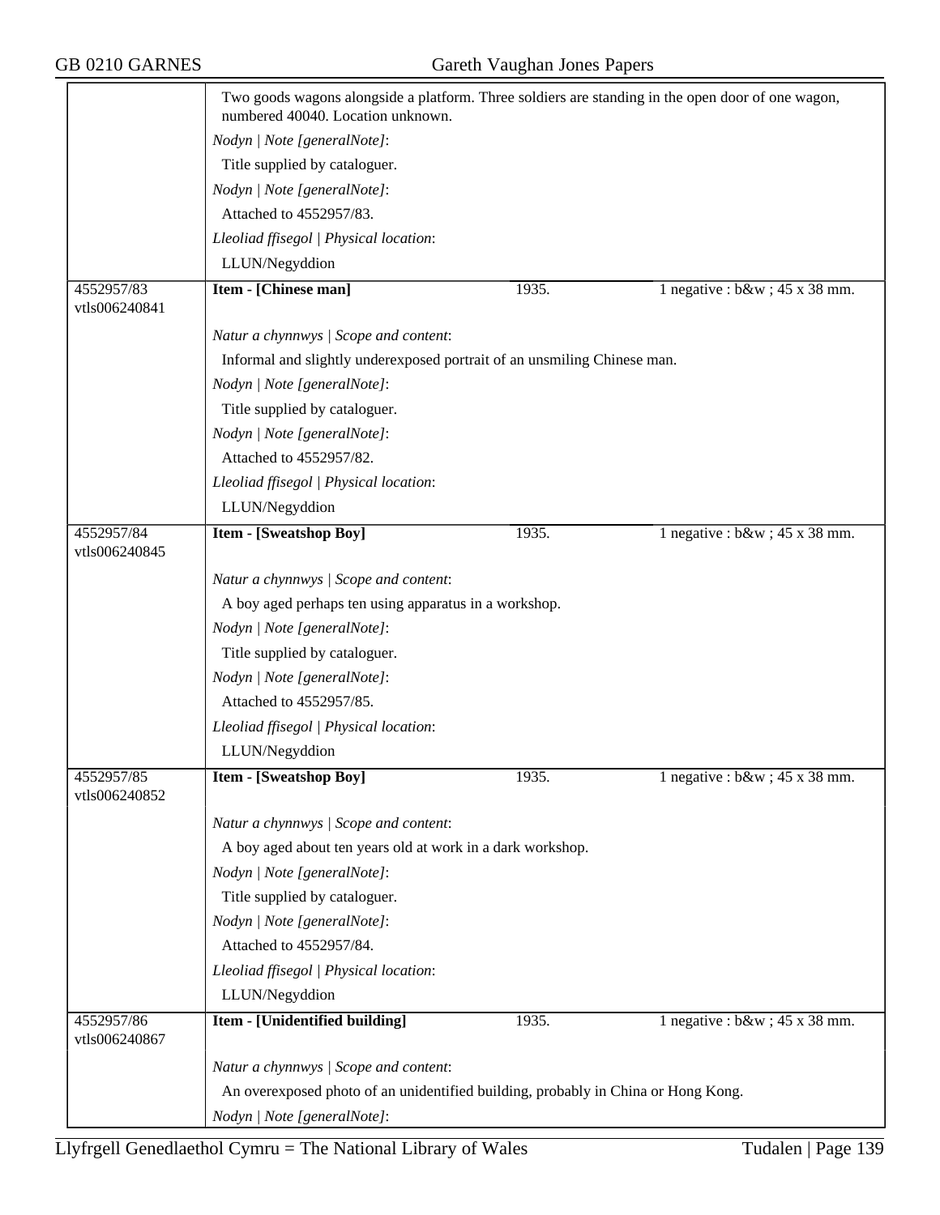Two goods wagons alongside a platform. Three soldiers are standing in the open door of one wagon, numbered 40040. Location unknown.

*Nodyn | Note [generalNote]*:

Title supplied by cataloguer.

*Nodyn | Note [generalNote]*:

Attached to 4552957/83.

*Lleoliad ffisegol | Physical location*:

LLUN/Negyddion

---

4552957/83
vtls006240841

**Item - [Chinese man]** — 1935. — 1 negative : b&w ; 45 x 38 mm.

*Natur a chynnwys | Scope and content*:

Informal and slightly underexposed portrait of an unsmiling Chinese man.

*Nodyn | Note [generalNote]*:

Title supplied by cataloguer.

*Nodyn | Note [generalNote]*:

Attached to 4552957/82.

*Lleoliad ffisegol | Physical location*:

LLUN/Negyddion

---

4552957/84
vtls006240845

**Item - [Sweatshop Boy]** — 1935. — 1 negative : b&w ; 45 x 38 mm.

*Natur a chynnwys | Scope and content*:

A boy aged perhaps ten using apparatus in a workshop.

*Nodyn | Note [generalNote]*:

Title supplied by cataloguer.

*Nodyn | Note [generalNote]*:

Attached to 4552957/85.

*Lleoliad ffisegol | Physical location*:

LLUN/Negyddion

---

4552957/85
vtls006240852

**Item - [Sweatshop Boy]** — 1935. — 1 negative : b&w ; 45 x 38 mm.

*Natur a chynnwys | Scope and content*:

A boy aged about ten years old at work in a dark workshop.

*Nodyn | Note [generalNote]*:

Title supplied by cataloguer.

*Nodyn | Note [generalNote]*:

Attached to 4552957/84.

*Lleoliad ffisegol | Physical location*:

LLUN/Negyddion

---

4552957/86
vtls006240867

**Item - [Unidentified building]** — 1935. — 1 negative : b&w ; 45 x 38 mm.

*Natur a chynnwys | Scope and content*:

An overexposed photo of an unidentified building, probably in China or Hong Kong.

*Nodyn | Note [generalNote]*: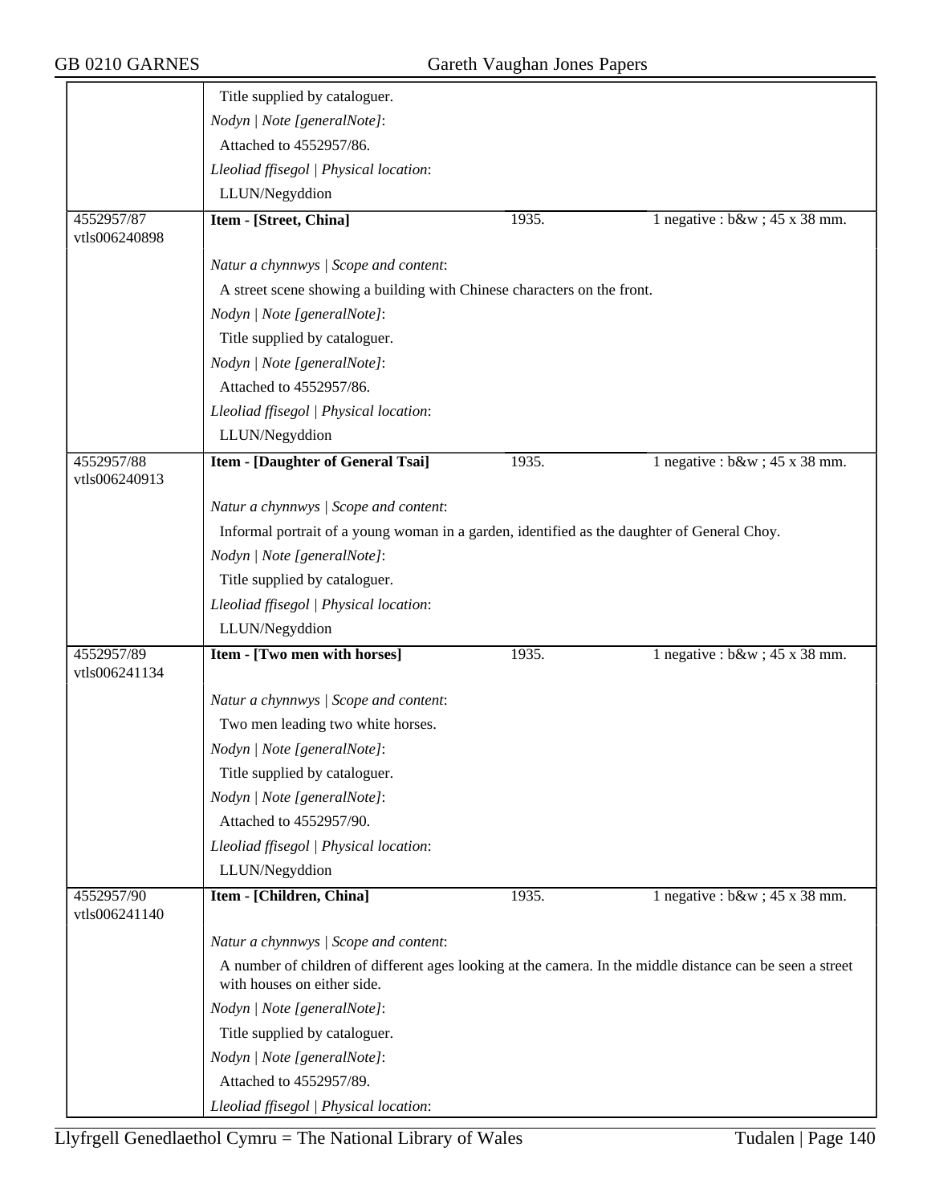Title supplied by cataloguer.

*Nodyn | Note [generalNote]*:

Attached to 4552957/86.

*Lleoliad ffisegol | Physical location*:

LLUN/Negyddion

| 4552957/87<br>vtls006240898 | **Item - [Street, China]** | 1935. | 1 negative : b&w ; 45 x 38 mm. |
|---|---|---|---|

*Natur a chynnwys | Scope and content*:

A street scene showing a building with Chinese characters on the front.

*Nodyn | Note [generalNote]*:

Title supplied by cataloguer.

*Nodyn | Note [generalNote]*:

Attached to 4552957/86.

*Lleoliad ffisegol | Physical location*:

LLUN/Negyddion

| 4552957/88<br>vtls006240913 | **Item - [Daughter of General Tsai]** | 1935. | 1 negative : b&w ; 45 x 38 mm. |
|---|---|---|---|

*Natur a chynnwys | Scope and content*:

Informal portrait of a young woman in a garden, identified as the daughter of General Choy.

*Nodyn | Note [generalNote]*:

Title supplied by cataloguer.

*Lleoliad ffisegol | Physical location*:

LLUN/Negyddion

| 4552957/89<br>vtls006241134 | **Item - [Two men with horses]** | 1935. | 1 negative : b&w ; 45 x 38 mm. |
|---|---|---|---|

*Natur a chynnwys | Scope and content*:

Two men leading two white horses.

*Nodyn | Note [generalNote]*:

Title supplied by cataloguer.

*Nodyn | Note [generalNote]*:

Attached to 4552957/90.

*Lleoliad ffisegol | Physical location*:

LLUN/Negyddion

| 4552957/90<br>vtls006241140 | **Item - [Children, China]** | 1935. | 1 negative : b&w ; 45 x 38 mm. |
|---|---|---|---|

*Natur a chynnwys | Scope and content*:

A number of children of different ages looking at the camera. In the middle distance can be seen a street with houses on either side.

*Nodyn | Note [generalNote]*:

Title supplied by cataloguer.

*Nodyn | Note [generalNote]*:

Attached to 4552957/89.

*Lleoliad ffisegol | Physical location*: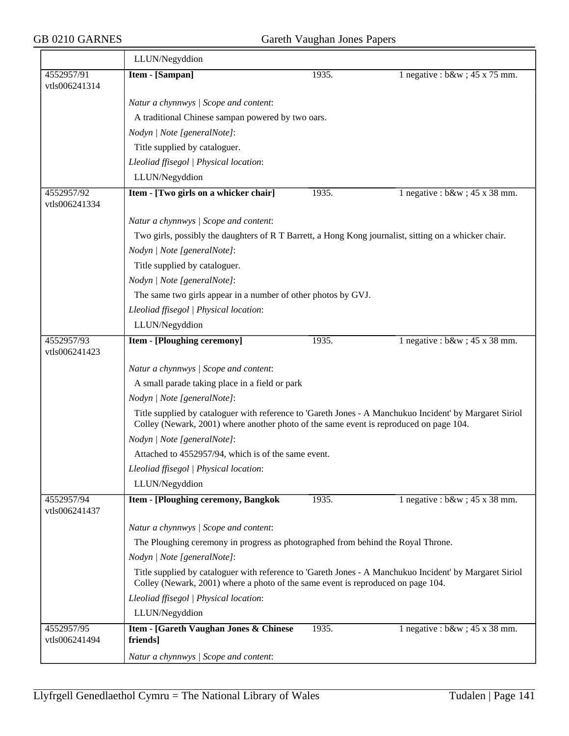| | | | |
|---|---|---|---|
| | LLUN/Negyddion | | |
| 4552957/91 vtls006241314 | **Item - [Sampan]** | 1935. | 1 negative : b&w ; 45 x 75 mm. |
| | *Natur a chynnwys \| Scope and content*:<br>A traditional Chinese sampan powered by two oars.<br>*Nodyn \| Note [generalNote]*:<br>Title supplied by cataloguer.<br>*Lleoliad ffisegol \| Physical location*:<br>LLUN/Negyddion | | |
| 4552957/92 vtls006241334 | **Item - [Two girls on a whicker chair]** | 1935. | 1 negative : b&w ; 45 x 38 mm. |
| | *Natur a chynnwys \| Scope and content*:<br>Two girls, possibly the daughters of R T Barrett, a Hong Kong journalist, sitting on a whicker chair.<br>*Nodyn \| Note [generalNote]*:<br>Title supplied by cataloguer.<br>*Nodyn \| Note [generalNote]*:<br>The same two girls appear in a number of other photos by GVJ.<br>*Lleoliad ffisegol \| Physical location*:<br>LLUN/Negyddion | | |
| 4552957/93 vtls006241423 | **Item - [Ploughing ceremony]** | 1935. | 1 negative : b&w ; 45 x 38 mm. |
| | *Natur a chynnwys \| Scope and content*:<br>A small parade taking place in a field or park<br>*Nodyn \| Note [generalNote]*:<br>Title supplied by cataloguer with reference to 'Gareth Jones - A Manchukuo Incident' by Margaret Siriol Colley (Newark, 2001) where another photo of the same event is reproduced on page 104.<br>*Nodyn \| Note [generalNote]*:<br>Attached to 4552957/94, which is of the same event.<br>*Lleoliad ffisegol \| Physical location*:<br>LLUN/Negyddion | | |
| 4552957/94 vtls006241437 | **Item - [Ploughing ceremony, Bangkok** | 1935. | 1 negative : b&w ; 45 x 38 mm. |
| | *Natur a chynnwys \| Scope and content*:<br>The Ploughing ceremony in progress as photographed from behind the Royal Throne.<br>*Nodyn \| Note [generalNote]*:<br>Title supplied by cataloguer with reference to 'Gareth Jones - A Manchukuo Incident' by Margaret Siriol Colley (Newark, 2001) where a photo of the same event is reproduced on page 104.<br>*Lleoliad ffisegol \| Physical location*:<br>LLUN/Negyddion | | |
| 4552957/95 vtls006241494 | **Item - [Gareth Vaughan Jones & Chinese friends]** | 1935. | 1 negative : b&w ; 45 x 38 mm. |
| | *Natur a chynnwys \| Scope and content*: | | |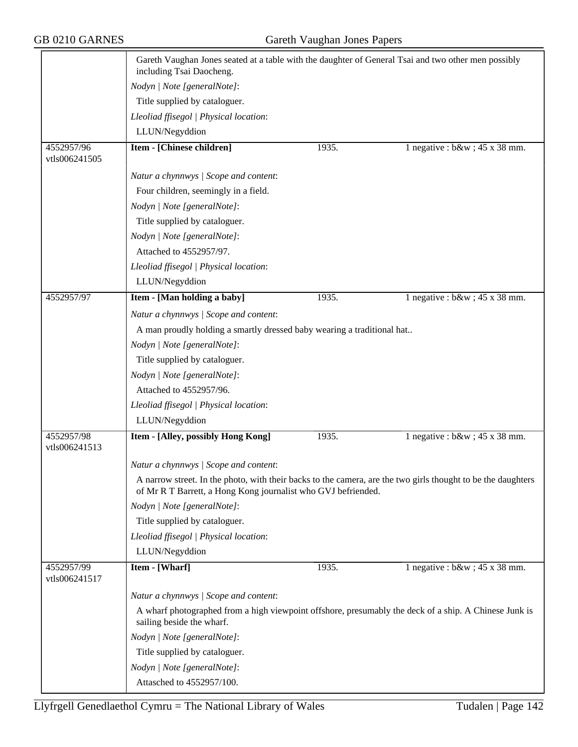Gareth Vaughan Jones seated at a table with the daughter of General Tsai and two other men possibly including Tsai Daocheng.

*Nodyn | Note [generalNote]*:

Title supplied by cataloguer.

*Lleoliad ffisegol | Physical location*:

LLUN/Negyddion

---

4552957/96
vtls006241505

**Item - [Chinese children]** 1935. 1 negative : b&w ; 45 x 38 mm.

*Natur a chynnwys | Scope and content*:

Four children, seemingly in a field.

*Nodyn | Note [generalNote]*:

Title supplied by cataloguer.

*Nodyn | Note [generalNote]*:

Attached to 4552957/97.

*Lleoliad ffisegol | Physical location*:

LLUN/Negyddion

---

4552957/97

**Item - [Man holding a baby]** 1935. 1 negative : b&w ; 45 x 38 mm.

*Natur a chynnwys | Scope and content*:

A man proudly holding a smartly dressed baby wearing a traditional hat..

*Nodyn | Note [generalNote]*:

Title supplied by cataloguer.

*Nodyn | Note [generalNote]*:

Attached to 4552957/96.

*Lleoliad ffisegol | Physical location*:

LLUN/Negyddion

---

4552957/98
vtls006241513

**Item - [Alley, possibly Hong Kong]** 1935. 1 negative : b&w ; 45 x 38 mm.

*Natur a chynnwys | Scope and content*:

A narrow street. In the photo, with their backs to the camera, are the two girls thought to be the daughters of Mr R T Barrett, a Hong Kong journalist who GVJ befriended.

*Nodyn | Note [generalNote]*:

Title supplied by cataloguer.

*Lleoliad ffisegol | Physical location*:

LLUN/Negyddion

---

4552957/99
vtls006241517

**Item - [Wharf]** 1935. 1 negative : b&w ; 45 x 38 mm.

*Natur a chynnwys | Scope and content*:

A wharf photographed from a high viewpoint offshore, presumably the deck of a ship. A Chinese Junk is sailing beside the wharf.

*Nodyn | Note [generalNote]*:

Title supplied by cataloguer.

*Nodyn | Note [generalNote]*:

Attasched to 4552957/100.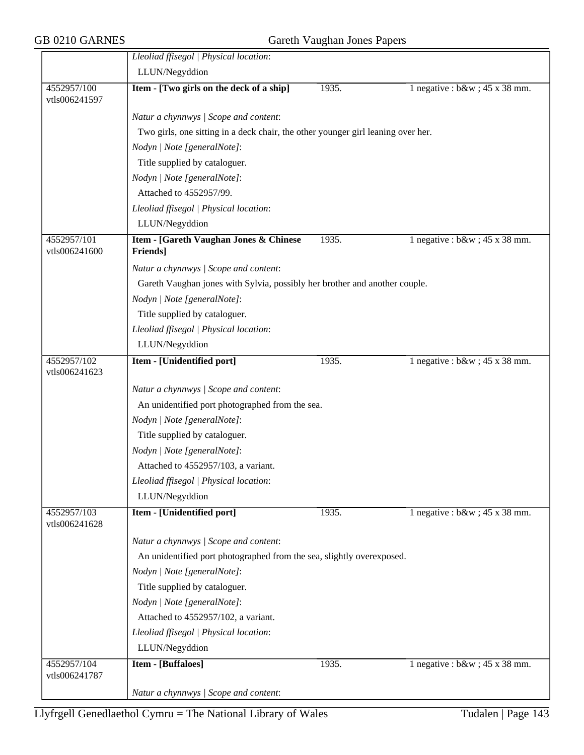| | | | |
|---|---|---|---|
| | *Lleoliad ffisegol \| Physical location*:<br>LLUN/Negyddion | | |
| 4552957/100<br>vtls006241597 | **Item - [Two girls on the deck of a ship]** | 1935. | 1 negative : b&w ; 45 x 38 mm. |
| | *Natur a chynnwys \| Scope and content*:<br>Two girls, one sitting in a deck chair, the other younger girl leaning over her.<br>*Nodyn \| Note [generalNote]*:<br>Title supplied by cataloguer.<br>*Nodyn \| Note [generalNote]*:<br>Attached to 4552957/99.<br>*Lleoliad ffisegol \| Physical location*:<br>LLUN/Negyddion | | |
| 4552957/101<br>vtls006241600 | **Item - [Gareth Vaughan Jones & Chinese Friends]** | 1935. | 1 negative : b&w ; 45 x 38 mm. |
| | *Natur a chynnwys \| Scope and content*:<br>Gareth Vaughan jones with Sylvia, possibly her brother and another couple.<br>*Nodyn \| Note [generalNote]*:<br>Title supplied by cataloguer.<br>*Lleoliad ffisegol \| Physical location*:<br>LLUN/Negyddion | | |
| 4552957/102<br>vtls006241623 | **Item - [Unidentified port]** | 1935. | 1 negative : b&w ; 45 x 38 mm. |
| | *Natur a chynnwys \| Scope and content*:<br>An unidentified port photographed from the sea.<br>*Nodyn \| Note [generalNote]*:<br>Title supplied by cataloguer.<br>*Nodyn \| Note [generalNote]*:<br>Attached to 4552957/103, a variant.<br>*Lleoliad ffisegol \| Physical location*:<br>LLUN/Negyddion | | |
| 4552957/103<br>vtls006241628 | **Item - [Unidentified port]** | 1935. | 1 negative : b&w ; 45 x 38 mm. |
| | *Natur a chynnwys \| Scope and content*:<br>An unidentified port photographed from the sea, slightly overexposed.<br>*Nodyn \| Note [generalNote]*:<br>Title supplied by cataloguer.<br>*Nodyn \| Note [generalNote]*:<br>Attached to 4552957/102, a variant.<br>*Lleoliad ffisegol \| Physical location*:<br>LLUN/Negyddion | | |
| 4552957/104<br>vtls006241787 | **Item - [Buffaloes]** | 1935. | 1 negative : b&w ; 45 x 38 mm. |
| | *Natur a chynnwys \| Scope and content*: | | |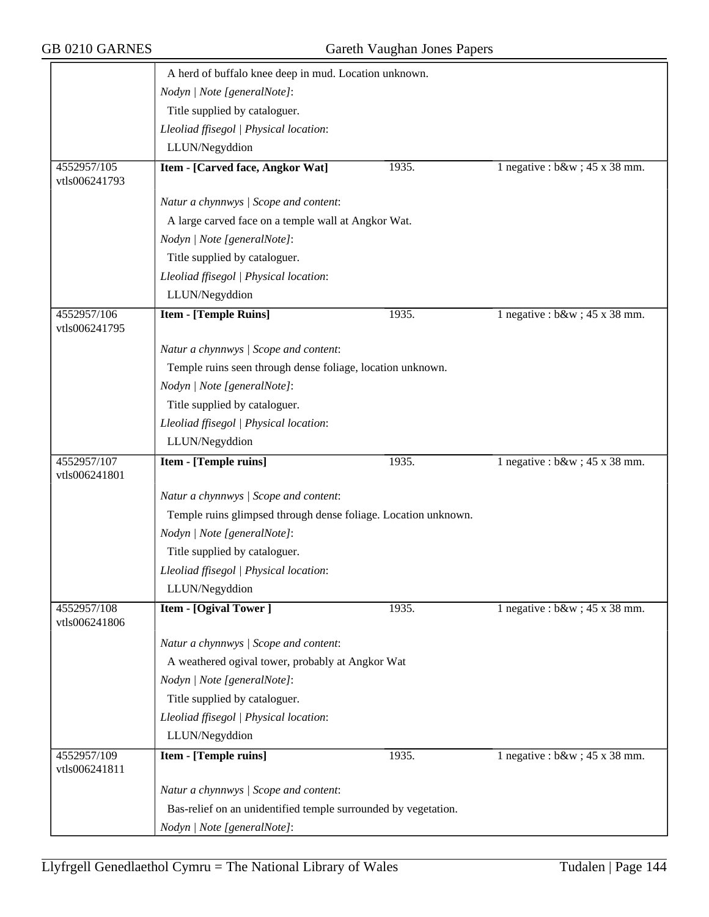A herd of buffalo knee deep in mud. Location unknown.

*Nodyn | Note [generalNote]*:

Title supplied by cataloguer.

*Lleoliad ffisegol | Physical location*:

LLUN/Negyddion

| 4552957/105 vtls006241793 | **Item - [Carved face, Angkor Wat]** | 1935. | 1 negative : b&w ; 45 x 38 mm. |
|---|---|---|---|

*Natur a chynnwys | Scope and content*:

A large carved face on a temple wall at Angkor Wat.

*Nodyn | Note [generalNote]*:

Title supplied by cataloguer.

*Lleoliad ffisegol | Physical location*:

LLUN/Negyddion

| 4552957/106 vtls006241795 | **Item - [Temple Ruins]** | 1935. | 1 negative : b&w ; 45 x 38 mm. |
|---|---|---|---|

*Natur a chynnwys | Scope and content*:

Temple ruins seen through dense foliage, location unknown.

*Nodyn | Note [generalNote]*:

Title supplied by cataloguer.

*Lleoliad ffisegol | Physical location*:

LLUN/Negyddion

| 4552957/107 vtls006241801 | **Item - [Temple ruins]** | 1935. | 1 negative : b&w ; 45 x 38 mm. |
|---|---|---|---|

*Natur a chynnwys | Scope and content*:

Temple ruins glimpsed through dense foliage. Location unknown.

*Nodyn | Note [generalNote]*:

Title supplied by cataloguer.

*Lleoliad ffisegol | Physical location*:

LLUN/Negyddion

| 4552957/108 vtls006241806 | **Item - [Ogival Tower ]** | 1935. | 1 negative : b&w ; 45 x 38 mm. |
|---|---|---|---|

*Natur a chynnwys | Scope and content*:

A weathered ogival tower, probably at Angkor Wat

*Nodyn | Note [generalNote]*:

Title supplied by cataloguer.

*Lleoliad ffisegol | Physical location*:

LLUN/Negyddion

| 4552957/109 vtls006241811 | **Item - [Temple ruins]** | 1935. | 1 negative : b&w ; 45 x 38 mm. |
|---|---|---|---|

*Natur a chynnwys | Scope and content*:

Bas-relief on an unidentified temple surrounded by vegetation.

*Nodyn | Note [generalNote]*: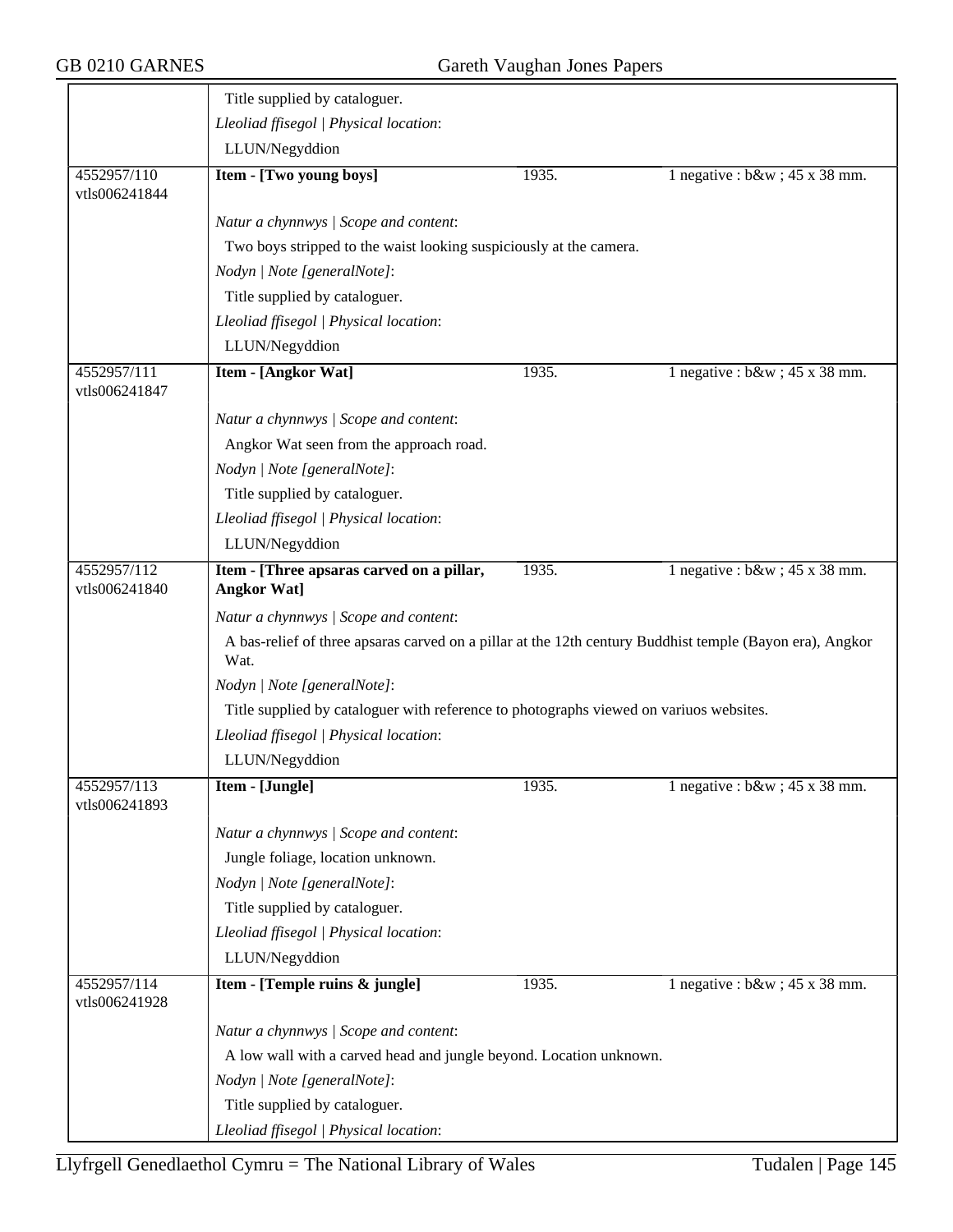Title supplied by cataloguer.

*Lleoliad ffisegol | Physical location*:

LLUN/Negyddion

| | | | |
|---|---|---|---|
| 4552957/110 vtls006241844 | **Item - [Two young boys]** | 1935. | 1 negative : b&w ; 45 x 38 mm. |

*Natur a chynnwys | Scope and content*:

Two boys stripped to the waist looking suspiciously at the camera.

*Nodyn | Note [generalNote]*:

Title supplied by cataloguer.

*Lleoliad ffisegol | Physical location*:

LLUN/Negyddion

| | | | |
|---|---|---|---|
| 4552957/111 vtls006241847 | **Item - [Angkor Wat]** | 1935. | 1 negative : b&w ; 45 x 38 mm. |

*Natur a chynnwys | Scope and content*:

Angkor Wat seen from the approach road.

*Nodyn | Note [generalNote]*:

Title supplied by cataloguer.

*Lleoliad ffisegol | Physical location*:

LLUN/Negyddion

| | | | |
|---|---|---|---|
| 4552957/112 vtls006241840 | **Item - [Three apsaras carved on a pillar, Angkor Wat]** | 1935. | 1 negative : b&w ; 45 x 38 mm. |

*Natur a chynnwys | Scope and content*:

A bas-relief of three apsaras carved on a pillar at the 12th century Buddhist temple (Bayon era), Angkor Wat.

*Nodyn | Note [generalNote]*:

Title supplied by cataloguer with reference to photographs viewed on variuos websites.

*Lleoliad ffisegol | Physical location*:

LLUN/Negyddion

| | | | |
|---|---|---|---|
| 4552957/113 vtls006241893 | **Item - [Jungle]** | 1935. | 1 negative : b&w ; 45 x 38 mm. |

*Natur a chynnwys | Scope and content*:

Jungle foliage, location unknown.

*Nodyn | Note [generalNote]*:

Title supplied by cataloguer.

*Lleoliad ffisegol | Physical location*:

LLUN/Negyddion

| | | | |
|---|---|---|---|
| 4552957/114 vtls006241928 | **Item - [Temple ruins & jungle]** | 1935. | 1 negative : b&w ; 45 x 38 mm. |

*Natur a chynnwys | Scope and content*:

A low wall with a carved head and jungle beyond. Location unknown.

*Nodyn | Note [generalNote]*:

Title supplied by cataloguer.

*Lleoliad ffisegol | Physical location*: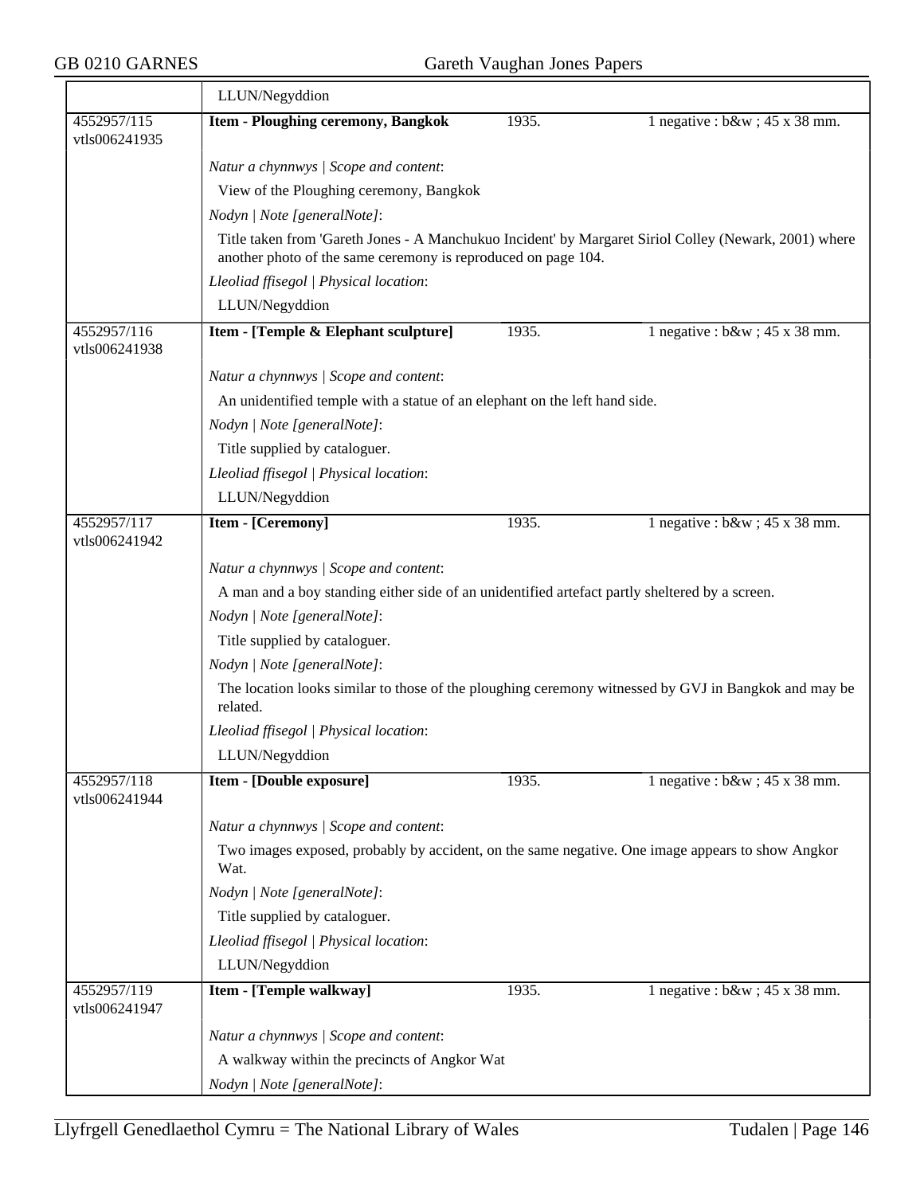| | |
|---|---|
| | LLUN/Negyddion |
| 4552957/115 vtls006241935 | **Item - Ploughing ceremony, Bangkok** 1935. 1 negative : b&w ; 45 x 38 mm. |
| | *Natur a chynnwys \| Scope and content*: |
| | View of the Ploughing ceremony, Bangkok |
| | *Nodyn \| Note [generalNote]*: |
| | Title taken from 'Gareth Jones - A Manchukuo Incident' by Margaret Siriol Colley (Newark, 2001) where another photo of the same ceremony is reproduced on page 104. |
| | *Lleoliad ffisegol \| Physical location*: |
| | LLUN/Negyddion |
| 4552957/116 vtls006241938 | **Item - [Temple & Elephant sculpture]** 1935. 1 negative : b&w ; 45 x 38 mm. |
| | *Natur a chynnwys \| Scope and content*: |
| | An unidentified temple with a statue of an elephant on the left hand side. |
| | *Nodyn \| Note [generalNote]*: |
| | Title supplied by cataloguer. |
| | *Lleoliad ffisegol \| Physical location*: |
| | LLUN/Negyddion |
| 4552957/117 vtls006241942 | **Item - [Ceremony]** 1935. 1 negative : b&w ; 45 x 38 mm. |
| | *Natur a chynnwys \| Scope and content*: |
| | A man and a boy standing either side of an unidentified artefact partly sheltered by a screen. |
| | *Nodyn \| Note [generalNote]*: |
| | Title supplied by cataloguer. |
| | *Nodyn \| Note [generalNote]*: |
| | The location looks similar to those of the ploughing ceremony witnessed by GVJ in Bangkok and may be related. |
| | *Lleoliad ffisegol \| Physical location*: |
| | LLUN/Negyddion |
| 4552957/118 vtls006241944 | **Item - [Double exposure]** 1935. 1 negative : b&w ; 45 x 38 mm. |
| | *Natur a chynnwys \| Scope and content*: |
| | Two images exposed, probably by accident, on the same negative. One image appears to show Angkor Wat. |
| | *Nodyn \| Note [generalNote]*: |
| | Title supplied by cataloguer. |
| | *Lleoliad ffisegol \| Physical location*: |
| | LLUN/Negyddion |
| 4552957/119 vtls006241947 | **Item - [Temple walkway]** 1935. 1 negative : b&w ; 45 x 38 mm. |
| | *Natur a chynnwys \| Scope and content*: |
| | A walkway within the precincts of Angkor Wat |
| | *Nodyn \| Note [generalNote]*: |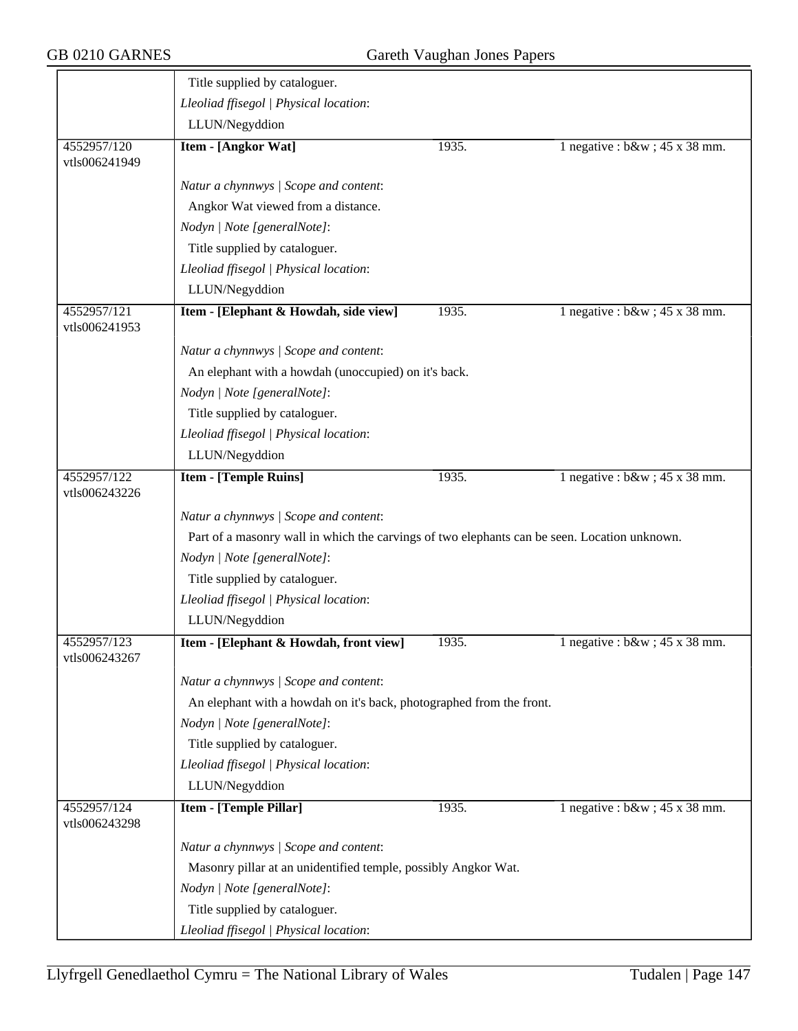Title supplied by cataloguer.

*Lleoliad ffisegol | Physical location*:

LLUN/Negyddion

| | | | |
|---|---|---|---|
| 4552957/120 vtls006241949 | **Item - [Angkor Wat]** | 1935. | 1 negative : b&w ; 45 x 38 mm. |

*Natur a chynnwys | Scope and content*:

Angkor Wat viewed from a distance.

*Nodyn | Note [generalNote]*:

Title supplied by cataloguer.

*Lleoliad ffisegol | Physical location*:

LLUN/Negyddion

| | | | |
|---|---|---|---|
| 4552957/121 vtls006241953 | **Item - [Elephant & Howdah, side view]** | 1935. | 1 negative : b&w ; 45 x 38 mm. |

*Natur a chynnwys | Scope and content*:

An elephant with a howdah (unoccupied) on it's back.

*Nodyn | Note [generalNote]*:

Title supplied by cataloguer.

*Lleoliad ffisegol | Physical location*:

LLUN/Negyddion

| | | | |
|---|---|---|---|
| 4552957/122 vtls006243226 | **Item - [Temple Ruins]** | 1935. | 1 negative : b&w ; 45 x 38 mm. |

*Natur a chynnwys | Scope and content*:

Part of a masonry wall in which the carvings of two elephants can be seen. Location unknown.

*Nodyn | Note [generalNote]*:

Title supplied by cataloguer.

*Lleoliad ffisegol | Physical location*:

LLUN/Negyddion

| | | | |
|---|---|---|---|
| 4552957/123 vtls006243267 | **Item - [Elephant & Howdah, front view]** | 1935. | 1 negative : b&w ; 45 x 38 mm. |

*Natur a chynnwys | Scope and content*:

An elephant with a howdah on it's back, photographed from the front.

*Nodyn | Note [generalNote]*:

Title supplied by cataloguer.

*Lleoliad ffisegol | Physical location*:

LLUN/Negyddion

| | | | |
|---|---|---|---|
| 4552957/124 vtls006243298 | **Item - [Temple Pillar]** | 1935. | 1 negative : b&w ; 45 x 38 mm. |

*Natur a chynnwys | Scope and content*:

Masonry pillar at an unidentified temple, possibly Angkor Wat.

*Nodyn | Note [generalNote]*:

Title supplied by cataloguer.

*Lleoliad ffisegol | Physical location*: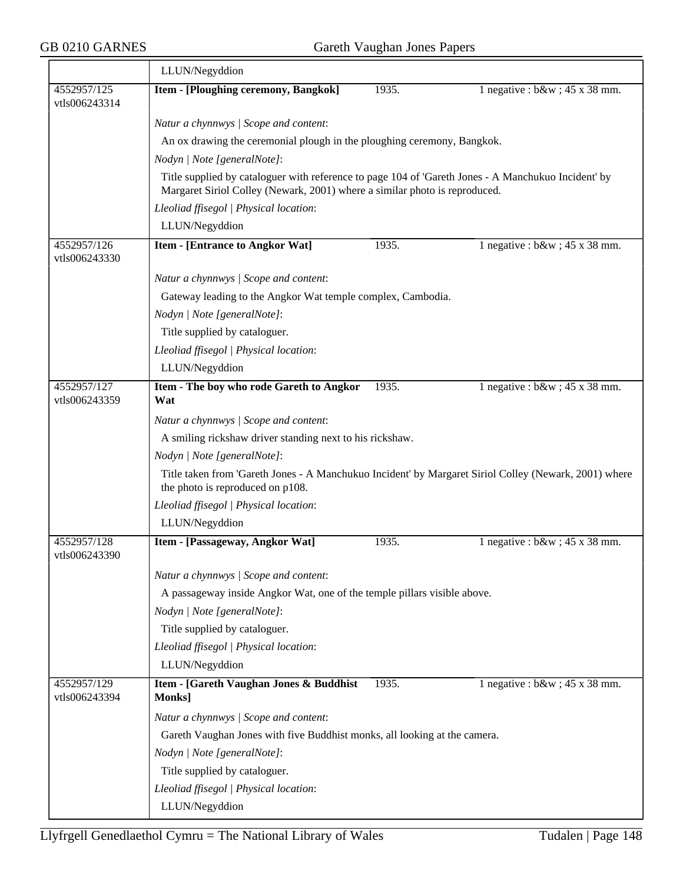LLUN/Negyddion

| 4552957/125 vtls006243314 | **Item - [Ploughing ceremony, Bangkok]** | 1935. | 1 negative : b&w ; 45 x 38 mm. |
|---|---|---|---|

*Natur a chynnwys | Scope and content*:

An ox drawing the ceremonial plough in the ploughing ceremony, Bangkok.

*Nodyn | Note [generalNote]*:

Title supplied by cataloguer with reference to page 104 of 'Gareth Jones - A Manchukuo Incident' by Margaret Siriol Colley (Newark, 2001) where a similar photo is reproduced.

*Lleoliad ffisegol | Physical location*:

LLUN/Negyddion

| 4552957/126 vtls006243330 | **Item - [Entrance to Angkor Wat]** | 1935. | 1 negative : b&w ; 45 x 38 mm. |
|---|---|---|---|

*Natur a chynnwys | Scope and content*:

Gateway leading to the Angkor Wat temple complex, Cambodia.

*Nodyn | Note [generalNote]*:

Title supplied by cataloguer.

*Lleoliad ffisegol | Physical location*:

LLUN/Negyddion

| 4552957/127 vtls006243359 | **Item - The boy who rode Gareth to Angkor Wat** | 1935. | 1 negative : b&w ; 45 x 38 mm. |
|---|---|---|---|

*Natur a chynnwys | Scope and content*:

A smiling rickshaw driver standing next to his rickshaw.

*Nodyn | Note [generalNote]*:

Title taken from 'Gareth Jones - A Manchukuo Incident' by Margaret Siriol Colley (Newark, 2001) where the photo is reproduced on p108.

*Lleoliad ffisegol | Physical location*:

LLUN/Negyddion

| 4552957/128 vtls006243390 | **Item - [Passageway, Angkor Wat]** | 1935. | 1 negative : b&w ; 45 x 38 mm. |
|---|---|---|---|

*Natur a chynnwys | Scope and content*:

A passageway inside Angkor Wat, one of the temple pillars visible above.

*Nodyn | Note [generalNote]*:

Title supplied by cataloguer.

*Lleoliad ffisegol | Physical location*:

LLUN/Negyddion

| 4552957/129 vtls006243394 | **Item - [Gareth Vaughan Jones & Buddhist Monks]** | 1935. | 1 negative : b&w ; 45 x 38 mm. |
|---|---|---|---|

*Natur a chynnwys | Scope and content*:

Gareth Vaughan Jones with five Buddhist monks, all looking at the camera.

*Nodyn | Note [generalNote]*:

Title supplied by cataloguer.

*Lleoliad ffisegol | Physical location*:

LLUN/Negyddion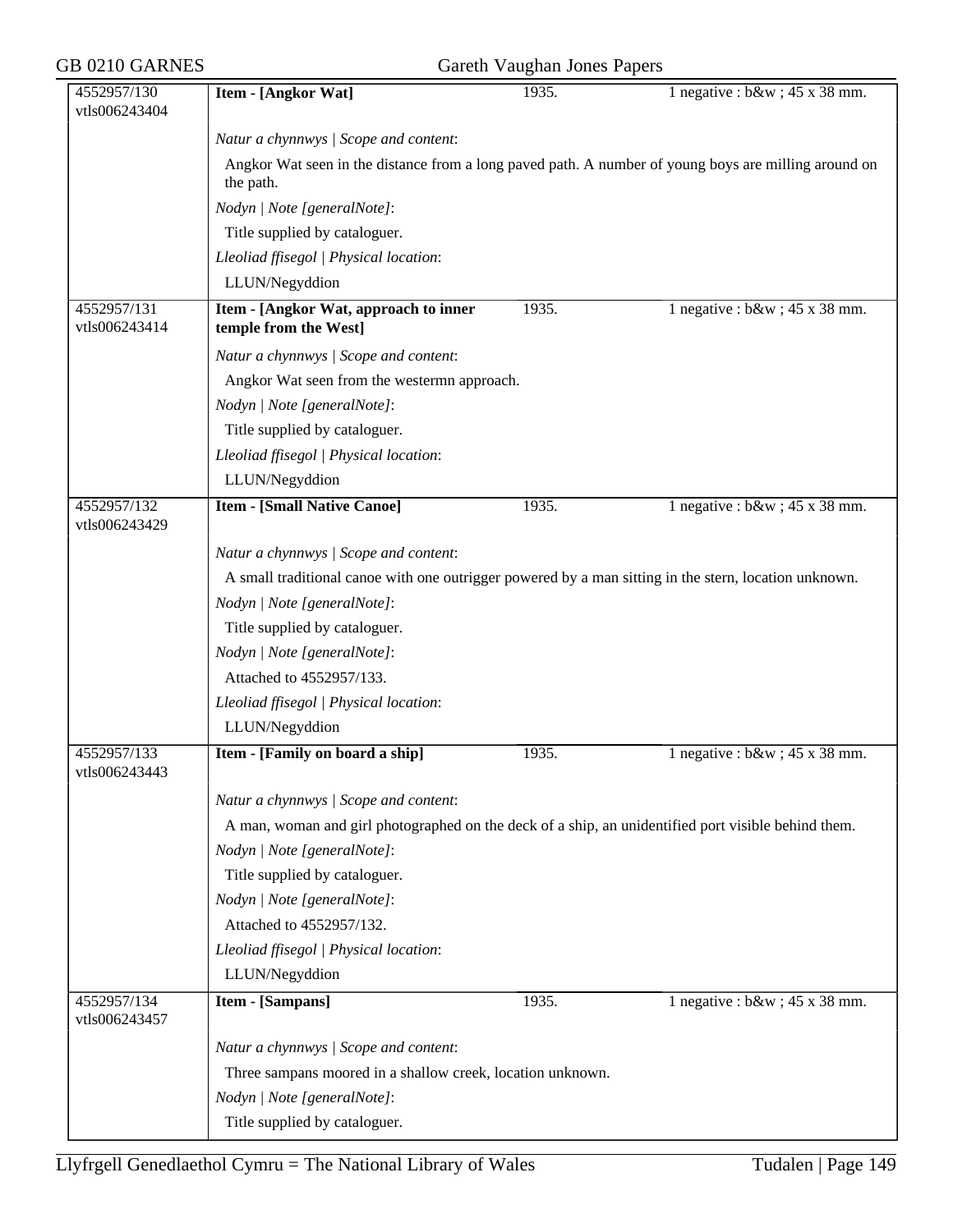| 4552957/130<br>vtls006243404 | **Item - [Angkor Wat]** | 1935. | 1 negative : b&w ; 45 x 38 mm. |
|---|---|---|---|

*Natur a chynnwys | Scope and content*:

Angkor Wat seen in the distance from a long paved path. A number of young boys are milling around on the path.

*Nodyn | Note [generalNote]*:

Title supplied by cataloguer.

*Lleoliad ffisegol | Physical location*:

LLUN/Negyddion

| 4552957/131<br>vtls006243414 | **Item - [Angkor Wat, approach to inner temple from the West]** | 1935. | 1 negative : b&w ; 45 x 38 mm. |
|---|---|---|---|

*Natur a chynnwys | Scope and content*:

Angkor Wat seen from the westermn approach.

*Nodyn | Note [generalNote]*:

Title supplied by cataloguer.

*Lleoliad ffisegol | Physical location*:

LLUN/Negyddion

| 4552957/132<br>vtls006243429 | **Item - [Small Native Canoe]** | 1935. | 1 negative : b&w ; 45 x 38 mm. |
|---|---|---|---|

*Natur a chynnwys | Scope and content*:

A small traditional canoe with one outrigger powered by a man sitting in the stern, location unknown.

*Nodyn | Note [generalNote]*:

Title supplied by cataloguer.

*Nodyn | Note [generalNote]*:

Attached to 4552957/133.

*Lleoliad ffisegol | Physical location*:

LLUN/Negyddion

| 4552957/133<br>vtls006243443 | **Item - [Family on board a ship]** | 1935. | 1 negative : b&w ; 45 x 38 mm. |
|---|---|---|---|

*Natur a chynnwys | Scope and content*:

A man, woman and girl photographed on the deck of a ship, an unidentified port visible behind them.

*Nodyn | Note [generalNote]*:

Title supplied by cataloguer.

*Nodyn | Note [generalNote]*:

Attached to 4552957/132.

*Lleoliad ffisegol | Physical location*:

LLUN/Negyddion

| 4552957/134<br>vtls006243457 | **Item - [Sampans]** | 1935. | 1 negative : b&w ; 45 x 38 mm. |
|---|---|---|---|

*Natur a chynnwys | Scope and content*:

Three sampans moored in a shallow creek, location unknown.

*Nodyn | Note [generalNote]*:

Title supplied by cataloguer.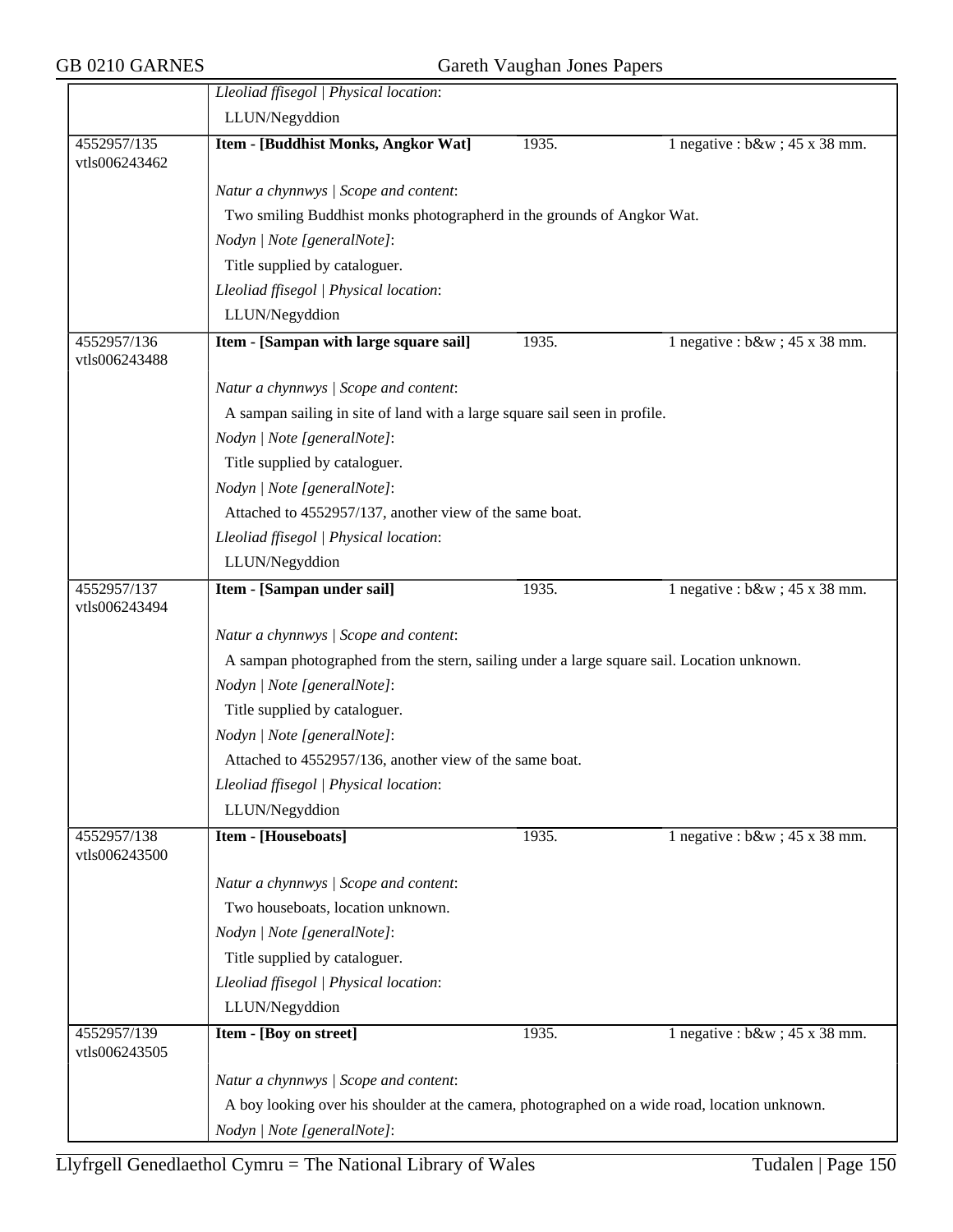*Lleoliad ffisegol | Physical location*:

LLUN/Negyddion

---

**4552957/135**
vtls006243462

**Item - [Buddhist Monks, Angkor Wat]** — 1935. — 1 negative : b&w ; 45 x 38 mm.

*Natur a chynnwys | Scope and content*:

Two smiling Buddhist monks photographerd in the grounds of Angkor Wat.

*Nodyn | Note [generalNote]*:

Title supplied by cataloguer.

*Lleoliad ffisegol | Physical location*:

LLUN/Negyddion

---

**4552957/136**
vtls006243488

**Item - [Sampan with large square sail]** — 1935. — 1 negative : b&w ; 45 x 38 mm.

*Natur a chynnwys | Scope and content*:

A sampan sailing in site of land with a large square sail seen in profile.

*Nodyn | Note [generalNote]*:

Title supplied by cataloguer.

*Nodyn | Note [generalNote]*:

Attached to 4552957/137, another view of the same boat.

*Lleoliad ffisegol | Physical location*:

LLUN/Negyddion

---

**4552957/137**
vtls006243494

**Item - [Sampan under sail]** — 1935. — 1 negative : b&w ; 45 x 38 mm.

*Natur a chynnwys | Scope and content*:

A sampan photographed from the stern, sailing under a large square sail. Location unknown.

*Nodyn | Note [generalNote]*:

Title supplied by cataloguer.

*Nodyn | Note [generalNote]*:

Attached to 4552957/136, another view of the same boat.

*Lleoliad ffisegol | Physical location*:

LLUN/Negyddion

---

**4552957/138**
vtls006243500

**Item - [Houseboats]** — 1935. — 1 negative : b&w ; 45 x 38 mm.

*Natur a chynnwys | Scope and content*:

Two houseboats, location unknown.

*Nodyn | Note [generalNote]*:

Title supplied by cataloguer.

*Lleoliad ffisegol | Physical location*:

LLUN/Negyddion

---

**4552957/139**
vtls006243505

**Item - [Boy on street]** — 1935. — 1 negative : b&w ; 45 x 38 mm.

*Natur a chynnwys | Scope and content*:

A boy looking over his shoulder at the camera, photographed on a wide road, location unknown.

*Nodyn | Note [generalNote]*: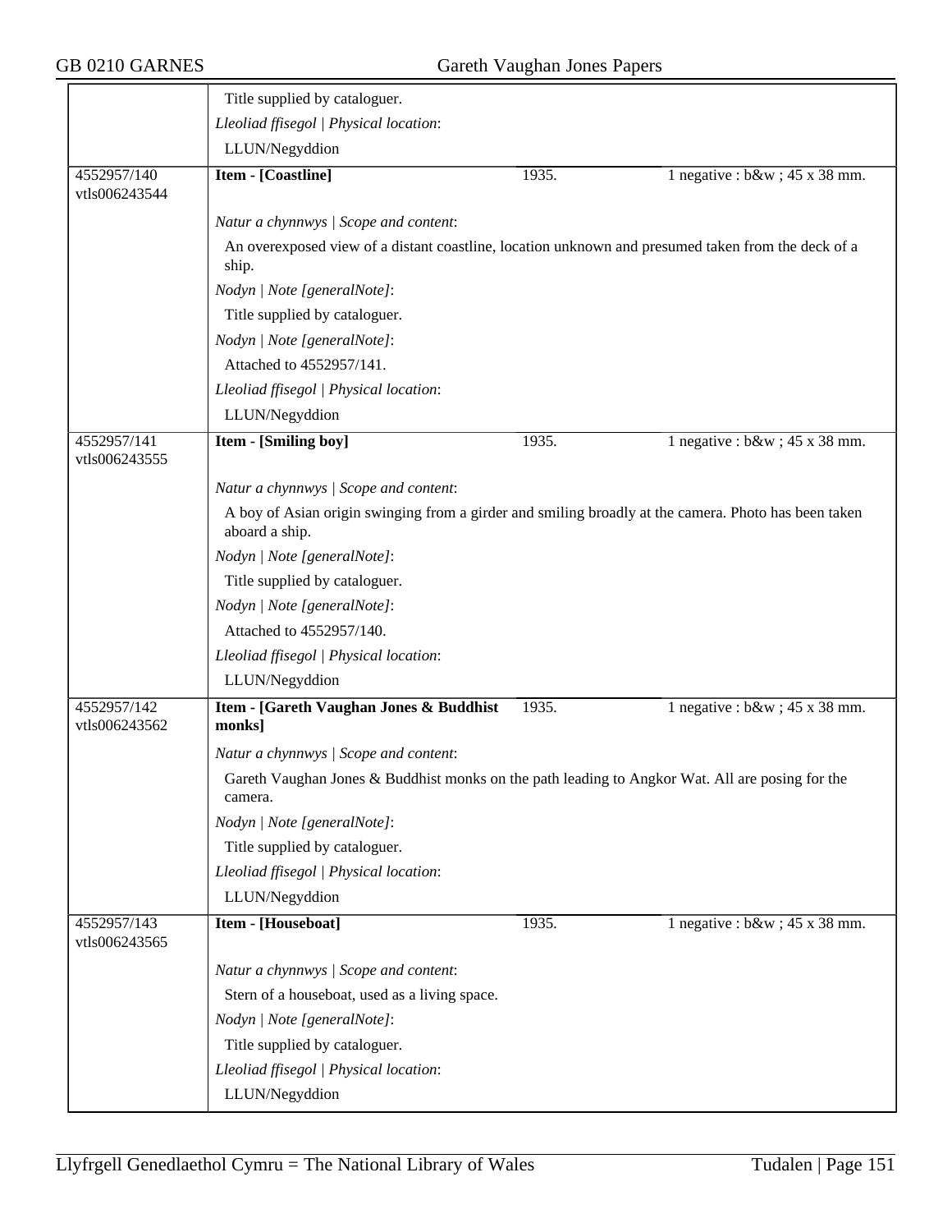| | | | |
|---|---|---|---|
| | Title supplied by cataloguer.<br>*Lleoliad ffisegol \| Physical location*:<br>LLUN/Negyddion | | |
| 4552957/140<br>vtls006243544 | **Item - [Coastline]** | 1935. | 1 negative : b&w ; 45 x 38 mm. |
| | *Natur a chynnwys \| Scope and content*:<br>An overexposed view of a distant coastline, location unknown and presumed taken from the deck of a ship.<br>*Nodyn \| Note [generalNote]*:<br>Title supplied by cataloguer.<br>*Nodyn \| Note [generalNote]*:<br>Attached to 4552957/141.<br>*Lleoliad ffisegol \| Physical location*:<br>LLUN/Negyddion | | |
| 4552957/141<br>vtls006243555 | **Item - [Smiling boy]** | 1935. | 1 negative : b&w ; 45 x 38 mm. |
| | *Natur a chynnwys \| Scope and content*:<br>A boy of Asian origin swinging from a girder and smiling broadly at the camera. Photo has been taken aboard a ship.<br>*Nodyn \| Note [generalNote]*:<br>Title supplied by cataloguer.<br>*Nodyn \| Note [generalNote]*:<br>Attached to 4552957/140.<br>*Lleoliad ffisegol \| Physical location*:<br>LLUN/Negyddion | | |
| 4552957/142<br>vtls006243562 | **Item - [Gareth Vaughan Jones & Buddhist monks]** | 1935. | 1 negative : b&w ; 45 x 38 mm. |
| | *Natur a chynnwys \| Scope and content*:<br>Gareth Vaughan Jones & Buddhist monks on the path leading to Angkor Wat. All are posing for the camera.<br>*Nodyn \| Note [generalNote]*:<br>Title supplied by cataloguer.<br>*Lleoliad ffisegol \| Physical location*:<br>LLUN/Negyddion | | |
| 4552957/143<br>vtls006243565 | **Item - [Houseboat]** | 1935. | 1 negative : b&w ; 45 x 38 mm. |
| | *Natur a chynnwys \| Scope and content*:<br>Stern of a houseboat, used as a living space.<br>*Nodyn \| Note [generalNote]*:<br>Title supplied by cataloguer.<br>*Lleoliad ffisegol \| Physical location*:<br>LLUN/Negyddion | | |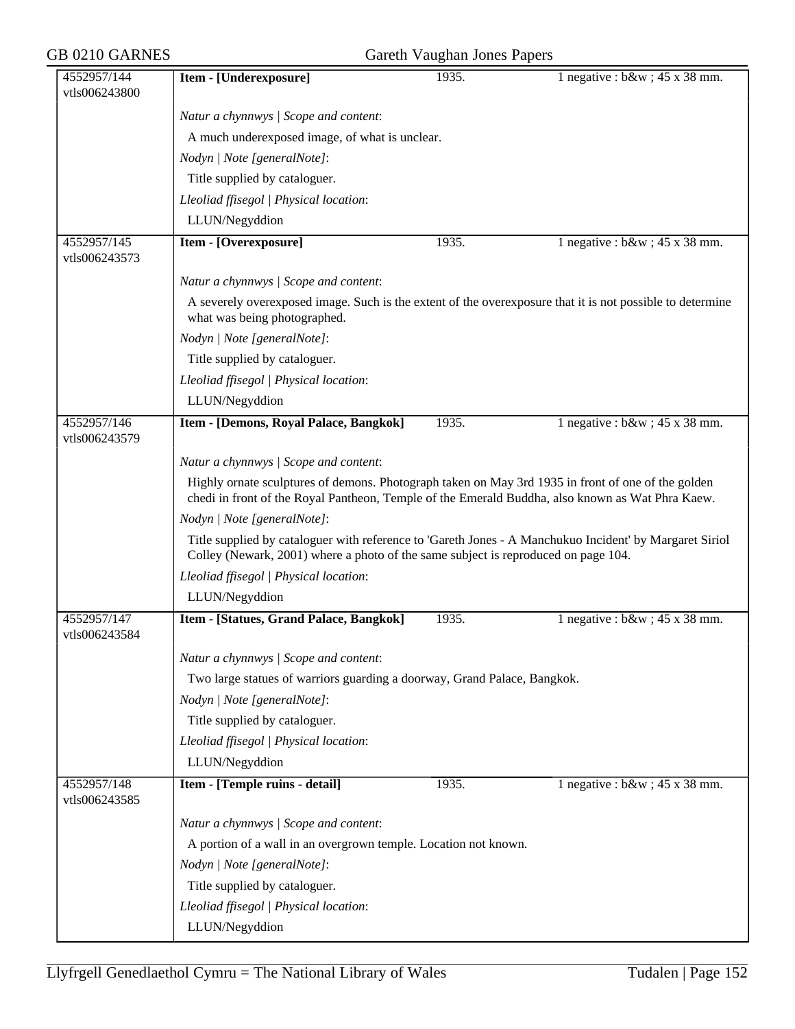| 4552957/144 vtls006243800 | **Item - [Underexposure]** | 1935. | 1 negative : b&w ; 45 x 38 mm. |
|---|---|---|---|

*Natur a chynnwys | Scope and content*:

A much underexposed image, of what is unclear.

*Nodyn | Note [generalNote]*:

Title supplied by cataloguer.

*Lleoliad ffisegol | Physical location*:

LLUN/Negyddion

| 4552957/145 vtls006243573 | **Item - [Overexposure]** | 1935. | 1 negative : b&w ; 45 x 38 mm. |
|---|---|---|---|

*Natur a chynnwys | Scope and content*:

A severely overexposed image. Such is the extent of the overexposure that it is not possible to determine what was being photographed.

*Nodyn | Note [generalNote]*:

Title supplied by cataloguer.

*Lleoliad ffisegol | Physical location*:

LLUN/Negyddion

| 4552957/146 vtls006243579 | **Item - [Demons, Royal Palace, Bangkok]** | 1935. | 1 negative : b&w ; 45 x 38 mm. |
|---|---|---|---|

*Natur a chynnwys | Scope and content*:

Highly ornate sculptures of demons. Photograph taken on May 3rd 1935 in front of one of the golden chedi in front of the Royal Pantheon, Temple of the Emerald Buddha, also known as Wat Phra Kaew.

*Nodyn | Note [generalNote]*:

Title supplied by cataloguer with reference to 'Gareth Jones - A Manchukuo Incident' by Margaret Siriol Colley (Newark, 2001) where a photo of the same subject is reproduced on page 104.

*Lleoliad ffisegol | Physical location*:

LLUN/Negyddion

| 4552957/147 vtls006243584 | **Item - [Statues, Grand Palace, Bangkok]** | 1935. | 1 negative : b&w ; 45 x 38 mm. |
|---|---|---|---|

*Natur a chynnwys | Scope and content*:

Two large statues of warriors guarding a doorway, Grand Palace, Bangkok.

*Nodyn | Note [generalNote]*:

Title supplied by cataloguer.

*Lleoliad ffisegol | Physical location*:

LLUN/Negyddion

| 4552957/148 vtls006243585 | **Item - [Temple ruins - detail]** | 1935. | 1 negative : b&w ; 45 x 38 mm. |
|---|---|---|---|

*Natur a chynnwys | Scope and content*:

A portion of a wall in an overgrown temple. Location not known.

*Nodyn | Note [generalNote]*:

Title supplied by cataloguer.

*Lleoliad ffisegol | Physical location*:

LLUN/Negyddion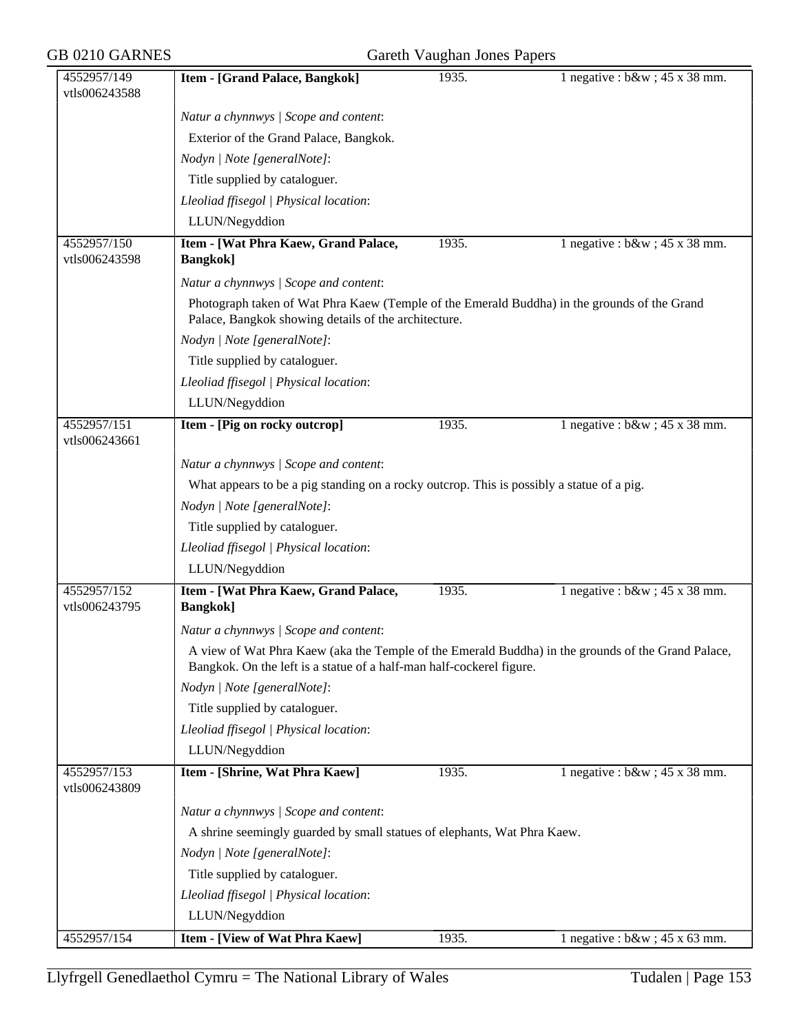| 4552957/149 vtls006243588 | **Item - [Grand Palace, Bangkok]** | 1935. | 1 negative : b&w ; 45 x 38 mm. |
|---|---|---|---|

*Natur a chynnwys | Scope and content*:

Exterior of the Grand Palace, Bangkok.

*Nodyn | Note [generalNote]*:

Title supplied by cataloguer.

*Lleoliad ffisegol | Physical location*:

LLUN/Negyddion

| 4552957/150 vtls006243598 | **Item - [Wat Phra Kaew, Grand Palace, Bangkok]** | 1935. | 1 negative : b&w ; 45 x 38 mm. |
|---|---|---|---|

*Natur a chynnwys | Scope and content*:

Photograph taken of Wat Phra Kaew (Temple of the Emerald Buddha) in the grounds of the Grand Palace, Bangkok showing details of the architecture.

*Nodyn | Note [generalNote]*:

Title supplied by cataloguer.

*Lleoliad ffisegol | Physical location*:

LLUN/Negyddion

| 4552957/151 vtls006243661 | **Item - [Pig on rocky outcrop]** | 1935. | 1 negative : b&w ; 45 x 38 mm. |
|---|---|---|---|

*Natur a chynnwys | Scope and content*:

What appears to be a pig standing on a rocky outcrop. This is possibly a statue of a pig.

*Nodyn | Note [generalNote]*:

Title supplied by cataloguer.

*Lleoliad ffisegol | Physical location*:

LLUN/Negyddion

| 4552957/152 vtls006243795 | **Item - [Wat Phra Kaew, Grand Palace, Bangkok]** | 1935. | 1 negative : b&w ; 45 x 38 mm. |
|---|---|---|---|

*Natur a chynnwys | Scope and content*:

A view of Wat Phra Kaew (aka the Temple of the Emerald Buddha) in the grounds of the Grand Palace, Bangkok. On the left is a statue of a half-man half-cockerel figure.

*Nodyn | Note [generalNote]*:

Title supplied by cataloguer.

*Lleoliad ffisegol | Physical location*:

LLUN/Negyddion

| 4552957/153 vtls006243809 | **Item - [Shrine, Wat Phra Kaew]** | 1935. | 1 negative : b&w ; 45 x 38 mm. |
|---|---|---|---|

*Natur a chynnwys | Scope and content*:

A shrine seemingly guarded by small statues of elephants, Wat Phra Kaew.

*Nodyn | Note [generalNote]*:

Title supplied by cataloguer.

*Lleoliad ffisegol | Physical location*:

LLUN/Negyddion

| 4552957/154 | **Item - [View of Wat Phra Kaew]** | 1935. | 1 negative : b&w ; 45 x 63 mm. |
|---|---|---|---|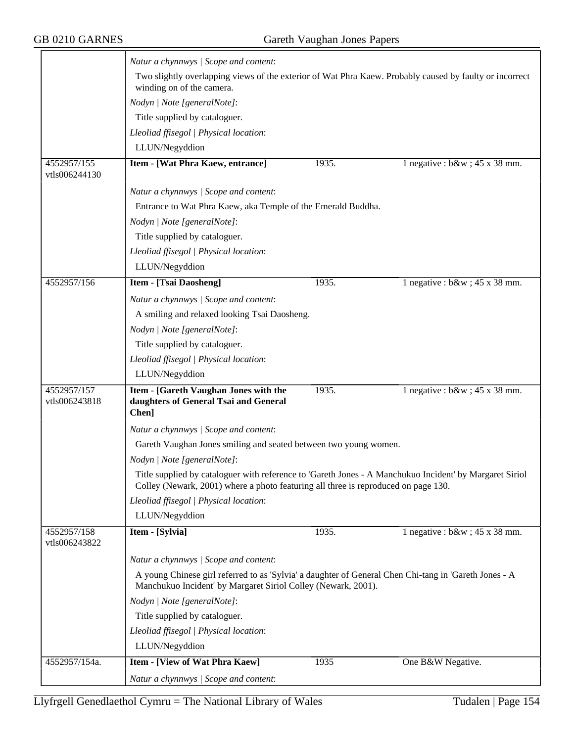| | | | |
|---|---|---|---|
| | *Natur a chynnwys \| Scope and content*:<br>Two slightly overlapping views of the exterior of Wat Phra Kaew. Probably caused by faulty or incorrect winding on of the camera.<br>*Nodyn \| Note [generalNote]*:<br>Title supplied by cataloguer.<br>*Lleoliad ffisegol \| Physical location*:<br>LLUN/Negyddion | | |
| 4552957/155<br>vtls006244130 | **Item - [Wat Phra Kaew, entrance]** | 1935. | 1 negative : b&w ; 45 x 38 mm. |
| | *Natur a chynnwys \| Scope and content*:<br>Entrance to Wat Phra Kaew, aka Temple of the Emerald Buddha.<br>*Nodyn \| Note [generalNote]*:<br>Title supplied by cataloguer.<br>*Lleoliad ffisegol \| Physical location*:<br>LLUN/Negyddion | | |
| 4552957/156 | **Item - [Tsai Daosheng]** | 1935. | 1 negative : b&w ; 45 x 38 mm. |
| | *Natur a chynnwys \| Scope and content*:<br>A smiling and relaxed looking Tsai Daosheng.<br>*Nodyn \| Note [generalNote]*:<br>Title supplied by cataloguer.<br>*Lleoliad ffisegol \| Physical location*:<br>LLUN/Negyddion | | |
| 4552957/157<br>vtls006243818 | **Item - [Gareth Vaughan Jones with the daughters of General Tsai and General Chen]** | 1935. | 1 negative : b&w ; 45 x 38 mm. |
| | *Natur a chynnwys \| Scope and content*:<br>Gareth Vaughan Jones smiling and seated between two young women.<br>*Nodyn \| Note [generalNote]*:<br>Title supplied by cataloguer with reference to 'Gareth Jones - A Manchukuo Incident' by Margaret Siriol Colley (Newark, 2001) where a photo featuring all three is reproduced on page 130.<br>*Lleoliad ffisegol \| Physical location*:<br>LLUN/Negyddion | | |
| 4552957/158<br>vtls006243822 | **Item - [Sylvia]** | 1935. | 1 negative : b&w ; 45 x 38 mm. |
| | *Natur a chynnwys \| Scope and content*:<br>A young Chinese girl referred to as 'Sylvia' a daughter of General Chen Chi-tang in 'Gareth Jones - A Manchukuo Incident' by Margaret Siriol Colley (Newark, 2001).<br>*Nodyn \| Note [generalNote]*:<br>Title supplied by cataloguer.<br>*Lleoliad ffisegol \| Physical location*:<br>LLUN/Negyddion | | |
| 4552957/154a. | **Item - [View of Wat Phra Kaew]** | 1935 | One B&W Negative. |
| | *Natur a chynnwys \| Scope and content*: | | |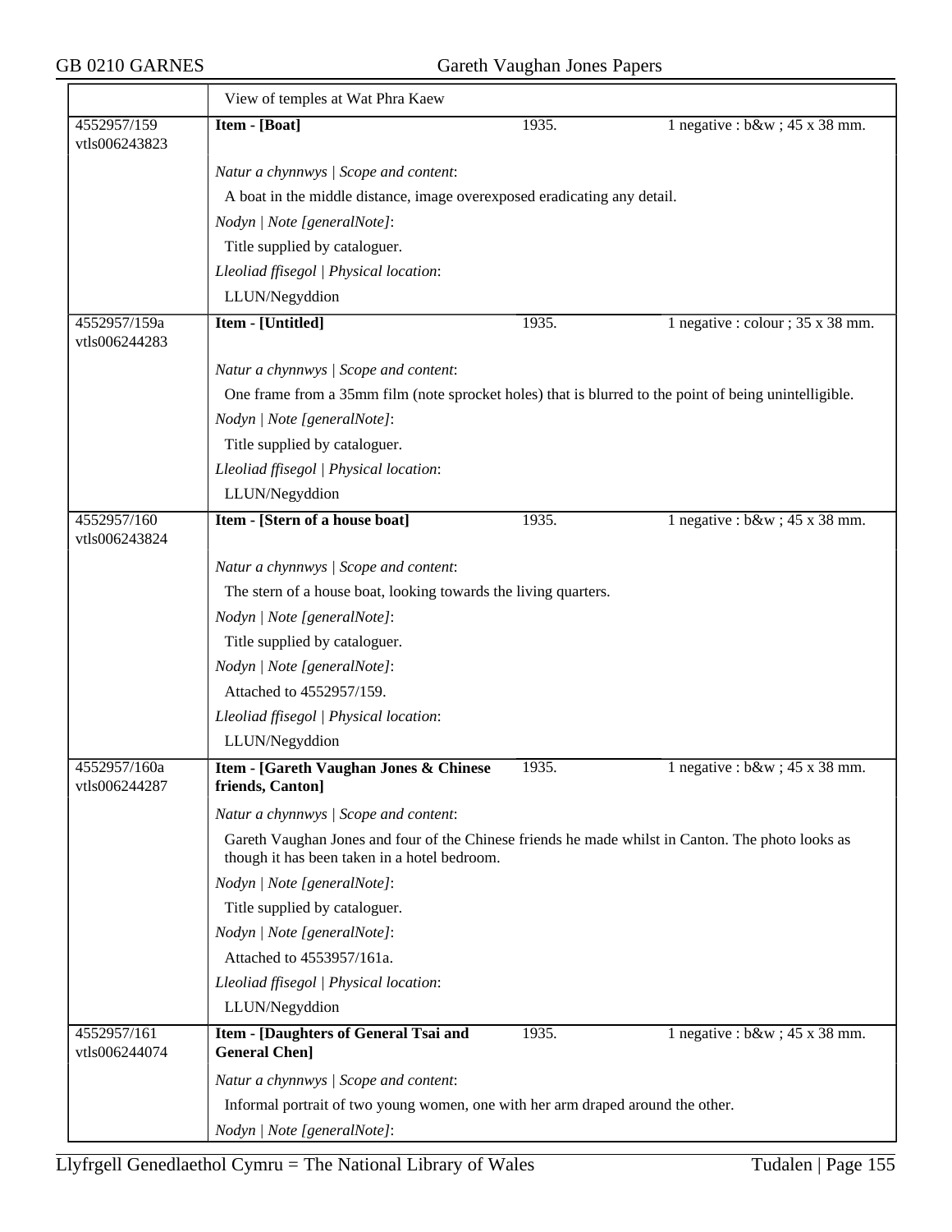View of temples at Wat Phra Kaew

| 4552957/159 vtls006243823 | **Item - [Boat]** | 1935. | 1 negative : b&w ; 45 x 38 mm. |
|---|---|---|---|

*Natur a chynnwys | Scope and content*:

A boat in the middle distance, image overexposed eradicating any detail.

*Nodyn | Note [generalNote]*:

Title supplied by cataloguer.

*Lleoliad ffisegol | Physical location*:

LLUN/Negyddion

| 4552957/159a vtls006244283 | **Item - [Untitled]** | 1935. | 1 negative : colour ; 35 x 38 mm. |
|---|---|---|---|

*Natur a chynnwys | Scope and content*:

One frame from a 35mm film (note sprocket holes) that is blurred to the point of being unintelligible.

*Nodyn | Note [generalNote]*:

Title supplied by cataloguer.

*Lleoliad ffisegol | Physical location*:

LLUN/Negyddion

| 4552957/160 vtls006243824 | **Item - [Stern of a house boat]** | 1935. | 1 negative : b&w ; 45 x 38 mm. |
|---|---|---|---|

*Natur a chynnwys | Scope and content*:

The stern of a house boat, looking towards the living quarters.

*Nodyn | Note [generalNote]*:

Title supplied by cataloguer.

*Nodyn | Note [generalNote]*:

Attached to 4552957/159.

*Lleoliad ffisegol | Physical location*:

LLUN/Negyddion

| 4552957/160a vtls006244287 | **Item - [Gareth Vaughan Jones & Chinese friends, Canton]** | 1935. | 1 negative : b&w ; 45 x 38 mm. |
|---|---|---|---|

*Natur a chynnwys | Scope and content*:

Gareth Vaughan Jones and four of the Chinese friends he made whilst in Canton. The photo looks as though it has been taken in a hotel bedroom.

*Nodyn | Note [generalNote]*:

Title supplied by cataloguer.

*Nodyn | Note [generalNote]*:

Attached to 4553957/161a.

*Lleoliad ffisegol | Physical location*:

LLUN/Negyddion

| 4552957/161 vtls006244074 | **Item - [Daughters of General Tsai and General Chen]** | 1935. | 1 negative : b&w ; 45 x 38 mm. |
|---|---|---|---|

*Natur a chynnwys | Scope and content*:

Informal portrait of two young women, one with her arm draped around the other.

*Nodyn | Note [generalNote]*: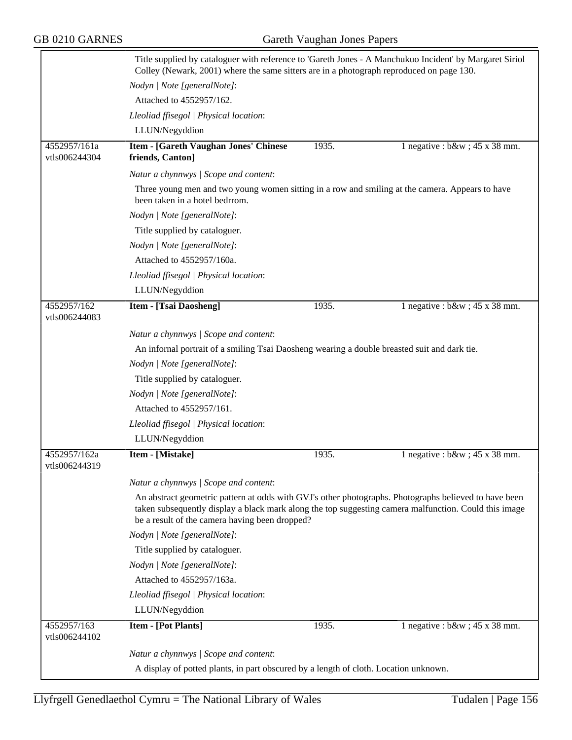Title supplied by cataloguer with reference to 'Gareth Jones - A Manchukuo Incident' by Margaret Siriol Colley (Newark, 2001) where the same sitters are in a photograph reproduced on page 130.

*Nodyn | Note [generalNote]*:

Attached to 4552957/162.

*Lleoliad ffisegol | Physical location*:

LLUN/Negyddion

| 4552957/161a vtls006244304 | **Item - [Gareth Vaughan Jones' Chinese friends, Canton]** | 1935. | 1 negative : b&w ; 45 x 38 mm. |
|---|---|---|---|

*Natur a chynnwys | Scope and content*:

Three young men and two young women sitting in a row and smiling at the camera. Appears to have been taken in a hotel bedrrom.

*Nodyn | Note [generalNote]*:

Title supplied by cataloguer.

*Nodyn | Note [generalNote]*:

Attached to 4552957/160a.

*Lleoliad ffisegol | Physical location*:

LLUN/Negyddion

| 4552957/162 vtls006244083 | **Item - [Tsai Daosheng]** | 1935. | 1 negative : b&w ; 45 x 38 mm. |
|---|---|---|---|

*Natur a chynnwys | Scope and content*:

An infornal portrait of a smiling Tsai Daosheng wearing a double breasted suit and dark tie.

*Nodyn | Note [generalNote]*:

Title supplied by cataloguer.

*Nodyn | Note [generalNote]*:

Attached to 4552957/161.

*Lleoliad ffisegol | Physical location*:

LLUN/Negyddion

| 4552957/162a vtls006244319 | **Item - [Mistake]** | 1935. | 1 negative : b&w ; 45 x 38 mm. |
|---|---|---|---|

*Natur a chynnwys | Scope and content*:

An abstract geometric pattern at odds with GVJ's other photographs. Photographs believed to have been taken subsequently display a black mark along the top suggesting camera malfunction. Could this image be a result of the camera having been dropped?

*Nodyn | Note [generalNote]*:

Title supplied by cataloguer.

*Nodyn | Note [generalNote]*:

Attached to 4552957/163a.

*Lleoliad ffisegol | Physical location*:

LLUN/Negyddion

| 4552957/163 vtls006244102 | **Item - [Pot Plants]** | 1935. | 1 negative : b&w ; 45 x 38 mm. |
|---|---|---|---|

*Natur a chynnwys | Scope and content*:

A display of potted plants, in part obscured by a length of cloth. Location unknown.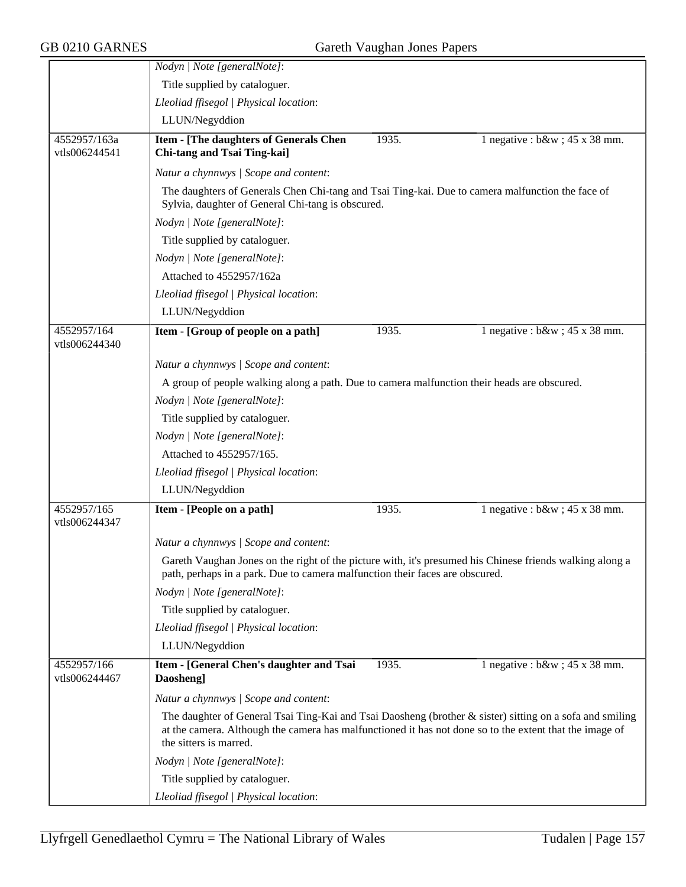*Nodyn | Note [generalNote]*:

Title supplied by cataloguer.

*Lleoliad ffisegol | Physical location*:

LLUN/Negyddion

---

4552957/163a
vtls006244541

**Item - [The daughters of Generals Chen Chi-tang and Tsai Ting-kai]** — 1935. — 1 negative : b&w ; 45 x 38 mm.

*Natur a chynnwys | Scope and content*:

The daughters of Generals Chen Chi-tang and Tsai Ting-kai. Due to camera malfunction the face of Sylvia, daughter of General Chi-tang is obscured.

*Nodyn | Note [generalNote]*:

Title supplied by cataloguer.

*Nodyn | Note [generalNote]*:

Attached to 4552957/162a

*Lleoliad ffisegol | Physical location*:

LLUN/Negyddion

---

4552957/164
vtls006244340

**Item - [Group of people on a path]** — 1935. — 1 negative : b&w ; 45 x 38 mm.

*Natur a chynnwys | Scope and content*:

A group of people walking along a path. Due to camera malfunction their heads are obscured.

*Nodyn | Note [generalNote]*:

Title supplied by cataloguer.

*Nodyn | Note [generalNote]*:

Attached to 4552957/165.

*Lleoliad ffisegol | Physical location*:

LLUN/Negyddion

---

4552957/165
vtls006244347

**Item - [People on a path]** — 1935. — 1 negative : b&w ; 45 x 38 mm.

*Natur a chynnwys | Scope and content*:

Gareth Vaughan Jones on the right of the picture with, it's presumed his Chinese friends walking along a path, perhaps in a park. Due to camera malfunction their faces are obscured.

*Nodyn | Note [generalNote]*:

Title supplied by cataloguer.

*Lleoliad ffisegol | Physical location*:

LLUN/Negyddion

---

4552957/166
vtls006244467

**Item - [General Chen's daughter and Tsai Daosheng]** — 1935. — 1 negative : b&w ; 45 x 38 mm.

*Natur a chynnwys | Scope and content*:

The daughter of General Tsai Ting-Kai and Tsai Daosheng (brother & sister) sitting on a sofa and smiling at the camera. Although the camera has malfunctioned it has not done so to the extent that the image of the sitters is marred.

*Nodyn | Note [generalNote]*:

Title supplied by cataloguer.

*Lleoliad ffisegol | Physical location*: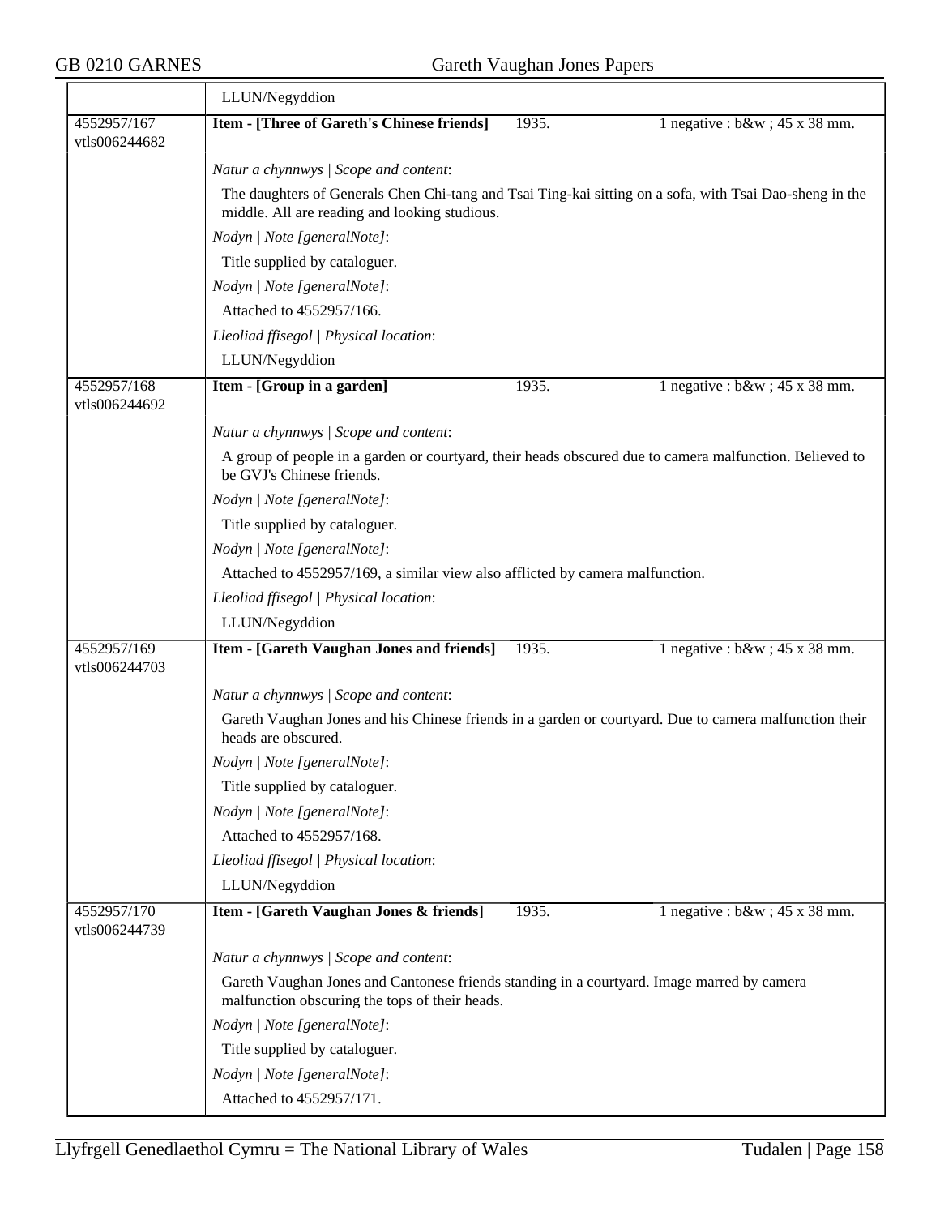| | |
|---|---|
| | LLUN/Negyddion |
| 4552957/167<br>vtls006244682 | **Item - [Three of Gareth's Chinese friends]** 1935. 1 negative : b&w ; 45 x 38 mm.<br><br>*Natur a chynnwys \| Scope and content*:<br>The daughters of Generals Chen Chi-tang and Tsai Ting-kai sitting on a sofa, with Tsai Dao-sheng in the middle. All are reading and looking studious.<br>*Nodyn \| Note [generalNote]*:<br>Title supplied by cataloguer.<br>*Nodyn \| Note [generalNote]*:<br>Attached to 4552957/166.<br>*Lleoliad ffisegol \| Physical location*:<br>LLUN/Negyddion |
| 4552957/168<br>vtls006244692 | **Item - [Group in a garden]** 1935. 1 negative : b&w ; 45 x 38 mm.<br><br>*Natur a chynnwys \| Scope and content*:<br>A group of people in a garden or courtyard, their heads obscured due to camera malfunction. Believed to be GVJ's Chinese friends.<br>*Nodyn \| Note [generalNote]*:<br>Title supplied by cataloguer.<br>*Nodyn \| Note [generalNote]*:<br>Attached to 4552957/169, a similar view also afflicted by camera malfunction.<br>*Lleoliad ffisegol \| Physical location*:<br>LLUN/Negyddion |
| 4552957/169<br>vtls006244703 | **Item - [Gareth Vaughan Jones and friends]** 1935. 1 negative : b&w ; 45 x 38 mm.<br><br>*Natur a chynnwys \| Scope and content*:<br>Gareth Vaughan Jones and his Chinese friends in a garden or courtyard. Due to camera malfunction their heads are obscured.<br>*Nodyn \| Note [generalNote]*:<br>Title supplied by cataloguer.<br>*Nodyn \| Note [generalNote]*:<br>Attached to 4552957/168.<br>*Lleoliad ffisegol \| Physical location*:<br>LLUN/Negyddion |
| 4552957/170<br>vtls006244739 | **Item - [Gareth Vaughan Jones & friends]** 1935. 1 negative : b&w ; 45 x 38 mm.<br><br>*Natur a chynnwys \| Scope and content*:<br>Gareth Vaughan Jones and Cantonese friends standing in a courtyard. Image marred by camera malfunction obscuring the tops of their heads.<br>*Nodyn \| Note [generalNote]*:<br>Title supplied by cataloguer.<br>*Nodyn \| Note [generalNote]*:<br>Attached to 4552957/171. |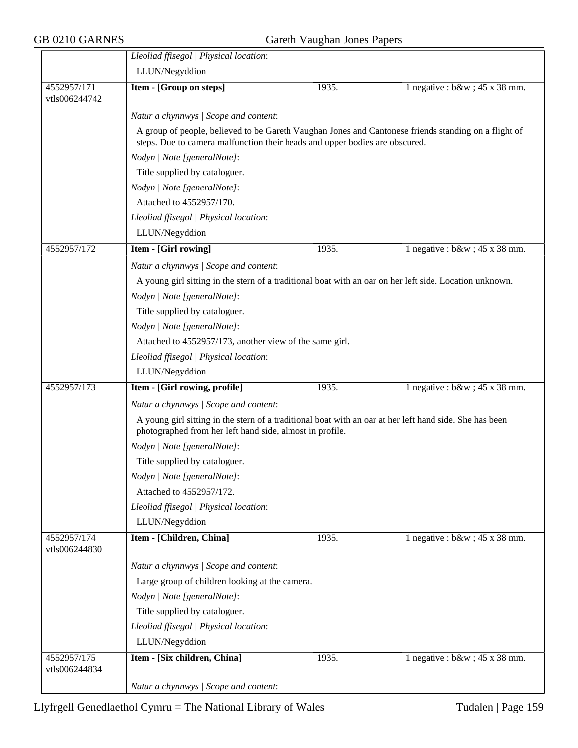*Lleoliad ffisegol | Physical location*:

LLUN/Negyddion

---

**4552957/171**
**vtls006244742**

**Item - [Group on steps]** | 1935. | 1 negative : b&w ; 45 x 38 mm.

*Natur a chynnwys | Scope and content*:

A group of people, believed to be Gareth Vaughan Jones and Cantonese friends standing on a flight of steps. Due to camera malfunction their heads and upper bodies are obscured.

*Nodyn | Note [generalNote]*:

Title supplied by cataloguer.

*Nodyn | Note [generalNote]*:

Attached to 4552957/170.

*Lleoliad ffisegol | Physical location*:

LLUN/Negyddion

---

**4552957/172**

**Item - [Girl rowing]** | 1935. | 1 negative : b&w ; 45 x 38 mm.

*Natur a chynnwys | Scope and content*:

A young girl sitting in the stern of a traditional boat with an oar on her left side. Location unknown.

*Nodyn | Note [generalNote]*:

Title supplied by cataloguer.

*Nodyn | Note [generalNote]*:

Attached to 4552957/173, another view of the same girl.

*Lleoliad ffisegol | Physical location*:

LLUN/Negyddion

---

**4552957/173**

**Item - [Girl rowing, profile]** | 1935. | 1 negative : b&w ; 45 x 38 mm.

*Natur a chynnwys | Scope and content*:

A young girl sitting in the stern of a traditional boat with an oar at her left hand side. She has been photographed from her left hand side, almost in profile.

*Nodyn | Note [generalNote]*:

Title supplied by cataloguer.

*Nodyn | Note [generalNote]*:

Attached to 4552957/172.

*Lleoliad ffisegol | Physical location*:

LLUN/Negyddion

---

**4552957/174**
**vtls006244830**

**Item - [Children, China]** | 1935. | 1 negative : b&w ; 45 x 38 mm.

*Natur a chynnwys | Scope and content*:

Large group of children looking at the camera.

*Nodyn | Note [generalNote]*:

Title supplied by cataloguer.

*Lleoliad ffisegol | Physical location*:

LLUN/Negyddion

---

**4552957/175**
**vtls006244834**

**Item - [Six children, China]** | 1935. | 1 negative : b&w ; 45 x 38 mm.

*Natur a chynnwys | Scope and content*: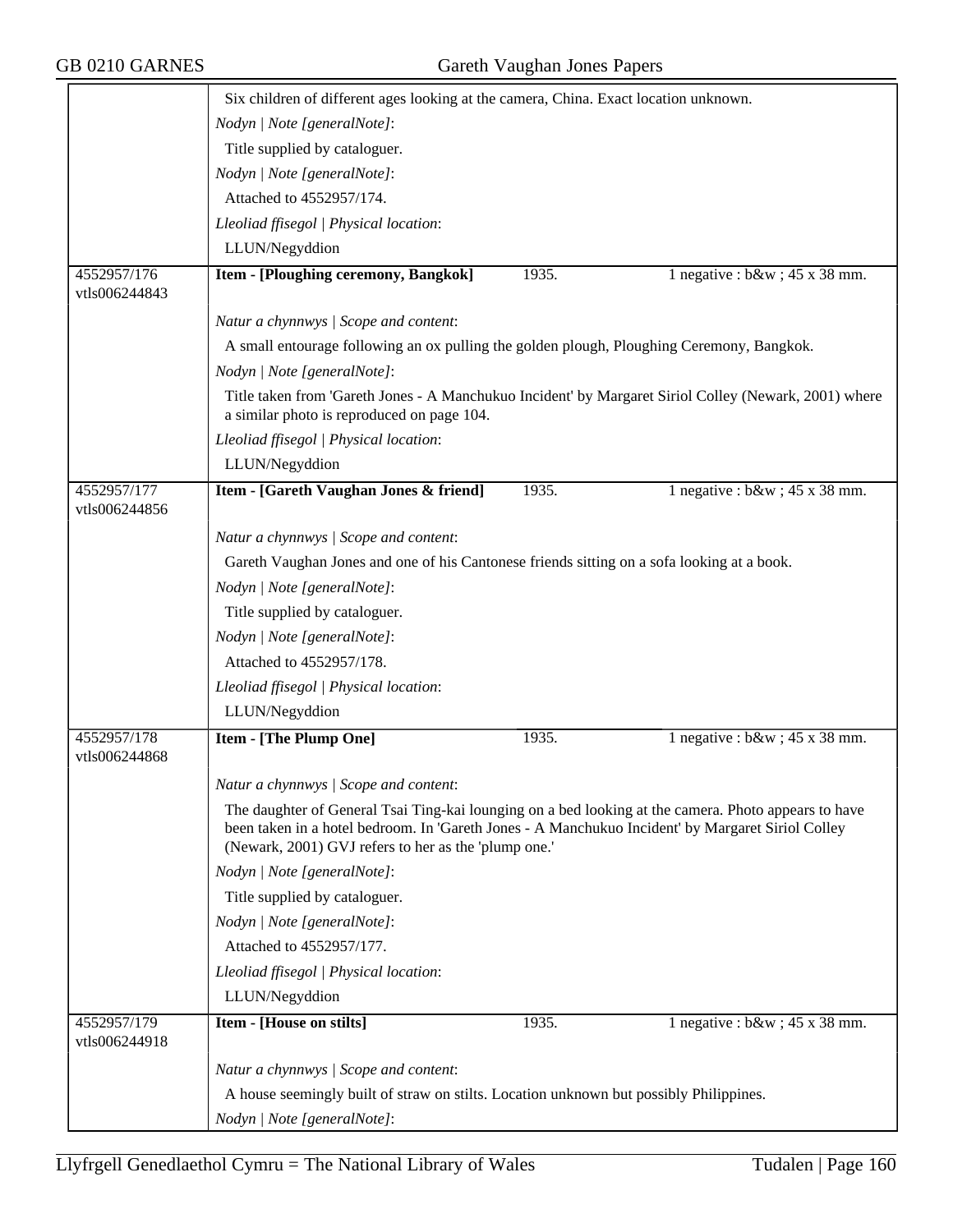Six children of different ages looking at the camera, China. Exact location unknown.

*Nodyn | Note [generalNote]*:

Title supplied by cataloguer.

*Nodyn | Note [generalNote]*:

Attached to 4552957/174.

*Lleoliad ffisegol | Physical location*:

LLUN/Negyddion

| 4552957/176 vtls006244843 | **Item - [Ploughing ceremony, Bangkok]** | 1935. | 1 negative : b&w ; 45 x 38 mm. |
|---|---|---|---|

*Natur a chynnwys | Scope and content*:

A small entourage following an ox pulling the golden plough, Ploughing Ceremony, Bangkok.

*Nodyn | Note [generalNote]*:

Title taken from 'Gareth Jones - A Manchukuo Incident' by Margaret Siriol Colley (Newark, 2001) where a similar photo is reproduced on page 104.

*Lleoliad ffisegol | Physical location*:

LLUN/Negyddion

| 4552957/177 vtls006244856 | **Item - [Gareth Vaughan Jones & friend]** | 1935. | 1 negative : b&w ; 45 x 38 mm. |
|---|---|---|---|

*Natur a chynnwys | Scope and content*:

Gareth Vaughan Jones and one of his Cantonese friends sitting on a sofa looking at a book.

*Nodyn | Note [generalNote]*:

Title supplied by cataloguer.

*Nodyn | Note [generalNote]*:

Attached to 4552957/178.

*Lleoliad ffisegol | Physical location*:

LLUN/Negyddion

| 4552957/178 vtls006244868 | **Item - [The Plump One]** | 1935. | 1 negative : b&w ; 45 x 38 mm. |
|---|---|---|---|

*Natur a chynnwys | Scope and content*:

The daughter of General Tsai Ting-kai lounging on a bed looking at the camera. Photo appears to have been taken in a hotel bedroom. In 'Gareth Jones - A Manchukuo Incident' by Margaret Siriol Colley (Newark, 2001) GVJ refers to her as the 'plump one.'

*Nodyn | Note [generalNote]*:

Title supplied by cataloguer.

*Nodyn | Note [generalNote]*:

Attached to 4552957/177.

*Lleoliad ffisegol | Physical location*:

LLUN/Negyddion

| 4552957/179 vtls006244918 | **Item - [House on stilts]** | 1935. | 1 negative : b&w ; 45 x 38 mm. |
|---|---|---|---|

*Natur a chynnwys | Scope and content*:

A house seemingly built of straw on stilts. Location unknown but possibly Philippines.

*Nodyn | Note [generalNote]*: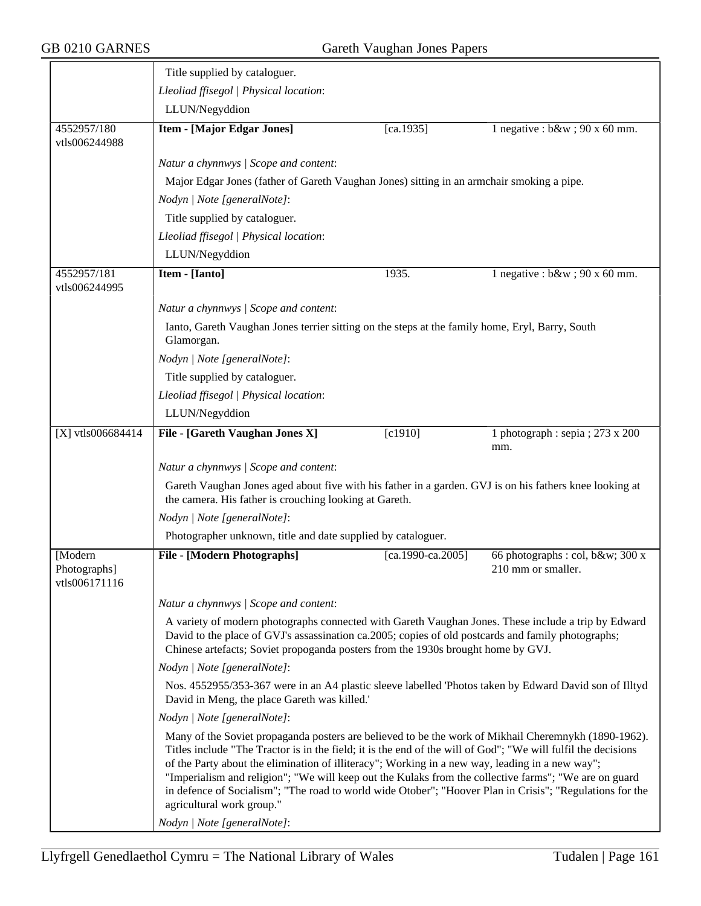| | | | |
|---|---|---|---|
| | Title supplied by cataloguer.<br>*Lleoliad ffisegol \| Physical location*:<br>LLUN/Negyddion | | |
| 4552957/180 vtls006244988 | **Item - [Major Edgar Jones]** | [ca.1935] | 1 negative : b&w ; 90 x 60 mm. |
| | *Natur a chynnwys \| Scope and content*:<br>Major Edgar Jones (father of Gareth Vaughan Jones) sitting in an armchair smoking a pipe.<br>*Nodyn \| Note [generalNote]*:<br>Title supplied by cataloguer.<br>*Lleoliad ffisegol \| Physical location*:<br>LLUN/Negyddion | | |
| 4552957/181 vtls006244995 | **Item - [Ianto]** | 1935. | 1 negative : b&w ; 90 x 60 mm. |
| | *Natur a chynnwys \| Scope and content*:<br>Ianto, Gareth Vaughan Jones terrier sitting on the steps at the family home, Eryl, Barry, South Glamorgan.<br>*Nodyn \| Note [generalNote]*:<br>Title supplied by cataloguer.<br>*Lleoliad ffisegol \| Physical location*:<br>LLUN/Negyddion | | |
| [X] vtls006684414 | **File - [Gareth Vaughan Jones X]** | [c1910] | 1 photograph : sepia ; 273 x 200 mm. |
| | *Natur a chynnwys \| Scope and content*:<br>Gareth Vaughan Jones aged about five with his father in a garden. GVJ is on his fathers knee looking at the camera. His father is crouching looking at Gareth.<br>*Nodyn \| Note [generalNote]*:<br>Photographer unknown, title and date supplied by cataloguer. | | |
| [Modern Photographs] vtls006171116 | **File - [Modern Photographs]** | [ca.1990-ca.2005] | 66 photographs : col, b&w; 300 x 210 mm or smaller. |
| | *Natur a chynnwys \| Scope and content*:<br>A variety of modern photographs connected with Gareth Vaughan Jones. These include a trip by Edward David to the place of GVJ's assassination ca.2005; copies of old postcards and family photographs; Chinese artefacts; Soviet propoganda posters from the 1930s brought home by GVJ.<br>*Nodyn \| Note [generalNote]*:<br>Nos. 4552955/353-367 were in an A4 plastic sleeve labelled 'Photos taken by Edward David son of Illtyd David in Meng, the place Gareth was killed.'<br>*Nodyn \| Note [generalNote]*:<br>Many of the Soviet propaganda posters are believed to be the work of Mikhail Cheremnykh (1890-1962). Titles include "The Tractor is in the field; it is the end of the will of God"; "We will fulfil the decisions of the Party about the elimination of illiteracy"; Working in a new way, leading in a new way"; "Imperialism and religion"; "We will keep out the Kulaks from the collective farms"; "We are on guard in defence of Socialism"; "The road to world wide Otober"; "Hoover Plan in Crisis"; "Regulations for the agricultural work group."<br>*Nodyn \| Note [generalNote]*: | | |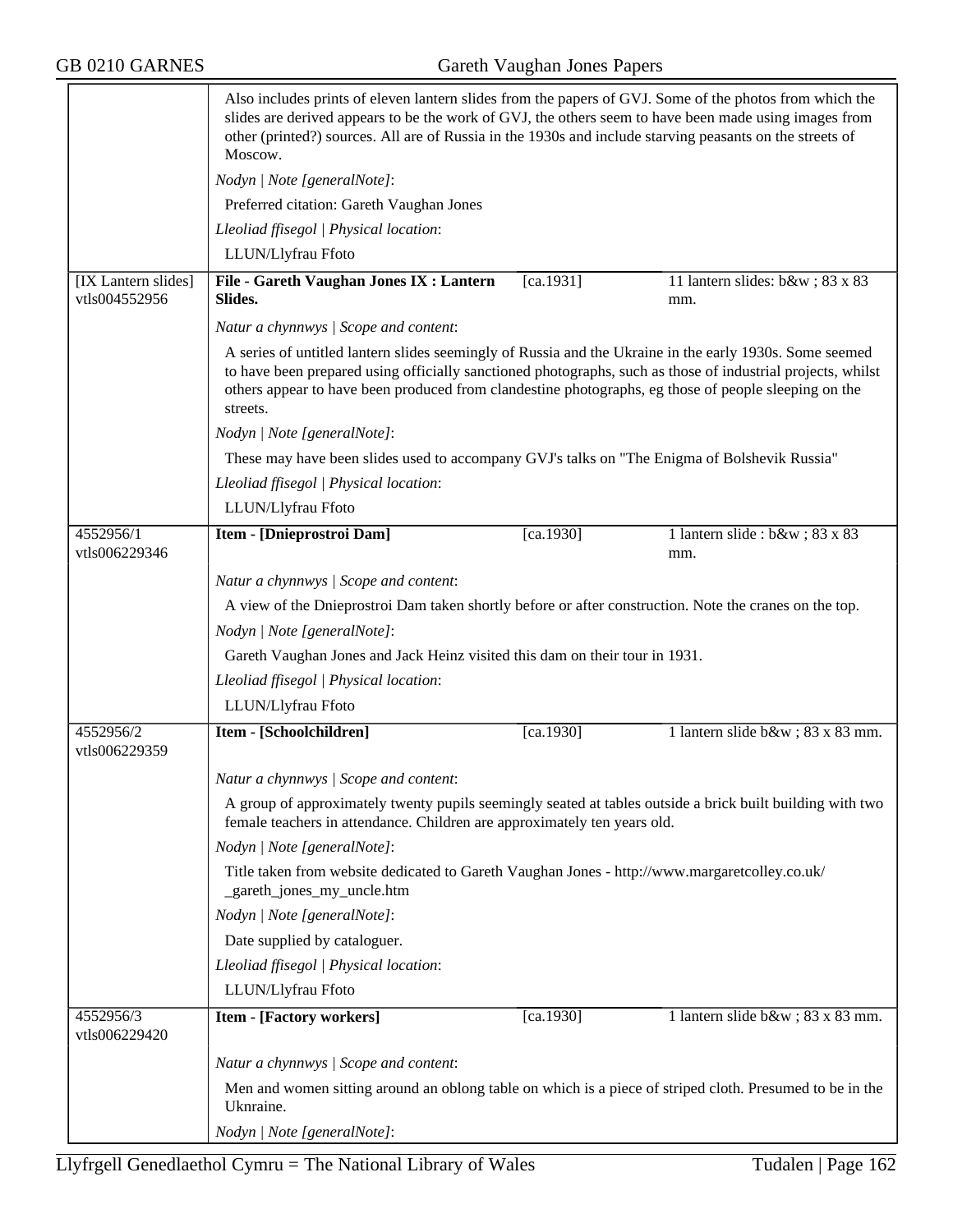Also includes prints of eleven lantern slides from the papers of GVJ. Some of the photos from which the slides are derived appears to be the work of GVJ, the others seem to have been made using images from other (printed?) sources. All are of Russia in the 1930s and include starving peasants on the streets of Moscow.

*Nodyn | Note [generalNote]*:

Preferred citation: Gareth Vaughan Jones

*Lleoliad ffisegol | Physical location*:

LLUN/Llyfrau Ffoto

---

[IX Lantern slides] vtls004552956

**File - Gareth Vaughan Jones IX : Lantern Slides.** | [ca.1931] | 11 lantern slides: b&w ; 83 x 83 mm.

*Natur a chynnwys | Scope and content*:

A series of untitled lantern slides seemingly of Russia and the Ukraine in the early 1930s. Some seemed to have been prepared using officially sanctioned photographs, such as those of industrial projects, whilst others appear to have been produced from clandestine photographs, eg those of people sleeping on the streets.

*Nodyn | Note [generalNote]*:

These may have been slides used to accompany GVJ's talks on "The Enigma of Bolshevik Russia"

*Lleoliad ffisegol | Physical location*:

LLUN/Llyfrau Ffoto

---

4552956/1 vtls006229346

**Item - [Dnieprostroi Dam]** | [ca.1930] | 1 lantern slide : b&w ; 83 x 83 mm.

*Natur a chynnwys | Scope and content*:

A view of the Dnieprostroi Dam taken shortly before or after construction. Note the cranes on the top.

*Nodyn | Note [generalNote]*:

Gareth Vaughan Jones and Jack Heinz visited this dam on their tour in 1931.

*Lleoliad ffisegol | Physical location*:

LLUN/Llyfrau Ffoto

---

4552956/2 vtls006229359

**Item - [Schoolchildren]** | [ca.1930] | 1 lantern slide b&w ; 83 x 83 mm.

*Natur a chynnwys | Scope and content*:

A group of approximately twenty pupils seemingly seated at tables outside a brick built building with two female teachers in attendance. Children are approximately ten years old.

*Nodyn | Note [generalNote]*:

Title taken from website dedicated to Gareth Vaughan Jones - http://www.margaretcolley.co.uk/_gareth_jones_my_uncle.htm

*Nodyn | Note [generalNote]*:

Date supplied by cataloguer.

*Lleoliad ffisegol | Physical location*:

LLUN/Llyfrau Ffoto

---

4552956/3 vtls006229420

**Item - [Factory workers]** | [ca.1930] | 1 lantern slide b&w ; 83 x 83 mm.

*Natur a chynnwys | Scope and content*:

Men and women sitting around an oblong table on which is a piece of striped cloth. Presumed to be in the Uknraine.

*Nodyn | Note [generalNote]*: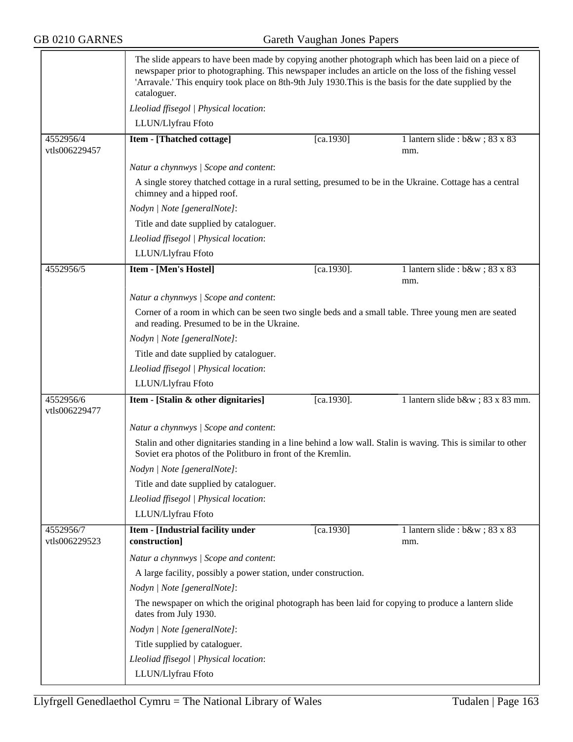The slide appears to have been made by copying another photograph which has been laid on a piece of newspaper prior to photographing. This newspaper includes an article on the loss of the fishing vessel 'Arravale.' This enquiry took place on 8th-9th July 1930.This is the basis for the date supplied by the cataloguer.

*Lleoliad ffisegol | Physical location*:

LLUN/Llyfrau Ffoto

---

4552956/4
vtls006229457

**Item - [Thatched cottage]** | [ca.1930] | 1 lantern slide : b&w ; 83 x 83 mm.

*Natur a chynnwys | Scope and content*:

A single storey thatched cottage in a rural setting, presumed to be in the Ukraine. Cottage has a central chimney and a hipped roof.

*Nodyn | Note [generalNote]*:

Title and date supplied by cataloguer.

*Lleoliad ffisegol | Physical location*:

LLUN/Llyfrau Ffoto

---

4552956/5

**Item - [Men's Hostel]** | [ca.1930]. | 1 lantern slide : b&w ; 83 x 83 mm.

*Natur a chynnwys | Scope and content*:

Corner of a room in which can be seen two single beds and a small table. Three young men are seated and reading. Presumed to be in the Ukraine.

*Nodyn | Note [generalNote]*:

Title and date supplied by cataloguer.

*Lleoliad ffisegol | Physical location*:

LLUN/Llyfrau Ffoto

---

4552956/6
vtls006229477

**Item - [Stalin & other dignitaries]** | [ca.1930]. | 1 lantern slide b&w ; 83 x 83 mm.

*Natur a chynnwys | Scope and content*:

Stalin and other dignitaries standing in a line behind a low wall. Stalin is waving. This is similar to other Soviet era photos of the Politburo in front of the Kremlin.

*Nodyn | Note [generalNote]*:

Title and date supplied by cataloguer.

*Lleoliad ffisegol | Physical location*:

LLUN/Llyfrau Ffoto

---

4552956/7
vtls006229523

**Item - [Industrial facility under construction]** | [ca.1930] | 1 lantern slide : b&w ; 83 x 83 mm.

*Natur a chynnwys | Scope and content*:

A large facility, possibly a power station, under construction.

*Nodyn | Note [generalNote]*:

The newspaper on which the original photograph has been laid for copying to produce a lantern slide dates from July 1930.

*Nodyn | Note [generalNote]*:

Title supplied by cataloguer.

*Lleoliad ffisegol | Physical location*:

LLUN/Llyfrau Ffoto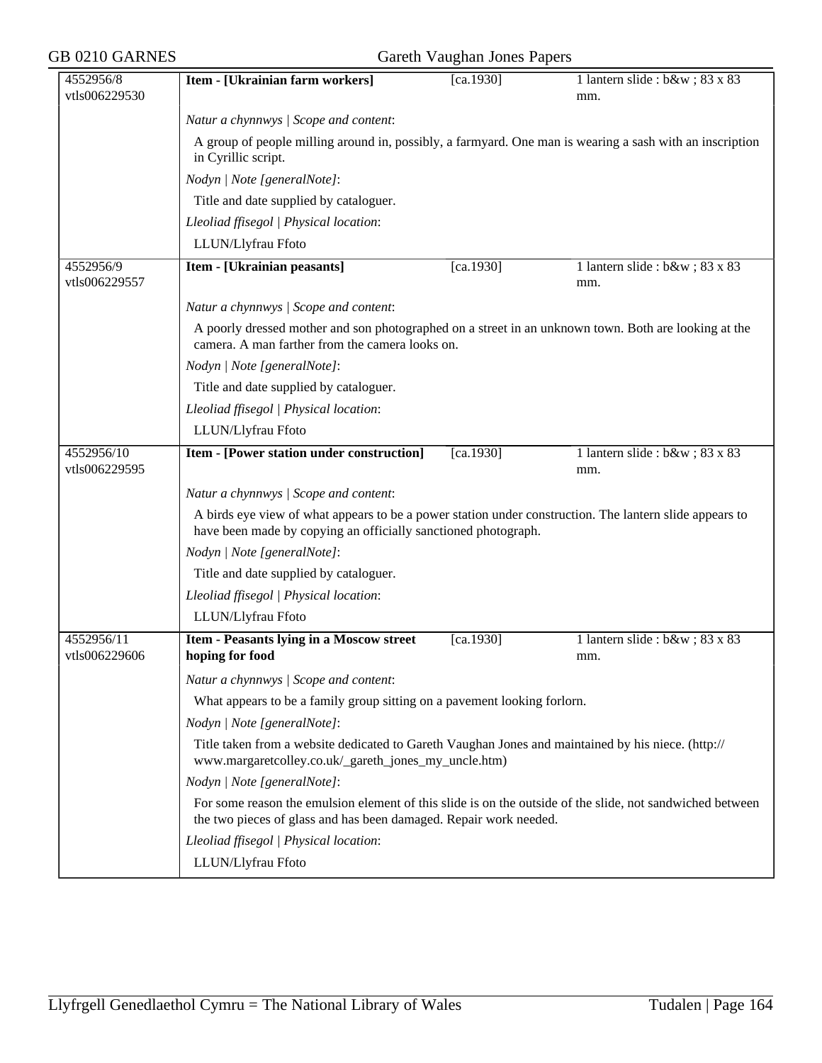| | | | |
|---|---|---|---|
| 4552956/8 vtls006229530 | **Item - [Ukrainian farm workers]** | [ca.1930] | 1 lantern slide : b&w ; 83 x 83 mm. |

*Natur a chynnwys | Scope and content*:

A group of people milling around in, possibly, a farmyard. One man is wearing a sash with an inscription in Cyrillic script.

*Nodyn | Note [generalNote]*:

Title and date supplied by cataloguer.

*Lleoliad ffisegol | Physical location*:

LLUN/Llyfrau Ffoto

| | | | |
|---|---|---|---|
| 4552956/9 vtls006229557 | **Item - [Ukrainian peasants]** | [ca.1930] | 1 lantern slide : b&w ; 83 x 83 mm. |

*Natur a chynnwys | Scope and content*:

A poorly dressed mother and son photographed on a street in an unknown town. Both are looking at the camera. A man farther from the camera looks on.

*Nodyn | Note [generalNote]*:

Title and date supplied by cataloguer.

*Lleoliad ffisegol | Physical location*:

LLUN/Llyfrau Ffoto

| | | | |
|---|---|---|---|
| 4552956/10 vtls006229595 | **Item - [Power station under construction]** | [ca.1930] | 1 lantern slide : b&w ; 83 x 83 mm. |

*Natur a chynnwys | Scope and content*:

A birds eye view of what appears to be a power station under construction. The lantern slide appears to have been made by copying an officially sanctioned photograph.

*Nodyn | Note [generalNote]*:

Title and date supplied by cataloguer.

*Lleoliad ffisegol | Physical location*:

LLUN/Llyfrau Ffoto

| | | | |
|---|---|---|---|
| 4552956/11 vtls006229606 | **Item - Peasants lying in a Moscow street hoping for food** | [ca.1930] | 1 lantern slide : b&w ; 83 x 83 mm. |

*Natur a chynnwys | Scope and content*:

What appears to be a family group sitting on a pavement looking forlorn.

*Nodyn | Note [generalNote]*:

Title taken from a website dedicated to Gareth Vaughan Jones and maintained by his niece. (http://www.margaretcolley.co.uk/_gareth_jones_my_uncle.htm)

*Nodyn | Note [generalNote]*:

For some reason the emulsion element of this slide is on the outside of the slide, not sandwiched between the two pieces of glass and has been damaged. Repair work needed.

*Lleoliad ffisegol | Physical location*:

LLUN/Llyfrau Ffoto